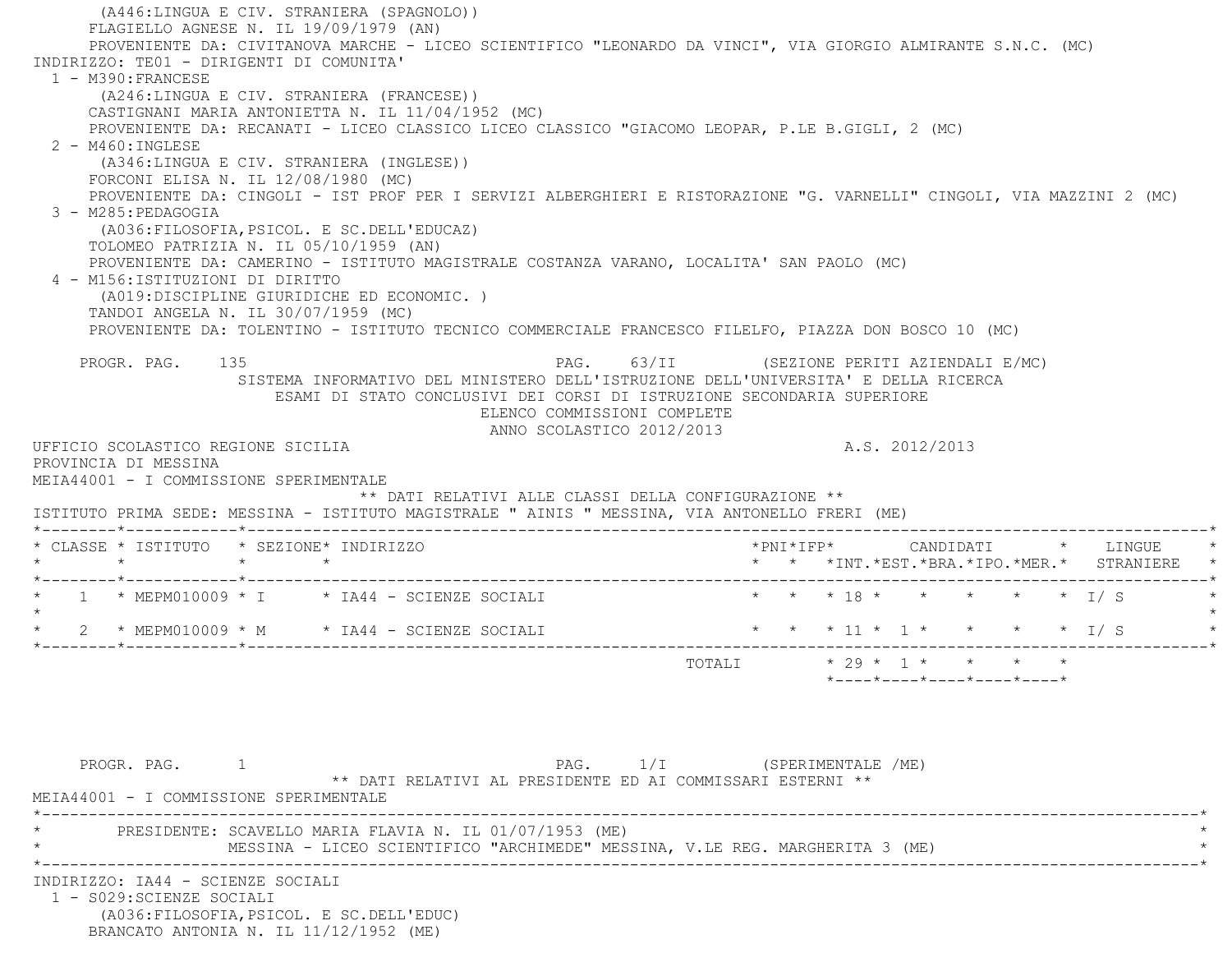(A446:LINGUA E CIV. STRANIERA (SPAGNOLO))
FLAGIELLO AGNESE N. IL 19/09/1979 (AN)
PROVENIENTE DA: CIVITANOVA MARCHE - LICEO SCIENTIFICO "LEONARDO DA VINCI", VIA GIORGIO ALMIRANTE S.N.C. (MC)

INDIRIZZO: TE01 - DIRIGENTI DI COMUNITA'

1 - M390:FRANCESE
(A246:LINGUA E CIV. STRANIERA (FRANCESE))
CASTIGNANI MARIA ANTONIETTA N. IL 11/04/1952 (MC)
PROVENIENTE DA: RECANATI - LICEO CLASSICO LICEO CLASSICO "GIACOMO LEOPAR, P.LE B.GIGLI, 2 (MC)

2 - M460:INGLESE
(A346:LINGUA E CIV. STRANIERA (INGLESE))
FORCONI ELISA N. IL 12/08/1980 (MC)
PROVENIENTE DA: CINGOLI - IST PROF PER I SERVIZI ALBERGHIERI E RISTORAZIONE "G. VARNELLI" CINGOLI, VIA MAZZINI 2 (MC)

3 - M285:PEDAGOGIA
(A036:FILOSOFIA,PSICOL. E SC.DELL'EDUCAZ)
TOLOMEO PATRIZIA N. IL 05/10/1959 (AN)
PROVENIENTE DA: CAMERINO - ISTITUTO MAGISTRALE COSTANZA VARANO, LOCALITA' SAN PAOLO (MC)

4 - M156:ISTITUZIONI DI DIRITTO
(A019:DISCIPLINE GIURIDICHE ED ECONOMIC. )
TANDOI ANGELA N. IL 30/07/1959 (MC)
PROVENIENTE DA: TOLENTINO - ISTITUTO TECNICO COMMERCIALE FRANCESCO FILELFO, PIAZZA DON BOSCO 10 (MC)

PROGR. PAG. 135 PAG. 63/II (SEZIONE PERITI AZIENDALI E/MC)

SISTEMA INFORMATIVO DEL MINISTERO DELL'ISTRUZIONE DELL'UNIVERSITA' E DELLA RICERCA
ESAMI DI STATO CONCLUSIVI DEI CORSI DI ISTRUZIONE SECONDARIA SUPERIORE
ELENCO COMMISSIONI COMPLETE
ANNO SCOLASTICO 2012/2013

UFFICIO SCOLASTICO REGIONE SICILIA A.S. 2012/2013
PROVINCIA DI MESSINA
MEIA44001 - I COMMISSIONE SPERIMENTALE

** DATI RELATIVI ALLE CLASSI DELLA CONFIGURAZIONE **

ISTITUTO PRIMA SEDE: MESSINA - ISTITUTO MAGISTRALE " AINIS " MESSINA, VIA ANTONELLO FRERI (ME)

| CLASSE | ISTITUTO | SEZIONE | INDIRIZZO | PNI | IFP | CANDIDATI INT. | EST. | BRA. | IPO. | MER. | LINGUE STRANIERE |
|---|---|---|---|---|---|---|---|---|---|---|---|
| 1 | MEPM010009 | I | IA44 - SCIENZE SOCIALI | | | 18 | | | | | I/ S |
| 2 | MEPM010009 | M | IA44 - SCIENZE SOCIALI | | | 11 | 1 | | | | I/ S |
| | | | TOTALI | | | 29 | 1 | | | | |

PROGR. PAG. 1 PAG. 1/I (SPERIMENTALE /ME)

** DATI RELATIVI AL PRESIDENTE ED AI COMMISSARI ESTERNI **

MEIA44001 - I COMMISSIONE SPERIMENTALE

PRESIDENTE: SCAVELLO MARIA FLAVIA N. IL 01/07/1953 (ME)
MESSINA - LICEO SCIENTIFICO "ARCHIMEDE" MESSINA, V.LE REG. MARGHERITA 3 (ME)

INDIRIZZO: IA44 - SCIENZE SOCIALI

1 - S029:SCIENZE SOCIALI
(A036:FILOSOFIA,PSICOL. E SC.DELL'EDUC)
BRANCATO ANTONIA N. IL 11/12/1952 (ME)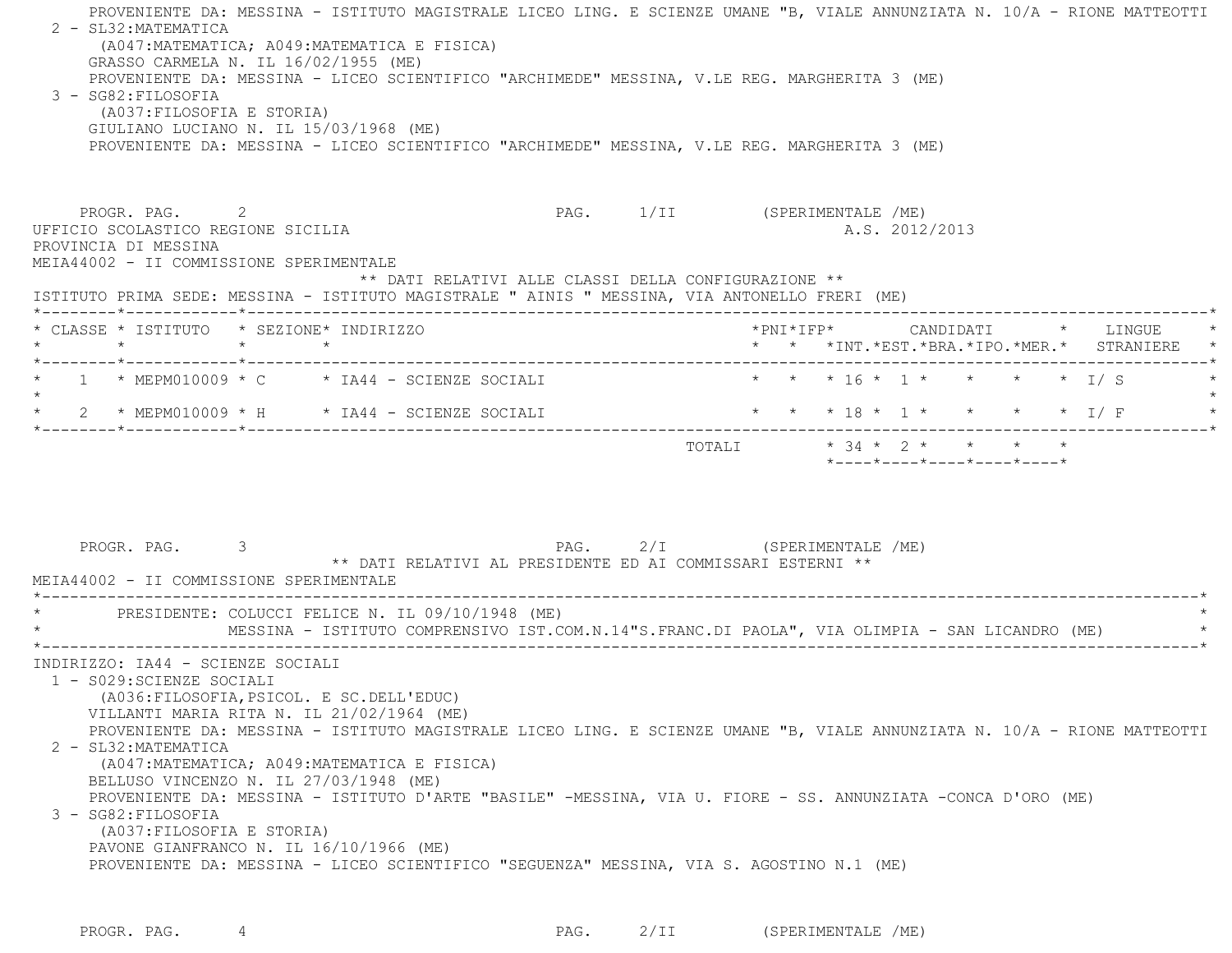PROVENIENTE DA: MESSINA - ISTITUTO MAGISTRALE LICEO LING. E SCIENZE UMANE "B, VIALE ANNUNZIATA N. 10/A - RIONE MATTEOTTI

2 - SL32:MATEMATICA
(A047:MATEMATICA; A049:MATEMATICA E FISICA)
GRASSO CARMELA N. IL 16/02/1955 (ME)
PROVENIENTE DA: MESSINA - LICEO SCIENTIFICO "ARCHIMEDE" MESSINA, V.LE REG. MARGHERITA 3 (ME)

3 - SG82:FILOSOFIA
(A037:FILOSOFIA E STORIA)
GIULIANO LUCIANO N. IL 15/03/1968 (ME)
PROVENIENTE DA: MESSINA - LICEO SCIENTIFICO "ARCHIMEDE" MESSINA, V.LE REG. MARGHERITA 3 (ME)

PROGR. PAG. 2 PAG. 1/II (SPERIMENTALE /ME)

UFFICIO SCOLASTICO REGIONE SICILIA A.S. 2012/2013
PROVINCIA DI MESSINA
MEIA44002 - II COMMISSIONE SPERIMENTALE

** DATI RELATIVI ALLE CLASSI DELLA CONFIGURAZIONE **

ISTITUTO PRIMA SEDE: MESSINA - ISTITUTO MAGISTRALE " AINIS " MESSINA, VIA ANTONELLO FRERI (ME)

| CLASSE | ISTITUTO | SEZIONE | INDIRIZZO | PNI | IFP | CANDIDATI INT. | EST. | BRA. | IPO. | MER. | LINGUE STRANIERE |
|---|---|---|---|---|---|---|---|---|---|---|---|
| 1 | MEPM010009 | C | IA44 - SCIENZE SOCIALI | | | 16 | 1 | | | | I/ S |
| 2 | MEPM010009 | H | IA44 - SCIENZE SOCIALI | | | 18 | 1 | | | | I/ F |
| | | | TOTALI | | | 34 | 2 | | | | |

PROGR. PAG. 3 PAG. 2/I (SPERIMENTALE /ME)

** DATI RELATIVI AL PRESIDENTE ED AI COMMISSARI ESTERNI **

MEIA44002 - II COMMISSIONE SPERIMENTALE

PRESIDENTE: COLUCCI FELICE N. IL 09/10/1948 (ME)
MESSINA - ISTITUTO COMPRENSIVO IST.COM.N.14"S.FRANC.DI PAOLA", VIA OLIMPIA - SAN LICANDRO (ME)

INDIRIZZO: IA44 - SCIENZE SOCIALI

1 - S029:SCIENZE SOCIALI
(A036:FILOSOFIA,PSICOL. E SC.DELL'EDUC)
VILLANTI MARIA RITA N. IL 21/02/1964 (ME)
PROVENIENTE DA: MESSINA - ISTITUTO MAGISTRALE LICEO LING. E SCIENZE UMANE "B, VIALE ANNUNZIATA N. 10/A - RIONE MATTEOTTI

2 - SL32:MATEMATICA
(A047:MATEMATICA; A049:MATEMATICA E FISICA)
BELLUSO VINCENZO N. IL 27/03/1948 (ME)
PROVENIENTE DA: MESSINA - ISTITUTO D'ARTE "BASILE" -MESSINA, VIA U. FIORE - SS. ANNUNZIATA -CONCA D'ORO (ME)

3 - SG82:FILOSOFIA
(A037:FILOSOFIA E STORIA)
PAVONE GIANFRANCO N. IL 16/10/1966 (ME)
PROVENIENTE DA: MESSINA - LICEO SCIENTIFICO "SEGUENZA" MESSINA, VIA S. AGOSTINO N.1 (ME)

PROGR. PAG. 4 PAG. 2/II (SPERIMENTALE /ME)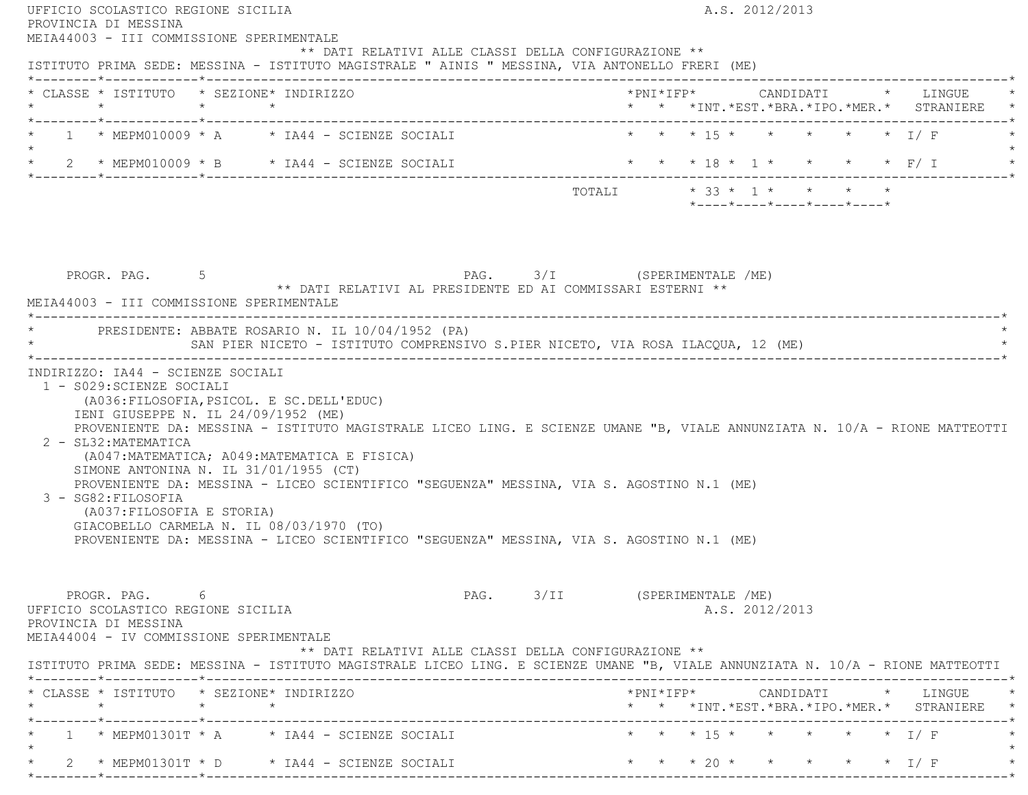UFFICIO SCOLASTICO REGIONE SICILIA A.S. 2012/2013
PROVINCIA DI MESSINA
MEIA44003 - III COMMISSIONE SPERIMENTALE

** DATI RELATIVI ALLE CLASSI DELLA CONFIGURAZIONE **

ISTITUTO PRIMA SEDE: MESSINA - ISTITUTO MAGISTRALE " AINIS " MESSINA, VIA ANTONELLO FRERI (ME)

| CLASSE | ISTITUTO | SEZIONE | INDIRIZZO | PNI | IFP | CANDIDATI INT. | CANDIDATI EST. | CANDIDATI BRA. | CANDIDATI IPO. | CANDIDATI MER. | LINGUE STRANIERE |
|---|---|---|---|---|---|---|---|---|---|---|---|
| 1 | MEPM010009 | A | IA44 - SCIENZE SOCIALI | | | 15 | | | | | I/ F |
| 2 | MEPM010009 | B | IA44 - SCIENZE SOCIALI | | | 18 | 1 | | | | F/ I |
| | | | TOTALI | | | 33 | 1 | | | | |

PROGR. PAG. 5 PAG. 3/I (SPERIMENTALE /ME)

** DATI RELATIVI AL PRESIDENTE ED AI COMMISSARI ESTERNI **

MEIA44003 - III COMMISSIONE SPERIMENTALE

PRESIDENTE: ABBATE ROSARIO N. IL 10/04/1952 (PA)
SAN PIER NICETO - ISTITUTO COMPRENSIVO S.PIER NICETO, VIA ROSA ILACQUA, 12 (ME)

INDIRIZZO: IA44 - SCIENZE SOCIALI

1 - S029:SCIENZE SOCIALI
(A036:FILOSOFIA,PSICOL. E SC.DELL'EDUC)
IENI GIUSEPPE N. IL 24/09/1952 (ME)
PROVENIENTE DA: MESSINA - ISTITUTO MAGISTRALE LICEO LING. E SCIENZE UMANE "B, VIALE ANNUNZIATA N. 10/A - RIONE MATTEOTTI

2 - SL32:MATEMATICA
(A047:MATEMATICA; A049:MATEMATICA E FISICA)
SIMONE ANTONINA N. IL 31/01/1955 (CT)
PROVENIENTE DA: MESSINA - LICEO SCIENTIFICO "SEGUENZA" MESSINA, VIA S. AGOSTINO N.1 (ME)

3 - SG82:FILOSOFIA
(A037:FILOSOFIA E STORIA)
GIACOBELLO CARMELA N. IL 08/03/1970 (TO)
PROVENIENTE DA: MESSINA - LICEO SCIENTIFICO "SEGUENZA" MESSINA, VIA S. AGOSTINO N.1 (ME)

PROGR. PAG. 6 PAG. 3/II (SPERIMENTALE /ME)

UFFICIO SCOLASTICO REGIONE SICILIA A.S. 2012/2013
PROVINCIA DI MESSINA
MEIA44004 - IV COMMISSIONE SPERIMENTALE

** DATI RELATIVI ALLE CLASSI DELLA CONFIGURAZIONE **

ISTITUTO PRIMA SEDE: MESSINA - ISTITUTO MAGISTRALE LICEO LING. E SCIENZE UMANE "B, VIALE ANNUNZIATA N. 10/A - RIONE MATTEOTTI

| CLASSE | ISTITUTO | SEZIONE | INDIRIZZO | PNI | IFP | CANDIDATI INT. | CANDIDATI EST. | CANDIDATI BRA. | CANDIDATI IPO. | CANDIDATI MER. | LINGUE STRANIERE |
|---|---|---|---|---|---|---|---|---|---|---|---|
| 1 | MEPM01301T | A | IA44 - SCIENZE SOCIALI | | | 15 | | | | | I/ F |
| 2 | MEPM01301T | D | IA44 - SCIENZE SOCIALI | | | 20 | | | | | I/ F |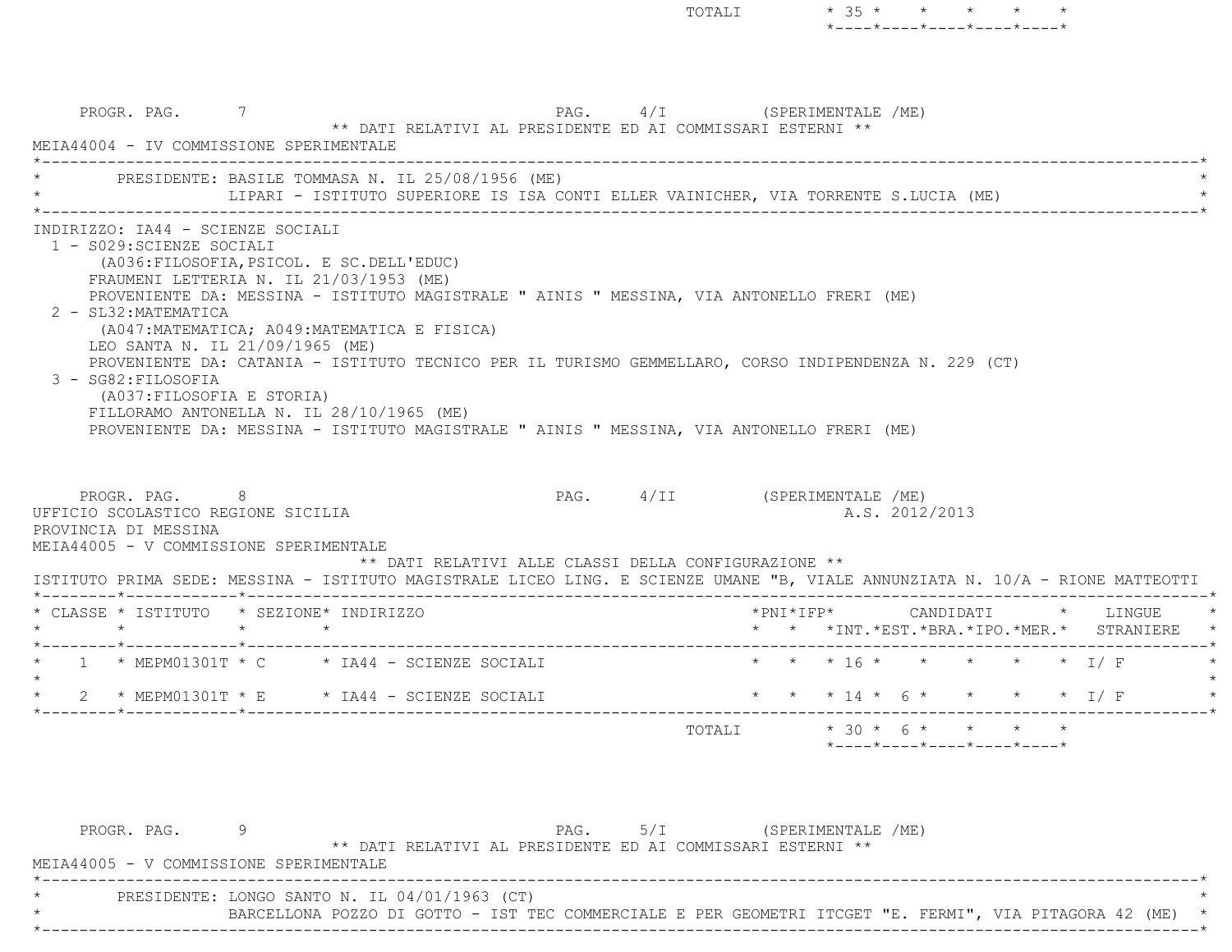| | | TOTALI | * 35 * | * | * | * | * |
|---|---|---|---|---|---|---|---|

PROGR. PAG. 7 PAG. 4/I (SPERIMENTALE /ME)

** DATI RELATIVI AL PRESIDENTE ED AI COMMISSARI ESTERNI **

MEIA44004 - IV COMMISSIONE SPERIMENTALE

PRESIDENTE: BASILE TOMMASA N. IL 25/08/1956 (ME)
LIPARI - ISTITUTO SUPERIORE IS ISA CONTI ELLER VAINICHER, VIA TORRENTE S.LUCIA (ME)

INDIRIZZO: IA44 - SCIENZE SOCIALI

1 - S029:SCIENZE SOCIALI
(A036:FILOSOFIA,PSICOL. E SC.DELL'EDUC)
FRAUMENI LETTERIA N. IL 21/03/1953 (ME)
PROVENIENTE DA: MESSINA - ISTITUTO MAGISTRALE " AINIS " MESSINA, VIA ANTONELLO FRERI (ME)

2 - SL32:MATEMATICA
(A047:MATEMATICA; A049:MATEMATICA E FISICA)
LEO SANTA N. IL 21/09/1965 (ME)
PROVENIENTE DA: CATANIA - ISTITUTO TECNICO PER IL TURISMO GEMMELLARO, CORSO INDIPENDENZA N. 229 (CT)

3 - SG82:FILOSOFIA
(A037:FILOSOFIA E STORIA)
FILLORAMO ANTONELLA N. IL 28/10/1965 (ME)
PROVENIENTE DA: MESSINA - ISTITUTO MAGISTRALE " AINIS " MESSINA, VIA ANTONELLO FRERI (ME)

PROGR. PAG. 8 PAG. 4/II (SPERIMENTALE /ME)

UFFICIO SCOLASTICO REGIONE SICILIA A.S. 2012/2013

PROVINCIA DI MESSINA

MEIA44005 - V COMMISSIONE SPERIMENTALE

** DATI RELATIVI ALLE CLASSI DELLA CONFIGURAZIONE **

ISTITUTO PRIMA SEDE: MESSINA - ISTITUTO MAGISTRALE LICEO LING. E SCIENZE UMANE "B, VIALE ANNUNZIATA N. 10/A - RIONE MATTEOTTI

| CLASSE | ISTITUTO | SEZIONE | INDIRIZZO | PNI | IFP | CANDIDATI INT. | EST. | BRA. | IPO. | MER. | LINGUE STRANIERE |
|---|---|---|---|---|---|---|---|---|---|---|---|
| 1 | MEPM01301T | C | IA44 - SCIENZE SOCIALI | | | 16 | | | | | I/ F |
| 2 | MEPM01301T | E | IA44 - SCIENZE SOCIALI | | | 14 | 6 | | | | I/ F |
| | | | | | TOTALI | 30 | 6 | | | | |

PROGR. PAG. 9 PAG. 5/I (SPERIMENTALE /ME)

** DATI RELATIVI AL PRESIDENTE ED AI COMMISSARI ESTERNI **

MEIA44005 - V COMMISSIONE SPERIMENTALE

PRESIDENTE: LONGO SANTO N. IL 04/01/1963 (CT)
BARCELLONA POZZO DI GOTTO - IST TEC COMMERCIALE E PER GEOMETRI ITCGET "E. FERMI", VIA PITAGORA 42 (ME)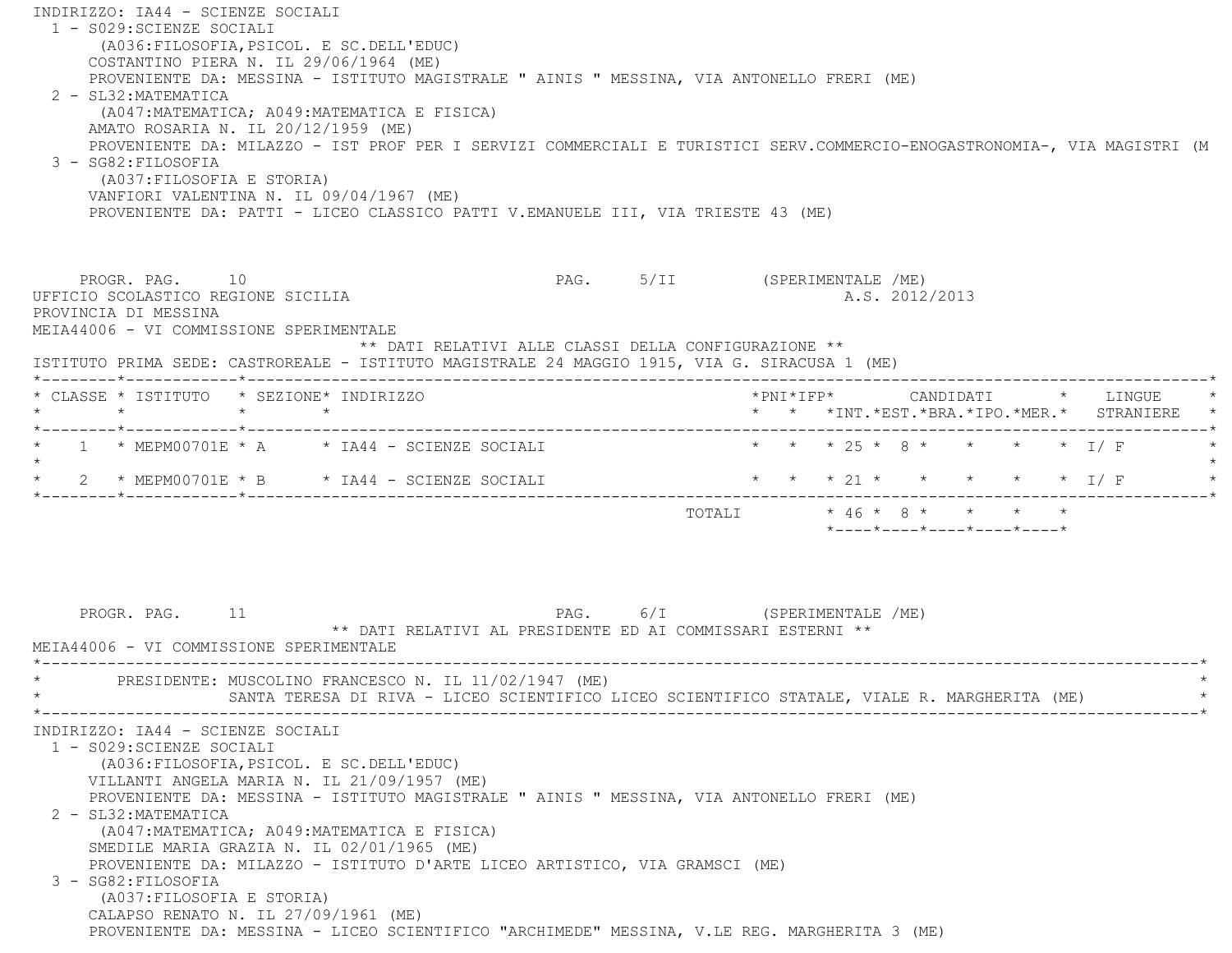INDIRIZZO: IA44 - SCIENZE SOCIALI

1 - S029:SCIENZE SOCIALI
   (A036:FILOSOFIA,PSICOL. E SC.DELL'EDUC)
   COSTANTINO PIERA N. IL 29/06/1964 (ME)
   PROVENIENTE DA: MESSINA - ISTITUTO MAGISTRALE " AINIS " MESSINA, VIA ANTONELLO FRERI (ME)
2 - SL32:MATEMATICA
   (A047:MATEMATICA; A049:MATEMATICA E FISICA)
   AMATO ROSARIA N. IL 20/12/1959 (ME)
   PROVENIENTE DA: MILAZZO - IST PROF PER I SERVIZI COMMERCIALI E TURISTICI SERV.COMMERCIO-ENOGASTRONOMIA-, VIA MAGISTRI (M
3 - SG82:FILOSOFIA
   (A037:FILOSOFIA E STORIA)
   VANFIORI VALENTINA N. IL 09/04/1967 (ME)
   PROVENIENTE DA: PATTI - LICEO CLASSICO PATTI V.EMANUELE III, VIA TRIESTE 43 (ME)

PROGR. PAG. 10 PAG. 5/II (SPERIMENTALE /ME)

UFFICIO SCOLASTICO REGIONE SICILIA A.S. 2012/2013
PROVINCIA DI MESSINA
MEIA44006 - VI COMMISSIONE SPERIMENTALE

** DATI RELATIVI ALLE CLASSI DELLA CONFIGURAZIONE **

ISTITUTO PRIMA SEDE: CASTROREALE - ISTITUTO MAGISTRALE 24 MAGGIO 1915, VIA G. SIRACUSA 1 (ME)

| CLASSE | ISTITUTO | SEZIONE | INDIRIZZO | PNI | IFP | CANDIDATI INT. | EST. | BRA. | IPO. | MER. | LINGUE STRANIERE |
|---|---|---|---|---|---|---|---|---|---|---|---|
| 1 | MEPM00701E | A | IA44 - SCIENZE SOCIALI | | | 25 | 8 | | | | I/ F |
| 2 | MEPM00701E | B | IA44 - SCIENZE SOCIALI | | | 21 | | | | | I/ F |
| | | | TOTALI | | | 46 | 8 | | | | |

PROGR. PAG. 11 PAG. 6/I (SPERIMENTALE /ME)

** DATI RELATIVI AL PRESIDENTE ED AI COMMISSARI ESTERNI **

MEIA44006 - VI COMMISSIONE SPERIMENTALE

PRESIDENTE: MUSCOLINO FRANCESCO N. IL 11/02/1947 (ME)
SANTA TERESA DI RIVA - LICEO SCIENTIFICO LICEO SCIENTIFICO STATALE, VIALE R. MARGHERITA (ME)

INDIRIZZO: IA44 - SCIENZE SOCIALI

1 - S029:SCIENZE SOCIALI
   (A036:FILOSOFIA,PSICOL. E SC.DELL'EDUC)
   VILLANTI ANGELA MARIA N. IL 21/09/1957 (ME)
   PROVENIENTE DA: MESSINA - ISTITUTO MAGISTRALE " AINIS " MESSINA, VIA ANTONELLO FRERI (ME)
2 - SL32:MATEMATICA
   (A047:MATEMATICA; A049:MATEMATICA E FISICA)
   SMEDILE MARIA GRAZIA N. IL 02/01/1965 (ME)
   PROVENIENTE DA: MILAZZO - ISTITUTO D'ARTE LICEO ARTISTICO, VIA GRAMSCI (ME)
3 - SG82:FILOSOFIA
   (A037:FILOSOFIA E STORIA)
   CALAPSO RENATO N. IL 27/09/1961 (ME)
   PROVENIENTE DA: MESSINA - LICEO SCIENTIFICO "ARCHIMEDE" MESSINA, V.LE REG. MARGHERITA 3 (ME)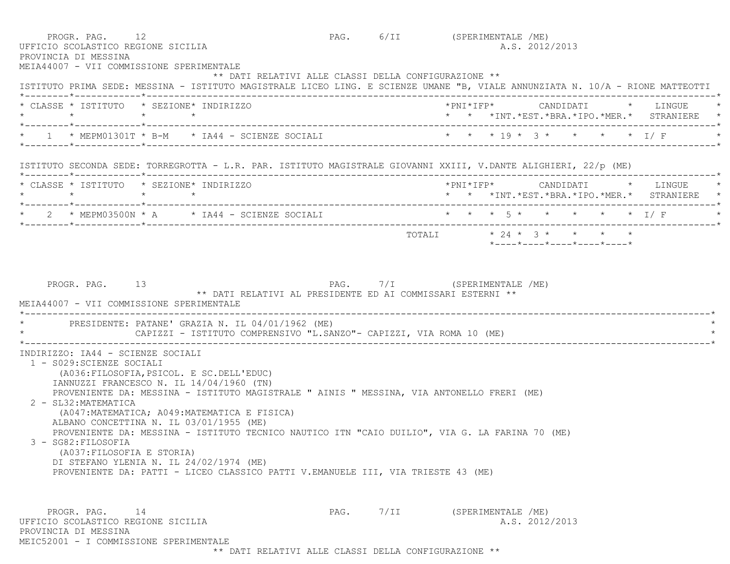PROGR. PAG. 12 PAG. 6/II (SPERIMENTALE /ME)
UFFICIO SCOLASTICO REGIONE SICILIA A.S. 2012/2013
PROVINCIA DI MESSINA
MEIA44007 - VII COMMISSIONE SPERIMENTALE

** DATI RELATIVI ALLE CLASSI DELLA CONFIGURAZIONE **

ISTITUTO PRIMA SEDE: MESSINA - ISTITUTO MAGISTRALE LICEO LING. E SCIENZE UMANE "B, VIALE ANNUNZIATA N. 10/A - RIONE MATTEOTTI

| CLASSE | ISTITUTO | SEZIONE | INDIRIZZO | PNI | IFP | CANDIDATI INT. | EST. | BRA. | IPO. | MER. | LINGUE STRANIERE |
|---|---|---|---|---|---|---|---|---|---|---|---|
| 1 | MEPM01301T | B-M | IA44 - SCIENZE SOCIALI | | | 19 | 3 | | | | I/ F |

ISTITUTO SECONDA SEDE: TORREGROTTA - L.R. PAR. ISTITUTO MAGISTRALE GIOVANNI XXIII, V.DANTE ALIGHIERI, 22/p (ME)

| CLASSE | ISTITUTO | SEZIONE | INDIRIZZO | PNI | IFP | CANDIDATI INT. | EST. | BRA. | IPO. | MER. | LINGUE STRANIERE |
|---|---|---|---|---|---|---|---|---|---|---|---|
| 2 | MEPM03500N | A | IA44 - SCIENZE SOCIALI | | | 5 | | | | | I/ F |
| | | | TOTALI | | | 24 | 3 | | | | |

PROGR. PAG. 13 PAG. 7/I (SPERIMENTALE /ME)

** DATI RELATIVI AL PRESIDENTE ED AI COMMISSARI ESTERNI **

MEIA44007 - VII COMMISSIONE SPERIMENTALE

PRESIDENTE: PATANE' GRAZIA N. IL 04/01/1962 (ME)
CAPIZZI - ISTITUTO COMPRENSIVO "L.SANZO"- CAPIZZI, VIA ROMA 10 (ME)

INDIRIZZO: IA44 - SCIENZE SOCIALI

1 - S029:SCIENZE SOCIALI
(A036:FILOSOFIA,PSICOL. E SC.DELL'EDUC)
IANNUZZI FRANCESCO N. IL 14/04/1960 (TN)
PROVENIENTE DA: MESSINA - ISTITUTO MAGISTRALE " AINIS " MESSINA, VIA ANTONELLO FRERI (ME)

2 - SL32:MATEMATICA
(A047:MATEMATICA; A049:MATEMATICA E FISICA)
ALBANO CONCETTINA N. IL 03/01/1955 (ME)
PROVENIENTE DA: MESSINA - ISTITUTO TECNICO NAUTICO ITN "CAIO DUILIO", VIA G. LA FARINA 70 (ME)

3 - SG82:FILOSOFIA
(A037:FILOSOFIA E STORIA)
DI STEFANO YLENIA N. IL 24/02/1974 (ME)
PROVENIENTE DA: PATTI - LICEO CLASSICO PATTI V.EMANUELE III, VIA TRIESTE 43 (ME)

PROGR. PAG. 14 PAG. 7/II (SPERIMENTALE /ME)
UFFICIO SCOLASTICO REGIONE SICILIA A.S. 2012/2013
PROVINCIA DI MESSINA
MEIC52001 - I COMMISSIONE SPERIMENTALE

** DATI RELATIVI ALLE CLASSI DELLA CONFIGURAZIONE **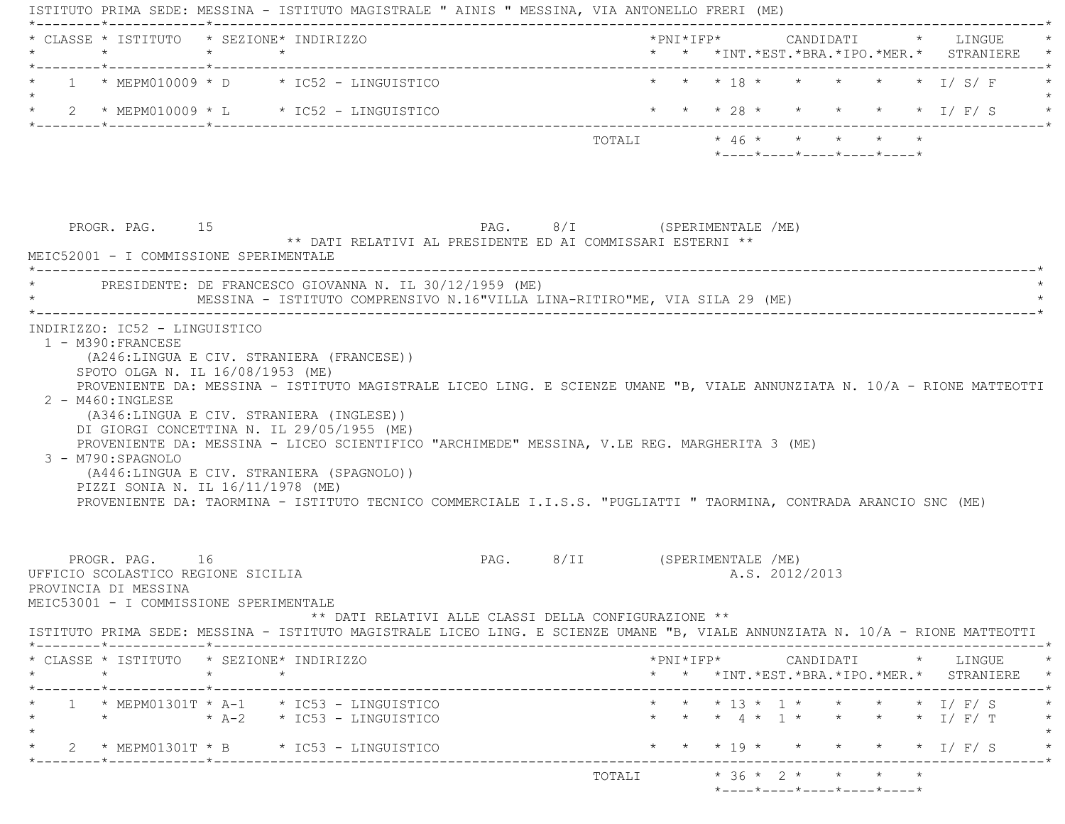ISTITUTO PRIMA SEDE: MESSINA - ISTITUTO MAGISTRALE " AINIS " MESSINA, VIA ANTONELLO FRERI (ME)

| CLASSE | ISTITUTO | SEZIONE | INDIRIZZO | PNI | IFP | CANDIDATI INT. | CANDIDATI EST. | CANDIDATI BRA. | CANDIDATI IPO. | CANDIDATI MER. | LINGUE STRANIERE |
|---|---|---|---|---|---|---|---|---|---|---|---|
| 1 | MEPM010009 | D | IC52 - LINGUISTICO | | | 18 | | | | | I/ S/ F |
| 2 | MEPM010009 | L | IC52 - LINGUISTICO | | | 28 | | | | | I/ F/ S |
| | | | | | TOTALI | 46 | | | | | |

PROGR. PAG. 15 PAG. 8/I (SPERIMENTALE /ME)

** DATI RELATIVI AL PRESIDENTE ED AI COMMISSARI ESTERNI **

MEIC52001 - I COMMISSIONE SPERIMENTALE

PRESIDENTE: DE FRANCESCO GIOVANNA N. IL 30/12/1959 (ME)
MESSINA - ISTITUTO COMPRENSIVO N.16"VILLA LINA-RITIRO"ME, VIA SILA 29 (ME)

INDIRIZZO: IC52 - LINGUISTICO

1 - M390:FRANCESE
(A246:LINGUA E CIV. STRANIERA (FRANCESE))
SPOTO OLGA N. IL 16/08/1953 (ME)
PROVENIENTE DA: MESSINA - ISTITUTO MAGISTRALE LICEO LING. E SCIENZE UMANE "B, VIALE ANNUNZIATA N. 10/A - RIONE MATTEOTTI

2 - M460:INGLESE
(A346:LINGUA E CIV. STRANIERA (INGLESE))
DI GIORGI CONCETTINA N. IL 29/05/1955 (ME)
PROVENIENTE DA: MESSINA - LICEO SCIENTIFICO "ARCHIMEDE" MESSINA, V.LE REG. MARGHERITA 3 (ME)

3 - M790:SPAGNOLO
(A446:LINGUA E CIV. STRANIERA (SPAGNOLO))
PIZZI SONIA N. IL 16/11/1978 (ME)
PROVENIENTE DA: TAORMINA - ISTITUTO TECNICO COMMERCIALE I.I.S.S. "PUGLIATTI " TAORMINA, CONTRADA ARANCIO SNC (ME)

PROGR. PAG. 16 PAG. 8/II (SPERIMENTALE /ME)

UFFICIO SCOLASTICO REGIONE SICILIA A.S. 2012/2013
PROVINCIA DI MESSINA
MEIC53001 - I COMMISSIONE SPERIMENTALE

** DATI RELATIVI ALLE CLASSI DELLA CONFIGURAZIONE **

ISTITUTO PRIMA SEDE: MESSINA - ISTITUTO MAGISTRALE LICEO LING. E SCIENZE UMANE "B, VIALE ANNUNZIATA N. 10/A - RIONE MATTEOTTI

| CLASSE | ISTITUTO | SEZIONE | INDIRIZZO | PNI | IFP | CANDIDATI INT. | CANDIDATI EST. | CANDIDATI BRA. | CANDIDATI IPO. | CANDIDATI MER. | LINGUE STRANIERE |
|---|---|---|---|---|---|---|---|---|---|---|---|
| 1 | MEPM01301T | A-1 | IC53 - LINGUISTICO | | | 13 | 1 | | | | I/ F/ S |
| | | A-2 | IC53 - LINGUISTICO | | | 4 | 1 | | | | I/ F/ T |
| 2 | MEPM01301T | B | IC53 - LINGUISTICO | | | 19 | | | | | I/ F/ S |
| | | | | | TOTALI | 36 | 2 | | | | |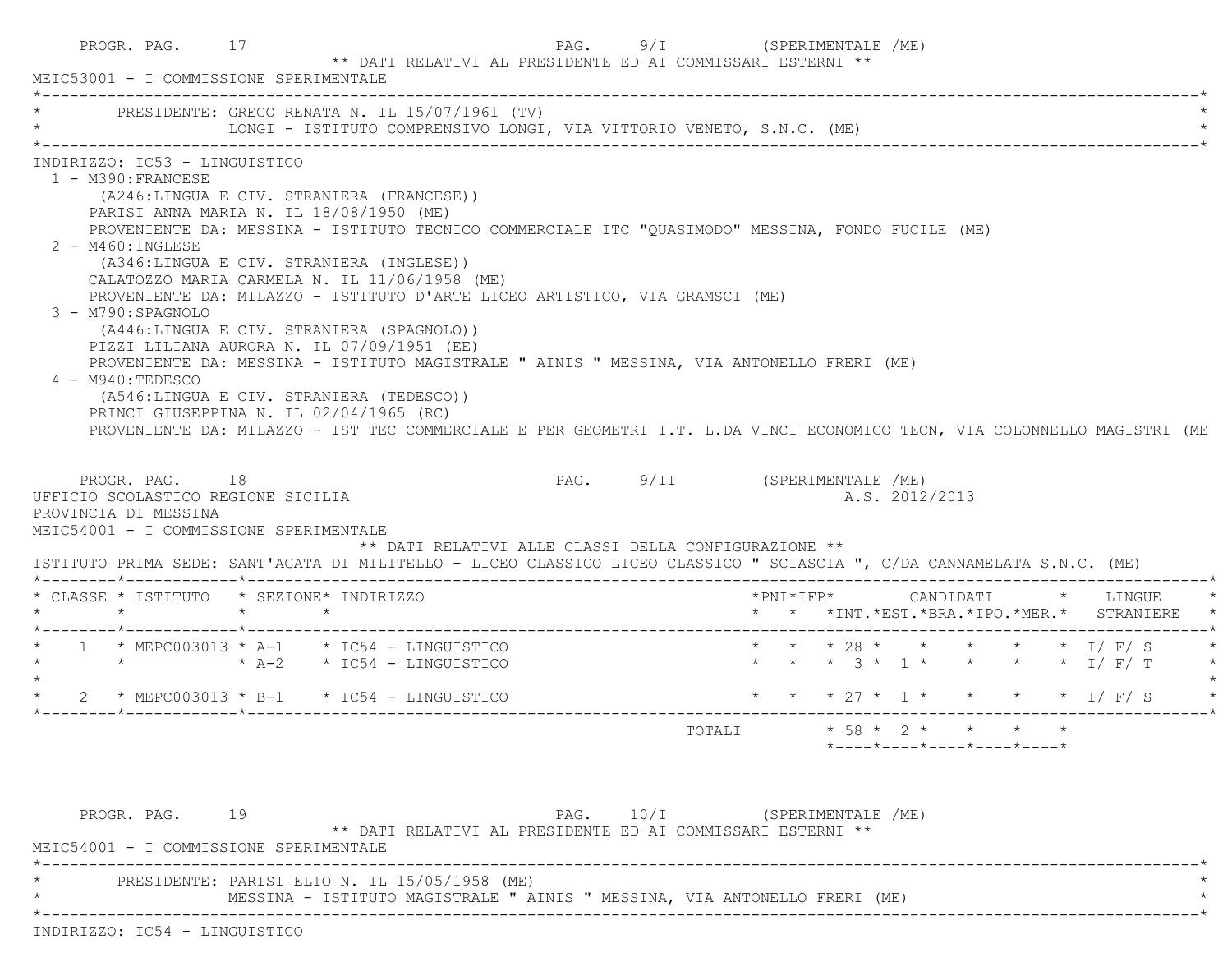PROGR. PAG. 17 PAG. 9/I (SPERIMENTALE /ME)

** DATI RELATIVI AL PRESIDENTE ED AI COMMISSARI ESTERNI **

MEIC53001 - I COMMISSIONE SPERIMENTALE

PRESIDENTE: GRECO RENATA N. IL 15/07/1961 (TV)
LONGI - ISTITUTO COMPRENSIVO LONGI, VIA VITTORIO VENETO, S.N.C. (ME)

INDIRIZZO: IC53 - LINGUISTICO

1 - M390:FRANCESE
(A246:LINGUA E CIV. STRANIERA (FRANCESE))
PARISI ANNA MARIA N. IL 18/08/1950 (ME)
PROVENIENTE DA: MESSINA - ISTITUTO TECNICO COMMERCIALE ITC "QUASIMODO" MESSINA, FONDO FUCILE (ME)

2 - M460:INGLESE
(A346:LINGUA E CIV. STRANIERA (INGLESE))
CALATOZZO MARIA CARMELA N. IL 11/06/1958 (ME)
PROVENIENTE DA: MILAZZO - ISTITUTO D'ARTE LICEO ARTISTICO, VIA GRAMSCI (ME)

3 - M790:SPAGNOLO
(A446:LINGUA E CIV. STRANIERA (SPAGNOLO))
PIZZI LILIANA AURORA N. IL 07/09/1951 (EE)
PROVENIENTE DA: MESSINA - ISTITUTO MAGISTRALE " AINIS " MESSINA, VIA ANTONELLO FRERI (ME)

4 - M940:TEDESCO
(A546:LINGUA E CIV. STRANIERA (TEDESCO))
PRINCI GIUSEPPINA N. IL 02/04/1965 (RC)
PROVENIENTE DA: MILAZZO - IST TEC COMMERCIALE E PER GEOMETRI I.T. L.DA VINCI ECONOMICO TECN, VIA COLONNELLO MAGISTRI (ME

PROGR. PAG. 18 PAG. 9/II (SPERIMENTALE /ME)

UFFICIO SCOLASTICO REGIONE SICILIA A.S. 2012/2013
PROVINCIA DI MESSINA
MEIC54001 - I COMMISSIONE SPERIMENTALE

** DATI RELATIVI ALLE CLASSI DELLA CONFIGURAZIONE **

ISTITUTO PRIMA SEDE: SANT'AGATA DI MILITELLO - LICEO CLASSICO LICEO CLASSICO " SCIASCIA ", C/DA CANNAMELATA S.N.C. (ME)

| CLASSE | ISTITUTO | SEZIONE | INDIRIZZO | PNI | IFP | CANDIDATI INT. | EST. | BRA. | IPO. | MER. | LINGUE STRANIERE |
|---|---|---|---|---|---|---|---|---|---|---|---|
| 1 | MEPC003013 | A-1 | IC54 - LINGUISTICO | | | 28 | | | | | I/ F/ S |
| | | A-2 | IC54 - LINGUISTICO | | | 3 | 1 | | | | I/ F/ T |
| 2 | MEPC003013 | B-1 | IC54 - LINGUISTICO | | | 27 | 1 | | | | I/ F/ S |
| | | | TOTALI | | | 58 | 2 | | | | |

PROGR. PAG. 19 PAG. 10/I (SPERIMENTALE /ME)

** DATI RELATIVI AL PRESIDENTE ED AI COMMISSARI ESTERNI **

MEIC54001 - I COMMISSIONE SPERIMENTALE

PRESIDENTE: PARISI ELIO N. IL 15/05/1958 (ME)
MESSINA - ISTITUTO MAGISTRALE " AINIS " MESSINA, VIA ANTONELLO FRERI (ME)

INDIRIZZO: IC54 - LINGUISTICO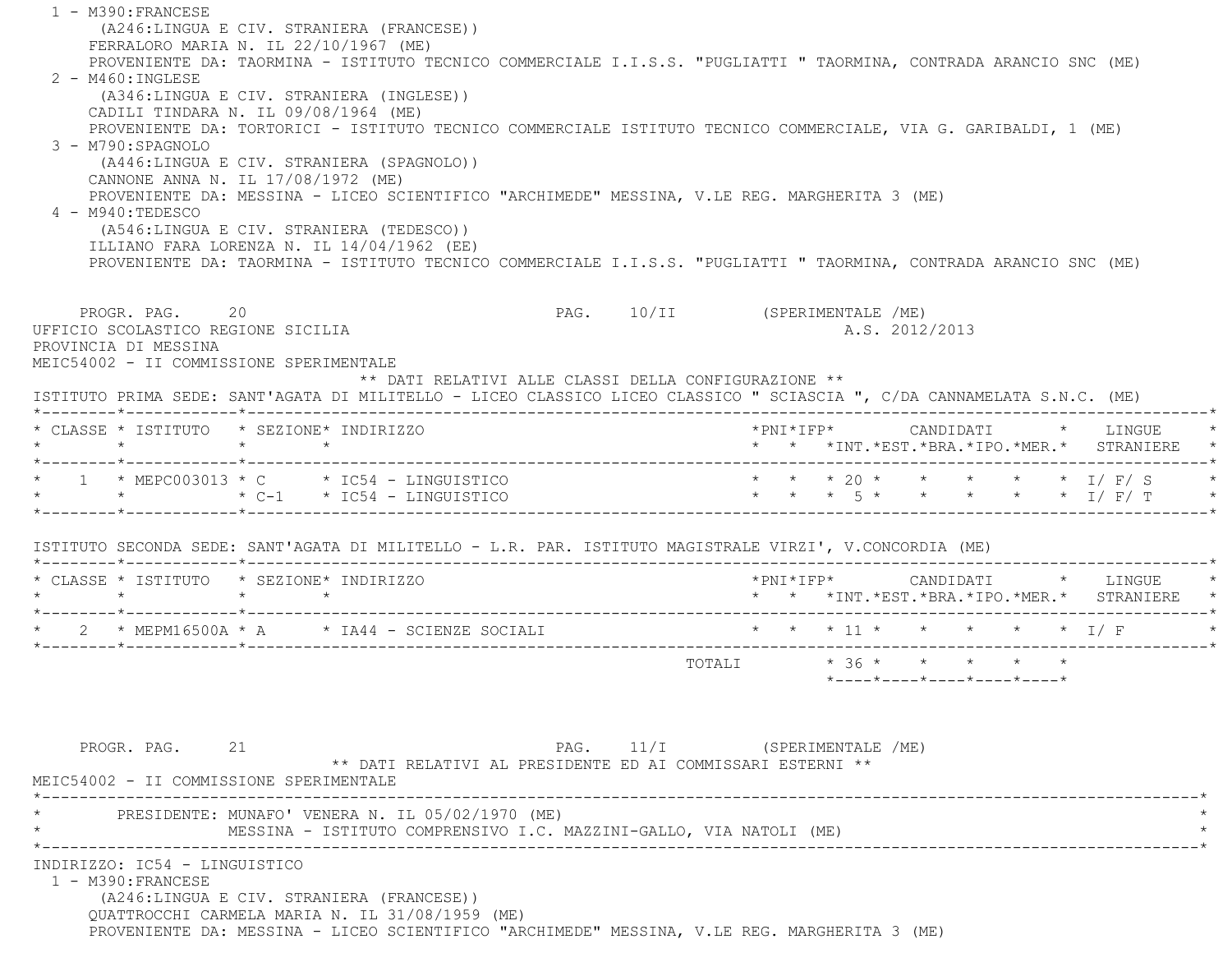1 - M390:FRANCESE
(A246:LINGUA E CIV. STRANIERA (FRANCESE))
FERRALORO MARIA N. IL 22/10/1967 (ME)
PROVENIENTE DA: TAORMINA - ISTITUTO TECNICO COMMERCIALE I.I.S.S. "PUGLIATTI " TAORMINA, CONTRADA ARANCIO SNC (ME)

2 - M460:INGLESE
(A346:LINGUA E CIV. STRANIERA (INGLESE))
CADILI TINDARA N. IL 09/08/1964 (ME)
PROVENIENTE DA: TORTORICI - ISTITUTO TECNICO COMMERCIALE ISTITUTO TECNICO COMMERCIALE, VIA G. GARIBALDI, 1 (ME)

3 - M790:SPAGNOLO
(A446:LINGUA E CIV. STRANIERA (SPAGNOLO))
CANNONE ANNA N. IL 17/08/1972 (ME)
PROVENIENTE DA: MESSINA - LICEO SCIENTIFICO "ARCHIMEDE" MESSINA, V.LE REG. MARGHERITA 3 (ME)

4 - M940:TEDESCO
(A546:LINGUA E CIV. STRANIERA (TEDESCO))
ILLIANO FARA LORENZA N. IL 14/04/1962 (EE)
PROVENIENTE DA: TAORMINA - ISTITUTO TECNICO COMMERCIALE I.I.S.S. "PUGLIATTI " TAORMINA, CONTRADA ARANCIO SNC (ME)

PROGR. PAG. 20 PAG. 10/II (SPERIMENTALE /ME)

UFFICIO SCOLASTICO REGIONE SICILIA A.S. 2012/2013

PROVINCIA DI MESSINA

MEIC54002 - II COMMISSIONE SPERIMENTALE

** DATI RELATIVI ALLE CLASSI DELLA CONFIGURAZIONE **

ISTITUTO PRIMA SEDE: SANT'AGATA DI MILITELLO - LICEO CLASSICO LICEO CLASSICO " SCIASCIA ", C/DA CANNAMELATA S.N.C. (ME)

| CLASSE | ISTITUTO | SEZIONE | INDIRIZZO | PNI | IFP | CANDIDATI INT. | EST. | BRA. | IPO. | MER. | LINGUE STRANIERE |
|---|---|---|---|---|---|---|---|---|---|---|---|
| 1 | MEPC003013 | C | IC54 - LINGUISTICO | | | 20 | | | | | I/ F/ S |
| | | C-1 | IC54 - LINGUISTICO | | | 5 | | | | | I/ F/ T |

ISTITUTO SECONDA SEDE: SANT'AGATA DI MILITELLO - L.R. PAR. ISTITUTO MAGISTRALE VIRZI', V.CONCORDIA (ME)

| CLASSE | ISTITUTO | SEZIONE | INDIRIZZO | PNI | IFP | CANDIDATI INT. | EST. | BRA. | IPO. | MER. | LINGUE STRANIERE |
|---|---|---|---|---|---|---|---|---|---|---|---|
| 2 | MEPM16500A | A | IA44 - SCIENZE SOCIALI | | | 11 | | | | | I/ F |
| | | | TOTALI | | | 36 | | | | | |

PROGR. PAG. 21 PAG. 11/I (SPERIMENTALE /ME)

** DATI RELATIVI AL PRESIDENTE ED AI COMMISSARI ESTERNI **

MEIC54002 - II COMMISSIONE SPERIMENTALE

PRESIDENTE: MUNAFO' VENERA N. IL 05/02/1970 (ME)
MESSINA - ISTITUTO COMPRENSIVO I.C. MAZZINI-GALLO, VIA NATOLI (ME)

INDIRIZZO: IC54 - LINGUISTICO

1 - M390:FRANCESE
(A246:LINGUA E CIV. STRANIERA (FRANCESE))
QUATTROCCHI CARMELA MARIA N. IL 31/08/1959 (ME)
PROVENIENTE DA: MESSINA - LICEO SCIENTIFICO "ARCHIMEDE" MESSINA, V.LE REG. MARGHERITA 3 (ME)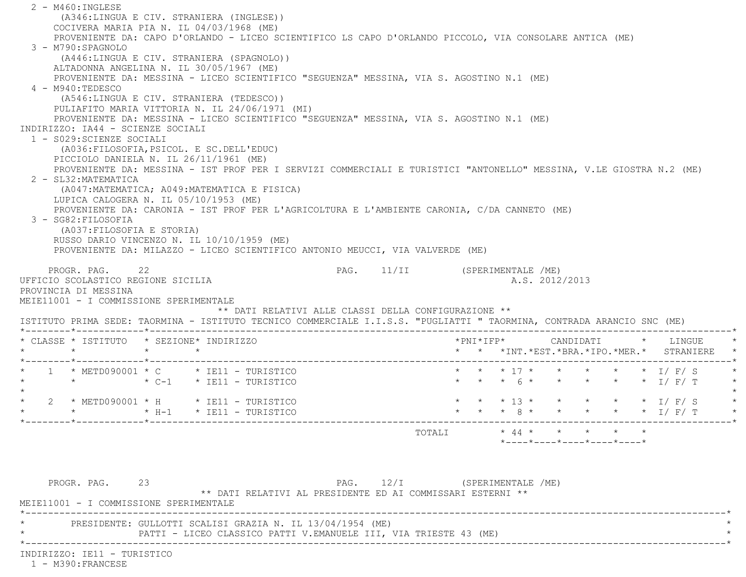2 - M460:INGLESE
(A346:LINGUA E CIV. STRANIERA (INGLESE))
COCIVERA MARIA PIA N. IL 04/03/1968 (ME)
PROVENIENTE DA: CAPO D'ORLANDO - LICEO SCIENTIFICO LS CAPO D'ORLANDO PICCOLO, VIA CONSOLARE ANTICA (ME)

3 - M790:SPAGNOLO
(A446:LINGUA E CIV. STRANIERA (SPAGNOLO))
ALTADONNA ANGELINA N. IL 30/05/1967 (ME)
PROVENIENTE DA: MESSINA - LICEO SCIENTIFICO "SEGUENZA" MESSINA, VIA S. AGOSTINO N.1 (ME)

4 - M940:TEDESCO
(A546:LINGUA E CIV. STRANIERA (TEDESCO))
PULIAFITO MARIA VITTORIA N. IL 24/06/1971 (MI)
PROVENIENTE DA: MESSINA - LICEO SCIENTIFICO "SEGUENZA" MESSINA, VIA S. AGOSTINO N.1 (ME)

INDIRIZZO: IA44 - SCIENZE SOCIALI

1 - S029:SCIENZE SOCIALI
(A036:FILOSOFIA,PSICOL. E SC.DELL'EDUC)
PICCIOLO DANIELA N. IL 26/11/1961 (ME)
PROVENIENTE DA: MESSINA - IST PROF PER I SERVIZI COMMERCIALI E TURISTICI "ANTONELLO" MESSINA, V.LE GIOSTRA N.2 (ME)

2 - SL32:MATEMATICA
(A047:MATEMATICA; A049:MATEMATICA E FISICA)
LUPICA CALOGERA N. IL 05/10/1953 (ME)
PROVENIENTE DA: CARONIA - IST PROF PER L'AGRICOLTURA E L'AMBIENTE CARONIA, C/DA CANNETO (ME)

3 - SG82:FILOSOFIA
(A037:FILOSOFIA E STORIA)
RUSSO DARIO VINCENZO N. IL 10/10/1959 (ME)
PROVENIENTE DA: MILAZZO - LICEO SCIENTIFICO ANTONIO MEUCCI, VIA VALVERDE (ME)

PROGR. PAG. 22 PAG. 11/II (SPERIMENTALE /ME)

UFFICIO SCOLASTICO REGIONE SICILIA A.S. 2012/2013

PROVINCIA DI MESSINA

MEIE11001 - I COMMISSIONE SPERIMENTALE

** DATI RELATIVI ALLE CLASSI DELLA CONFIGURAZIONE **

ISTITUTO PRIMA SEDE: TAORMINA - ISTITUTO TECNICO COMMERCIALE I.I.S.S. "PUGLIATTI " TAORMINA, CONTRADA ARANCIO SNC (ME)

| CLASSE | ISTITUTO | SEZIONE | INDIRIZZO | PNI | IFP | CANDIDATI INT. | EST. | BRA. | IPO. | MER. | LINGUE STRANIERE |
|---|---|---|---|---|---|---|---|---|---|---|---|
| 1 | METD090001 | C | IE11 - TURISTICO | | | 17 | | | | | I/ F/ S |
| | | C-1 | IE11 - TURISTICO | | | 6 | | | | | I/ F/ T |
| 2 | METD090001 | H | IE11 - TURISTICO | | | 13 | | | | | I/ F/ S |
| | | H-1 | IE11 - TURISTICO | | | 8 | | | | | I/ F/ T |
| | | | TOTALI | | | 44 | | | | | |

PROGR. PAG. 23 PAG. 12/I (SPERIMENTALE /ME)

** DATI RELATIVI AL PRESIDENTE ED AI COMMISSARI ESTERNI **

MEIE11001 - I COMMISSIONE SPERIMENTALE

PRESIDENTE: GULLOTTI SCALISI GRAZIA N. IL 13/04/1954 (ME)
PATTI - LICEO CLASSICO PATTI V.EMANUELE III, VIA TRIESTE 43 (ME)

INDIRIZZO: IE11 - TURISTICO

1 - M390:FRANCESE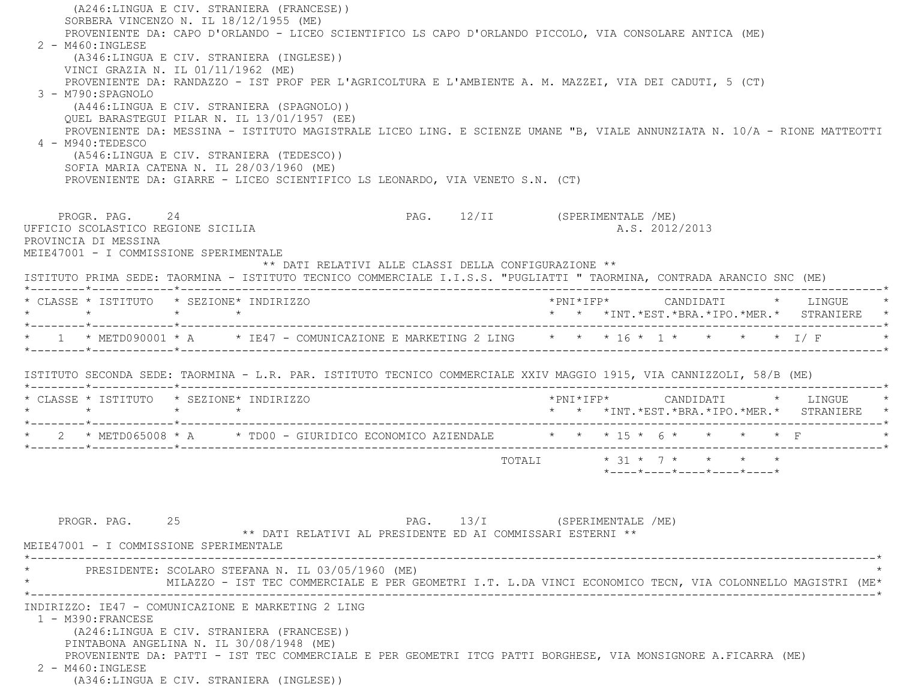(A246:LINGUA E CIV. STRANIERA (FRANCESE))
SORBERA VINCENZO N. IL 18/12/1955 (ME)
PROVENIENTE DA: CAPO D'ORLANDO - LICEO SCIENTIFICO LS CAPO D'ORLANDO PICCOLO, VIA CONSOLARE ANTICA (ME)

2 - M460:INGLESE
(A346:LINGUA E CIV. STRANIERA (INGLESE))
VINCI GRAZIA N. IL 01/11/1962 (ME)
PROVENIENTE DA: RANDAZZO - IST PROF PER L'AGRICOLTURA E L'AMBIENTE A. M. MAZZEI, VIA DEI CADUTI, 5 (CT)

3 - M790:SPAGNOLO
(A446:LINGUA E CIV. STRANIERA (SPAGNOLO))
QUEL BARASTEGUI PILAR N. IL 13/01/1957 (EE)
PROVENIENTE DA: MESSINA - ISTITUTO MAGISTRALE LICEO LING. E SCIENZE UMANE "B, VIALE ANNUNZIATA N. 10/A - RIONE MATTEOTTI

4 - M940:TEDESCO
(A546:LINGUA E CIV. STRANIERA (TEDESCO))
SOFIA MARIA CATENA N. IL 28/03/1960 (ME)
PROVENIENTE DA: GIARRE - LICEO SCIENTIFICO LS LEONARDO, VIA VENETO S.N. (CT)

PROGR. PAG. 24 PAG. 12/II (SPERIMENTALE /ME)

UFFICIO SCOLASTICO REGIONE SICILIA A.S. 2012/2013

PROVINCIA DI MESSINA

MEIE47001 - I COMMISSIONE SPERIMENTALE

** DATI RELATIVI ALLE CLASSI DELLA CONFIGURAZIONE **

ISTITUTO PRIMA SEDE: TAORMINA - ISTITUTO TECNICO COMMERCIALE I.I.S.S. "PUGLIATTI " TAORMINA, CONTRADA ARANCIO SNC (ME)

| CLASSE | ISTITUTO | SEZIONE | INDIRIZZO | PNI | IFP | CANDIDATI INT. | EST. | BRA. | IPO. | MER. | LINGUE STRANIERE |
|---|---|---|---|---|---|---|---|---|---|---|---|
| 1 | METD090001 | A | IE47 - COMUNICAZIONE E MARKETING 2 LING | | | 16 | 1 | | | | I/ F |

ISTITUTO SECONDA SEDE: TAORMINA - L.R. PAR. ISTITUTO TECNICO COMMERCIALE XXIV MAGGIO 1915, VIA CANNIZZOLI, 58/B (ME)

| CLASSE | ISTITUTO | SEZIONE | INDIRIZZO | PNI | IFP | CANDIDATI INT. | EST. | BRA. | IPO. | MER. | LINGUE STRANIERE |
|---|---|---|---|---|---|---|---|---|---|---|---|
| 2 | METD065008 | A | TD00 - GIURIDICO ECONOMICO AZIENDALE | | | 15 | 6 | | | | F |
| | | | TOTALI | | | 31 | 7 | | | | |

PROGR. PAG. 25 PAG. 13/I (SPERIMENTALE /ME)

** DATI RELATIVI AL PRESIDENTE ED AI COMMISSARI ESTERNI **

MEIE47001 - I COMMISSIONE SPERIMENTALE

PRESIDENTE: SCOLARO STEFANA N. IL 03/05/1960 (ME)
MILAZZO - IST TEC COMMERCIALE E PER GEOMETRI I.T. L.DA VINCI ECONOMICO TECN, VIA COLONNELLO MAGISTRI (ME

INDIRIZZO: IE47 - COMUNICAZIONE E MARKETING 2 LING

1 - M390:FRANCESE
(A246:LINGUA E CIV. STRANIERA (FRANCESE))
PINTABONA ANGELINA N. IL 30/08/1948 (ME)
PROVENIENTE DA: PATTI - IST TEC COMMERCIALE E PER GEOMETRI ITCG PATTI BORGHESE, VIA MONSIGNORE A.FICARRA (ME)

2 - M460:INGLESE
(A346:LINGUA E CIV. STRANIERA (INGLESE))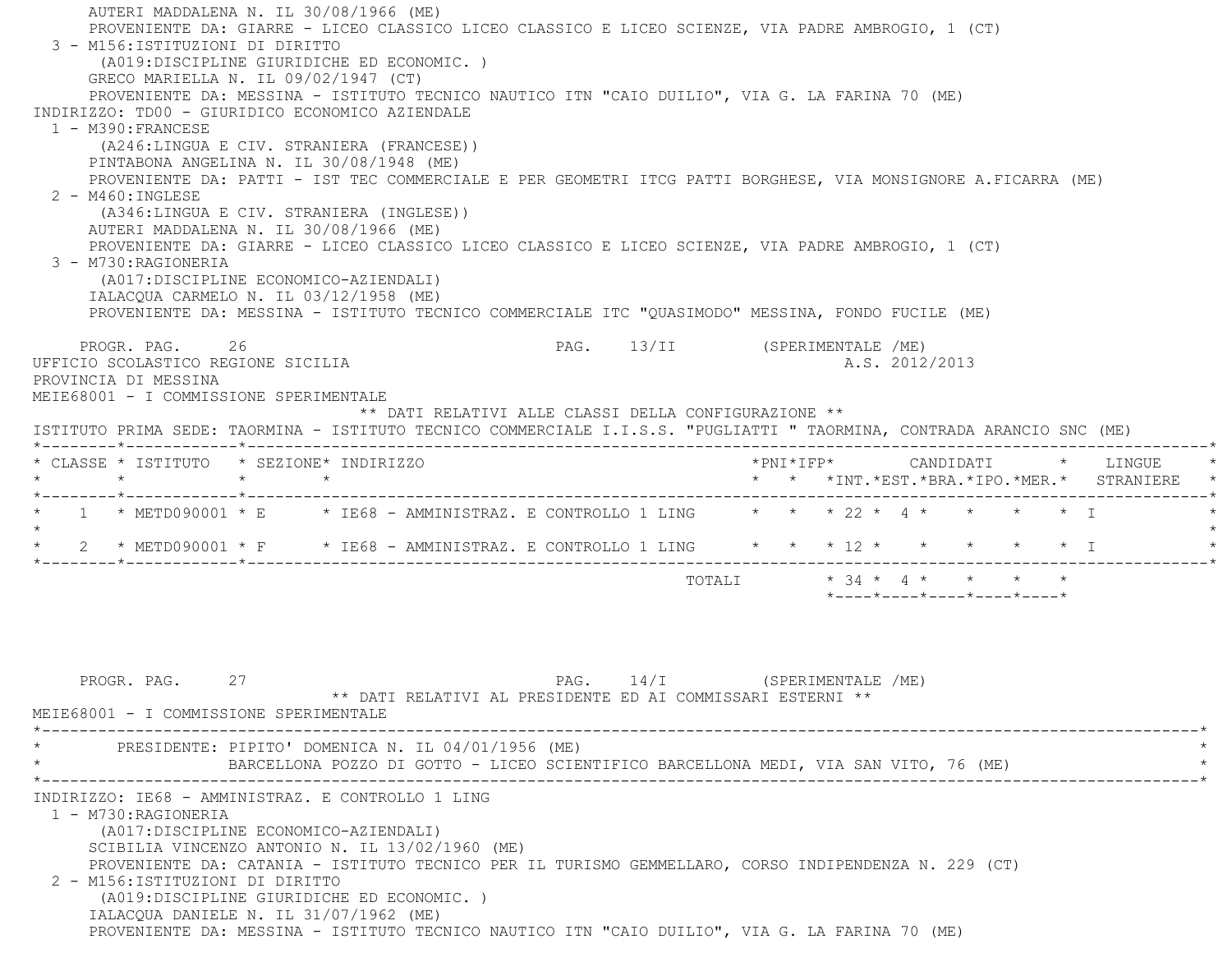AUTERI MADDALENA N. IL 30/08/1966 (ME)
PROVENIENTE DA: GIARRE - LICEO CLASSICO LICEO CLASSICO E LICEO SCIENZE, VIA PADRE AMBROGIO, 1 (CT)

3 - M156:ISTITUZIONI DI DIRITTO
(A019:DISCIPLINE GIURIDICHE ED ECONOMIC. )
GRECO MARIELLA N. IL 09/02/1947 (CT)
PROVENIENTE DA: MESSINA - ISTITUTO TECNICO NAUTICO ITN "CAIO DUILIO", VIA G. LA FARINA 70 (ME)

INDIRIZZO: TD00 - GIURIDICO ECONOMICO AZIENDALE

1 - M390:FRANCESE
(A246:LINGUA E CIV. STRANIERA (FRANCESE))
PINTABONA ANGELINA N. IL 30/08/1948 (ME)
PROVENIENTE DA: PATTI - IST TEC COMMERCIALE E PER GEOMETRI ITCG PATTI BORGHESE, VIA MONSIGNORE A.FICARRA (ME)

2 - M460:INGLESE
(A346:LINGUA E CIV. STRANIERA (INGLESE))
AUTERI MADDALENA N. IL 30/08/1966 (ME)
PROVENIENTE DA: GIARRE - LICEO CLASSICO LICEO CLASSICO E LICEO SCIENZE, VIA PADRE AMBROGIO, 1 (CT)

3 - M730:RAGIONERIA
(A017:DISCIPLINE ECONOMICO-AZIENDALI)
IALACQUA CARMELO N. IL 03/12/1958 (ME)
PROVENIENTE DA: MESSINA - ISTITUTO TECNICO COMMERCIALE ITC "QUASIMODO" MESSINA, FONDO FUCILE (ME)

PROGR. PAG. 26 PAG. 13/II (SPERIMENTALE /ME)

UFFICIO SCOLASTICO REGIONE SICILIA A.S. 2012/2013
PROVINCIA DI MESSINA
MEIE68001 - I COMMISSIONE SPERIMENTALE

** DATI RELATIVI ALLE CLASSI DELLA CONFIGURAZIONE **

ISTITUTO PRIMA SEDE: TAORMINA - ISTITUTO TECNICO COMMERCIALE I.I.S.S. "PUGLIATTI " TAORMINA, CONTRADA ARANCIO SNC (ME)

| CLASSE | ISTITUTO | SEZIONE | INDIRIZZO | PNI | IFP | CANDIDATI INT. | EST. | BRA. | IPO. | MER. | LINGUE STRANIERE |
|---|---|---|---|---|---|---|---|---|---|---|---|
| 1 | METD090001 | E | IE68 - AMMINISTRAZ. E CONTROLLO 1 LING | | | 22 | 4 | | | | I |
| 2 | METD090001 | F | IE68 - AMMINISTRAZ. E CONTROLLO 1 LING | | | 12 | | | | | I |
| | | | TOTALI | | | 34 | 4 | | | | |

PROGR. PAG. 27 PAG. 14/I (SPERIMENTALE /ME)

** DATI RELATIVI AL PRESIDENTE ED AI COMMISSARI ESTERNI **

MEIE68001 - I COMMISSIONE SPERIMENTALE

PRESIDENTE: PIPITO' DOMENICA N. IL 04/01/1956 (ME)
BARCELLONA POZZO DI GOTTO - LICEO SCIENTIFICO BARCELLONA MEDI, VIA SAN VITO, 76 (ME)

INDIRIZZO: IE68 - AMMINISTRAZ. E CONTROLLO 1 LING

1 - M730:RAGIONERIA
(A017:DISCIPLINE ECONOMICO-AZIENDALI)
SCIBILIA VINCENZO ANTONIO N. IL 13/02/1960 (ME)
PROVENIENTE DA: CATANIA - ISTITUTO TECNICO PER IL TURISMO GEMMELLARO, CORSO INDIPENDENZA N. 229 (CT)

2 - M156:ISTITUZIONI DI DIRITTO
(A019:DISCIPLINE GIURIDICHE ED ECONOMIC. )
IALACQUA DANIELE N. IL 31/07/1962 (ME)
PROVENIENTE DA: MESSINA - ISTITUTO TECNICO NAUTICO ITN "CAIO DUILIO", VIA G. LA FARINA 70 (ME)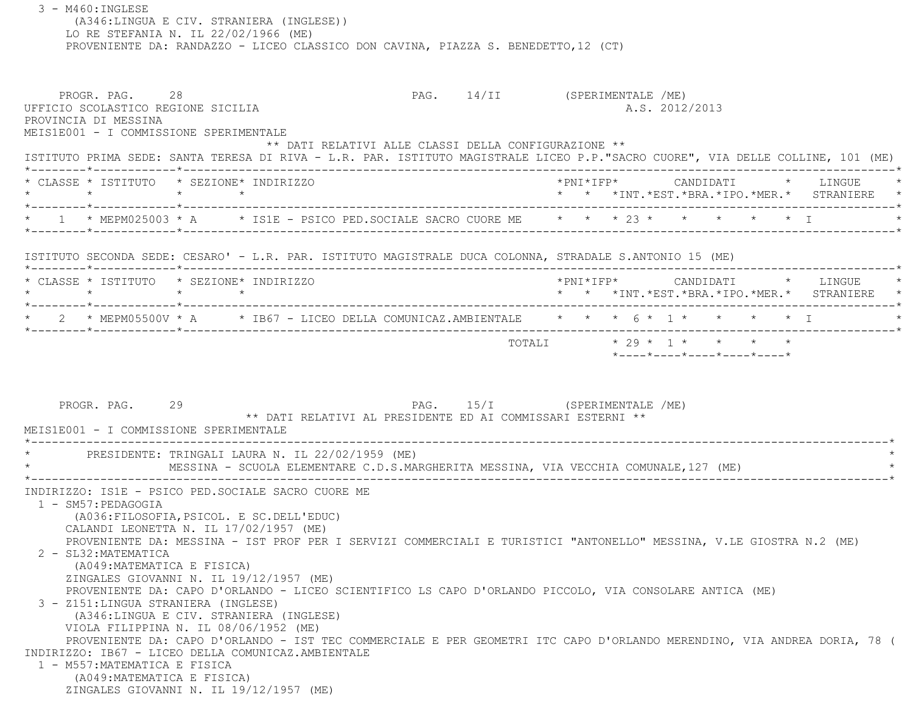3 - M460:INGLESE
(A346:LINGUA E CIV. STRANIERA (INGLESE))
LO RE STEFANIA N. IL 22/02/1966 (ME)
PROVENIENTE DA: RANDAZZO - LICEO CLASSICO DON CAVINA, PIAZZA S. BENEDETTO,12 (CT)

PROGR. PAG. 28 PAG. 14/II (SPERIMENTALE /ME)
UFFICIO SCOLASTICO REGIONE SICILIA A.S. 2012/2013
PROVINCIA DI MESSINA
MEIS1E001 - I COMMISSIONE SPERIMENTALE

** DATI RELATIVI ALLE CLASSI DELLA CONFIGURAZIONE **

ISTITUTO PRIMA SEDE: SANTA TERESA DI RIVA - L.R. PAR. ISTITUTO MAGISTRALE LICEO P.P."SACRO CUORE", VIA DELLE COLLINE, 101 (ME)

| CLASSE | ISTITUTO | SEZIONE | INDIRIZZO | PNI | IFP | CANDIDATI INT. | EST. | BRA. | IPO. | MER. | LINGUE STRANIERE |
|---|---|---|---|---|---|---|---|---|---|---|---|
| 1 | MEPM025003 | A | IS1E - PSICO PED.SOCIALE SACRO CUORE ME | | | 23 | | | | | I |

ISTITUTO SECONDA SEDE: CESARO' - L.R. PAR. ISTITUTO MAGISTRALE DUCA COLONNA, STRADALE S.ANTONIO 15 (ME)

| CLASSE | ISTITUTO | SEZIONE | INDIRIZZO | PNI | IFP | CANDIDATI INT. | EST. | BRA. | IPO. | MER. | LINGUE STRANIERE |
|---|---|---|---|---|---|---|---|---|---|---|---|
| 2 | MEPM05500V | A | IB67 - LICEO DELLA COMUNICAZ.AMBIENTALE | | | 6 | 1 | | | | I |
| | | | TOTALI | | | 29 | 1 | | | | |

PROGR. PAG. 29 PAG. 15/I (SPERIMENTALE /ME)

** DATI RELATIVI AL PRESIDENTE ED AI COMMISSARI ESTERNI **

MEIS1E001 - I COMMISSIONE SPERIMENTALE

PRESIDENTE: TRINGALI LAURA N. IL 22/02/1959 (ME)
MESSINA - SCUOLA ELEMENTARE C.D.S.MARGHERITA MESSINA, VIA VECCHIA COMUNALE,127 (ME)

INDIRIZZO: IS1E - PSICO PED.SOCIALE SACRO CUORE ME

1 - SM57:PEDAGOGIA
(A036:FILOSOFIA,PSICOL. E SC.DELL'EDUC)
CALANDI LEONETTA N. IL 17/02/1957 (ME)
PROVENIENTE DA: MESSINA - IST PROF PER I SERVIZI COMMERCIALI E TURISTICI "ANTONELLO" MESSINA, V.LE GIOSTRA N.2 (ME)

2 - SL32:MATEMATICA
(A049:MATEMATICA E FISICA)
ZINGALES GIOVANNI N. IL 19/12/1957 (ME)
PROVENIENTE DA: CAPO D'ORLANDO - LICEO SCIENTIFICO LS CAPO D'ORLANDO PICCOLO, VIA CONSOLARE ANTICA (ME)

3 - Z151:LINGUA STRANIERA (INGLESE)
(A346:LINGUA E CIV. STRANIERA (INGLESE)
VIOLA FILIPPINA N. IL 08/06/1952 (ME)
PROVENIENTE DA: CAPO D'ORLANDO - IST TEC COMMERCIALE E PER GEOMETRI ITC CAPO D'ORLANDO MERENDINO, VIA ANDREA DORIA, 78 (

INDIRIZZO: IB67 - LICEO DELLA COMUNICAZ.AMBIENTALE

1 - M557:MATEMATICA E FISICA
(A049:MATEMATICA E FISICA)
ZINGALES GIOVANNI N. IL 19/12/1957 (ME)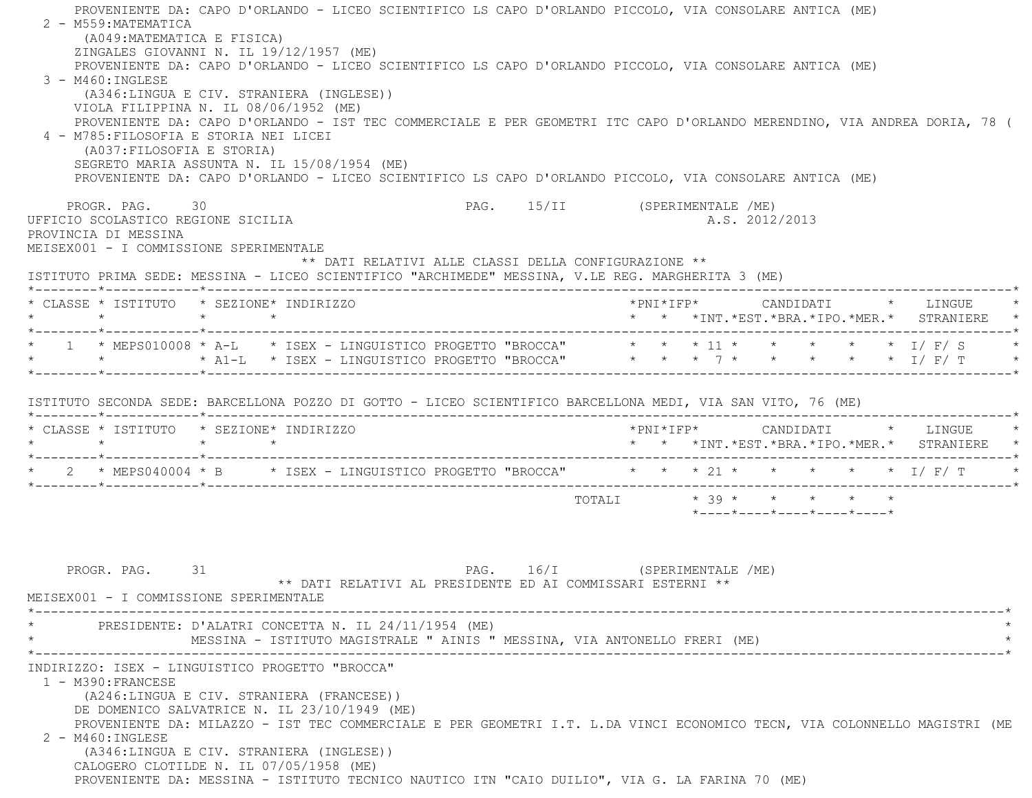PROVENIENTE DA: CAPO D'ORLANDO - LICEO SCIENTIFICO LS CAPO D'ORLANDO PICCOLO, VIA CONSOLARE ANTICA (ME)

2 - M559:MATEMATICA
(A049:MATEMATICA E FISICA)
ZINGALES GIOVANNI N. IL 19/12/1957 (ME)
PROVENIENTE DA: CAPO D'ORLANDO - LICEO SCIENTIFICO LS CAPO D'ORLANDO PICCOLO, VIA CONSOLARE ANTICA (ME)

3 - M460:INGLESE
(A346:LINGUA E CIV. STRANIERA (INGLESE))
VIOLA FILIPPINA N. IL 08/06/1952 (ME)
PROVENIENTE DA: CAPO D'ORLANDO - IST TEC COMMERCIALE E PER GEOMETRI ITC CAPO D'ORLANDO MERENDINO, VIA ANDREA DORIA, 78 (

4 - M785:FILOSOFIA E STORIA NEI LICEI
(A037:FILOSOFIA E STORIA)
SEGRETO MARIA ASSUNTA N. IL 15/08/1954 (ME)
PROVENIENTE DA: CAPO D'ORLANDO - LICEO SCIENTIFICO LS CAPO D'ORLANDO PICCOLO, VIA CONSOLARE ANTICA (ME)

PROGR. PAG. 30 PAG. 15/II (SPERIMENTALE /ME)

UFFICIO SCOLASTICO REGIONE SICILIA A.S. 2012/2013

PROVINCIA DI MESSINA

MEISEX001 - I COMMISSIONE SPERIMENTALE

** DATI RELATIVI ALLE CLASSI DELLA CONFIGURAZIONE **

ISTITUTO PRIMA SEDE: MESSINA - LICEO SCIENTIFICO "ARCHIMEDE" MESSINA, V.LE REG. MARGHERITA 3 (ME)

| CLASSE | ISTITUTO | SEZIONE | INDIRIZZO | PNI | IFP | CANDIDATI INT. | EST. | BRA. | IPO. | MER. | LINGUE STRANIERE |
|---|---|---|---|---|---|---|---|---|---|---|---|
| 1 | MEPS010008 | A-L | ISEX - LINGUISTICO PROGETTO "BROCCA" | | | 11 | | | | | I/ F/ S |
| | | A1-L | ISEX - LINGUISTICO PROGETTO "BROCCA" | | | 7 | | | | | I/ F/ T |

ISTITUTO SECONDA SEDE: BARCELLONA POZZO DI GOTTO - LICEO SCIENTIFICO BARCELLONA MEDI, VIA SAN VITO, 76 (ME)

| CLASSE | ISTITUTO | SEZIONE | INDIRIZZO | PNI | IFP | CANDIDATI INT. | EST. | BRA. | IPO. | MER. | LINGUE STRANIERE |
|---|---|---|---|---|---|---|---|---|---|---|---|
| 2 | MEPS040004 | B | ISEX - LINGUISTICO PROGETTO "BROCCA" | | | 21 | | | | | I/ F/ T |
| | | | TOTALI | | | 39 | | | | | |

PROGR. PAG. 31 PAG. 16/I (SPERIMENTALE /ME)

** DATI RELATIVI AL PRESIDENTE ED AI COMMISSARI ESTERNI **

MEISEX001 - I COMMISSIONE SPERIMENTALE

PRESIDENTE: D'ALATRI CONCETTA N. IL 24/11/1954 (ME)
MESSINA - ISTITUTO MAGISTRALE " AINIS " MESSINA, VIA ANTONELLO FRERI (ME)

INDIRIZZO: ISEX - LINGUISTICO PROGETTO "BROCCA"

1 - M390:FRANCESE
(A246:LINGUA E CIV. STRANIERA (FRANCESE))
DE DOMENICO SALVATRICE N. IL 23/10/1949 (ME)
PROVENIENTE DA: MILAZZO - IST TEC COMMERCIALE E PER GEOMETRI I.T. L.DA VINCI ECONOMICO TECN, VIA COLONNELLO MAGISTRI (ME

2 - M460:INGLESE
(A346:LINGUA E CIV. STRANIERA (INGLESE))
CALOGERO CLOTILDE N. IL 07/05/1958 (ME)
PROVENIENTE DA: MESSINA - ISTITUTO TECNICO NAUTICO ITN "CAIO DUILIO", VIA G. LA FARINA 70 (ME)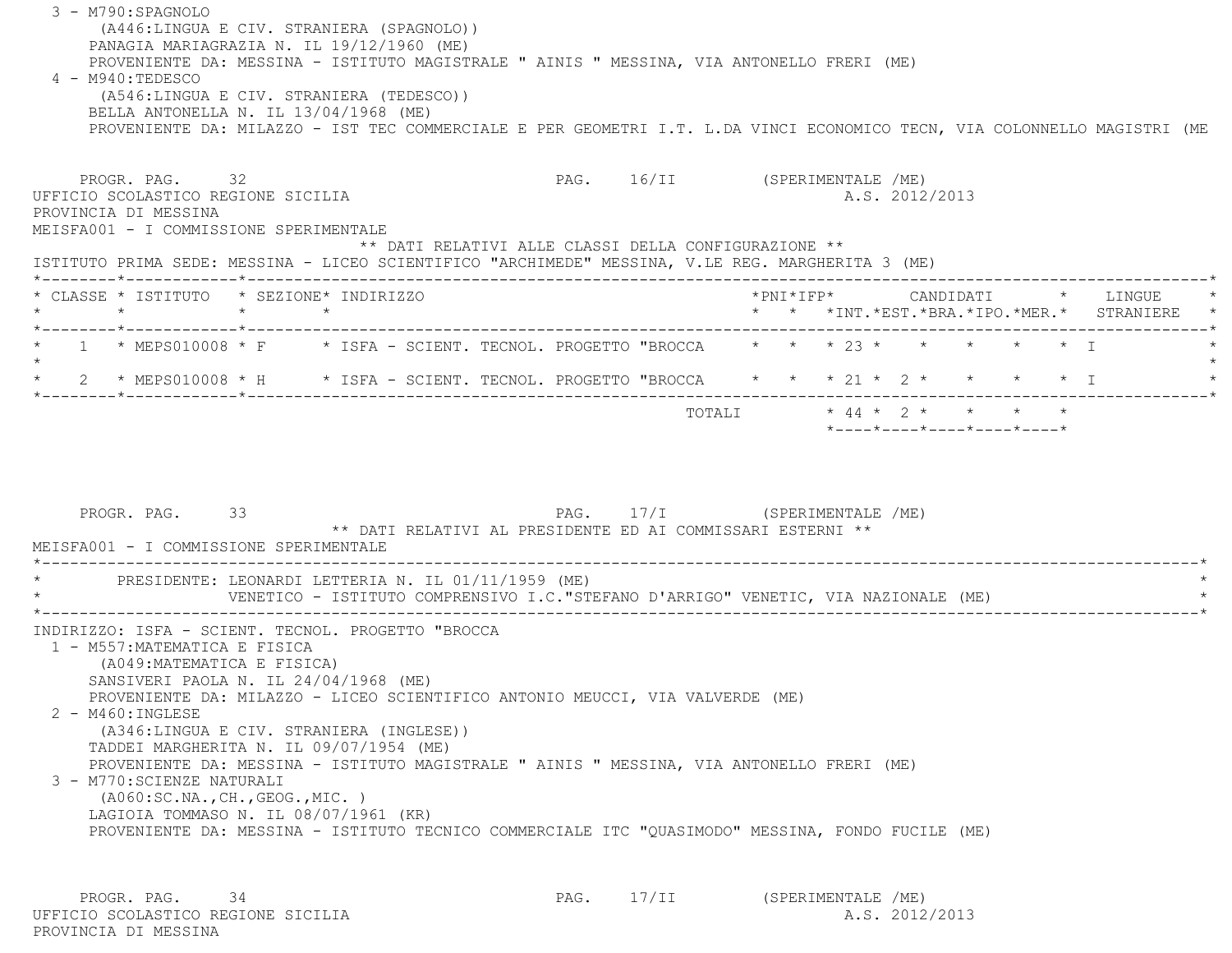3 - M790:SPAGNOLO
(A446:LINGUA E CIV. STRANIERA (SPAGNOLO))
PANAGIA MARIAGRAZIA N. IL 19/12/1960 (ME)
PROVENIENTE DA: MESSINA - ISTITUTO MAGISTRALE " AINIS " MESSINA, VIA ANTONELLO FRERI (ME)

4 - M940:TEDESCO
(A546:LINGUA E CIV. STRANIERA (TEDESCO))
BELLA ANTONELLA N. IL 13/04/1968 (ME)
PROVENIENTE DA: MILAZZO - IST TEC COMMERCIALE E PER GEOMETRI I.T. L.DA VINCI ECONOMICO TECN, VIA COLONNELLO MAGISTRI (ME

PROGR. PAG. 32 PAG. 16/II (SPERIMENTALE /ME)

UFFICIO SCOLASTICO REGIONE SICILIA A.S. 2012/2013

PROVINCIA DI MESSINA

MEISFA001 - I COMMISSIONE SPERIMENTALE

** DATI RELATIVI ALLE CLASSI DELLA CONFIGURAZIONE **

ISTITUTO PRIMA SEDE: MESSINA - LICEO SCIENTIFICO "ARCHIMEDE" MESSINA, V.LE REG. MARGHERITA 3 (ME)

| CLASSE | ISTITUTO | SEZIONE | INDIRIZZO | PNI | IFP | CANDIDATI INT. | EST. | BRA. | IPO. | MER. | LINGUE STRANIERE |
|---|---|---|---|---|---|---|---|---|---|---|---|
| 1 | MEPS010008 | F | ISFA - SCIENT. TECNOL. PROGETTO "BROCCA | | | 23 | | | | | I |
| 2 | MEPS010008 | H | ISFA - SCIENT. TECNOL. PROGETTO "BROCCA | | | 21 | 2 | | | | I |
| | | | | | TOTALI | 44 | 2 | | | | |

PROGR. PAG. 33 PAG. 17/I (SPERIMENTALE /ME)

** DATI RELATIVI AL PRESIDENTE ED AI COMMISSARI ESTERNI **

MEISFA001 - I COMMISSIONE SPERIMENTALE

PRESIDENTE: LEONARDI LETTERIA N. IL 01/11/1959 (ME)
VENETICO - ISTITUTO COMPRENSIVO I.C."STEFANO D'ARRIGO" VENETIC, VIA NAZIONALE (ME)

INDIRIZZO: ISFA - SCIENT. TECNOL. PROGETTO "BROCCA

1 - M557:MATEMATICA E FISICA
(A049:MATEMATICA E FISICA)
SANSIVERI PAOLA N. IL 24/04/1968 (ME)
PROVENIENTE DA: MILAZZO - LICEO SCIENTIFICO ANTONIO MEUCCI, VIA VALVERDE (ME)

2 - M460:INGLESE
(A346:LINGUA E CIV. STRANIERA (INGLESE))
TADDEI MARGHERITA N. IL 09/07/1954 (ME)
PROVENIENTE DA: MESSINA - ISTITUTO MAGISTRALE " AINIS " MESSINA, VIA ANTONELLO FRERI (ME)

3 - M770:SCIENZE NATURALI
(A060:SC.NA.,CH.,GEOG.,MIC. )
LAGIOIA TOMMASO N. IL 08/07/1961 (KR)
PROVENIENTE DA: MESSINA - ISTITUTO TECNICO COMMERCIALE ITC "QUASIMODO" MESSINA, FONDO FUCILE (ME)

PROGR. PAG. 34 PAG. 17/II (SPERIMENTALE /ME)

UFFICIO SCOLASTICO REGIONE SICILIA A.S. 2012/2013

PROVINCIA DI MESSINA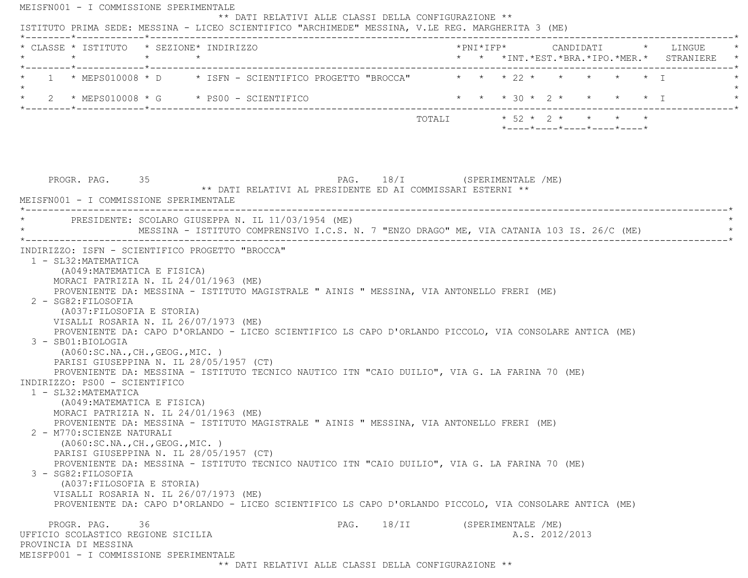MEISFN001 - I COMMISSIONE SPERIMENTALE

** DATI RELATIVI ALLE CLASSI DELLA CONFIGURAZIONE **

ISTITUTO PRIMA SEDE: MESSINA - LICEO SCIENTIFICO "ARCHIMEDE" MESSINA, V.LE REG. MARGHERITA 3 (ME)

| CLASSE | ISTITUTO | SEZIONE | INDIRIZZO | PNI | IFP | CANDIDATI INT. | CANDIDATI EST. | CANDIDATI BRA. | CANDIDATI IPO. | CANDIDATI MER. | LINGUE STRANIERE |
|---|---|---|---|---|---|---|---|---|---|---|---|
| 1 | MEPS010008 | D | ISFN - SCIENTIFICO PROGETTO "BROCCA" | | | 22 | | | | | I |
| 2 | MEPS010008 | G | PS00 - SCIENTIFICO | | | 30 | 2 | | | | I |
| | | | TOTALI | | | 52 | 2 | | | | |

** DATI RELATIVI AL PRESIDENTE ED AI COMMISSARI ESTERNI **

MEISFN001 - I COMMISSIONE SPERIMENTALE

PRESIDENTE: SCOLARO GIUSEPPA N. IL 11/03/1954 (ME)
MESSINA - ISTITUTO COMPRENSIVO I.C.S. N. 7 "ENZO DRAGO" ME, VIA CATANIA 103 IS. 26/C (ME)

INDIRIZZO: ISFN - SCIENTIFICO PROGETTO "BROCCA"

1 - SL32:MATEMATICA
(A049:MATEMATICA E FISICA)
MORACI PATRIZIA N. IL 24/01/1963 (ME)
PROVENIENTE DA: MESSINA - ISTITUTO MAGISTRALE " AINIS " MESSINA, VIA ANTONELLO FRERI (ME)

2 - SG82:FILOSOFIA
(A037:FILOSOFIA E STORIA)
VISALLI ROSARIA N. IL 26/07/1973 (ME)
PROVENIENTE DA: CAPO D'ORLANDO - LICEO SCIENTIFICO LS CAPO D'ORLANDO PICCOLO, VIA CONSOLARE ANTICA (ME)

3 - SB01:BIOLOGIA
(A060:SC.NA.,CH.,GEOG.,MIC. )
PARISI GIUSEPPINA N. IL 28/05/1957 (CT)
PROVENIENTE DA: MESSINA - ISTITUTO TECNICO NAUTICO ITN "CAIO DUILIO", VIA G. LA FARINA 70 (ME)

INDIRIZZO: PS00 - SCIENTIFICO

1 - SL32:MATEMATICA
(A049:MATEMATICA E FISICA)
MORACI PATRIZIA N. IL 24/01/1963 (ME)
PROVENIENTE DA: MESSINA - ISTITUTO MAGISTRALE " AINIS " MESSINA, VIA ANTONELLO FRERI (ME)

2 - M770:SCIENZE NATURALI
(A060:SC.NA.,CH.,GEOG.,MIC. )
PARISI GIUSEPPINA N. IL 28/05/1957 (CT)
PROVENIENTE DA: MESSINA - ISTITUTO TECNICO NAUTICO ITN "CAIO DUILIO", VIA G. LA FARINA 70 (ME)

3 - SG82:FILOSOFIA
(A037:FILOSOFIA E STORIA)
VISALLI ROSARIA N. IL 26/07/1973 (ME)
PROVENIENTE DA: CAPO D'ORLANDO - LICEO SCIENTIFICO LS CAPO D'ORLANDO PICCOLO, VIA CONSOLARE ANTICA (ME)

UFFICIO SCOLASTICO REGIONE SICILIA — A.S. 2012/2013
PROVINCIA DI MESSINA

MEISFP001 - I COMMISSIONE SPERIMENTALE

** DATI RELATIVI ALLE CLASSI DELLA CONFIGURAZIONE **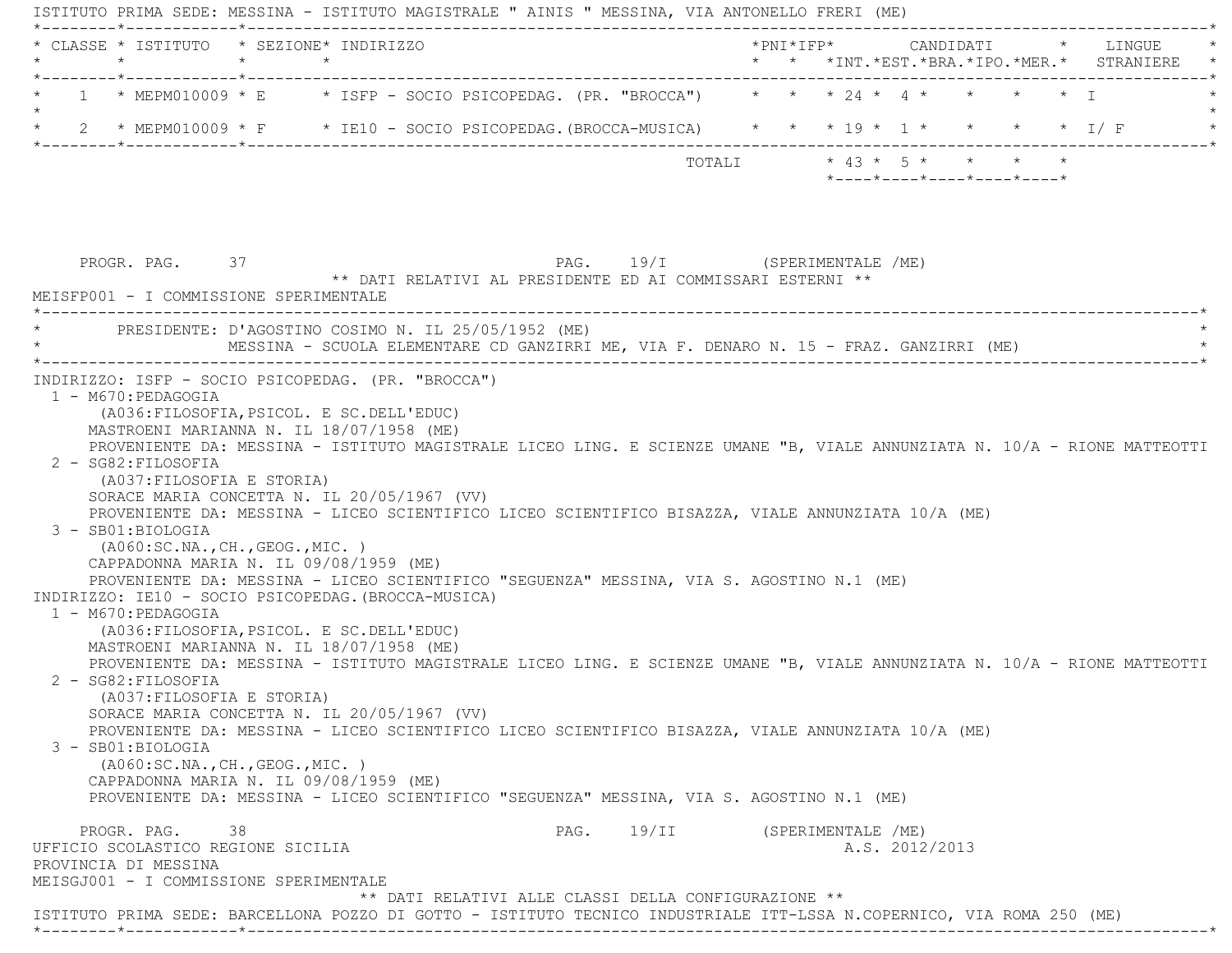ISTITUTO PRIMA SEDE: MESSINA - ISTITUTO MAGISTRALE " AINIS " MESSINA, VIA ANTONELLO FRERI (ME)

| CLASSE | ISTITUTO | SEZIONE | INDIRIZZO | PNI | IFP | CANDIDATI INT. | CANDIDATI EST. | CANDIDATI BRA. | CANDIDATI IPO. | CANDIDATI MER. | LINGUE STRANIERE |
|---|---|---|---|---|---|---|---|---|---|---|---|
| 1 | MEPM010009 | E | ISFP - SOCIO PSICOPEDAG. (PR. "BROCCA") | | | 24 | 4 | | | | I |
| 2 | MEPM010009 | F | IE10 - SOCIO PSICOPEDAG.(BROCCA-MUSICA) | | | 19 | 1 | | | | I/ F |
| | | | TOTALI | | | 43 | 5 | | | | |

PROGR. PAG. 37 PAG. 19/I (SPERIMENTALE /ME)

** DATI RELATIVI AL PRESIDENTE ED AI COMMISSARI ESTERNI **

MEISFP001 - I COMMISSIONE SPERIMENTALE

PRESIDENTE: D'AGOSTINO COSIMO N. IL 25/05/1952 (ME)
MESSINA - SCUOLA ELEMENTARE CD GANZIRRI ME, VIA F. DENARO N. 15 - FRAZ. GANZIRRI (ME)

INDIRIZZO: ISFP - SOCIO PSICOPEDAG. (PR. "BROCCA")

1 - M670:PEDAGOGIA
(A036:FILOSOFIA,PSICOL. E SC.DELL'EDUC)
MASTROENI MARIANNA N. IL 18/07/1958 (ME)
PROVENIENTE DA: MESSINA - ISTITUTO MAGISTRALE LICEO LING. E SCIENZE UMANE "B, VIALE ANNUNZIATA N. 10/A - RIONE MATTEOTTI

2 - SG82:FILOSOFIA
(A037:FILOSOFIA E STORIA)
SORACE MARIA CONCETTA N. IL 20/05/1967 (VV)
PROVENIENTE DA: MESSINA - LICEO SCIENTIFICO LICEO SCIENTIFICO BISAZZA, VIALE ANNUNZIATA 10/A (ME)

3 - SB01:BIOLOGIA
(A060:SC.NA.,CH.,GEOG.,MIC. )
CAPPADONNA MARIA N. IL 09/08/1959 (ME)
PROVENIENTE DA: MESSINA - LICEO SCIENTIFICO "SEGUENZA" MESSINA, VIA S. AGOSTINO N.1 (ME)

INDIRIZZO: IE10 - SOCIO PSICOPEDAG.(BROCCA-MUSICA)

1 - M670:PEDAGOGIA
(A036:FILOSOFIA,PSICOL. E SC.DELL'EDUC)
MASTROENI MARIANNA N. IL 18/07/1958 (ME)
PROVENIENTE DA: MESSINA - ISTITUTO MAGISTRALE LICEO LING. E SCIENZE UMANE "B, VIALE ANNUNZIATA N. 10/A - RIONE MATTEOTTI

2 - SG82:FILOSOFIA
(A037:FILOSOFIA E STORIA)
SORACE MARIA CONCETTA N. IL 20/05/1967 (VV)
PROVENIENTE DA: MESSINA - LICEO SCIENTIFICO LICEO SCIENTIFICO BISAZZA, VIALE ANNUNZIATA 10/A (ME)

3 - SB01:BIOLOGIA
(A060:SC.NA.,CH.,GEOG.,MIC. )
CAPPADONNA MARIA N. IL 09/08/1959 (ME)
PROVENIENTE DA: MESSINA - LICEO SCIENTIFICO "SEGUENZA" MESSINA, VIA S. AGOSTINO N.1 (ME)

PROGR. PAG. 38 PAG. 19/II (SPERIMENTALE /ME)

UFFICIO SCOLASTICO REGIONE SICILIA A.S. 2012/2013

PROVINCIA DI MESSINA

MEISGJ001 - I COMMISSIONE SPERIMENTALE

** DATI RELATIVI ALLE CLASSI DELLA CONFIGURAZIONE **

ISTITUTO PRIMA SEDE: BARCELLONA POZZO DI GOTTO - ISTITUTO TECNICO INDUSTRIALE ITT-LSSA N.COPERNICO, VIA ROMA 250 (ME)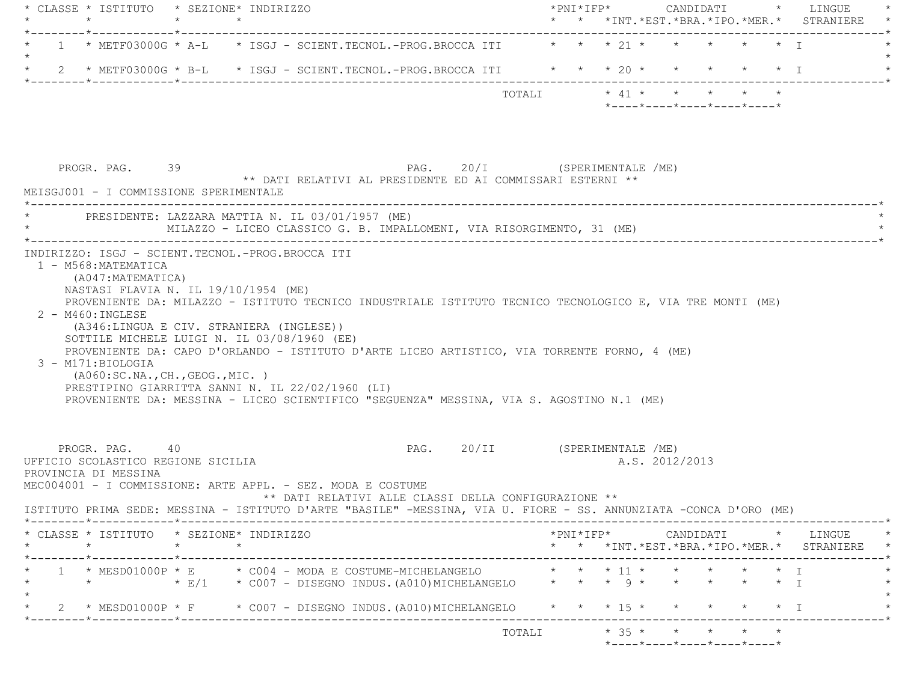| CLASSE | ISTITUTO | SEZIONE | INDIRIZZO | PNI | IFP | CANDIDATI INT. | EST. | BRA. | IPO. | MER. | LINGUE STRANIERE |
|---|---|---|---|---|---|---|---|---|---|---|---|
| 1 | METF03000G | A-L | ISGJ - SCIENT.TECNOL.-PROG.BROCCA ITI | | | 21 | | | | | I |
| 2 | METF03000G | B-L | ISGJ - SCIENT.TECNOL.-PROG.BROCCA ITI | | | 20 | | | | | I |
| | | | TOTALI | | | 41 | | | | | |

PROGR. PAG. 39 PAG. 20/I (SPERIMENTALE /ME)

** DATI RELATIVI AL PRESIDENTE ED AI COMMISSARI ESTERNI **

MEISGJ001 - I COMMISSIONE SPERIMENTALE

PRESIDENTE: LAZZARA MATTIA N. IL 03/01/1957 (ME)
MILAZZO - LICEO CLASSICO G. B. IMPALLOMENI, VIA RISORGIMENTO, 31 (ME)

INDIRIZZO: ISGJ - SCIENT.TECNOL.-PROG.BROCCA ITI

1 - M568:MATEMATICA
(A047:MATEMATICA)
NASTASI FLAVIA N. IL 19/10/1954 (ME)
PROVENIENTE DA: MILAZZO - ISTITUTO TECNICO INDUSTRIALE ISTITUTO TECNICO TECNOLOGICO E, VIA TRE MONTI (ME)

2 - M460:INGLESE
(A346:LINGUA E CIV. STRANIERA (INGLESE))
SOTTILE MICHELE LUIGI N. IL 03/08/1960 (EE)
PROVENIENTE DA: CAPO D'ORLANDO - ISTITUTO D'ARTE LICEO ARTISTICO, VIA TORRENTE FORNO, 4 (ME)

3 - M171:BIOLOGIA
(A060:SC.NA.,CH.,GEOG.,MIC. )
PRESTIPINO GIARRITTA SANNI N. IL 22/02/1960 (LI)
PROVENIENTE DA: MESSINA - LICEO SCIENTIFICO "SEGUENZA" MESSINA, VIA S. AGOSTINO N.1 (ME)

PROGR. PAG. 40 PAG. 20/II (SPERIMENTALE /ME)

UFFICIO SCOLASTICO REGIONE SICILIA A.S. 2012/2013

PROVINCIA DI MESSINA

MEC004001 - I COMMISSIONE: ARTE APPL. - SEZ. MODA E COSTUME

** DATI RELATIVI ALLE CLASSI DELLA CONFIGURAZIONE **

ISTITUTO PRIMA SEDE: MESSINA - ISTITUTO D'ARTE "BASILE" -MESSINA, VIA U. FIORE - SS. ANNUNZIATA -CONCA D'ORO (ME)

| CLASSE | ISTITUTO | SEZIONE | INDIRIZZO | PNI | IFP | CANDIDATI INT. | EST. | BRA. | IPO. | MER. | LINGUE STRANIERE |
|---|---|---|---|---|---|---|---|---|---|---|---|
| 1 | MESD01000P | E | C004 - MODA E COSTUME-MICHELANGELO | | | 11 | | | | | I |
| | | E/1 | C007 - DISEGNO INDUS.(A010)MICHELANGELO | | | 9 | | | | | I |
| 2 | MESD01000P | F | C007 - DISEGNO INDUS.(A010)MICHELANGELO | | | 15 | | | | | I |
| | | | TOTALI | | | 35 | | | | | |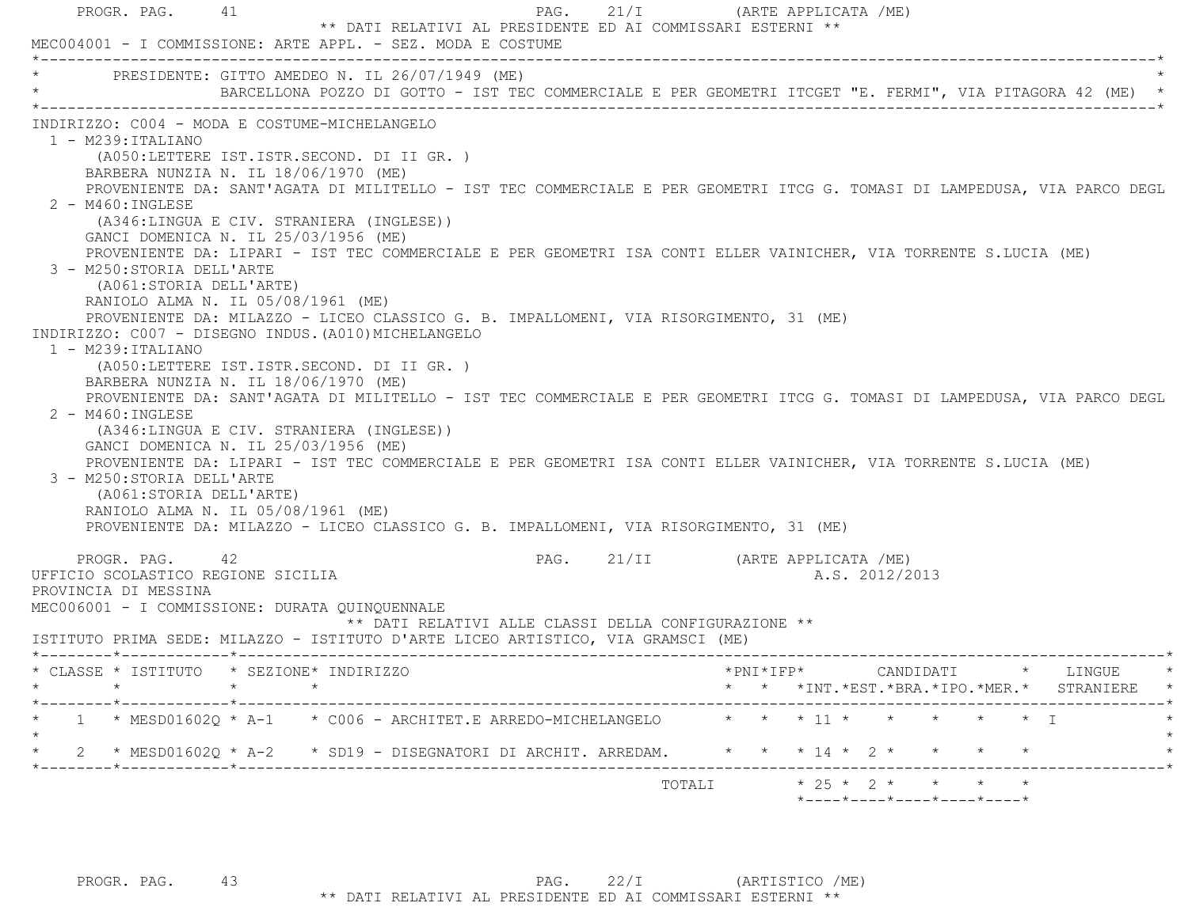** DATI RELATIVI AL PRESIDENTE ED AI COMMISSARI ESTERNI **

MEC004001 - I COMMISSIONE: ARTE APPL. - SEZ. MODA E COSTUME

PRESIDENTE: GITTO AMEDEO N. IL 26/07/1949 (ME)
BARCELLONA POZZO DI GOTTO - IST TEC COMMERCIALE E PER GEOMETRI ITCGET "E. FERMI", VIA PITAGORA 42 (ME)

INDIRIZZO: C004 - MODA E COSTUME-MICHELANGELO

1 - M239:ITALIANO
(A050:LETTERE IST.ISTR.SECOND. DI II GR. )
BARBERA NUNZIA N. IL 18/06/1970 (ME)
PROVENIENTE DA: SANT'AGATA DI MILITELLO - IST TEC COMMERCIALE E PER GEOMETRI ITCG G. TOMASI DI LAMPEDUSA, VIA PARCO DEGL

2 - M460:INGLESE
(A346:LINGUA E CIV. STRANIERA (INGLESE))
GANCI DOMENICA N. IL 25/03/1956 (ME)
PROVENIENTE DA: LIPARI - IST TEC COMMERCIALE E PER GEOMETRI ISA CONTI ELLER VAINICHER, VIA TORRENTE S.LUCIA (ME)

3 - M250:STORIA DELL'ARTE
(A061:STORIA DELL'ARTE)
RANIOLO ALMA N. IL 05/08/1961 (ME)
PROVENIENTE DA: MILAZZO - LICEO CLASSICO G. B. IMPALLOMENI, VIA RISORGIMENTO, 31 (ME)

INDIRIZZO: C007 - DISEGNO INDUS.(A010)MICHELANGELO

1 - M239:ITALIANO
(A050:LETTERE IST.ISTR.SECOND. DI II GR. )
BARBERA NUNZIA N. IL 18/06/1970 (ME)
PROVENIENTE DA: SANT'AGATA DI MILITELLO - IST TEC COMMERCIALE E PER GEOMETRI ITCG G. TOMASI DI LAMPEDUSA, VIA PARCO DEGL

2 - M460:INGLESE
(A346:LINGUA E CIV. STRANIERA (INGLESE))
GANCI DOMENICA N. IL 25/03/1956 (ME)
PROVENIENTE DA: LIPARI - IST TEC COMMERCIALE E PER GEOMETRI ISA CONTI ELLER VAINICHER, VIA TORRENTE S.LUCIA (ME)

3 - M250:STORIA DELL'ARTE
(A061:STORIA DELL'ARTE)
RANIOLO ALMA N. IL 05/08/1961 (ME)
PROVENIENTE DA: MILAZZO - LICEO CLASSICO G. B. IMPALLOMENI, VIA RISORGIMENTO, 31 (ME)

UFFICIO SCOLASTICO REGIONE SICILIA — A.S. 2012/2013
PROVINCIA DI MESSINA

MEC006001 - I COMMISSIONE: DURATA QUINQUENNALE

** DATI RELATIVI ALLE CLASSI DELLA CONFIGURAZIONE **

ISTITUTO PRIMA SEDE: MILAZZO - ISTITUTO D'ARTE LICEO ARTISTICO, VIA GRAMSCI (ME)

| CLASSE | ISTITUTO | SEZIONE | INDIRIZZO | PNI | IFP | CANDIDATI INT. | CANDIDATI EST. | CANDIDATI BRA. | CANDIDATI IPO. | CANDIDATI MER. | LINGUE STRANIERE |
|---|---|---|---|---|---|---|---|---|---|---|---|
| 1 | MESD01602Q | A-1 | C006 - ARCHITET.E ARREDO-MICHELANGELO | | | 11 | | | | | I |
| 2 | MESD01602Q | A-2 | SD19 - DISEGNATORI DI ARCHIT. ARREDAM. | | | 14 | 2 | | | | |
| | | | TOTALI | | | 25 | 2 | | | | |

** DATI RELATIVI AL PRESIDENTE ED AI COMMISSARI ESTERNI **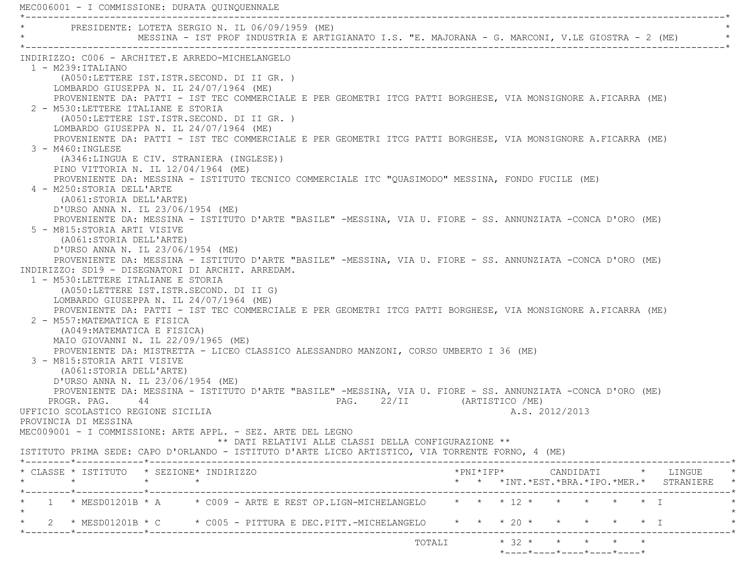MEC006001 - I COMMISSIONE: DURATA QUINQUENNALE

PRESIDENTE: LOTETA SERGIO N. IL 06/09/1959 (ME)
MESSINA - IST PROF INDUSTRIA E ARTIGIANATO I.S. "E. MAJORANA - G. MARCONI, V.LE GIOSTRA - 2 (ME)

INDIRIZZO: C006 - ARCHITET.E ARREDO-MICHELANGELO

1 - M239:ITALIANO
(A050:LETTERE IST.ISTR.SECOND. DI II GR. )
LOMBARDO GIUSEPPA N. IL 24/07/1964 (ME)
PROVENIENTE DA: PATTI - IST TEC COMMERCIALE E PER GEOMETRI ITCG PATTI BORGHESE, VIA MONSIGNORE A.FICARRA (ME)

2 - M530:LETTERE ITALIANE E STORIA
(A050:LETTERE IST.ISTR.SECOND. DI II GR. )
LOMBARDO GIUSEPPA N. IL 24/07/1964 (ME)
PROVENIENTE DA: PATTI - IST TEC COMMERCIALE E PER GEOMETRI ITCG PATTI BORGHESE, VIA MONSIGNORE A.FICARRA (ME)

3 - M460:INGLESE
(A346:LINGUA E CIV. STRANIERA (INGLESE))
PINO VITTORIA N. IL 12/04/1964 (ME)
PROVENIENTE DA: MESSINA - ISTITUTO TECNICO COMMERCIALE ITC "QUASIMODO" MESSINA, FONDO FUCILE (ME)

4 - M250:STORIA DELL'ARTE
(A061:STORIA DELL'ARTE)
D'URSO ANNA N. IL 23/06/1954 (ME)
PROVENIENTE DA: MESSINA - ISTITUTO D'ARTE "BASILE" -MESSINA, VIA U. FIORE - SS. ANNUNZIATA -CONCA D'ORO (ME)

5 - M815:STORIA ARTI VISIVE
(A061:STORIA DELL'ARTE)
D'URSO ANNA N. IL 23/06/1954 (ME)
PROVENIENTE DA: MESSINA - ISTITUTO D'ARTE "BASILE" -MESSINA, VIA U. FIORE - SS. ANNUNZIATA -CONCA D'ORO (ME)

INDIRIZZO: SD19 - DISEGNATORI DI ARCHIT. ARREDAM.

1 - M530:LETTERE ITALIANE E STORIA
(A050:LETTERE IST.ISTR.SECOND. DI II G)
LOMBARDO GIUSEPPA N. IL 24/07/1964 (ME)
PROVENIENTE DA: PATTI - IST TEC COMMERCIALE E PER GEOMETRI ITCG PATTI BORGHESE, VIA MONSIGNORE A.FICARRA (ME)

2 - M557:MATEMATICA E FISICA
(A049:MATEMATICA E FISICA)
MAIO GIOVANNI N. IL 22/09/1965 (ME)
PROVENIENTE DA: MISTRETTA - LICEO CLASSICO ALESSANDRO MANZONI, CORSO UMBERTO I 36 (ME)

3 - M815:STORIA ARTI VISIVE
(A061:STORIA DELL'ARTE)
D'URSO ANNA N. IL 23/06/1954 (ME)
PROVENIENTE DA: MESSINA - ISTITUTO D'ARTE "BASILE" -MESSINA, VIA U. FIORE - SS. ANNUNZIATA -CONCA D'ORO (ME)

UFFICIO SCOLASTICO REGIONE SICILIA — A.S. 2012/2013

PROVINCIA DI MESSINA

MEC009001 - I COMMISSIONE: ARTE APPL. - SEZ. ARTE DEL LEGNO

** DATI RELATIVI ALLE CLASSI DELLA CONFIGURAZIONE **

ISTITUTO PRIMA SEDE: CAPO D'ORLANDO - ISTITUTO D'ARTE LICEO ARTISTICO, VIA TORRENTE FORNO, 4 (ME)

| CLASSE | ISTITUTO | SEZIONE | INDIRIZZO | PNI | IFP | CANDIDATI INT. | EST. | BRA. | IPO. | MER. | LINGUE STRANIERE |
|---|---|---|---|---|---|---|---|---|---|---|---|
| 1 | MESD01201B | A | C009 - ARTE E REST OP.LIGN-MICHELANGELO | | | 12 | | | | | I |
| 2 | MESD01201B | C | C005 - PITTURA E DEC.PITT.-MICHELANGELO | | | 20 | | | | | I |
| | | | TOTALI | | | 32 | | | | | |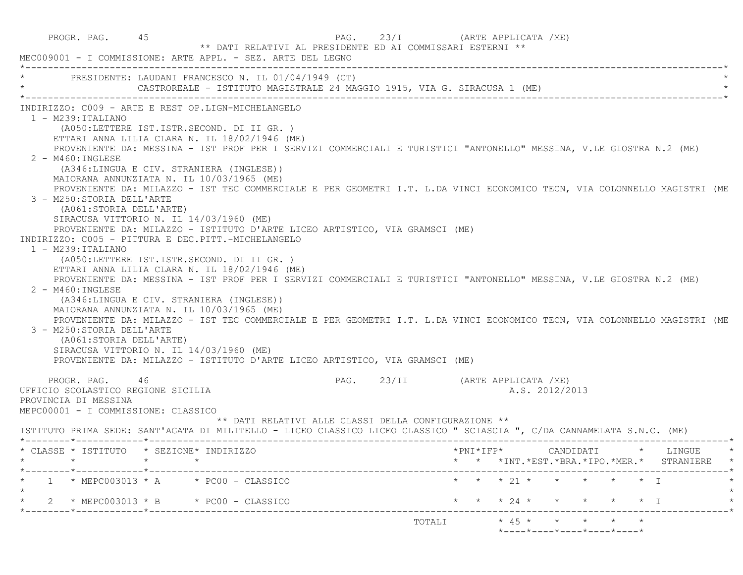** DATI RELATIVI AL PRESIDENTE ED AI COMMISSARI ESTERNI **

MEC009001 - I COMMISSIONE: ARTE APPL. - SEZ. ARTE DEL LEGNO

PRESIDENTE: LAUDANI FRANCESCO N. IL 01/04/1949 (CT)
CASTROREALE - ISTITUTO MAGISTRALE 24 MAGGIO 1915, VIA G. SIRACUSA 1 (ME)

INDIRIZZO: C009 - ARTE E REST OP.LIGN-MICHELANGELO

1 - M239:ITALIANO
(A050:LETTERE IST.ISTR.SECOND. DI II GR. )
ETTARI ANNA LILIA CLARA N. IL 18/02/1946 (ME)
PROVENIENTE DA: MESSINA - IST PROF PER I SERVIZI COMMERCIALI E TURISTICI "ANTONELLO" MESSINA, V.LE GIOSTRA N.2 (ME)

2 - M460:INGLESE
(A346:LINGUA E CIV. STRANIERA (INGLESE))
MAIORANA ANNUNZIATA N. IL 10/03/1965 (ME)
PROVENIENTE DA: MILAZZO - IST TEC COMMERCIALE E PER GEOMETRI I.T. L.DA VINCI ECONOMICO TECN, VIA COLONNELLO MAGISTRI (ME

3 - M250:STORIA DELL'ARTE
(A061:STORIA DELL'ARTE)
SIRACUSA VITTORIO N. IL 14/03/1960 (ME)
PROVENIENTE DA: MILAZZO - ISTITUTO D'ARTE LICEO ARTISTICO, VIA GRAMSCI (ME)

INDIRIZZO: C005 - PITTURA E DEC.PITT.-MICHELANGELO

1 - M239:ITALIANO
(A050:LETTERE IST.ISTR.SECOND. DI II GR. )
ETTARI ANNA LILIA CLARA N. IL 18/02/1946 (ME)
PROVENIENTE DA: MESSINA - IST PROF PER I SERVIZI COMMERCIALI E TURISTICI "ANTONELLO" MESSINA, V.LE GIOSTRA N.2 (ME)

2 - M460:INGLESE
(A346:LINGUA E CIV. STRANIERA (INGLESE))
MAIORANA ANNUNZIATA N. IL 10/03/1965 (ME)
PROVENIENTE DA: MILAZZO - IST TEC COMMERCIALE E PER GEOMETRI I.T. L.DA VINCI ECONOMICO TECN, VIA COLONNELLO MAGISTRI (ME

3 - M250:STORIA DELL'ARTE
(A061:STORIA DELL'ARTE)
SIRACUSA VITTORIO N. IL 14/03/1960 (ME)
PROVENIENTE DA: MILAZZO - ISTITUTO D'ARTE LICEO ARTISTICO, VIA GRAMSCI (ME)

UFFICIO SCOLASTICO REGIONE SICILIA — A.S. 2012/2013
PROVINCIA DI MESSINA

MEPC00001 - I COMMISSIONE: CLASSICO

** DATI RELATIVI ALLE CLASSI DELLA CONFIGURAZIONE **

ISTITUTO PRIMA SEDE: SANT'AGATA DI MILITELLO - LICEO CLASSICO LICEO CLASSICO " SCIASCIA ", C/DA CANNAMELATA S.N.C. (ME)

| CLASSE | ISTITUTO | SEZIONE | INDIRIZZO | PNI | IFP | CANDIDATI INT. | EST. | BRA. | IPO. | MER. | LINGUE STRANIERE |
|---|---|---|---|---|---|---|---|---|---|---|---|
| 1 | MEPC003013 | A | PC00 - CLASSICO | | | 21 | | | | | I |
| 2 | MEPC003013 | B | PC00 - CLASSICO | | | 24 | | | | | I |
| | | | TOTALI | | | 45 | | | | | |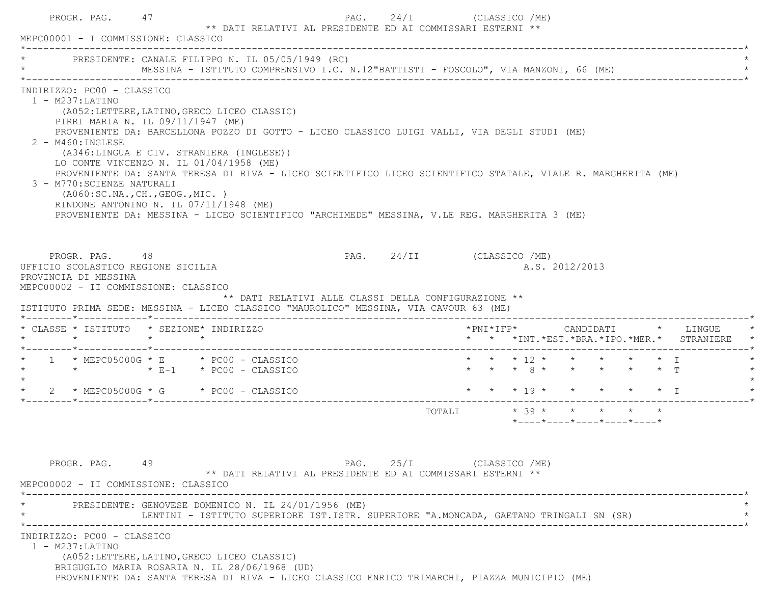PROGR. PAG. 47 PAG. 24/I (CLASSICO /ME)

** DATI RELATIVI AL PRESIDENTE ED AI COMMISSARI ESTERNI **

MEPC00001 - I COMMISSIONE: CLASSICO

PRESIDENTE: CANALE FILIPPO N. IL 05/05/1949 (RC)
MESSINA - ISTITUTO COMPRENSIVO I.C. N.12"BATTISTI - FOSCOLO", VIA MANZONI, 66 (ME)

INDIRIZZO: PC00 - CLASSICO

1 - M237:LATINO
(A052:LETTERE,LATINO,GRECO LICEO CLASSIC)
PIRRI MARIA N. IL 09/11/1947 (ME)
PROVENIENTE DA: BARCELLONA POZZO DI GOTTO - LICEO CLASSICO LUIGI VALLI, VIA DEGLI STUDI (ME)

2 - M460:INGLESE
(A346:LINGUA E CIV. STRANIERA (INGLESE))
LO CONTE VINCENZO N. IL 01/04/1958 (ME)
PROVENIENTE DA: SANTA TERESA DI RIVA - LICEO SCIENTIFICO LICEO SCIENTIFICO STATALE, VIALE R. MARGHERITA (ME)

3 - M770:SCIENZE NATURALI
(A060:SC.NA.,CH.,GEOG.,MIC. )
RINDONE ANTONINO N. IL 07/11/1948 (ME)
PROVENIENTE DA: MESSINA - LICEO SCIENTIFICO "ARCHIMEDE" MESSINA, V.LE REG. MARGHERITA 3 (ME)

PROGR. PAG. 48 PAG. 24/II (CLASSICO /ME)

UFFICIO SCOLASTICO REGIONE SICILIA A.S. 2012/2013

PROVINCIA DI MESSINA

MEPC00002 - II COMMISSIONE: CLASSICO

** DATI RELATIVI ALLE CLASSI DELLA CONFIGURAZIONE **

ISTITUTO PRIMA SEDE: MESSINA - LICEO CLASSICO "MAUROLICO" MESSINA, VIA CAVOUR 63 (ME)

| CLASSE | ISTITUTO | SEZIONE | INDIRIZZO | PNI | IFP | CANDIDATI INT. | EST. | BRA. | IPO. | MER. | LINGUE STRANIERE |
|---|---|---|---|---|---|---|---|---|---|---|---|
| 1 | MEPC05000G | E | PC00 - CLASSICO | | | 12 | | | | | I |
| | | E-1 | PC00 - CLASSICO | | | 8 | | | | | T |
| 2 | MEPC05000G | G | PC00 - CLASSICO | | | 19 | | | | | I |
| | | | TOTALI | | | 39 | | | | | |

PROGR. PAG. 49 PAG. 25/I (CLASSICO /ME)

** DATI RELATIVI AL PRESIDENTE ED AI COMMISSARI ESTERNI **

MEPC00002 - II COMMISSIONE: CLASSICO

PRESIDENTE: GENOVESE DOMENICO N. IL 24/01/1956 (ME)
LENTINI - ISTITUTO SUPERIORE IST.ISTR. SUPERIORE "A.MONCADA, GAETANO TRINGALI SN (SR)

INDIRIZZO: PC00 - CLASSICO

1 - M237:LATINO
(A052:LETTERE,LATINO,GRECO LICEO CLASSIC)
BRIGUGLIO MARIA ROSARIA N. IL 28/06/1968 (UD)
PROVENIENTE DA: SANTA TERESA DI RIVA - LICEO CLASSICO ENRICO TRIMARCHI, PIAZZA MUNICIPIO (ME)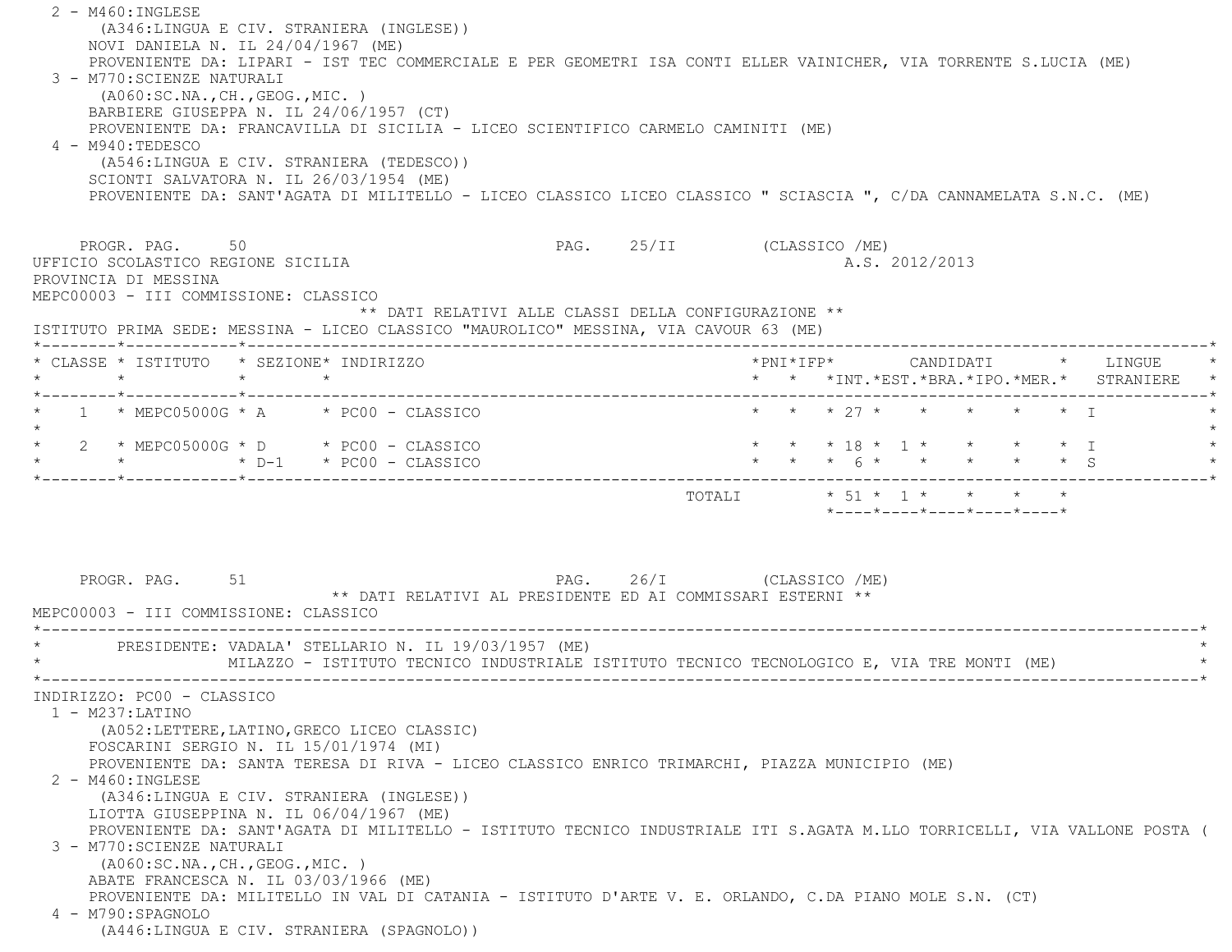2 - M460:INGLESE
(A346:LINGUA E CIV. STRANIERA (INGLESE))
NOVI DANIELA N. IL 24/04/1967 (ME)
PROVENIENTE DA: LIPARI - IST TEC COMMERCIALE E PER GEOMETRI ISA CONTI ELLER VAINICHER, VIA TORRENTE S.LUCIA (ME)

3 - M770:SCIENZE NATURALI
(A060:SC.NA.,CH.,GEOG.,MIC. )
BARBIERE GIUSEPPA N. IL 24/06/1957 (CT)
PROVENIENTE DA: FRANCAVILLA DI SICILIA - LICEO SCIENTIFICO CARMELO CAMINITI (ME)

4 - M940:TEDESCO
(A546:LINGUA E CIV. STRANIERA (TEDESCO))
SCIONTI SALVATORA N. IL 26/03/1954 (ME)
PROVENIENTE DA: SANT'AGATA DI MILITELLO - LICEO CLASSICO LICEO CLASSICO " SCIASCIA ", C/DA CANNAMELATA S.N.C. (ME)

PROGR. PAG. 50 PAG. 25/II (CLASSICO /ME)

UFFICIO SCOLASTICO REGIONE SICILIA A.S. 2012/2013
PROVINCIA DI MESSINA
MEPC00003 - III COMMISSIONE: CLASSICO

** DATI RELATIVI ALLE CLASSI DELLA CONFIGURAZIONE **

ISTITUTO PRIMA SEDE: MESSINA - LICEO CLASSICO "MAUROLICO" MESSINA, VIA CAVOUR 63 (ME)

| CLASSE | ISTITUTO | SEZIONE | INDIRIZZO | PNI | IFP | CANDIDATI INT. | EST. | BRA. | IPO. | MER. | LINGUE STRANIERE |
|---|---|---|---|---|---|---|---|---|---|---|---|
| 1 | MEPC05000G | A | PC00 - CLASSICO | | | 27 | | | | | I |
| 2 | MEPC05000G | D | PC00 - CLASSICO | | | 18 | 1 | | | | I |
| | | D-1 | PC00 - CLASSICO | | | 6 | | | | | S |
| | | | TOTALI | | | 51 | 1 | | | | |

PROGR. PAG. 51 PAG. 26/I (CLASSICO /ME)

** DATI RELATIVI AL PRESIDENTE ED AI COMMISSARI ESTERNI **

MEPC00003 - III COMMISSIONE: CLASSICO

PRESIDENTE: VADALA' STELLARIO N. IL 19/03/1957 (ME)
MILAZZO - ISTITUTO TECNICO INDUSTRIALE ISTITUTO TECNICO TECNOLOGICO E, VIA TRE MONTI (ME)

INDIRIZZO: PC00 - CLASSICO

1 - M237:LATINO
(A052:LETTERE,LATINO,GRECO LICEO CLASSIC)
FOSCARINI SERGIO N. IL 15/01/1974 (MI)
PROVENIENTE DA: SANTA TERESA DI RIVA - LICEO CLASSICO ENRICO TRIMARCHI, PIAZZA MUNICIPIO (ME)

2 - M460:INGLESE
(A346:LINGUA E CIV. STRANIERA (INGLESE))
LIOTTA GIUSEPPINA N. IL 06/04/1967 (ME)
PROVENIENTE DA: SANT'AGATA DI MILITELLO - ISTITUTO TECNICO INDUSTRIALE ITI S.AGATA M.LLO TORRICELLI, VIA VALLONE POSTA (

3 - M770:SCIENZE NATURALI
(A060:SC.NA.,CH.,GEOG.,MIC. )
ABATE FRANCESCA N. IL 03/03/1966 (ME)
PROVENIENTE DA: MILITELLO IN VAL DI CATANIA - ISTITUTO D'ARTE V. E. ORLANDO, C.DA PIANO MOLE S.N. (CT)

4 - M790:SPAGNOLO
(A446:LINGUA E CIV. STRANIERA (SPAGNOLO))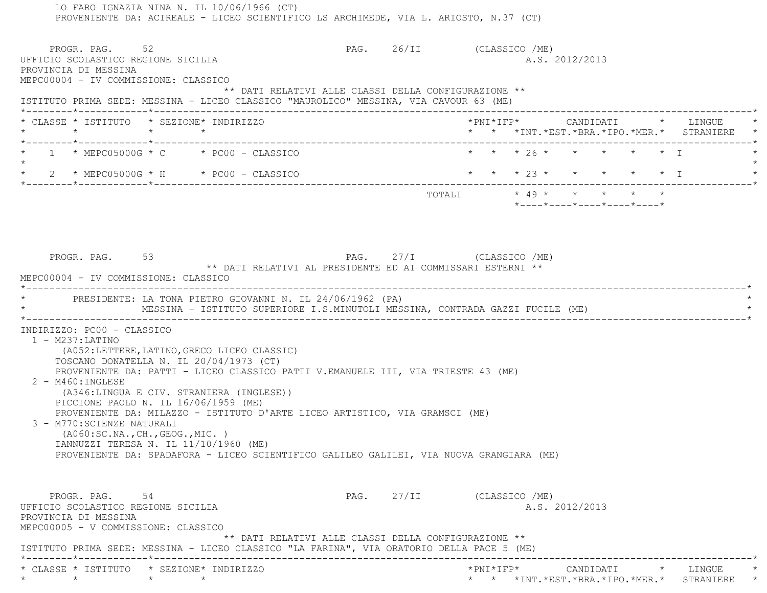LO FARO IGNAZIA NINA N. IL 10/06/1966 (CT)
PROVENIENTE DA: ACIREALE - LICEO SCIENTIFICO LS ARCHIMEDE, VIA L. ARIOSTO, N.37 (CT)

PROGR. PAG. 52 PAG. 26/II (CLASSICO /ME)

UFFICIO SCOLASTICO REGIONE SICILIA A.S. 2012/2013
PROVINCIA DI MESSINA
MEPC00004 - IV COMMISSIONE: CLASSICO

** DATI RELATIVI ALLE CLASSI DELLA CONFIGURAZIONE **

ISTITUTO PRIMA SEDE: MESSINA - LICEO CLASSICO "MAUROLICO" MESSINA, VIA CAVOUR 63 (ME)

| CLASSE | ISTITUTO | SEZIONE | INDIRIZZO | PNI | IFP | CANDIDATI INT. | EST. | BRA. | IPO. | MER. | LINGUE STRANIERE |
|---|---|---|---|---|---|---|---|---|---|---|---|
| 1 | MEPC05000G | C | PC00 - CLASSICO | | | 26 | | | | | I |
| 2 | MEPC05000G | H | PC00 - CLASSICO | | | 23 | | | | | I |
| | | | TOTALI | | | 49 | | | | | |

PROGR. PAG. 53 PAG. 27/I (CLASSICO /ME)

** DATI RELATIVI AL PRESIDENTE ED AI COMMISSARI ESTERNI **

MEPC00004 - IV COMMISSIONE: CLASSICO

PRESIDENTE: LA TONA PIETRO GIOVANNI N. IL 24/06/1962 (PA)
MESSINA - ISTITUTO SUPERIORE I.S.MINUTOLI MESSINA, CONTRADA GAZZI FUCILE (ME)

INDIRIZZO: PC00 - CLASSICO

1 - M237:LATINO
(A052:LETTERE,LATINO,GRECO LICEO CLASSIC)
TOSCANO DONATELLA N. IL 20/04/1973 (CT)
PROVENIENTE DA: PATTI - LICEO CLASSICO PATTI V.EMANUELE III, VIA TRIESTE 43 (ME)

2 - M460:INGLESE
(A346:LINGUA E CIV. STRANIERA (INGLESE))
PICCIONE PAOLO N. IL 16/06/1959 (ME)
PROVENIENTE DA: MILAZZO - ISTITUTO D'ARTE LICEO ARTISTICO, VIA GRAMSCI (ME)

3 - M770:SCIENZE NATURALI
(A060:SC.NA.,CH.,GEOG.,MIC. )
IANNUZZI TERESA N. IL 11/10/1960 (ME)
PROVENIENTE DA: SPADAFORA - LICEO SCIENTIFICO GALILEO GALILEI, VIA NUOVA GRANGIARA (ME)

PROGR. PAG. 54 PAG. 27/II (CLASSICO /ME)

UFFICIO SCOLASTICO REGIONE SICILIA A.S. 2012/2013
PROVINCIA DI MESSINA
MEPC00005 - V COMMISSIONE: CLASSICO

** DATI RELATIVI ALLE CLASSI DELLA CONFIGURAZIONE **

ISTITUTO PRIMA SEDE: MESSINA - LICEO CLASSICO "LA FARINA", VIA ORATORIO DELLA PACE 5 (ME)

| CLASSE | ISTITUTO | SEZIONE | INDIRIZZO | PNI | IFP | CANDIDATI INT. | EST. | BRA. | IPO. | MER. | LINGUE STRANIERE |
|---|---|---|---|---|---|---|---|---|---|---|---|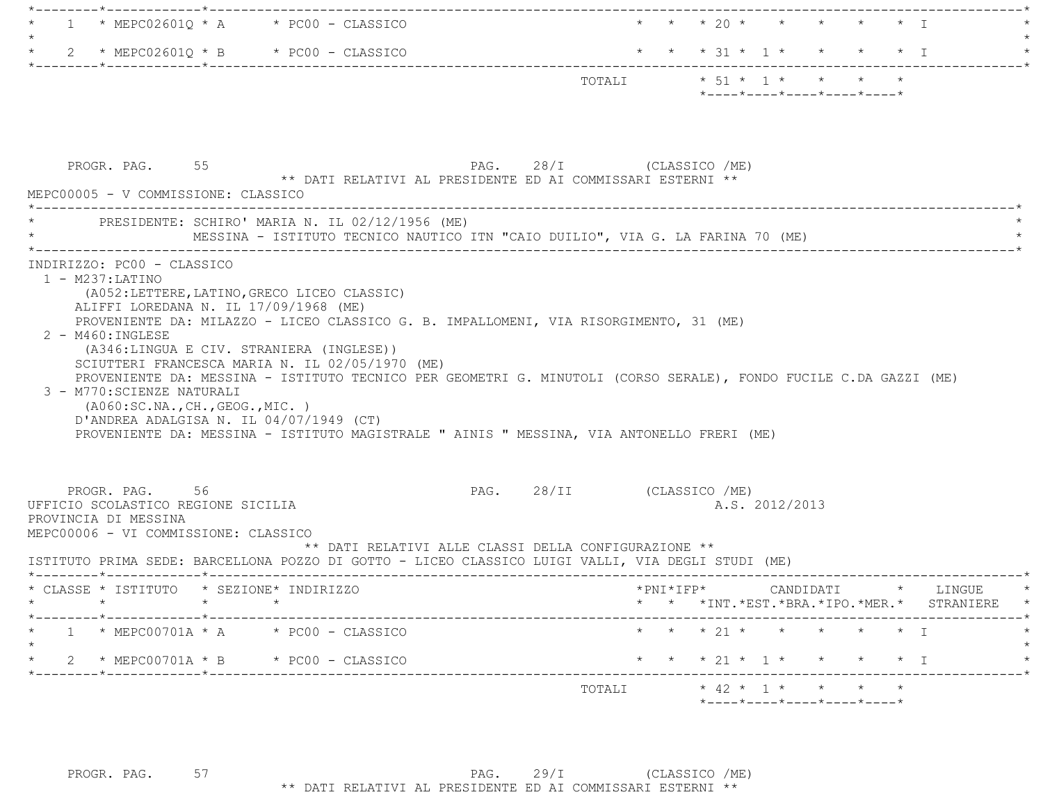| CLASSE | ISTITUTO | SEZIONE | INDIRIZZO | PNI | IFP | INT. | EST. | BRA. | IPO. | MER. | LINGUE STRANIERE |
|---|---|---|---|---|---|---|---|---|---|---|---|
| 1 | MEPC02601Q | A | PC00 - CLASSICO | | | 20 | | | | | I |
| 2 | MEPC02601Q | B | PC00 - CLASSICO | | | 31 | 1 | | | | I |
| | | | TOTALI | | | 51 | 1 | | | | |

PROGR. PAG. 55 PAG. 28/I (CLASSICO /ME)

** DATI RELATIVI AL PRESIDENTE ED AI COMMISSARI ESTERNI **

MEPC00005 - V COMMISSIONE: CLASSICO

PRESIDENTE: SCHIRO' MARIA N. IL 02/12/1956 (ME)
MESSINA - ISTITUTO TECNICO NAUTICO ITN "CAIO DUILIO", VIA G. LA FARINA 70 (ME)

INDIRIZZO: PC00 - CLASSICO

1 - M237:LATINO
(A052:LETTERE,LATINO,GRECO LICEO CLASSIC)
ALIFFI LOREDANA N. IL 17/09/1968 (ME)
PROVENIENTE DA: MILAZZO - LICEO CLASSICO G. B. IMPALLOMENI, VIA RISORGIMENTO, 31 (ME)

2 - M460:INGLESE
(A346:LINGUA E CIV. STRANIERA (INGLESE))
SCIUTTERI FRANCESCA MARIA N. IL 02/05/1970 (ME)
PROVENIENTE DA: MESSINA - ISTITUTO TECNICO PER GEOMETRI G. MINUTOLI (CORSO SERALE), FONDO FUCILE C.DA GAZZI (ME)

3 - M770:SCIENZE NATURALI
(A060:SC.NA.,CH.,GEOG.,MIC. )
D'ANDREA ADALGISA N. IL 04/07/1949 (CT)
PROVENIENTE DA: MESSINA - ISTITUTO MAGISTRALE " AINIS " MESSINA, VIA ANTONELLO FRERI (ME)

PROGR. PAG. 56 PAG. 28/II (CLASSICO /ME)

UFFICIO SCOLASTICO REGIONE SICILIA A.S. 2012/2013

PROVINCIA DI MESSINA

MEPC00006 - VI COMMISSIONE: CLASSICO

** DATI RELATIVI ALLE CLASSI DELLA CONFIGURAZIONE **

ISTITUTO PRIMA SEDE: BARCELLONA POZZO DI GOTTO - LICEO CLASSICO LUIGI VALLI, VIA DEGLI STUDI (ME)

| CLASSE | ISTITUTO | SEZIONE | INDIRIZZO | PNI | IFP | INT. | EST. | BRA. | IPO. | MER. | LINGUE STRANIERE |
|---|---|---|---|---|---|---|---|---|---|---|---|
| 1 | MEPC00701A | A | PC00 - CLASSICO | | | 21 | | | | | I |
| 2 | MEPC00701A | B | PC00 - CLASSICO | | | 21 | 1 | | | | I |
| | | | TOTALI | | | 42 | 1 | | | | |

PROGR. PAG. 57 PAG. 29/I (CLASSICO /ME)

** DATI RELATIVI AL PRESIDENTE ED AI COMMISSARI ESTERNI **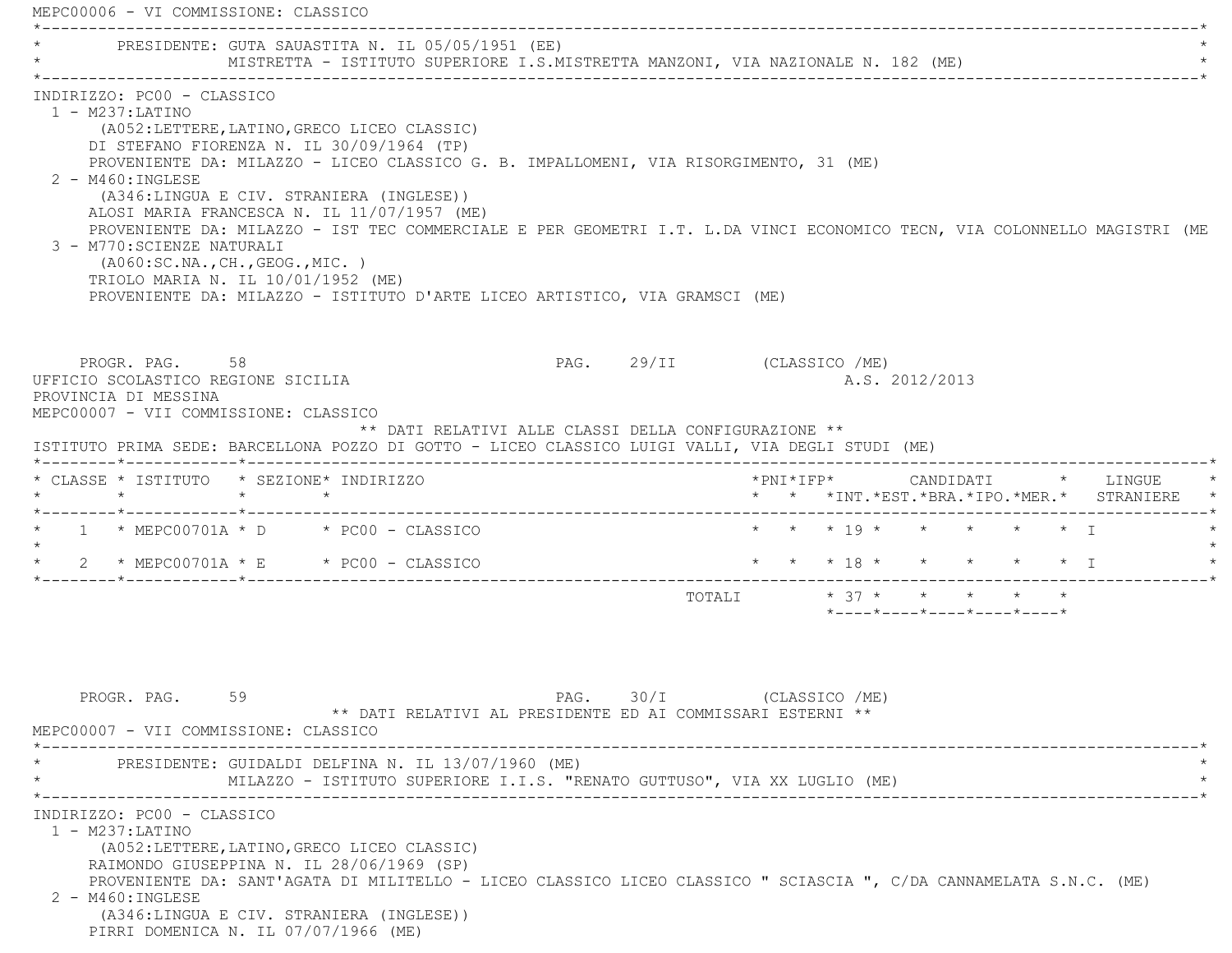MEPC00006 - VI COMMISSIONE: CLASSICO

PRESIDENTE: GUTA SAUASTITA N. IL 05/05/1951 (EE)
MISTRETTA - ISTITUTO SUPERIORE I.S.MISTRETTA MANZONI, VIA NAZIONALE N. 182 (ME)

INDIRIZZO: PC00 - CLASSICO

1 - M237:LATINO
(A052:LETTERE,LATINO,GRECO LICEO CLASSIC)
DI STEFANO FIORENZA N. IL 30/09/1964 (TP)
PROVENIENTE DA: MILAZZO - LICEO CLASSICO G. B. IMPALLOMENI, VIA RISORGIMENTO, 31 (ME)

2 - M460:INGLESE
(A346:LINGUA E CIV. STRANIERA (INGLESE))
ALOSI MARIA FRANCESCA N. IL 11/07/1957 (ME)
PROVENIENTE DA: MILAZZO - IST TEC COMMERCIALE E PER GEOMETRI I.T. L.DA VINCI ECONOMICO TECN, VIA COLONNELLO MAGISTRI (ME

3 - M770:SCIENZE NATURALI
(A060:SC.NA.,CH.,GEOG.,MIC. )
TRIOLO MARIA N. IL 10/01/1952 (ME)
PROVENIENTE DA: MILAZZO - ISTITUTO D'ARTE LICEO ARTISTICO, VIA GRAMSCI (ME)

UFFICIO SCOLASTICO REGIONE SICILIA — A.S. 2012/2013

PROVINCIA DI MESSINA

MEPC00007 - VII COMMISSIONE: CLASSICO

** DATI RELATIVI ALLE CLASSI DELLA CONFIGURAZIONE **

ISTITUTO PRIMA SEDE: BARCELLONA POZZO DI GOTTO - LICEO CLASSICO LUIGI VALLI, VIA DEGLI STUDI (ME)

| CLASSE | ISTITUTO | SEZIONE | INDIRIZZO | PNI | IFP | CANDIDATI INT. | CANDIDATI EST. | CANDIDATI BRA. | CANDIDATI IPO. | CANDIDATI MER. | LINGUE STRANIERE |
|---|---|---|---|---|---|---|---|---|---|---|---|
| 1 | MEPC00701A | D | PC00 - CLASSICO | | | 19 | | | | | I |
| 2 | MEPC00701A | E | PC00 - CLASSICO | | | 18 | | | | | I |
| | | | TOTALI | | | 37 | | | | | |

** DATI RELATIVI AL PRESIDENTE ED AI COMMISSARI ESTERNI **

MEPC00007 - VII COMMISSIONE: CLASSICO

PRESIDENTE: GUIDALDI DELFINA N. IL 13/07/1960 (ME)
MILAZZO - ISTITUTO SUPERIORE I.I.S. "RENATO GUTTUSO", VIA XX LUGLIO (ME)

INDIRIZZO: PC00 - CLASSICO

1 - M237:LATINO
(A052:LETTERE,LATINO,GRECO LICEO CLASSIC)
RAIMONDO GIUSEPPINA N. IL 28/06/1969 (SP)
PROVENIENTE DA: SANT'AGATA DI MILITELLO - LICEO CLASSICO LICEO CLASSICO " SCIASCIA ", C/DA CANNAMELATA S.N.C. (ME)

2 - M460:INGLESE
(A346:LINGUA E CIV. STRANIERA (INGLESE))
PIRRI DOMENICA N. IL 07/07/1966 (ME)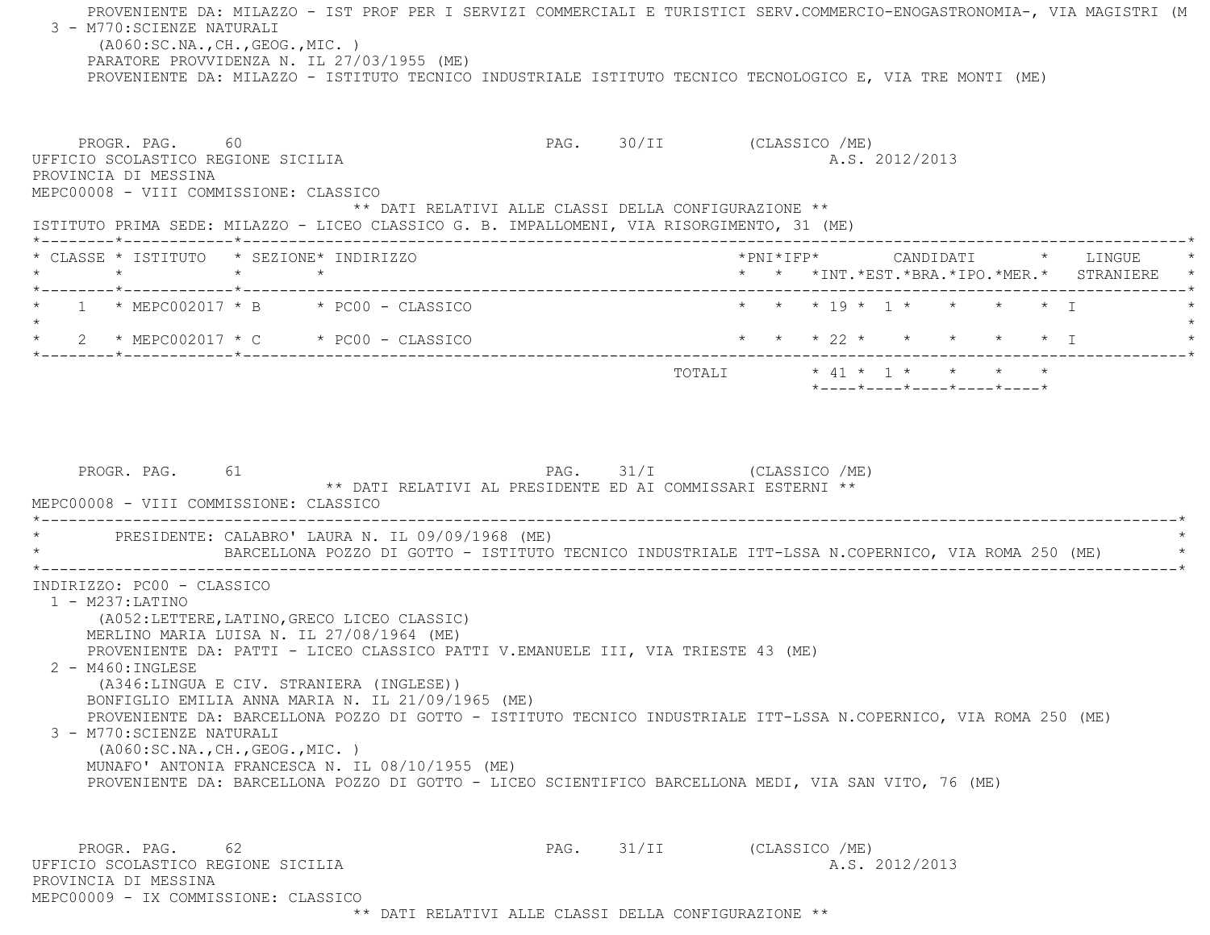PROVENIENTE DA: MILAZZO - IST PROF PER I SERVIZI COMMERCIALI E TURISTICI SERV.COMMERCIO-ENOGASTRONOMIA-, VIA MAGISTRI (M

3 - M770:SCIENZE NATURALI
(A060:SC.NA.,CH.,GEOG.,MIC. )
PARATORE PROVVIDENZA N. IL 27/03/1955 (ME)
PROVENIENTE DA: MILAZZO - ISTITUTO TECNICO INDUSTRIALE ISTITUTO TECNICO TECNOLOGICO E, VIA TRE MONTI (ME)

PROGR. PAG. 60 PAG. 30/II (CLASSICO /ME)

UFFICIO SCOLASTICO REGIONE SICILIA A.S. 2012/2013

PROVINCIA DI MESSINA

MEPC00008 - VIII COMMISSIONE: CLASSICO

** DATI RELATIVI ALLE CLASSI DELLA CONFIGURAZIONE **

ISTITUTO PRIMA SEDE: MILAZZO - LICEO CLASSICO G. B. IMPALLOMENI, VIA RISORGIMENTO, 31 (ME)

| CLASSE | ISTITUTO | SEZIONE | INDIRIZZO | PNI | IFP | CANDIDATI INT. | EST. | BRA. | IPO. | MER. | LINGUE STRANIERE |
|---|---|---|---|---|---|---|---|---|---|---|---|
| 1 | MEPC002017 | B | PC00 - CLASSICO | | | 19 | 1 | | | | I |
| 2 | MEPC002017 | C | PC00 - CLASSICO | | | 22 | | | | | I |
| | | | TOTALI | | | 41 | 1 | | | | |

PROGR. PAG. 61 PAG. 31/I (CLASSICO /ME)

** DATI RELATIVI AL PRESIDENTE ED AI COMMISSARI ESTERNI **

MEPC00008 - VIII COMMISSIONE: CLASSICO

PRESIDENTE: CALABRO' LAURA N. IL 09/09/1968 (ME)
BARCELLONA POZZO DI GOTTO - ISTITUTO TECNICO INDUSTRIALE ITT-LSSA N.COPERNICO, VIA ROMA 250 (ME)

INDIRIZZO: PC00 - CLASSICO

1 - M237:LATINO
(A052:LETTERE,LATINO,GRECO LICEO CLASSIC)
MERLINO MARIA LUISA N. IL 27/08/1964 (ME)
PROVENIENTE DA: PATTI - LICEO CLASSICO PATTI V.EMANUELE III, VIA TRIESTE 43 (ME)

2 - M460:INGLESE
(A346:LINGUA E CIV. STRANIERA (INGLESE))
BONFIGLIO EMILIA ANNA MARIA N. IL 21/09/1965 (ME)
PROVENIENTE DA: BARCELLONA POZZO DI GOTTO - ISTITUTO TECNICO INDUSTRIALE ITT-LSSA N.COPERNICO, VIA ROMA 250 (ME)

3 - M770:SCIENZE NATURALI
(A060:SC.NA.,CH.,GEOG.,MIC. )
MUNAFO' ANTONIA FRANCESCA N. IL 08/10/1955 (ME)
PROVENIENTE DA: BARCELLONA POZZO DI GOTTO - LICEO SCIENTIFICO BARCELLONA MEDI, VIA SAN VITO, 76 (ME)

PROGR. PAG. 62 PAG. 31/II (CLASSICO /ME)

UFFICIO SCOLASTICO REGIONE SICILIA A.S. 2012/2013

PROVINCIA DI MESSINA

MEPC00009 - IX COMMISSIONE: CLASSICO

** DATI RELATIVI ALLE CLASSI DELLA CONFIGURAZIONE **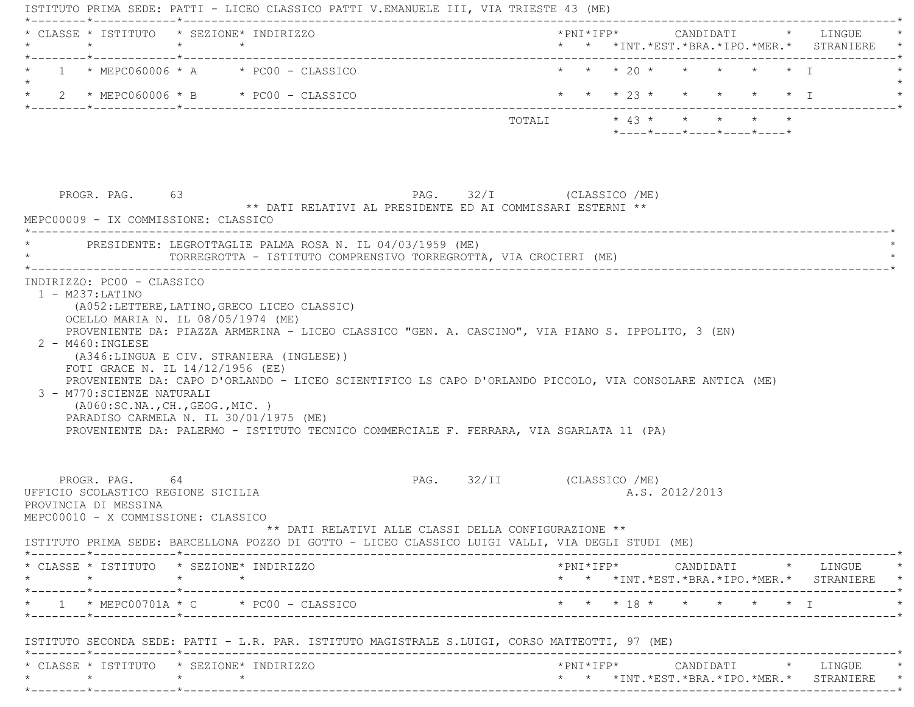ISTITUTO PRIMA SEDE: PATTI - LICEO CLASSICO PATTI V.EMANUELE III, VIA TRIESTE 43 (ME)

| CLASSE | ISTITUTO | SEZIONE | INDIRIZZO | PNI | IFP | INT. | EST. | BRA. | IPO. | MER. | LINGUE STRANIERE |
|---|---|---|---|---|---|---|---|---|---|---|---|
| 1 | MEPC060006 | A | PC00 - CLASSICO | | | 20 | | | | | I |
| 2 | MEPC060006 | B | PC00 - CLASSICO | | | 23 | | | | | I |
| | | | TOTALI | | | 43 | | | | | |

PROGR. PAG. 63 PAG. 32/I (CLASSICO /ME)

** DATI RELATIVI AL PRESIDENTE ED AI COMMISSARI ESTERNI **

MEPC00009 - IX COMMISSIONE: CLASSICO

PRESIDENTE: LEGROTTAGLIE PALMA ROSA N. IL 04/03/1959 (ME)
TORREGROTTA - ISTITUTO COMPRENSIVO TORREGROTTA, VIA CROCIERI (ME)

INDIRIZZO: PC00 - CLASSICO

1 - M237:LATINO
(A052:LETTERE,LATINO,GRECO LICEO CLASSIC)
OCELLO MARIA N. IL 08/05/1974 (ME)
PROVENIENTE DA: PIAZZA ARMERINA - LICEO CLASSICO "GEN. A. CASCINO", VIA PIANO S. IPPOLITO, 3 (EN)

2 - M460:INGLESE
(A346:LINGUA E CIV. STRANIERA (INGLESE))
FOTI GRACE N. IL 14/12/1956 (EE)
PROVENIENTE DA: CAPO D'ORLANDO - LICEO SCIENTIFICO LS CAPO D'ORLANDO PICCOLO, VIA CONSOLARE ANTICA (ME)

3 - M770:SCIENZE NATURALI
(A060:SC.NA.,CH.,GEOG.,MIC. )
PARADISO CARMELA N. IL 30/01/1975 (ME)
PROVENIENTE DA: PALERMO - ISTITUTO TECNICO COMMERCIALE F. FERRARA, VIA SGARLATA 11 (PA)

PROGR. PAG. 64 PAG. 32/II (CLASSICO /ME)

UFFICIO SCOLASTICO REGIONE SICILIA A.S. 2012/2013

PROVINCIA DI MESSINA

MEPC00010 - X COMMISSIONE: CLASSICO

** DATI RELATIVI ALLE CLASSI DELLA CONFIGURAZIONE **

ISTITUTO PRIMA SEDE: BARCELLONA POZZO DI GOTTO - LICEO CLASSICO LUIGI VALLI, VIA DEGLI STUDI (ME)

| CLASSE | ISTITUTO | SEZIONE | INDIRIZZO | PNI | IFP | INT. | EST. | BRA. | IPO. | MER. | LINGUE STRANIERE |
|---|---|---|---|---|---|---|---|---|---|---|---|
| 1 | MEPC00701A | C | PC00 - CLASSICO | | | 18 | | | | | I |

ISTITUTO SECONDA SEDE: PATTI - L.R. PAR. ISTITUTO MAGISTRALE S.LUIGI, CORSO MATTEOTTI, 97 (ME)

| CLASSE | ISTITUTO | SEZIONE | INDIRIZZO | PNI | IFP | INT. | EST. | BRA. | IPO. | MER. | LINGUE STRANIERE |
|---|---|---|---|---|---|---|---|---|---|---|---|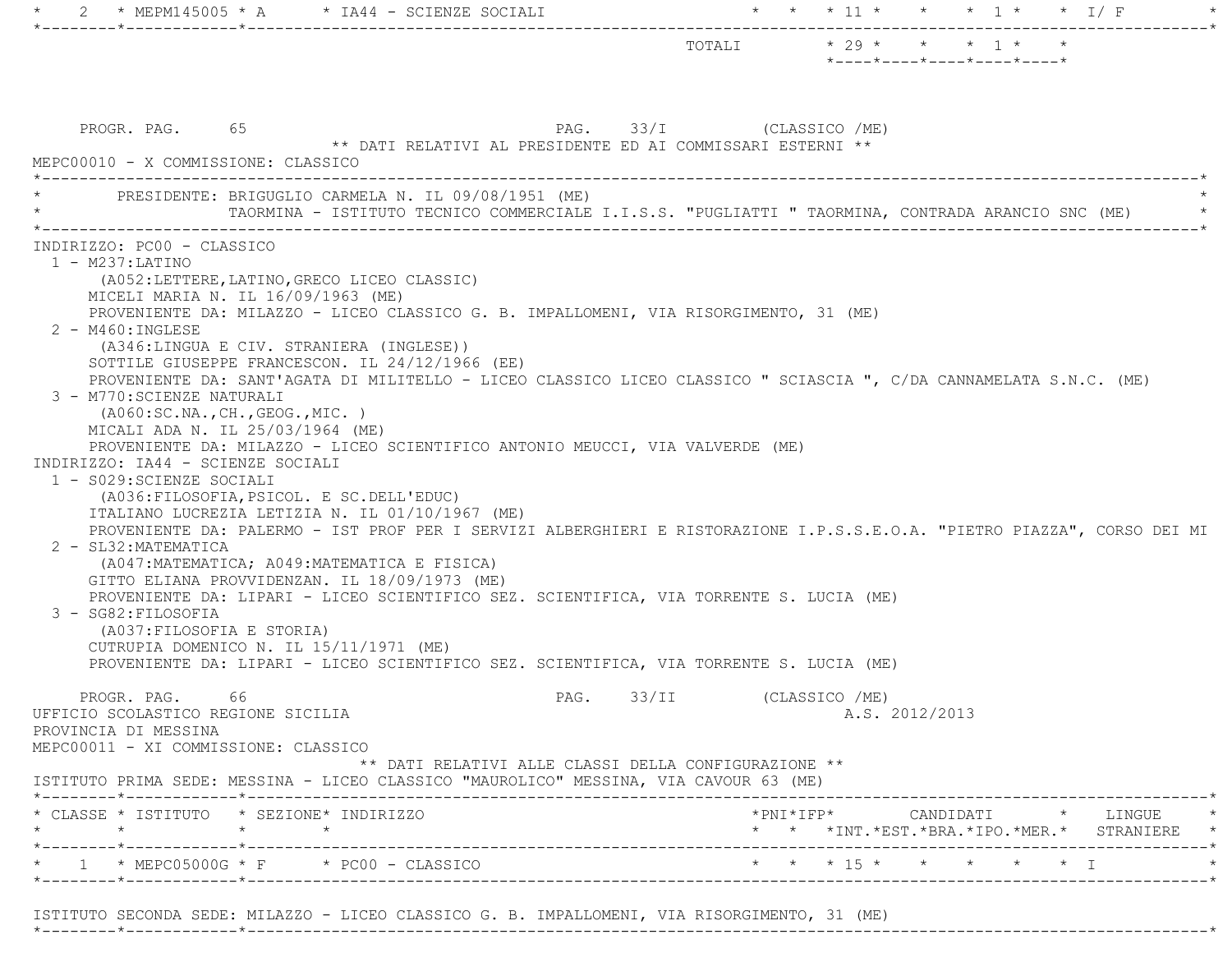| CLASSE | ISTITUTO | SEZIONE | INDIRIZZO | PNI | IFP | INT. | EST. | BRA. | IPO. | MER. | LINGUE STRANIERE |
|---|---|---|---|---|---|---|---|---|---|---|---|
| 2 | MEPM145005 | A | IA44 - SCIENZE SOCIALI | | | 11 | | | 1 | | I/ F |
| | | | TOTALI | | | 29 | | | 1 | | |

PROGR. PAG. 65 PAG. 33/I (CLASSICO /ME)

** DATI RELATIVI AL PRESIDENTE ED AI COMMISSARI ESTERNI **

MEPC00010 - X COMMISSIONE: CLASSICO

PRESIDENTE: BRIGUGLIO CARMELA N. IL 09/08/1951 (ME)
TAORMINA - ISTITUTO TECNICO COMMERCIALE I.I.S.S. "PUGLIATTI " TAORMINA, CONTRADA ARANCIO SNC (ME)

INDIRIZZO: PC00 - CLASSICO

1 - M237:LATINO
(A052:LETTERE,LATINO,GRECO LICEO CLASSIC)
MICELI MARIA N. IL 16/09/1963 (ME)
PROVENIENTE DA: MILAZZO - LICEO CLASSICO G. B. IMPALLOMENI, VIA RISORGIMENTO, 31 (ME)

2 - M460:INGLESE
(A346:LINGUA E CIV. STRANIERA (INGLESE))
SOTTILE GIUSEPPE FRANCESCON. IL 24/12/1966 (EE)
PROVENIENTE DA: SANT'AGATA DI MILITELLO - LICEO CLASSICO LICEO CLASSICO " SCIASCIA ", C/DA CANNAMELATA S.N.C. (ME)

3 - M770:SCIENZE NATURALI
(A060:SC.NA.,CH.,GEOG.,MIC. )
MICALI ADA N. IL 25/03/1964 (ME)
PROVENIENTE DA: MILAZZO - LICEO SCIENTIFICO ANTONIO MEUCCI, VIA VALVERDE (ME)

INDIRIZZO: IA44 - SCIENZE SOCIALI

1 - S029:SCIENZE SOCIALI
(A036:FILOSOFIA,PSICOL. E SC.DELL'EDUC)
ITALIANO LUCREZIA LETIZIA N. IL 01/10/1967 (ME)
PROVENIENTE DA: PALERMO - IST PROF PER I SERVIZI ALBERGHIERI E RISTORAZIONE I.P.S.S.E.O.A. "PIETRO PIAZZA", CORSO DEI MI

2 - SL32:MATEMATICA
(A047:MATEMATICA; A049:MATEMATICA E FISICA)
GITTO ELIANA PROVVIDENZAN. IL 18/09/1973 (ME)
PROVENIENTE DA: LIPARI - LICEO SCIENTIFICO SEZ. SCIENTIFICA, VIA TORRENTE S. LUCIA (ME)

3 - SG82:FILOSOFIA
(A037:FILOSOFIA E STORIA)
CUTRUPIA DOMENICO N. IL 15/11/1971 (ME)
PROVENIENTE DA: LIPARI - LICEO SCIENTIFICO SEZ. SCIENTIFICA, VIA TORRENTE S. LUCIA (ME)

PROGR. PAG. 66 PAG. 33/II (CLASSICO /ME)

UFFICIO SCOLASTICO REGIONE SICILIA A.S. 2012/2013

PROVINCIA DI MESSINA

MEPC00011 - XI COMMISSIONE: CLASSICO

** DATI RELATIVI ALLE CLASSI DELLA CONFIGURAZIONE **

ISTITUTO PRIMA SEDE: MESSINA - LICEO CLASSICO "MAUROLICO" MESSINA, VIA CAVOUR 63 (ME)

| CLASSE | ISTITUTO | SEZIONE | INDIRIZZO | PNI | IFP | INT. | EST. | BRA. | IPO. | MER. | LINGUE STRANIERE |
|---|---|---|---|---|---|---|---|---|---|---|---|
| 1 | MEPC05000G | F | PC00 - CLASSICO | | | 15 | | | | | I |

ISTITUTO SECONDA SEDE: MILAZZO - LICEO CLASSICO G. B. IMPALLOMENI, VIA RISORGIMENTO, 31 (ME)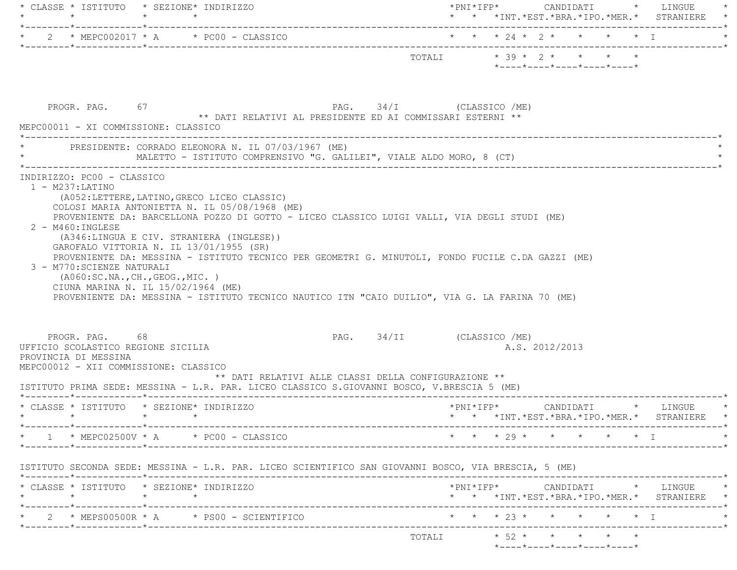| CLASSE | ISTITUTO | SEZIONE | INDIRIZZO | PNI | IFP | INT. | EST. | BRA. | IPO. | MER. | LINGUE STRANIERE |
|---|---|---|---|---|---|---|---|---|---|---|---|
| 2 | MEPC002017 | A | PC00 - CLASSICO | | | 24 | 2 | | | | I |
| | | | TOTALI | | | 39 | 2 | | | | |

PROGR. PAG. 67 PAG. 34/I (CLASSICO /ME)

** DATI RELATIVI AL PRESIDENTE ED AI COMMISSARI ESTERNI **

MEPC00011 - XI COMMISSIONE: CLASSICO

PRESIDENTE: CORRADO ELEONORA N. IL 07/03/1967 (ME)
MALETTO - ISTITUTO COMPRENSIVO "G. GALILEI", VIALE ALDO MORO, 8 (CT)

INDIRIZZO: PC00 - CLASSICO

1 - M237:LATINO
(A052:LETTERE,LATINO,GRECO LICEO CLASSIC)
COLOSI MARIA ANTONIETTA N. IL 05/08/1968 (ME)
PROVENIENTE DA: BARCELLONA POZZO DI GOTTO - LICEO CLASSICO LUIGI VALLI, VIA DEGLI STUDI (ME)

2 - M460:INGLESE
(A346:LINGUA E CIV. STRANIERA (INGLESE))
GAROFALO VITTORIA N. IL 13/01/1955 (SR)
PROVENIENTE DA: MESSINA - ISTITUTO TECNICO PER GEOMETRI G. MINUTOLI, FONDO FUCILE C.DA GAZZI (ME)

3 - M770:SCIENZE NATURALI
(A060:SC.NA.,CH.,GEOG.,MIC. )
CIUNA MARINA N. IL 15/02/1964 (ME)
PROVENIENTE DA: MESSINA - ISTITUTO TECNICO NAUTICO ITN "CAIO DUILIO", VIA G. LA FARINA 70 (ME)

PROGR. PAG. 68 PAG. 34/II (CLASSICO /ME)

UFFICIO SCOLASTICO REGIONE SICILIA A.S. 2012/2013
PROVINCIA DI MESSINA
MEPC00012 - XII COMMISSIONE: CLASSICO

** DATI RELATIVI ALLE CLASSI DELLA CONFIGURAZIONE **

ISTITUTO PRIMA SEDE: MESSINA - L.R. PAR. LICEO CLASSICO S.GIOVANNI BOSCO, V.BRESCIA 5 (ME)

| CLASSE | ISTITUTO | SEZIONE | INDIRIZZO | PNI | IFP | INT. | EST. | BRA. | IPO. | MER. | LINGUE STRANIERE |
|---|---|---|---|---|---|---|---|---|---|---|---|
| 1 | MEPC02500V | A | PC00 - CLASSICO | | | 29 | | | | | I |

ISTITUTO SECONDA SEDE: MESSINA - L.R. PAR. LICEO SCIENTIFICO SAN GIOVANNI BOSCO, VIA BRESCIA, 5 (ME)

| CLASSE | ISTITUTO | SEZIONE | INDIRIZZO | PNI | IFP | INT. | EST. | BRA. | IPO. | MER. | LINGUE STRANIERE |
|---|---|---|---|---|---|---|---|---|---|---|---|
| 2 | MEPS00500R | A | PS00 - SCIENTIFICO | | | 23 | | | | | I |
| | | | TOTALI | | | 52 | | | | | |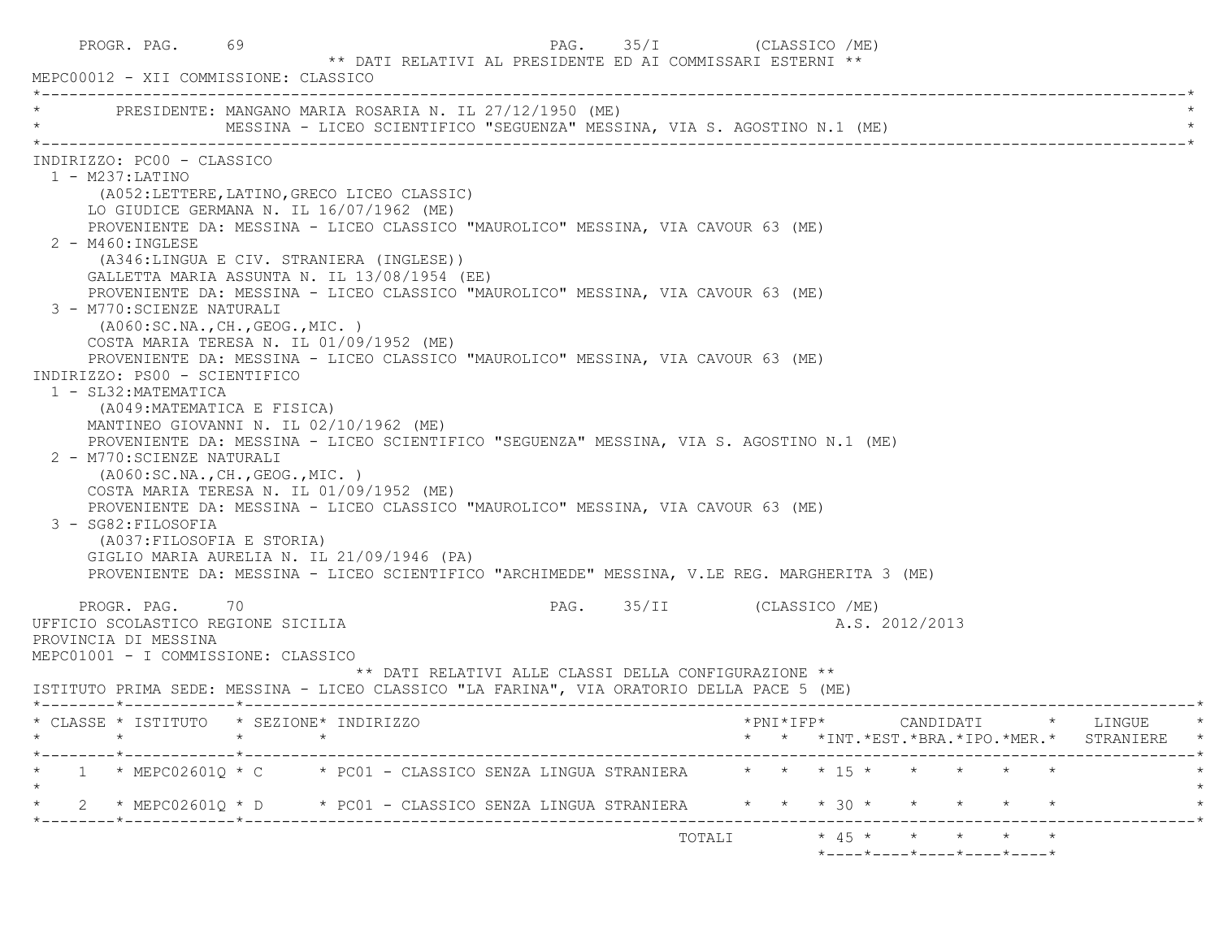** DATI RELATIVI AL PRESIDENTE ED AI COMMISSARI ESTERNI **

MEPC00012 - XII COMMISSIONE: CLASSICO

PRESIDENTE: MANGANO MARIA ROSARIA N. IL 27/12/1950 (ME)
MESSINA - LICEO SCIENTIFICO "SEGUENZA" MESSINA, VIA S. AGOSTINO N.1 (ME)

INDIRIZZO: PC00 - CLASSICO

1 - M237:LATINO
(A052:LETTERE,LATINO,GRECO LICEO CLASSIC)
LO GIUDICE GERMANA N. IL 16/07/1962 (ME)
PROVENIENTE DA: MESSINA - LICEO CLASSICO "MAUROLICO" MESSINA, VIA CAVOUR 63 (ME)

2 - M460:INGLESE
(A346:LINGUA E CIV. STRANIERA (INGLESE))
GALLETTA MARIA ASSUNTA N. IL 13/08/1954 (EE)
PROVENIENTE DA: MESSINA - LICEO CLASSICO "MAUROLICO" MESSINA, VIA CAVOUR 63 (ME)

3 - M770:SCIENZE NATURALI
(A060:SC.NA.,CH.,GEOG.,MIC. )
COSTA MARIA TERESA N. IL 01/09/1952 (ME)
PROVENIENTE DA: MESSINA - LICEO CLASSICO "MAUROLICO" MESSINA, VIA CAVOUR 63 (ME)

INDIRIZZO: PS00 - SCIENTIFICO

1 - SL32:MATEMATICA
(A049:MATEMATICA E FISICA)
MANTINEO GIOVANNI N. IL 02/10/1962 (ME)
PROVENIENTE DA: MESSINA - LICEO SCIENTIFICO "SEGUENZA" MESSINA, VIA S. AGOSTINO N.1 (ME)

2 - M770:SCIENZE NATURALI
(A060:SC.NA.,CH.,GEOG.,MIC. )
COSTA MARIA TERESA N. IL 01/09/1952 (ME)
PROVENIENTE DA: MESSINA - LICEO CLASSICO "MAUROLICO" MESSINA, VIA CAVOUR 63 (ME)

3 - SG82:FILOSOFIA
(A037:FILOSOFIA E STORIA)
GIGLIO MARIA AURELIA N. IL 21/09/1946 (PA)
PROVENIENTE DA: MESSINA - LICEO SCIENTIFICO "ARCHIMEDE" MESSINA, V.LE REG. MARGHERITA 3 (ME)

UFFICIO SCOLASTICO REGIONE SICILIA — A.S. 2012/2013

PROVINCIA DI MESSINA

MEPC01001 - I COMMISSIONE: CLASSICO

** DATI RELATIVI ALLE CLASSI DELLA CONFIGURAZIONE **

ISTITUTO PRIMA SEDE: MESSINA - LICEO CLASSICO "LA FARINA", VIA ORATORIO DELLA PACE 5 (ME)

| CLASSE | ISTITUTO | SEZIONE | INDIRIZZO | PNI | IFP | CANDIDATI INT. | CANDIDATI EST. | CANDIDATI BRA. | CANDIDATI IPO. | CANDIDATI MER. | LINGUE STRANIERE |
|---|---|---|---|---|---|---|---|---|---|---|---|
| 1 | MEPC02601Q | C | PC01 - CLASSICO SENZA LINGUA STRANIERA | | | 15 | | | | | |
| 2 | MEPC02601Q | D | PC01 - CLASSICO SENZA LINGUA STRANIERA | | | 30 | | | | | |
| | | | TOTALI | | | 45 | | | | | |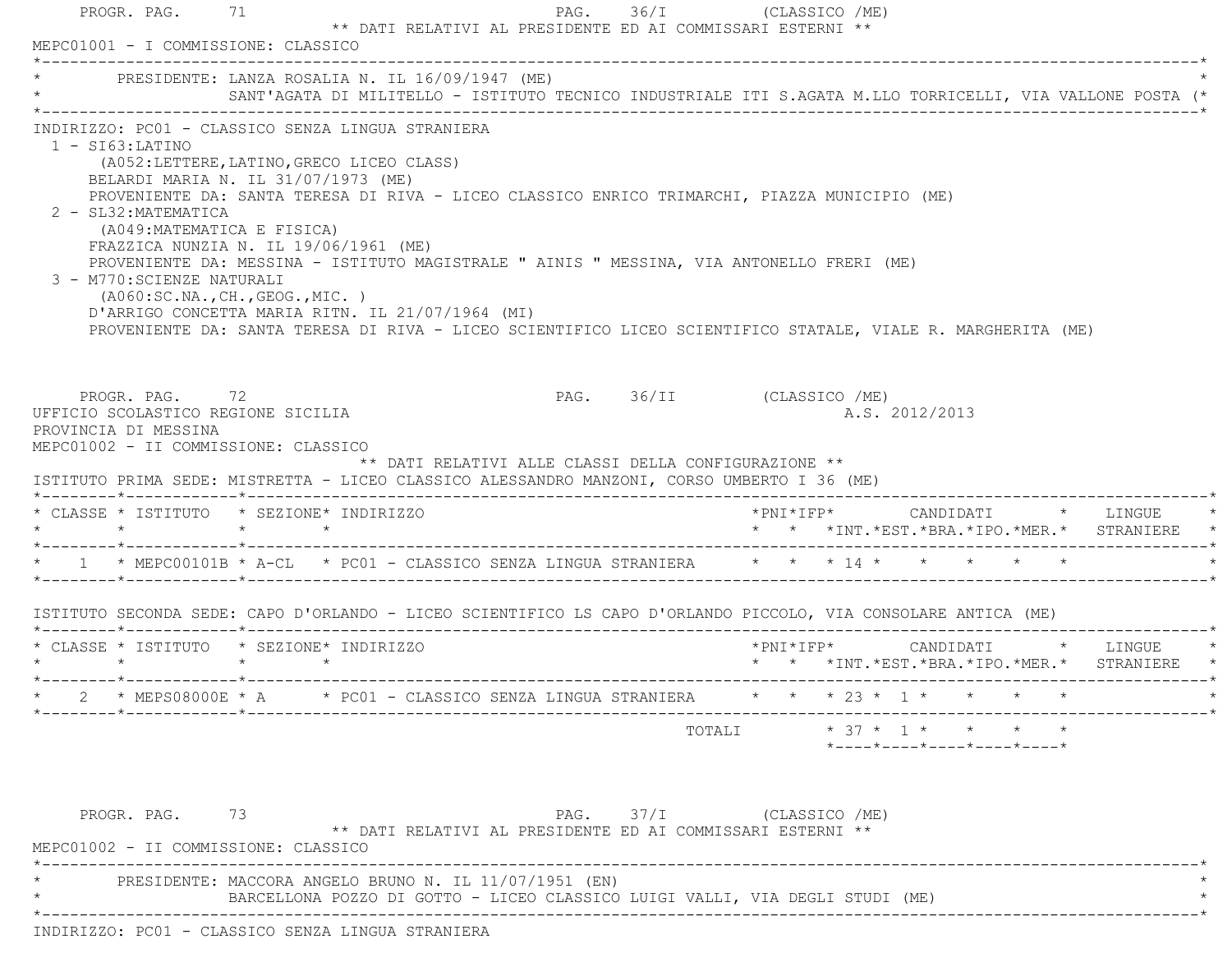** DATI RELATIVI AL PRESIDENTE ED AI COMMISSARI ESTERNI **

MEPC01001 - I COMMISSIONE: CLASSICO

PRESIDENTE: LANZA ROSALIA N. IL 16/09/1947 (ME)
SANT'AGATA DI MILITELLO - ISTITUTO TECNICO INDUSTRIALE ITI S.AGATA M.LLO TORRICELLI, VIA VALLONE POSTA (

INDIRIZZO: PC01 - CLASSICO SENZA LINGUA STRANIERA

1 - SI63:LATINO
(A052:LETTERE,LATINO,GRECO LICEO CLASS)
BELARDI MARIA N. IL 31/07/1973 (ME)
PROVENIENTE DA: SANTA TERESA DI RIVA - LICEO CLASSICO ENRICO TRIMARCHI, PIAZZA MUNICIPIO (ME)

2 - SL32:MATEMATICA
(A049:MATEMATICA E FISICA)
FRAZZICA NUNZIA N. IL 19/06/1961 (ME)
PROVENIENTE DA: MESSINA - ISTITUTO MAGISTRALE " AINIS " MESSINA, VIA ANTONELLO FRERI (ME)

3 - M770:SCIENZE NATURALI
(A060:SC.NA.,CH.,GEOG.,MIC. )
D'ARRIGO CONCETTA MARIA RITN. IL 21/07/1964 (MI)
PROVENIENTE DA: SANTA TERESA DI RIVA - LICEO SCIENTIFICO LICEO SCIENTIFICO STATALE, VIALE R. MARGHERITA (ME)

UFFICIO SCOLASTICO REGIONE SICILIA A.S. 2012/2013
PROVINCIA DI MESSINA

MEPC01002 - II COMMISSIONE: CLASSICO

** DATI RELATIVI ALLE CLASSI DELLA CONFIGURAZIONE **

ISTITUTO PRIMA SEDE: MISTRETTA - LICEO CLASSICO ALESSANDRO MANZONI, CORSO UMBERTO I 36 (ME)

| CLASSE | ISTITUTO | SEZIONE | INDIRIZZO | PNI | IFP | CANDIDATI INT. | EST. | BRA. | IPO. | MER. | LINGUE STRANIERE |
|---|---|---|---|---|---|---|---|---|---|---|---|
| 1 | MEPC00101B | A-CL | PC01 - CLASSICO SENZA LINGUA STRANIERA | | | 14 | | | | | |

ISTITUTO SECONDA SEDE: CAPO D'ORLANDO - LICEO SCIENTIFICO LS CAPO D'ORLANDO PICCOLO, VIA CONSOLARE ANTICA (ME)

| CLASSE | ISTITUTO | SEZIONE | INDIRIZZO | PNI | IFP | CANDIDATI INT. | EST. | BRA. | IPO. | MER. | LINGUE STRANIERE |
|---|---|---|---|---|---|---|---|---|---|---|---|
| 2 | MEPS08000E | A | PC01 - CLASSICO SENZA LINGUA STRANIERA | | | 23 | 1 | | | | |
| | | | TOTALI | | | 37 | 1 | | | | |

** DATI RELATIVI AL PRESIDENTE ED AI COMMISSARI ESTERNI **

MEPC01002 - II COMMISSIONE: CLASSICO

PRESIDENTE: MACCORA ANGELO BRUNO N. IL 11/07/1951 (EN)
BARCELLONA POZZO DI GOTTO - LICEO CLASSICO LUIGI VALLI, VIA DEGLI STUDI (ME)

INDIRIZZO: PC01 - CLASSICO SENZA LINGUA STRANIERA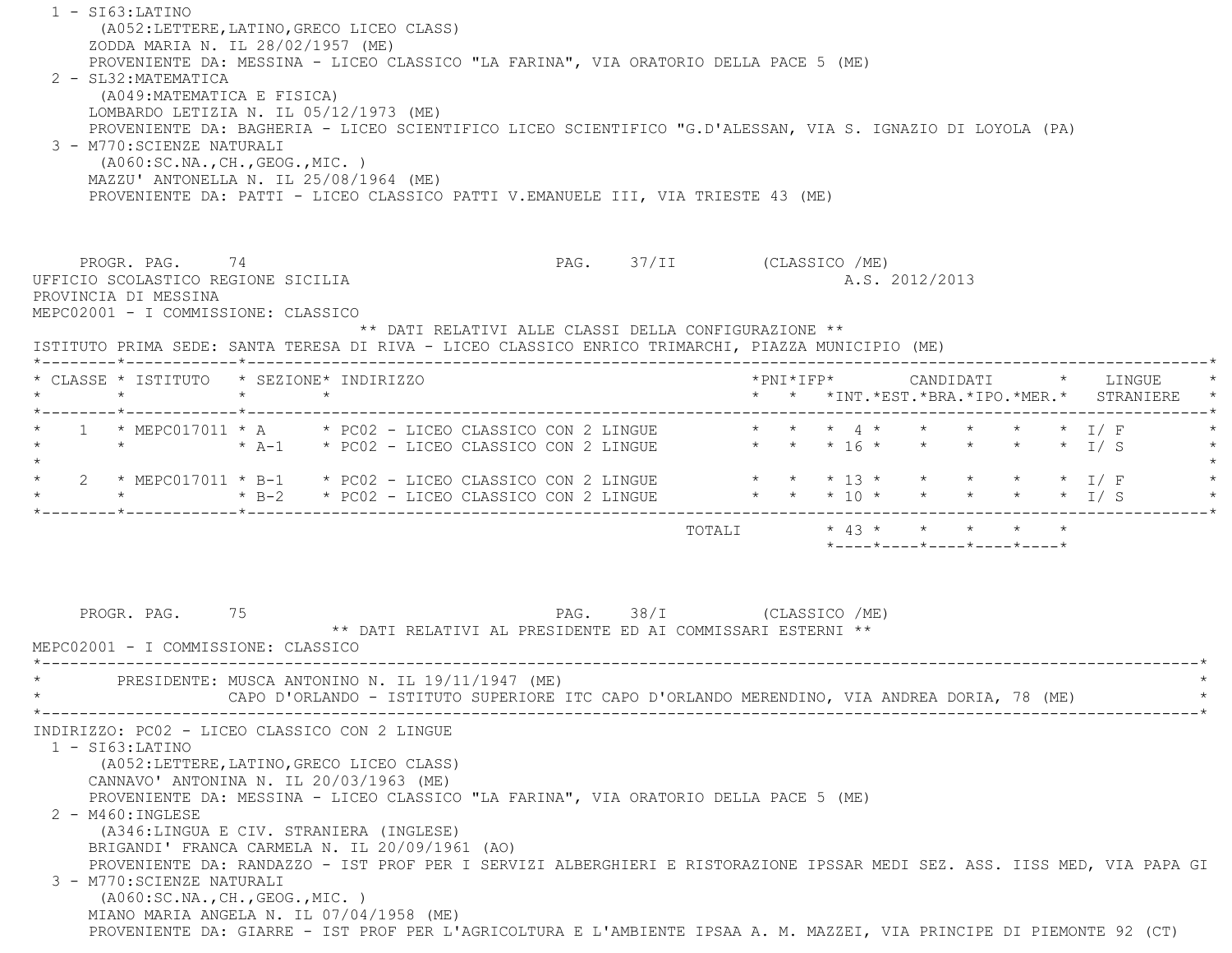1 - SI63:LATINO
(A052:LETTERE,LATINO,GRECO LICEO CLASS)
ZODDA MARIA N. IL 28/02/1957 (ME)
PROVENIENTE DA: MESSINA - LICEO CLASSICO "LA FARINA", VIA ORATORIO DELLA PACE 5 (ME)

2 - SL32:MATEMATICA
(A049:MATEMATICA E FISICA)
LOMBARDO LETIZIA N. IL 05/12/1973 (ME)
PROVENIENTE DA: BAGHERIA - LICEO SCIENTIFICO LICEO SCIENTIFICO "G.D'ALESSAN, VIA S. IGNAZIO DI LOYOLA (PA)

3 - M770:SCIENZE NATURALI
(A060:SC.NA.,CH.,GEOG.,MIC. )
MAZZU' ANTONELLA N. IL 25/08/1964 (ME)
PROVENIENTE DA: PATTI - LICEO CLASSICO PATTI V.EMANUELE III, VIA TRIESTE 43 (ME)

PROGR. PAG. 74 PAG. 37/II (CLASSICO /ME)

UFFICIO SCOLASTICO REGIONE SICILIA A.S. 2012/2013
PROVINCIA DI MESSINA
MEPC02001 - I COMMISSIONE: CLASSICO

** DATI RELATIVI ALLE CLASSI DELLA CONFIGURAZIONE **

ISTITUTO PRIMA SEDE: SANTA TERESA DI RIVA - LICEO CLASSICO ENRICO TRIMARCHI, PIAZZA MUNICIPIO (ME)

| CLASSE | ISTITUTO | SEZIONE | INDIRIZZO | PNI | IFP | CANDIDATI INT. | EST. | BRA. | IPO. | MER. | LINGUE STRANIERE |
|---|---|---|---|---|---|---|---|---|---|---|---|
| 1 | MEPC017011 | A | PC02 - LICEO CLASSICO CON 2 LINGUE | | | 4 | | | | | I/ F |
| | | A-1 | PC02 - LICEO CLASSICO CON 2 LINGUE | | | 16 | | | | | I/ S |
| 2 | MEPC017011 | B-1 | PC02 - LICEO CLASSICO CON 2 LINGUE | | | 13 | | | | | I/ F |
| | | B-2 | PC02 - LICEO CLASSICO CON 2 LINGUE | | | 10 | | | | | I/ S |
| | | | TOTALI | | | 43 | | | | | |

PROGR. PAG. 75 PAG. 38/I (CLASSICO /ME)

** DATI RELATIVI AL PRESIDENTE ED AI COMMISSARI ESTERNI **

MEPC02001 - I COMMISSIONE: CLASSICO

PRESIDENTE: MUSCA ANTONINO N. IL 19/11/1947 (ME)
CAPO D'ORLANDO - ISTITUTO SUPERIORE ITC CAPO D'ORLANDO MERENDINO, VIA ANDREA DORIA, 78 (ME)

INDIRIZZO: PC02 - LICEO CLASSICO CON 2 LINGUE

1 - SI63:LATINO
(A052:LETTERE,LATINO,GRECO LICEO CLASS)
CANNAVO' ANTONINA N. IL 20/03/1963 (ME)
PROVENIENTE DA: MESSINA - LICEO CLASSICO "LA FARINA", VIA ORATORIO DELLA PACE 5 (ME)

2 - M460:INGLESE
(A346:LINGUA E CIV. STRANIERA (INGLESE)
BRIGANDI' FRANCA CARMELA N. IL 20/09/1961 (AO)
PROVENIENTE DA: RANDAZZO - IST PROF PER I SERVIZI ALBERGHIERI E RISTORAZIONE IPSSAR MEDI SEZ. ASS. IISS MED, VIA PAPA GI

3 - M770:SCIENZE NATURALI
(A060:SC.NA.,CH.,GEOG.,MIC. )
MIANO MARIA ANGELA N. IL 07/04/1958 (ME)
PROVENIENTE DA: GIARRE - IST PROF PER L'AGRICOLTURA E L'AMBIENTE IPSAA A. M. MAZZEI, VIA PRINCIPE DI PIEMONTE 92 (CT)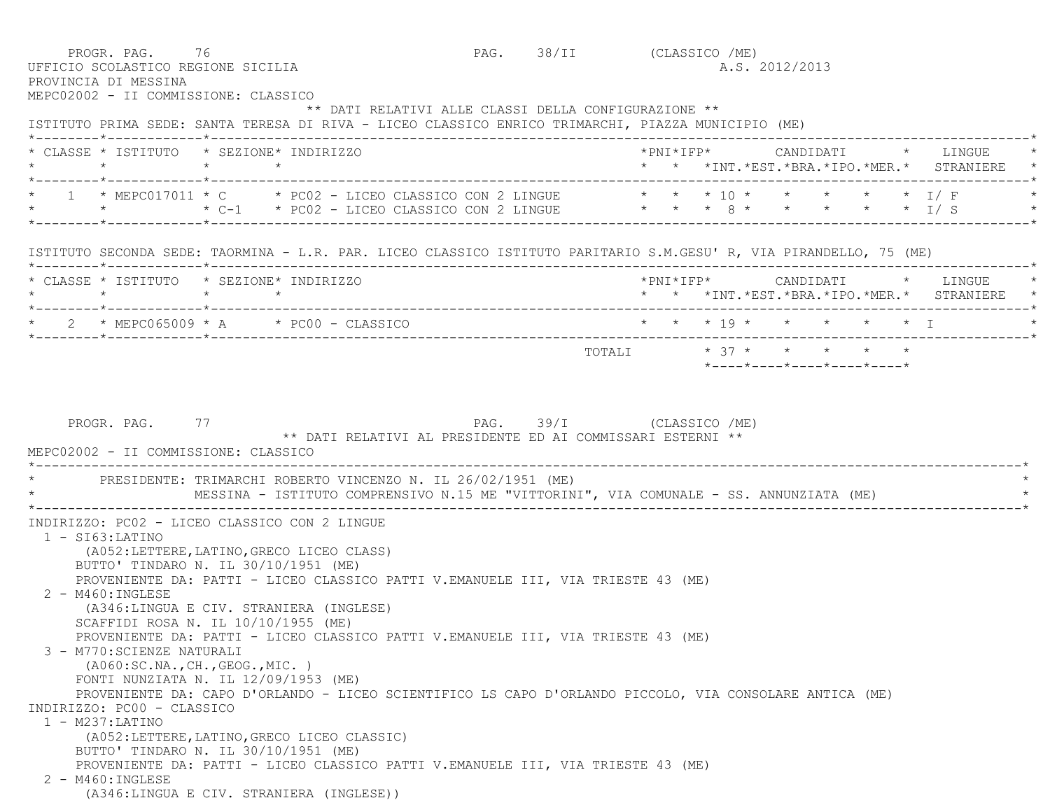PROGR. PAG. 76 PAG. 38/II (CLASSICO /ME)

UFFICIO SCOLASTICO REGIONE SICILIA A.S. 2012/2013

PROVINCIA DI MESSINA

MEPC02002 - II COMMISSIONE: CLASSICO

** DATI RELATIVI ALLE CLASSI DELLA CONFIGURAZIONE **

ISTITUTO PRIMA SEDE: SANTA TERESA DI RIVA - LICEO CLASSICO ENRICO TRIMARCHI, PIAZZA MUNICIPIO (ME)

| CLASSE | ISTITUTO | SEZIONE | INDIRIZZO | PNI | IFP | CANDIDATI INT. | EST. | BRA. | IPO. | MER. | LINGUE STRANIERE |
|---|---|---|---|---|---|---|---|---|---|---|---|
| 1 | MEPC017011 | C | PC02 - LICEO CLASSICO CON 2 LINGUE | | | 10 | | | | | I/ F |
| | | C-1 | PC02 - LICEO CLASSICO CON 2 LINGUE | | | 8 | | | | | I/ S |

ISTITUTO SECONDA SEDE: TAORMINA - L.R. PAR. LICEO CLASSICO ISTITUTO PARITARIO S.M.GESU' R, VIA PIRANDELLO, 75 (ME)

| CLASSE | ISTITUTO | SEZIONE | INDIRIZZO | PNI | IFP | CANDIDATI INT. | EST. | BRA. | IPO. | MER. | LINGUE STRANIERE |
|---|---|---|---|---|---|---|---|---|---|---|---|
| 2 | MEPC065009 | A | PC00 - CLASSICO | | | 19 | | | | | I |
| | | | TOTALI | | | 37 | | | | | |

PROGR. PAG. 77 PAG. 39/I (CLASSICO /ME)

** DATI RELATIVI AL PRESIDENTE ED AI COMMISSARI ESTERNI **

MEPC02002 - II COMMISSIONE: CLASSICO

PRESIDENTE: TRIMARCHI ROBERTO VINCENZO N. IL 26/02/1951 (ME)
MESSINA - ISTITUTO COMPRENSIVO N.15 ME "VITTORINI", VIA COMUNALE - SS. ANNUNZIATA (ME)

INDIRIZZO: PC02 - LICEO CLASSICO CON 2 LINGUE

1 - SI63:LATINO
(A052:LETTERE,LATINO,GRECO LICEO CLASS)
BUTTO' TINDARO N. IL 30/10/1951 (ME)
PROVENIENTE DA: PATTI - LICEO CLASSICO PATTI V.EMANUELE III, VIA TRIESTE 43 (ME)

2 - M460:INGLESE
(A346:LINGUA E CIV. STRANIERA (INGLESE)
SCAFFIDI ROSA N. IL 10/10/1955 (ME)
PROVENIENTE DA: PATTI - LICEO CLASSICO PATTI V.EMANUELE III, VIA TRIESTE 43 (ME)

3 - M770:SCIENZE NATURALI
(A060:SC.NA.,CH.,GEOG.,MIC. )
FONTI NUNZIATA N. IL 12/09/1953 (ME)
PROVENIENTE DA: CAPO D'ORLANDO - LICEO SCIENTIFICO LS CAPO D'ORLANDO PICCOLO, VIA CONSOLARE ANTICA (ME)

INDIRIZZO: PC00 - CLASSICO

1 - M237:LATINO
(A052:LETTERE,LATINO,GRECO LICEO CLASSIC)
BUTTO' TINDARO N. IL 30/10/1951 (ME)
PROVENIENTE DA: PATTI - LICEO CLASSICO PATTI V.EMANUELE III, VIA TRIESTE 43 (ME)

2 - M460:INGLESE
(A346:LINGUA E CIV. STRANIERA (INGLESE))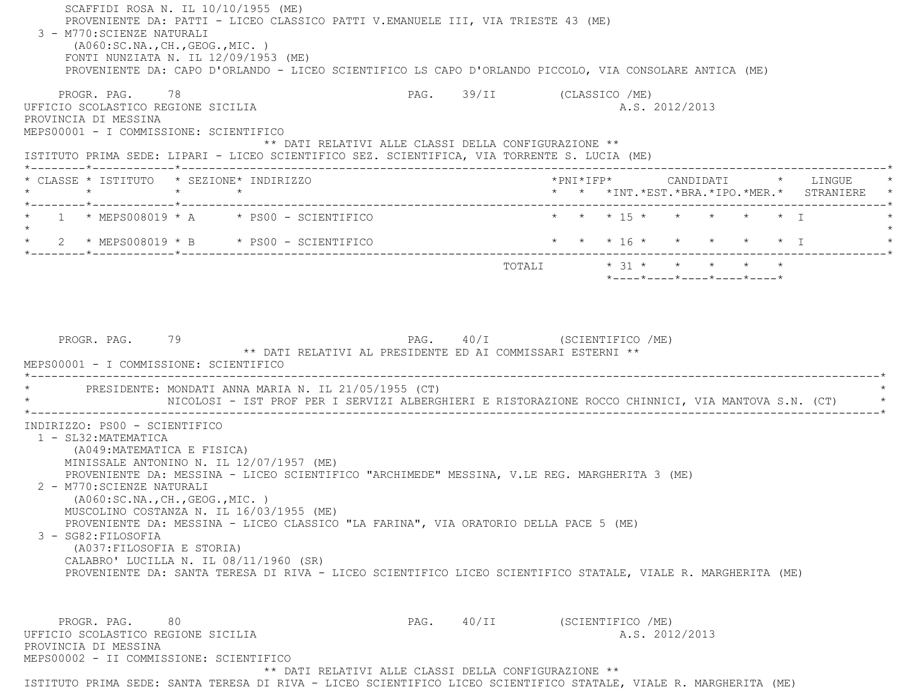SCAFFIDI ROSA N. IL 10/10/1955 (ME)
PROVENIENTE DA: PATTI - LICEO CLASSICO PATTI V.EMANUELE III, VIA TRIESTE 43 (ME)

3 - M770:SCIENZE NATURALI
(A060:SC.NA.,CH.,GEOG.,MIC. )
FONTI NUNZIATA N. IL 12/09/1953 (ME)
PROVENIENTE DA: CAPO D'ORLANDO - LICEO SCIENTIFICO LS CAPO D'ORLANDO PICCOLO, VIA CONSOLARE ANTICA (ME)

PROGR. PAG. 78 PAG. 39/II (CLASSICO /ME)

UFFICIO SCOLASTICO REGIONE SICILIA A.S. 2012/2013
PROVINCIA DI MESSINA
MEPS00001 - I COMMISSIONE: SCIENTIFICO

** DATI RELATIVI ALLE CLASSI DELLA CONFIGURAZIONE **

ISTITUTO PRIMA SEDE: LIPARI - LICEO SCIENTIFICO SEZ. SCIENTIFICA, VIA TORRENTE S. LUCIA (ME)

| CLASSE | ISTITUTO | SEZIONE | INDIRIZZO | PNI | IFP | CANDIDATI INT. | EST. | BRA. | IPO. | MER. | LINGUE STRANIERE |
|---|---|---|---|---|---|---|---|---|---|---|---|
| 1 | MEPS008019 | A | PS00 - SCIENTIFICO | | | 15 | | | | | I |
| 2 | MEPS008019 | B | PS00 - SCIENTIFICO | | | 16 | | | | | I |
| | | | TOTALI | | | 31 | | | | | |

PROGR. PAG. 79 PAG. 40/I (SCIENTIFICO /ME)

** DATI RELATIVI AL PRESIDENTE ED AI COMMISSARI ESTERNI **

MEPS00001 - I COMMISSIONE: SCIENTIFICO

PRESIDENTE: MONDATI ANNA MARIA N. IL 21/05/1955 (CT)
NICOLOSI - IST PROF PER I SERVIZI ALBERGHIERI E RISTORAZIONE ROCCO CHINNICI, VIA MANTOVA S.N. (CT)

INDIRIZZO: PS00 - SCIENTIFICO

1 - SL32:MATEMATICA
(A049:MATEMATICA E FISICA)
MINISSALE ANTONINO N. IL 12/07/1957 (ME)
PROVENIENTE DA: MESSINA - LICEO SCIENTIFICO "ARCHIMEDE" MESSINA, V.LE REG. MARGHERITA 3 (ME)

2 - M770:SCIENZE NATURALI
(A060:SC.NA.,CH.,GEOG.,MIC. )
MUSCOLINO COSTANZA N. IL 16/03/1955 (ME)
PROVENIENTE DA: MESSINA - LICEO CLASSICO "LA FARINA", VIA ORATORIO DELLA PACE 5 (ME)

3 - SG82:FILOSOFIA
(A037:FILOSOFIA E STORIA)
CALABRO' LUCILLA N. IL 08/11/1960 (SR)
PROVENIENTE DA: SANTA TERESA DI RIVA - LICEO SCIENTIFICO LICEO SCIENTIFICO STATALE, VIALE R. MARGHERITA (ME)

PROGR. PAG. 80 PAG. 40/II (SCIENTIFICO /ME)

UFFICIO SCOLASTICO REGIONE SICILIA A.S. 2012/2013
PROVINCIA DI MESSINA
MEPS00002 - II COMMISSIONE: SCIENTIFICO

** DATI RELATIVI ALLE CLASSI DELLA CONFIGURAZIONE **

ISTITUTO PRIMA SEDE: SANTA TERESA DI RIVA - LICEO SCIENTIFICO LICEO SCIENTIFICO STATALE, VIALE R. MARGHERITA (ME)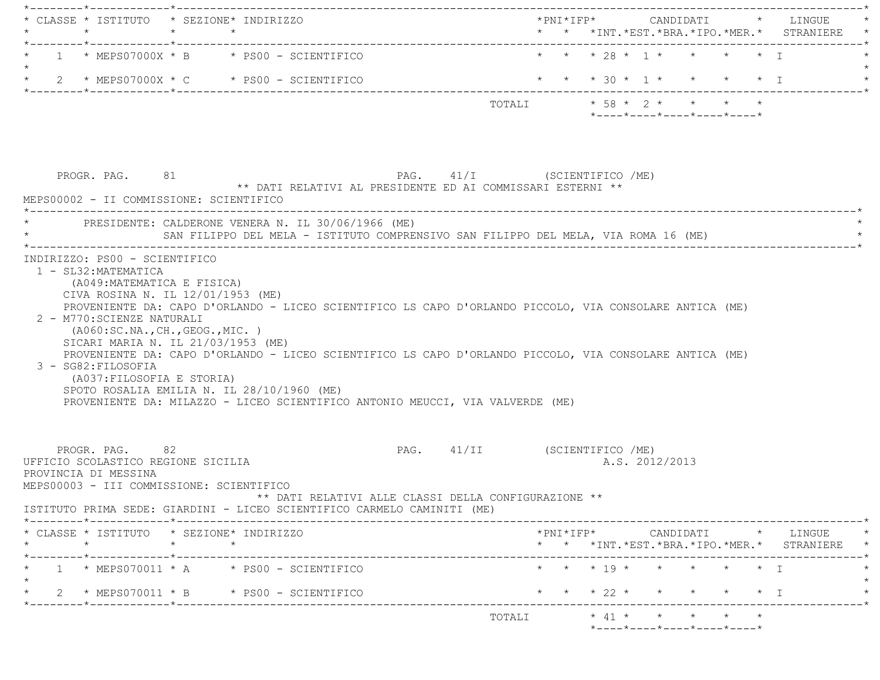| CLASSE | ISTITUTO | SEZIONE | INDIRIZZO | PNI | IFP | CANDIDATI INT. | EST. | BRA. | IPO. | MER. | LINGUE STRANIERE |
|---|---|---|---|---|---|---|---|---|---|---|---|
| 1 | MEPS07000X | B | PS00 - SCIENTIFICO | | | 28 | 1 | | | | I |
| 2 | MEPS07000X | C | PS00 - SCIENTIFICO | | | 30 | 1 | | | | I |
| | | | TOTALI | | | 58 | 2 | | | | |

PROGR. PAG. 81 PAG. 41/I (SCIENTIFICO /ME)

** DATI RELATIVI AL PRESIDENTE ED AI COMMISSARI ESTERNI **

MEPS00002 - II COMMISSIONE: SCIENTIFICO

PRESIDENTE: CALDERONE VENERA N. IL 30/06/1966 (ME)
SAN FILIPPO DEL MELA - ISTITUTO COMPRENSIVO SAN FILIPPO DEL MELA, VIA ROMA 16 (ME)

INDIRIZZO: PS00 - SCIENTIFICO

1 - SL32:MATEMATICA
 (A049:MATEMATICA E FISICA)
 CIVA ROSINA N. IL 12/01/1953 (ME)
 PROVENIENTE DA: CAPO D'ORLANDO - LICEO SCIENTIFICO LS CAPO D'ORLANDO PICCOLO, VIA CONSOLARE ANTICA (ME)

2 - M770:SCIENZE NATURALI
 (A060:SC.NA.,CH.,GEOG.,MIC. )
 SICARI MARIA N. IL 21/03/1953 (ME)
 PROVENIENTE DA: CAPO D'ORLANDO - LICEO SCIENTIFICO LS CAPO D'ORLANDO PICCOLO, VIA CONSOLARE ANTICA (ME)

3 - SG82:FILOSOFIA
 (A037:FILOSOFIA E STORIA)
 SPOTO ROSALIA EMILIA N. IL 28/10/1960 (ME)
 PROVENIENTE DA: MILAZZO - LICEO SCIENTIFICO ANTONIO MEUCCI, VIA VALVERDE (ME)

PROGR. PAG. 82 PAG. 41/II (SCIENTIFICO /ME)

UFFICIO SCOLASTICO REGIONE SICILIA A.S. 2012/2013

PROVINCIA DI MESSINA

MEPS00003 - III COMMISSIONE: SCIENTIFICO

** DATI RELATIVI ALLE CLASSI DELLA CONFIGURAZIONE **

ISTITUTO PRIMA SEDE: GIARDINI - LICEO SCIENTIFICO CARMELO CAMINITI (ME)

| CLASSE | ISTITUTO | SEZIONE | INDIRIZZO | PNI | IFP | CANDIDATI INT. | EST. | BRA. | IPO. | MER. | LINGUE STRANIERE |
|---|---|---|---|---|---|---|---|---|---|---|---|
| 1 | MEPS070011 | A | PS00 - SCIENTIFICO | | | 19 | | | | | I |
| 2 | MEPS070011 | B | PS00 - SCIENTIFICO | | | 22 | | | | | I |
| | | | TOTALI | | | 41 | | | | | |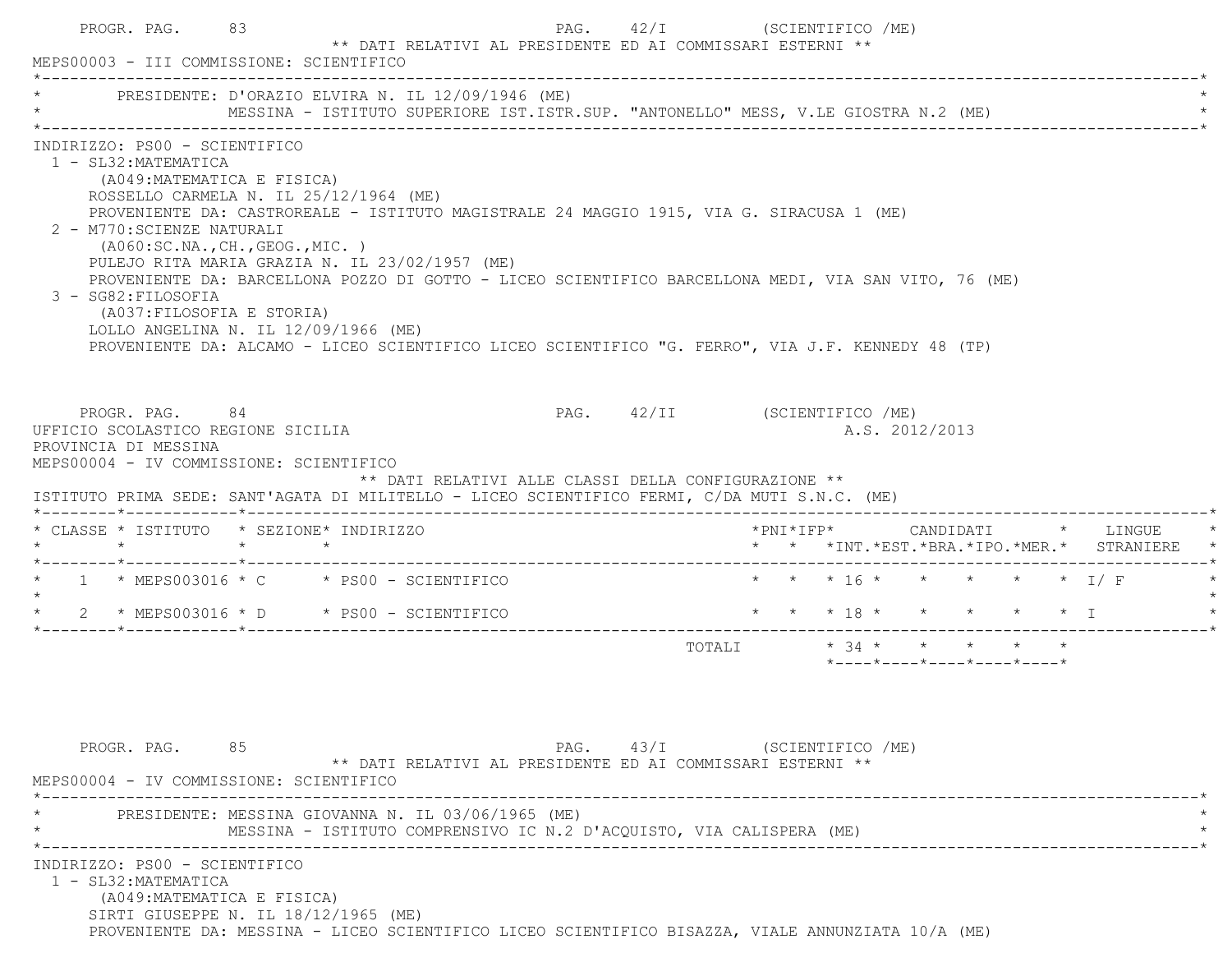PROGR. PAG. 83 PAG. 42/I (SCIENTIFICO /ME)

** DATI RELATIVI AL PRESIDENTE ED AI COMMISSARI ESTERNI **

MEPS00003 - III COMMISSIONE: SCIENTIFICO

PRESIDENTE: D'ORAZIO ELVIRA N. IL 12/09/1946 (ME)
MESSINA - ISTITUTO SUPERIORE IST.ISTR.SUP. "ANTONELLO" MESS, V.LE GIOSTRA N.2 (ME)

INDIRIZZO: PS00 - SCIENTIFICO

1 - SL32:MATEMATICA
(A049:MATEMATICA E FISICA)
ROSSELLO CARMELA N. IL 25/12/1964 (ME)
PROVENIENTE DA: CASTROREALE - ISTITUTO MAGISTRALE 24 MAGGIO 1915, VIA G. SIRACUSA 1 (ME)

2 - M770:SCIENZE NATURALI
(A060:SC.NA.,CH.,GEOG.,MIC. )
PULEJO RITA MARIA GRAZIA N. IL 23/02/1957 (ME)
PROVENIENTE DA: BARCELLONA POZZO DI GOTTO - LICEO SCIENTIFICO BARCELLONA MEDI, VIA SAN VITO, 76 (ME)

3 - SG82:FILOSOFIA
(A037:FILOSOFIA E STORIA)
LOLLO ANGELINA N. IL 12/09/1966 (ME)
PROVENIENTE DA: ALCAMO - LICEO SCIENTIFICO LICEO SCIENTIFICO "G. FERRO", VIA J.F. KENNEDY 48 (TP)

PROGR. PAG. 84 PAG. 42/II (SCIENTIFICO /ME)

UFFICIO SCOLASTICO REGIONE SICILIA A.S. 2012/2013
PROVINCIA DI MESSINA
MEPS00004 - IV COMMISSIONE: SCIENTIFICO

** DATI RELATIVI ALLE CLASSI DELLA CONFIGURAZIONE **

ISTITUTO PRIMA SEDE: SANT'AGATA DI MILITELLO - LICEO SCIENTIFICO FERMI, C/DA MUTI S.N.C. (ME)

| CLASSE | ISTITUTO | SEZIONE | INDIRIZZO | PNI | IFP | CANDIDATI INT. | EST. | BRA. | IPO. | MER. | LINGUE STRANIERE |
|---|---|---|---|---|---|---|---|---|---|---|---|
| 1 | MEPS003016 | C | PS00 - SCIENTIFICO | | | 16 | | | | | I/ F |
| 2 | MEPS003016 | D | PS00 - SCIENTIFICO | | | 18 | | | | | I |
| | | | TOTALI | | | 34 | | | | | |

PROGR. PAG. 85 PAG. 43/I (SCIENTIFICO /ME)

** DATI RELATIVI AL PRESIDENTE ED AI COMMISSARI ESTERNI **

MEPS00004 - IV COMMISSIONE: SCIENTIFICO

PRESIDENTE: MESSINA GIOVANNA N. IL 03/06/1965 (ME)
MESSINA - ISTITUTO COMPRENSIVO IC N.2 D'ACQUISTO, VIA CALISPERA (ME)

INDIRIZZO: PS00 - SCIENTIFICO

1 - SL32:MATEMATICA
(A049:MATEMATICA E FISICA)
SIRTI GIUSEPPE N. IL 18/12/1965 (ME)
PROVENIENTE DA: MESSINA - LICEO SCIENTIFICO LICEO SCIENTIFICO BISAZZA, VIALE ANNUNZIATA 10/A (ME)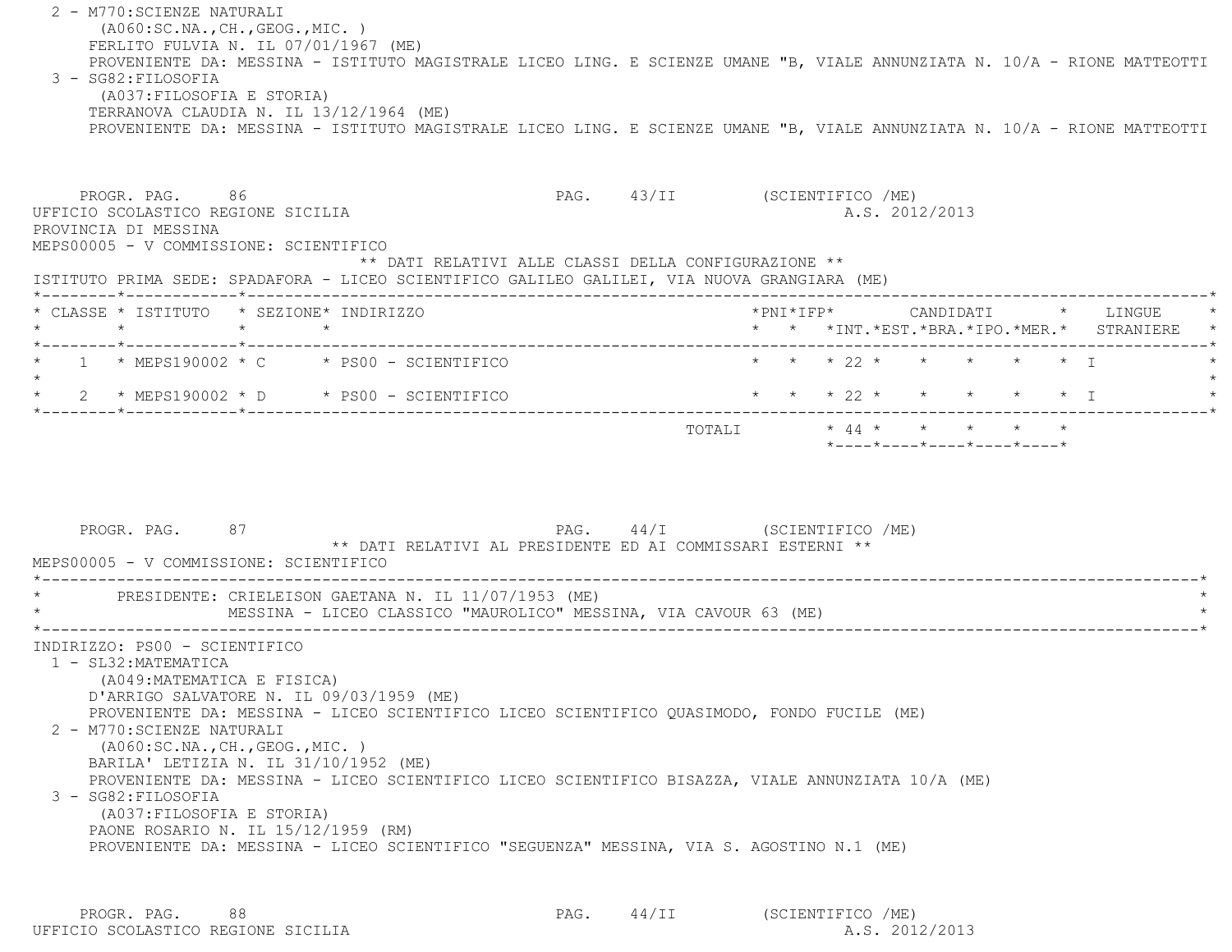2 - M770:SCIENZE NATURALI
(A060:SC.NA.,CH.,GEOG.,MIC. )
FERLITO FULVIA N. IL 07/01/1967 (ME)
PROVENIENTE DA: MESSINA - ISTITUTO MAGISTRALE LICEO LING. E SCIENZE UMANE "B, VIALE ANNUNZIATA N. 10/A - RIONE MATTEOTTI

3 - SG82:FILOSOFIA
(A037:FILOSOFIA E STORIA)
TERRANOVA CLAUDIA N. IL 13/12/1964 (ME)
PROVENIENTE DA: MESSINA - ISTITUTO MAGISTRALE LICEO LING. E SCIENZE UMANE "B, VIALE ANNUNZIATA N. 10/A - RIONE MATTEOTTI

PROGR. PAG. 86 PAG. 43/II (SCIENTIFICO /ME)
UFFICIO SCOLASTICO REGIONE SICILIA A.S. 2012/2013
PROVINCIA DI MESSINA
MEPS00005 - V COMMISSIONE: SCIENTIFICO

** DATI RELATIVI ALLE CLASSI DELLA CONFIGURAZIONE **

ISTITUTO PRIMA SEDE: SPADAFORA - LICEO SCIENTIFICO GALILEO GALILEI, VIA NUOVA GRANGIARA (ME)

| CLASSE | ISTITUTO | SEZIONE | INDIRIZZO | PNI | IFP | CANDIDATI INT. | EST. | BRA. | IPO. | MER. | LINGUE STRANIERE |
|---|---|---|---|---|---|---|---|---|---|---|---|
| 1 | MEPS190002 | C | PS00 - SCIENTIFICO | | | 22 | | | | | I |
| 2 | MEPS190002 | D | PS00 - SCIENTIFICO | | | 22 | | | | | I |
| | | | TOTALI | | | 44 | | | | | |

PROGR. PAG. 87 PAG. 44/I (SCIENTIFICO /ME)

** DATI RELATIVI AL PRESIDENTE ED AI COMMISSARI ESTERNI **

MEPS00005 - V COMMISSIONE: SCIENTIFICO

PRESIDENTE: CRIELEISON GAETANA N. IL 11/07/1953 (ME)
MESSINA - LICEO CLASSICO "MAUROLICO" MESSINA, VIA CAVOUR 63 (ME)

INDIRIZZO: PS00 - SCIENTIFICO

1 - SL32:MATEMATICA
(A049:MATEMATICA E FISICA)
D'ARRIGO SALVATORE N. IL 09/03/1959 (ME)
PROVENIENTE DA: MESSINA - LICEO SCIENTIFICO LICEO SCIENTIFICO QUASIMODO, FONDO FUCILE (ME)

2 - M770:SCIENZE NATURALI
(A060:SC.NA.,CH.,GEOG.,MIC. )
BARILA' LETIZIA N. IL 31/10/1952 (ME)
PROVENIENTE DA: MESSINA - LICEO SCIENTIFICO LICEO SCIENTIFICO BISAZZA, VIALE ANNUNZIATA 10/A (ME)

3 - SG82:FILOSOFIA
(A037:FILOSOFIA E STORIA)
PAONE ROSARIO N. IL 15/12/1959 (RM)
PROVENIENTE DA: MESSINA - LICEO SCIENTIFICO "SEGUENZA" MESSINA, VIA S. AGOSTINO N.1 (ME)

PROGR. PAG. 88 PAG. 44/II (SCIENTIFICO /ME)
UFFICIO SCOLASTICO REGIONE SICILIA A.S. 2012/2013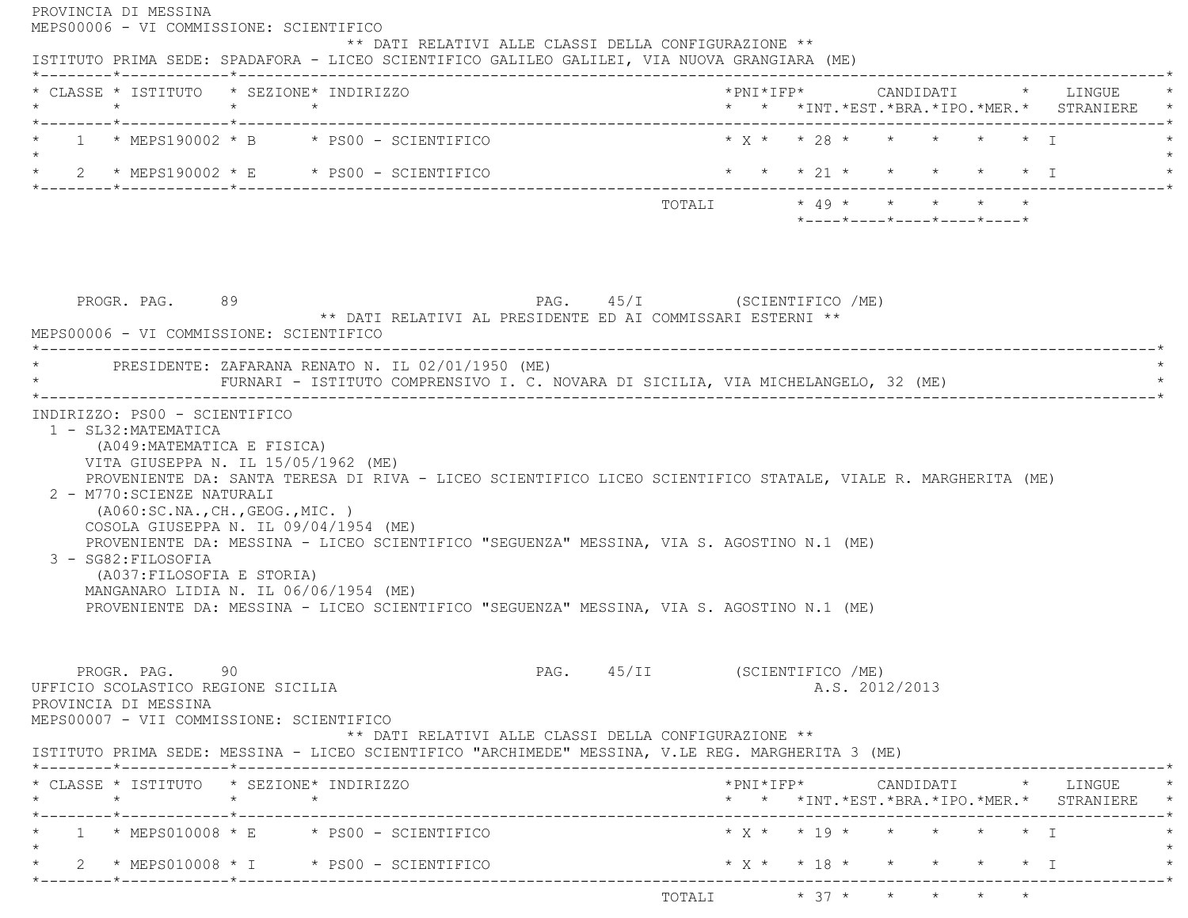PROVINCIA DI MESSINA
MEPS00006 - VI COMMISSIONE: SCIENTIFICO

** DATI RELATIVI ALLE CLASSI DELLA CONFIGURAZIONE **

ISTITUTO PRIMA SEDE: SPADAFORA - LICEO SCIENTIFICO GALILEO GALILEI, VIA NUOVA GRANGIARA (ME)

| CLASSE | ISTITUTO | SEZIONE | INDIRIZZO | PNI | IFP | CANDIDATI INT. | EST. | BRA. | IPO. | MER. | LINGUE STRANIERE |
|---|---|---|---|---|---|---|---|---|---|---|---|
| 1 | MEPS190002 | B | PS00 - SCIENTIFICO | X | | 28 | | | | | I |
| 2 | MEPS190002 | E | PS00 - SCIENTIFICO | | | 21 | | | | | I |
| | | | TOTALI | | | 49 | | | | | |

PROGR. PAG. 89 PAG. 45/I (SCIENTIFICO /ME)

** DATI RELATIVI AL PRESIDENTE ED AI COMMISSARI ESTERNI **

MEPS00006 - VI COMMISSIONE: SCIENTIFICO

PRESIDENTE: ZAFARANA RENATO N. IL 02/01/1950 (ME)
FURNARI - ISTITUTO COMPRENSIVO I. C. NOVARA DI SICILIA, VIA MICHELANGELO, 32 (ME)

INDIRIZZO: PS00 - SCIENTIFICO

1 - SL32:MATEMATICA
(A049:MATEMATICA E FISICA)
VITA GIUSEPPA N. IL 15/05/1962 (ME)
PROVENIENTE DA: SANTA TERESA DI RIVA - LICEO SCIENTIFICO LICEO SCIENTIFICO STATALE, VIALE R. MARGHERITA (ME)

2 - M770:SCIENZE NATURALI
(A060:SC.NA.,CH.,GEOG.,MIC. )
COSOLA GIUSEPPA N. IL 09/04/1954 (ME)
PROVENIENTE DA: MESSINA - LICEO SCIENTIFICO "SEGUENZA" MESSINA, VIA S. AGOSTINO N.1 (ME)

3 - SG82:FILOSOFIA
(A037:FILOSOFIA E STORIA)
MANGANARO LIDIA N. IL 06/06/1954 (ME)
PROVENIENTE DA: MESSINA - LICEO SCIENTIFICO "SEGUENZA" MESSINA, VIA S. AGOSTINO N.1 (ME)

PROGR. PAG. 90 PAG. 45/II (SCIENTIFICO /ME)

UFFICIO SCOLASTICO REGIONE SICILIA A.S. 2012/2013
PROVINCIA DI MESSINA
MEPS00007 - VII COMMISSIONE: SCIENTIFICO

** DATI RELATIVI ALLE CLASSI DELLA CONFIGURAZIONE **

ISTITUTO PRIMA SEDE: MESSINA - LICEO SCIENTIFICO "ARCHIMEDE" MESSINA, V.LE REG. MARGHERITA 3 (ME)

| CLASSE | ISTITUTO | SEZIONE | INDIRIZZO | PNI | IFP | CANDIDATI INT. | EST. | BRA. | IPO. | MER. | LINGUE STRANIERE |
|---|---|---|---|---|---|---|---|---|---|---|---|
| 1 | MEPS010008 | E | PS00 - SCIENTIFICO | X | | 19 | | | | | I |
| 2 | MEPS010008 | I | PS00 - SCIENTIFICO | X | | 18 | | | | | I |
| | | | TOTALI | | | 37 | | | | | |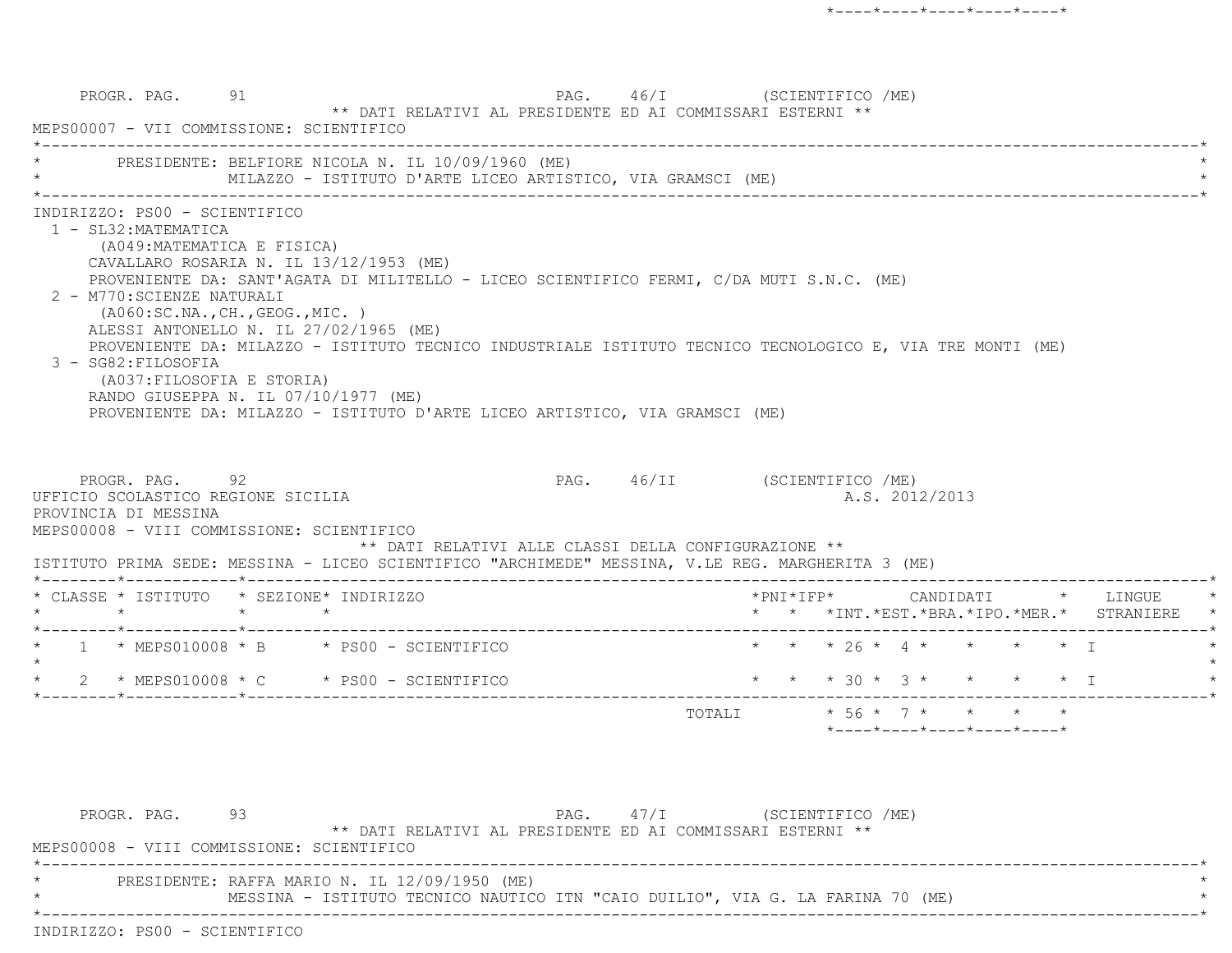PROGR. PAG. 91 PAG. 46/I (SCIENTIFICO /ME)

** DATI RELATIVI AL PRESIDENTE ED AI COMMISSARI ESTERNI **

MEPS00007 - VII COMMISSIONE: SCIENTIFICO

PRESIDENTE: BELFIORE NICOLA N. IL 10/09/1960 (ME)
MILAZZO - ISTITUTO D'ARTE LICEO ARTISTICO, VIA GRAMSCI (ME)

INDIRIZZO: PS00 - SCIENTIFICO

1 - SL32:MATEMATICA
 (A049:MATEMATICA E FISICA)
 CAVALLARO ROSARIA N. IL 13/12/1953 (ME)
 PROVENIENTE DA: SANT'AGATA DI MILITELLO - LICEO SCIENTIFICO FERMI, C/DA MUTI S.N.C. (ME)

2 - M770:SCIENZE NATURALI
 (A060:SC.NA.,CH.,GEOG.,MIC. )
 ALESSI ANTONELLO N. IL 27/02/1965 (ME)
 PROVENIENTE DA: MILAZZO - ISTITUTO TECNICO INDUSTRIALE ISTITUTO TECNICO TECNOLOGICO E, VIA TRE MONTI (ME)

3 - SG82:FILOSOFIA
 (A037:FILOSOFIA E STORIA)
 RANDO GIUSEPPA N. IL 07/10/1977 (ME)
 PROVENIENTE DA: MILAZZO - ISTITUTO D'ARTE LICEO ARTISTICO, VIA GRAMSCI (ME)

PROGR. PAG. 92 PAG. 46/II (SCIENTIFICO /ME)

UFFICIO SCOLASTICO REGIONE SICILIA A.S. 2012/2013

PROVINCIA DI MESSINA

MEPS00008 - VIII COMMISSIONE: SCIENTIFICO

** DATI RELATIVI ALLE CLASSI DELLA CONFIGURAZIONE **

ISTITUTO PRIMA SEDE: MESSINA - LICEO SCIENTIFICO "ARCHIMEDE" MESSINA, V.LE REG. MARGHERITA 3 (ME)

| CLASSE | ISTITUTO | SEZIONE | INDIRIZZO | PNI | IFP | CANDIDATI INT. | CANDIDATI EST. | CANDIDATI BRA. | CANDIDATI IPO. | CANDIDATI MER. | LINGUE STRANIERE |
|---|---|---|---|---|---|---|---|---|---|---|---|
| 1 | MEPS010008 | B | PS00 - SCIENTIFICO | | | 26 | 4 | | | | I |
| 2 | MEPS010008 | C | PS00 - SCIENTIFICO | | | 30 | 3 | | | | I |
| | | | | | TOTALI | 56 | 7 | | | | |

PROGR. PAG. 93 PAG. 47/I (SCIENTIFICO /ME)

** DATI RELATIVI AL PRESIDENTE ED AI COMMISSARI ESTERNI **

MEPS00008 - VIII COMMISSIONE: SCIENTIFICO

PRESIDENTE: RAFFA MARIO N. IL 12/09/1950 (ME)
MESSINA - ISTITUTO TECNICO NAUTICO ITN "CAIO DUILIO", VIA G. LA FARINA 70 (ME)

INDIRIZZO: PS00 - SCIENTIFICO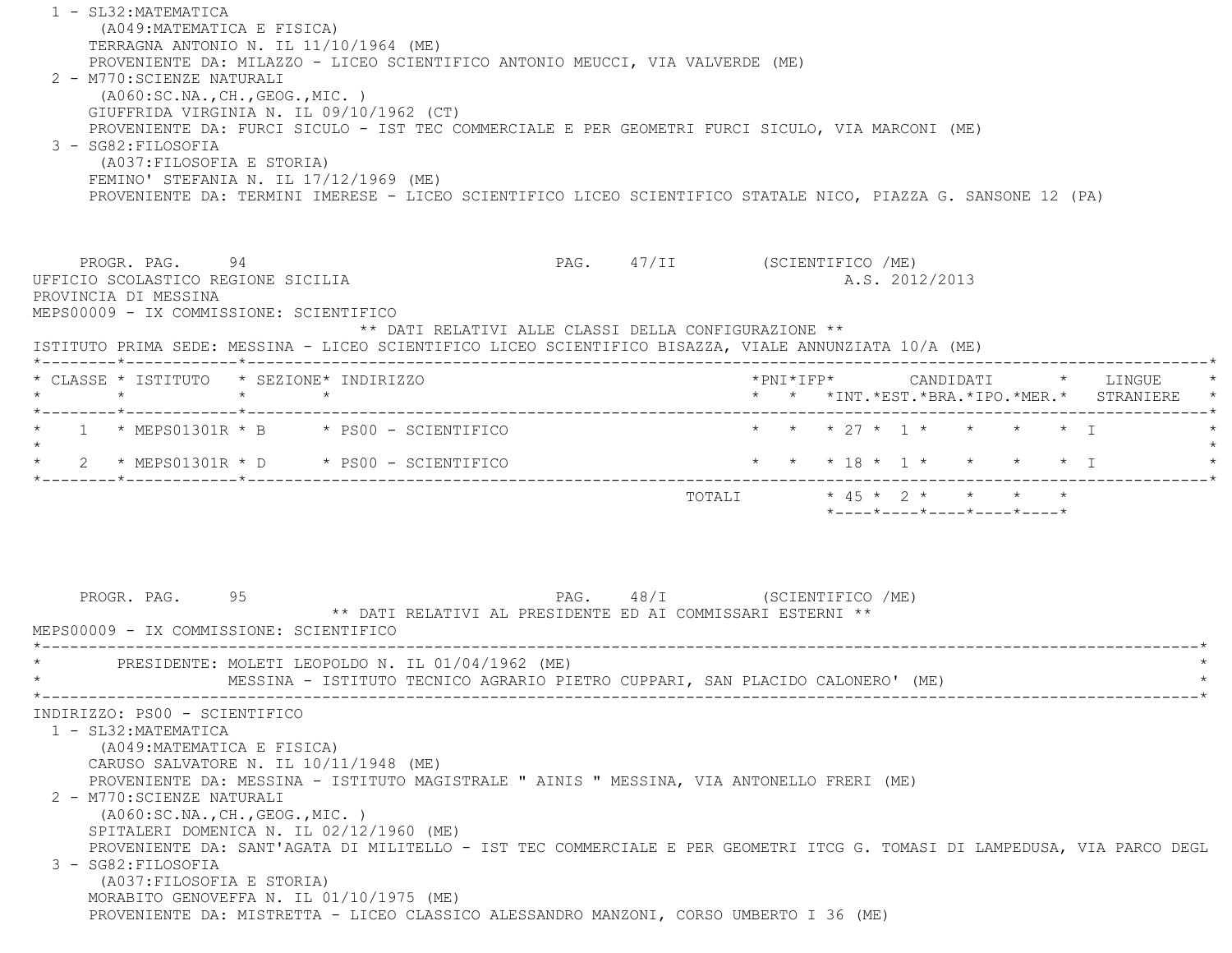1 - SL32:MATEMATICA
(A049:MATEMATICA E FISICA)
TERRAGNA ANTONIO N. IL 11/10/1964 (ME)
PROVENIENTE DA: MILAZZO - LICEO SCIENTIFICO ANTONIO MEUCCI, VIA VALVERDE (ME)

2 - M770:SCIENZE NATURALI
(A060:SC.NA.,CH.,GEOG.,MIC. )
GIUFFRIDA VIRGINIA N. IL 09/10/1962 (CT)
PROVENIENTE DA: FURCI SICULO - IST TEC COMMERCIALE E PER GEOMETRI FURCI SICULO, VIA MARCONI (ME)

3 - SG82:FILOSOFIA
(A037:FILOSOFIA E STORIA)
FEMINO' STEFANIA N. IL 17/12/1969 (ME)
PROVENIENTE DA: TERMINI IMERESE - LICEO SCIENTIFICO LICEO SCIENTIFICO STATALE NICO, PIAZZA G. SANSONE 12 (PA)

PROGR. PAG. 94 PAG. 47/II (SCIENTIFICO /ME)

UFFICIO SCOLASTICO REGIONE SICILIA A.S. 2012/2013

PROVINCIA DI MESSINA

MEPS00009 - IX COMMISSIONE: SCIENTIFICO

** DATI RELATIVI ALLE CLASSI DELLA CONFIGURAZIONE **

ISTITUTO PRIMA SEDE: MESSINA - LICEO SCIENTIFICO LICEO SCIENTIFICO BISAZZA, VIALE ANNUNZIATA 10/A (ME)

| CLASSE | ISTITUTO | SEZIONE | INDIRIZZO | PNI | IFP | CANDIDATI INT. | EST. | BRA. | IPO. | MER. | LINGUE STRANIERE |
|---|---|---|---|---|---|---|---|---|---|---|---|
| 1 | MEPS01301R | B | PS00 - SCIENTIFICO | | | 27 | 1 | | | | I |
| 2 | MEPS01301R | D | PS00 - SCIENTIFICO | | | 18 | 1 | | | | I |
| | | | TOTALI | | | 45 | 2 | | | | |

PROGR. PAG. 95 PAG. 48/I (SCIENTIFICO /ME)

** DATI RELATIVI AL PRESIDENTE ED AI COMMISSARI ESTERNI **

MEPS00009 - IX COMMISSIONE: SCIENTIFICO

PRESIDENTE: MOLETI LEOPOLDO N. IL 01/04/1962 (ME)
MESSINA - ISTITUTO TECNICO AGRARIO PIETRO CUPPARI, SAN PLACIDO CALONERO' (ME)

INDIRIZZO: PS00 - SCIENTIFICO

1 - SL32:MATEMATICA
(A049:MATEMATICA E FISICA)
CARUSO SALVATORE N. IL 10/11/1948 (ME)
PROVENIENTE DA: MESSINA - ISTITUTO MAGISTRALE " AINIS " MESSINA, VIA ANTONELLO FRERI (ME)

2 - M770:SCIENZE NATURALI
(A060:SC.NA.,CH.,GEOG.,MIC. )
SPITALERI DOMENICA N. IL 02/12/1960 (ME)
PROVENIENTE DA: SANT'AGATA DI MILITELLO - IST TEC COMMERCIALE E PER GEOMETRI ITCG G. TOMASI DI LAMPEDUSA, VIA PARCO DEGL

3 - SG82:FILOSOFIA
(A037:FILOSOFIA E STORIA)
MORABITO GENOVEFFA N. IL 01/10/1975 (ME)
PROVENIENTE DA: MISTRETTA - LICEO CLASSICO ALESSANDRO MANZONI, CORSO UMBERTO I 36 (ME)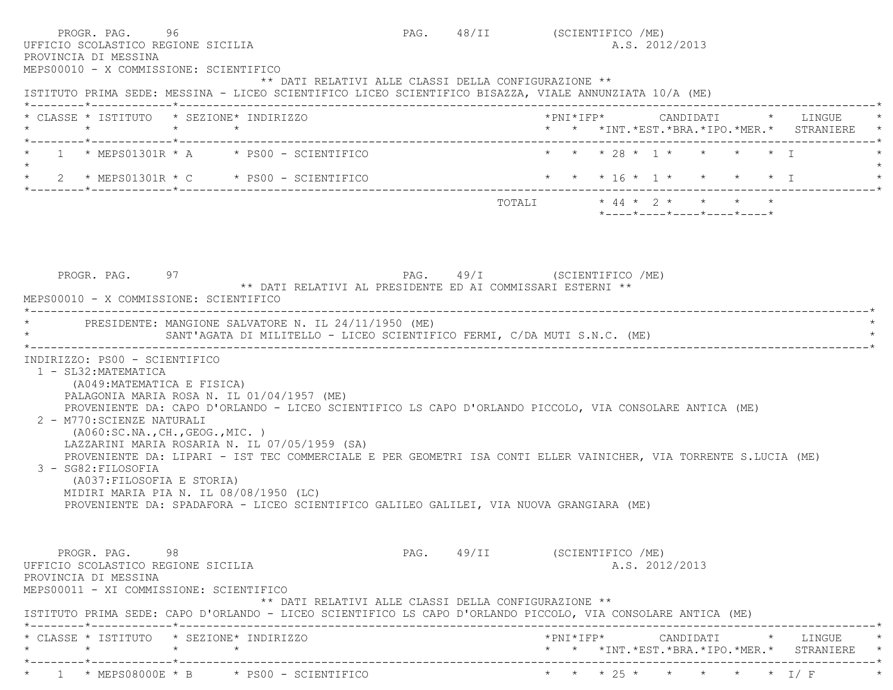UFFICIO SCOLASTICO REGIONE SICILIA A.S. 2012/2013
PROVINCIA DI MESSINA
MEPS00010 - X COMMISSIONE: SCIENTIFICO

** DATI RELATIVI ALLE CLASSI DELLA CONFIGURAZIONE **

ISTITUTO PRIMA SEDE: MESSINA - LICEO SCIENTIFICO LICEO SCIENTIFICO BISAZZA, VIALE ANNUNZIATA 10/A (ME)

| CLASSE | ISTITUTO | SEZIONE | INDIRIZZO | PNI | IFP | CANDIDATI INT. | CANDIDATI EST. | CANDIDATI BRA. | CANDIDATI IPO. | CANDIDATI MER. | LINGUE STRANIERE |
|---|---|---|---|---|---|---|---|---|---|---|---|
| 1 | MEPS01301R | A | PS00 - SCIENTIFICO | | | 28 | 1 | | | | I |
| 2 | MEPS01301R | C | PS00 - SCIENTIFICO | | | 16 | 1 | | | | I |
| | | | TOTALI | | | 44 | 2 | | | | |

** DATI RELATIVI AL PRESIDENTE ED AI COMMISSARI ESTERNI **

MEPS00010 - X COMMISSIONE: SCIENTIFICO

PRESIDENTE: MANGIONE SALVATORE N. IL 24/11/1950 (ME)
SANT'AGATA DI MILITELLO - LICEO SCIENTIFICO FERMI, C/DA MUTI S.N.C. (ME)

INDIRIZZO: PS00 - SCIENTIFICO

1 - SL32:MATEMATICA
   (A049:MATEMATICA E FISICA)
   PALAGONIA MARIA ROSA N. IL 01/04/1957 (ME)
   PROVENIENTE DA: CAPO D'ORLANDO - LICEO SCIENTIFICO LS CAPO D'ORLANDO PICCOLO, VIA CONSOLARE ANTICA (ME)

2 - M770:SCIENZE NATURALI
   (A060:SC.NA.,CH.,GEOG.,MIC. )
   LAZZARINI MARIA ROSARIA N. IL 07/05/1959 (SA)
   PROVENIENTE DA: LIPARI - IST TEC COMMERCIALE E PER GEOMETRI ISA CONTI ELLER VAINICHER, VIA TORRENTE S.LUCIA (ME)

3 - SG82:FILOSOFIA
   (A037:FILOSOFIA E STORIA)
   MIDIRI MARIA PIA N. IL 08/08/1950 (LC)
   PROVENIENTE DA: SPADAFORA - LICEO SCIENTIFICO GALILEO GALILEI, VIA NUOVA GRANGIARA (ME)

UFFICIO SCOLASTICO REGIONE SICILIA A.S. 2012/2013
PROVINCIA DI MESSINA
MEPS00011 - XI COMMISSIONE: SCIENTIFICO

** DATI RELATIVI ALLE CLASSI DELLA CONFIGURAZIONE **

ISTITUTO PRIMA SEDE: CAPO D'ORLANDO - LICEO SCIENTIFICO LS CAPO D'ORLANDO PICCOLO, VIA CONSOLARE ANTICA (ME)

| CLASSE | ISTITUTO | SEZIONE | INDIRIZZO | PNI | IFP | CANDIDATI INT. | CANDIDATI EST. | CANDIDATI BRA. | CANDIDATI IPO. | CANDIDATI MER. | LINGUE STRANIERE |
|---|---|---|---|---|---|---|---|---|---|---|---|
| 1 | MEPS08000E | B | PS00 - SCIENTIFICO | | | 25 | | | | | I/ F |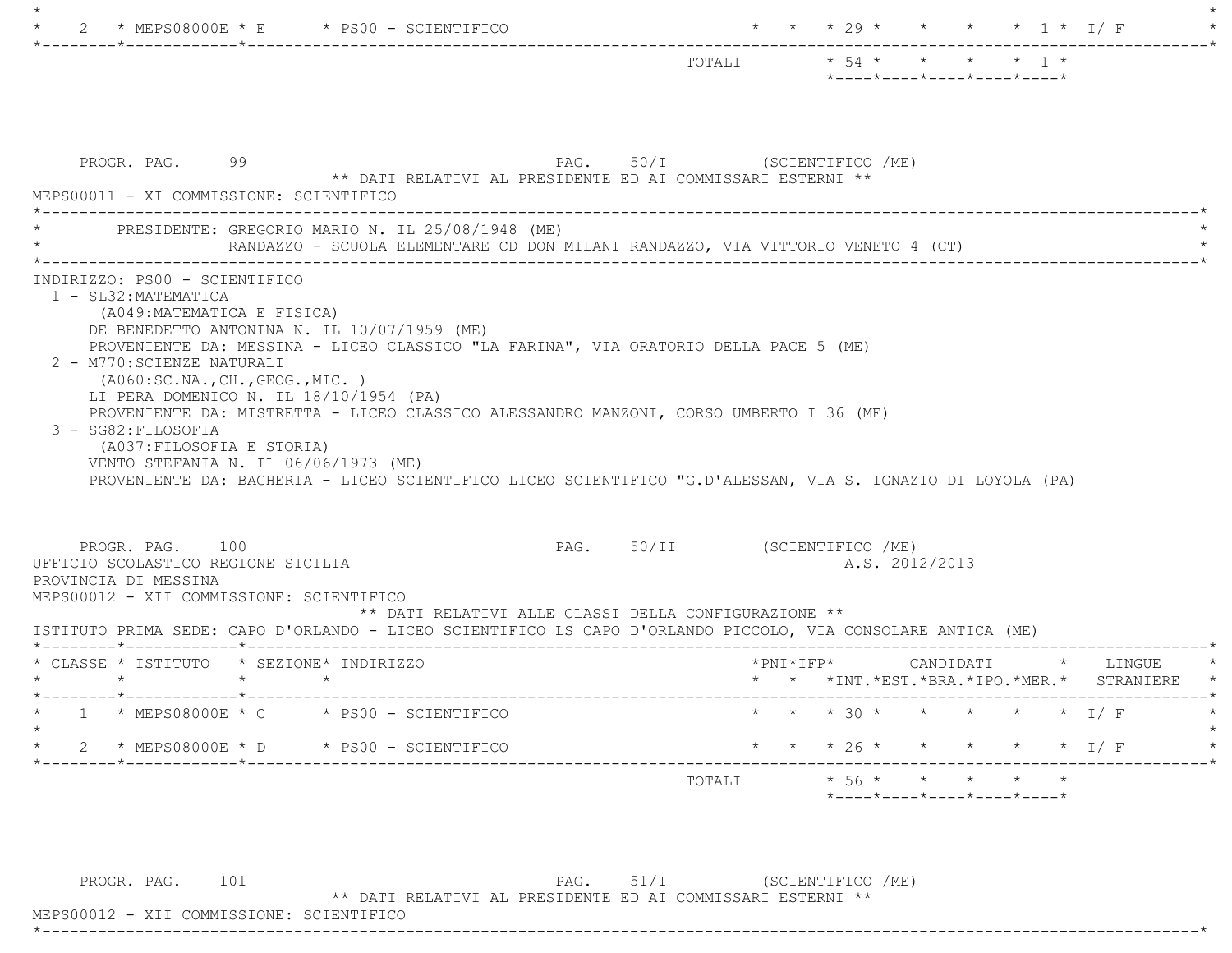| CLASSE | ISTITUTO | SEZIONE | INDIRIZZO | PNI | IFP | INT. | EST. | BRA. | IPO. | MER. | LINGUE STRANIERE |
|---|---|---|---|---|---|---|---|---|---|---|---|
| 2 | MEPS08000E | E | PS00 - SCIENTIFICO | | | 29 | | | | 1 | I/ F |
| | | | TOTALI | | | 54 | | | | 1 | |

PROGR. PAG. 99 PAG. 50/I (SCIENTIFICO /ME)

** DATI RELATIVI AL PRESIDENTE ED AI COMMISSARI ESTERNI **

MEPS00011 - XI COMMISSIONE: SCIENTIFICO

PRESIDENTE: GREGORIO MARIO N. IL 25/08/1948 (ME)
RANDAZZO - SCUOLA ELEMENTARE CD DON MILANI RANDAZZO, VIA VITTORIO VENETO 4 (CT)

INDIRIZZO: PS00 - SCIENTIFICO

1 - SL32:MATEMATICA
(A049:MATEMATICA E FISICA)
DE BENEDETTO ANTONINA N. IL 10/07/1959 (ME)
PROVENIENTE DA: MESSINA - LICEO CLASSICO "LA FARINA", VIA ORATORIO DELLA PACE 5 (ME)

2 - M770:SCIENZE NATURALI
(A060:SC.NA.,CH.,GEOG.,MIC. )
LI PERA DOMENICO N. IL 18/10/1954 (PA)
PROVENIENTE DA: MISTRETTA - LICEO CLASSICO ALESSANDRO MANZONI, CORSO UMBERTO I 36 (ME)

3 - SG82:FILOSOFIA
(A037:FILOSOFIA E STORIA)
VENTO STEFANIA N. IL 06/06/1973 (ME)
PROVENIENTE DA: BAGHERIA - LICEO SCIENTIFICO LICEO SCIENTIFICO "G.D'ALESSAN, VIA S. IGNAZIO DI LOYOLA (PA)

PROGR. PAG. 100 PAG. 50/II (SCIENTIFICO /ME)

UFFICIO SCOLASTICO REGIONE SICILIA A.S. 2012/2013

PROVINCIA DI MESSINA

MEPS00012 - XII COMMISSIONE: SCIENTIFICO

** DATI RELATIVI ALLE CLASSI DELLA CONFIGURAZIONE **

ISTITUTO PRIMA SEDE: CAPO D'ORLANDO - LICEO SCIENTIFICO LS CAPO D'ORLANDO PICCOLO, VIA CONSOLARE ANTICA (ME)

| CLASSE | ISTITUTO | SEZIONE | INDIRIZZO | PNI | IFP | INT. | EST. | BRA. | IPO. | MER. | LINGUE STRANIERE |
|---|---|---|---|---|---|---|---|---|---|---|---|
| 1 | MEPS08000E | C | PS00 - SCIENTIFICO | | | 30 | | | | | I/ F |
| 2 | MEPS08000E | D | PS00 - SCIENTIFICO | | | 26 | | | | | I/ F |
| | | | TOTALI | | | 56 | | | | | |

PROGR. PAG. 101 PAG. 51/I (SCIENTIFICO /ME)

** DATI RELATIVI AL PRESIDENTE ED AI COMMISSARI ESTERNI **

MEPS00012 - XII COMMISSIONE: SCIENTIFICO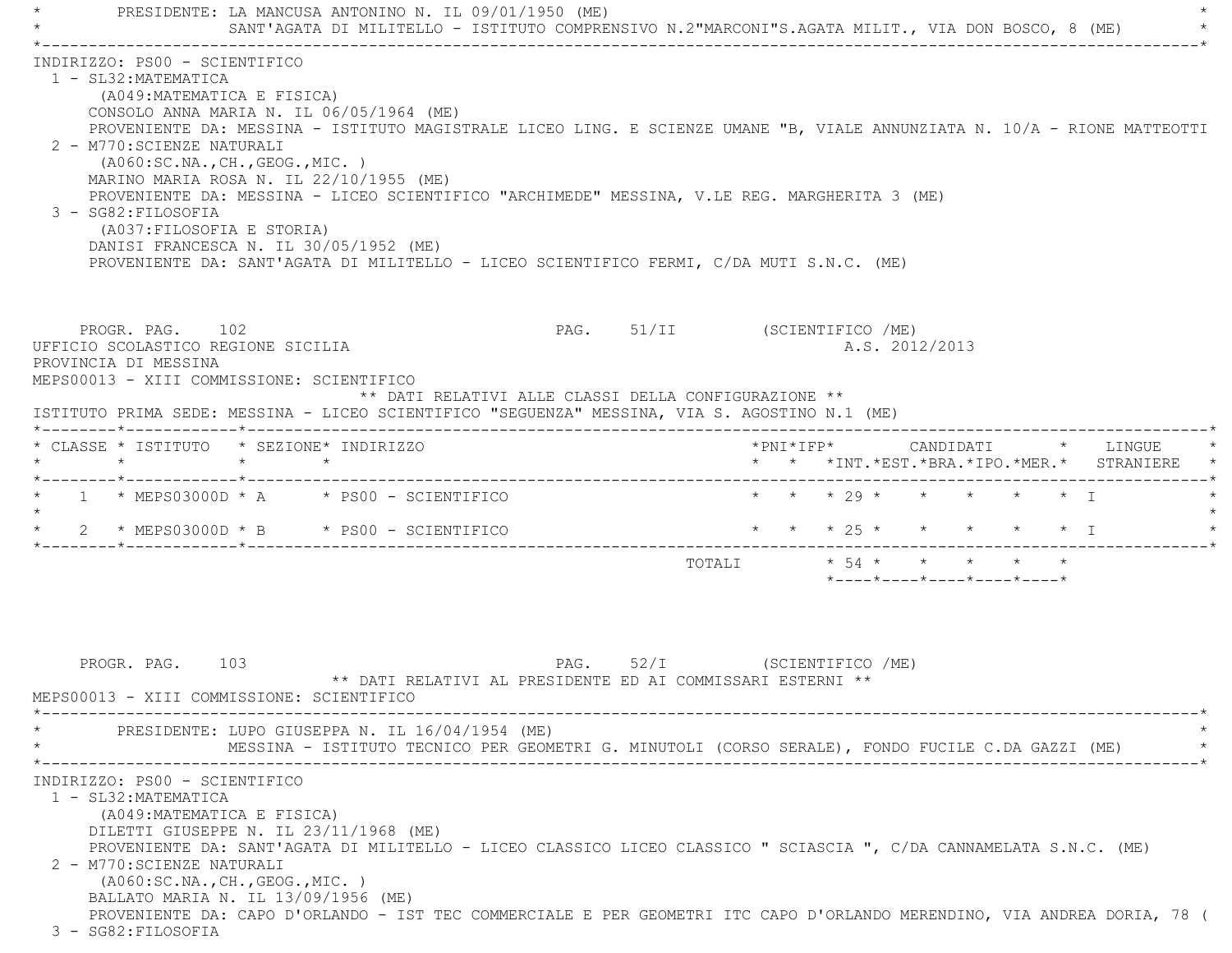PRESIDENTE: LA MANCUSA ANTONINO N. IL 09/01/1950 (ME)
SANT'AGATA DI MILITELLO - ISTITUTO COMPRENSIVO N.2"MARCONI"S.AGATA MILIT., VIA DON BOSCO, 8 (ME)

INDIRIZZO: PS00 - SCIENTIFICO

1 - SL32:MATEMATICA
(A049:MATEMATICA E FISICA)
CONSOLO ANNA MARIA N. IL 06/05/1964 (ME)
PROVENIENTE DA: MESSINA - ISTITUTO MAGISTRALE LICEO LING. E SCIENZE UMANE "B, VIALE ANNUNZIATA N. 10/A - RIONE MATTEOTTI

2 - M770:SCIENZE NATURALI
(A060:SC.NA.,CH.,GEOG.,MIC. )
MARINO MARIA ROSA N. IL 22/10/1955 (ME)
PROVENIENTE DA: MESSINA - LICEO SCIENTIFICO "ARCHIMEDE" MESSINA, V.LE REG. MARGHERITA 3 (ME)

3 - SG82:FILOSOFIA
(A037:FILOSOFIA E STORIA)
DANISI FRANCESCA N. IL 30/05/1952 (ME)
PROVENIENTE DA: SANT'AGATA DI MILITELLO - LICEO SCIENTIFICO FERMI, C/DA MUTI S.N.C. (ME)

PROGR. PAG. 102 PAG. 51/II (SCIENTIFICO /ME)
UFFICIO SCOLASTICO REGIONE SICILIA A.S. 2012/2013
PROVINCIA DI MESSINA
MEPS00013 - XIII COMMISSIONE: SCIENTIFICO

** DATI RELATIVI ALLE CLASSI DELLA CONFIGURAZIONE **

ISTITUTO PRIMA SEDE: MESSINA - LICEO SCIENTIFICO "SEGUENZA" MESSINA, VIA S. AGOSTINO N.1 (ME)

| CLASSE | ISTITUTO | SEZIONE | INDIRIZZO | PNI | IFP | CANDIDATI INT. | EST. | BRA. | IPO. | MER. | LINGUE STRANIERE |
|---|---|---|---|---|---|---|---|---|---|---|---|
| 1 | MEPS03000D | A | PS00 - SCIENTIFICO | | | 29 | | | | | I |
| 2 | MEPS03000D | B | PS00 - SCIENTIFICO | | | 25 | | | | | I |
| | | | TOTALI | | | 54 | | | | | |

PROGR. PAG. 103 PAG. 52/I (SCIENTIFICO /ME)

** DATI RELATIVI AL PRESIDENTE ED AI COMMISSARI ESTERNI **

MEPS00013 - XIII COMMISSIONE: SCIENTIFICO

PRESIDENTE: LUPO GIUSEPPA N. IL 16/04/1954 (ME)
MESSINA - ISTITUTO TECNICO PER GEOMETRI G. MINUTOLI (CORSO SERALE), FONDO FUCILE C.DA GAZZI (ME)

INDIRIZZO: PS00 - SCIENTIFICO

1 - SL32:MATEMATICA
(A049:MATEMATICA E FISICA)
DILETTI GIUSEPPE N. IL 23/11/1968 (ME)
PROVENIENTE DA: SANT'AGATA DI MILITELLO - LICEO CLASSICO LICEO CLASSICO " SCIASCIA ", C/DA CANNAMELATA S.N.C. (ME)

2 - M770:SCIENZE NATURALI
(A060:SC.NA.,CH.,GEOG.,MIC. )
BALLATO MARIA N. IL 13/09/1956 (ME)
PROVENIENTE DA: CAPO D'ORLANDO - IST TEC COMMERCIALE E PER GEOMETRI ITC CAPO D'ORLANDO MERENDINO, VIA ANDREA DORIA, 78 (

3 - SG82:FILOSOFIA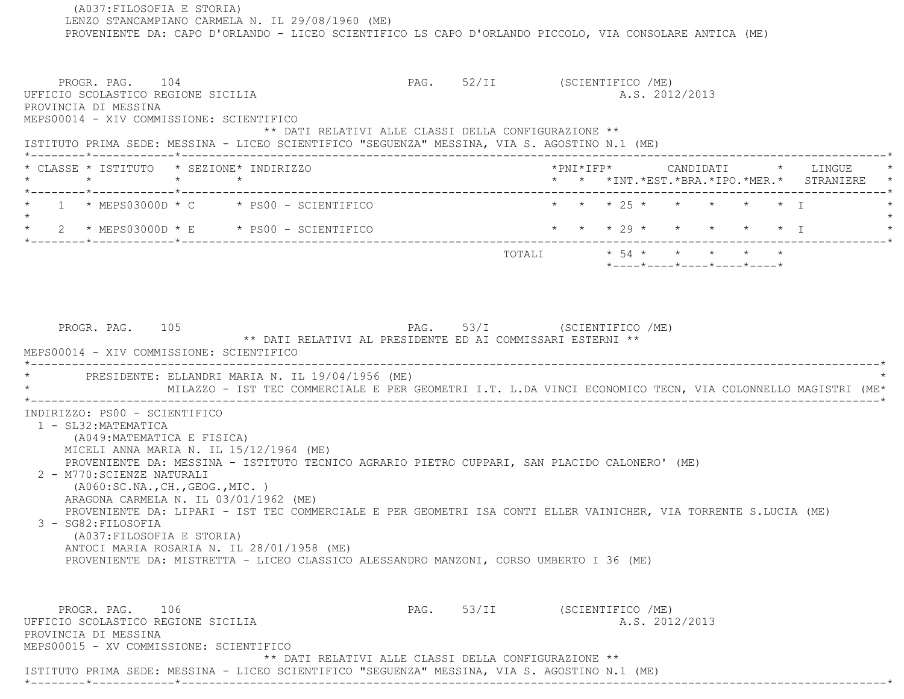(A037:FILOSOFIA E STORIA)
LENZO STANCAMPIANO CARMELA N. IL 29/08/1960 (ME)
PROVENIENTE DA: CAPO D'ORLANDO - LICEO SCIENTIFICO LS CAPO D'ORLANDO PICCOLO, VIA CONSOLARE ANTICA (ME)

PROGR. PAG. 104 PAG. 52/II (SCIENTIFICO /ME)

UFFICIO SCOLASTICO REGIONE SICILIA A.S. 2012/2013
PROVINCIA DI MESSINA
MEPS00014 - XIV COMMISSIONE: SCIENTIFICO

** DATI RELATIVI ALLE CLASSI DELLA CONFIGURAZIONE **

ISTITUTO PRIMA SEDE: MESSINA - LICEO SCIENTIFICO "SEGUENZA" MESSINA, VIA S. AGOSTINO N.1 (ME)

| CLASSE | ISTITUTO | SEZIONE | INDIRIZZO | PNI | IFP | CANDIDATI INT. | EST. | BRA. | IPO. | MER. | LINGUE STRANIERE |
|---|---|---|---|---|---|---|---|---|---|---|---|
| 1 | MEPS03000D | C | PS00 - SCIENTIFICO | | | 25 | | | | | I |
| 2 | MEPS03000D | E | PS00 - SCIENTIFICO | | | 29 | | | | | I |
| | | | TOTALI | | | 54 | | | | | |

PROGR. PAG. 105 PAG. 53/I (SCIENTIFICO /ME)

** DATI RELATIVI AL PRESIDENTE ED AI COMMISSARI ESTERNI **

MEPS00014 - XIV COMMISSIONE: SCIENTIFICO

PRESIDENTE: ELLANDRI MARIA N. IL 19/04/1956 (ME)
MILAZZO - IST TEC COMMERCIALE E PER GEOMETRI I.T. L.DA VINCI ECONOMICO TECN, VIA COLONNELLO MAGISTRI (ME

INDIRIZZO: PS00 - SCIENTIFICO

1 - SL32:MATEMATICA
(A049:MATEMATICA E FISICA)
MICELI ANNA MARIA N. IL 15/12/1964 (ME)
PROVENIENTE DA: MESSINA - ISTITUTO TECNICO AGRARIO PIETRO CUPPARI, SAN PLACIDO CALONERO' (ME)

2 - M770:SCIENZE NATURALI
(A060:SC.NA.,CH.,GEOG.,MIC. )
ARAGONA CARMELA N. IL 03/01/1962 (ME)
PROVENIENTE DA: LIPARI - IST TEC COMMERCIALE E PER GEOMETRI ISA CONTI ELLER VAINICHER, VIA TORRENTE S.LUCIA (ME)

3 - SG82:FILOSOFIA
(A037:FILOSOFIA E STORIA)
ANTOCI MARIA ROSARIA N. IL 28/01/1958 (ME)
PROVENIENTE DA: MISTRETTA - LICEO CLASSICO ALESSANDRO MANZONI, CORSO UMBERTO I 36 (ME)

PROGR. PAG. 106 PAG. 53/II (SCIENTIFICO /ME)

UFFICIO SCOLASTICO REGIONE SICILIA A.S. 2012/2013
PROVINCIA DI MESSINA
MEPS00015 - XV COMMISSIONE: SCIENTIFICO

** DATI RELATIVI ALLE CLASSI DELLA CONFIGURAZIONE **

ISTITUTO PRIMA SEDE: MESSINA - LICEO SCIENTIFICO "SEGUENZA" MESSINA, VIA S. AGOSTINO N.1 (ME)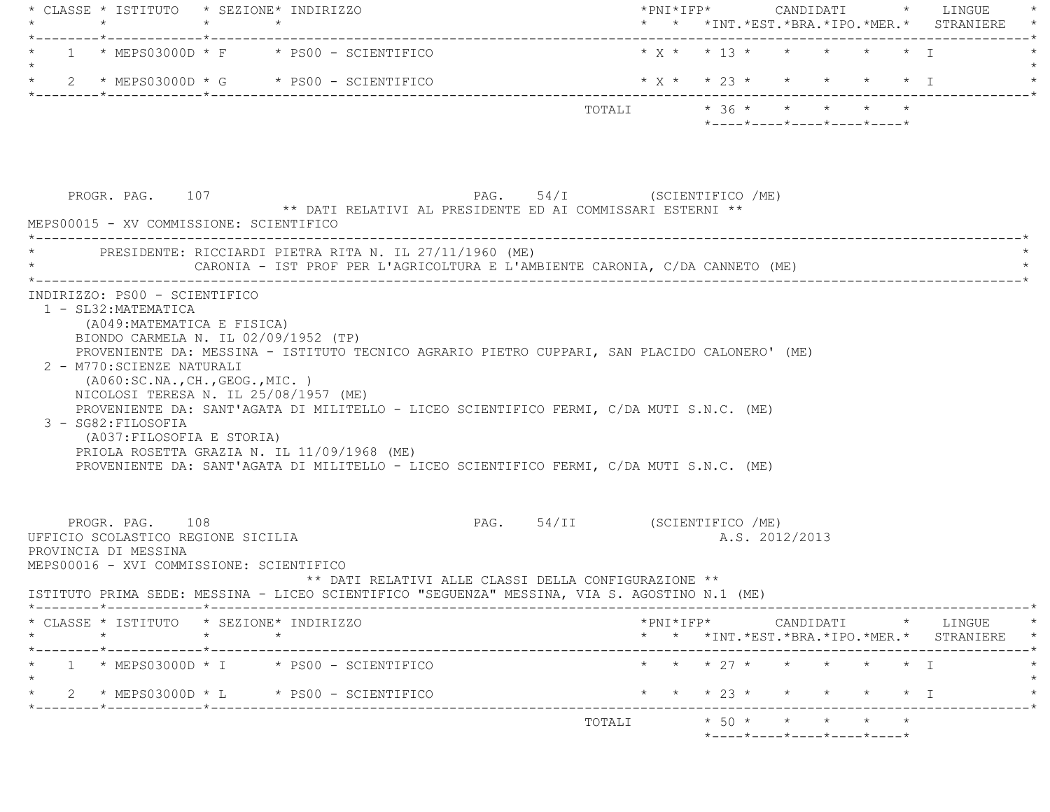| CLASSE | ISTITUTO | SEZIONE | INDIRIZZO | PNI | IFP | CANDIDATI INT. | EST. | BRA. | IPO. | MER. | LINGUE STRANIERE |
|---|---|---|---|---|---|---|---|---|---|---|---|
| 1 | MEPS03000D | F | PS00 - SCIENTIFICO | X | | 13 | | | | | I |
| 2 | MEPS03000D | G | PS00 - SCIENTIFICO | X | | 23 | | | | | I |
| | | | TOTALI | | | 36 | | | | | |

PROGR. PAG. 107 PAG. 54/I (SCIENTIFICO /ME)

** DATI RELATIVI AL PRESIDENTE ED AI COMMISSARI ESTERNI **

MEPS00015 - XV COMMISSIONE: SCIENTIFICO

PRESIDENTE: RICCIARDI PIETRA RITA N. IL 27/11/1960 (ME)
CARONIA - IST PROF PER L'AGRICOLTURA E L'AMBIENTE CARONIA, C/DA CANNETO (ME)

INDIRIZZO: PS00 - SCIENTIFICO

1 - SL32:MATEMATICA
 (A049:MATEMATICA E FISICA)
 BIONDO CARMELA N. IL 02/09/1952 (TP)
 PROVENIENTE DA: MESSINA - ISTITUTO TECNICO AGRARIO PIETRO CUPPARI, SAN PLACIDO CALONERO' (ME)

2 - M770:SCIENZE NATURALI
 (A060:SC.NA.,CH.,GEOG.,MIC. )
 NICOLOSI TERESA N. IL 25/08/1957 (ME)
 PROVENIENTE DA: SANT'AGATA DI MILITELLO - LICEO SCIENTIFICO FERMI, C/DA MUTI S.N.C. (ME)

3 - SG82:FILOSOFIA
 (A037:FILOSOFIA E STORIA)
 PRIOLA ROSETTA GRAZIA N. IL 11/09/1968 (ME)
 PROVENIENTE DA: SANT'AGATA DI MILITELLO - LICEO SCIENTIFICO FERMI, C/DA MUTI S.N.C. (ME)

PROGR. PAG. 108 PAG. 54/II (SCIENTIFICO /ME)

UFFICIO SCOLASTICO REGIONE SICILIA A.S. 2012/2013

PROVINCIA DI MESSINA

MEPS00016 - XVI COMMISSIONE: SCIENTIFICO

** DATI RELATIVI ALLE CLASSI DELLA CONFIGURAZIONE **

ISTITUTO PRIMA SEDE: MESSINA - LICEO SCIENTIFICO "SEGUENZA" MESSINA, VIA S. AGOSTINO N.1 (ME)

| CLASSE | ISTITUTO | SEZIONE | INDIRIZZO | PNI | IFP | CANDIDATI INT. | EST. | BRA. | IPO. | MER. | LINGUE STRANIERE |
|---|---|---|---|---|---|---|---|---|---|---|---|
| 1 | MEPS03000D | I | PS00 - SCIENTIFICO | | | 27 | | | | | I |
| 2 | MEPS03000D | L | PS00 - SCIENTIFICO | | | 23 | | | | | I |
| | | | TOTALI | | | 50 | | | | | |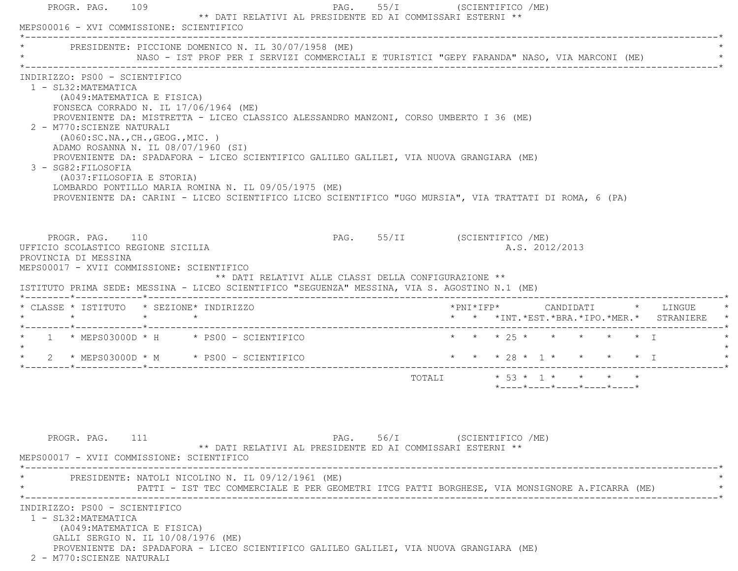** DATI RELATIVI AL PRESIDENTE ED AI COMMISSARI ESTERNI **

MEPS00016 - XVI COMMISSIONE: SCIENTIFICO

PRESIDENTE: PICCIONE DOMENICO N. IL 30/07/1958 (ME)
NASO - IST PROF PER I SERVIZI COMMERCIALI E TURISTICI "GEPY FARANDA" NASO, VIA MARCONI (ME)

INDIRIZZO: PS00 - SCIENTIFICO

1 - SL32:MATEMATICA
(A049:MATEMATICA E FISICA)
FONSECA CORRADO N. IL 17/06/1964 (ME)
PROVENIENTE DA: MISTRETTA - LICEO CLASSICO ALESSANDRO MANZONI, CORSO UMBERTO I 36 (ME)

2 - M770:SCIENZE NATURALI
(A060:SC.NA.,CH.,GEOG.,MIC. )
ADAMO ROSANNA N. IL 08/07/1960 (SI)
PROVENIENTE DA: SPADAFORA - LICEO SCIENTIFICO GALILEO GALILEI, VIA NUOVA GRANGIARA (ME)

3 - SG82:FILOSOFIA
(A037:FILOSOFIA E STORIA)
LOMBARDO PONTILLO MARIA ROMINA N. IL 09/05/1975 (ME)
PROVENIENTE DA: CARINI - LICEO SCIENTIFICO LICEO SCIENTIFICO "UGO MURSIA", VIA TRATTATI DI ROMA, 6 (PA)

UFFICIO SCOLASTICO REGIONE SICILIA
PROVINCIA DI MESSINA
A.S. 2012/2013

MEPS00017 - XVII COMMISSIONE: SCIENTIFICO

** DATI RELATIVI ALLE CLASSI DELLA CONFIGURAZIONE **

ISTITUTO PRIMA SEDE: MESSINA - LICEO SCIENTIFICO "SEGUENZA" MESSINA, VIA S. AGOSTINO N.1 (ME)

| CLASSE | ISTITUTO | SEZIONE | INDIRIZZO | PNI | IFP | CANDIDATI INT. | CANDIDATI EST. | CANDIDATI BRA. | CANDIDATI IPO. | CANDIDATI MER. | LINGUE STRANIERE |
|---|---|---|---|---|---|---|---|---|---|---|---|
| 1 | MEPS03000D | H | PS00 - SCIENTIFICO | | | 25 | | | | | I |
| 2 | MEPS03000D | M | PS00 - SCIENTIFICO | | | 28 | 1 | | | | I |
| | | | TOTALI | | | 53 | 1 | | | | |

** DATI RELATIVI AL PRESIDENTE ED AI COMMISSARI ESTERNI **

MEPS00017 - XVII COMMISSIONE: SCIENTIFICO

PRESIDENTE: NATOLI NICOLINO N. IL 09/12/1961 (ME)
PATTI - IST TEC COMMERCIALE E PER GEOMETRI ITCG PATTI BORGHESE, VIA MONSIGNORE A.FICARRA (ME)

INDIRIZZO: PS00 - SCIENTIFICO

1 - SL32:MATEMATICA
(A049:MATEMATICA E FISICA)
GALLI SERGIO N. IL 10/08/1976 (ME)
PROVENIENTE DA: SPADAFORA - LICEO SCIENTIFICO GALILEO GALILEI, VIA NUOVA GRANGIARA (ME)

2 - M770:SCIENZE NATURALI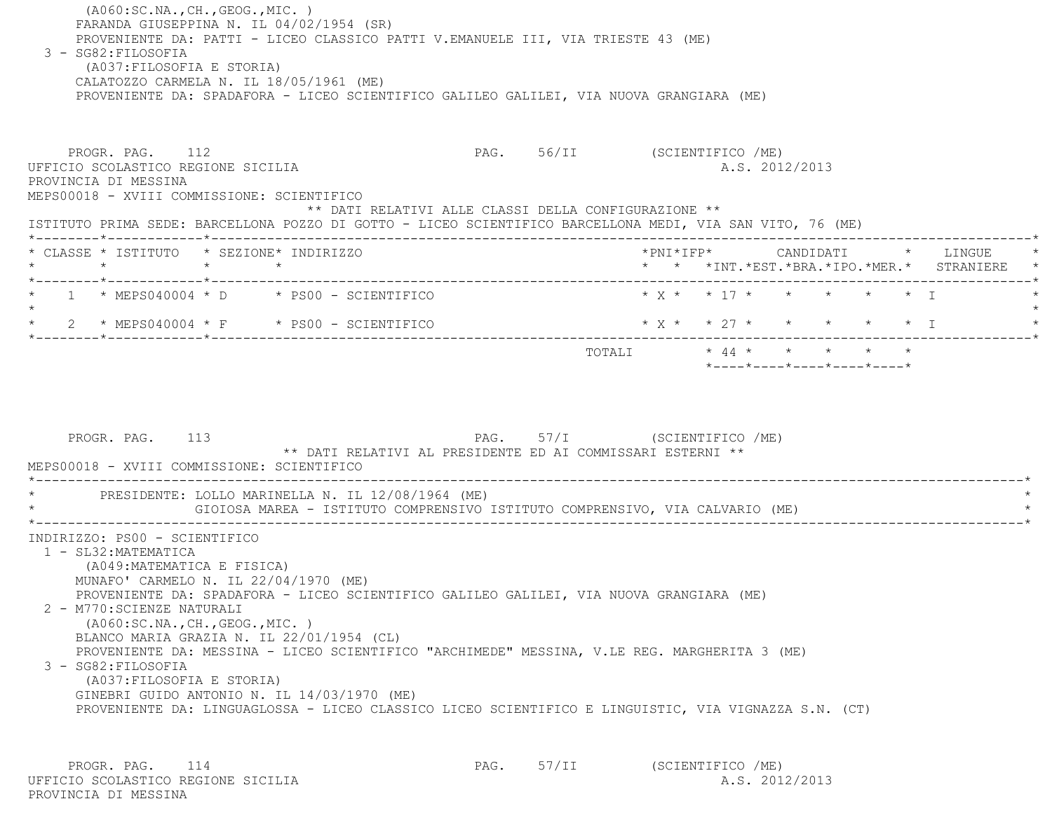(A060:SC.NA.,CH.,GEOG.,MIC. )
FARANDA GIUSEPPINA N. IL 04/02/1954 (SR)
PROVENIENTE DA: PATTI - LICEO CLASSICO PATTI V.EMANUELE III, VIA TRIESTE 43 (ME)

3 - SG82:FILOSOFIA
(A037:FILOSOFIA E STORIA)
CALATOZZO CARMELA N. IL 18/05/1961 (ME)
PROVENIENTE DA: SPADAFORA - LICEO SCIENTIFICO GALILEO GALILEI, VIA NUOVA GRANGIARA (ME)

PROGR. PAG. 112 PAG. 56/II (SCIENTIFICO /ME)

UFFICIO SCOLASTICO REGIONE SICILIA A.S. 2012/2013

PROVINCIA DI MESSINA

MEPS00018 - XVIII COMMISSIONE: SCIENTIFICO

** DATI RELATIVI ALLE CLASSI DELLA CONFIGURAZIONE **

ISTITUTO PRIMA SEDE: BARCELLONA POZZO DI GOTTO - LICEO SCIENTIFICO BARCELLONA MEDI, VIA SAN VITO, 76 (ME)

| CLASSE | ISTITUTO | SEZIONE | INDIRIZZO | PNI | IFP | CANDIDATI INT. | EST. | BRA. | IPO. | MER. | LINGUE STRANIERE |
|---|---|---|---|---|---|---|---|---|---|---|---|
| 1 | MEPS040004 | D | PS00 - SCIENTIFICO | X | | 17 | | | | | I |
| 2 | MEPS040004 | F | PS00 - SCIENTIFICO | X | | 27 | | | | | I |
| | | | TOTALI | | | 44 | | | | | |

PROGR. PAG. 113 PAG. 57/I (SCIENTIFICO /ME)

** DATI RELATIVI AL PRESIDENTE ED AI COMMISSARI ESTERNI **

MEPS00018 - XVIII COMMISSIONE: SCIENTIFICO

PRESIDENTE: LOLLO MARINELLA N. IL 12/08/1964 (ME)
GIOIOSA MAREA - ISTITUTO COMPRENSIVO ISTITUTO COMPRENSIVO, VIA CALVARIO (ME)

INDIRIZZO: PS00 - SCIENTIFICO

1 - SL32:MATEMATICA
(A049:MATEMATICA E FISICA)
MUNAFO' CARMELO N. IL 22/04/1970 (ME)
PROVENIENTE DA: SPADAFORA - LICEO SCIENTIFICO GALILEO GALILEI, VIA NUOVA GRANGIARA (ME)

2 - M770:SCIENZE NATURALI
(A060:SC.NA.,CH.,GEOG.,MIC. )
BLANCO MARIA GRAZIA N. IL 22/01/1954 (CL)
PROVENIENTE DA: MESSINA - LICEO SCIENTIFICO "ARCHIMEDE" MESSINA, V.LE REG. MARGHERITA 3 (ME)

3 - SG82:FILOSOFIA
(A037:FILOSOFIA E STORIA)
GINEBRI GUIDO ANTONIO N. IL 14/03/1970 (ME)
PROVENIENTE DA: LINGUAGLOSSA - LICEO CLASSICO LICEO SCIENTIFICO E LINGUISTIC, VIA VIGNAZZA S.N. (CT)

PROGR. PAG. 114 PAG. 57/II (SCIENTIFICO /ME)

UFFICIO SCOLASTICO REGIONE SICILIA A.S. 2012/2013

PROVINCIA DI MESSINA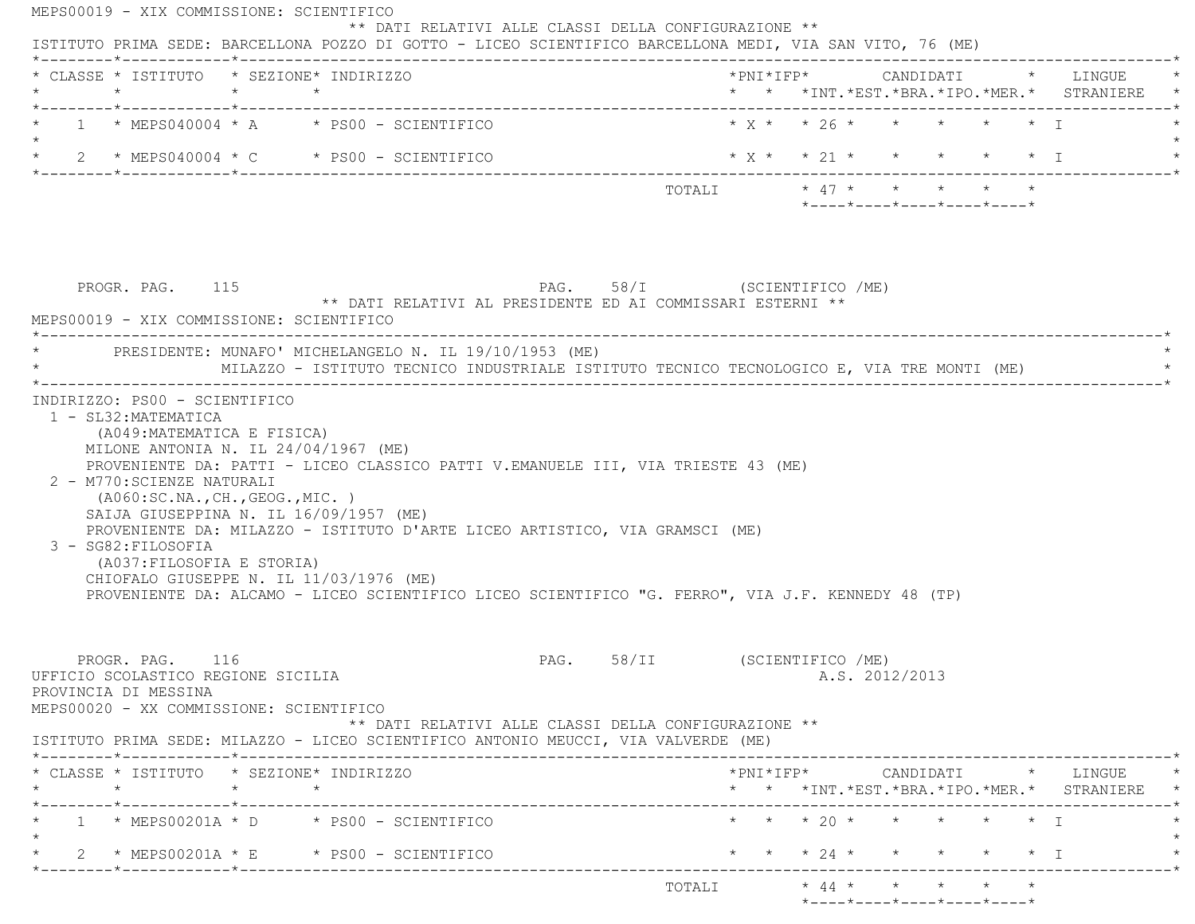MEPS00019 - XIX COMMISSIONE: SCIENTIFICO

** DATI RELATIVI ALLE CLASSI DELLA CONFIGURAZIONE **

ISTITUTO PRIMA SEDE: BARCELLONA POZZO DI GOTTO - LICEO SCIENTIFICO BARCELLONA MEDI, VIA SAN VITO, 76 (ME)

| CLASSE | ISTITUTO | SEZIONE | INDIRIZZO | PNI | IFP | CANDIDATI INT. | EST. | BRA. | IPO. | MER. | LINGUE STRANIERE |
|---|---|---|---|---|---|---|---|---|---|---|---|
| 1 | MEPS040004 | A | PS00 - SCIENTIFICO | X | | 26 | | | | | I |
| 2 | MEPS040004 | C | PS00 - SCIENTIFICO | X | | 21 | | | | | I |
| | | | | | TOTALI | 47 | | | | | |

PROGR. PAG. 115 PAG. 58/I (SCIENTIFICO /ME)

** DATI RELATIVI AL PRESIDENTE ED AI COMMISSARI ESTERNI **

MEPS00019 - XIX COMMISSIONE: SCIENTIFICO

PRESIDENTE: MUNAFO' MICHELANGELO N. IL 19/10/1953 (ME)
MILAZZO - ISTITUTO TECNICO INDUSTRIALE ISTITUTO TECNICO TECNOLOGICO E, VIA TRE MONTI (ME)

INDIRIZZO: PS00 - SCIENTIFICO

1 - SL32:MATEMATICA
(A049:MATEMATICA E FISICA)
MILONE ANTONIA N. IL 24/04/1967 (ME)
PROVENIENTE DA: PATTI - LICEO CLASSICO PATTI V.EMANUELE III, VIA TRIESTE 43 (ME)

2 - M770:SCIENZE NATURALI
(A060:SC.NA.,CH.,GEOG.,MIC. )
SAIJA GIUSEPPINA N. IL 16/09/1957 (ME)
PROVENIENTE DA: MILAZZO - ISTITUTO D'ARTE LICEO ARTISTICO, VIA GRAMSCI (ME)

3 - SG82:FILOSOFIA
(A037:FILOSOFIA E STORIA)
CHIOFALO GIUSEPPE N. IL 11/03/1976 (ME)
PROVENIENTE DA: ALCAMO - LICEO SCIENTIFICO LICEO SCIENTIFICO "G. FERRO", VIA J.F. KENNEDY 48 (TP)

PROGR. PAG. 116 PAG. 58/II (SCIENTIFICO /ME)

UFFICIO SCOLASTICO REGIONE SICILIA A.S. 2012/2013

PROVINCIA DI MESSINA

MEPS00020 - XX COMMISSIONE: SCIENTIFICO

** DATI RELATIVI ALLE CLASSI DELLA CONFIGURAZIONE **

ISTITUTO PRIMA SEDE: MILAZZO - LICEO SCIENTIFICO ANTONIO MEUCCI, VIA VALVERDE (ME)

| CLASSE | ISTITUTO | SEZIONE | INDIRIZZO | PNI | IFP | CANDIDATI INT. | EST. | BRA. | IPO. | MER. | LINGUE STRANIERE |
|---|---|---|---|---|---|---|---|---|---|---|---|
| 1 | MEPS00201A | D | PS00 - SCIENTIFICO | | | 20 | | | | | I |
| 2 | MEPS00201A | E | PS00 - SCIENTIFICO | | | 24 | | | | | I |
| | | | | | TOTALI | 44 | | | | | |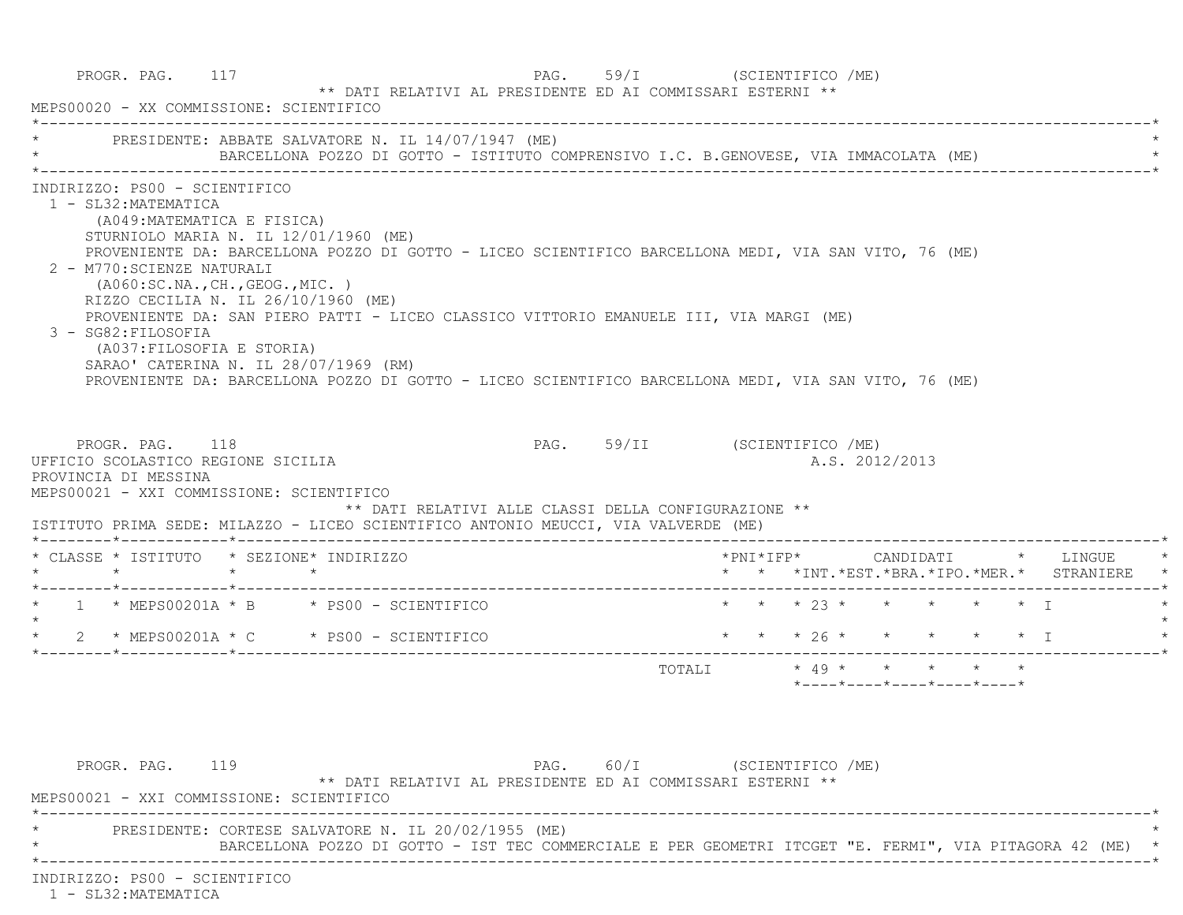PROGR. PAG. 117 PAG. 59/I (SCIENTIFICO /ME)

** DATI RELATIVI AL PRESIDENTE ED AI COMMISSARI ESTERNI **

MEPS00020 - XX COMMISSIONE: SCIENTIFICO

PRESIDENTE: ABBATE SALVATORE N. IL 14/07/1947 (ME)
BARCELLONA POZZO DI GOTTO - ISTITUTO COMPRENSIVO I.C. B.GENOVESE, VIA IMMACOLATA (ME)

INDIRIZZO: PS00 - SCIENTIFICO

1 - SL32:MATEMATICA
(A049:MATEMATICA E FISICA)
STURNIOLO MARIA N. IL 12/01/1960 (ME)
PROVENIENTE DA: BARCELLONA POZZO DI GOTTO - LICEO SCIENTIFICO BARCELLONA MEDI, VIA SAN VITO, 76 (ME)

2 - M770:SCIENZE NATURALI
(A060:SC.NA.,CH.,GEOG.,MIC. )
RIZZO CECILIA N. IL 26/10/1960 (ME)
PROVENIENTE DA: SAN PIERO PATTI - LICEO CLASSICO VITTORIO EMANUELE III, VIA MARGI (ME)

3 - SG82:FILOSOFIA
(A037:FILOSOFIA E STORIA)
SARAO' CATERINA N. IL 28/07/1969 (RM)
PROVENIENTE DA: BARCELLONA POZZO DI GOTTO - LICEO SCIENTIFICO BARCELLONA MEDI, VIA SAN VITO, 76 (ME)

PROGR. PAG. 118 PAG. 59/II (SCIENTIFICO /ME)

UFFICIO SCOLASTICO REGIONE SICILIA A.S. 2012/2013

PROVINCIA DI MESSINA

MEPS00021 - XXI COMMISSIONE: SCIENTIFICO

** DATI RELATIVI ALLE CLASSI DELLA CONFIGURAZIONE **

ISTITUTO PRIMA SEDE: MILAZZO - LICEO SCIENTIFICO ANTONIO MEUCCI, VIA VALVERDE (ME)

| CLASSE | ISTITUTO | SEZIONE | INDIRIZZO | PNI | IFP | CANDIDATI INT. | EST. | BRA. | IPO. | MER. | LINGUE STRANIERE |
|---|---|---|---|---|---|---|---|---|---|---|---|
| 1 | MEPS00201A | B | PS00 - SCIENTIFICO | | | 23 | | | | | I |
| 2 | MEPS00201A | C | PS00 - SCIENTIFICO | | | 26 | | | | | I |
| | | | TOTALI | | | 49 | | | | | |

PROGR. PAG. 119 PAG. 60/I (SCIENTIFICO /ME)

** DATI RELATIVI AL PRESIDENTE ED AI COMMISSARI ESTERNI **

MEPS00021 - XXI COMMISSIONE: SCIENTIFICO

PRESIDENTE: CORTESE SALVATORE N. IL 20/02/1955 (ME)
BARCELLONA POZZO DI GOTTO - IST TEC COMMERCIALE E PER GEOMETRI ITCGET "E. FERMI", VIA PITAGORA 42 (ME)

INDIRIZZO: PS00 - SCIENTIFICO

1 - SL32:MATEMATICA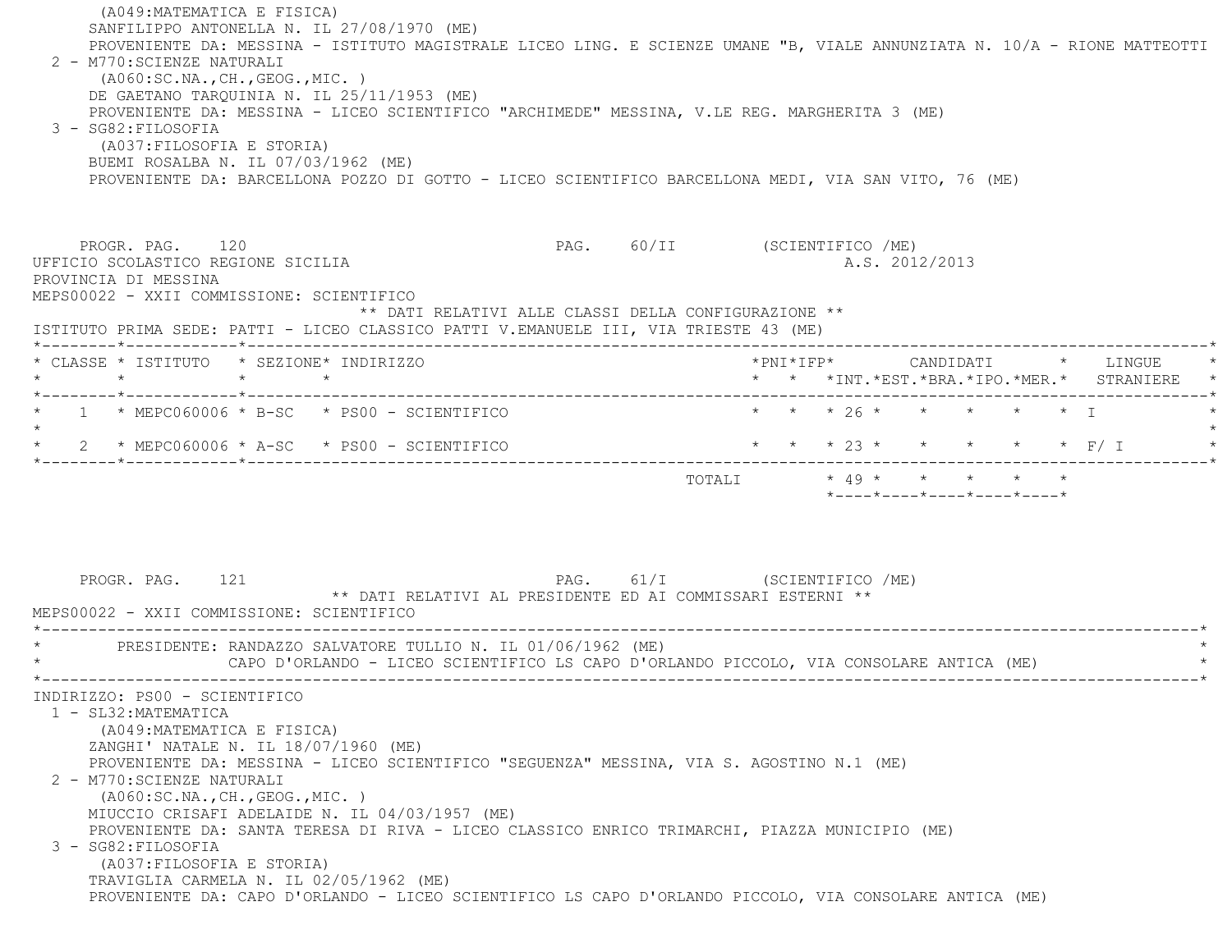(A049:MATEMATICA E FISICA)
SANFILIPPO ANTONELLA N. IL 27/08/1970 (ME)
PROVENIENTE DA: MESSINA - ISTITUTO MAGISTRALE LICEO LING. E SCIENZE UMANE "B, VIALE ANNUNZIATA N. 10/A - RIONE MATTEOTTI

2 - M770:SCIENZE NATURALI
(A060:SC.NA.,CH.,GEOG.,MIC. )
DE GAETANO TARQUINIA N. IL 25/11/1953 (ME)
PROVENIENTE DA: MESSINA - LICEO SCIENTIFICO "ARCHIMEDE" MESSINA, V.LE REG. MARGHERITA 3 (ME)

3 - SG82:FILOSOFIA
(A037:FILOSOFIA E STORIA)
BUEMI ROSALBA N. IL 07/03/1962 (ME)
PROVENIENTE DA: BARCELLONA POZZO DI GOTTO - LICEO SCIENTIFICO BARCELLONA MEDI, VIA SAN VITO, 76 (ME)

PROGR. PAG. 120 PAG. 60/II (SCIENTIFICO /ME)

UFFICIO SCOLASTICO REGIONE SICILIA A.S. 2012/2013
PROVINCIA DI MESSINA
MEPS00022 - XXII COMMISSIONE: SCIENTIFICO

** DATI RELATIVI ALLE CLASSI DELLA CONFIGURAZIONE **

ISTITUTO PRIMA SEDE: PATTI - LICEO CLASSICO PATTI V.EMANUELE III, VIA TRIESTE 43 (ME)

| CLASSE | ISTITUTO | SEZIONE | INDIRIZZO | PNI | IFP | CANDIDATI INT. | EST. | BRA. | IPO. | MER. | LINGUE STRANIERE |
|---|---|---|---|---|---|---|---|---|---|---|---|
| 1 | MEPC060006 | B-SC | PS00 - SCIENTIFICO | | | 26 | | | | | I |
| 2 | MEPC060006 | A-SC | PS00 - SCIENTIFICO | | | 23 | | | | | F/ I |
| | | | TOTALI | | | 49 | | | | | |

PROGR. PAG. 121 PAG. 61/I (SCIENTIFICO /ME)

** DATI RELATIVI AL PRESIDENTE ED AI COMMISSARI ESTERNI **

MEPS00022 - XXII COMMISSIONE: SCIENTIFICO

PRESIDENTE: RANDAZZO SALVATORE TULLIO N. IL 01/06/1962 (ME)
CAPO D'ORLANDO - LICEO SCIENTIFICO LS CAPO D'ORLANDO PICCOLO, VIA CONSOLARE ANTICA (ME)

INDIRIZZO: PS00 - SCIENTIFICO

1 - SL32:MATEMATICA
(A049:MATEMATICA E FISICA)
ZANGHI' NATALE N. IL 18/07/1960 (ME)
PROVENIENTE DA: MESSINA - LICEO SCIENTIFICO "SEGUENZA" MESSINA, VIA S. AGOSTINO N.1 (ME)

2 - M770:SCIENZE NATURALI
(A060:SC.NA.,CH.,GEOG.,MIC. )
MIUCCIO CRISAFI ADELAIDE N. IL 04/03/1957 (ME)
PROVENIENTE DA: SANTA TERESA DI RIVA - LICEO CLASSICO ENRICO TRIMARCHI, PIAZZA MUNICIPIO (ME)

3 - SG82:FILOSOFIA
(A037:FILOSOFIA E STORIA)
TRAVIGLIA CARMELA N. IL 02/05/1962 (ME)
PROVENIENTE DA: CAPO D'ORLANDO - LICEO SCIENTIFICO LS CAPO D'ORLANDO PICCOLO, VIA CONSOLARE ANTICA (ME)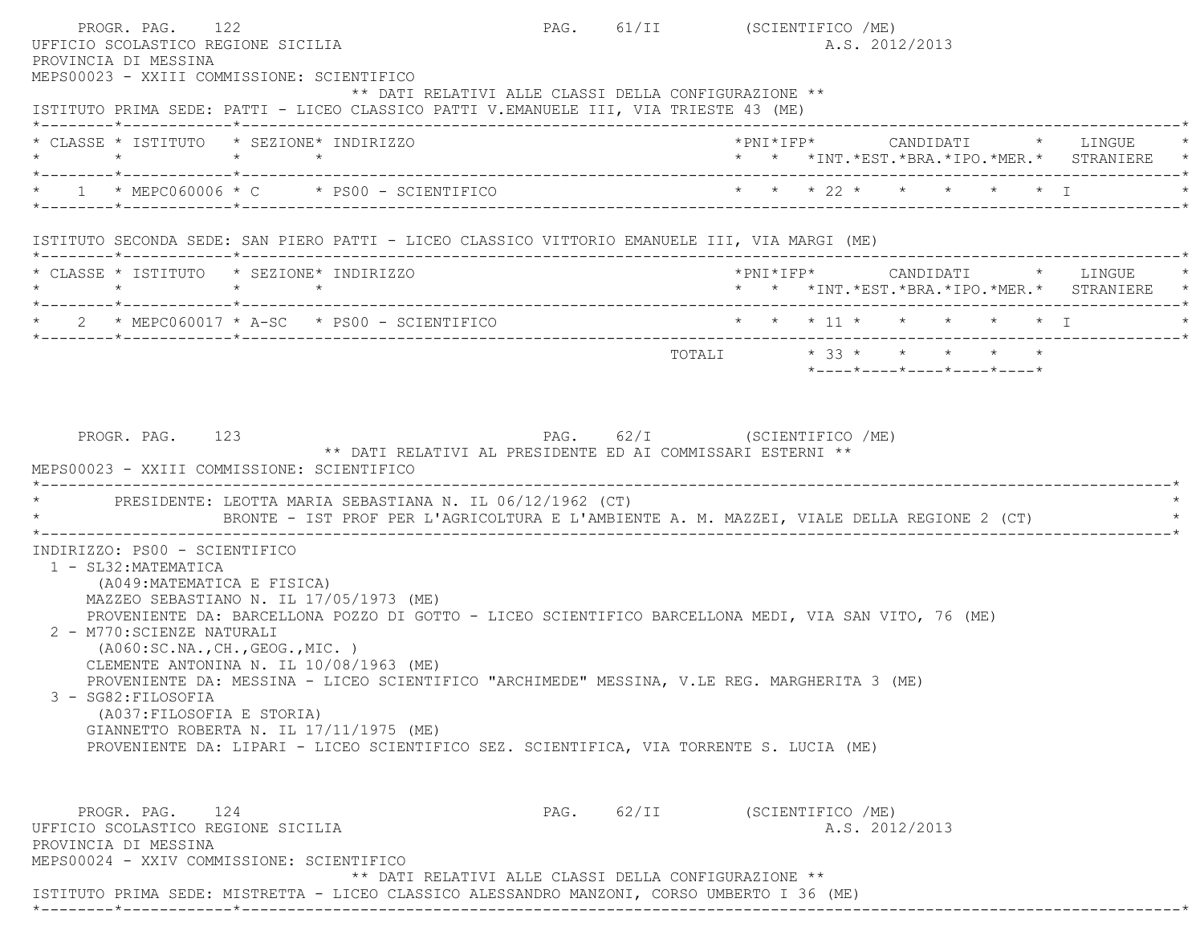UFFICIO SCOLASTICO REGIONE SICILIA A.S. 2012/2013
PROVINCIA DI MESSINA
MEPS00023 - XXIII COMMISSIONE: SCIENTIFICO

** DATI RELATIVI ALLE CLASSI DELLA CONFIGURAZIONE **

ISTITUTO PRIMA SEDE: PATTI - LICEO CLASSICO PATTI V.EMANUELE III, VIA TRIESTE 43 (ME)

| CLASSE | ISTITUTO | SEZIONE | INDIRIZZO | PNI | IFP | CANDIDATI INT. | EST. | BRA. | IPO. | MER. | LINGUE STRANIERE |
|---|---|---|---|---|---|---|---|---|---|---|---|
| 1 | MEPC060006 | C | PS00 - SCIENTIFICO | | | 22 | | | | | I |

ISTITUTO SECONDA SEDE: SAN PIERO PATTI - LICEO CLASSICO VITTORIO EMANUELE III, VIA MARGI (ME)

| CLASSE | ISTITUTO | SEZIONE | INDIRIZZO | PNI | IFP | CANDIDATI INT. | EST. | BRA. | IPO. | MER. | LINGUE STRANIERE |
|---|---|---|---|---|---|---|---|---|---|---|---|
| 2 | MEPC060017 | A-SC | PS00 - SCIENTIFICO | | | 11 | | | | | I |
| | | | | | TOTALI | 33 | | | | | |

** DATI RELATIVI AL PRESIDENTE ED AI COMMISSARI ESTERNI **

MEPS00023 - XXIII COMMISSIONE: SCIENTIFICO

PRESIDENTE: LEOTTA MARIA SEBASTIANA N. IL 06/12/1962 (CT)
BRONTE - IST PROF PER L'AGRICOLTURA E L'AMBIENTE A. M. MAZZEI, VIALE DELLA REGIONE 2 (CT)

INDIRIZZO: PS00 - SCIENTIFICO

1 - SL32:MATEMATICA
(A049:MATEMATICA E FISICA)
MAZZEO SEBASTIANO N. IL 17/05/1973 (ME)
PROVENIENTE DA: BARCELLONA POZZO DI GOTTO - LICEO SCIENTIFICO BARCELLONA MEDI, VIA SAN VITO, 76 (ME)

2 - M770:SCIENZE NATURALI
(A060:SC.NA.,CH.,GEOG.,MIC. )
CLEMENTE ANTONINA N. IL 10/08/1963 (ME)
PROVENIENTE DA: MESSINA - LICEO SCIENTIFICO "ARCHIMEDE" MESSINA, V.LE REG. MARGHERITA 3 (ME)

3 - SG82:FILOSOFIA
(A037:FILOSOFIA E STORIA)
GIANNETTO ROBERTA N. IL 17/11/1975 (ME)
PROVENIENTE DA: LIPARI - LICEO SCIENTIFICO SEZ. SCIENTIFICA, VIA TORRENTE S. LUCIA (ME)

UFFICIO SCOLASTICO REGIONE SICILIA A.S. 2012/2013
PROVINCIA DI MESSINA
MEPS00024 - XXIV COMMISSIONE: SCIENTIFICO

** DATI RELATIVI ALLE CLASSI DELLA CONFIGURAZIONE **

ISTITUTO PRIMA SEDE: MISTRETTA - LICEO CLASSICO ALESSANDRO MANZONI, CORSO UMBERTO I 36 (ME)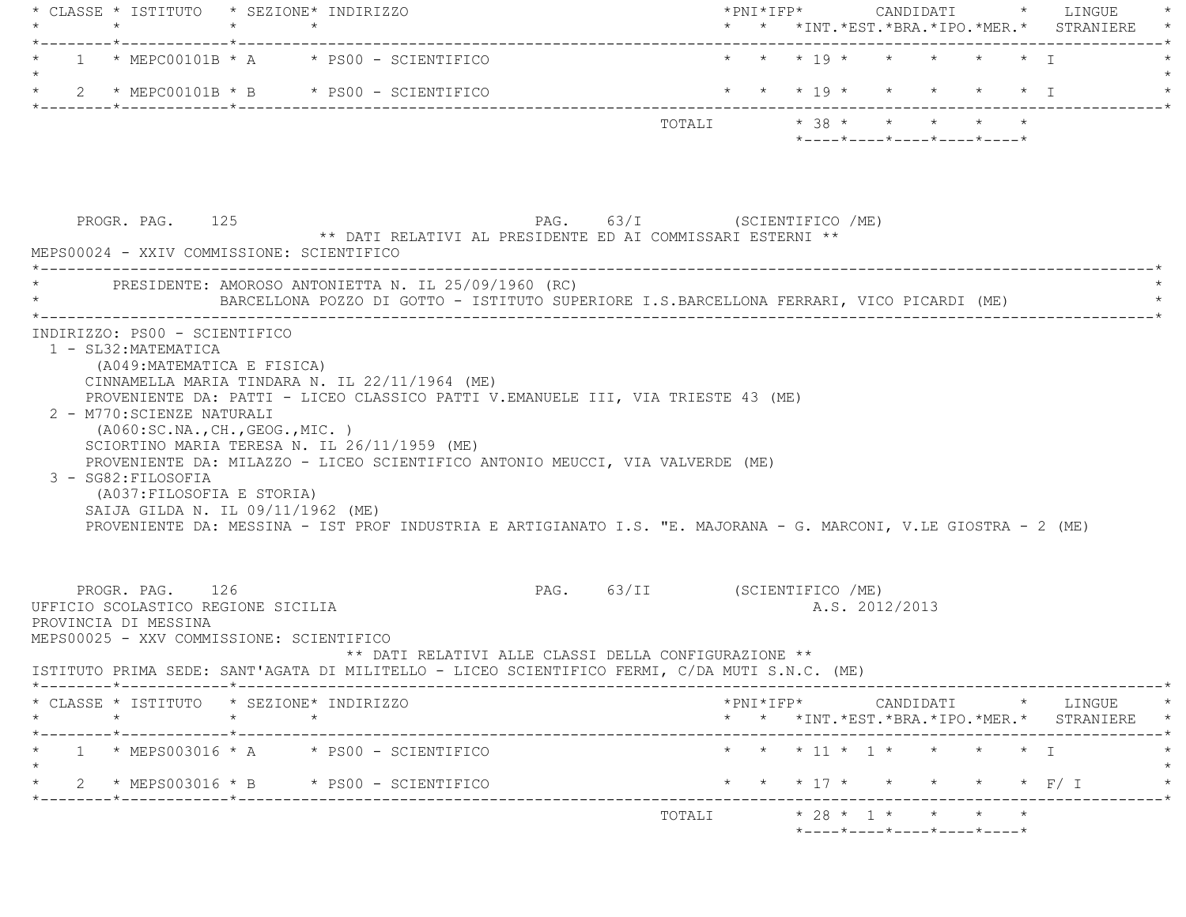| CLASSE | ISTITUTO | SEZIONE | INDIRIZZO | PNI | IFP | CANDIDATI INT. | EST. | BRA. | IPO. | MER. | LINGUE STRANIERE |
|---|---|---|---|---|---|---|---|---|---|---|---|
| 1 | MEPC00101B | A | PS00 - SCIENTIFICO | | | 19 | | | | | I |
| 2 | MEPC00101B | B | PS00 - SCIENTIFICO | | | 19 | | | | | I |
| | | | TOTALI | | | 38 | | | | | |

PROGR. PAG. 125 PAG. 63/I (SCIENTIFICO /ME)

** DATI RELATIVI AL PRESIDENTE ED AI COMMISSARI ESTERNI **

MEPS00024 - XXIV COMMISSIONE: SCIENTIFICO

PRESIDENTE: AMOROSO ANTONIETTA N. IL 25/09/1960 (RC)
BARCELLONA POZZO DI GOTTO - ISTITUTO SUPERIORE I.S.BARCELLONA FERRARI, VICO PICARDI (ME)

INDIRIZZO: PS00 - SCIENTIFICO

1 - SL32:MATEMATICA
(A049:MATEMATICA E FISICA)
CINNAMELLA MARIA TINDARA N. IL 22/11/1964 (ME)
PROVENIENTE DA: PATTI - LICEO CLASSICO PATTI V.EMANUELE III, VIA TRIESTE 43 (ME)

2 - M770:SCIENZE NATURALI
(A060:SC.NA.,CH.,GEOG.,MIC. )
SCIORTINO MARIA TERESA N. IL 26/11/1959 (ME)
PROVENIENTE DA: MILAZZO - LICEO SCIENTIFICO ANTONIO MEUCCI, VIA VALVERDE (ME)

3 - SG82:FILOSOFIA
(A037:FILOSOFIA E STORIA)
SAIJA GILDA N. IL 09/11/1962 (ME)
PROVENIENTE DA: MESSINA - IST PROF INDUSTRIA E ARTIGIANATO I.S. "E. MAJORANA - G. MARCONI, V.LE GIOSTRA - 2 (ME)

PROGR. PAG. 126 PAG. 63/II (SCIENTIFICO /ME)

UFFICIO SCOLASTICO REGIONE SICILIA A.S. 2012/2013

PROVINCIA DI MESSINA

MEPS00025 - XXV COMMISSIONE: SCIENTIFICO

** DATI RELATIVI ALLE CLASSI DELLA CONFIGURAZIONE **

ISTITUTO PRIMA SEDE: SANT'AGATA DI MILITELLO - LICEO SCIENTIFICO FERMI, C/DA MUTI S.N.C. (ME)

| CLASSE | ISTITUTO | SEZIONE | INDIRIZZO | PNI | IFP | CANDIDATI INT. | EST. | BRA. | IPO. | MER. | LINGUE STRANIERE |
|---|---|---|---|---|---|---|---|---|---|---|---|
| 1 | MEPS003016 | A | PS00 - SCIENTIFICO | | | 11 | 1 | | | | I |
| 2 | MEPS003016 | B | PS00 - SCIENTIFICO | | | 17 | | | | | F/ I |
| | | | TOTALI | | | 28 | 1 | | | | |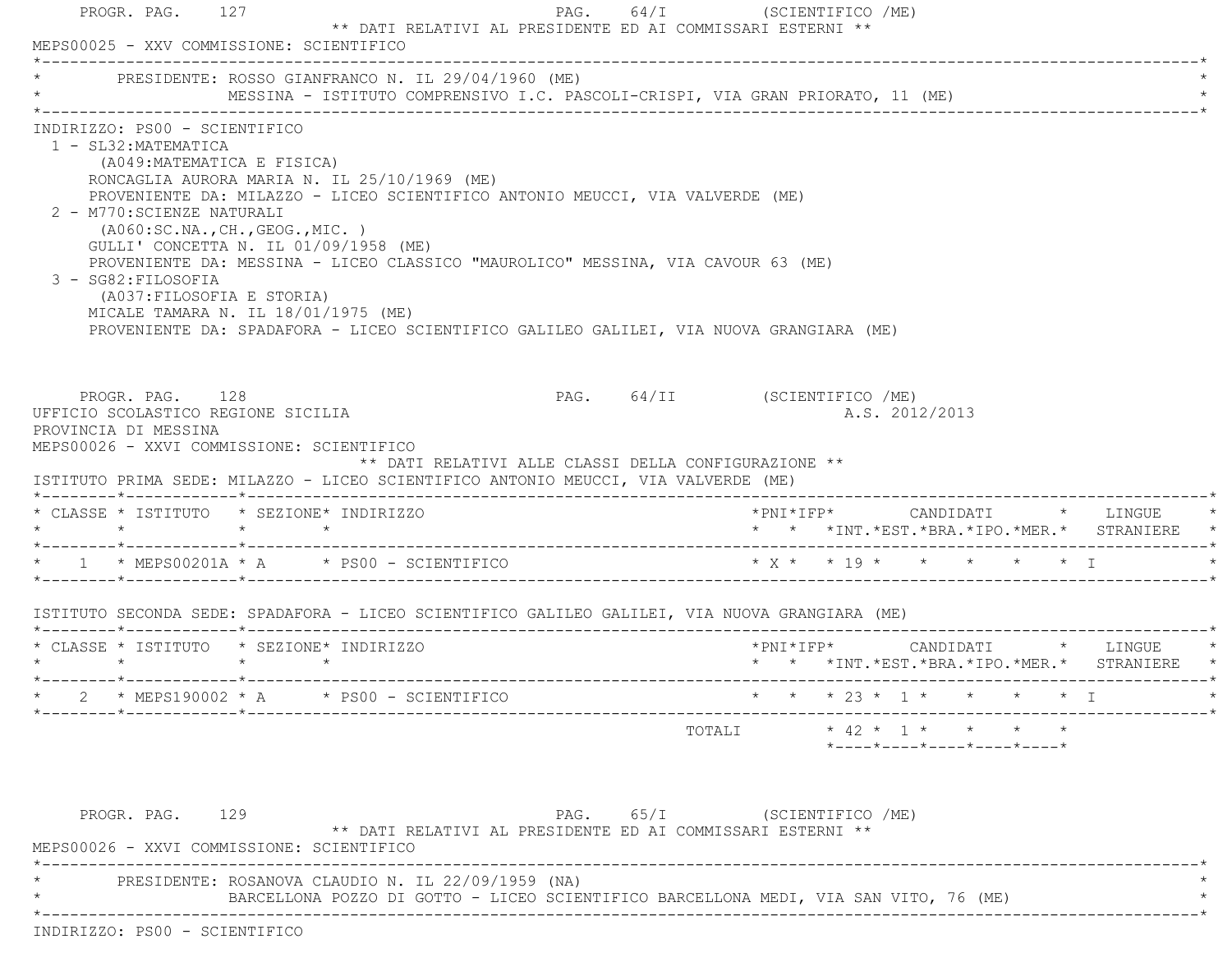** DATI RELATIVI AL PRESIDENTE ED AI COMMISSARI ESTERNI **

MEPS00025 - XXV COMMISSIONE: SCIENTIFICO

PRESIDENTE: ROSSO GIANFRANCO N. IL 29/04/1960 (ME)
MESSINA - ISTITUTO COMPRENSIVO I.C. PASCOLI-CRISPI, VIA GRAN PRIORATO, 11 (ME)

INDIRIZZO: PS00 - SCIENTIFICO

1 - SL32:MATEMATICA
(A049:MATEMATICA E FISICA)
RONCAGLIA AURORA MARIA N. IL 25/10/1969 (ME)
PROVENIENTE DA: MILAZZO - LICEO SCIENTIFICO ANTONIO MEUCCI, VIA VALVERDE (ME)

2 - M770:SCIENZE NATURALI
(A060:SC.NA.,CH.,GEOG.,MIC. )
GULLI' CONCETTA N. IL 01/09/1958 (ME)
PROVENIENTE DA: MESSINA - LICEO CLASSICO "MAUROLICO" MESSINA, VIA CAVOUR 63 (ME)

3 - SG82:FILOSOFIA
(A037:FILOSOFIA E STORIA)
MICALE TAMARA N. IL 18/01/1975 (ME)
PROVENIENTE DA: SPADAFORA - LICEO SCIENTIFICO GALILEO GALILEI, VIA NUOVA GRANGIARA (ME)

UFFICIO SCOLASTICO REGIONE SICILIA — A.S. 2012/2013

PROVINCIA DI MESSINA

MEPS00026 - XXVI COMMISSIONE: SCIENTIFICO

** DATI RELATIVI ALLE CLASSI DELLA CONFIGURAZIONE **

ISTITUTO PRIMA SEDE: MILAZZO - LICEO SCIENTIFICO ANTONIO MEUCCI, VIA VALVERDE (ME)

| CLASSE | ISTITUTO | SEZIONE | INDIRIZZO | PNI | IFP | CANDIDATI INT. | EST. | BRA. | IPO. | MER. | LINGUE STRANIERE |
|---|---|---|---|---|---|---|---|---|---|---|---|
| 1 | MEPS00201A | A | PS00 - SCIENTIFICO | X | | 19 | | | | | I |

ISTITUTO SECONDA SEDE: SPADAFORA - LICEO SCIENTIFICO GALILEO GALILEI, VIA NUOVA GRANGIARA (ME)

| CLASSE | ISTITUTO | SEZIONE | INDIRIZZO | PNI | IFP | CANDIDATI INT. | EST. | BRA. | IPO. | MER. | LINGUE STRANIERE |
|---|---|---|---|---|---|---|---|---|---|---|---|
| 2 | MEPS190002 | A | PS00 - SCIENTIFICO | | | 23 | 1 | | | | I |
| | | | TOTALI | | | 42 | 1 | | | | |

** DATI RELATIVI AL PRESIDENTE ED AI COMMISSARI ESTERNI **

MEPS00026 - XXVI COMMISSIONE: SCIENTIFICO

PRESIDENTE: ROSANOVA CLAUDIO N. IL 22/09/1959 (NA)
BARCELLONA POZZO DI GOTTO - LICEO SCIENTIFICO BARCELLONA MEDI, VIA SAN VITO, 76 (ME)

INDIRIZZO: PS00 - SCIENTIFICO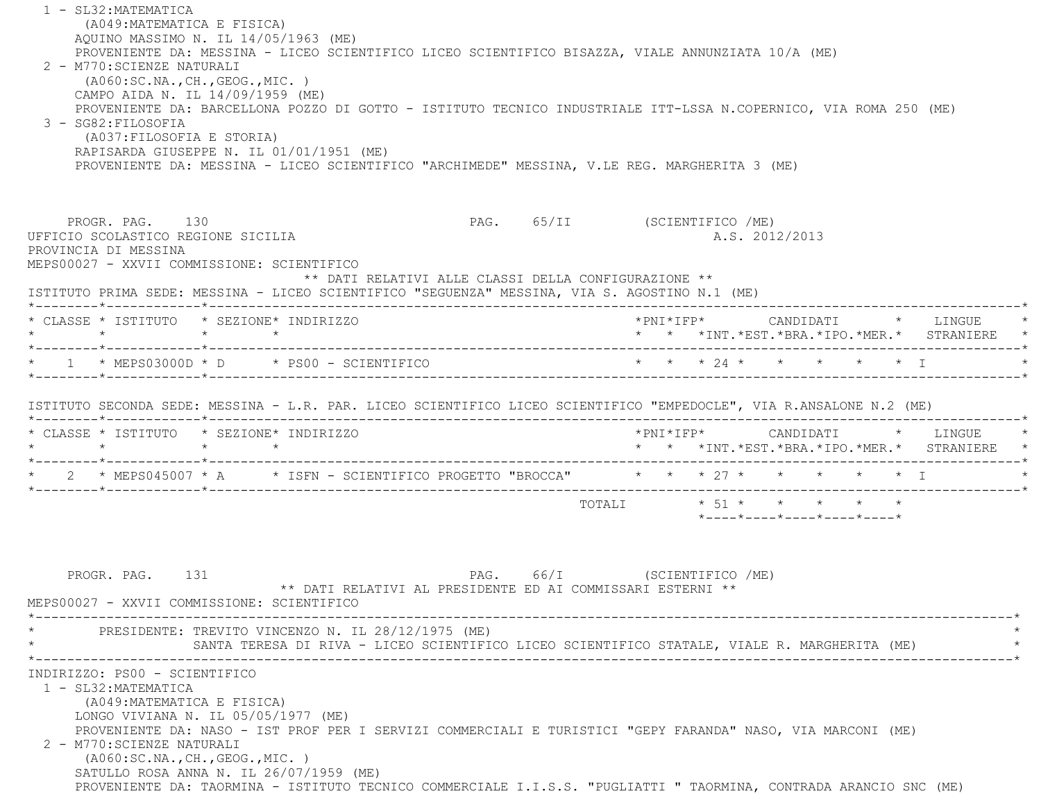1 - SL32:MATEMATICA
(A049:MATEMATICA E FISICA)
AQUINO MASSIMO N. IL 14/05/1963 (ME)
PROVENIENTE DA: MESSINA - LICEO SCIENTIFICO LICEO SCIENTIFICO BISAZZA, VIALE ANNUNZIATA 10/A (ME)

2 - M770:SCIENZE NATURALI
(A060:SC.NA.,CH.,GEOG.,MIC. )
CAMPO AIDA N. IL 14/09/1959 (ME)
PROVENIENTE DA: BARCELLONA POZZO DI GOTTO - ISTITUTO TECNICO INDUSTRIALE ITT-LSSA N.COPERNICO, VIA ROMA 250 (ME)

3 - SG82:FILOSOFIA
(A037:FILOSOFIA E STORIA)
RAPISARDA GIUSEPPE N. IL 01/01/1951 (ME)
PROVENIENTE DA: MESSINA - LICEO SCIENTIFICO "ARCHIMEDE" MESSINA, V.LE REG. MARGHERITA 3 (ME)

PROGR. PAG. 130 PAG. 65/II (SCIENTIFICO /ME)

UFFICIO SCOLASTICO REGIONE SICILIA A.S. 2012/2013

PROVINCIA DI MESSINA

MEPS00027 - XXVII COMMISSIONE: SCIENTIFICO

** DATI RELATIVI ALLE CLASSI DELLA CONFIGURAZIONE **

ISTITUTO PRIMA SEDE: MESSINA - LICEO SCIENTIFICO "SEGUENZA" MESSINA, VIA S. AGOSTINO N.1 (ME)

| CLASSE | ISTITUTO | SEZIONE | INDIRIZZO | PNI | IFP | CANDIDATI INT. | EST. | BRA. | IPO. | MER. | LINGUE STRANIERE |
|---|---|---|---|---|---|---|---|---|---|---|---|
| 1 | MEPS03000D | D | PS00 - SCIENTIFICO | | | 24 | | | | | I |

ISTITUTO SECONDA SEDE: MESSINA - L.R. PAR. LICEO SCIENTIFICO LICEO SCIENTIFICO "EMPEDOCLE", VIA R.ANSALONE N.2 (ME)

| CLASSE | ISTITUTO | SEZIONE | INDIRIZZO | PNI | IFP | CANDIDATI INT. | EST. | BRA. | IPO. | MER. | LINGUE STRANIERE |
|---|---|---|---|---|---|---|---|---|---|---|---|
| 2 | MEPS045007 | A | ISFN - SCIENTIFICO PROGETTO "BROCCA" | | | 27 | | | | | I |
| | | | TOTALI | | | 51 | | | | | |

PROGR. PAG. 131 PAG. 66/I (SCIENTIFICO /ME)

** DATI RELATIVI AL PRESIDENTE ED AI COMMISSARI ESTERNI **

MEPS00027 - XXVII COMMISSIONE: SCIENTIFICO

PRESIDENTE: TREVITO VINCENZO N. IL 28/12/1975 (ME)
SANTA TERESA DI RIVA - LICEO SCIENTIFICO LICEO SCIENTIFICO STATALE, VIALE R. MARGHERITA (ME)

INDIRIZZO: PS00 - SCIENTIFICO

1 - SL32:MATEMATICA
(A049:MATEMATICA E FISICA)
LONGO VIVIANA N. IL 05/05/1977 (ME)
PROVENIENTE DA: NASO - IST PROF PER I SERVIZI COMMERCIALI E TURISTICI "GEPY FARANDA" NASO, VIA MARCONI (ME)

2 - M770:SCIENZE NATURALI
(A060:SC.NA.,CH.,GEOG.,MIC. )
SATULLO ROSA ANNA N. IL 26/07/1959 (ME)
PROVENIENTE DA: TAORMINA - ISTITUTO TECNICO COMMERCIALE I.I.S.S. "PUGLIATTI " TAORMINA, CONTRADA ARANCIO SNC (ME)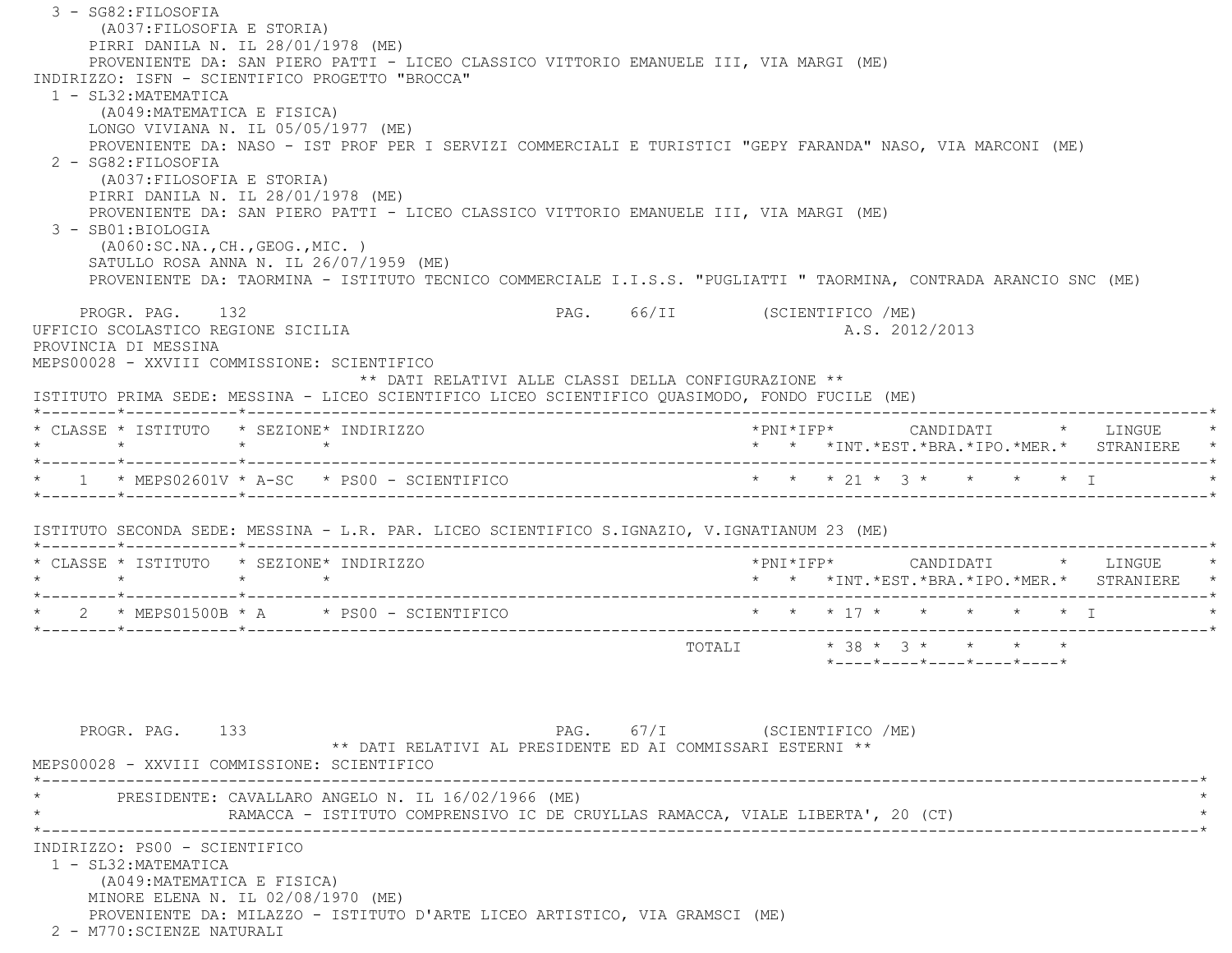3 - SG82:FILOSOFIA
(A037:FILOSOFIA E STORIA)
PIRRI DANILA N. IL 28/01/1978 (ME)
PROVENIENTE DA: SAN PIERO PATTI - LICEO CLASSICO VITTORIO EMANUELE III, VIA MARGI (ME)

INDIRIZZO: ISFN - SCIENTIFICO PROGETTO "BROCCA"

1 - SL32:MATEMATICA
(A049:MATEMATICA E FISICA)
LONGO VIVIANA N. IL 05/05/1977 (ME)
PROVENIENTE DA: NASO - IST PROF PER I SERVIZI COMMERCIALI E TURISTICI "GEPY FARANDA" NASO, VIA MARCONI (ME)

2 - SG82:FILOSOFIA
(A037:FILOSOFIA E STORIA)
PIRRI DANILA N. IL 28/01/1978 (ME)
PROVENIENTE DA: SAN PIERO PATTI - LICEO CLASSICO VITTORIO EMANUELE III, VIA MARGI (ME)

3 - SB01:BIOLOGIA
(A060:SC.NA.,CH.,GEOG.,MIC. )
SATULLO ROSA ANNA N. IL 26/07/1959 (ME)
PROVENIENTE DA: TAORMINA - ISTITUTO TECNICO COMMERCIALE I.I.S.S. "PUGLIATTI " TAORMINA, CONTRADA ARANCIO SNC (ME)

PROGR. PAG. 132 PAG. 66/II (SCIENTIFICO /ME)

UFFICIO SCOLASTICO REGIONE SICILIA A.S. 2012/2013
PROVINCIA DI MESSINA
MEPS00028 - XXVIII COMMISSIONE: SCIENTIFICO

** DATI RELATIVI ALLE CLASSI DELLA CONFIGURAZIONE **

ISTITUTO PRIMA SEDE: MESSINA - LICEO SCIENTIFICO LICEO SCIENTIFICO QUASIMODO, FONDO FUCILE (ME)

| CLASSE | ISTITUTO | SEZIONE | INDIRIZZO | PNI | IFP | CANDIDATI INT. | EST. | BRA. | IPO. | MER. | LINGUE STRANIERE |
|---|---|---|---|---|---|---|---|---|---|---|---|
| 1 | MEPS02601V | A-SC | PS00 - SCIENTIFICO | | | 21 | 3 | | | | I |

ISTITUTO SECONDA SEDE: MESSINA - L.R. PAR. LICEO SCIENTIFICO S.IGNAZIO, V.IGNATIANUM 23 (ME)

| CLASSE | ISTITUTO | SEZIONE | INDIRIZZO | PNI | IFP | CANDIDATI INT. | EST. | BRA. | IPO. | MER. | LINGUE STRANIERE |
|---|---|---|---|---|---|---|---|---|---|---|---|
| 2 | MEPS01500B | A | PS00 - SCIENTIFICO | | | 17 | | | | | I |
| | | | TOTALI | | | 38 | 3 | | | | |

PROGR. PAG. 133 PAG. 67/I (SCIENTIFICO /ME)

** DATI RELATIVI AL PRESIDENTE ED AI COMMISSARI ESTERNI **

MEPS00028 - XXVIII COMMISSIONE: SCIENTIFICO

PRESIDENTE: CAVALLARO ANGELO N. IL 16/02/1966 (ME)
RAMACCA - ISTITUTO COMPRENSIVO IC DE CRUYLLAS RAMACCA, VIALE LIBERTA', 20 (CT)

INDIRIZZO: PS00 - SCIENTIFICO

1 - SL32:MATEMATICA
(A049:MATEMATICA E FISICA)
MINORE ELENA N. IL 02/08/1970 (ME)
PROVENIENTE DA: MILAZZO - ISTITUTO D'ARTE LICEO ARTISTICO, VIA GRAMSCI (ME)

2 - M770:SCIENZE NATURALI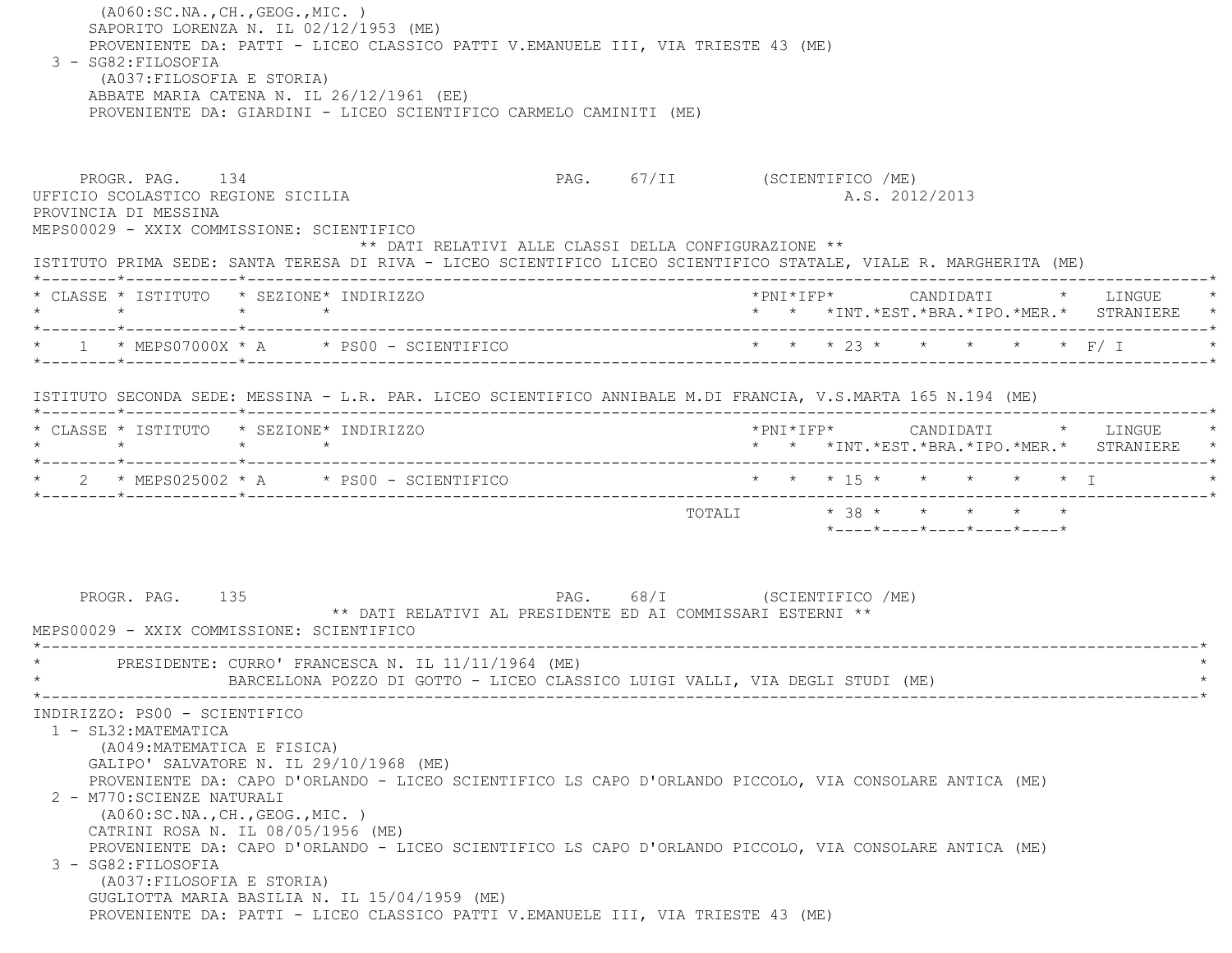(A060:SC.NA.,CH.,GEOG.,MIC. )
SAPORITO LORENZA N. IL 02/12/1953 (ME)
PROVENIENTE DA: PATTI - LICEO CLASSICO PATTI V.EMANUELE III, VIA TRIESTE 43 (ME)

3 - SG82:FILOSOFIA
(A037:FILOSOFIA E STORIA)
ABBATE MARIA CATENA N. IL 26/12/1961 (EE)
PROVENIENTE DA: GIARDINI - LICEO SCIENTIFICO CARMELO CAMINITI (ME)

PROGR. PAG. 134 PAG. 67/II (SCIENTIFICO /ME)

UFFICIO SCOLASTICO REGIONE SICILIA A.S. 2012/2013

PROVINCIA DI MESSINA

MEPS00029 - XXIX COMMISSIONE: SCIENTIFICO

** DATI RELATIVI ALLE CLASSI DELLA CONFIGURAZIONE **

ISTITUTO PRIMA SEDE: SANTA TERESA DI RIVA - LICEO SCIENTIFICO LICEO SCIENTIFICO STATALE, VIALE R. MARGHERITA (ME)

| CLASSE | ISTITUTO | SEZIONE | INDIRIZZO | PNI | IFP | CANDIDATI INT. | EST. | BRA. | IPO. | MER. | LINGUE STRANIERE |
|---|---|---|---|---|---|---|---|---|---|---|---|
| 1 | MEPS07000X | A | PS00 - SCIENTIFICO | | | 23 | | | | | F/ I |

ISTITUTO SECONDA SEDE: MESSINA - L.R. PAR. LICEO SCIENTIFICO ANNIBALE M.DI FRANCIA, V.S.MARTA 165 N.194 (ME)

| CLASSE | ISTITUTO | SEZIONE | INDIRIZZO | PNI | IFP | CANDIDATI INT. | EST. | BRA. | IPO. | MER. | LINGUE STRANIERE |
|---|---|---|---|---|---|---|---|---|---|---|---|
| 2 | MEPS025002 | A | PS00 - SCIENTIFICO | | | 15 | | | | | I |
| | | | TOTALI | | | 38 | | | | | |

PROGR. PAG. 135 PAG. 68/I (SCIENTIFICO /ME)

** DATI RELATIVI AL PRESIDENTE ED AI COMMISSARI ESTERNI **

MEPS00029 - XXIX COMMISSIONE: SCIENTIFICO

PRESIDENTE: CURRO' FRANCESCA N. IL 11/11/1964 (ME)
BARCELLONA POZZO DI GOTTO - LICEO CLASSICO LUIGI VALLI, VIA DEGLI STUDI (ME)

INDIRIZZO: PS00 - SCIENTIFICO

1 - SL32:MATEMATICA
(A049:MATEMATICA E FISICA)
GALIPO' SALVATORE N. IL 29/10/1968 (ME)
PROVENIENTE DA: CAPO D'ORLANDO - LICEO SCIENTIFICO LS CAPO D'ORLANDO PICCOLO, VIA CONSOLARE ANTICA (ME)

2 - M770:SCIENZE NATURALI
(A060:SC.NA.,CH.,GEOG.,MIC. )
CATRINI ROSA N. IL 08/05/1956 (ME)
PROVENIENTE DA: CAPO D'ORLANDO - LICEO SCIENTIFICO LS CAPO D'ORLANDO PICCOLO, VIA CONSOLARE ANTICA (ME)

3 - SG82:FILOSOFIA
(A037:FILOSOFIA E STORIA)
GUGLIOTTA MARIA BASILIA N. IL 15/04/1959 (ME)
PROVENIENTE DA: PATTI - LICEO CLASSICO PATTI V.EMANUELE III, VIA TRIESTE 43 (ME)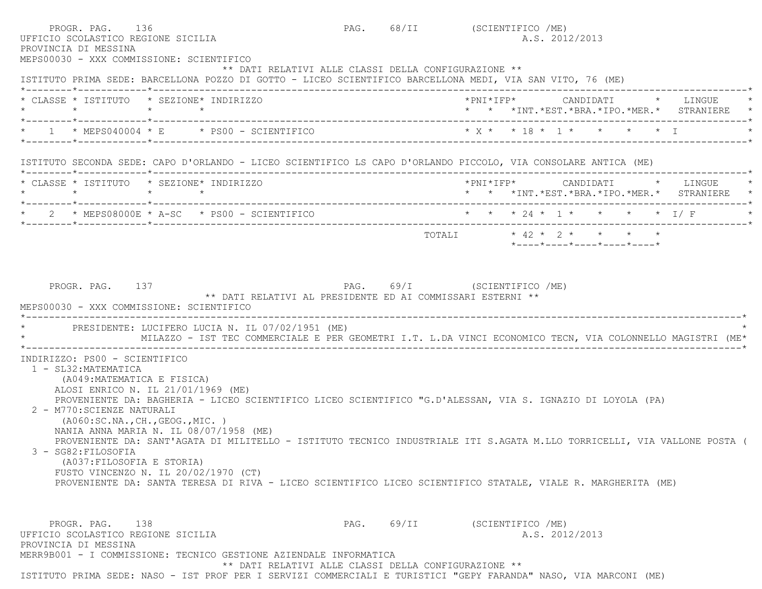PROGR. PAG. 136 PAG. 68/II (SCIENTIFICO /ME)

UFFICIO SCOLASTICO REGIONE SICILIA A.S. 2012/2013

PROVINCIA DI MESSINA

MEPS00030 - XXX COMMISSIONE: SCIENTIFICO

** DATI RELATIVI ALLE CLASSI DELLA CONFIGURAZIONE **

ISTITUTO PRIMA SEDE: BARCELLONA POZZO DI GOTTO - LICEO SCIENTIFICO BARCELLONA MEDI, VIA SAN VITO, 76 (ME)

| CLASSE | ISTITUTO | SEZIONE | INDIRIZZO | PNI | IFP | CANDIDATI INT. | EST. | BRA. | IPO. | MER. | LINGUE STRANIERE |
|---|---|---|---|---|---|---|---|---|---|---|---|
| 1 | MEPS040004 | E | PS00 - SCIENTIFICO | X | | 18 | 1 | | | | I |

ISTITUTO SECONDA SEDE: CAPO D'ORLANDO - LICEO SCIENTIFICO LS CAPO D'ORLANDO PICCOLO, VIA CONSOLARE ANTICA (ME)

| CLASSE | ISTITUTO | SEZIONE | INDIRIZZO | PNI | IFP | CANDIDATI INT. | EST. | BRA. | IPO. | MER. | LINGUE STRANIERE |
|---|---|---|---|---|---|---|---|---|---|---|---|
| 2 | MEPS08000E | A-SC | PS00 - SCIENTIFICO | | | 24 | 1 | | | | I/ F |
| | | | TOTALI | | | 42 | 2 | | | | |

PROGR. PAG. 137 PAG. 69/I (SCIENTIFICO /ME)

** DATI RELATIVI AL PRESIDENTE ED AI COMMISSARI ESTERNI **

MEPS00030 - XXX COMMISSIONE: SCIENTIFICO

PRESIDENTE: LUCIFERO LUCIA N. IL 07/02/1951 (ME)
MILAZZO - IST TEC COMMERCIALE E PER GEOMETRI I.T. L.DA VINCI ECONOMICO TECN, VIA COLONNELLO MAGISTRI (ME*

INDIRIZZO: PS00 - SCIENTIFICO

1 - SL32:MATEMATICA
(A049:MATEMATICA E FISICA)
ALOSI ENRICO N. IL 21/01/1969 (ME)
PROVENIENTE DA: BAGHERIA - LICEO SCIENTIFICO LICEO SCIENTIFICO "G.D'ALESSAN, VIA S. IGNAZIO DI LOYOLA (PA)

2 - M770:SCIENZE NATURALI
(A060:SC.NA.,CH.,GEOG.,MIC. )
NANIA ANNA MARIA N. IL 08/07/1958 (ME)
PROVENIENTE DA: SANT'AGATA DI MILITELLO - ISTITUTO TECNICO INDUSTRIALE ITI S.AGATA M.LLO TORRICELLI, VIA VALLONE POSTA (

3 - SG82:FILOSOFIA
(A037:FILOSOFIA E STORIA)
FUSTO VINCENZO N. IL 20/02/1970 (CT)
PROVENIENTE DA: SANTA TERESA DI RIVA - LICEO SCIENTIFICO LICEO SCIENTIFICO STATALE, VIALE R. MARGHERITA (ME)

PROGR. PAG. 138 PAG. 69/II (SCIENTIFICO /ME)

UFFICIO SCOLASTICO REGIONE SICILIA A.S. 2012/2013

PROVINCIA DI MESSINA

MERR9B001 - I COMMISSIONE: TECNICO GESTIONE AZIENDALE INFORMATICA

** DATI RELATIVI ALLE CLASSI DELLA CONFIGURAZIONE **

ISTITUTO PRIMA SEDE: NASO - IST PROF PER I SERVIZI COMMERCIALI E TURISTICI "GEPY FARANDA" NASO, VIA MARCONI (ME)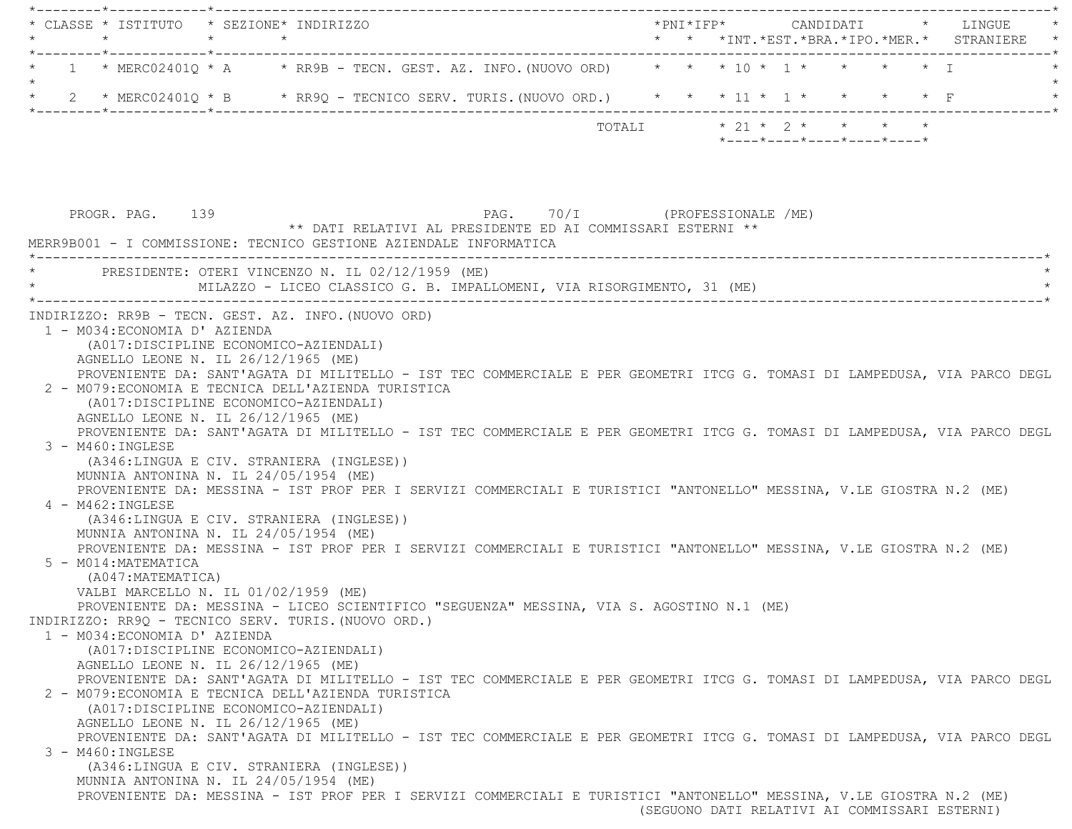| CLASSE | ISTITUTO | SEZIONE | INDIRIZZO | PNI | IFP | CANDIDATI INT. | CANDIDATI EST. | CANDIDATI BRA. | CANDIDATI IPO. | CANDIDATI MER. | LINGUE STRANIERE |
|---|---|---|---|---|---|---|---|---|---|---|---|
| 1 | MERC02401Q | A | RR9B - TECN. GEST. AZ. INFO.(NUOVO ORD) | | | 10 | 1 | | | | I |
| 2 | MERC02401Q | B | RR9Q - TECNICO SERV. TURIS.(NUOVO ORD.) | | | 11 | 1 | | | | F |
| | | | TOTALI | | | 21 | 2 | | | | |

PROGR. PAG. 139 PAG. 70/I (PROFESSIONALE /ME)

** DATI RELATIVI AL PRESIDENTE ED AI COMMISSARI ESTERNI **

MERR9B001 - I COMMISSIONE: TECNICO GESTIONE AZIENDALE INFORMATICA

PRESIDENTE: OTERI VINCENZO N. IL 02/12/1959 (ME)
MILAZZO - LICEO CLASSICO G. B. IMPALLOMENI, VIA RISORGIMENTO, 31 (ME)

INDIRIZZO: RR9B - TECN. GEST. AZ. INFO.(NUOVO ORD)

1 - M034:ECONOMIA D' AZIENDA
(A017:DISCIPLINE ECONOMICO-AZIENDALI)
AGNELLO LEONE N. IL 26/12/1965 (ME)
PROVENIENTE DA: SANT'AGATA DI MILITELLO - IST TEC COMMERCIALE E PER GEOMETRI ITCG G. TOMASI DI LAMPEDUSA, VIA PARCO DEGL

2 - M079:ECONOMIA E TECNICA DELL'AZIENDA TURISTICA
(A017:DISCIPLINE ECONOMICO-AZIENDALI)
AGNELLO LEONE N. IL 26/12/1965 (ME)
PROVENIENTE DA: SANT'AGATA DI MILITELLO - IST TEC COMMERCIALE E PER GEOMETRI ITCG G. TOMASI DI LAMPEDUSA, VIA PARCO DEGL

3 - M460:INGLESE
(A346:LINGUA E CIV. STRANIERA (INGLESE))
MUNNIA ANTONINA N. IL 24/05/1954 (ME)
PROVENIENTE DA: MESSINA - IST PROF PER I SERVIZI COMMERCIALI E TURISTICI "ANTONELLO" MESSINA, V.LE GIOSTRA N.2 (ME)

4 - M462:INGLESE
(A346:LINGUA E CIV. STRANIERA (INGLESE))
MUNNIA ANTONINA N. IL 24/05/1954 (ME)
PROVENIENTE DA: MESSINA - IST PROF PER I SERVIZI COMMERCIALI E TURISTICI "ANTONELLO" MESSINA, V.LE GIOSTRA N.2 (ME)

5 - M014:MATEMATICA
(A047:MATEMATICA)
VALBI MARCELLO N. IL 01/02/1959 (ME)
PROVENIENTE DA: MESSINA - LICEO SCIENTIFICO "SEGUENZA" MESSINA, VIA S. AGOSTINO N.1 (ME)

INDIRIZZO: RR9Q - TECNICO SERV. TURIS.(NUOVO ORD.)

1 - M034:ECONOMIA D' AZIENDA
(A017:DISCIPLINE ECONOMICO-AZIENDALI)
AGNELLO LEONE N. IL 26/12/1965 (ME)
PROVENIENTE DA: SANT'AGATA DI MILITELLO - IST TEC COMMERCIALE E PER GEOMETRI ITCG G. TOMASI DI LAMPEDUSA, VIA PARCO DEGL

2 - M079:ECONOMIA E TECNICA DELL'AZIENDA TURISTICA
(A017:DISCIPLINE ECONOMICO-AZIENDALI)
AGNELLO LEONE N. IL 26/12/1965 (ME)
PROVENIENTE DA: SANT'AGATA DI MILITELLO - IST TEC COMMERCIALE E PER GEOMETRI ITCG G. TOMASI DI LAMPEDUSA, VIA PARCO DEGL

3 - M460:INGLESE
(A346:LINGUA E CIV. STRANIERA (INGLESE))
MUNNIA ANTONINA N. IL 24/05/1954 (ME)
PROVENIENTE DA: MESSINA - IST PROF PER I SERVIZI COMMERCIALI E TURISTICI "ANTONELLO" MESSINA, V.LE GIOSTRA N.2 (ME)

(SEGUONO DATI RELATIVI AI COMMISSARI ESTERNI)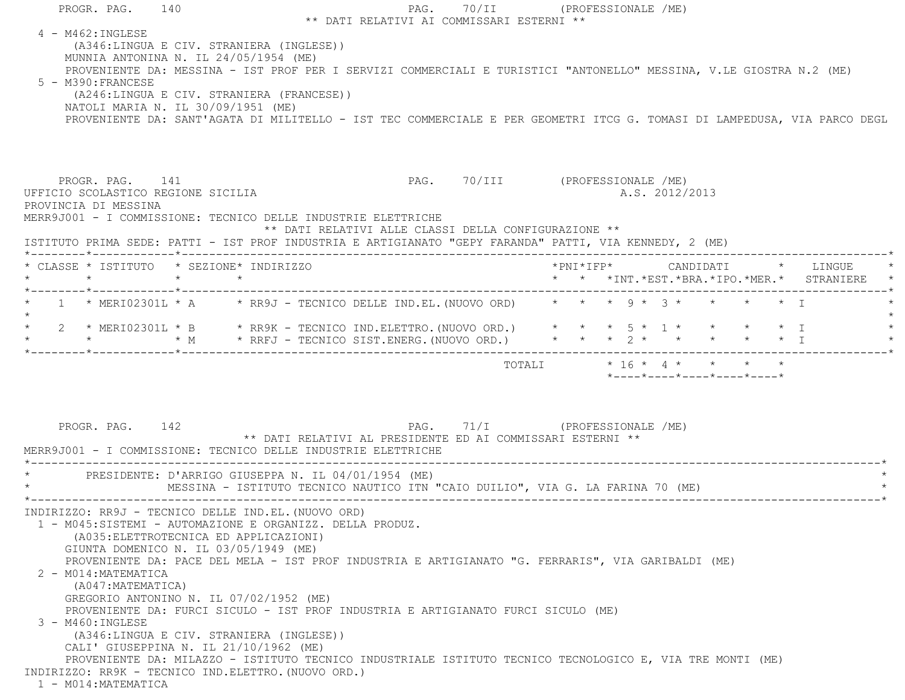** DATI RELATIVI AI COMMISSARI ESTERNI **

4 - M462:INGLESE
(A346:LINGUA E CIV. STRANIERA (INGLESE))
MUNNIA ANTONINA N. IL 24/05/1954 (ME)
PROVENIENTE DA: MESSINA - IST PROF PER I SERVIZI COMMERCIALI E TURISTICI "ANTONELLO" MESSINA, V.LE GIOSTRA N.2 (ME)

5 - M390:FRANCESE
(A246:LINGUA E CIV. STRANIERA (FRANCESE))
NATOLI MARIA N. IL 30/09/1951 (ME)
PROVENIENTE DA: SANT'AGATA DI MILITELLO - IST TEC COMMERCIALE E PER GEOMETRI ITCG G. TOMASI DI LAMPEDUSA, VIA PARCO DEGL

UFFICIO SCOLASTICO REGIONE SICILIA — A.S. 2012/2013
PROVINCIA DI MESSINA
MERR9J001 - I COMMISSIONE: TECNICO DELLE INDUSTRIE ELETTRICHE

** DATI RELATIVI ALLE CLASSI DELLA CONFIGURAZIONE **

ISTITUTO PRIMA SEDE: PATTI - IST PROF INDUSTRIA E ARTIGIANATO "GEPY FARANDA" PATTI, VIA KENNEDY, 2 (ME)

| CLASSE | ISTITUTO | SEZIONE | INDIRIZZO | PNI | IFP | CANDIDATI INT. | CANDIDATI EST. | CANDIDATI BRA. | CANDIDATI IPO. | CANDIDATI MER. | LINGUE STRANIERE |
|---|---|---|---|---|---|---|---|---|---|---|---|
| 1 | MERI02301L | A | RR9J - TECNICO DELLE IND.EL.(NUOVO ORD) | | | 9 | 3 | | | | I |
| 2 | MERI02301L | B | RR9K - TECNICO IND.ELETTRO.(NUOVO ORD.) | | | 5 | 1 | | | | I |
| | | M | RRFJ - TECNICO SIST.ENERG.(NUOVO ORD.) | | | 2 | | | | | I |
| | | | TOTALI | | | 16 | 4 | | | | |

** DATI RELATIVI AL PRESIDENTE ED AI COMMISSARI ESTERNI **

MERR9J001 - I COMMISSIONE: TECNICO DELLE INDUSTRIE ELETTRICHE

PRESIDENTE: D'ARRIGO GIUSEPPA N. IL 04/01/1954 (ME)
MESSINA - ISTITUTO TECNICO NAUTICO ITN "CAIO DUILIO", VIA G. LA FARINA 70 (ME)

INDIRIZZO: RR9J - TECNICO DELLE IND.EL.(NUOVO ORD)

1 - M045:SISTEMI - AUTOMAZIONE E ORGANIZZ. DELLA PRODUZ.
(A035:ELETTROTECNICA ED APPLICAZIONI)
GIUNTA DOMENICO N. IL 03/05/1949 (ME)
PROVENIENTE DA: PACE DEL MELA - IST PROF INDUSTRIA E ARTIGIANATO "G. FERRARIS", VIA GARIBALDI (ME)

2 - M014:MATEMATICA
(A047:MATEMATICA)
GREGORIO ANTONINO N. IL 07/02/1952 (ME)
PROVENIENTE DA: FURCI SICULO - IST PROF INDUSTRIA E ARTIGIANATO FURCI SICULO (ME)

3 - M460:INGLESE
(A346:LINGUA E CIV. STRANIERA (INGLESE))
CALI' GIUSEPPINA N. IL 21/10/1962 (ME)
PROVENIENTE DA: MILAZZO - ISTITUTO TECNICO INDUSTRIALE ISTITUTO TECNICO TECNOLOGICO E, VIA TRE MONTI (ME)

INDIRIZZO: RR9K - TECNICO IND.ELETTRO.(NUOVO ORD.)

1 - M014:MATEMATICA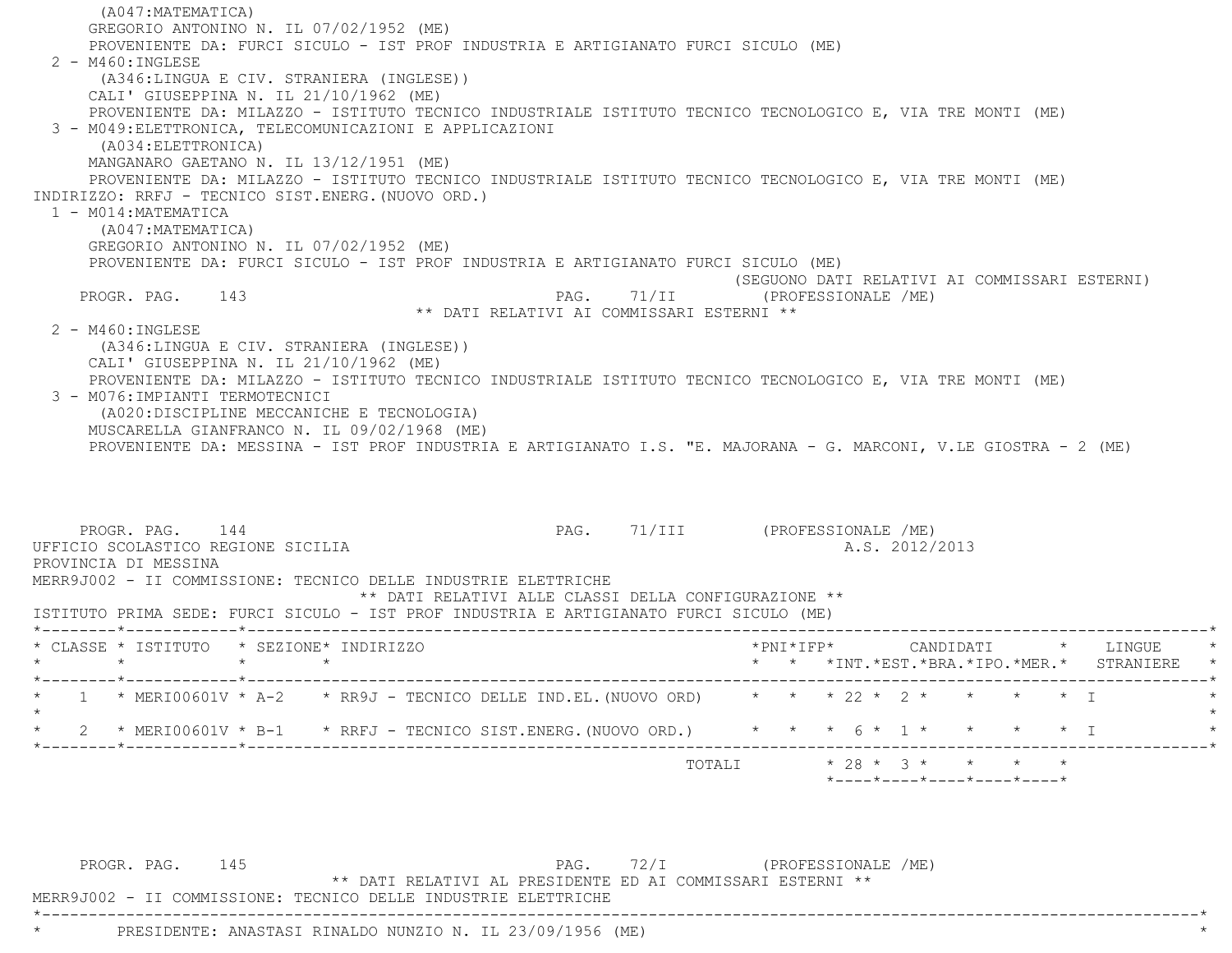(A047:MATEMATICA)
GREGORIO ANTONINO N. IL 07/02/1952 (ME)
PROVENIENTE DA: FURCI SICULO - IST PROF INDUSTRIA E ARTIGIANATO FURCI SICULO (ME)

2 - M460:INGLESE
(A346:LINGUA E CIV. STRANIERA (INGLESE))
CALI' GIUSEPPINA N. IL 21/10/1962 (ME)
PROVENIENTE DA: MILAZZO - ISTITUTO TECNICO INDUSTRIALE ISTITUTO TECNICO TECNOLOGICO E, VIA TRE MONTI (ME)

3 - M049:ELETTRONICA, TELECOMUNICAZIONI E APPLICAZIONI
(A034:ELETTRONICA)
MANGANARO GAETANO N. IL 13/12/1951 (ME)
PROVENIENTE DA: MILAZZO - ISTITUTO TECNICO INDUSTRIALE ISTITUTO TECNICO TECNOLOGICO E, VIA TRE MONTI (ME)

INDIRIZZO: RRFJ - TECNICO SIST.ENERG.(NUOVO ORD.)

1 - M014:MATEMATICA
(A047:MATEMATICA)
GREGORIO ANTONINO N. IL 07/02/1952 (ME)
PROVENIENTE DA: FURCI SICULO - IST PROF INDUSTRIA E ARTIGIANATO FURCI SICULO (ME)

(SEGUONO DATI RELATIVI AI COMMISSARI ESTERNI)

PROGR. PAG. 143 PAG. 71/II (PROFESSIONALE /ME)

** DATI RELATIVI AI COMMISSARI ESTERNI **

2 - M460:INGLESE
(A346:LINGUA E CIV. STRANIERA (INGLESE))
CALI' GIUSEPPINA N. IL 21/10/1962 (ME)
PROVENIENTE DA: MILAZZO - ISTITUTO TECNICO INDUSTRIALE ISTITUTO TECNICO TECNOLOGICO E, VIA TRE MONTI (ME)

3 - M076:IMPIANTI TERMOTECNICI
(A020:DISCIPLINE MECCANICHE E TECNOLOGIA)
MUSCARELLA GIANFRANCO N. IL 09/02/1968 (ME)
PROVENIENTE DA: MESSINA - IST PROF INDUSTRIA E ARTIGIANATO I.S. "E. MAJORANA - G. MARCONI, V.LE GIOSTRA - 2 (ME)

PROGR. PAG. 144 PAG. 71/III (PROFESSIONALE /ME)

UFFICIO SCOLASTICO REGIONE SICILIA A.S. 2012/2013
PROVINCIA DI MESSINA
MERR9J002 - II COMMISSIONE: TECNICO DELLE INDUSTRIE ELETTRICHE

** DATI RELATIVI ALLE CLASSI DELLA CONFIGURAZIONE **

ISTITUTO PRIMA SEDE: FURCI SICULO - IST PROF INDUSTRIA E ARTIGIANATO FURCI SICULO (ME)

| CLASSE | ISTITUTO | SEZIONE | INDIRIZZO | PNI | IFP | CANDIDATI INT. | EST. | BRA. | IPO. | MER. | LINGUE STRANIERE |
|---|---|---|---|---|---|---|---|---|---|---|---|
| 1 | MERI00601V | A-2 | RR9J - TECNICO DELLE IND.EL.(NUOVO ORD) | | | 22 | 2 | | | | I |
| 2 | MERI00601V | B-1 | RRFJ - TECNICO SIST.ENERG.(NUOVO ORD.) | | | 6 | 1 | | | | I |
| | | | TOTALI | | | 28 | 3 | | | | |

PROGR. PAG. 145 PAG. 72/I (PROFESSIONALE /ME)

** DATI RELATIVI AL PRESIDENTE ED AI COMMISSARI ESTERNI **

MERR9J002 - II COMMISSIONE: TECNICO DELLE INDUSTRIE ELETTRICHE

PRESIDENTE: ANASTASI RINALDO NUNZIO N. IL 23/09/1956 (ME)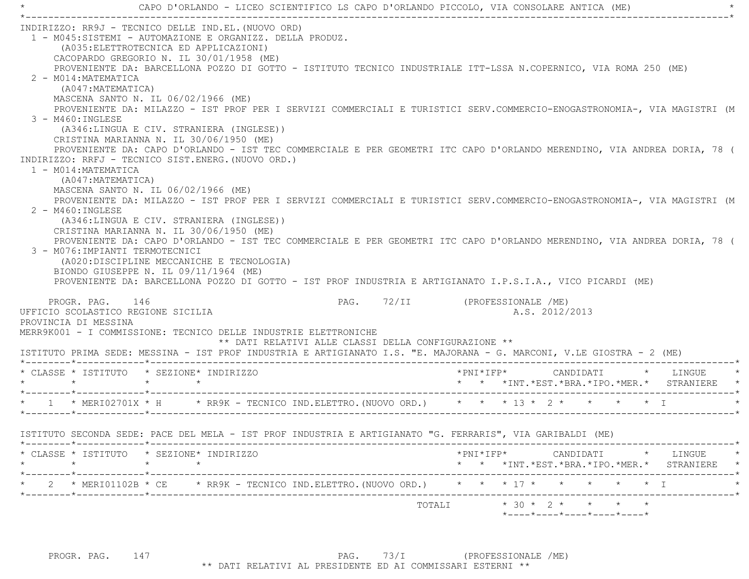CAPO D'ORLANDO - LICEO SCIENTIFICO LS CAPO D'ORLANDO PICCOLO, VIA CONSOLARE ANTICA (ME)

INDIRIZZO: RR9J - TECNICO DELLE IND.EL.(NUOVO ORD)

1 - M045:SISTEMI - AUTOMAZIONE E ORGANIZZ. DELLA PRODUZ.
   (A035:ELETTROTECNICA ED APPLICAZIONI)
   CACOPARDO GREGORIO N. IL 30/01/1958 (ME)
   PROVENIENTE DA: BARCELLONA POZZO DI GOTTO - ISTITUTO TECNICO INDUSTRIALE ITT-LSSA N.COPERNICO, VIA ROMA 250 (ME)
2 - M014:MATEMATICA
   (A047:MATEMATICA)
   MASCENA SANTO N. IL 06/02/1966 (ME)
   PROVENIENTE DA: MILAZZO - IST PROF PER I SERVIZI COMMERCIALI E TURISTICI SERV.COMMERCIO-ENOGASTRONOMIA-, VIA MAGISTRI (M
3 - M460:INGLESE
   (A346:LINGUA E CIV. STRANIERA (INGLESE))
   CRISTINA MARIANNA N. IL 30/06/1950 (ME)
   PROVENIENTE DA: CAPO D'ORLANDO - IST TEC COMMERCIALE E PER GEOMETRI ITC CAPO D'ORLANDO MERENDINO, VIA ANDREA DORIA, 78 (

INDIRIZZO: RRFJ - TECNICO SIST.ENERG.(NUOVO ORD.)

1 - M014:MATEMATICA
   (A047:MATEMATICA)
   MASCENA SANTO N. IL 06/02/1966 (ME)
   PROVENIENTE DA: MILAZZO - IST PROF PER I SERVIZI COMMERCIALI E TURISTICI SERV.COMMERCIO-ENOGASTRONOMIA-, VIA MAGISTRI (M
2 - M460:INGLESE
   (A346:LINGUA E CIV. STRANIERA (INGLESE))
   CRISTINA MARIANNA N. IL 30/06/1950 (ME)
   PROVENIENTE DA: CAPO D'ORLANDO - IST TEC COMMERCIALE E PER GEOMETRI ITC CAPO D'ORLANDO MERENDINO, VIA ANDREA DORIA, 78 (
3 - M076:IMPIANTI TERMOTECNICI
   (A020:DISCIPLINE MECCANICHE E TECNOLOGIA)
   BIONDO GIUSEPPE N. IL 09/11/1964 (ME)
   PROVENIENTE DA: BARCELLONA POZZO DI GOTTO - IST PROF INDUSTRIA E ARTIGIANATO I.P.S.I.A., VICO PICARDI (ME)

UFFICIO SCOLASTICO REGIONE SICILIA — A.S. 2012/2013
PROVINCIA DI MESSINA
MERR9K001 - I COMMISSIONE: TECNICO DELLE INDUSTRIE ELETTRONICHE

** DATI RELATIVI ALLE CLASSI DELLA CONFIGURAZIONE **

ISTITUTO PRIMA SEDE: MESSINA - IST PROF INDUSTRIA E ARTIGIANATO I.S. "E. MAJORANA - G. MARCONI, V.LE GIOSTRA - 2 (ME)

| CLASSE | ISTITUTO | SEZIONE | INDIRIZZO | PNI | IFP | CANDIDATI INT. | EST. | BRA. | IPO. | MER. | LINGUE STRANIERE |
|---|---|---|---|---|---|---|---|---|---|---|---|
| 1 | MERI02701X | H | RR9K - TECNICO IND.ELETTRO.(NUOVO ORD.) | | | 13 | 2 | | | | I |

ISTITUTO SECONDA SEDE: PACE DEL MELA - IST PROF INDUSTRIA E ARTIGIANATO "G. FERRARIS", VIA GARIBALDI (ME)

| CLASSE | ISTITUTO | SEZIONE | INDIRIZZO | PNI | IFP | CANDIDATI INT. | EST. | BRA. | IPO. | MER. | LINGUE STRANIERE |
|---|---|---|---|---|---|---|---|---|---|---|---|
| 2 | MERI01102B | CE | RR9K - TECNICO IND.ELETTRO.(NUOVO ORD.) | | | 17 | | | | | I |
| | | | TOTALI | | | 30 | 2 | | | | |

** DATI RELATIVI AL PRESIDENTE ED AI COMMISSARI ESTERNI **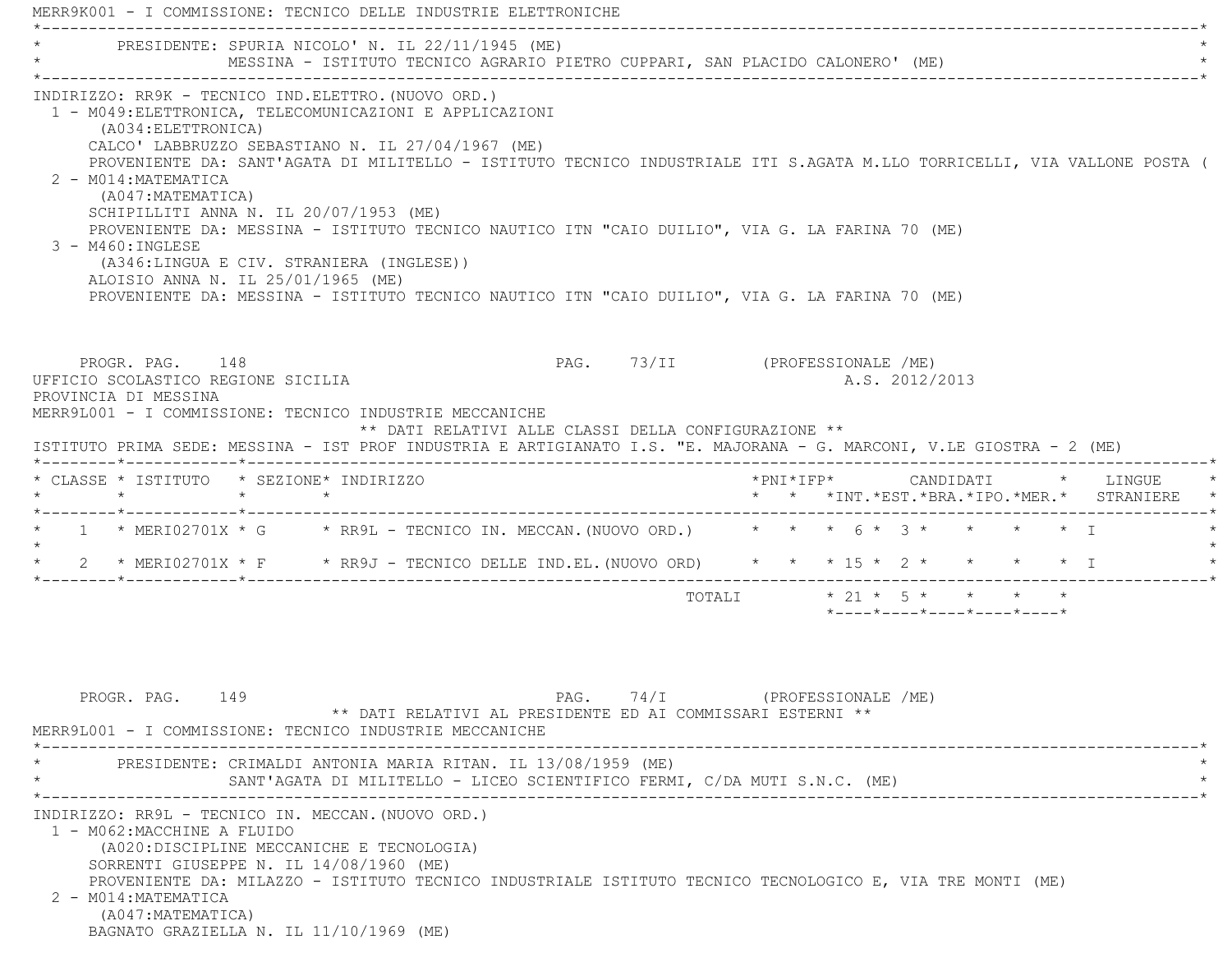MERR9K001 - I COMMISSIONE: TECNICO DELLE INDUSTRIE ELETTRONICHE

PRESIDENTE: SPURIA NICOLO' N. IL 22/11/1945 (ME)
MESSINA - ISTITUTO TECNICO AGRARIO PIETRO CUPPARI, SAN PLACIDO CALONERO' (ME)

INDIRIZZO: RR9K - TECNICO IND.ELETTRO.(NUOVO ORD.)

1 - M049:ELETTRONICA, TELECOMUNICAZIONI E APPLICAZIONI
   (A034:ELETTRONICA)
   CALCO' LABBRUZZO SEBASTIANO N. IL 27/04/1967 (ME)
   PROVENIENTE DA: SANT'AGATA DI MILITELLO - ISTITUTO TECNICO INDUSTRIALE ITI S.AGATA M.LLO TORRICELLI, VIA VALLONE POSTA (
2 - M014:MATEMATICA
   (A047:MATEMATICA)
   SCHIPILLITI ANNA N. IL 20/07/1953 (ME)
   PROVENIENTE DA: MESSINA - ISTITUTO TECNICO NAUTICO ITN "CAIO DUILIO", VIA G. LA FARINA 70 (ME)
3 - M460:INGLESE
   (A346:LINGUA E CIV. STRANIERA (INGLESE))
   ALOISIO ANNA N. IL 25/01/1965 (ME)
   PROVENIENTE DA: MESSINA - ISTITUTO TECNICO NAUTICO ITN "CAIO DUILIO", VIA G. LA FARINA 70 (ME)

PROGR. PAG. 148 PAG. 73/II (PROFESSIONALE /ME)
UFFICIO SCOLASTICO REGIONE SICILIA A.S. 2012/2013
PROVINCIA DI MESSINA
MERR9L001 - I COMMISSIONE: TECNICO INDUSTRIE MECCANICHE

** DATI RELATIVI ALLE CLASSI DELLA CONFIGURAZIONE **

ISTITUTO PRIMA SEDE: MESSINA - IST PROF INDUSTRIA E ARTIGIANATO I.S. "E. MAJORANA - G. MARCONI, V.LE GIOSTRA - 2 (ME)

| CLASSE | ISTITUTO | SEZIONE | INDIRIZZO | PNI | IFP | CANDIDATI INT. | EST. | BRA. | IPO. | MER. | LINGUE STRANIERE |
|---|---|---|---|---|---|---|---|---|---|---|---|
| 1 | MERI02701X | G | RR9L - TECNICO IN. MECCAN.(NUOVO ORD.) | | | 6 | 3 | | | | I |
| 2 | MERI02701X | F | RR9J - TECNICO DELLE IND.EL.(NUOVO ORD) | | | 15 | 2 | | | | I |
| | | | TOTALI | | | 21 | 5 | | | | |

PROGR. PAG. 149 PAG. 74/I (PROFESSIONALE /ME)

** DATI RELATIVI AL PRESIDENTE ED AI COMMISSARI ESTERNI **

MERR9L001 - I COMMISSIONE: TECNICO INDUSTRIE MECCANICHE

PRESIDENTE: CRIMALDI ANTONIA MARIA RITAN. IL 13/08/1959 (ME)
SANT'AGATA DI MILITELLO - LICEO SCIENTIFICO FERMI, C/DA MUTI S.N.C. (ME)

INDIRIZZO: RR9L - TECNICO IN. MECCAN.(NUOVO ORD.)

1 - M062:MACCHINE A FLUIDO
   (A020:DISCIPLINE MECCANICHE E TECNOLOGIA)
   SORRENTI GIUSEPPE N. IL 14/08/1960 (ME)
   PROVENIENTE DA: MILAZZO - ISTITUTO TECNICO INDUSTRIALE ISTITUTO TECNICO TECNOLOGICO E, VIA TRE MONTI (ME)
2 - M014:MATEMATICA
   (A047:MATEMATICA)
   BAGNATO GRAZIELLA N. IL 11/10/1969 (ME)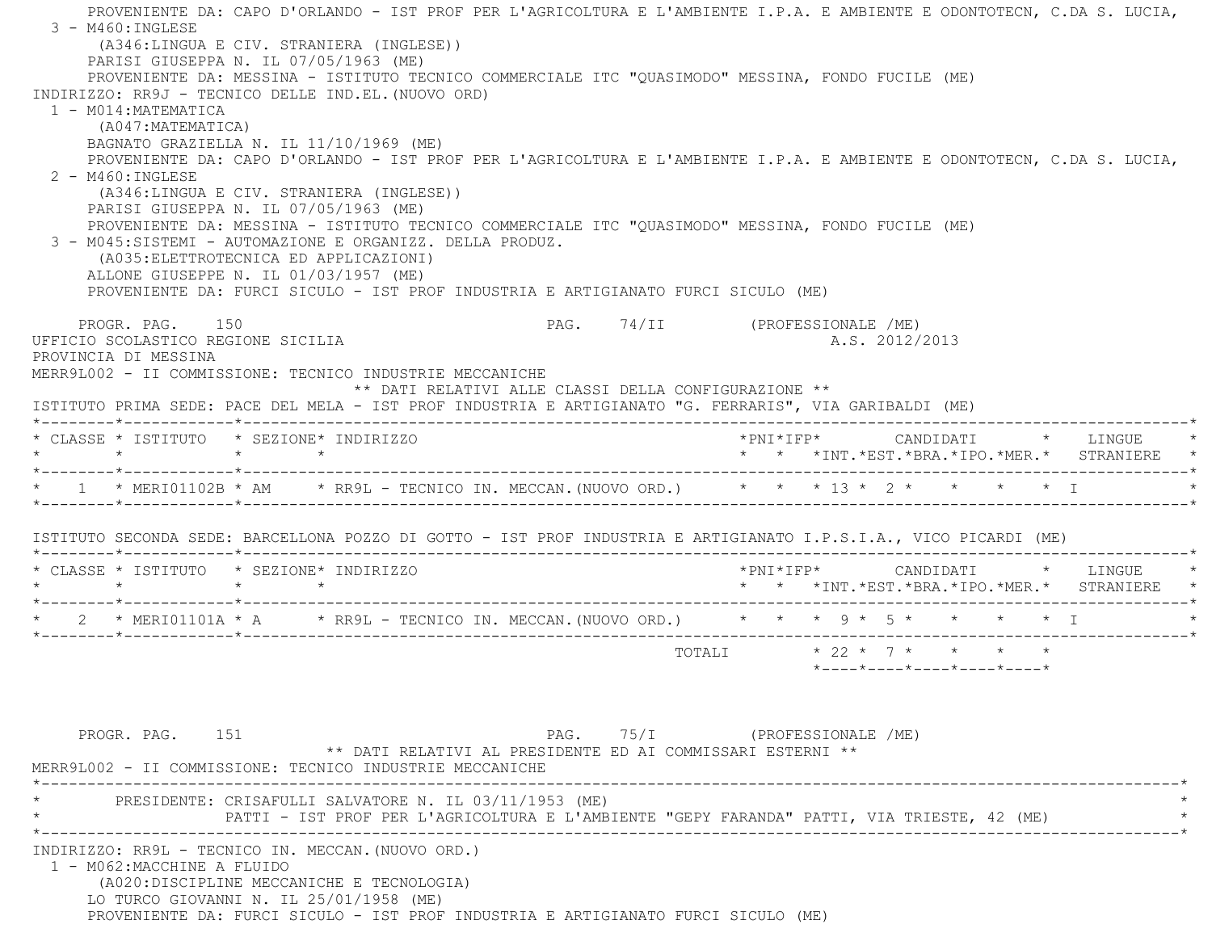PROVENIENTE DA: CAPO D'ORLANDO - IST PROF PER L'AGRICOLTURA E L'AMBIENTE I.P.A. E AMBIENTE E ODONTOTECN, C.DA S. LUCIA,

3 - M460:INGLESE
(A346:LINGUA E CIV. STRANIERA (INGLESE))
PARISI GIUSEPPA N. IL 07/05/1963 (ME)
PROVENIENTE DA: MESSINA - ISTITUTO TECNICO COMMERCIALE ITC "QUASIMODO" MESSINA, FONDO FUCILE (ME)

INDIRIZZO: RR9J - TECNICO DELLE IND.EL.(NUOVO ORD)

1 - M014:MATEMATICA
(A047:MATEMATICA)
BAGNATO GRAZIELLA N. IL 11/10/1969 (ME)
PROVENIENTE DA: CAPO D'ORLANDO - IST PROF PER L'AGRICOLTURA E L'AMBIENTE I.P.A. E AMBIENTE E ODONTOTECN, C.DA S. LUCIA,

2 - M460:INGLESE
(A346:LINGUA E CIV. STRANIERA (INGLESE))
PARISI GIUSEPPA N. IL 07/05/1963 (ME)
PROVENIENTE DA: MESSINA - ISTITUTO TECNICO COMMERCIALE ITC "QUASIMODO" MESSINA, FONDO FUCILE (ME)

3 - M045:SISTEMI - AUTOMAZIONE E ORGANIZZ. DELLA PRODUZ.
(A035:ELETTROTECNICA ED APPLICAZIONI)
ALLONE GIUSEPPE N. IL 01/03/1957 (ME)
PROVENIENTE DA: FURCI SICULO - IST PROF INDUSTRIA E ARTIGIANATO FURCI SICULO (ME)

PROGR. PAG. 150 — PAG. 74/II (PROFESSIONALE /ME)

UFFICIO SCOLASTICO REGIONE SICILIA — A.S. 2012/2013

PROVINCIA DI MESSINA

MERR9L002 - II COMMISSIONE: TECNICO INDUSTRIE MECCANICHE

** DATI RELATIVI ALLE CLASSI DELLA CONFIGURAZIONE **

ISTITUTO PRIMA SEDE: PACE DEL MELA - IST PROF INDUSTRIA E ARTIGIANATO "G. FERRARIS", VIA GARIBALDI (ME)

| CLASSE | ISTITUTO | SEZIONE | INDIRIZZO | PNI | IFP | CANDIDATI INT. | EST. | BRA. | IPO. | MER. | LINGUE STRANIERE |
|---|---|---|---|---|---|---|---|---|---|---|---|
| 1 | MERI01102B | AM | RR9L - TECNICO IN. MECCAN.(NUOVO ORD.) | | | 13 | 2 | | | | I |

ISTITUTO SECONDA SEDE: BARCELLONA POZZO DI GOTTO - IST PROF INDUSTRIA E ARTIGIANATO I.P.S.I.A., VICO PICARDI (ME)

| CLASSE | ISTITUTO | SEZIONE | INDIRIZZO | PNI | IFP | CANDIDATI INT. | EST. | BRA. | IPO. | MER. | LINGUE STRANIERE |
|---|---|---|---|---|---|---|---|---|---|---|---|
| 2 | MERI01101A | A | RR9L - TECNICO IN. MECCAN.(NUOVO ORD.) | | | 9 | 5 | | | | I |
| | | | TOTALI | | | 22 | 7 | | | | |

PROGR. PAG. 151 — PAG. 75/I (PROFESSIONALE /ME)

** DATI RELATIVI AL PRESIDENTE ED AI COMMISSARI ESTERNI **

MERR9L002 - II COMMISSIONE: TECNICO INDUSTRIE MECCANICHE

PRESIDENTE: CRISAFULLI SALVATORE N. IL 03/11/1953 (ME)
PATTI - IST PROF PER L'AGRICOLTURA E L'AMBIENTE "GEPY FARANDA" PATTI, VIA TRIESTE, 42 (ME)

INDIRIZZO: RR9L - TECNICO IN. MECCAN.(NUOVO ORD.)

1 - M062:MACCHINE A FLUIDO
(A020:DISCIPLINE MECCANICHE E TECNOLOGIA)
LO TURCO GIOVANNI N. IL 25/01/1958 (ME)
PROVENIENTE DA: FURCI SICULO - IST PROF INDUSTRIA E ARTIGIANATO FURCI SICULO (ME)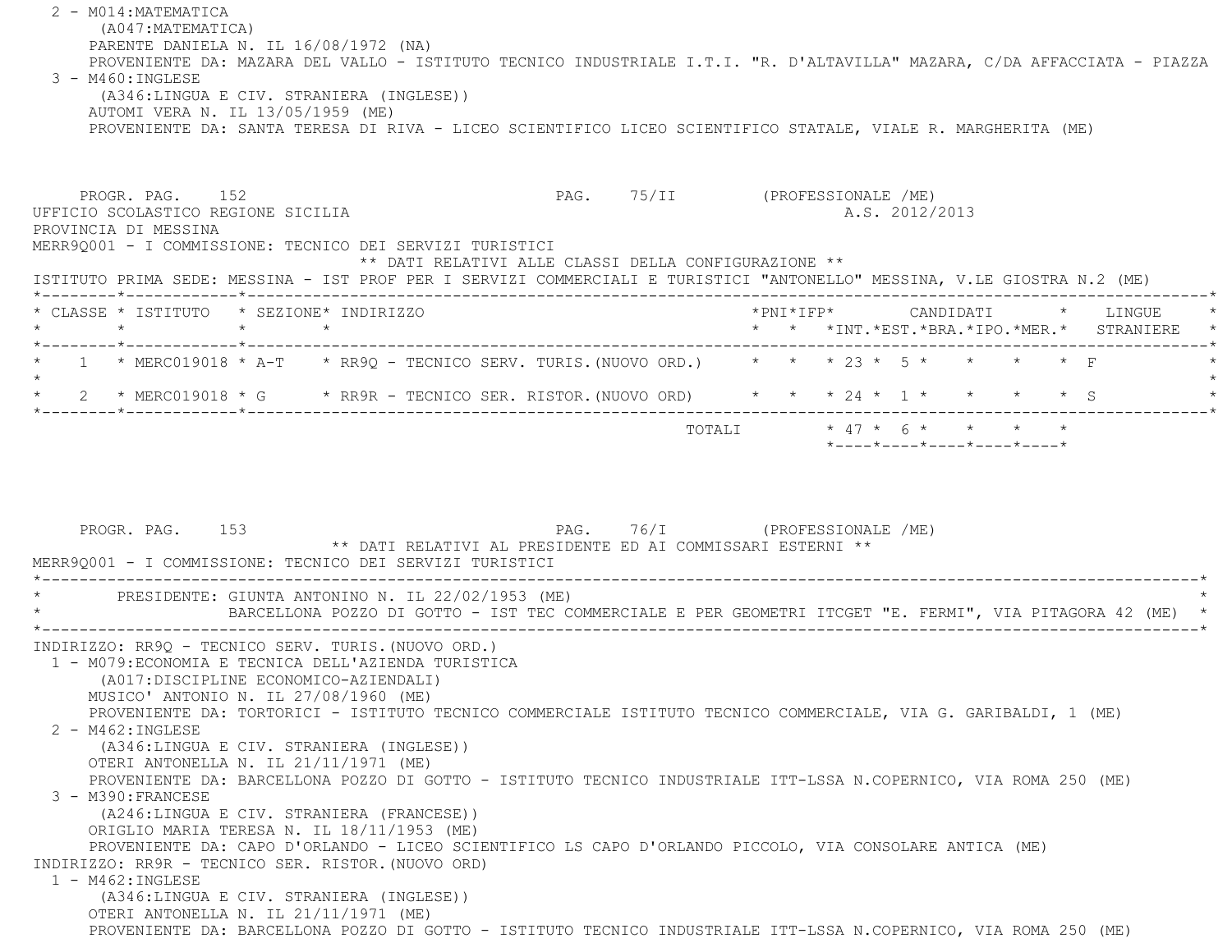2 - M014:MATEMATICA
(A047:MATEMATICA)
PARENTE DANIELA N. IL 16/08/1972 (NA)
PROVENIENTE DA: MAZARA DEL VALLO - ISTITUTO TECNICO INDUSTRIALE I.T.I. "R. D'ALTAVILLA" MAZARA, C/DA AFFACCIATA - PIAZZA

3 - M460:INGLESE
(A346:LINGUA E CIV. STRANIERA (INGLESE))
AUTOMI VERA N. IL 13/05/1959 (ME)
PROVENIENTE DA: SANTA TERESA DI RIVA - LICEO SCIENTIFICO LICEO SCIENTIFICO STATALE, VIALE R. MARGHERITA (ME)

PROGR. PAG. 152 PAG. 75/II (PROFESSIONALE /ME)
UFFICIO SCOLASTICO REGIONE SICILIA A.S. 2012/2013
PROVINCIA DI MESSINA
MERR9Q001 - I COMMISSIONE: TECNICO DEI SERVIZI TURISTICI

** DATI RELATIVI ALLE CLASSI DELLA CONFIGURAZIONE **

ISTITUTO PRIMA SEDE: MESSINA - IST PROF PER I SERVIZI COMMERCIALI E TURISTICI "ANTONELLO" MESSINA, V.LE GIOSTRA N.2 (ME)

| CLASSE | ISTITUTO | SEZIONE | INDIRIZZO | PNI | IFP | CANDIDATI INT. | EST. | BRA. | IPO. | MER. | LINGUE STRANIERE |
|---|---|---|---|---|---|---|---|---|---|---|---|
| 1 | MERC019018 | A-T | RR9Q - TECNICO SERV. TURIS.(NUOVO ORD.) | | | 23 | 5 | | | | F |
| 2 | MERC019018 | G | RR9R - TECNICO SER. RISTOR.(NUOVO ORD) | | | 24 | 1 | | | | S |
| | | | TOTALI | | | 47 | 6 | | | | |

PROGR. PAG. 153 PAG. 76/I (PROFESSIONALE /ME)

** DATI RELATIVI AL PRESIDENTE ED AI COMMISSARI ESTERNI **

MERR9Q001 - I COMMISSIONE: TECNICO DEI SERVIZI TURISTICI

PRESIDENTE: GIUNTA ANTONINO N. IL 22/02/1953 (ME)
BARCELLONA POZZO DI GOTTO - IST TEC COMMERCIALE E PER GEOMETRI ITCGET "E. FERMI", VIA PITAGORA 42 (ME)

INDIRIZZO: RR9Q - TECNICO SERV. TURIS.(NUOVO ORD.)

1 - M079:ECONOMIA E TECNICA DELL'AZIENDA TURISTICA
(A017:DISCIPLINE ECONOMICO-AZIENDALI)
MUSICO' ANTONIO N. IL 27/08/1960 (ME)
PROVENIENTE DA: TORTORICI - ISTITUTO TECNICO COMMERCIALE ISTITUTO TECNICO COMMERCIALE, VIA G. GARIBALDI, 1 (ME)

2 - M462:INGLESE
(A346:LINGUA E CIV. STRANIERA (INGLESE))
OTERI ANTONELLA N. IL 21/11/1971 (ME)
PROVENIENTE DA: BARCELLONA POZZO DI GOTTO - ISTITUTO TECNICO INDUSTRIALE ITT-LSSA N.COPERNICO, VIA ROMA 250 (ME)

3 - M390:FRANCESE
(A246:LINGUA E CIV. STRANIERA (FRANCESE))
ORIGLIO MARIA TERESA N. IL 18/11/1953 (ME)
PROVENIENTE DA: CAPO D'ORLANDO - LICEO SCIENTIFICO LS CAPO D'ORLANDO PICCOLO, VIA CONSOLARE ANTICA (ME)

INDIRIZZO: RR9R - TECNICO SER. RISTOR.(NUOVO ORD)

1 - M462:INGLESE
(A346:LINGUA E CIV. STRANIERA (INGLESE))
OTERI ANTONELLA N. IL 21/11/1971 (ME)
PROVENIENTE DA: BARCELLONA POZZO DI GOTTO - ISTITUTO TECNICO INDUSTRIALE ITT-LSSA N.COPERNICO, VIA ROMA 250 (ME)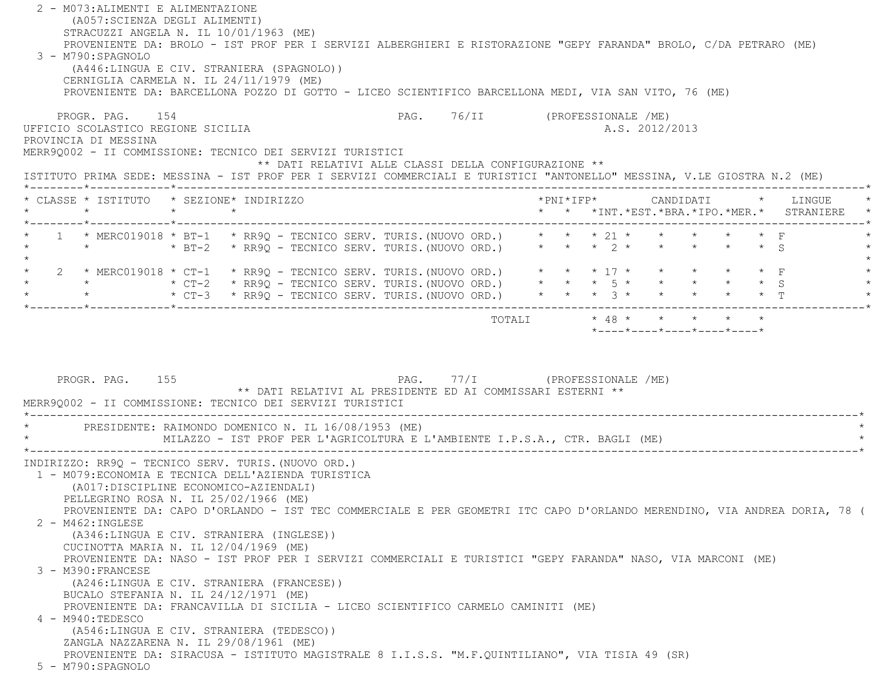2 - M073:ALIMENTI E ALIMENTAZIONE
(A057:SCIENZA DEGLI ALIMENTI)
STRACUZZI ANGELA N. IL 10/01/1963 (ME)
PROVENIENTE DA: BROLO - IST PROF PER I SERVIZI ALBERGHIERI E RISTORAZIONE "GEPY FARANDA" BROLO, C/DA PETRARO (ME)

3 - M790:SPAGNOLO
(A446:LINGUA E CIV. STRANIERA (SPAGNOLO))
CERNIGLIA CARMELA N. IL 24/11/1979 (ME)
PROVENIENTE DA: BARCELLONA POZZO DI GOTTO - LICEO SCIENTIFICO BARCELLONA MEDI, VIA SAN VITO, 76 (ME)

PROGR. PAG. 154 PAG. 76/II (PROFESSIONALE /ME)

UFFICIO SCOLASTICO REGIONE SICILIA A.S. 2012/2013

PROVINCIA DI MESSINA

MERR9Q002 - II COMMISSIONE: TECNICO DEI SERVIZI TURISTICI

** DATI RELATIVI ALLE CLASSI DELLA CONFIGURAZIONE **

ISTITUTO PRIMA SEDE: MESSINA - IST PROF PER I SERVIZI COMMERCIALI E TURISTICI "ANTONELLO" MESSINA, V.LE GIOSTRA N.2 (ME)

| CLASSE | ISTITUTO | SEZIONE | INDIRIZZO | PNI | IFP | CANDIDATI INT. | EST. | BRA. | IPO. | MER. | LINGUE STRANIERE |
|---|---|---|---|---|---|---|---|---|---|---|---|
| 1 | MERC019018 | BT-1 | RR9Q - TECNICO SERV. TURIS.(NUOVO ORD.) | | | 21 | | | | | F |
| | | BT-2 | RR9Q - TECNICO SERV. TURIS.(NUOVO ORD.) | | | 2 | | | | | S |
| 2 | MERC019018 | CT-1 | RR9Q - TECNICO SERV. TURIS.(NUOVO ORD.) | | | 17 | | | | | F |
| | | CT-2 | RR9Q - TECNICO SERV. TURIS.(NUOVO ORD.) | | | 5 | | | | | S |
| | | CT-3 | RR9Q - TECNICO SERV. TURIS.(NUOVO ORD.) | | | 3 | | | | | T |
| | | | TOTALI | | | 48 | | | | | |

PROGR. PAG. 155 PAG. 77/I (PROFESSIONALE /ME)

** DATI RELATIVI AL PRESIDENTE ED AI COMMISSARI ESTERNI **

MERR9Q002 - II COMMISSIONE: TECNICO DEI SERVIZI TURISTICI

PRESIDENTE: RAIMONDO DOMENICO N. IL 16/08/1953 (ME)
MILAZZO - IST PROF PER L'AGRICOLTURA E L'AMBIENTE I.P.S.A., CTR. BAGLI (ME)

INDIRIZZO: RR9Q - TECNICO SERV. TURIS.(NUOVO ORD.)

1 - M079:ECONOMIA E TECNICA DELL'AZIENDA TURISTICA
(A017:DISCIPLINE ECONOMICO-AZIENDALI)
PELLEGRINO ROSA N. IL 25/02/1966 (ME)
PROVENIENTE DA: CAPO D'ORLANDO - IST TEC COMMERCIALE E PER GEOMETRI ITC CAPO D'ORLANDO MERENDINO, VIA ANDREA DORIA, 78 (

2 - M462:INGLESE
(A346:LINGUA E CIV. STRANIERA (INGLESE))
CUCINOTTA MARIA N. IL 12/04/1969 (ME)
PROVENIENTE DA: NASO - IST PROF PER I SERVIZI COMMERCIALI E TURISTICI "GEPY FARANDA" NASO, VIA MARCONI (ME)

3 - M390:FRANCESE
(A246:LINGUA E CIV. STRANIERA (FRANCESE))
BUCALO STEFANIA N. IL 24/12/1971 (ME)
PROVENIENTE DA: FRANCAVILLA DI SICILIA - LICEO SCIENTIFICO CARMELO CAMINITI (ME)

4 - M940:TEDESCO
(A546:LINGUA E CIV. STRANIERA (TEDESCO))
ZANGLA NAZZARENA N. IL 29/08/1961 (ME)
PROVENIENTE DA: SIRACUSA - ISTITUTO MAGISTRALE 8 I.I.S.S. "M.F.QUINTILIANO", VIA TISIA 49 (SR)

5 - M790:SPAGNOLO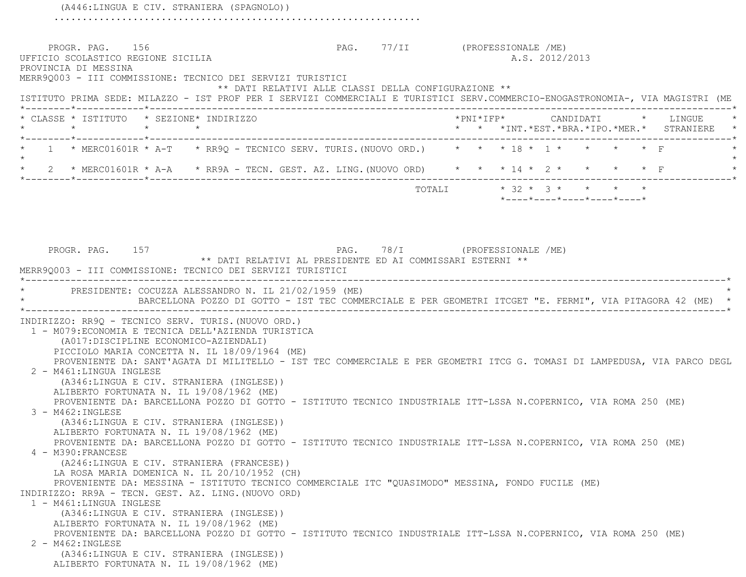(A446:LINGUA E CIV. STRANIERA (SPAGNOLO))
..............................................................

PROGR. PAG. 156 PAG. 77/II (PROFESSIONALE /ME)
UFFICIO SCOLASTICO REGIONE SICILIA A.S. 2012/2013
PROVINCIA DI MESSINA
MERR9Q003 - III COMMISSIONE: TECNICO DEI SERVIZI TURISTICI

** DATI RELATIVI ALLE CLASSI DELLA CONFIGURAZIONE **

ISTITUTO PRIMA SEDE: MILAZZO - IST PROF PER I SERVIZI COMMERCIALI E TURISTICI SERV.COMMERCIO-ENOGASTRONOMIA-, VIA MAGISTRI (ME

| CLASSE | ISTITUTO | SEZIONE | INDIRIZZO | PNI | IFP | CANDIDATI INT. | EST. | BRA. | IPO. | MER. | LINGUE STRANIERE |
|---|---|---|---|---|---|---|---|---|---|---|---|
| 1 | MERC01601R | A-T | RR9Q - TECNICO SERV. TURIS.(NUOVO ORD.) | | | 18 | 1 | | | | F |
| 2 | MERC01601R | A-A | RR9A - TECN. GEST. AZ. LING.(NUOVO ORD) | | | 14 | 2 | | | | F |
| | | | TOTALI | | | 32 | 3 | | | | |

PROGR. PAG. 157 PAG. 78/I (PROFESSIONALE /ME)

** DATI RELATIVI AL PRESIDENTE ED AI COMMISSARI ESTERNI **

MERR9Q003 - III COMMISSIONE: TECNICO DEI SERVIZI TURISTICI

PRESIDENTE: COCUZZA ALESSANDRO N. IL 21/02/1959 (ME)
BARCELLONA POZZO DI GOTTO - IST TEC COMMERCIALE E PER GEOMETRI ITCGET "E. FERMI", VIA PITAGORA 42 (ME)

INDIRIZZO: RR9Q - TECNICO SERV. TURIS.(NUOVO ORD.)
1 - M079:ECONOMIA E TECNICA DELL'AZIENDA TURISTICA
(A017:DISCIPLINE ECONOMICO-AZIENDALI)
PICCIOLO MARIA CONCETTA N. IL 18/09/1964 (ME)
PROVENIENTE DA: SANT'AGATA DI MILITELLO - IST TEC COMMERCIALE E PER GEOMETRI ITCG G. TOMASI DI LAMPEDUSA, VIA PARCO DEGL
2 - M461:LINGUA INGLESE
(A346:LINGUA E CIV. STRANIERA (INGLESE))
ALIBERTO FORTUNATA N. IL 19/08/1962 (ME)
PROVENIENTE DA: BARCELLONA POZZO DI GOTTO - ISTITUTO TECNICO INDUSTRIALE ITT-LSSA N.COPERNICO, VIA ROMA 250 (ME)
3 - M462:INGLESE
(A346:LINGUA E CIV. STRANIERA (INGLESE))
ALIBERTO FORTUNATA N. IL 19/08/1962 (ME)
PROVENIENTE DA: BARCELLONA POZZO DI GOTTO - ISTITUTO TECNICO INDUSTRIALE ITT-LSSA N.COPERNICO, VIA ROMA 250 (ME)
4 - M390:FRANCESE
(A246:LINGUA E CIV. STRANIERA (FRANCESE))
LA ROSA MARIA DOMENICA N. IL 20/10/1952 (CH)
PROVENIENTE DA: MESSINA - ISTITUTO TECNICO COMMERCIALE ITC "QUASIMODO" MESSINA, FONDO FUCILE (ME)
INDIRIZZO: RR9A - TECN. GEST. AZ. LING.(NUOVO ORD)
1 - M461:LINGUA INGLESE
(A346:LINGUA E CIV. STRANIERA (INGLESE))
ALIBERTO FORTUNATA N. IL 19/08/1962 (ME)
PROVENIENTE DA: BARCELLONA POZZO DI GOTTO - ISTITUTO TECNICO INDUSTRIALE ITT-LSSA N.COPERNICO, VIA ROMA 250 (ME)
2 - M462:INGLESE
(A346:LINGUA E CIV. STRANIERA (INGLESE))
ALIBERTO FORTUNATA N. IL 19/08/1962 (ME)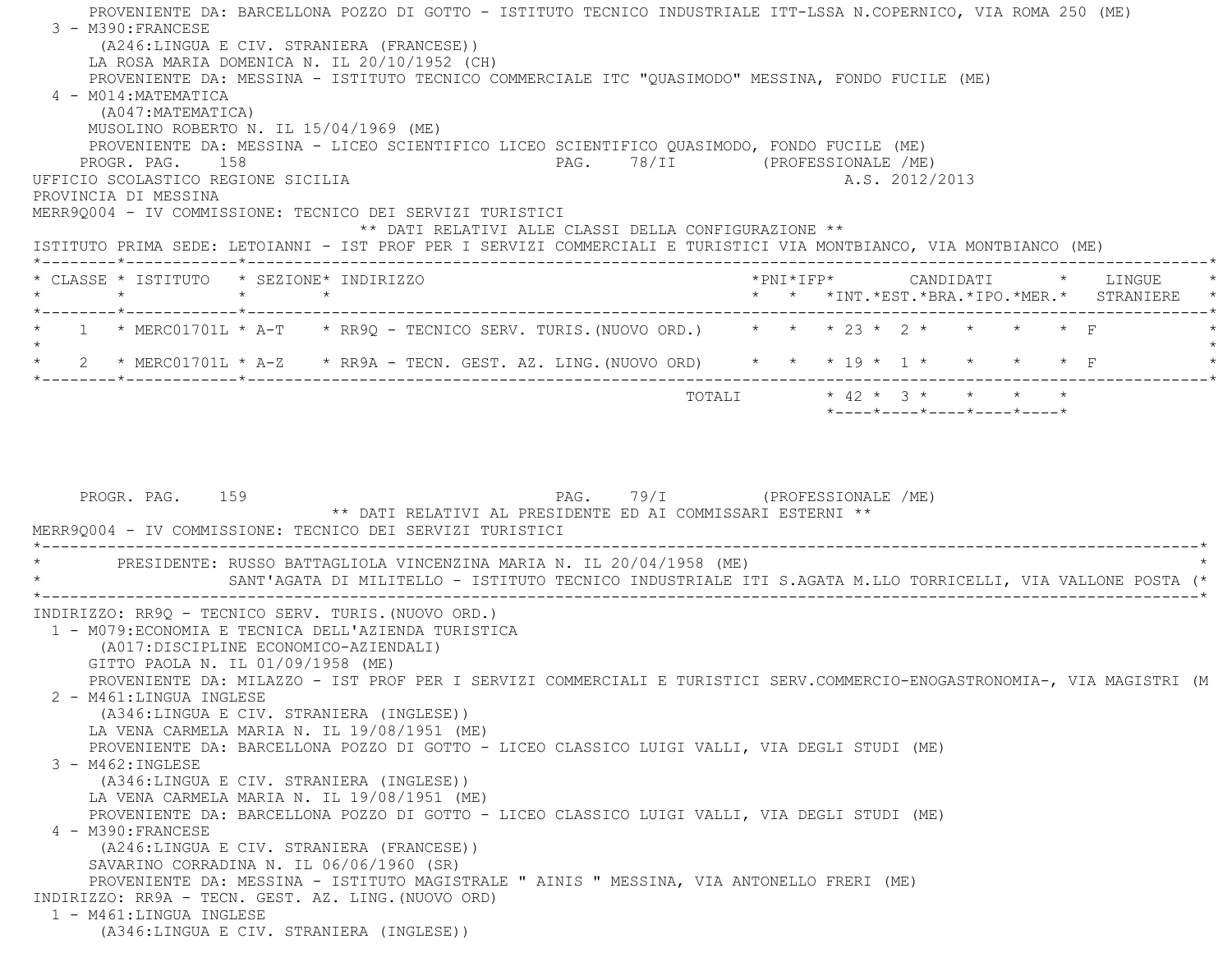PROVENIENTE DA: BARCELLONA POZZO DI GOTTO - ISTITUTO TECNICO INDUSTRIALE ITT-LSSA N.COPERNICO, VIA ROMA 250 (ME)

3 - M390:FRANCESE
(A246:LINGUA E CIV. STRANIERA (FRANCESE))
LA ROSA MARIA DOMENICA N. IL 20/10/1952 (CH)
PROVENIENTE DA: MESSINA - ISTITUTO TECNICO COMMERCIALE ITC "QUASIMODO" MESSINA, FONDO FUCILE (ME)

4 - M014:MATEMATICA
(A047:MATEMATICA)
MUSOLINO ROBERTO N. IL 15/04/1969 (ME)
PROVENIENTE DA: MESSINA - LICEO SCIENTIFICO LICEO SCIENTIFICO QUASIMODO, FONDO FUCILE (ME)

UFFICIO SCOLASTICO REGIONE SICILIA — A.S. 2012/2013

PROVINCIA DI MESSINA

MERR9Q004 - IV COMMISSIONE: TECNICO DEI SERVIZI TURISTICI

** DATI RELATIVI ALLE CLASSI DELLA CONFIGURAZIONE **

ISTITUTO PRIMA SEDE: LETOIANNI - IST PROF PER I SERVIZI COMMERCIALI E TURISTICI VIA MONTBIANCO, VIA MONTBIANCO (ME)

| CLASSE | ISTITUTO | SEZIONE | INDIRIZZO | PNI | IFP | CANDIDATI INT. | CANDIDATI EST. | CANDIDATI BRA. | CANDIDATI IPO. | CANDIDATI MER. | LINGUE STRANIERE |
|---|---|---|---|---|---|---|---|---|---|---|---|
| 1 | MERC01701L | A-T | RR9Q - TECNICO SERV. TURIS.(NUOVO ORD.) | | | 23 | 2 | | | | F |
| 2 | MERC01701L | A-Z | RR9A - TECN. GEST. AZ. LING.(NUOVO ORD) | | | 19 | 1 | | | | F |
| | | | TOTALI | | | 42 | 3 | | | | |

** DATI RELATIVI AL PRESIDENTE ED AI COMMISSARI ESTERNI **

MERR9Q004 - IV COMMISSIONE: TECNICO DEI SERVIZI TURISTICI

PRESIDENTE: RUSSO BATTAGLIOLA VINCENZINA MARIA N. IL 20/04/1958 (ME)
SANT'AGATA DI MILITELLO - ISTITUTO TECNICO INDUSTRIALE ITI S.AGATA M.LLO TORRICELLI, VIA VALLONE POSTA (

INDIRIZZO: RR9Q - TECNICO SERV. TURIS.(NUOVO ORD.)

1 - M079:ECONOMIA E TECNICA DELL'AZIENDA TURISTICA
(A017:DISCIPLINE ECONOMICO-AZIENDALI)
GITTO PAOLA N. IL 01/09/1958 (ME)
PROVENIENTE DA: MILAZZO - IST PROF PER I SERVIZI COMMERCIALI E TURISTICI SERV.COMMERCIO-ENOGASTRONOMIA-, VIA MAGISTRI (M

2 - M461:LINGUA INGLESE
(A346:LINGUA E CIV. STRANIERA (INGLESE))
LA VENA CARMELA MARIA N. IL 19/08/1951 (ME)
PROVENIENTE DA: BARCELLONA POZZO DI GOTTO - LICEO CLASSICO LUIGI VALLI, VIA DEGLI STUDI (ME)

3 - M462:INGLESE
(A346:LINGUA E CIV. STRANIERA (INGLESE))
LA VENA CARMELA MARIA N. IL 19/08/1951 (ME)
PROVENIENTE DA: BARCELLONA POZZO DI GOTTO - LICEO CLASSICO LUIGI VALLI, VIA DEGLI STUDI (ME)

4 - M390:FRANCESE
(A246:LINGUA E CIV. STRANIERA (FRANCESE))
SAVARINO CORRADINA N. IL 06/06/1960 (SR)
PROVENIENTE DA: MESSINA - ISTITUTO MAGISTRALE " AINIS " MESSINA, VIA ANTONELLO FRERI (ME)

INDIRIZZO: RR9A - TECN. GEST. AZ. LING.(NUOVO ORD)

1 - M461:LINGUA INGLESE
(A346:LINGUA E CIV. STRANIERA (INGLESE))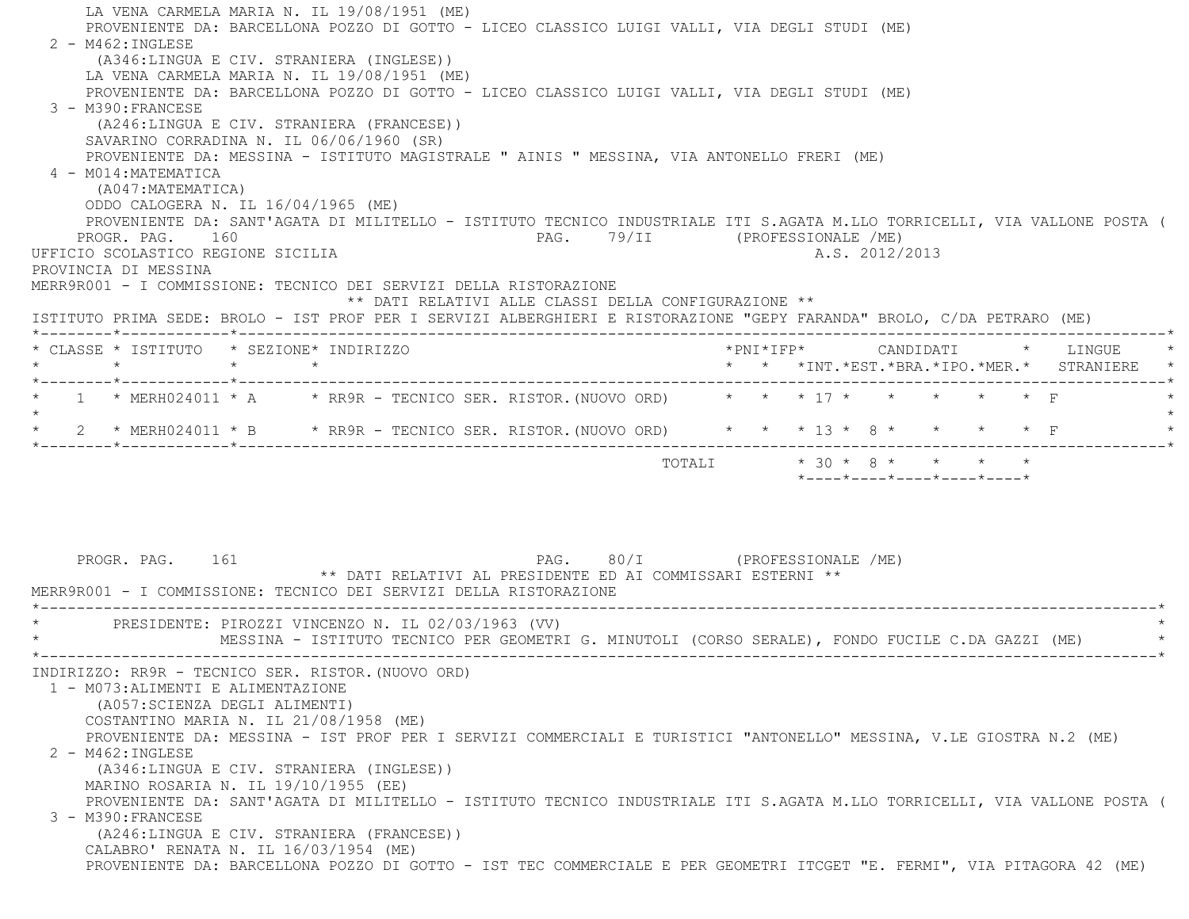LA VENA CARMELA MARIA N. IL 19/08/1951 (ME)
PROVENIENTE DA: BARCELLONA POZZO DI GOTTO - LICEO CLASSICO LUIGI VALLI, VIA DEGLI STUDI (ME)

2 - M462:INGLESE
(A346:LINGUA E CIV. STRANIERA (INGLESE))
LA VENA CARMELA MARIA N. IL 19/08/1951 (ME)
PROVENIENTE DA: BARCELLONA POZZO DI GOTTO - LICEO CLASSICO LUIGI VALLI, VIA DEGLI STUDI (ME)

3 - M390:FRANCESE
(A246:LINGUA E CIV. STRANIERA (FRANCESE))
SAVARINO CORRADINA N. IL 06/06/1960 (SR)
PROVENIENTE DA: MESSINA - ISTITUTO MAGISTRALE " AINIS " MESSINA, VIA ANTONELLO FRERI (ME)

4 - M014:MATEMATICA
(A047:MATEMATICA)
ODDO CALOGERA N. IL 16/04/1965 (ME)
PROVENIENTE DA: SANT'AGATA DI MILITELLO - ISTITUTO TECNICO INDUSTRIALE ITI S.AGATA M.LLO TORRICELLI, VIA VALLONE POSTA (

UFFICIO SCOLASTICO REGIONE SICILIA — A.S. 2012/2013
PROVINCIA DI MESSINA
MERR9R001 - I COMMISSIONE: TECNICO DEI SERVIZI DELLA RISTORAZIONE

** DATI RELATIVI ALLE CLASSI DELLA CONFIGURAZIONE **

ISTITUTO PRIMA SEDE: BROLO - IST PROF PER I SERVIZI ALBERGHIERI E RISTORAZIONE "GEPY FARANDA" BROLO, C/DA PETRARO (ME)

| CLASSE | ISTITUTO | SEZIONE | INDIRIZZO | PNI | IFP | CANDIDATI INT. | EST. | BRA. | IPO. | MER. | LINGUE STRANIERE |
|---|---|---|---|---|---|---|---|---|---|---|---|
| 1 | MERH024011 | A | RR9R - TECNICO SER. RISTOR.(NUOVO ORD) | | | 17 | | | | | F |
| 2 | MERH024011 | B | RR9R - TECNICO SER. RISTOR.(NUOVO ORD) | | | 13 | 8 | | | | F |
| | | | TOTALI | | | 30 | 8 | | | | |

** DATI RELATIVI AL PRESIDENTE ED AI COMMISSARI ESTERNI **

MERR9R001 - I COMMISSIONE: TECNICO DEI SERVIZI DELLA RISTORAZIONE

PRESIDENTE: PIROZZI VINCENZO N. IL 02/03/1963 (VV)
MESSINA - ISTITUTO TECNICO PER GEOMETRI G. MINUTOLI (CORSO SERALE), FONDO FUCILE C.DA GAZZI (ME)

INDIRIZZO: RR9R - TECNICO SER. RISTOR.(NUOVO ORD)

1 - M073:ALIMENTI E ALIMENTAZIONE
(A057:SCIENZA DEGLI ALIMENTI)
COSTANTINO MARIA N. IL 21/08/1958 (ME)
PROVENIENTE DA: MESSINA - IST PROF PER I SERVIZI COMMERCIALI E TURISTICI "ANTONELLO" MESSINA, V.LE GIOSTRA N.2 (ME)

2 - M462:INGLESE
(A346:LINGUA E CIV. STRANIERA (INGLESE))
MARINO ROSARIA N. IL 19/10/1955 (EE)
PROVENIENTE DA: SANT'AGATA DI MILITELLO - ISTITUTO TECNICO INDUSTRIALE ITI S.AGATA M.LLO TORRICELLI, VIA VALLONE POSTA (

3 - M390:FRANCESE
(A246:LINGUA E CIV. STRANIERA (FRANCESE))
CALABRO' RENATA N. IL 16/03/1954 (ME)
PROVENIENTE DA: BARCELLONA POZZO DI GOTTO - IST TEC COMMERCIALE E PER GEOMETRI ITCGET "E. FERMI", VIA PITAGORA 42 (ME)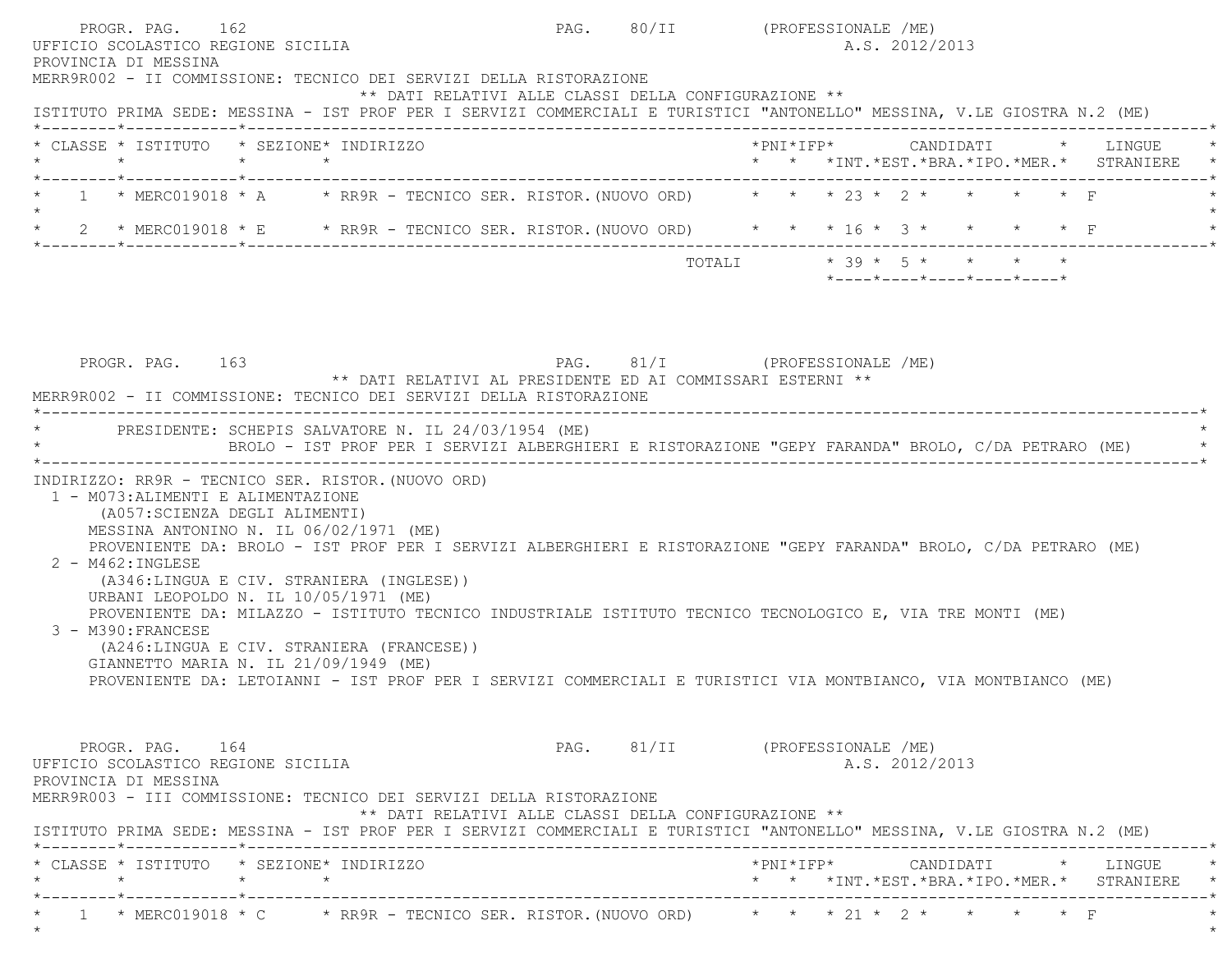PROGR. PAG. 162 PAG. 80/II (PROFESSIONALE /ME)

UFFICIO SCOLASTICO REGIONE SICILIA A.S. 2012/2013

PROVINCIA DI MESSINA

MERR9R002 - II COMMISSIONE: TECNICO DEI SERVIZI DELLA RISTORAZIONE

** DATI RELATIVI ALLE CLASSI DELLA CONFIGURAZIONE **

ISTITUTO PRIMA SEDE: MESSINA - IST PROF PER I SERVIZI COMMERCIALI E TURISTICI "ANTONELLO" MESSINA, V.LE GIOSTRA N.2 (ME)

| CLASSE | ISTITUTO | SEZIONE | INDIRIZZO | PNI | IFP | CANDIDATI INT. | EST. | BRA. | IPO. | MER. | LINGUE STRANIERE |
|---|---|---|---|---|---|---|---|---|---|---|---|
| 1 | MERC019018 | A | RR9R - TECNICO SER. RISTOR.(NUOVO ORD) | | | 23 | 2 | | | | F |
| 2 | MERC019018 | E | RR9R - TECNICO SER. RISTOR.(NUOVO ORD) | | | 16 | 3 | | | | F |
| | | | TOTALI | | | 39 | 5 | | | | |

PROGR. PAG. 163 PAG. 81/I (PROFESSIONALE /ME)

** DATI RELATIVI AL PRESIDENTE ED AI COMMISSARI ESTERNI **

MERR9R002 - II COMMISSIONE: TECNICO DEI SERVIZI DELLA RISTORAZIONE

PRESIDENTE: SCHEPIS SALVATORE N. IL 24/03/1954 (ME)
BROLO - IST PROF PER I SERVIZI ALBERGHIERI E RISTORAZIONE "GEPY FARANDA" BROLO, C/DA PETRARO (ME)

INDIRIZZO: RR9R - TECNICO SER. RISTOR.(NUOVO ORD)

1 - M073:ALIMENTI E ALIMENTAZIONE
(A057:SCIENZA DEGLI ALIMENTI)
MESSINA ANTONINO N. IL 06/02/1971 (ME)
PROVENIENTE DA: BROLO - IST PROF PER I SERVIZI ALBERGHIERI E RISTORAZIONE "GEPY FARANDA" BROLO, C/DA PETRARO (ME)

2 - M462:INGLESE
(A346:LINGUA E CIV. STRANIERA (INGLESE))
URBANI LEOPOLDO N. IL 10/05/1971 (ME)
PROVENIENTE DA: MILAZZO - ISTITUTO TECNICO INDUSTRIALE ISTITUTO TECNICO TECNOLOGICO E, VIA TRE MONTI (ME)

3 - M390:FRANCESE
(A246:LINGUA E CIV. STRANIERA (FRANCESE))
GIANNETTO MARIA N. IL 21/09/1949 (ME)
PROVENIENTE DA: LETOIANNI - IST PROF PER I SERVIZI COMMERCIALI E TURISTICI VIA MONTBIANCO, VIA MONTBIANCO (ME)

PROGR. PAG. 164 PAG. 81/II (PROFESSIONALE /ME)

UFFICIO SCOLASTICO REGIONE SICILIA A.S. 2012/2013

PROVINCIA DI MESSINA

MERR9R003 - III COMMISSIONE: TECNICO DEI SERVIZI DELLA RISTORAZIONE

** DATI RELATIVI ALLE CLASSI DELLA CONFIGURAZIONE **

ISTITUTO PRIMA SEDE: MESSINA - IST PROF PER I SERVIZI COMMERCIALI E TURISTICI "ANTONELLO" MESSINA, V.LE GIOSTRA N.2 (ME)

| CLASSE | ISTITUTO | SEZIONE | INDIRIZZO | PNI | IFP | CANDIDATI INT. | EST. | BRA. | IPO. | MER. | LINGUE STRANIERE |
|---|---|---|---|---|---|---|---|---|---|---|---|
| 1 | MERC019018 | C | RR9R - TECNICO SER. RISTOR.(NUOVO ORD) | | | 21 | 2 | | | | F |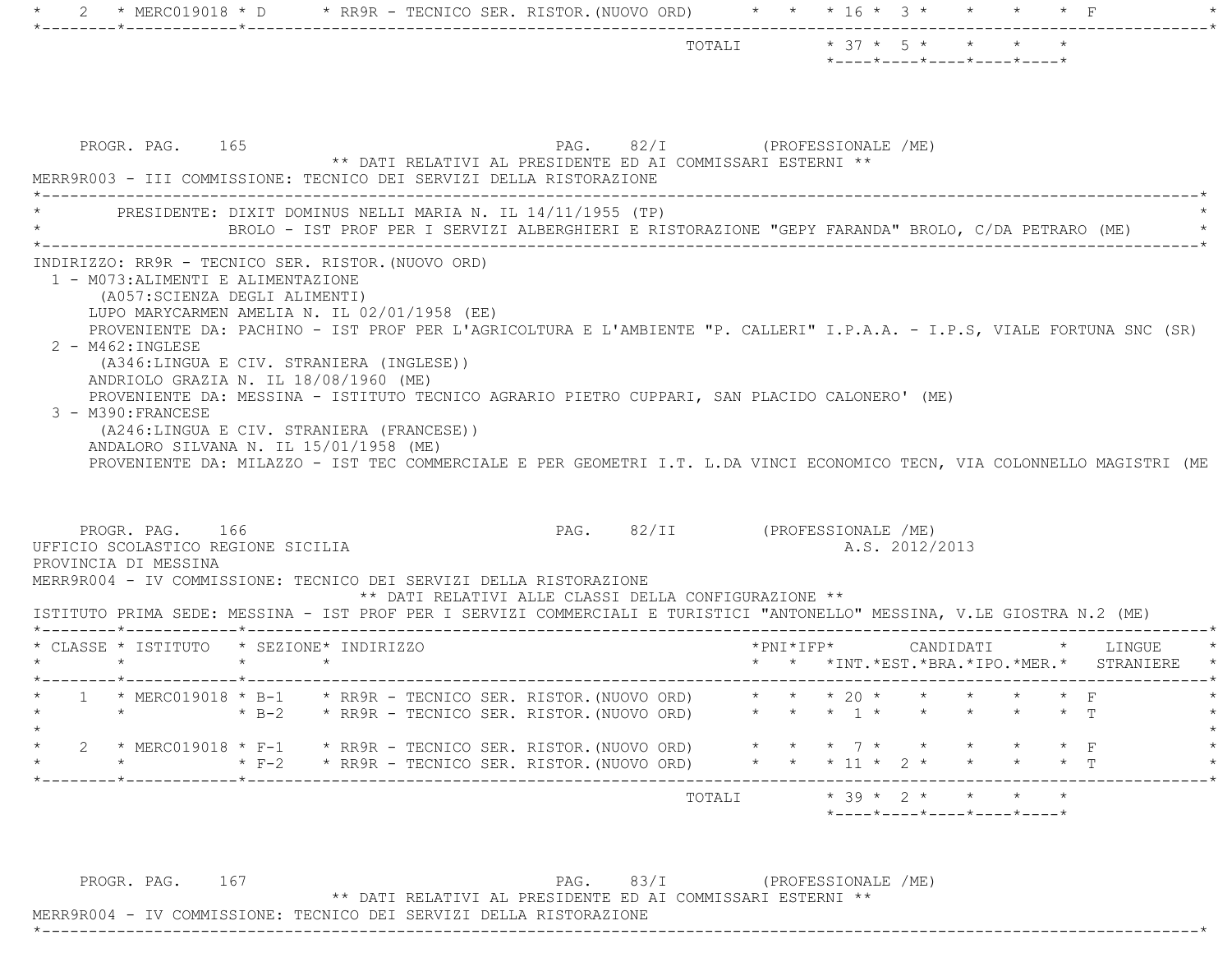| CLASSE | ISTITUTO | SEZIONE | INDIRIZZO | PNI | IFP | INT. | EST. | BRA. | IPO. | MER. | LINGUE STRANIERE |
|---|---|---|---|---|---|---|---|---|---|---|---|
| 2 | MERC019018 | D | RR9R - TECNICO SER. RISTOR.(NUOVO ORD) | | | 16 | 3 | | | | F |
| | | | TOTALI | | | 37 | 5 | | | | |

PROGR. PAG. 165 PAG. 82/I (PROFESSIONALE /ME)

** DATI RELATIVI AL PRESIDENTE ED AI COMMISSARI ESTERNI **

MERR9R003 - III COMMISSIONE: TECNICO DEI SERVIZI DELLA RISTORAZIONE

PRESIDENTE: DIXIT DOMINUS NELLI MARIA N. IL 14/11/1955 (TP)
BROLO - IST PROF PER I SERVIZI ALBERGHIERI E RISTORAZIONE "GEPY FARANDA" BROLO, C/DA PETRARO (ME)

INDIRIZZO: RR9R - TECNICO SER. RISTOR.(NUOVO ORD)

1 - M073:ALIMENTI E ALIMENTAZIONE
(A057:SCIENZA DEGLI ALIMENTI)
LUPO MARYCARMEN AMELIA N. IL 02/01/1958 (EE)
PROVENIENTE DA: PACHINO - IST PROF PER L'AGRICOLTURA E L'AMBIENTE "P. CALLERI" I.P.A.A. - I.P.S, VIALE FORTUNA SNC (SR)

2 - M462:INGLESE
(A346:LINGUA E CIV. STRANIERA (INGLESE))
ANDRIOLO GRAZIA N. IL 18/08/1960 (ME)
PROVENIENTE DA: MESSINA - ISTITUTO TECNICO AGRARIO PIETRO CUPPARI, SAN PLACIDO CALONERO' (ME)

3 - M390:FRANCESE
(A246:LINGUA E CIV. STRANIERA (FRANCESE))
ANDALORO SILVANA N. IL 15/01/1958 (ME)
PROVENIENTE DA: MILAZZO - IST TEC COMMERCIALE E PER GEOMETRI I.T. L.DA VINCI ECONOMICO TECN, VIA COLONNELLO MAGISTRI (ME

PROGR. PAG. 166 PAG. 82/II (PROFESSIONALE /ME)

UFFICIO SCOLASTICO REGIONE SICILIA A.S. 2012/2013

PROVINCIA DI MESSINA

MERR9R004 - IV COMMISSIONE: TECNICO DEI SERVIZI DELLA RISTORAZIONE

** DATI RELATIVI ALLE CLASSI DELLA CONFIGURAZIONE **

ISTITUTO PRIMA SEDE: MESSINA - IST PROF PER I SERVIZI COMMERCIALI E TURISTICI "ANTONELLO" MESSINA, V.LE GIOSTRA N.2 (ME)

| CLASSE | ISTITUTO | SEZIONE | INDIRIZZO | PNI | IFP | INT. | EST. | BRA. | IPO. | MER. | LINGUE STRANIERE |
|---|---|---|---|---|---|---|---|---|---|---|---|
| 1 | MERC019018 | B-1 | RR9R - TECNICO SER. RISTOR.(NUOVO ORD) | | | 20 | | | | | F |
| | | B-2 | RR9R - TECNICO SER. RISTOR.(NUOVO ORD) | | | 1 | | | | | T |
| 2 | MERC019018 | F-1 | RR9R - TECNICO SER. RISTOR.(NUOVO ORD) | | | 7 | | | | | F |
| | | F-2 | RR9R - TECNICO SER. RISTOR.(NUOVO ORD) | | | 11 | 2 | | | | T |
| | | | TOTALI | | | 39 | 2 | | | | |

PROGR. PAG. 167 PAG. 83/I (PROFESSIONALE /ME)

** DATI RELATIVI AL PRESIDENTE ED AI COMMISSARI ESTERNI **

MERR9R004 - IV COMMISSIONE: TECNICO DEI SERVIZI DELLA RISTORAZIONE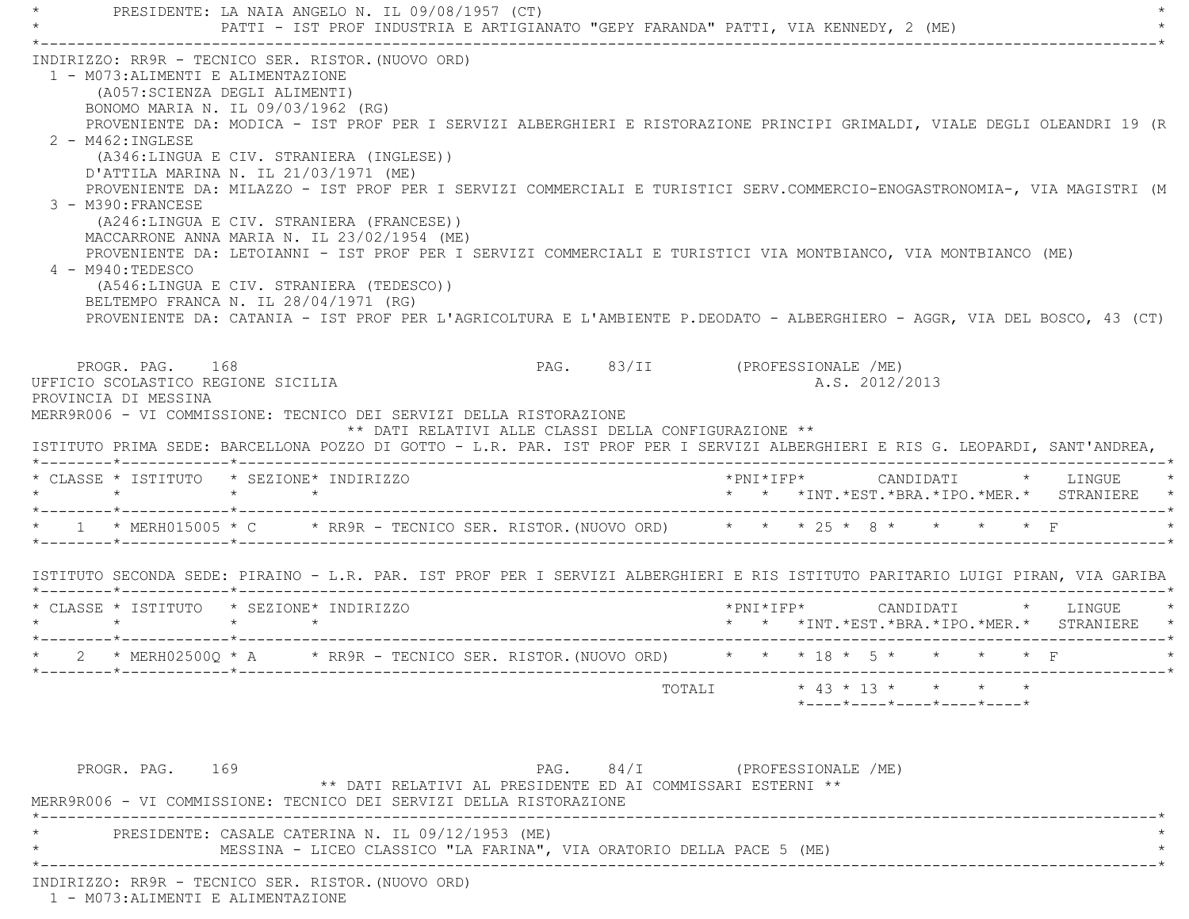PRESIDENTE: LA NAIA ANGELO N. IL 09/08/1957 (CT)
PATTI - IST PROF INDUSTRIA E ARTIGIANATO "GEPY FARANDA" PATTI, VIA KENNEDY, 2 (ME)

INDIRIZZO: RR9R - TECNICO SER. RISTOR.(NUOVO ORD)

1 - M073:ALIMENTI E ALIMENTAZIONE
(A057:SCIENZA DEGLI ALIMENTI)
BONOMO MARIA N. IL 09/03/1962 (RG)
PROVENIENTE DA: MODICA - IST PROF PER I SERVIZI ALBERGHIERI E RISTORAZIONE PRINCIPI GRIMALDI, VIALE DEGLI OLEANDRI 19 (R

2 - M462:INGLESE
(A346:LINGUA E CIV. STRANIERA (INGLESE))
D'ATTILA MARINA N. IL 21/03/1971 (ME)
PROVENIENTE DA: MILAZZO - IST PROF PER I SERVIZI COMMERCIALI E TURISTICI SERV.COMMERCIO-ENOGASTRONOMIA-, VIA MAGISTRI (M

3 - M390:FRANCESE
(A246:LINGUA E CIV. STRANIERA (FRANCESE))
MACCARRONE ANNA MARIA N. IL 23/02/1954 (ME)
PROVENIENTE DA: LETOIANNI - IST PROF PER I SERVIZI COMMERCIALI E TURISTICI VIA MONTBIANCO, VIA MONTBIANCO (ME)

4 - M940:TEDESCO
(A546:LINGUA E CIV. STRANIERA (TEDESCO))
BELTEMPO FRANCA N. IL 28/04/1971 (RG)
PROVENIENTE DA: CATANIA - IST PROF PER L'AGRICOLTURA E L'AMBIENTE P.DEODATO - ALBERGHIERO - AGGR, VIA DEL BOSCO, 43 (CT)

PROGR. PAG. 168 PAG. 83/II (PROFESSIONALE /ME)
UFFICIO SCOLASTICO REGIONE SICILIA A.S. 2012/2013
PROVINCIA DI MESSINA
MERR9R006 - VI COMMISSIONE: TECNICO DEI SERVIZI DELLA RISTORAZIONE

** DATI RELATIVI ALLE CLASSI DELLA CONFIGURAZIONE **

ISTITUTO PRIMA SEDE: BARCELLONA POZZO DI GOTTO - L.R. PAR. IST PROF PER I SERVIZI ALBERGHIERI E RIS G. LEOPARDI, SANT'ANDREA,

| CLASSE | ISTITUTO | SEZIONE | INDIRIZZO | PNI | IFP | CANDIDATI INT. | EST. | BRA. | IPO. | MER. | LINGUE STRANIERE |
|---|---|---|---|---|---|---|---|---|---|---|---|
| 1 | MERH015005 | C | RR9R - TECNICO SER. RISTOR.(NUOVO ORD) | | | 25 | 8 | | | | F |

ISTITUTO SECONDA SEDE: PIRAINO - L.R. PAR. IST PROF PER I SERVIZI ALBERGHIERI E RIS ISTITUTO PARITARIO LUIGI PIRAN, VIA GARIBA

| CLASSE | ISTITUTO | SEZIONE | INDIRIZZO | PNI | IFP | CANDIDATI INT. | EST. | BRA. | IPO. | MER. | LINGUE STRANIERE |
|---|---|---|---|---|---|---|---|---|---|---|---|
| 2 | MERH02500Q | A | RR9R - TECNICO SER. RISTOR.(NUOVO ORD) | | | 18 | 5 | | | | F |
| | | | TOTALI | | | 43 | 13 | | | | |

PROGR. PAG. 169 PAG. 84/I (PROFESSIONALE /ME)

** DATI RELATIVI AL PRESIDENTE ED AI COMMISSARI ESTERNI **

MERR9R006 - VI COMMISSIONE: TECNICO DEI SERVIZI DELLA RISTORAZIONE

PRESIDENTE: CASALE CATERINA N. IL 09/12/1953 (ME)
MESSINA - LICEO CLASSICO "LA FARINA", VIA ORATORIO DELLA PACE 5 (ME)

INDIRIZZO: RR9R - TECNICO SER. RISTOR.(NUOVO ORD)

1 - M073:ALIMENTI E ALIMENTAZIONE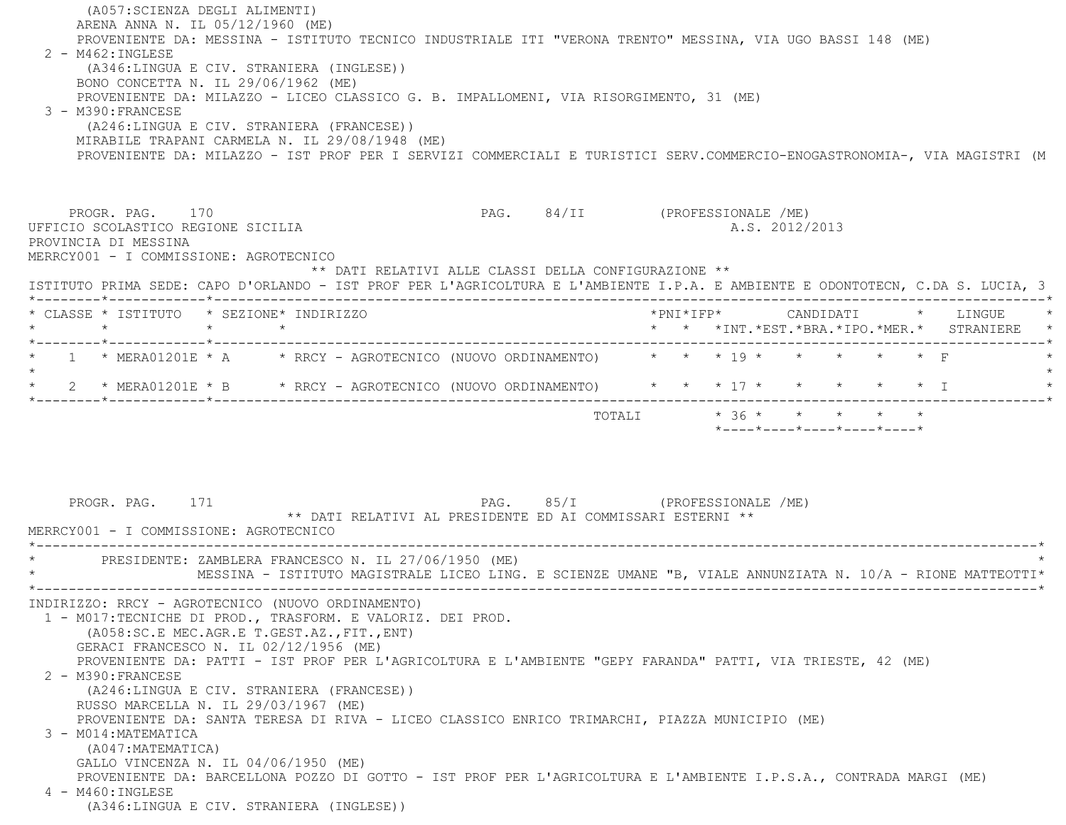(A057:SCIENZA DEGLI ALIMENTI)
ARENA ANNA N. IL 05/12/1960 (ME)
PROVENIENTE DA: MESSINA - ISTITUTO TECNICO INDUSTRIALE ITI "VERONA TRENTO" MESSINA, VIA UGO BASSI 148 (ME)

2 - M462:INGLESE
(A346:LINGUA E CIV. STRANIERA (INGLESE))
BONO CONCETTA N. IL 29/06/1962 (ME)
PROVENIENTE DA: MILAZZO - LICEO CLASSICO G. B. IMPALLOMENI, VIA RISORGIMENTO, 31 (ME)

3 - M390:FRANCESE
(A246:LINGUA E CIV. STRANIERA (FRANCESE))
MIRABILE TRAPANI CARMELA N. IL 29/08/1948 (ME)
PROVENIENTE DA: MILAZZO - IST PROF PER I SERVIZI COMMERCIALI E TURISTICI SERV.COMMERCIO-ENOGASTRONOMIA-, VIA MAGISTRI (M

PROGR. PAG. 170 PAG. 84/II (PROFESSIONALE /ME)
UFFICIO SCOLASTICO REGIONE SICILIA A.S. 2012/2013
PROVINCIA DI MESSINA
MERRCY001 - I COMMISSIONE: AGROTECNICO

** DATI RELATIVI ALLE CLASSI DELLA CONFIGURAZIONE **

ISTITUTO PRIMA SEDE: CAPO D'ORLANDO - IST PROF PER L'AGRICOLTURA E L'AMBIENTE I.P.A. E AMBIENTE E ODONTOTECN, C.DA S. LUCIA, 3

| CLASSE | ISTITUTO | SEZIONE | INDIRIZZO | PNI | IFP | CANDIDATI INT. | EST. | BRA. | IPO. | MER. | LINGUE STRANIERE |
|---|---|---|---|---|---|---|---|---|---|---|---|
| 1 | MERA01201E | A | RRCY - AGROTECNICO (NUOVO ORDINAMENTO) | | | 19 | | | | | F |
| 2 | MERA01201E | B | RRCY - AGROTECNICO (NUOVO ORDINAMENTO) | | | 17 | | | | | I |
| | | | TOTALI | | | 36 | | | | | |

PROGR. PAG. 171 PAG. 85/I (PROFESSIONALE /ME)

** DATI RELATIVI AL PRESIDENTE ED AI COMMISSARI ESTERNI **

MERRCY001 - I COMMISSIONE: AGROTECNICO

PRESIDENTE: ZAMBLERA FRANCESCO N. IL 27/06/1950 (ME)
MESSINA - ISTITUTO MAGISTRALE LICEO LING. E SCIENZE UMANE "B, VIALE ANNUNZIATA N. 10/A - RIONE MATTEOTTI

INDIRIZZO: RRCY - AGROTECNICO (NUOVO ORDINAMENTO)

1 - M017:TECNICHE DI PROD., TRASFORM. E VALORIZ. DEI PROD.
(A058:SC.E MEC.AGR.E T.GEST.AZ.,FIT.,ENT)
GERACI FRANCESCO N. IL 02/12/1956 (ME)
PROVENIENTE DA: PATTI - IST PROF PER L'AGRICOLTURA E L'AMBIENTE "GEPY FARANDA" PATTI, VIA TRIESTE, 42 (ME)

2 - M390:FRANCESE
(A246:LINGUA E CIV. STRANIERA (FRANCESE))
RUSSO MARCELLA N. IL 29/03/1967 (ME)
PROVENIENTE DA: SANTA TERESA DI RIVA - LICEO CLASSICO ENRICO TRIMARCHI, PIAZZA MUNICIPIO (ME)

3 - M014:MATEMATICA
(A047:MATEMATICA)
GALLO VINCENZA N. IL 04/06/1950 (ME)
PROVENIENTE DA: BARCELLONA POZZO DI GOTTO - IST PROF PER L'AGRICOLTURA E L'AMBIENTE I.P.S.A., CONTRADA MARGI (ME)

4 - M460:INGLESE
(A346:LINGUA E CIV. STRANIERA (INGLESE))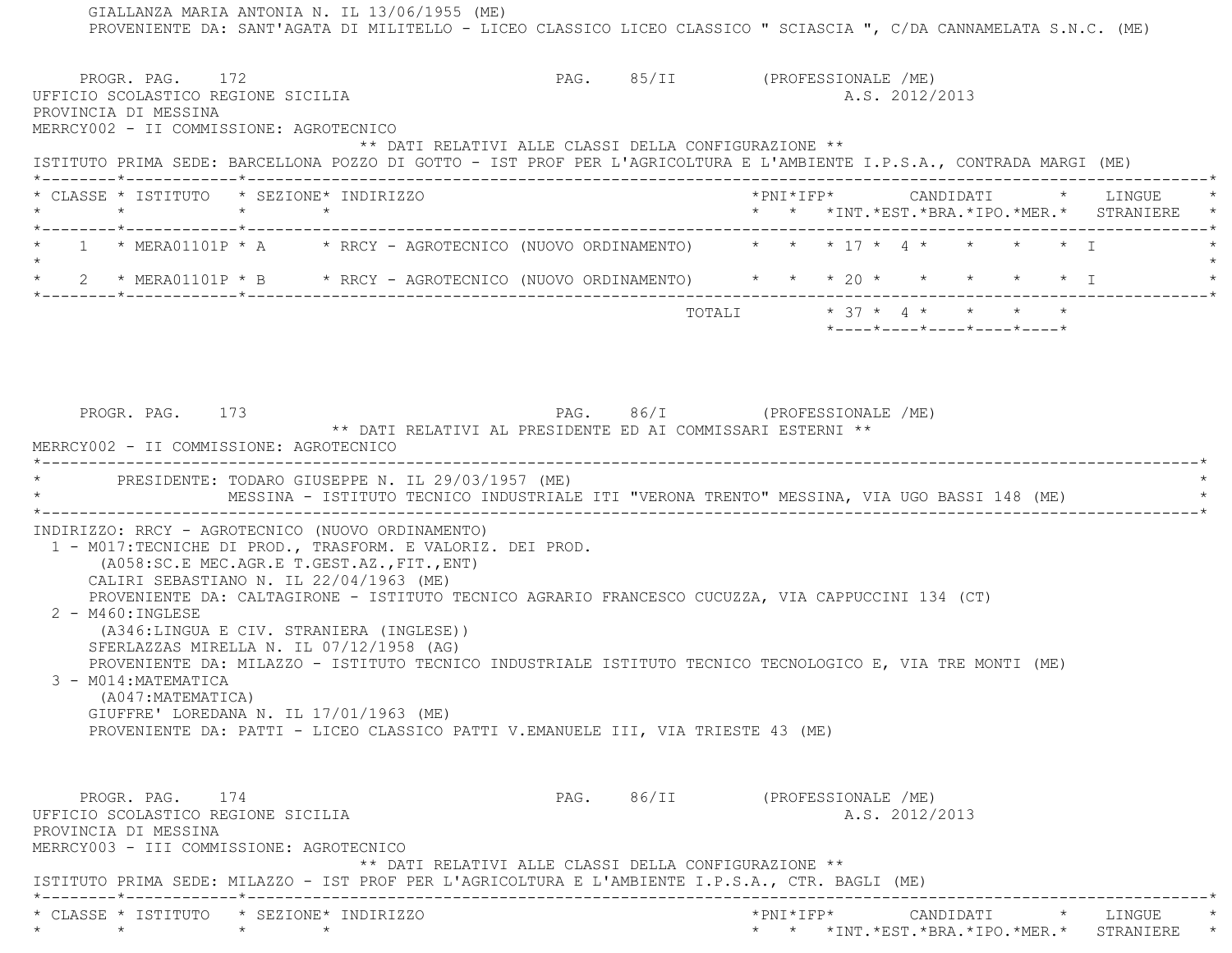GIALLANZA MARIA ANTONIA N. IL 13/06/1955 (ME)
PROVENIENTE DA: SANT'AGATA DI MILITELLO - LICEO CLASSICO LICEO CLASSICO " SCIASCIA ", C/DA CANNAMELATA S.N.C. (ME)

PROGR. PAG. 172 PAG. 85/II (PROFESSIONALE /ME)
UFFICIO SCOLASTICO REGIONE SICILIA A.S. 2012/2013
PROVINCIA DI MESSINA
MERRCY002 - II COMMISSIONE: AGROTECNICO

** DATI RELATIVI ALLE CLASSI DELLA CONFIGURAZIONE **

ISTITUTO PRIMA SEDE: BARCELLONA POZZO DI GOTTO - IST PROF PER L'AGRICOLTURA E L'AMBIENTE I.P.S.A., CONTRADA MARGI (ME)

| CLASSE | ISTITUTO | SEZIONE | INDIRIZZO | PNI | IFP | CANDIDATI INT. | EST. | BRA. | IPO. | MER. | LINGUE STRANIERE |
|---|---|---|---|---|---|---|---|---|---|---|---|
| 1 | MERA01101P | A | RRCY - AGROTECNICO (NUOVO ORDINAMENTO) | | | 17 | 4 | | | | I |
| 2 | MERA01101P | B | RRCY - AGROTECNICO (NUOVO ORDINAMENTO) | | | 20 | | | | | I |
| | | | TOTALI | | | 37 | 4 | | | | |

PROGR. PAG. 173 PAG. 86/I (PROFESSIONALE /ME)

** DATI RELATIVI AL PRESIDENTE ED AI COMMISSARI ESTERNI **

MERRCY002 - II COMMISSIONE: AGROTECNICO

PRESIDENTE: TODARO GIUSEPPE N. IL 29/03/1957 (ME)
MESSINA - ISTITUTO TECNICO INDUSTRIALE ITI "VERONA TRENTO" MESSINA, VIA UGO BASSI 148 (ME)

INDIRIZZO: RRCY - AGROTECNICO (NUOVO ORDINAMENTO)

1 - M017:TECNICHE DI PROD., TRASFORM. E VALORIZ. DEI PROD.
(A058:SC.E MEC.AGR.E T.GEST.AZ.,FIT.,ENT)
CALIRI SEBASTIANO N. IL 22/04/1963 (ME)
PROVENIENTE DA: CALTAGIRONE - ISTITUTO TECNICO AGRARIO FRANCESCO CUCUZZA, VIA CAPPUCCINI 134 (CT)

2 - M460:INGLESE
(A346:LINGUA E CIV. STRANIERA (INGLESE))
SFERLAZZAS MIRELLA N. IL 07/12/1958 (AG)
PROVENIENTE DA: MILAZZO - ISTITUTO TECNICO INDUSTRIALE ISTITUTO TECNICO TECNOLOGICO E, VIA TRE MONTI (ME)

3 - M014:MATEMATICA
(A047:MATEMATICA)
GIUFFRE' LOREDANA N. IL 17/01/1963 (ME)
PROVENIENTE DA: PATTI - LICEO CLASSICO PATTI V.EMANUELE III, VIA TRIESTE 43 (ME)

PROGR. PAG. 174 PAG. 86/II (PROFESSIONALE /ME)
UFFICIO SCOLASTICO REGIONE SICILIA A.S. 2012/2013
PROVINCIA DI MESSINA
MERRCY003 - III COMMISSIONE: AGROTECNICO

** DATI RELATIVI ALLE CLASSI DELLA CONFIGURAZIONE **

ISTITUTO PRIMA SEDE: MILAZZO - IST PROF PER L'AGRICOLTURA E L'AMBIENTE I.P.S.A., CTR. BAGLI (ME)

| CLASSE | ISTITUTO | SEZIONE | INDIRIZZO | PNI | IFP | CANDIDATI INT. | EST. | BRA. | IPO. | MER. | LINGUE STRANIERE |
|---|---|---|---|---|---|---|---|---|---|---|---|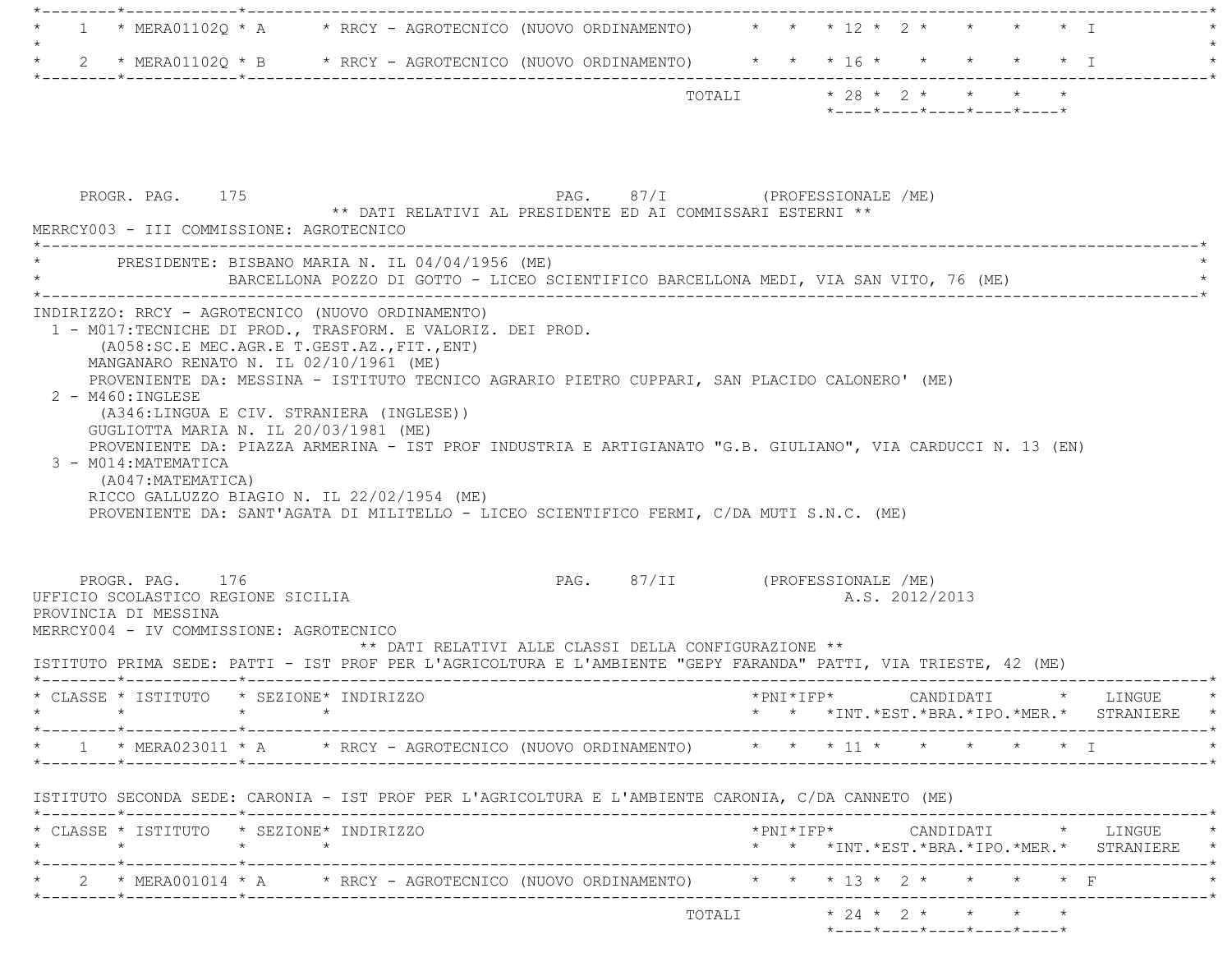| CLASSE | ISTITUTO | SEZIONE | INDIRIZZO | PNI | IFP | INT. | EST. | BRA. | IPO. | MER. | LINGUE STRANIERE |
|---|---|---|---|---|---|---|---|---|---|---|---|
| 1 | MERA01102Q | A | RRCY - AGROTECNICO (NUOVO ORDINAMENTO) | | | 12 | 2 | | | | I |
| 2 | MERA01102Q | B | RRCY - AGROTECNICO (NUOVO ORDINAMENTO) | | | 16 | | | | | I |
| | | | TOTALI | | | 28 | 2 | | | | |

PROGR. PAG. 175 PAG. 87/I (PROFESSIONALE /ME)

** DATI RELATIVI AL PRESIDENTE ED AI COMMISSARI ESTERNI **

MERRCY003 - III COMMISSIONE: AGROTECNICO

PRESIDENTE: BISBANO MARIA N. IL 04/04/1956 (ME)
BARCELLONA POZZO DI GOTTO - LICEO SCIENTIFICO BARCELLONA MEDI, VIA SAN VITO, 76 (ME)

INDIRIZZO: RRCY - AGROTECNICO (NUOVO ORDINAMENTO)

1 - M017:TECNICHE DI PROD., TRASFORM. E VALORIZ. DEI PROD.
(A058:SC.E MEC.AGR.E T.GEST.AZ.,FIT.,ENT)
MANGANARO RENATO N. IL 02/10/1961 (ME)
PROVENIENTE DA: MESSINA - ISTITUTO TECNICO AGRARIO PIETRO CUPPARI, SAN PLACIDO CALONERO' (ME)

2 - M460:INGLESE
(A346:LINGUA E CIV. STRANIERA (INGLESE))
GUGLIOTTA MARIA N. IL 20/03/1981 (ME)
PROVENIENTE DA: PIAZZA ARMERINA - IST PROF INDUSTRIA E ARTIGIANATO "G.B. GIULIANO", VIA CARDUCCI N. 13 (EN)

3 - M014:MATEMATICA
(A047:MATEMATICA)
RICCO GALLUZZO BIAGIO N. IL 22/02/1954 (ME)
PROVENIENTE DA: SANT'AGATA DI MILITELLO - LICEO SCIENTIFICO FERMI, C/DA MUTI S.N.C. (ME)

PROGR. PAG. 176 PAG. 87/II (PROFESSIONALE /ME)

UFFICIO SCOLASTICO REGIONE SICILIA A.S. 2012/2013

PROVINCIA DI MESSINA

MERRCY004 - IV COMMISSIONE: AGROTECNICO

** DATI RELATIVI ALLE CLASSI DELLA CONFIGURAZIONE **

ISTITUTO PRIMA SEDE: PATTI - IST PROF PER L'AGRICOLTURA E L'AMBIENTE "GEPY FARANDA" PATTI, VIA TRIESTE, 42 (ME)

| CLASSE | ISTITUTO | SEZIONE | INDIRIZZO | PNI | IFP | INT. | EST. | BRA. | IPO. | MER. | LINGUE STRANIERE |
|---|---|---|---|---|---|---|---|---|---|---|---|
| 1 | MERA023011 | A | RRCY - AGROTECNICO (NUOVO ORDINAMENTO) | | | 11 | | | | | I |

ISTITUTO SECONDA SEDE: CARONIA - IST PROF PER L'AGRICOLTURA E L'AMBIENTE CARONIA, C/DA CANNETO (ME)

| CLASSE | ISTITUTO | SEZIONE | INDIRIZZO | PNI | IFP | INT. | EST. | BRA. | IPO. | MER. | LINGUE STRANIERE |
|---|---|---|---|---|---|---|---|---|---|---|---|
| 2 | MERA001014 | A | RRCY - AGROTECNICO (NUOVO ORDINAMENTO) | | | 13 | 2 | | | | F |
| | | | TOTALI | | | 24 | 2 | | | | |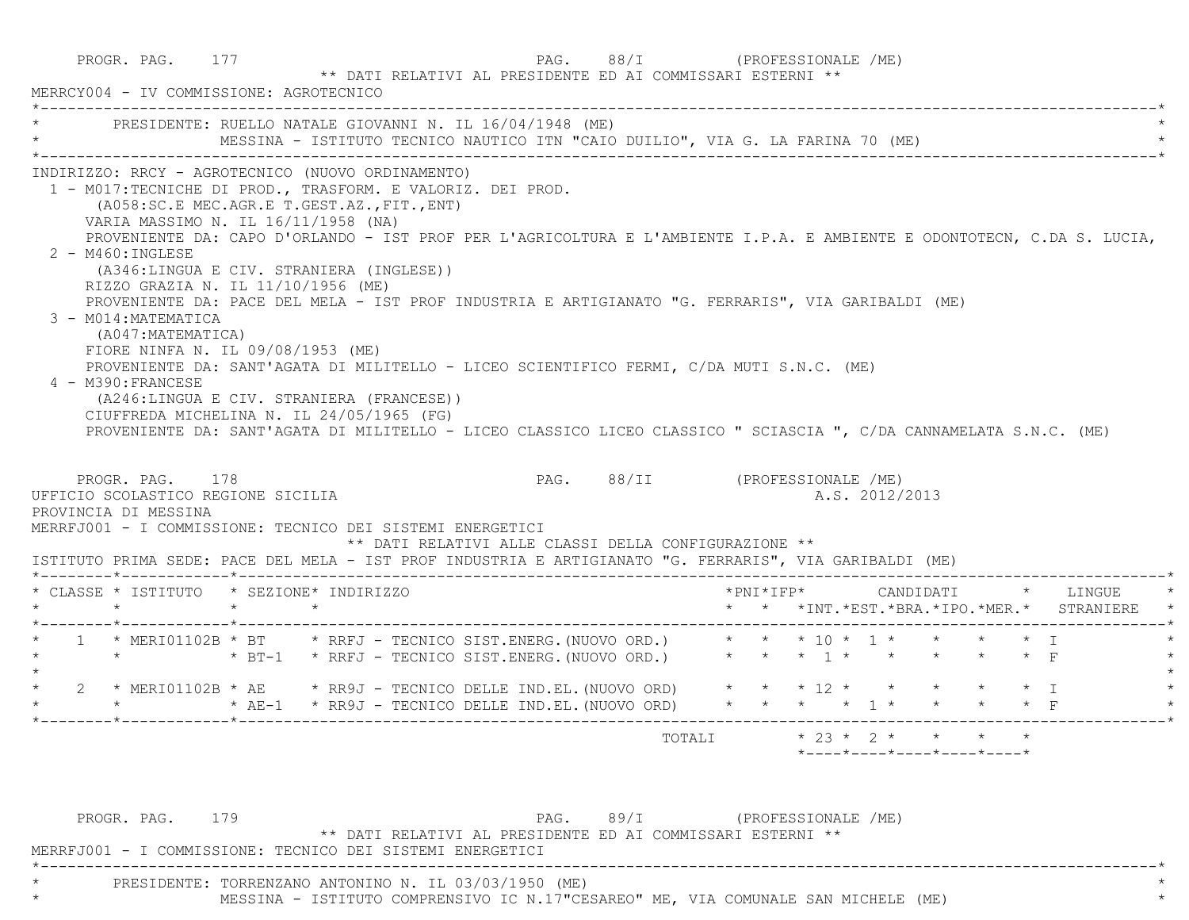PROGR. PAG. 177 PAG. 88/I (PROFESSIONALE /ME)

** DATI RELATIVI AL PRESIDENTE ED AI COMMISSARI ESTERNI **

MERRCY004 - IV COMMISSIONE: AGROTECNICO

PRESIDENTE: RUELLO NATALE GIOVANNI N. IL 16/04/1948 (ME)
MESSINA - ISTITUTO TECNICO NAUTICO ITN "CAIO DUILIO", VIA G. LA FARINA 70 (ME)

INDIRIZZO: RRCY - AGROTECNICO (NUOVO ORDINAMENTO)

1 - M017:TECNICHE DI PROD., TRASFORM. E VALORIZ. DEI PROD.
(A058:SC.E MEC.AGR.E T.GEST.AZ.,FIT.,ENT)
VARIA MASSIMO N. IL 16/11/1958 (NA)
PROVENIENTE DA: CAPO D'ORLANDO - IST PROF PER L'AGRICOLTURA E L'AMBIENTE I.P.A. E AMBIENTE E ODONTOTECN, C.DA S. LUCIA,

2 - M460:INGLESE
(A346:LINGUA E CIV. STRANIERA (INGLESE))
RIZZO GRAZIA N. IL 11/10/1956 (ME)
PROVENIENTE DA: PACE DEL MELA - IST PROF INDUSTRIA E ARTIGIANATO "G. FERRARIS", VIA GARIBALDI (ME)

3 - M014:MATEMATICA
(A047:MATEMATICA)
FIORE NINFA N. IL 09/08/1953 (ME)
PROVENIENTE DA: SANT'AGATA DI MILITELLO - LICEO SCIENTIFICO FERMI, C/DA MUTI S.N.C. (ME)

4 - M390:FRANCESE
(A246:LINGUA E CIV. STRANIERA (FRANCESE))
CIUFFREDA MICHELINA N. IL 24/05/1965 (FG)
PROVENIENTE DA: SANT'AGATA DI MILITELLO - LICEO CLASSICO LICEO CLASSICO " SCIASCIA ", C/DA CANNAMELATA S.N.C. (ME)

PROGR. PAG. 178 PAG. 88/II (PROFESSIONALE /ME)

UFFICIO SCOLASTICO REGIONE SICILIA A.S. 2012/2013
PROVINCIA DI MESSINA

MERRFJ001 - I COMMISSIONE: TECNICO DEI SISTEMI ENERGETICI

** DATI RELATIVI ALLE CLASSI DELLA CONFIGURAZIONE **

ISTITUTO PRIMA SEDE: PACE DEL MELA - IST PROF INDUSTRIA E ARTIGIANATO "G. FERRARIS", VIA GARIBALDI (ME)

| CLASSE | ISTITUTO | SEZIONE | INDIRIZZO | PNI | IFP | CANDIDATI INT. | CANDIDATI EST. | CANDIDATI BRA. | CANDIDATI IPO. | CANDIDATI MER. | LINGUE STRANIERE |
|---|---|---|---|---|---|---|---|---|---|---|---|
| 1 | MERI01102B | BT | RRFJ - TECNICO SIST.ENERG.(NUOVO ORD.) | | | 10 | 1 | | | | I |
| | | BT-1 | RRFJ - TECNICO SIST.ENERG.(NUOVO ORD.) | | | 1 | | | | | F |
| 2 | MERI01102B | AE | RR9J - TECNICO DELLE IND.EL.(NUOVO ORD) | | | 12 | | | | | I |
| | | AE-1 | RR9J - TECNICO DELLE IND.EL.(NUOVO ORD) | | | | 1 | | | | F |
| | | | TOTALI | | | 23 | 2 | | | | |

PROGR. PAG. 179 PAG. 89/I (PROFESSIONALE /ME)

** DATI RELATIVI AL PRESIDENTE ED AI COMMISSARI ESTERNI **

MERRFJ001 - I COMMISSIONE: TECNICO DEI SISTEMI ENERGETICI

PRESIDENTE: TORRENZANO ANTONINO N. IL 03/03/1950 (ME)
MESSINA - ISTITUTO COMPRENSIVO IC N.17"CESAREO" ME, VIA COMUNALE SAN MICHELE (ME)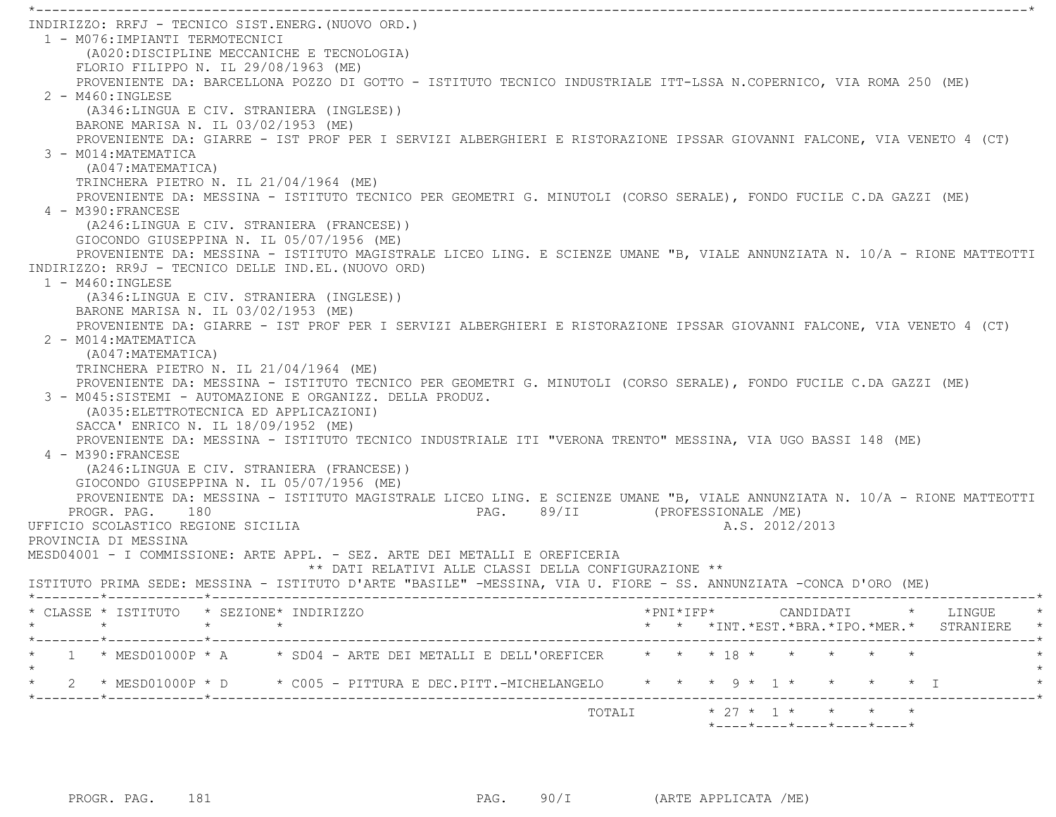INDIRIZZO: RRFJ - TECNICO SIST.ENERG.(NUOVO ORD.)

1 - M076:IMPIANTI TERMOTECNICI
(A020:DISCIPLINE MECCANICHE E TECNOLOGIA)
FLORIO FILIPPO N. IL 29/08/1963 (ME)
PROVENIENTE DA: BARCELLONA POZZO DI GOTTO - ISTITUTO TECNICO INDUSTRIALE ITT-LSSA N.COPERNICO, VIA ROMA 250 (ME)

2 - M460:INGLESE
(A346:LINGUA E CIV. STRANIERA (INGLESE))
BARONE MARISA N. IL 03/02/1953 (ME)
PROVENIENTE DA: GIARRE - IST PROF PER I SERVIZI ALBERGHIERI E RISTORAZIONE IPSSAR GIOVANNI FALCONE, VIA VENETO 4 (CT)

3 - M014:MATEMATICA
(A047:MATEMATICA)
TRINCHERA PIETRO N. IL 21/04/1964 (ME)
PROVENIENTE DA: MESSINA - ISTITUTO TECNICO PER GEOMETRI G. MINUTOLI (CORSO SERALE), FONDO FUCILE C.DA GAZZI (ME)

4 - M390:FRANCESE
(A246:LINGUA E CIV. STRANIERA (FRANCESE))
GIOCONDO GIUSEPPINA N. IL 05/07/1956 (ME)
PROVENIENTE DA: MESSINA - ISTITUTO MAGISTRALE LICEO LING. E SCIENZE UMANE "B, VIALE ANNUNZIATA N. 10/A - RIONE MATTEOTTI

INDIRIZZO: RR9J - TECNICO DELLE IND.EL.(NUOVO ORD)

1 - M460:INGLESE
(A346:LINGUA E CIV. STRANIERA (INGLESE))
BARONE MARISA N. IL 03/02/1953 (ME)
PROVENIENTE DA: GIARRE - IST PROF PER I SERVIZI ALBERGHIERI E RISTORAZIONE IPSSAR GIOVANNI FALCONE, VIA VENETO 4 (CT)

2 - M014:MATEMATICA
(A047:MATEMATICA)
TRINCHERA PIETRO N. IL 21/04/1964 (ME)
PROVENIENTE DA: MESSINA - ISTITUTO TECNICO PER GEOMETRI G. MINUTOLI (CORSO SERALE), FONDO FUCILE C.DA GAZZI (ME)

3 - M045:SISTEMI - AUTOMAZIONE E ORGANIZZ. DELLA PRODUZ.
(A035:ELETTROTECNICA ED APPLICAZIONI)
SACCA' ENRICO N. IL 18/09/1952 (ME)
PROVENIENTE DA: MESSINA - ISTITUTO TECNICO INDUSTRIALE ITI "VERONA TRENTO" MESSINA, VIA UGO BASSI 148 (ME)

4 - M390:FRANCESE
(A246:LINGUA E CIV. STRANIERA (FRANCESE))
GIOCONDO GIUSEPPINA N. IL 05/07/1956 (ME)
PROVENIENTE DA: MESSINA - ISTITUTO MAGISTRALE LICEO LING. E SCIENZE UMANE "B, VIALE ANNUNZIATA N. 10/A - RIONE MATTEOTTI

UFFICIO SCOLASTICO REGIONE SICILIA — A.S. 2012/2013

PROVINCIA DI MESSINA

MESD04001 - I COMMISSIONE: ARTE APPL. - SEZ. ARTE DEI METALLI E OREFICERIA

** DATI RELATIVI ALLE CLASSI DELLA CONFIGURAZIONE **

ISTITUTO PRIMA SEDE: MESSINA - ISTITUTO D'ARTE "BASILE" -MESSINA, VIA U. FIORE - SS. ANNUNZIATA -CONCA D'ORO (ME)

| CLASSE | ISTITUTO | SEZIONE | INDIRIZZO | PNI | IFP | CANDIDATI INT. | EST. | BRA. | IPO. | MER. | LINGUE STRANIERE |
|---|---|---|---|---|---|---|---|---|---|---|---|
| 1 | MESD01000P | A | SD04 - ARTE DEI METALLI E DELL'OREFICER | | | 18 | | | | | |
| 2 | MESD01000P | D | C005 - PITTURA E DEC.PITT.-MICHELANGELO | | | 9 | 1 | | | | I |
| | | | TOTALI | | | 27 | 1 | | | | |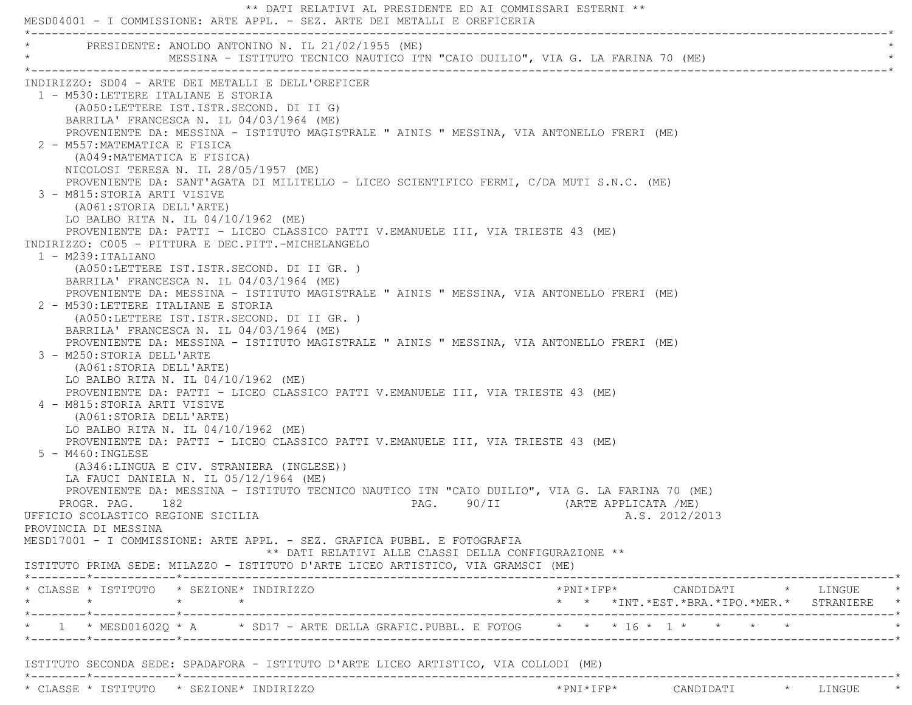** DATI RELATIVI AL PRESIDENTE ED AI COMMISSARI ESTERNI **

MESD04001 - I COMMISSIONE: ARTE APPL. - SEZ. ARTE DEI METALLI E OREFICERIA

PRESIDENTE: ANOLDO ANTONINO N. IL 21/02/1955 (ME)
MESSINA - ISTITUTO TECNICO NAUTICO ITN "CAIO DUILIO", VIA G. LA FARINA 70 (ME)

INDIRIZZO: SD04 - ARTE DEI METALLI E DELL'OREFICER

1 - M530:LETTERE ITALIANE E STORIA
(A050:LETTERE IST.ISTR.SECOND. DI II G)
BARRILA' FRANCESCA N. IL 04/03/1964 (ME)
PROVENIENTE DA: MESSINA - ISTITUTO MAGISTRALE " AINIS " MESSINA, VIA ANTONELLO FRERI (ME)

2 - M557:MATEMATICA E FISICA
(A049:MATEMATICA E FISICA)
NICOLOSI TERESA N. IL 28/05/1957 (ME)
PROVENIENTE DA: SANT'AGATA DI MILITELLO - LICEO SCIENTIFICO FERMI, C/DA MUTI S.N.C. (ME)

3 - M815:STORIA ARTI VISIVE
(A061:STORIA DELL'ARTE)
LO BALBO RITA N. IL 04/10/1962 (ME)
PROVENIENTE DA: PATTI - LICEO CLASSICO PATTI V.EMANUELE III, VIA TRIESTE 43 (ME)

INDIRIZZO: C005 - PITTURA E DEC.PITT.-MICHELANGELO

1 - M239:ITALIANO
(A050:LETTERE IST.ISTR.SECOND. DI II GR. )
BARRILA' FRANCESCA N. IL 04/03/1964 (ME)
PROVENIENTE DA: MESSINA - ISTITUTO MAGISTRALE " AINIS " MESSINA, VIA ANTONELLO FRERI (ME)

2 - M530:LETTERE ITALIANE E STORIA
(A050:LETTERE IST.ISTR.SECOND. DI II GR. )
BARRILA' FRANCESCA N. IL 04/03/1964 (ME)
PROVENIENTE DA: MESSINA - ISTITUTO MAGISTRALE " AINIS " MESSINA, VIA ANTONELLO FRERI (ME)

3 - M250:STORIA DELL'ARTE
(A061:STORIA DELL'ARTE)
LO BALBO RITA N. IL 04/10/1962 (ME)
PROVENIENTE DA: PATTI - LICEO CLASSICO PATTI V.EMANUELE III, VIA TRIESTE 43 (ME)

4 - M815:STORIA ARTI VISIVE
(A061:STORIA DELL'ARTE)
LO BALBO RITA N. IL 04/10/1962 (ME)
PROVENIENTE DA: PATTI - LICEO CLASSICO PATTI V.EMANUELE III, VIA TRIESTE 43 (ME)

5 - M460:INGLESE
(A346:LINGUA E CIV. STRANIERA (INGLESE))
LA FAUCI DANIELA N. IL 05/12/1964 (ME)
PROVENIENTE DA: MESSINA - ISTITUTO TECNICO NAUTICO ITN "CAIO DUILIO", VIA G. LA FARINA 70 (ME)

UFFICIO SCOLASTICO REGIONE SICILIA — A.S. 2012/2013

PROVINCIA DI MESSINA

MESD17001 - I COMMISSIONE: ARTE APPL. - SEZ. GRAFICA PUBBL. E FOTOGRAFIA

** DATI RELATIVI ALLE CLASSI DELLA CONFIGURAZIONE **

ISTITUTO PRIMA SEDE: MILAZZO - ISTITUTO D'ARTE LICEO ARTISTICO, VIA GRAMSCI (ME)

| CLASSE | ISTITUTO | SEZIONE | INDIRIZZO | PNI | IFP | CANDIDATI INT. | CANDIDATI EST. | CANDIDATI BRA. | CANDIDATI IPO. | CANDIDATI MER. | LINGUE STRANIERE |
|---|---|---|---|---|---|---|---|---|---|---|---|
| 1 | MESD01602Q | A | SD17 - ARTE DELLA GRAFIC.PUBBL. E FOTOG | | | 16 | 1 | | | | |

ISTITUTO SECONDA SEDE: SPADAFORA - ISTITUTO D'ARTE LICEO ARTISTICO, VIA COLLODI (ME)

| CLASSE | ISTITUTO | SEZIONE | INDIRIZZO | PNI | IFP | CANDIDATI | LINGUE |
|---|---|---|---|---|---|---|---|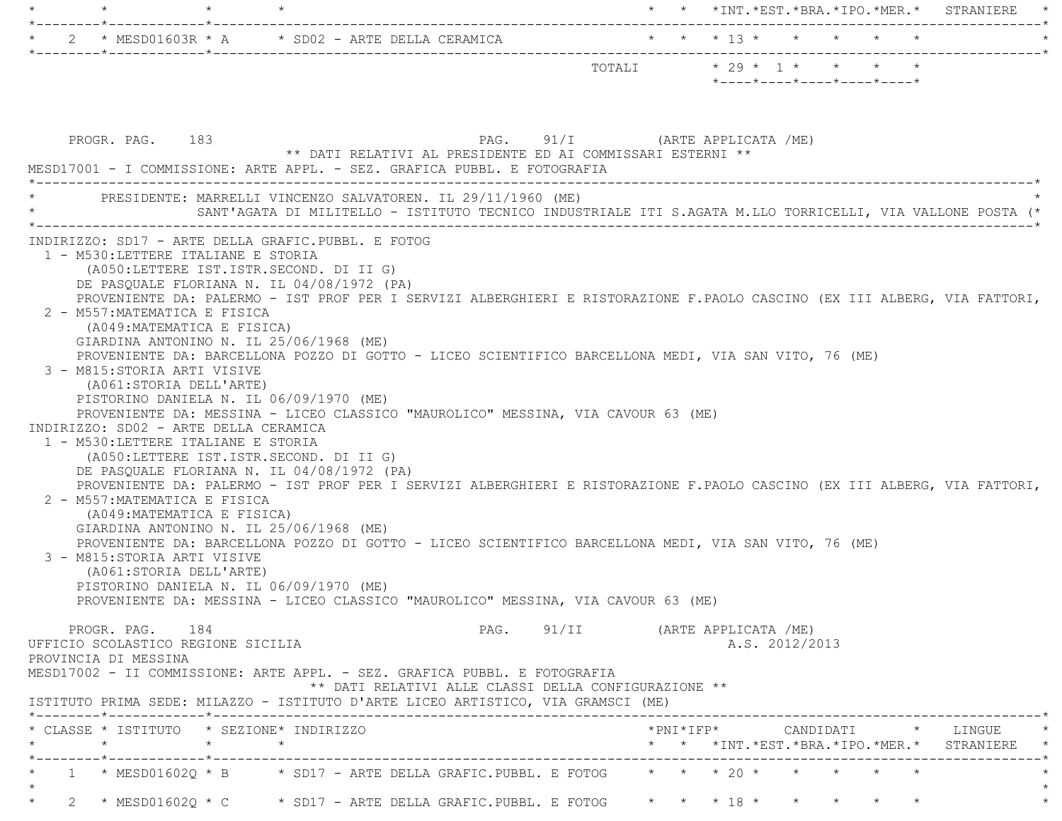| CLASSE | ISTITUTO | SEZIONE | INDIRIZZO | PNI | IFP | INT. | EST. | BRA. | IPO. | MER. | LINGUE STRANIERE |
|---|---|---|---|---|---|---|---|---|---|---|---|
| 2 | MESD01603R | A | SD02 - ARTE DELLA CERAMICA | | | 13 | | | | | |
| | | | TOTALI | | | 29 | 1 | | | | |

PROGR. PAG. 183 PAG. 91/I (ARTE APPLICATA /ME)

** DATI RELATIVI AL PRESIDENTE ED AI COMMISSARI ESTERNI **

MESD17001 - I COMMISSIONE: ARTE APPL. - SEZ. GRAFICA PUBBL. E FOTOGRAFIA

PRESIDENTE: MARRELLI VINCENZO SALVATOREN. IL 29/11/1960 (ME)
SANT'AGATA DI MILITELLO - ISTITUTO TECNICO INDUSTRIALE ITI S.AGATA M.LLO TORRICELLI, VIA VALLONE POSTA (

INDIRIZZO: SD17 - ARTE DELLA GRAFIC.PUBBL. E FOTOG
1 - M530:LETTERE ITALIANE E STORIA
(A050:LETTERE IST.ISTR.SECOND. DI II G)
DE PASQUALE FLORIANA N. IL 04/08/1972 (PA)
PROVENIENTE DA: PALERMO - IST PROF PER I SERVIZI ALBERGHIERI E RISTORAZIONE F.PAOLO CASCINO (EX III ALBERG, VIA FATTORI,
2 - M557:MATEMATICA E FISICA
(A049:MATEMATICA E FISICA)
GIARDINA ANTONINO N. IL 25/06/1968 (ME)
PROVENIENTE DA: BARCELLONA POZZO DI GOTTO - LICEO SCIENTIFICO BARCELLONA MEDI, VIA SAN VITO, 76 (ME)
3 - M815:STORIA ARTI VISIVE
(A061:STORIA DELL'ARTE)
PISTORINO DANIELA N. IL 06/09/1970 (ME)
PROVENIENTE DA: MESSINA - LICEO CLASSICO "MAUROLICO" MESSINA, VIA CAVOUR 63 (ME)

INDIRIZZO: SD02 - ARTE DELLA CERAMICA
1 - M530:LETTERE ITALIANE E STORIA
(A050:LETTERE IST.ISTR.SECOND. DI II G)
DE PASQUALE FLORIANA N. IL 04/08/1972 (PA)
PROVENIENTE DA: PALERMO - IST PROF PER I SERVIZI ALBERGHIERI E RISTORAZIONE F.PAOLO CASCINO (EX III ALBERG, VIA FATTORI,
2 - M557:MATEMATICA E FISICA
(A049:MATEMATICA E FISICA)
GIARDINA ANTONINO N. IL 25/06/1968 (ME)
PROVENIENTE DA: BARCELLONA POZZO DI GOTTO - LICEO SCIENTIFICO BARCELLONA MEDI, VIA SAN VITO, 76 (ME)
3 - M815:STORIA ARTI VISIVE
(A061:STORIA DELL'ARTE)
PISTORINO DANIELA N. IL 06/09/1970 (ME)
PROVENIENTE DA: MESSINA - LICEO CLASSICO "MAUROLICO" MESSINA, VIA CAVOUR 63 (ME)

PROGR. PAG. 184 PAG. 91/II (ARTE APPLICATA /ME)

UFFICIO SCOLASTICO REGIONE SICILIA A.S. 2012/2013

PROVINCIA DI MESSINA

MESD17002 - II COMMISSIONE: ARTE APPL. - SEZ. GRAFICA PUBBL. E FOTOGRAFIA

** DATI RELATIVI ALLE CLASSI DELLA CONFIGURAZIONE **

ISTITUTO PRIMA SEDE: MILAZZO - ISTITUTO D'ARTE LICEO ARTISTICO, VIA GRAMSCI (ME)

| CLASSE | ISTITUTO | SEZIONE | INDIRIZZO | PNI | IFP | INT. | EST. | BRA. | IPO. | MER. | LINGUE STRANIERE |
|---|---|---|---|---|---|---|---|---|---|---|---|
| 1 | MESD01602Q | B | SD17 - ARTE DELLA GRAFIC.PUBBL. E FOTOG | | | 20 | | | | | |
| 2 | MESD01602Q | C | SD17 - ARTE DELLA GRAFIC.PUBBL. E FOTOG | | | 18 | | | | | |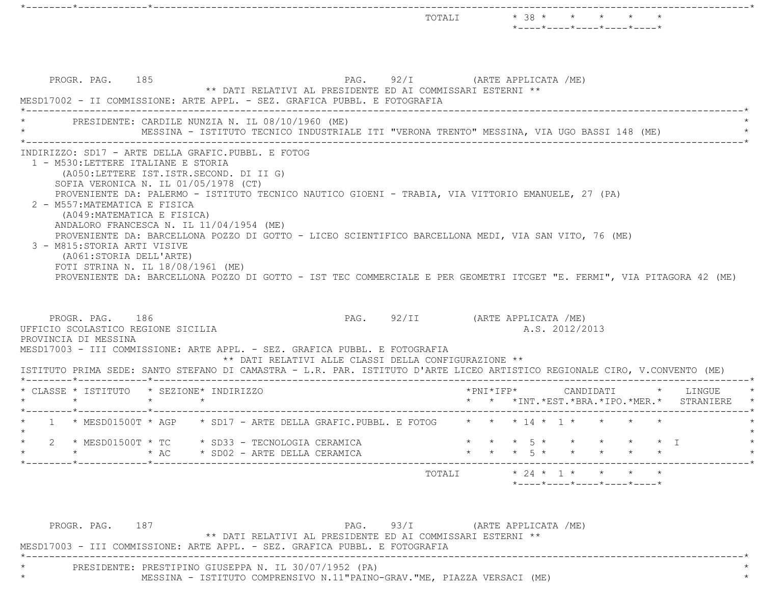| | | | | | | | | | |
|---|---|---|---|---|---|---|---|---|---|
| TOTALI | 38 | | | | | | | | |

PROGR. PAG. 185 PAG. 92/I (ARTE APPLICATA /ME)

** DATI RELATIVI AL PRESIDENTE ED AI COMMISSARI ESTERNI **

MESD17002 - II COMMISSIONE: ARTE APPL. - SEZ. GRAFICA PUBBL. E FOTOGRAFIA

PRESIDENTE: CARDILE NUNZIA N. IL 08/10/1960 (ME)
MESSINA - ISTITUTO TECNICO INDUSTRIALE ITI "VERONA TRENTO" MESSINA, VIA UGO BASSI 148 (ME)

INDIRIZZO: SD17 - ARTE DELLA GRAFIC.PUBBL. E FOTOG

1 - M530:LETTERE ITALIANE E STORIA
(A050:LETTERE IST.ISTR.SECOND. DI II G)
SOFIA VERONICA N. IL 01/05/1978 (CT)
PROVENIENTE DA: PALERMO - ISTITUTO TECNICO NAUTICO GIOENI - TRABIA, VIA VITTORIO EMANUELE, 27 (PA)

2 - M557:MATEMATICA E FISICA
(A049:MATEMATICA E FISICA)
ANDALORO FRANCESCA N. IL 11/04/1954 (ME)
PROVENIENTE DA: BARCELLONA POZZO DI GOTTO - LICEO SCIENTIFICO BARCELLONA MEDI, VIA SAN VITO, 76 (ME)

3 - M815:STORIA ARTI VISIVE
(A061:STORIA DELL'ARTE)
FOTI STRINA N. IL 18/08/1961 (ME)
PROVENIENTE DA: BARCELLONA POZZO DI GOTTO - IST TEC COMMERCIALE E PER GEOMETRI ITCGET "E. FERMI", VIA PITAGORA 42 (ME)

PROGR. PAG. 186 PAG. 92/II (ARTE APPLICATA /ME)

UFFICIO SCOLASTICO REGIONE SICILIA A.S. 2012/2013

PROVINCIA DI MESSINA

MESD17003 - III COMMISSIONE: ARTE APPL. - SEZ. GRAFICA PUBBL. E FOTOGRAFIA

** DATI RELATIVI ALLE CLASSI DELLA CONFIGURAZIONE **

ISTITUTO PRIMA SEDE: SANTO STEFANO DI CAMASTRA - L.R. PAR. ISTITUTO D'ARTE LICEO ARTISTICO REGIONALE CIRO, V.CONVENTO (ME)

| CLASSE | ISTITUTO | SEZIONE | INDIRIZZO | PNI | IFP | CANDIDATI INT. | EST. | BRA. | IPO. | MER. | LINGUE STRANIERE |
|---|---|---|---|---|---|---|---|---|---|---|---|
| 1 | MESD01500T | AGP | SD17 - ARTE DELLA GRAFIC.PUBBL. E FOTOG | | | 14 | 1 | | | | |
| 2 | MESD01500T | TC | SD33 - TECNOLOGIA CERAMICA | | | 5 | | | | | I |
| | | AC | SD02 - ARTE DELLA CERAMICA | | | 5 | | | | | |
| | | | TOTALI | | | 24 | 1 | | | | |

PROGR. PAG. 187 PAG. 93/I (ARTE APPLICATA /ME)

** DATI RELATIVI AL PRESIDENTE ED AI COMMISSARI ESTERNI **

MESD17003 - III COMMISSIONE: ARTE APPL. - SEZ. GRAFICA PUBBL. E FOTOGRAFIA

PRESIDENTE: PRESTIPINO GIUSEPPA N. IL 30/07/1952 (PA)
MESSINA - ISTITUTO COMPRENSIVO N.11"PAINO-GRAV."ME, PIAZZA VERSACI (ME)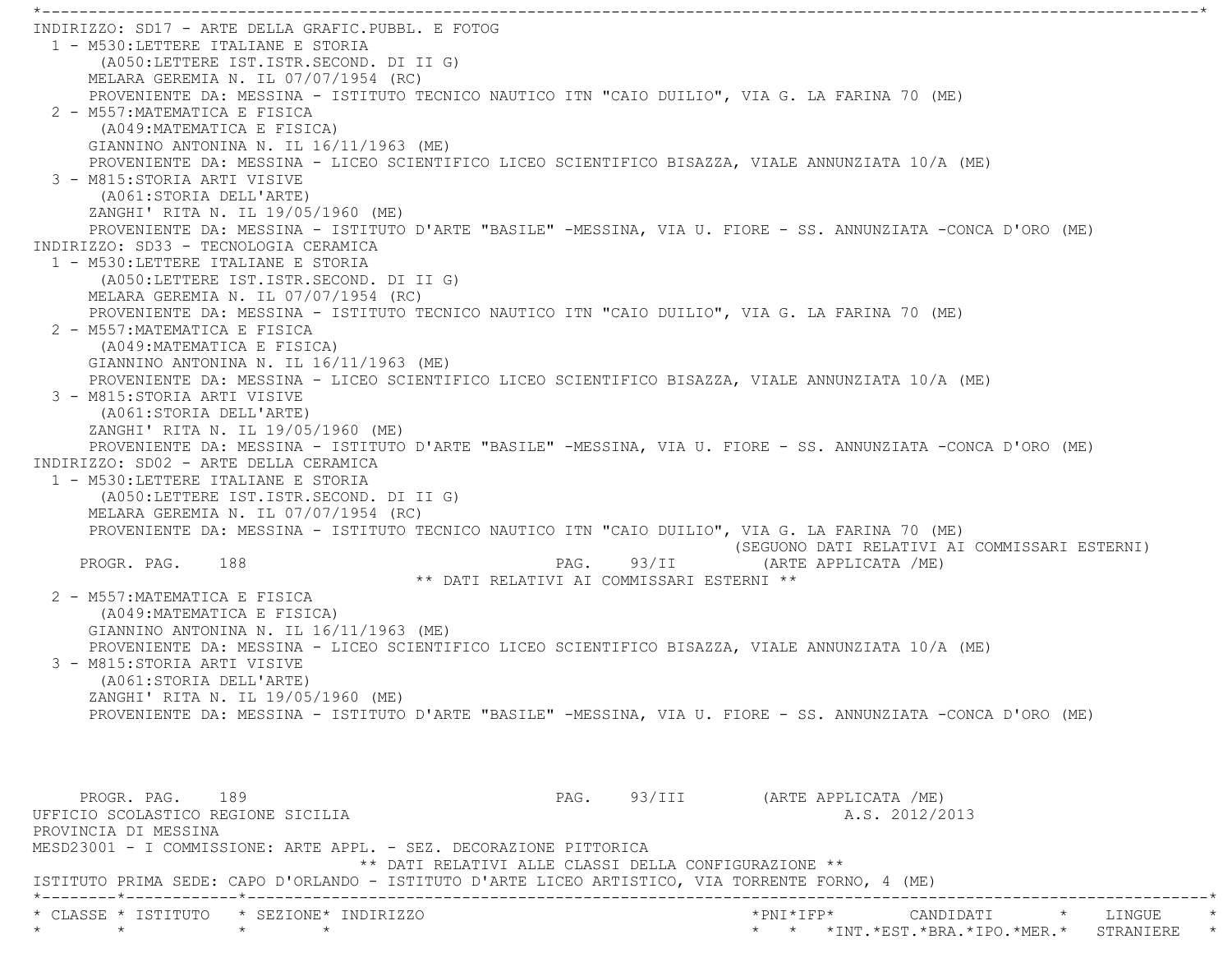INDIRIZZO: SD17 - ARTE DELLA GRAFIC.PUBBL. E FOTOG

1 - M530:LETTERE ITALIANE E STORIA
(A050:LETTERE IST.ISTR.SECOND. DI II G)
MELARA GEREMIA N. IL 07/07/1954 (RC)
PROVENIENTE DA: MESSINA - ISTITUTO TECNICO NAUTICO ITN "CAIO DUILIO", VIA G. LA FARINA 70 (ME)

2 - M557:MATEMATICA E FISICA
(A049:MATEMATICA E FISICA)
GIANNINO ANTONINA N. IL 16/11/1963 (ME)
PROVENIENTE DA: MESSINA - LICEO SCIENTIFICO LICEO SCIENTIFICO BISAZZA, VIALE ANNUNZIATA 10/A (ME)

3 - M815:STORIA ARTI VISIVE
(A061:STORIA DELL'ARTE)
ZANGHI' RITA N. IL 19/05/1960 (ME)
PROVENIENTE DA: MESSINA - ISTITUTO D'ARTE "BASILE" -MESSINA, VIA U. FIORE - SS. ANNUNZIATA -CONCA D'ORO (ME)

INDIRIZZO: SD33 - TECNOLOGIA CERAMICA

1 - M530:LETTERE ITALIANE E STORIA
(A050:LETTERE IST.ISTR.SECOND. DI II G)
MELARA GEREMIA N. IL 07/07/1954 (RC)
PROVENIENTE DA: MESSINA - ISTITUTO TECNICO NAUTICO ITN "CAIO DUILIO", VIA G. LA FARINA 70 (ME)

2 - M557:MATEMATICA E FISICA
(A049:MATEMATICA E FISICA)
GIANNINO ANTONINA N. IL 16/11/1963 (ME)
PROVENIENTE DA: MESSINA - LICEO SCIENTIFICO LICEO SCIENTIFICO BISAZZA, VIALE ANNUNZIATA 10/A (ME)

3 - M815:STORIA ARTI VISIVE
(A061:STORIA DELL'ARTE)
ZANGHI' RITA N. IL 19/05/1960 (ME)
PROVENIENTE DA: MESSINA - ISTITUTO D'ARTE "BASILE" -MESSINA, VIA U. FIORE - SS. ANNUNZIATA -CONCA D'ORO (ME)

INDIRIZZO: SD02 - ARTE DELLA CERAMICA

1 - M530:LETTERE ITALIANE E STORIA
(A050:LETTERE IST.ISTR.SECOND. DI II G)
MELARA GEREMIA N. IL 07/07/1954 (RC)
PROVENIENTE DA: MESSINA - ISTITUTO TECNICO NAUTICO ITN "CAIO DUILIO", VIA G. LA FARINA 70 (ME)

(SEGUONO DATI RELATIVI AI COMMISSARI ESTERNI)

** DATI RELATIVI AI COMMISSARI ESTERNI **

2 - M557:MATEMATICA E FISICA
(A049:MATEMATICA E FISICA)
GIANNINO ANTONINA N. IL 16/11/1963 (ME)
PROVENIENTE DA: MESSINA - LICEO SCIENTIFICO LICEO SCIENTIFICO BISAZZA, VIALE ANNUNZIATA 10/A (ME)

3 - M815:STORIA ARTI VISIVE
(A061:STORIA DELL'ARTE)
ZANGHI' RITA N. IL 19/05/1960 (ME)
PROVENIENTE DA: MESSINA - ISTITUTO D'ARTE "BASILE" -MESSINA, VIA U. FIORE - SS. ANNUNZIATA -CONCA D'ORO (ME)

UFFICIO SCOLASTICO REGIONE SICILIA — A.S. 2012/2013
PROVINCIA DI MESSINA
MESD23001 - I COMMISSIONE: ARTE APPL. - SEZ. DECORAZIONE PITTORICA

** DATI RELATIVI ALLE CLASSI DELLA CONFIGURAZIONE **

ISTITUTO PRIMA SEDE: CAPO D'ORLANDO - ISTITUTO D'ARTE LICEO ARTISTICO, VIA TORRENTE FORNO, 4 (ME)

| CLASSE | ISTITUTO | SEZIONE | INDIRIZZO | PNI | IFP | CANDIDATI INT. | CANDIDATI EST. | CANDIDATI BRA. | CANDIDATI IPO. | CANDIDATI MER. | LINGUE STRANIERE |
|---|---|---|---|---|---|---|---|---|---|---|---|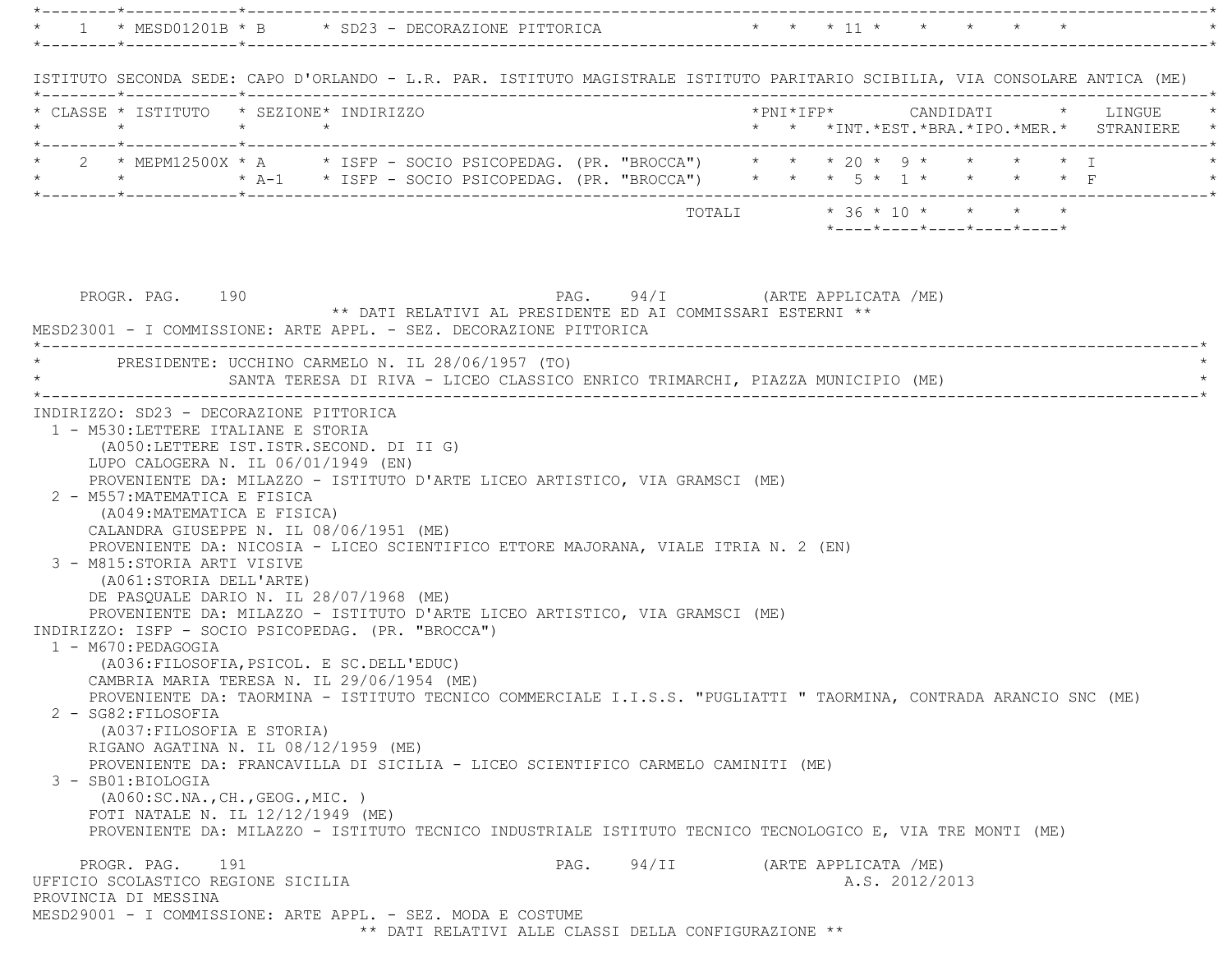| CLASSE | ISTITUTO | SEZIONE | INDIRIZZO | PNI | IFP | INT. | EST. | BRA. | IPO. | MER. | LINGUE STRANIERE |
|---|---|---|---|---|---|---|---|---|---|---|---|
| 1 | MESD01201B | B | SD23 - DECORAZIONE PITTORICA | | | 11 | | | | | |

ISTITUTO SECONDA SEDE: CAPO D'ORLANDO - L.R. PAR. ISTITUTO MAGISTRALE ISTITUTO PARITARIO SCIBILIA, VIA CONSOLARE ANTICA (ME)

| CLASSE | ISTITUTO | SEZIONE | INDIRIZZO | PNI | IFP | CANDIDATI INT. | EST. | BRA. | IPO. | MER. | LINGUE STRANIERE |
|---|---|---|---|---|---|---|---|---|---|---|---|
| 2 | MEPM12500X | A | ISFP - SOCIO PSICOPEDAG. (PR. "BROCCA") | | | 20 | 9 | | | | I |
| | | A-1 | ISFP - SOCIO PSICOPEDAG. (PR. "BROCCA") | | | 5 | 1 | | | | F |
| | | | TOTALI | | | 36 | 10 | | | | |

PROGR. PAG. 190 PAG. 94/I (ARTE APPLICATA /ME)

** DATI RELATIVI AL PRESIDENTE ED AI COMMISSARI ESTERNI **

MESD23001 - I COMMISSIONE: ARTE APPL. - SEZ. DECORAZIONE PITTORICA

PRESIDENTE: UCCHINO CARMELO N. IL 28/06/1957 (TO)
SANTA TERESA DI RIVA - LICEO CLASSICO ENRICO TRIMARCHI, PIAZZA MUNICIPIO (ME)

INDIRIZZO: SD23 - DECORAZIONE PITTORICA

1 - M530:LETTERE ITALIANE E STORIA
(A050:LETTERE IST.ISTR.SECOND. DI II G)
LUPO CALOGERA N. IL 06/01/1949 (EN)
PROVENIENTE DA: MILAZZO - ISTITUTO D'ARTE LICEO ARTISTICO, VIA GRAMSCI (ME)

2 - M557:MATEMATICA E FISICA
(A049:MATEMATICA E FISICA)
CALANDRA GIUSEPPE N. IL 08/06/1951 (ME)
PROVENIENTE DA: NICOSIA - LICEO SCIENTIFICO ETTORE MAJORANA, VIALE ITRIA N. 2 (EN)

3 - M815:STORIA ARTI VISIVE
(A061:STORIA DELL'ARTE)
DE PASQUALE DARIO N. IL 28/07/1968 (ME)
PROVENIENTE DA: MILAZZO - ISTITUTO D'ARTE LICEO ARTISTICO, VIA GRAMSCI (ME)

INDIRIZZO: ISFP - SOCIO PSICOPEDAG. (PR. "BROCCA")

1 - M670:PEDAGOGIA
(A036:FILOSOFIA,PSICOL. E SC.DELL'EDUC)
CAMBRIA MARIA TERESA N. IL 29/06/1954 (ME)
PROVENIENTE DA: TAORMINA - ISTITUTO TECNICO COMMERCIALE I.I.S.S. "PUGLIATTI " TAORMINA, CONTRADA ARANCIO SNC (ME)

2 - SG82:FILOSOFIA
(A037:FILOSOFIA E STORIA)
RIGANO AGATINA N. IL 08/12/1959 (ME)
PROVENIENTE DA: FRANCAVILLA DI SICILIA - LICEO SCIENTIFICO CARMELO CAMINITI (ME)

3 - SB01:BIOLOGIA
(A060:SC.NA.,CH.,GEOG.,MIC. )
FOTI NATALE N. IL 12/12/1949 (ME)
PROVENIENTE DA: MILAZZO - ISTITUTO TECNICO INDUSTRIALE ISTITUTO TECNICO TECNOLOGICO E, VIA TRE MONTI (ME)

PROGR. PAG. 191 PAG. 94/II (ARTE APPLICATA /ME)

UFFICIO SCOLASTICO REGIONE SICILIA A.S. 2012/2013

PROVINCIA DI MESSINA

MESD29001 - I COMMISSIONE: ARTE APPL. - SEZ. MODA E COSTUME

** DATI RELATIVI ALLE CLASSI DELLA CONFIGURAZIONE **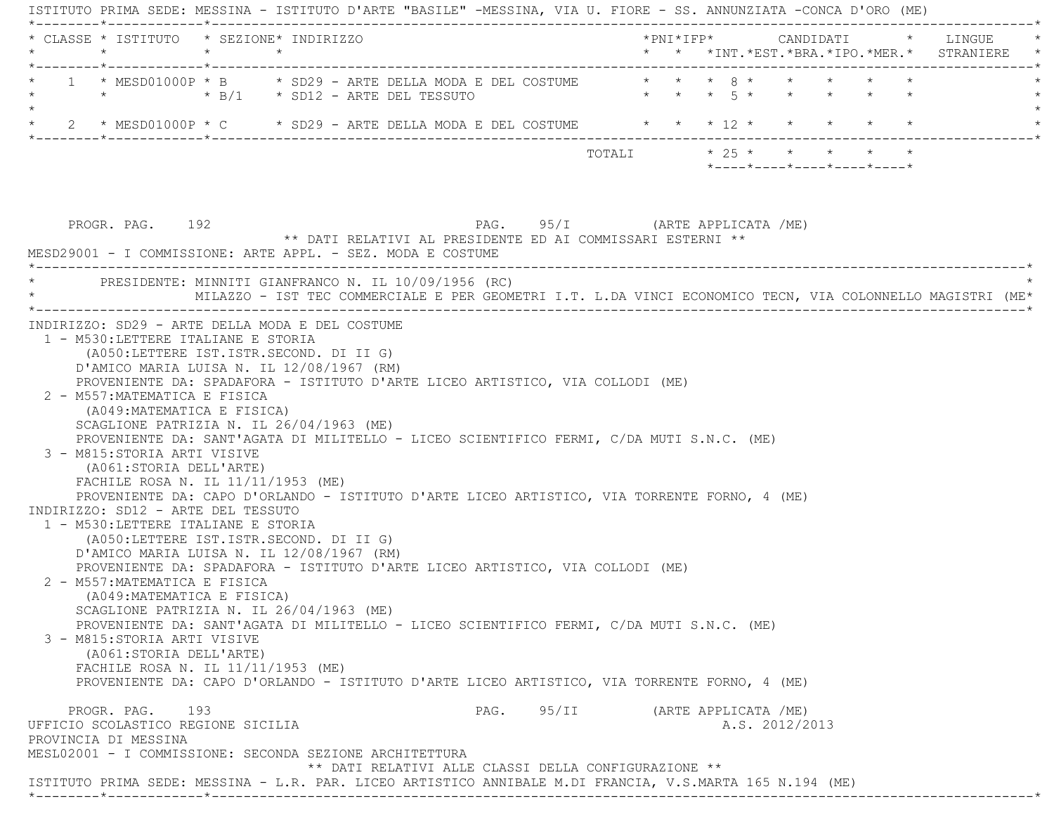ISTITUTO PRIMA SEDE: MESSINA - ISTITUTO D'ARTE "BASILE" -MESSINA, VIA U. FIORE - SS. ANNUNZIATA -CONCA D'ORO (ME)

| CLASSE | ISTITUTO | SEZIONE | INDIRIZZO | PNI | IFP | CANDIDATI INT. | EST. | BRA. | IPO. | MER. | LINGUE STRANIERE |
|---|---|---|---|---|---|---|---|---|---|---|---|
| 1 | MESD01000P | B | SD29 - ARTE DELLA MODA E DEL COSTUME | | | 8 | | | | | |
| | | B/1 | SD12 - ARTE DEL TESSUTO | | | 5 | | | | | |
| 2 | MESD01000P | C | SD29 - ARTE DELLA MODA E DEL COSTUME | | | 12 | | | | | |
| | | | TOTALI | | | 25 | | | | | |

PROGR. PAG. 192 PAG. 95/I (ARTE APPLICATA /ME)

** DATI RELATIVI AL PRESIDENTE ED AI COMMISSARI ESTERNI **

MESD29001 - I COMMISSIONE: ARTE APPL. - SEZ. MODA E COSTUME

PRESIDENTE: MINNITI GIANFRANCO N. IL 10/09/1956 (RC)
MILAZZO - IST TEC COMMERCIALE E PER GEOMETRI I.T. L.DA VINCI ECONOMICO TECN, VIA COLONNELLO MAGISTRI (ME)

INDIRIZZO: SD29 - ARTE DELLA MODA E DEL COSTUME

1 - M530:LETTERE ITALIANE E STORIA
(A050:LETTERE IST.ISTR.SECOND. DI II G)
D'AMICO MARIA LUISA N. IL 12/08/1967 (RM)
PROVENIENTE DA: SPADAFORA - ISTITUTO D'ARTE LICEO ARTISTICO, VIA COLLODI (ME)

2 - M557:MATEMATICA E FISICA
(A049:MATEMATICA E FISICA)
SCAGLIONE PATRIZIA N. IL 26/04/1963 (ME)
PROVENIENTE DA: SANT'AGATA DI MILITELLO - LICEO SCIENTIFICO FERMI, C/DA MUTI S.N.C. (ME)

3 - M815:STORIA ARTI VISIVE
(A061:STORIA DELL'ARTE)
FACHILE ROSA N. IL 11/11/1953 (ME)
PROVENIENTE DA: CAPO D'ORLANDO - ISTITUTO D'ARTE LICEO ARTISTICO, VIA TORRENTE FORNO, 4 (ME)

INDIRIZZO: SD12 - ARTE DEL TESSUTO

1 - M530:LETTERE ITALIANE E STORIA
(A050:LETTERE IST.ISTR.SECOND. DI II G)
D'AMICO MARIA LUISA N. IL 12/08/1967 (RM)
PROVENIENTE DA: SPADAFORA - ISTITUTO D'ARTE LICEO ARTISTICO, VIA COLLODI (ME)

2 - M557:MATEMATICA E FISICA
(A049:MATEMATICA E FISICA)
SCAGLIONE PATRIZIA N. IL 26/04/1963 (ME)
PROVENIENTE DA: SANT'AGATA DI MILITELLO - LICEO SCIENTIFICO FERMI, C/DA MUTI S.N.C. (ME)

3 - M815:STORIA ARTI VISIVE
(A061:STORIA DELL'ARTE)
FACHILE ROSA N. IL 11/11/1953 (ME)
PROVENIENTE DA: CAPO D'ORLANDO - ISTITUTO D'ARTE LICEO ARTISTICO, VIA TORRENTE FORNO, 4 (ME)

PROGR. PAG. 193 PAG. 95/II (ARTE APPLICATA /ME)

UFFICIO SCOLASTICO REGIONE SICILIA A.S. 2012/2013

PROVINCIA DI MESSINA

MESL02001 - I COMMISSIONE: SECONDA SEZIONE ARCHITETTURA

** DATI RELATIVI ALLE CLASSI DELLA CONFIGURAZIONE **

ISTITUTO PRIMA SEDE: MESSINA - L.R. PAR. LICEO ARTISTICO ANNIBALE M.DI FRANCIA, V.S.MARTA 165 N.194 (ME)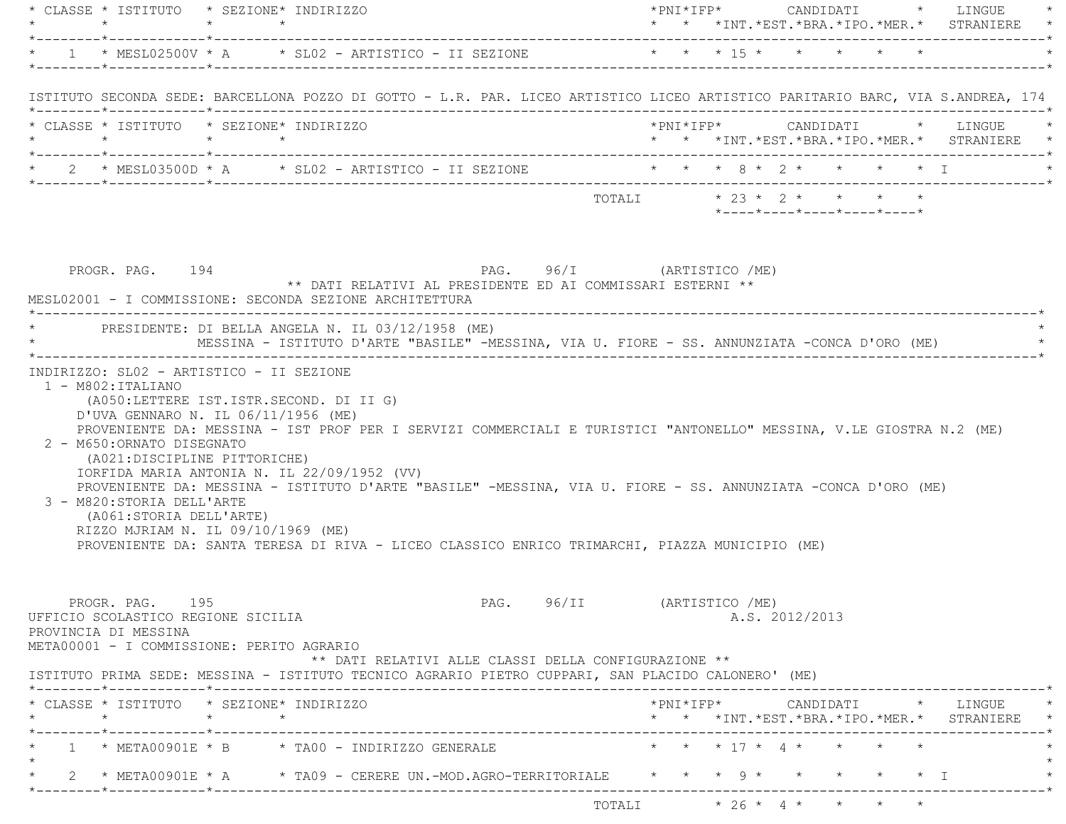| CLASSE | ISTITUTO | SEZIONE | INDIRIZZO | PNI | IFP | CANDIDATI INT. | EST. | BRA. | IPO. | MER. | LINGUE STRANIERE |
|---|---|---|---|---|---|---|---|---|---|---|---|
| 1 | MESL02500V | A | SL02 - ARTISTICO - II SEZIONE | | | 15 | | | | | |

ISTITUTO SECONDA SEDE: BARCELLONA POZZO DI GOTTO - L.R. PAR. LICEO ARTISTICO LICEO ARTISTICO PARITARIO BARC, VIA S.ANDREA, 174

| CLASSE | ISTITUTO | SEZIONE | INDIRIZZO | PNI | IFP | CANDIDATI INT. | EST. | BRA. | IPO. | MER. | LINGUE STRANIERE |
|---|---|---|---|---|---|---|---|---|---|---|---|
| 2 | MESL03500D | A | SL02 - ARTISTICO - II SEZIONE | | | 8 | 2 | | | | I |
| | | | TOTALI | | | 23 | 2 | | | | |

PROGR. PAG. 194 PAG. 96/I (ARTISTICO /ME)

** DATI RELATIVI AL PRESIDENTE ED AI COMMISSARI ESTERNI **

MESL02001 - I COMMISSIONE: SECONDA SEZIONE ARCHITETTURA

PRESIDENTE: DI BELLA ANGELA N. IL 03/12/1958 (ME)
MESSINA - ISTITUTO D'ARTE "BASILE" -MESSINA, VIA U. FIORE - SS. ANNUNZIATA -CONCA D'ORO (ME)

INDIRIZZO: SL02 - ARTISTICO - II SEZIONE

1 - M802:ITALIANO
(A050:LETTERE IST.ISTR.SECOND. DI II G)
D'UVA GENNARO N. IL 06/11/1956 (ME)
PROVENIENTE DA: MESSINA - IST PROF PER I SERVIZI COMMERCIALI E TURISTICI "ANTONELLO" MESSINA, V.LE GIOSTRA N.2 (ME)

2 - M650:ORNATO DISEGNATO
(A021:DISCIPLINE PITTORICHE)
IORFIDA MARIA ANTONIA N. IL 22/09/1952 (VV)
PROVENIENTE DA: MESSINA - ISTITUTO D'ARTE "BASILE" -MESSINA, VIA U. FIORE - SS. ANNUNZIATA -CONCA D'ORO (ME)

3 - M820:STORIA DELL'ARTE
(A061:STORIA DELL'ARTE)
RIZZO MJRIAM N. IL 09/10/1969 (ME)
PROVENIENTE DA: SANTA TERESA DI RIVA - LICEO CLASSICO ENRICO TRIMARCHI, PIAZZA MUNICIPIO (ME)

PROGR. PAG. 195 PAG. 96/II (ARTISTICO /ME)

UFFICIO SCOLASTICO REGIONE SICILIA A.S. 2012/2013

PROVINCIA DI MESSINA

META00001 - I COMMISSIONE: PERITO AGRARIO

** DATI RELATIVI ALLE CLASSI DELLA CONFIGURAZIONE **

ISTITUTO PRIMA SEDE: MESSINA - ISTITUTO TECNICO AGRARIO PIETRO CUPPARI, SAN PLACIDO CALONERO' (ME)

| CLASSE | ISTITUTO | SEZIONE | INDIRIZZO | PNI | IFP | CANDIDATI INT. | EST. | BRA. | IPO. | MER. | LINGUE STRANIERE |
|---|---|---|---|---|---|---|---|---|---|---|---|
| 1 | META00901E | B | TA00 - INDIRIZZO GENERALE | | | 17 | 4 | | | | |
| 2 | META00901E | A | TA09 - CERERE UN.-MOD.AGRO-TERRITORIALE | | | 9 | | | | | I |
| | | | TOTALI | | | 26 | 4 | | | | |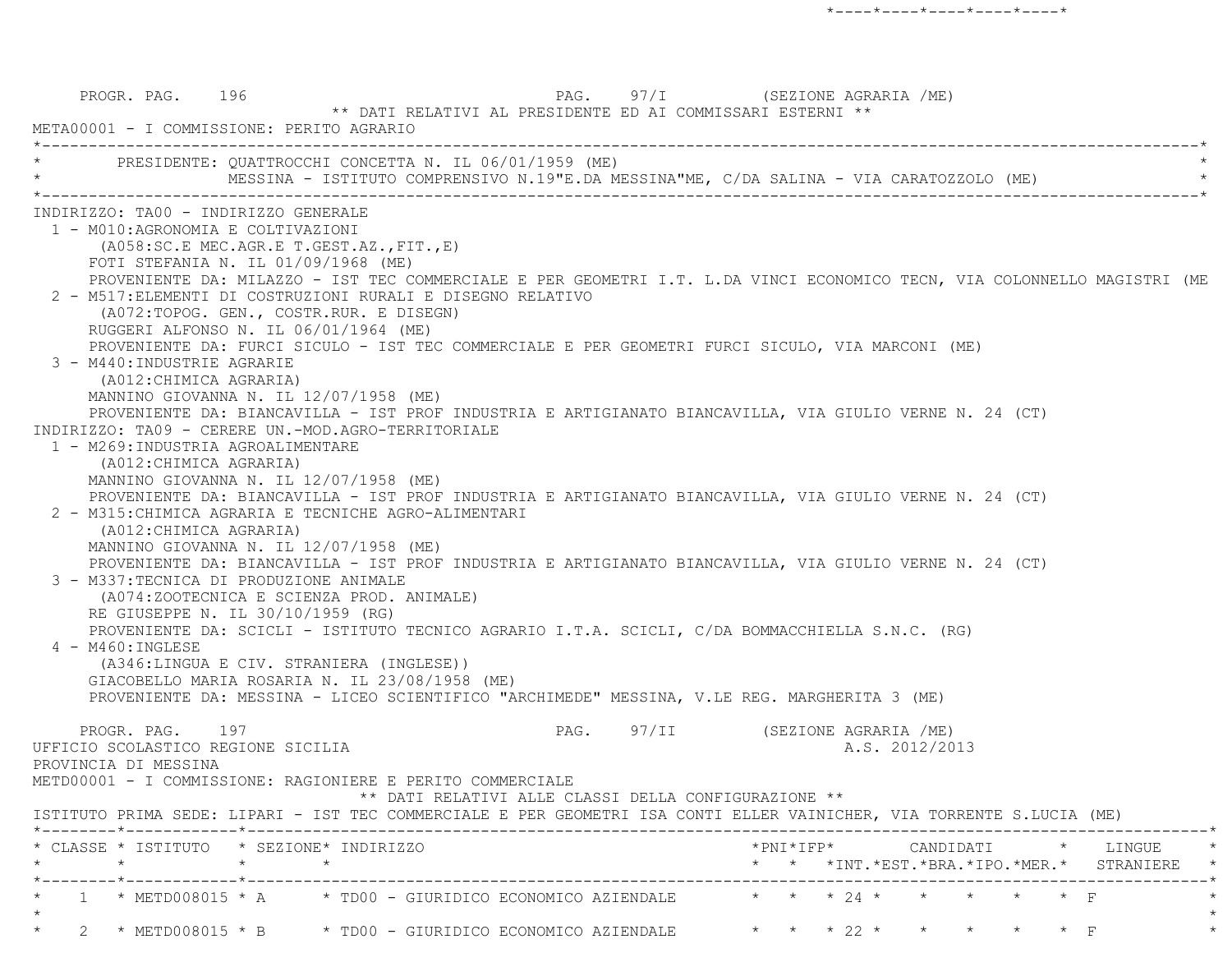PROGR. PAG. 196 PAG. 97/I (SEZIONE AGRARIA /ME)

** DATI RELATIVI AL PRESIDENTE ED AI COMMISSARI ESTERNI **

META00001 - I COMMISSIONE: PERITO AGRARIO

PRESIDENTE: QUATTROCCHI CONCETTA N. IL 06/01/1959 (ME)
MESSINA - ISTITUTO COMPRENSIVO N.19"E.DA MESSINA"ME, C/DA SALINA - VIA CARATOZZOLO (ME)

INDIRIZZO: TA00 - INDIRIZZO GENERALE

1 - M010:AGRONOMIA E COLTIVAZIONI
(A058:SC.E MEC.AGR.E T.GEST.AZ.,FIT.,E)
FOTI STEFANIA N. IL 01/09/1968 (ME)
PROVENIENTE DA: MILAZZO - IST TEC COMMERCIALE E PER GEOMETRI I.T. L.DA VINCI ECONOMICO TECN, VIA COLONNELLO MAGISTRI (ME

2 - M517:ELEMENTI DI COSTRUZIONI RURALI E DISEGNO RELATIVO
(A072:TOPOG. GEN., COSTR.RUR. E DISEGN)
RUGGERI ALFONSO N. IL 06/01/1964 (ME)
PROVENIENTE DA: FURCI SICULO - IST TEC COMMERCIALE E PER GEOMETRI FURCI SICULO, VIA MARCONI (ME)

3 - M440:INDUSTRIE AGRARIE
(A012:CHIMICA AGRARIA)
MANNINO GIOVANNA N. IL 12/07/1958 (ME)
PROVENIENTE DA: BIANCAVILLA - IST PROF INDUSTRIA E ARTIGIANATO BIANCAVILLA, VIA GIULIO VERNE N. 24 (CT)

INDIRIZZO: TA09 - CERERE UN.-MOD.AGRO-TERRITORIALE

1 - M269:INDUSTRIA AGROALIMENTARE
(A012:CHIMICA AGRARIA)
MANNINO GIOVANNA N. IL 12/07/1958 (ME)
PROVENIENTE DA: BIANCAVILLA - IST PROF INDUSTRIA E ARTIGIANATO BIANCAVILLA, VIA GIULIO VERNE N. 24 (CT)

2 - M315:CHIMICA AGRARIA E TECNICHE AGRO-ALIMENTARI
(A012:CHIMICA AGRARIA)
MANNINO GIOVANNA N. IL 12/07/1958 (ME)
PROVENIENTE DA: BIANCAVILLA - IST PROF INDUSTRIA E ARTIGIANATO BIANCAVILLA, VIA GIULIO VERNE N. 24 (CT)

3 - M337:TECNICA DI PRODUZIONE ANIMALE
(A074:ZOOTECNICA E SCIENZA PROD. ANIMALE)
RE GIUSEPPE N. IL 30/10/1959 (RG)
PROVENIENTE DA: SCICLI - ISTITUTO TECNICO AGRARIO I.T.A. SCICLI, C/DA BOMMACCHIELLA S.N.C. (RG)

4 - M460:INGLESE
(A346:LINGUA E CIV. STRANIERA (INGLESE))
GIACOBELLO MARIA ROSARIA N. IL 23/08/1958 (ME)
PROVENIENTE DA: MESSINA - LICEO SCIENTIFICO "ARCHIMEDE" MESSINA, V.LE REG. MARGHERITA 3 (ME)

PROGR. PAG. 197 PAG. 97/II (SEZIONE AGRARIA /ME)

UFFICIO SCOLASTICO REGIONE SICILIA A.S. 2012/2013

PROVINCIA DI MESSINA

METD00001 - I COMMISSIONE: RAGIONIERE E PERITO COMMERCIALE

** DATI RELATIVI ALLE CLASSI DELLA CONFIGURAZIONE **

ISTITUTO PRIMA SEDE: LIPARI - IST TEC COMMERCIALE E PER GEOMETRI ISA CONTI ELLER VAINICHER, VIA TORRENTE S.LUCIA (ME)

| CLASSE | ISTITUTO | SEZIONE | INDIRIZZO | PNI | IFP | CANDIDATI INT. | EST. | BRA. | IPO. | MER. | LINGUE STRANIERE |
|---|---|---|---|---|---|---|---|---|---|---|---|
| 1 | METD008015 | A | TD00 - GIURIDICO ECONOMICO AZIENDALE | | | 24 | | | | | F |
| 2 | METD008015 | B | TD00 - GIURIDICO ECONOMICO AZIENDALE | | | 22 | | | | | F |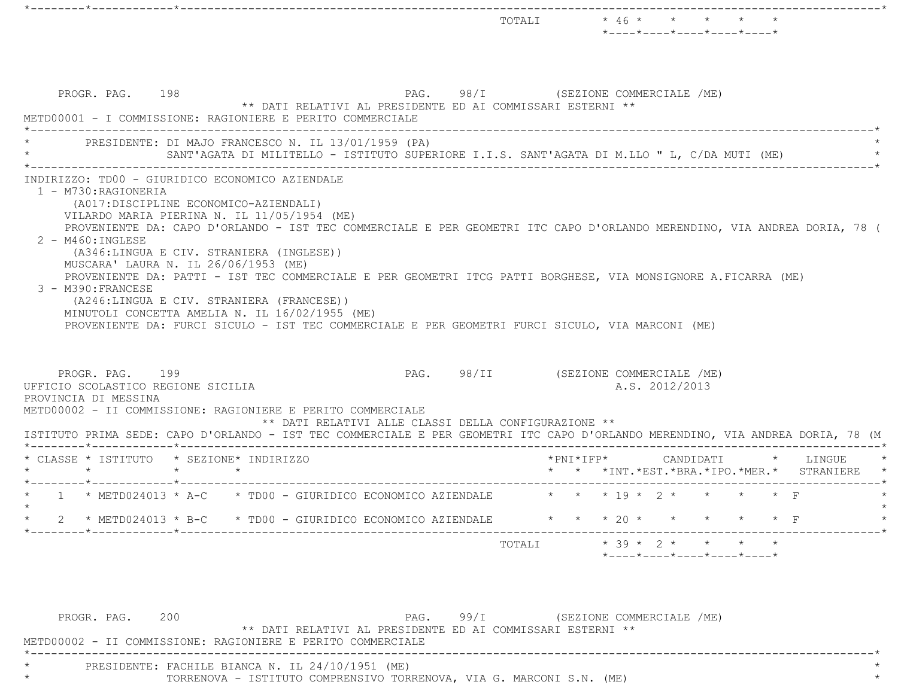| | TOTALI | 46 | | | | |
|---|---|---|---|---|---|---|

PROGR. PAG. 198 PAG. 98/I (SEZIONE COMMERCIALE /ME)

** DATI RELATIVI AL PRESIDENTE ED AI COMMISSARI ESTERNI **

METD00001 - I COMMISSIONE: RAGIONIERE E PERITO COMMERCIALE

PRESIDENTE: DI MAJO FRANCESCO N. IL 13/01/1959 (PA)
SANT'AGATA DI MILITELLO - ISTITUTO SUPERIORE I.I.S. SANT'AGATA DI M.LLO " L, C/DA MUTI (ME)

INDIRIZZO: TD00 - GIURIDICO ECONOMICO AZIENDALE

1 - M730:RAGIONERIA
(A017:DISCIPLINE ECONOMICO-AZIENDALI)
VILARDO MARIA PIERINA N. IL 11/05/1954 (ME)
PROVENIENTE DA: CAPO D'ORLANDO - IST TEC COMMERCIALE E PER GEOMETRI ITC CAPO D'ORLANDO MERENDINO, VIA ANDREA DORIA, 78 (

2 - M460:INGLESE
(A346:LINGUA E CIV. STRANIERA (INGLESE))
MUSCARA' LAURA N. IL 26/06/1953 (ME)
PROVENIENTE DA: PATTI - IST TEC COMMERCIALE E PER GEOMETRI ITCG PATTI BORGHESE, VIA MONSIGNORE A.FICARRA (ME)

3 - M390:FRANCESE
(A246:LINGUA E CIV. STRANIERA (FRANCESE))
MINUTOLI CONCETTA AMELIA N. IL 16/02/1955 (ME)
PROVENIENTE DA: FURCI SICULO - IST TEC COMMERCIALE E PER GEOMETRI FURCI SICULO, VIA MARCONI (ME)

PROGR. PAG. 199 PAG. 98/II (SEZIONE COMMERCIALE /ME)

UFFICIO SCOLASTICO REGIONE SICILIA A.S. 2012/2013

PROVINCIA DI MESSINA

METD00002 - II COMMISSIONE: RAGIONIERE E PERITO COMMERCIALE

** DATI RELATIVI ALLE CLASSI DELLA CONFIGURAZIONE **

ISTITUTO PRIMA SEDE: CAPO D'ORLANDO - IST TEC COMMERCIALE E PER GEOMETRI ITC CAPO D'ORLANDO MERENDINO, VIA ANDREA DORIA, 78 (M

| CLASSE | ISTITUTO | SEZIONE | INDIRIZZO | PNI | IFP | CANDIDATI INT. | EST. | BRA. | IPO. | MER. | LINGUE STRANIERE |
|---|---|---|---|---|---|---|---|---|---|---|---|
| 1 | METD024013 | A-C | TD00 - GIURIDICO ECONOMICO AZIENDALE | | | 19 | 2 | | | | F |
| 2 | METD024013 | B-C | TD00 - GIURIDICO ECONOMICO AZIENDALE | | | 20 | | | | | F |
| | | | TOTALI | | | 39 | 2 | | | | |

PROGR. PAG. 200 PAG. 99/I (SEZIONE COMMERCIALE /ME)

** DATI RELATIVI AL PRESIDENTE ED AI COMMISSARI ESTERNI **

METD00002 - II COMMISSIONE: RAGIONIERE E PERITO COMMERCIALE

PRESIDENTE: FACHILE BIANCA N. IL 24/10/1951 (ME)
TORRENOVA - ISTITUTO COMPRENSIVO TORRENOVA, VIA G. MARCONI S.N. (ME)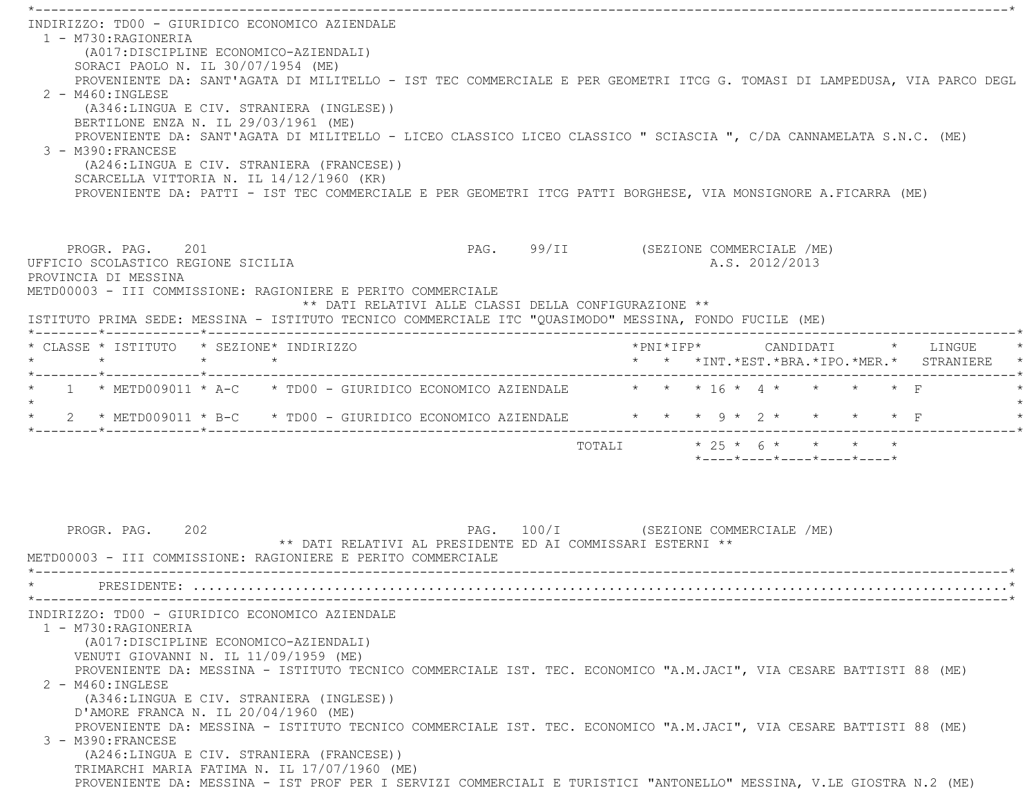INDIRIZZO: TD00 - GIURIDICO ECONOMICO AZIENDALE

1 - M730:RAGIONERIA
   (A017:DISCIPLINE ECONOMICO-AZIENDALI)
   SORACI PAOLO N. IL 30/07/1954 (ME)
   PROVENIENTE DA: SANT'AGATA DI MILITELLO - IST TEC COMMERCIALE E PER GEOMETRI ITCG G. TOMASI DI LAMPEDUSA, VIA PARCO DEGL
2 - M460:INGLESE
   (A346:LINGUA E CIV. STRANIERA (INGLESE))
   BERTILONE ENZA N. IL 29/03/1961 (ME)
   PROVENIENTE DA: SANT'AGATA DI MILITELLO - LICEO CLASSICO LICEO CLASSICO " SCIASCIA ", C/DA CANNAMELATA S.N.C. (ME)
3 - M390:FRANCESE
   (A246:LINGUA E CIV. STRANIERA (FRANCESE))
   SCARCELLA VITTORIA N. IL 14/12/1960 (KR)
   PROVENIENTE DA: PATTI - IST TEC COMMERCIALE E PER GEOMETRI ITCG PATTI BORGHESE, VIA MONSIGNORE A.FICARRA (ME)

PROGR. PAG. 201 PAG. 99/II (SEZIONE COMMERCIALE /ME)

UFFICIO SCOLASTICO REGIONE SICILIA A.S. 2012/2013

PROVINCIA DI MESSINA

METD00003 - III COMMISSIONE: RAGIONIERE E PERITO COMMERCIALE

** DATI RELATIVI ALLE CLASSI DELLA CONFIGURAZIONE **

ISTITUTO PRIMA SEDE: MESSINA - ISTITUTO TECNICO COMMERCIALE ITC "QUASIMODO" MESSINA, FONDO FUCILE (ME)

| CLASSE | ISTITUTO | SEZIONE | INDIRIZZO | PNI | IFP | CANDIDATI INT. | EST. | BRA. | IPO. | MER. | LINGUE STRANIERE |
|---|---|---|---|---|---|---|---|---|---|---|---|
| 1 | METD009011 | A-C | TD00 - GIURIDICO ECONOMICO AZIENDALE | | | 16 | 4 | | | | F |
| 2 | METD009011 | B-C | TD00 - GIURIDICO ECONOMICO AZIENDALE | | | 9 | 2 | | | | F |
| | | | TOTALI | | | 25 | 6 | | | | |

PROGR. PAG. 202 PAG. 100/I (SEZIONE COMMERCIALE /ME)

** DATI RELATIVI AL PRESIDENTE ED AI COMMISSARI ESTERNI **

METD00003 - III COMMISSIONE: RAGIONIERE E PERITO COMMERCIALE

PRESIDENTE: ..........................................................................................................

INDIRIZZO: TD00 - GIURIDICO ECONOMICO AZIENDALE

1 - M730:RAGIONERIA
   (A017:DISCIPLINE ECONOMICO-AZIENDALI)
   VENUTI GIOVANNI N. IL 11/09/1959 (ME)
   PROVENIENTE DA: MESSINA - ISTITUTO TECNICO COMMERCIALE IST. TEC. ECONOMICO "A.M.JACI", VIA CESARE BATTISTI 88 (ME)
2 - M460:INGLESE
   (A346:LINGUA E CIV. STRANIERA (INGLESE))
   D'AMORE FRANCA N. IL 20/04/1960 (ME)
   PROVENIENTE DA: MESSINA - ISTITUTO TECNICO COMMERCIALE IST. TEC. ECONOMICO "A.M.JACI", VIA CESARE BATTISTI 88 (ME)
3 - M390:FRANCESE
   (A246:LINGUA E CIV. STRANIERA (FRANCESE))
   TRIMARCHI MARIA FATIMA N. IL 17/07/1960 (ME)
   PROVENIENTE DA: MESSINA - IST PROF PER I SERVIZI COMMERCIALI E TURISTICI "ANTONELLO" MESSINA, V.LE GIOSTRA N.2 (ME)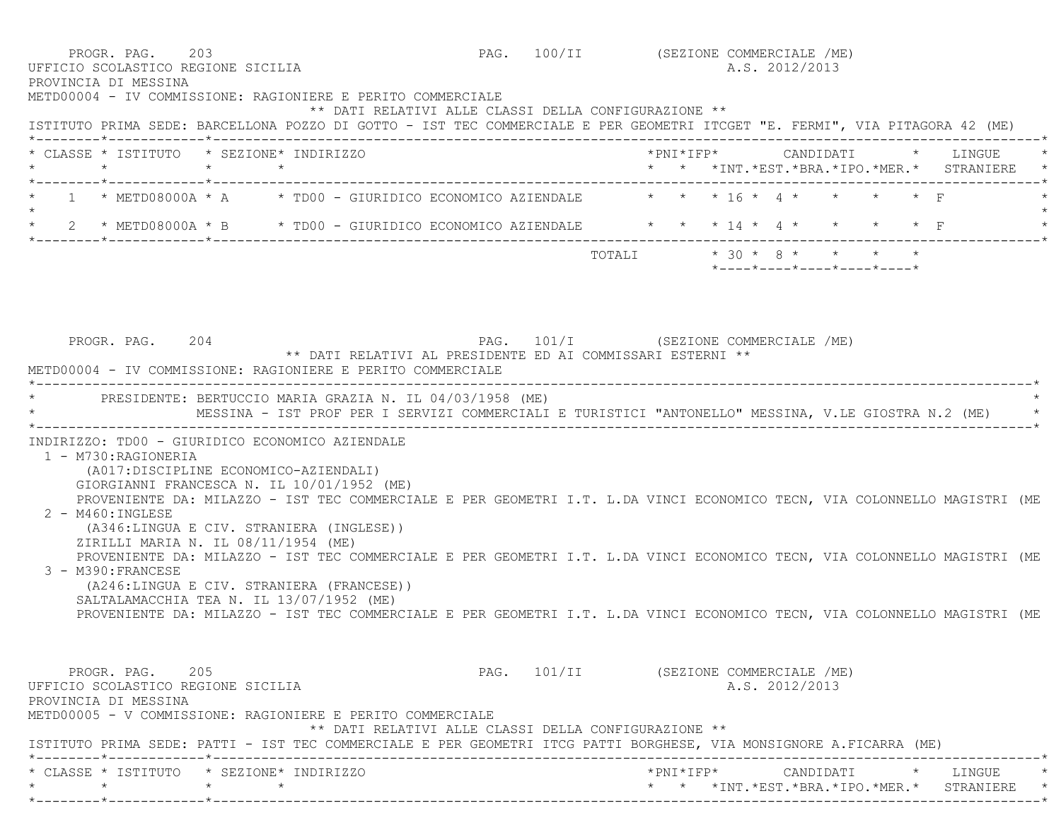PROGR. PAG. 203 PAG. 100/II (SEZIONE COMMERCIALE /ME)

UFFICIO SCOLASTICO REGIONE SICILIA A.S. 2012/2013

PROVINCIA DI MESSINA

METD00004 - IV COMMISSIONE: RAGIONIERE E PERITO COMMERCIALE

** DATI RELATIVI ALLE CLASSI DELLA CONFIGURAZIONE **

ISTITUTO PRIMA SEDE: BARCELLONA POZZO DI GOTTO - IST TEC COMMERCIALE E PER GEOMETRI ITCGET "E. FERMI", VIA PITAGORA 42 (ME)

| CLASSE | ISTITUTO | SEZIONE | INDIRIZZO | PNI | IFP | CANDIDATI INT. | CANDIDATI EST. | CANDIDATI BRA. | CANDIDATI IPO. | CANDIDATI MER. | LINGUE STRANIERE |
|---|---|---|---|---|---|---|---|---|---|---|---|
| 1 | METD08000A | A | TD00 - GIURIDICO ECONOMICO AZIENDALE | | | 16 | 4 | | | | F |
| 2 | METD08000A | B | TD00 - GIURIDICO ECONOMICO AZIENDALE | | | 14 | 4 | | | | F |
| | | | TOTALI | | | 30 | 8 | | | | |

PROGR. PAG. 204 PAG. 101/I (SEZIONE COMMERCIALE /ME)

** DATI RELATIVI AL PRESIDENTE ED AI COMMISSARI ESTERNI **

METD00004 - IV COMMISSIONE: RAGIONIERE E PERITO COMMERCIALE

PRESIDENTE: BERTUCCIO MARIA GRAZIA N. IL 04/03/1958 (ME)
MESSINA - IST PROF PER I SERVIZI COMMERCIALI E TURISTICI "ANTONELLO" MESSINA, V.LE GIOSTRA N.2 (ME)

INDIRIZZO: TD00 - GIURIDICO ECONOMICO AZIENDALE

1 - M730:RAGIONERIA
(A017:DISCIPLINE ECONOMICO-AZIENDALI)
GIORGIANNI FRANCESCA N. IL 10/01/1952 (ME)
PROVENIENTE DA: MILAZZO - IST TEC COMMERCIALE E PER GEOMETRI I.T. L.DA VINCI ECONOMICO TECN, VIA COLONNELLO MAGISTRI (ME

2 - M460:INGLESE
(A346:LINGUA E CIV. STRANIERA (INGLESE))
ZIRILLI MARIA N. IL 08/11/1954 (ME)
PROVENIENTE DA: MILAZZO - IST TEC COMMERCIALE E PER GEOMETRI I.T. L.DA VINCI ECONOMICO TECN, VIA COLONNELLO MAGISTRI (ME

3 - M390:FRANCESE
(A246:LINGUA E CIV. STRANIERA (FRANCESE))
SALTALAMACCHIA TEA N. IL 13/07/1952 (ME)
PROVENIENTE DA: MILAZZO - IST TEC COMMERCIALE E PER GEOMETRI I.T. L.DA VINCI ECONOMICO TECN, VIA COLONNELLO MAGISTRI (ME

PROGR. PAG. 205 PAG. 101/II (SEZIONE COMMERCIALE /ME)

UFFICIO SCOLASTICO REGIONE SICILIA A.S. 2012/2013

PROVINCIA DI MESSINA

METD00005 - V COMMISSIONE: RAGIONIERE E PERITO COMMERCIALE

** DATI RELATIVI ALLE CLASSI DELLA CONFIGURAZIONE **

ISTITUTO PRIMA SEDE: PATTI - IST TEC COMMERCIALE E PER GEOMETRI ITCG PATTI BORGHESE, VIA MONSIGNORE A.FICARRA (ME)

| CLASSE | ISTITUTO | SEZIONE | INDIRIZZO | PNI | IFP | CANDIDATI INT. | CANDIDATI EST. | CANDIDATI BRA. | CANDIDATI IPO. | CANDIDATI MER. | LINGUE STRANIERE |
|---|---|---|---|---|---|---|---|---|---|---|---|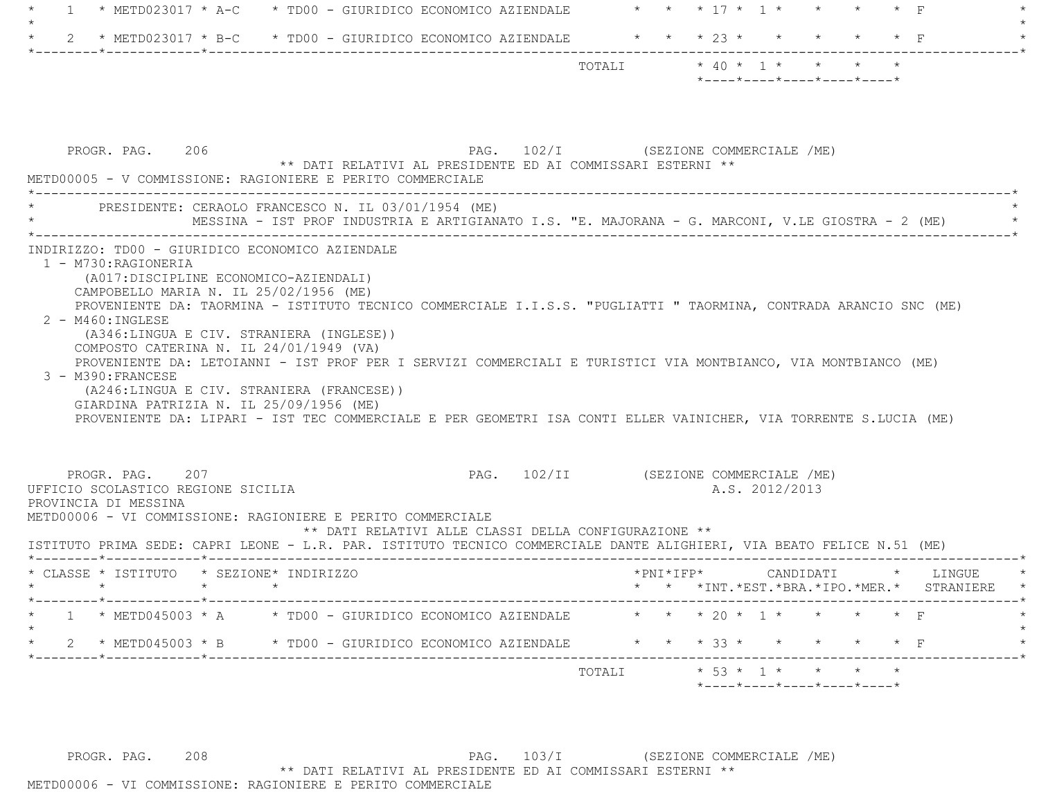| CLASSE | ISTITUTO | SEZIONE | INDIRIZZO | PNI | IFP | INT. | EST. | BRA. | IPO. | MER. | LINGUE STRANIERE |
|---|---|---|---|---|---|---|---|---|---|---|---|
| 1 | METD023017 | A-C | TD00 - GIURIDICO ECONOMICO AZIENDALE | | | 17 | 1 | | | | F |
| 2 | METD023017 | B-C | TD00 - GIURIDICO ECONOMICO AZIENDALE | | | 23 | | | | | F |
| | | | TOTALI | | | 40 | 1 | | | | |

PROGR. PAG. 206 PAG. 102/I (SEZIONE COMMERCIALE /ME)

** DATI RELATIVI AL PRESIDENTE ED AI COMMISSARI ESTERNI **

METD00005 - V COMMISSIONE: RAGIONIERE E PERITO COMMERCIALE

PRESIDENTE: CERAOLO FRANCESCO N. IL 03/01/1954 (ME)
MESSINA - IST PROF INDUSTRIA E ARTIGIANATO I.S. "E. MAJORANA - G. MARCONI, V.LE GIOSTRA - 2 (ME)

INDIRIZZO: TD00 - GIURIDICO ECONOMICO AZIENDALE

1 - M730:RAGIONERIA
(A017:DISCIPLINE ECONOMICO-AZIENDALI)
CAMPOBELLO MARIA N. IL 25/02/1956 (ME)
PROVENIENTE DA: TAORMINA - ISTITUTO TECNICO COMMERCIALE I.I.S.S. "PUGLIATTI " TAORMINA, CONTRADA ARANCIO SNC (ME)

2 - M460:INGLESE
(A346:LINGUA E CIV. STRANIERA (INGLESE))
COMPOSTO CATERINA N. IL 24/01/1949 (VA)
PROVENIENTE DA: LETOIANNI - IST PROF PER I SERVIZI COMMERCIALI E TURISTICI VIA MONTBIANCO, VIA MONTBIANCO (ME)

3 - M390:FRANCESE
(A246:LINGUA E CIV. STRANIERA (FRANCESE))
GIARDINA PATRIZIA N. IL 25/09/1956 (ME)
PROVENIENTE DA: LIPARI - IST TEC COMMERCIALE E PER GEOMETRI ISA CONTI ELLER VAINICHER, VIA TORRENTE S.LUCIA (ME)

PROGR. PAG. 207 PAG. 102/II (SEZIONE COMMERCIALE /ME)

UFFICIO SCOLASTICO REGIONE SICILIA A.S. 2012/2013

PROVINCIA DI MESSINA

METD00006 - VI COMMISSIONE: RAGIONIERE E PERITO COMMERCIALE

** DATI RELATIVI ALLE CLASSI DELLA CONFIGURAZIONE **

ISTITUTO PRIMA SEDE: CAPRI LEONE - L.R. PAR. ISTITUTO TECNICO COMMERCIALE DANTE ALIGHIERI, VIA BEATO FELICE N.51 (ME)

| CLASSE | ISTITUTO | SEZIONE | INDIRIZZO | PNI | IFP | INT. | EST. | BRA. | IPO. | MER. | LINGUE STRANIERE |
|---|---|---|---|---|---|---|---|---|---|---|---|
| 1 | METD045003 | A | TD00 - GIURIDICO ECONOMICO AZIENDALE | | | 20 | 1 | | | | F |
| 2 | METD045003 | B | TD00 - GIURIDICO ECONOMICO AZIENDALE | | | 33 | | | | | F |
| | | | TOTALI | | | 53 | 1 | | | | |

PROGR. PAG. 208 PAG. 103/I (SEZIONE COMMERCIALE /ME)

** DATI RELATIVI AL PRESIDENTE ED AI COMMISSARI ESTERNI **

METD00006 - VI COMMISSIONE: RAGIONIERE E PERITO COMMERCIALE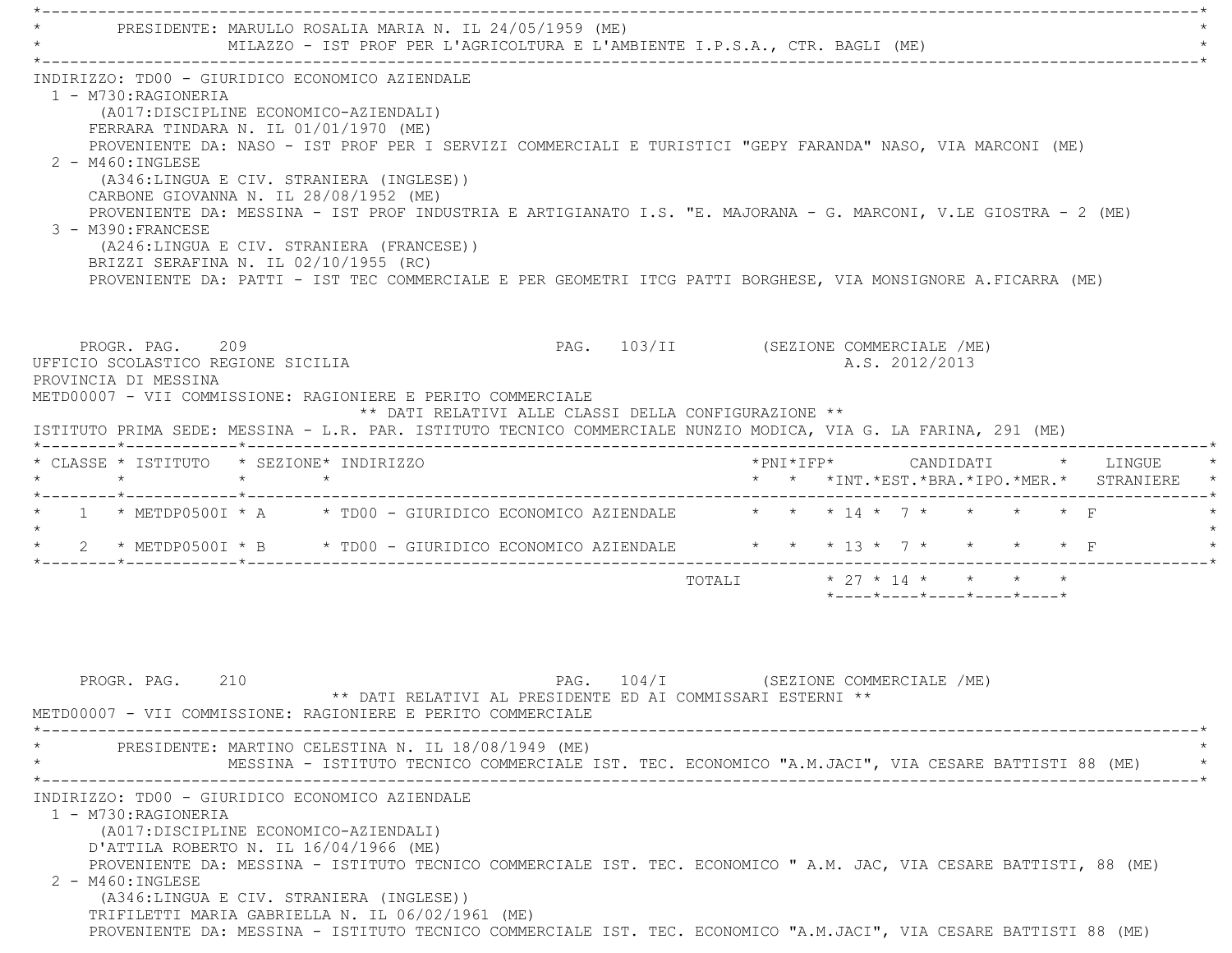PRESIDENTE: MARULLO ROSALIA MARIA N. IL 24/05/1959 (ME)
MILAZZO - IST PROF PER L'AGRICOLTURA E L'AMBIENTE I.P.S.A., CTR. BAGLI (ME)

INDIRIZZO: TD00 - GIURIDICO ECONOMICO AZIENDALE

1 - M730:RAGIONERIA
(A017:DISCIPLINE ECONOMICO-AZIENDALI)
FERRARA TINDARA N. IL 01/01/1970 (ME)
PROVENIENTE DA: NASO - IST PROF PER I SERVIZI COMMERCIALI E TURISTICI "GEPY FARANDA" NASO, VIA MARCONI (ME)

2 - M460:INGLESE
(A346:LINGUA E CIV. STRANIERA (INGLESE))
CARBONE GIOVANNA N. IL 28/08/1952 (ME)
PROVENIENTE DA: MESSINA - IST PROF INDUSTRIA E ARTIGIANATO I.S. "E. MAJORANA - G. MARCONI, V.LE GIOSTRA - 2 (ME)

3 - M390:FRANCESE
(A246:LINGUA E CIV. STRANIERA (FRANCESE))
BRIZZI SERAFINA N. IL 02/10/1955 (RC)
PROVENIENTE DA: PATTI - IST TEC COMMERCIALE E PER GEOMETRI ITCG PATTI BORGHESE, VIA MONSIGNORE A.FICARRA (ME)

PROGR. PAG. 209 PAG. 103/II (SEZIONE COMMERCIALE /ME)
UFFICIO SCOLASTICO REGIONE SICILIA A.S. 2012/2013
PROVINCIA DI MESSINA
METD00007 - VII COMMISSIONE: RAGIONIERE E PERITO COMMERCIALE

** DATI RELATIVI ALLE CLASSI DELLA CONFIGURAZIONE **

ISTITUTO PRIMA SEDE: MESSINA - L.R. PAR. ISTITUTO TECNICO COMMERCIALE NUNZIO MODICA, VIA G. LA FARINA, 291 (ME)

| CLASSE | ISTITUTO | SEZIONE | INDIRIZZO | PNI | IFP | CANDIDATI INT. | CANDIDATI EST. | CANDIDATI BRA. | CANDIDATI IPO. | CANDIDATI MER. | LINGUE STRANIERE |
|---|---|---|---|---|---|---|---|---|---|---|---|
| 1 | METDP0500I | A | TD00 - GIURIDICO ECONOMICO AZIENDALE | | | 14 | 7 | | | | F |
| 2 | METDP0500I | B | TD00 - GIURIDICO ECONOMICO AZIENDALE | | | 13 | 7 | | | | F |
| | | | TOTALI | | | 27 | 14 | | | | |

PROGR. PAG. 210 PAG. 104/I (SEZIONE COMMERCIALE /ME)

** DATI RELATIVI AL PRESIDENTE ED AI COMMISSARI ESTERNI **

METD00007 - VII COMMISSIONE: RAGIONIERE E PERITO COMMERCIALE

PRESIDENTE: MARTINO CELESTINA N. IL 18/08/1949 (ME)
MESSINA - ISTITUTO TECNICO COMMERCIALE IST. TEC. ECONOMICO "A.M.JACI", VIA CESARE BATTISTI 88 (ME)

INDIRIZZO: TD00 - GIURIDICO ECONOMICO AZIENDALE

1 - M730:RAGIONERIA
(A017:DISCIPLINE ECONOMICO-AZIENDALI)
D'ATTILA ROBERTO N. IL 16/04/1966 (ME)
PROVENIENTE DA: MESSINA - ISTITUTO TECNICO COMMERCIALE IST. TEC. ECONOMICO " A.M. JAC, VIA CESARE BATTISTI, 88 (ME)

2 - M460:INGLESE
(A346:LINGUA E CIV. STRANIERA (INGLESE))
TRIFILETTI MARIA GABRIELLA N. IL 06/02/1961 (ME)
PROVENIENTE DA: MESSINA - ISTITUTO TECNICO COMMERCIALE IST. TEC. ECONOMICO "A.M.JACI", VIA CESARE BATTISTI 88 (ME)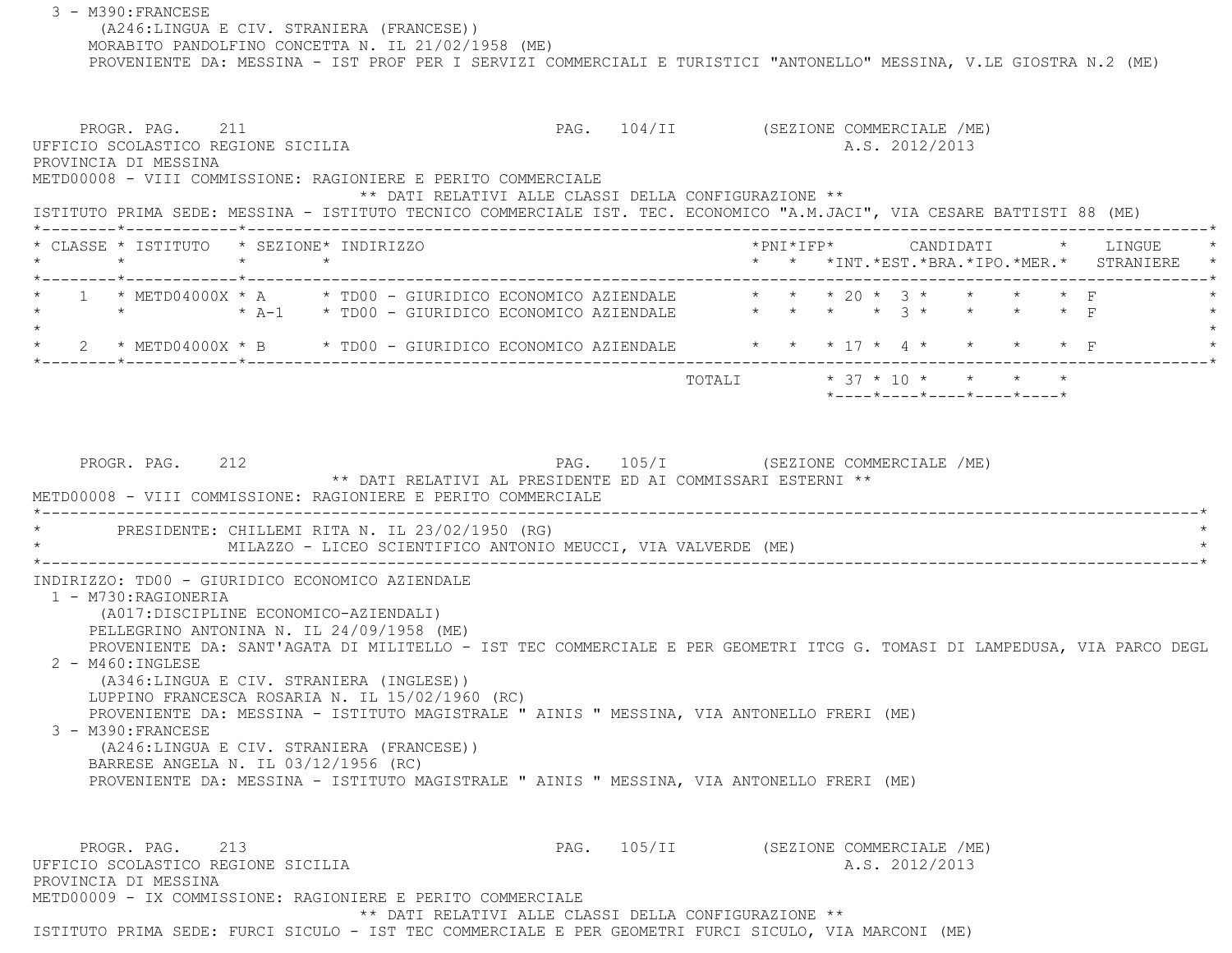3 - M390:FRANCESE
(A246:LINGUA E CIV. STRANIERA (FRANCESE))
MORABITO PANDOLFINO CONCETTA N. IL 21/02/1958 (ME)
PROVENIENTE DA: MESSINA - IST PROF PER I SERVIZI COMMERCIALI E TURISTICI "ANTONELLO" MESSINA, V.LE GIOSTRA N.2 (ME)

PROGR. PAG. 211 PAG. 104/II (SEZIONE COMMERCIALE /ME)

UFFICIO SCOLASTICO REGIONE SICILIA A.S. 2012/2013

PROVINCIA DI MESSINA

METD00008 - VIII COMMISSIONE: RAGIONIERE E PERITO COMMERCIALE

** DATI RELATIVI ALLE CLASSI DELLA CONFIGURAZIONE **

ISTITUTO PRIMA SEDE: MESSINA - ISTITUTO TECNICO COMMERCIALE IST. TEC. ECONOMICO "A.M.JACI", VIA CESARE BATTISTI 88 (ME)

| CLASSE | ISTITUTO | SEZIONE | INDIRIZZO | PNI | IFP | CANDIDATI INT. | CANDIDATI EST. | CANDIDATI BRA. | CANDIDATI IPO. | CANDIDATI MER. | LINGUE STRANIERE |
|---|---|---|---|---|---|---|---|---|---|---|---|
| 1 | METD04000X | A | TD00 - GIURIDICO ECONOMICO AZIENDALE | | | 20 | 3 | | | | F |
| | | A-1 | TD00 - GIURIDICO ECONOMICO AZIENDALE | | | | 3 | | | | F |
| 2 | METD04000X | B | TD00 - GIURIDICO ECONOMICO AZIENDALE | | | 17 | 4 | | | | F |
| | | | TOTALI | | | 37 | 10 | | | | |

PROGR. PAG. 212 PAG. 105/I (SEZIONE COMMERCIALE /ME)

** DATI RELATIVI AL PRESIDENTE ED AI COMMISSARI ESTERNI **

METD00008 - VIII COMMISSIONE: RAGIONIERE E PERITO COMMERCIALE

PRESIDENTE: CHILLEMI RITA N. IL 23/02/1950 (RG)
MILAZZO - LICEO SCIENTIFICO ANTONIO MEUCCI, VIA VALVERDE (ME)

INDIRIZZO: TD00 - GIURIDICO ECONOMICO AZIENDALE

1 - M730:RAGIONERIA
(A017:DISCIPLINE ECONOMICO-AZIENDALI)
PELLEGRINO ANTONINA N. IL 24/09/1958 (ME)
PROVENIENTE DA: SANT'AGATA DI MILITELLO - IST TEC COMMERCIALE E PER GEOMETRI ITCG G. TOMASI DI LAMPEDUSA, VIA PARCO DEGL

2 - M460:INGLESE
(A346:LINGUA E CIV. STRANIERA (INGLESE))
LUPPINO FRANCESCA ROSARIA N. IL 15/02/1960 (RC)
PROVENIENTE DA: MESSINA - ISTITUTO MAGISTRALE " AINIS " MESSINA, VIA ANTONELLO FRERI (ME)

3 - M390:FRANCESE
(A246:LINGUA E CIV. STRANIERA (FRANCESE))
BARRESE ANGELA N. IL 03/12/1956 (RC)
PROVENIENTE DA: MESSINA - ISTITUTO MAGISTRALE " AINIS " MESSINA, VIA ANTONELLO FRERI (ME)

PROGR. PAG. 213 PAG. 105/II (SEZIONE COMMERCIALE /ME)

UFFICIO SCOLASTICO REGIONE SICILIA A.S. 2012/2013

PROVINCIA DI MESSINA

METD00009 - IX COMMISSIONE: RAGIONIERE E PERITO COMMERCIALE

** DATI RELATIVI ALLE CLASSI DELLA CONFIGURAZIONE **

ISTITUTO PRIMA SEDE: FURCI SICULO - IST TEC COMMERCIALE E PER GEOMETRI FURCI SICULO, VIA MARCONI (ME)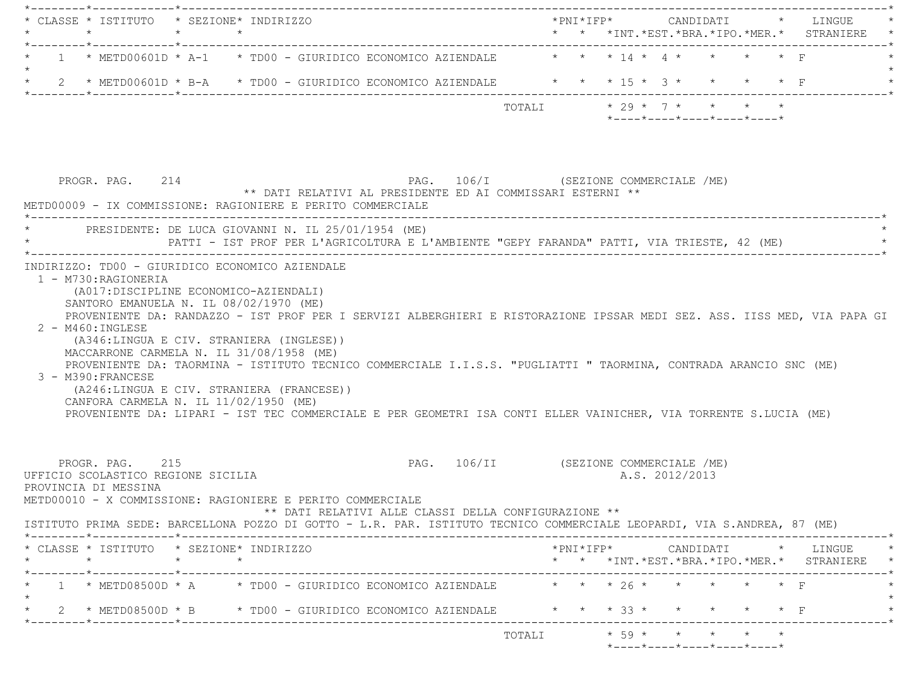| CLASSE | ISTITUTO | SEZIONE | INDIRIZZO | PNI | IFP | CANDIDATI INT. | EST. | BRA. | IPO. | MER. | LINGUE STRANIERE |
|---|---|---|---|---|---|---|---|---|---|---|---|
| 1 | METD00601D | A-1 | TD00 - GIURIDICO ECONOMICO AZIENDALE | | | 14 | 4 | | | | F |
| 2 | METD00601D | B-A | TD00 - GIURIDICO ECONOMICO AZIENDALE | | | 15 | 3 | | | | F |
| | | | TOTALI | | | 29 | 7 | | | | |

PROGR. PAG. 214 PAG. 106/I (SEZIONE COMMERCIALE /ME)

** DATI RELATIVI AL PRESIDENTE ED AI COMMISSARI ESTERNI **

METD00009 - IX COMMISSIONE: RAGIONIERE E PERITO COMMERCIALE

PRESIDENTE: DE LUCA GIOVANNI N. IL 25/01/1954 (ME)
PATTI - IST PROF PER L'AGRICOLTURA E L'AMBIENTE "GEPY FARANDA" PATTI, VIA TRIESTE, 42 (ME)

INDIRIZZO: TD00 - GIURIDICO ECONOMICO AZIENDALE

1 - M730:RAGIONERIA
(A017:DISCIPLINE ECONOMICO-AZIENDALI)
SANTORO EMANUELA N. IL 08/02/1970 (ME)
PROVENIENTE DA: RANDAZZO - IST PROF PER I SERVIZI ALBERGHIERI E RISTORAZIONE IPSSAR MEDI SEZ. ASS. IISS MED, VIA PAPA GI

2 - M460:INGLESE
(A346:LINGUA E CIV. STRANIERA (INGLESE))
MACCARRONE CARMELA N. IL 31/08/1958 (ME)
PROVENIENTE DA: TAORMINA - ISTITUTO TECNICO COMMERCIALE I.I.S.S. "PUGLIATTI " TAORMINA, CONTRADA ARANCIO SNC (ME)

3 - M390:FRANCESE
(A246:LINGUA E CIV. STRANIERA (FRANCESE))
CANFORA CARMELA N. IL 11/02/1950 (ME)
PROVENIENTE DA: LIPARI - IST TEC COMMERCIALE E PER GEOMETRI ISA CONTI ELLER VAINICHER, VIA TORRENTE S.LUCIA (ME)

PROGR. PAG. 215 PAG. 106/II (SEZIONE COMMERCIALE /ME)

UFFICIO SCOLASTICO REGIONE SICILIA A.S. 2012/2013

PROVINCIA DI MESSINA

METD00010 - X COMMISSIONE: RAGIONIERE E PERITO COMMERCIALE

** DATI RELATIVI ALLE CLASSI DELLA CONFIGURAZIONE **

ISTITUTO PRIMA SEDE: BARCELLONA POZZO DI GOTTO - L.R. PAR. ISTITUTO TECNICO COMMERCIALE LEOPARDI, VIA S.ANDREA, 87 (ME)

| CLASSE | ISTITUTO | SEZIONE | INDIRIZZO | PNI | IFP | CANDIDATI INT. | EST. | BRA. | IPO. | MER. | LINGUE STRANIERE |
|---|---|---|---|---|---|---|---|---|---|---|---|
| 1 | METD08500D | A | TD00 - GIURIDICO ECONOMICO AZIENDALE | | | 26 | | | | | F |
| 2 | METD08500D | B | TD00 - GIURIDICO ECONOMICO AZIENDALE | | | 33 | | | | | F |
| | | | TOTALI | | | 59 | | | | | |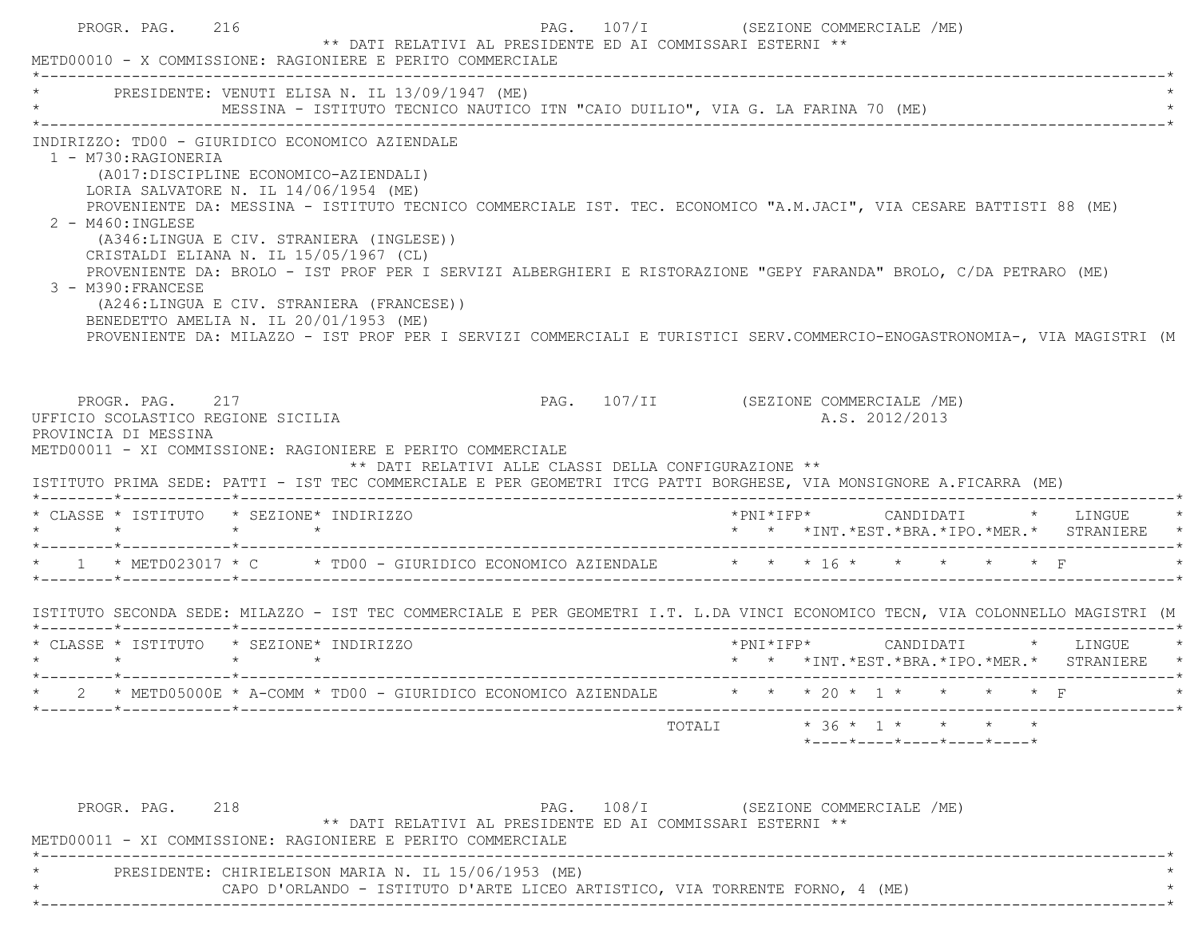** DATI RELATIVI AL PRESIDENTE ED AI COMMISSARI ESTERNI **

METD00010 - X COMMISSIONE: RAGIONIERE E PERITO COMMERCIALE

PRESIDENTE: VENUTI ELISA N. IL 13/09/1947 (ME)
MESSINA - ISTITUTO TECNICO NAUTICO ITN "CAIO DUILIO", VIA G. LA FARINA 70 (ME)

INDIRIZZO: TD00 - GIURIDICO ECONOMICO AZIENDALE

1 - M730:RAGIONERIA
(A017:DISCIPLINE ECONOMICO-AZIENDALI)
LORIA SALVATORE N. IL 14/06/1954 (ME)
PROVENIENTE DA: MESSINA - ISTITUTO TECNICO COMMERCIALE IST. TEC. ECONOMICO "A.M.JACI", VIA CESARE BATTISTI 88 (ME)

2 - M460:INGLESE
(A346:LINGUA E CIV. STRANIERA (INGLESE))
CRISTALDI ELIANA N. IL 15/05/1967 (CL)
PROVENIENTE DA: BROLO - IST PROF PER I SERVIZI ALBERGHIERI E RISTORAZIONE "GEPY FARANDA" BROLO, C/DA PETRARO (ME)

3 - M390:FRANCESE
(A246:LINGUA E CIV. STRANIERA (FRANCESE))
BENEDETTO AMELIA N. IL 20/01/1953 (ME)
PROVENIENTE DA: MILAZZO - IST PROF PER I SERVIZI COMMERCIALI E TURISTICI SERV.COMMERCIO-ENOGASTRONOMIA-, VIA MAGISTRI (M

UFFICIO SCOLASTICO REGIONE SICILIA — A.S. 2012/2013

PROVINCIA DI MESSINA

METD00011 - XI COMMISSIONE: RAGIONIERE E PERITO COMMERCIALE

** DATI RELATIVI ALLE CLASSI DELLA CONFIGURAZIONE **

ISTITUTO PRIMA SEDE: PATTI - IST TEC COMMERCIALE E PER GEOMETRI ITCG PATTI BORGHESE, VIA MONSIGNORE A.FICARRA (ME)

| CLASSE | ISTITUTO | SEZIONE | INDIRIZZO | PNI | IFP | CANDIDATI INT. | EST. | BRA. | IPO. | MER. | LINGUE STRANIERE |
|---|---|---|---|---|---|---|---|---|---|---|---|
| 1 | METD023017 | C | TD00 - GIURIDICO ECONOMICO AZIENDALE | | | 16 | | | | | F |

ISTITUTO SECONDA SEDE: MILAZZO - IST TEC COMMERCIALE E PER GEOMETRI I.T. L.DA VINCI ECONOMICO TECN, VIA COLONNELLO MAGISTRI (M

| CLASSE | ISTITUTO | SEZIONE | INDIRIZZO | PNI | IFP | CANDIDATI INT. | EST. | BRA. | IPO. | MER. | LINGUE STRANIERE |
|---|---|---|---|---|---|---|---|---|---|---|---|
| 2 | METD05000E | A-COMM | TD00 - GIURIDICO ECONOMICO AZIENDALE | | | 20 | 1 | | | | F |
| | | | TOTALI | | | 36 | 1 | | | | |

** DATI RELATIVI AL PRESIDENTE ED AI COMMISSARI ESTERNI **

METD00011 - XI COMMISSIONE: RAGIONIERE E PERITO COMMERCIALE

PRESIDENTE: CHIRIELEISON MARIA N. IL 15/06/1953 (ME)
CAPO D'ORLANDO - ISTITUTO D'ARTE LICEO ARTISTICO, VIA TORRENTE FORNO, 4 (ME)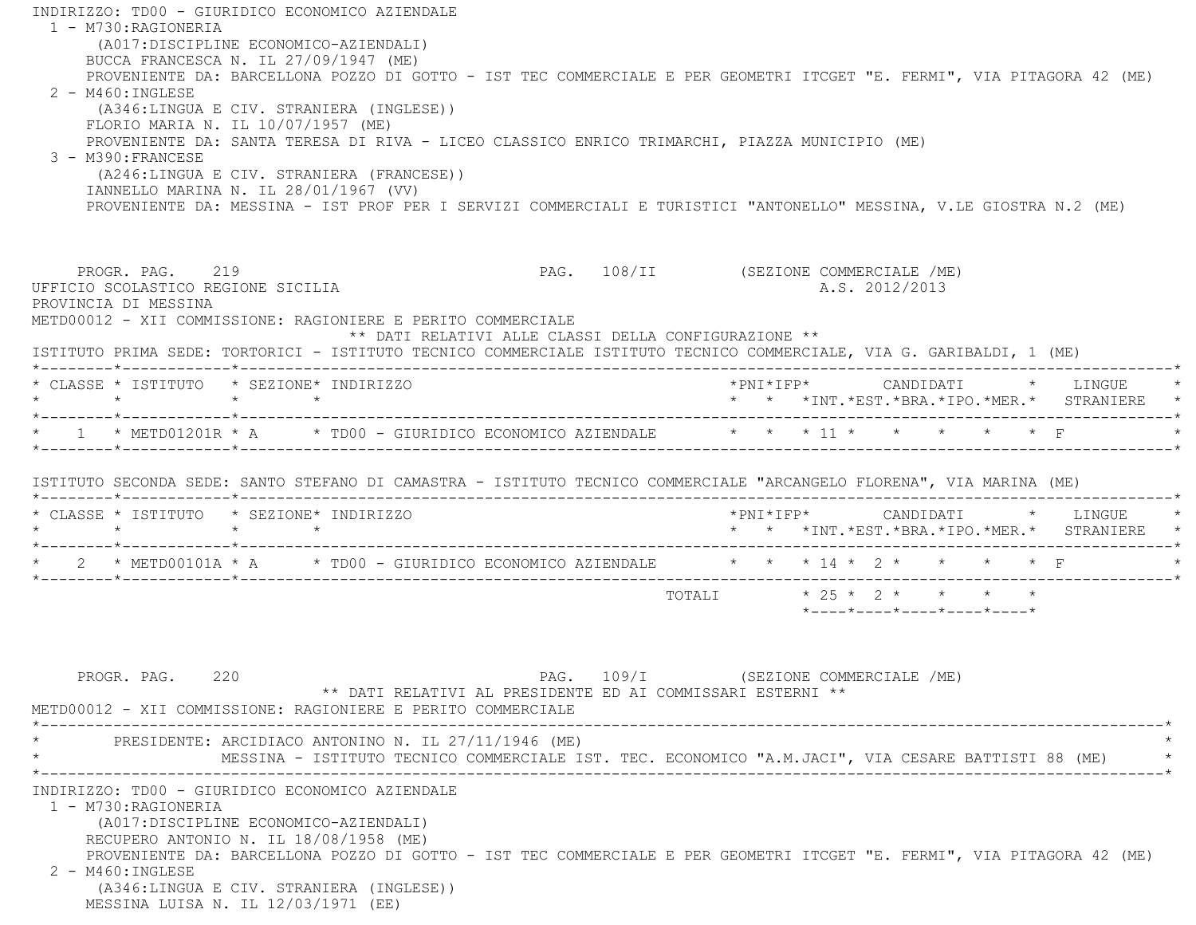INDIRIZZO: TD00 - GIURIDICO ECONOMICO AZIENDALE

1 - M730:RAGIONERIA
(A017:DISCIPLINE ECONOMICO-AZIENDALI)
BUCCA FRANCESCA N. IL 27/09/1947 (ME)
PROVENIENTE DA: BARCELLONA POZZO DI GOTTO - IST TEC COMMERCIALE E PER GEOMETRI ITCGET "E. FERMI", VIA PITAGORA 42 (ME)

2 - M460:INGLESE
(A346:LINGUA E CIV. STRANIERA (INGLESE))
FLORIO MARIA N. IL 10/07/1957 (ME)
PROVENIENTE DA: SANTA TERESA DI RIVA - LICEO CLASSICO ENRICO TRIMARCHI, PIAZZA MUNICIPIO (ME)

3 - M390:FRANCESE
(A246:LINGUA E CIV. STRANIERA (FRANCESE))
IANNELLO MARINA N. IL 28/01/1967 (VV)
PROVENIENTE DA: MESSINA - IST PROF PER I SERVIZI COMMERCIALI E TURISTICI "ANTONELLO" MESSINA, V.LE GIOSTRA N.2 (ME)

PROGR. PAG. 219 PAG. 108/II (SEZIONE COMMERCIALE /ME)

UFFICIO SCOLASTICO REGIONE SICILIA A.S. 2012/2013

PROVINCIA DI MESSINA

METD00012 - XII COMMISSIONE: RAGIONIERE E PERITO COMMERCIALE

** DATI RELATIVI ALLE CLASSI DELLA CONFIGURAZIONE **

ISTITUTO PRIMA SEDE: TORTORICI - ISTITUTO TECNICO COMMERCIALE ISTITUTO TECNICO COMMERCIALE, VIA G. GARIBALDI, 1 (ME)

| CLASSE | ISTITUTO | SEZIONE | INDIRIZZO | PNI | IFP | CANDIDATI INT. | EST. | BRA. | IPO. | MER. | LINGUE STRANIERE |
|---|---|---|---|---|---|---|---|---|---|---|---|
| 1 | METD01201R | A | TD00 - GIURIDICO ECONOMICO AZIENDALE | | | 11 | | | | | F |

ISTITUTO SECONDA SEDE: SANTO STEFANO DI CAMASTRA - ISTITUTO TECNICO COMMERCIALE "ARCANGELO FLORENA", VIA MARINA (ME)

| CLASSE | ISTITUTO | SEZIONE | INDIRIZZO | PNI | IFP | CANDIDATI INT. | EST. | BRA. | IPO. | MER. | LINGUE STRANIERE |
|---|---|---|---|---|---|---|---|---|---|---|---|
| 2 | METD00101A | A | TD00 - GIURIDICO ECONOMICO AZIENDALE | | | 14 | 2 | | | | F |
| | | | TOTALI | | | 25 | 2 | | | | |

PROGR. PAG. 220 PAG. 109/I (SEZIONE COMMERCIALE /ME)

** DATI RELATIVI AL PRESIDENTE ED AI COMMISSARI ESTERNI **

METD00012 - XII COMMISSIONE: RAGIONIERE E PERITO COMMERCIALE

PRESIDENTE: ARCIDIACO ANTONINO N. IL 27/11/1946 (ME)
MESSINA - ISTITUTO TECNICO COMMERCIALE IST. TEC. ECONOMICO "A.M.JACI", VIA CESARE BATTISTI 88 (ME)

INDIRIZZO: TD00 - GIURIDICO ECONOMICO AZIENDALE

1 - M730:RAGIONERIA
(A017:DISCIPLINE ECONOMICO-AZIENDALI)
RECUPERO ANTONIO N. IL 18/08/1958 (ME)
PROVENIENTE DA: BARCELLONA POZZO DI GOTTO - IST TEC COMMERCIALE E PER GEOMETRI ITCGET "E. FERMI", VIA PITAGORA 42 (ME)

2 - M460:INGLESE
(A346:LINGUA E CIV. STRANIERA (INGLESE))
MESSINA LUISA N. IL 12/03/1971 (EE)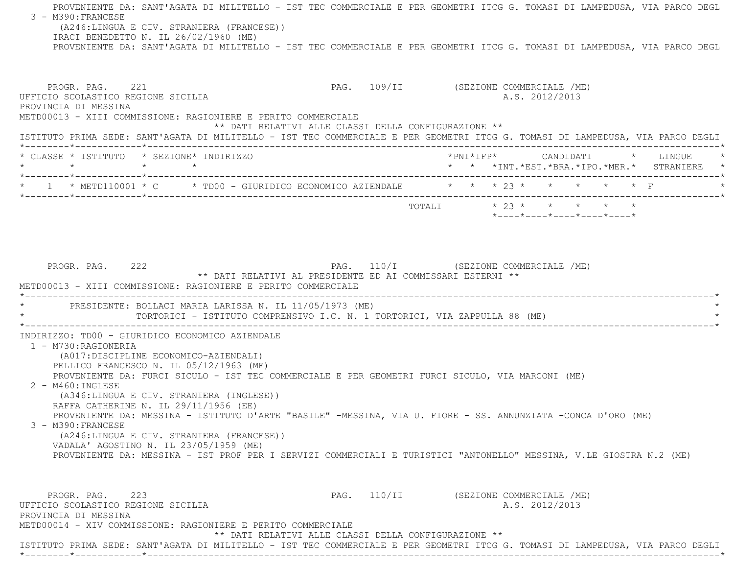PROVENIENTE DA: SANT'AGATA DI MILITELLO - IST TEC COMMERCIALE E PER GEOMETRI ITCG G. TOMASI DI LAMPEDUSA, VIA PARCO DEGL

3 - M390:FRANCESE
(A246:LINGUA E CIV. STRANIERA (FRANCESE))
IRACI BENEDETTO N. IL 26/02/1960 (ME)
PROVENIENTE DA: SANT'AGATA DI MILITELLO - IST TEC COMMERCIALE E PER GEOMETRI ITCG G. TOMASI DI LAMPEDUSA, VIA PARCO DEGL

PROGR. PAG. 221 PAG. 109/II (SEZIONE COMMERCIALE /ME)
UFFICIO SCOLASTICO REGIONE SICILIA A.S. 2012/2013
PROVINCIA DI MESSINA
METD00013 - XIII COMMISSIONE: RAGIONIERE E PERITO COMMERCIALE
** DATI RELATIVI ALLE CLASSI DELLA CONFIGURAZIONE **
ISTITUTO PRIMA SEDE: SANT'AGATA DI MILITELLO - IST TEC COMMERCIALE E PER GEOMETRI ITCG G. TOMASI DI LAMPEDUSA, VIA PARCO DEGLI

| CLASSE | ISTITUTO | SEZIONE | INDIRIZZO | PNI | IFP | CANDIDATI INT. | EST. | BRA. | IPO. | MER. | LINGUE STRANIERE |
|---|---|---|---|---|---|---|---|---|---|---|---|
| 1 | METD110001 | C | TD00 - GIURIDICO ECONOMICO AZIENDALE | | | 23 | | | | | F |
| | | | TOTALI | | | 23 | | | | | |

PROGR. PAG. 222 PAG. 110/I (SEZIONE COMMERCIALE /ME)
** DATI RELATIVI AL PRESIDENTE ED AI COMMISSARI ESTERNI **
METD00013 - XIII COMMISSIONE: RAGIONIERE E PERITO COMMERCIALE

PRESIDENTE: BOLLACI MARIA LARISSA N. IL 11/05/1973 (ME)
TORTORICI - ISTITUTO COMPRENSIVO I.C. N. 1 TORTORICI, VIA ZAPPULLA 88 (ME)

INDIRIZZO: TD00 - GIURIDICO ECONOMICO AZIENDALE

1 - M730:RAGIONERIA
(A017:DISCIPLINE ECONOMICO-AZIENDALI)
PELLICO FRANCESCO N. IL 05/12/1963 (ME)
PROVENIENTE DA: FURCI SICULO - IST TEC COMMERCIALE E PER GEOMETRI FURCI SICULO, VIA MARCONI (ME)

2 - M460:INGLESE
(A346:LINGUA E CIV. STRANIERA (INGLESE))
RAFFA CATHERINE N. IL 29/11/1956 (EE)
PROVENIENTE DA: MESSINA - ISTITUTO D'ARTE "BASILE" -MESSINA, VIA U. FIORE - SS. ANNUNZIATA -CONCA D'ORO (ME)

3 - M390:FRANCESE
(A246:LINGUA E CIV. STRANIERA (FRANCESE))
VADALA' AGOSTINO N. IL 23/05/1959 (ME)
PROVENIENTE DA: MESSINA - IST PROF PER I SERVIZI COMMERCIALI E TURISTICI "ANTONELLO" MESSINA, V.LE GIOSTRA N.2 (ME)

PROGR. PAG. 223 PAG. 110/II (SEZIONE COMMERCIALE /ME)
UFFICIO SCOLASTICO REGIONE SICILIA A.S. 2012/2013
PROVINCIA DI MESSINA
METD00014 - XIV COMMISSIONE: RAGIONIERE E PERITO COMMERCIALE
** DATI RELATIVI ALLE CLASSI DELLA CONFIGURAZIONE **
ISTITUTO PRIMA SEDE: SANT'AGATA DI MILITELLO - IST TEC COMMERCIALE E PER GEOMETRI ITCG G. TOMASI DI LAMPEDUSA, VIA PARCO DEGLI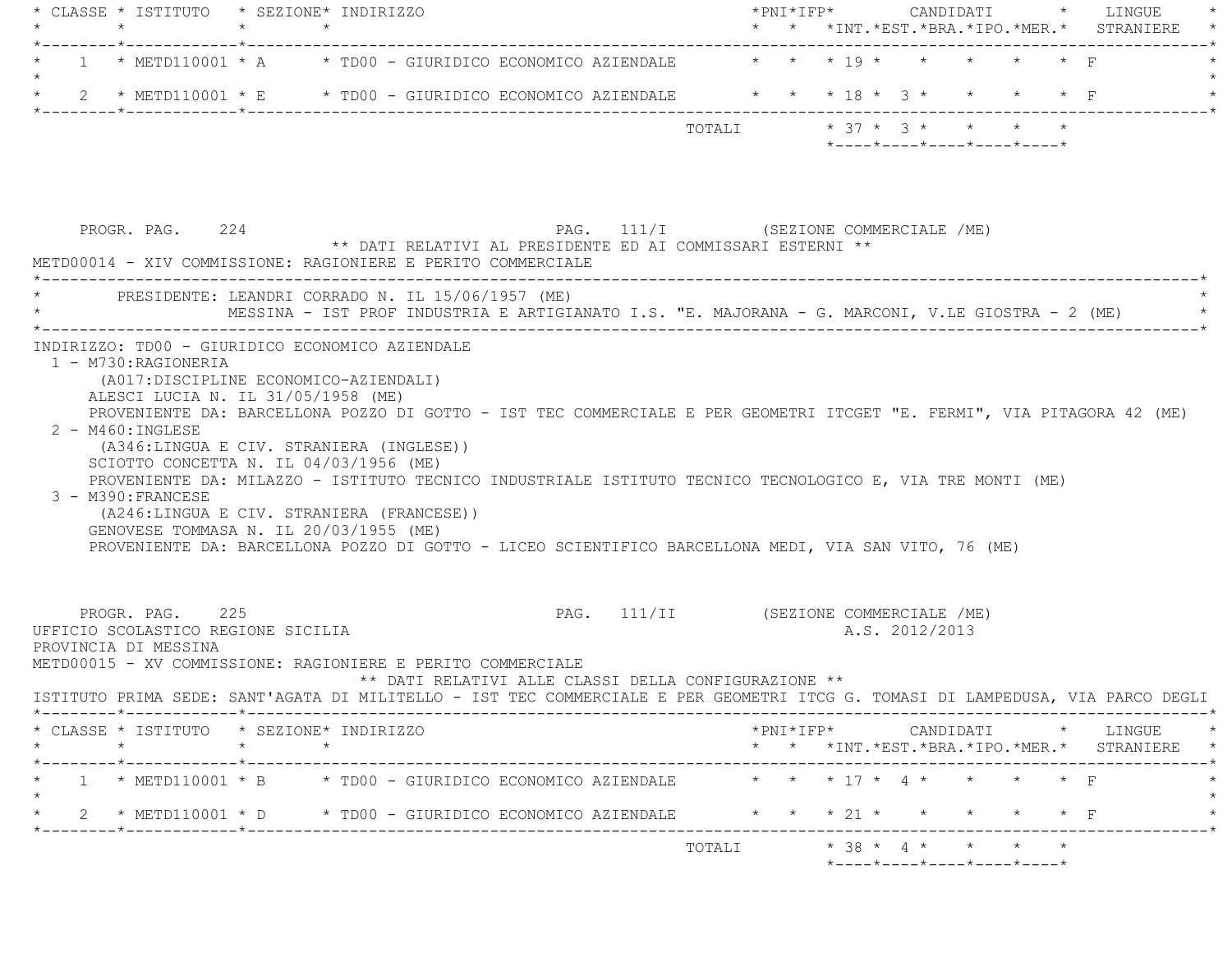| CLASSE | ISTITUTO | SEZIONE | INDIRIZZO | PNI | IFP | INT. | EST. | BRA. | IPO. | MER. | LINGUE STRANIERE |
|---|---|---|---|---|---|---|---|---|---|---|---|
| 1 | METD110001 | A | TD00 - GIURIDICO ECONOMICO AZIENDALE | | | 19 | | | | | F |
| 2 | METD110001 | E | TD00 - GIURIDICO ECONOMICO AZIENDALE | | | 18 | 3 | | | | F |
| | | | TOTALI | | | 37 | 3 | | | | |

PROGR. PAG. 224 PAG. 111/I (SEZIONE COMMERCIALE /ME)

** DATI RELATIVI AL PRESIDENTE ED AI COMMISSARI ESTERNI **

METD00014 - XIV COMMISSIONE: RAGIONIERE E PERITO COMMERCIALE

PRESIDENTE: LEANDRI CORRADO N. IL 15/06/1957 (ME)
MESSINA - IST PROF INDUSTRIA E ARTIGIANATO I.S. "E. MAJORANA - G. MARCONI, V.LE GIOSTRA - 2 (ME)

INDIRIZZO: TD00 - GIURIDICO ECONOMICO AZIENDALE

1 - M730:RAGIONERIA
(A017:DISCIPLINE ECONOMICO-AZIENDALI)
ALESCI LUCIA N. IL 31/05/1958 (ME)
PROVENIENTE DA: BARCELLONA POZZO DI GOTTO - IST TEC COMMERCIALE E PER GEOMETRI ITCGET "E. FERMI", VIA PITAGORA 42 (ME)

2 - M460:INGLESE
(A346:LINGUA E CIV. STRANIERA (INGLESE))
SCIOTTO CONCETTA N. IL 04/03/1956 (ME)
PROVENIENTE DA: MILAZZO - ISTITUTO TECNICO INDUSTRIALE ISTITUTO TECNICO TECNOLOGICO E, VIA TRE MONTI (ME)

3 - M390:FRANCESE
(A246:LINGUA E CIV. STRANIERA (FRANCESE))
GENOVESE TOMMASA N. IL 20/03/1955 (ME)
PROVENIENTE DA: BARCELLONA POZZO DI GOTTO - LICEO SCIENTIFICO BARCELLONA MEDI, VIA SAN VITO, 76 (ME)

PROGR. PAG. 225 PAG. 111/II (SEZIONE COMMERCIALE /ME)

UFFICIO SCOLASTICO REGIONE SICILIA A.S. 2012/2013

PROVINCIA DI MESSINA

METD00015 - XV COMMISSIONE: RAGIONIERE E PERITO COMMERCIALE

** DATI RELATIVI ALLE CLASSI DELLA CONFIGURAZIONE **

ISTITUTO PRIMA SEDE: SANT'AGATA DI MILITELLO - IST TEC COMMERCIALE E PER GEOMETRI ITCG G. TOMASI DI LAMPEDUSA, VIA PARCO DEGLI

| CLASSE | ISTITUTO | SEZIONE | INDIRIZZO | PNI | IFP | INT. | EST. | BRA. | IPO. | MER. | LINGUE STRANIERE |
|---|---|---|---|---|---|---|---|---|---|---|---|
| 1 | METD110001 | B | TD00 - GIURIDICO ECONOMICO AZIENDALE | | | 17 | 4 | | | | F |
| 2 | METD110001 | D | TD00 - GIURIDICO ECONOMICO AZIENDALE | | | 21 | | | | | F |
| | | | TOTALI | | | 38 | 4 | | | | |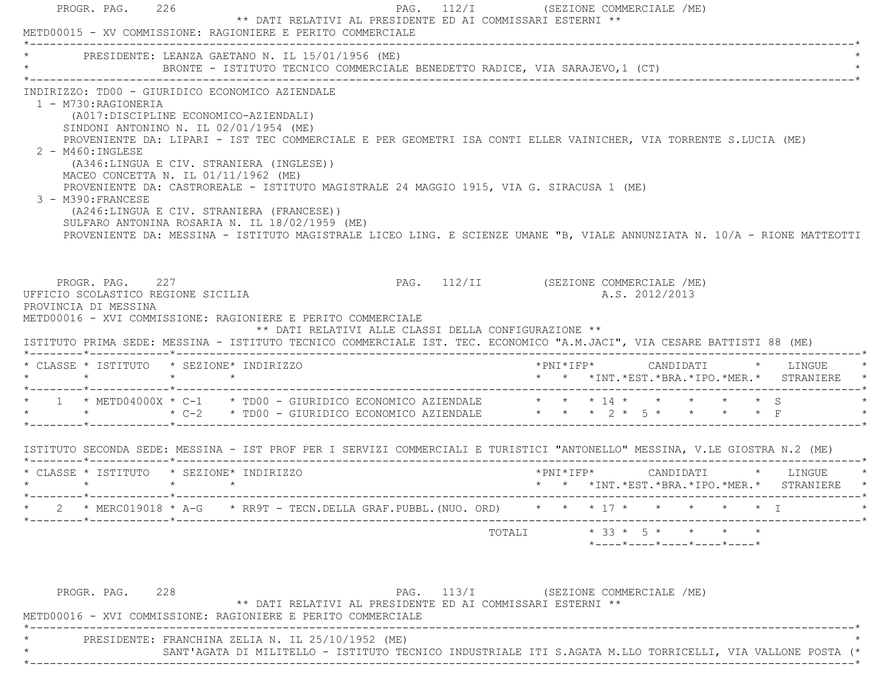PROGR. PAG. 226 PAG. 112/I (SEZIONE COMMERCIALE /ME)

** DATI RELATIVI AL PRESIDENTE ED AI COMMISSARI ESTERNI **

METD00015 - XV COMMISSIONE: RAGIONIERE E PERITO COMMERCIALE

PRESIDENTE: LEANZA GAETANO N. IL 15/01/1956 (ME)
BRONTE - ISTITUTO TECNICO COMMERCIALE BENEDETTO RADICE, VIA SARAJEVO,1 (CT)

INDIRIZZO: TD00 - GIURIDICO ECONOMICO AZIENDALE

1 - M730:RAGIONERIA
(A017:DISCIPLINE ECONOMICO-AZIENDALI)
SINDONI ANTONINO N. IL 02/01/1954 (ME)
PROVENIENTE DA: LIPARI - IST TEC COMMERCIALE E PER GEOMETRI ISA CONTI ELLER VAINICHER, VIA TORRENTE S.LUCIA (ME)

2 - M460:INGLESE
(A346:LINGUA E CIV. STRANIERA (INGLESE))
MACEO CONCETTA N. IL 01/11/1962 (ME)
PROVENIENTE DA: CASTROREALE - ISTITUTO MAGISTRALE 24 MAGGIO 1915, VIA G. SIRACUSA 1 (ME)

3 - M390:FRANCESE
(A246:LINGUA E CIV. STRANIERA (FRANCESE))
SULFARO ANTONINA ROSARIA N. IL 18/02/1959 (ME)
PROVENIENTE DA: MESSINA - ISTITUTO MAGISTRALE LICEO LING. E SCIENZE UMANE "B, VIALE ANNUNZIATA N. 10/A - RIONE MATTEOTTI

PROGR. PAG. 227 PAG. 112/II (SEZIONE COMMERCIALE /ME)

UFFICIO SCOLASTICO REGIONE SICILIA A.S. 2012/2013

PROVINCIA DI MESSINA

METD00016 - XVI COMMISSIONE: RAGIONIERE E PERITO COMMERCIALE

** DATI RELATIVI ALLE CLASSI DELLA CONFIGURAZIONE **

ISTITUTO PRIMA SEDE: MESSINA - ISTITUTO TECNICO COMMERCIALE IST. TEC. ECONOMICO "A.M.JACI", VIA CESARE BATTISTI 88 (ME)

| CLASSE | ISTITUTO | SEZIONE | INDIRIZZO | PNI | IFP | CANDIDATI INT. | EST. | BRA. | IPO. | MER. | LINGUE STRANIERE |
|---|---|---|---|---|---|---|---|---|---|---|---|
| 1 | METD04000X | C-1 | TD00 - GIURIDICO ECONOMICO AZIENDALE | | | 14 | | | | | S |
| | | C-2 | TD00 - GIURIDICO ECONOMICO AZIENDALE | | | 2 | 5 | | | | F |

ISTITUTO SECONDA SEDE: MESSINA - IST PROF PER I SERVIZI COMMERCIALI E TURISTICI "ANTONELLO" MESSINA, V.LE GIOSTRA N.2 (ME)

| CLASSE | ISTITUTO | SEZIONE | INDIRIZZO | PNI | IFP | CANDIDATI INT. | EST. | BRA. | IPO. | MER. | LINGUE STRANIERE |
|---|---|---|---|---|---|---|---|---|---|---|---|
| 2 | MERC019018 | A-G | RR9T - TECN.DELLA GRAF.PUBBL.(NUO. ORD) | | | 17 | | | | | I |
| | | | TOTALI | | | 33 | 5 | | | | |

PROGR. PAG. 228 PAG. 113/I (SEZIONE COMMERCIALE /ME)

** DATI RELATIVI AL PRESIDENTE ED AI COMMISSARI ESTERNI **

METD00016 - XVI COMMISSIONE: RAGIONIERE E PERITO COMMERCIALE

PRESIDENTE: FRANCHINA ZELIA N. IL 25/10/1952 (ME)
SANT'AGATA DI MILITELLO - ISTITUTO TECNICO INDUSTRIALE ITI S.AGATA M.LLO TORRICELLI, VIA VALLONE POSTA (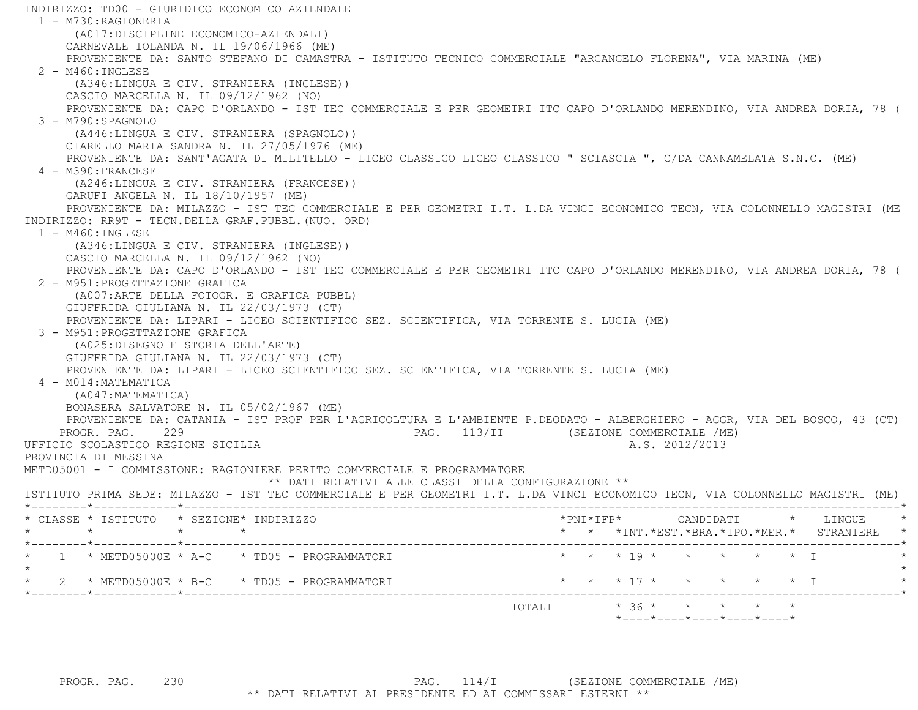INDIRIZZO: TD00 - GIURIDICO ECONOMICO AZIENDALE

1 - M730:RAGIONERIA
   (A017:DISCIPLINE ECONOMICO-AZIENDALI)
   CARNEVALE IOLANDA N. IL 19/06/1966 (ME)
   PROVENIENTE DA: SANTO STEFANO DI CAMASTRA - ISTITUTO TECNICO COMMERCIALE "ARCANGELO FLORENA", VIA MARINA (ME)

2 - M460:INGLESE
   (A346:LINGUA E CIV. STRANIERA (INGLESE))
   CASCIO MARCELLA N. IL 09/12/1962 (NO)
   PROVENIENTE DA: CAPO D'ORLANDO - IST TEC COMMERCIALE E PER GEOMETRI ITC CAPO D'ORLANDO MERENDINO, VIA ANDREA DORIA, 78 (

3 - M790:SPAGNOLO
   (A446:LINGUA E CIV. STRANIERA (SPAGNOLO))
   CIARELLO MARIA SANDRA N. IL 27/05/1976 (ME)
   PROVENIENTE DA: SANT'AGATA DI MILITELLO - LICEO CLASSICO LICEO CLASSICO " SCIASCIA ", C/DA CANNAMELATA S.N.C. (ME)

4 - M390:FRANCESE
   (A246:LINGUA E CIV. STRANIERA (FRANCESE))
   GARUFI ANGELA N. IL 18/10/1957 (ME)
   PROVENIENTE DA: MILAZZO - IST TEC COMMERCIALE E PER GEOMETRI I.T. L.DA VINCI ECONOMICO TECN, VIA COLONNELLO MAGISTRI (ME

INDIRIZZO: RR9T - TECN.DELLA GRAF.PUBBL.(NUO. ORD)

1 - M460:INGLESE
   (A346:LINGUA E CIV. STRANIERA (INGLESE))
   CASCIO MARCELLA N. IL 09/12/1962 (NO)
   PROVENIENTE DA: CAPO D'ORLANDO - IST TEC COMMERCIALE E PER GEOMETRI ITC CAPO D'ORLANDO MERENDINO, VIA ANDREA DORIA, 78 (

2 - M951:PROGETTAZIONE GRAFICA
   (A007:ARTE DELLA FOTOGR. E GRAFICA PUBBL)
   GIUFFRIDA GIULIANA N. IL 22/03/1973 (CT)
   PROVENIENTE DA: LIPARI - LICEO SCIENTIFICO SEZ. SCIENTIFICA, VIA TORRENTE S. LUCIA (ME)

3 - M951:PROGETTAZIONE GRAFICA
   (A025:DISEGNO E STORIA DELL'ARTE)
   GIUFFRIDA GIULIANA N. IL 22/03/1973 (CT)
   PROVENIENTE DA: LIPARI - LICEO SCIENTIFICO SEZ. SCIENTIFICA, VIA TORRENTE S. LUCIA (ME)

4 - M014:MATEMATICA
   (A047:MATEMATICA)
   BONASERA SALVATORE N. IL 05/02/1967 (ME)
   PROVENIENTE DA: CATANIA - IST PROF PER L'AGRICOLTURA E L'AMBIENTE P.DEODATO - ALBERGHIERO - AGGR, VIA DEL BOSCO, 43 (CT)

UFFICIO SCOLASTICO REGIONE SICILIA — A.S. 2012/2013

PROVINCIA DI MESSINA

METD05001 - I COMMISSIONE: RAGIONIERE PERITO COMMERCIALE E PROGRAMMATORE

** DATI RELATIVI ALLE CLASSI DELLA CONFIGURAZIONE **

ISTITUTO PRIMA SEDE: MILAZZO - IST TEC COMMERCIALE E PER GEOMETRI I.T. L.DA VINCI ECONOMICO TECN, VIA COLONNELLO MAGISTRI (ME)

| CLASSE | ISTITUTO | SEZIONE | INDIRIZZO | PNI | IFP | CANDIDATI INT. | EST. | BRA. | IPO. | MER. | LINGUE STRANIERE |
|---|---|---|---|---|---|---|---|---|---|---|---|
| 1 | METD05000E | A-C | TD05 - PROGRAMMATORI | | | 19 | | | | | I |
| 2 | METD05000E | B-C | TD05 - PROGRAMMATORI | | | 17 | | | | | I |
| | | | TOTALI | | | 36 | | | | | |

** DATI RELATIVI AL PRESIDENTE ED AI COMMISSARI ESTERNI **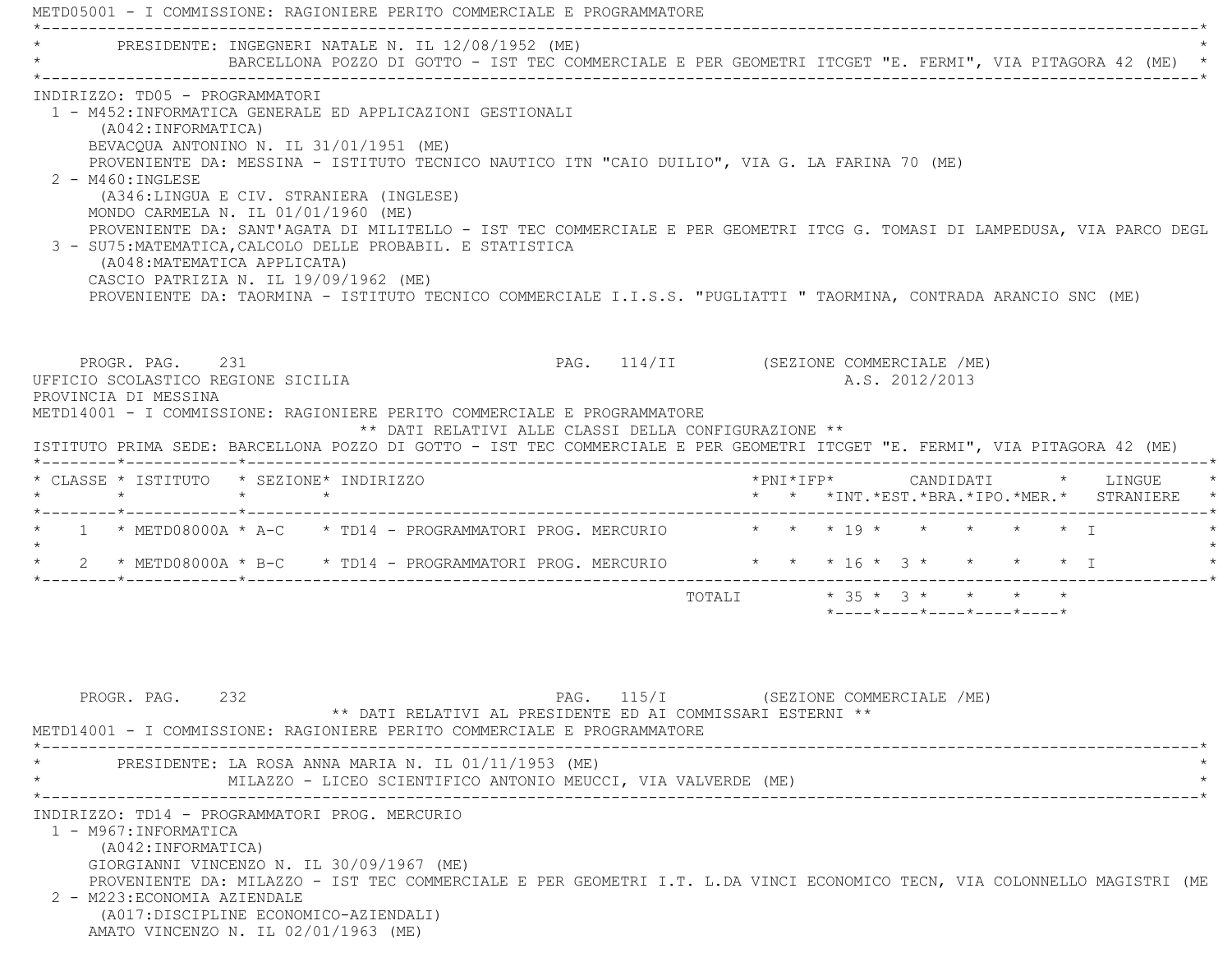METD05001 - I COMMISSIONE: RAGIONIERE PERITO COMMERCIALE E PROGRAMMATORE

PRESIDENTE: INGEGNERI NATALE N. IL 12/08/1952 (ME)
BARCELLONA POZZO DI GOTTO - IST TEC COMMERCIALE E PER GEOMETRI ITCGET "E. FERMI", VIA PITAGORA 42 (ME)

INDIRIZZO: TD05 - PROGRAMMATORI

1 - M452:INFORMATICA GENERALE ED APPLICAZIONI GESTIONALI
(A042:INFORMATICA)
BEVACQUA ANTONINO N. IL 31/01/1951 (ME)
PROVENIENTE DA: MESSINA - ISTITUTO TECNICO NAUTICO ITN "CAIO DUILIO", VIA G. LA FARINA 70 (ME)

2 - M460:INGLESE
(A346:LINGUA E CIV. STRANIERA (INGLESE)
MONDO CARMELA N. IL 01/01/1960 (ME)
PROVENIENTE DA: SANT'AGATA DI MILITELLO - IST TEC COMMERCIALE E PER GEOMETRI ITCG G. TOMASI DI LAMPEDUSA, VIA PARCO DEGL

3 - SU75:MATEMATICA,CALCOLO DELLE PROBABIL. E STATISTICA
(A048:MATEMATICA APPLICATA)
CASCIO PATRIZIA N. IL 19/09/1962 (ME)
PROVENIENTE DA: TAORMINA - ISTITUTO TECNICO COMMERCIALE I.I.S.S. "PUGLIATTI " TAORMINA, CONTRADA ARANCIO SNC (ME)

PROGR. PAG. 231 PAG. 114/II (SEZIONE COMMERCIALE /ME)

UFFICIO SCOLASTICO REGIONE SICILIA A.S. 2012/2013

PROVINCIA DI MESSINA

METD14001 - I COMMISSIONE: RAGIONIERE PERITO COMMERCIALE E PROGRAMMATORE

** DATI RELATIVI ALLE CLASSI DELLA CONFIGURAZIONE **

ISTITUTO PRIMA SEDE: BARCELLONA POZZO DI GOTTO - IST TEC COMMERCIALE E PER GEOMETRI ITCGET "E. FERMI", VIA PITAGORA 42 (ME)

| CLASSE | ISTITUTO | SEZIONE | INDIRIZZO | PNI | IFP | CANDIDATI INT. | EST. | BRA. | IPO. | MER. | LINGUE STRANIERE |
|---|---|---|---|---|---|---|---|---|---|---|---|
| 1 | METD08000A | A-C | TD14 - PROGRAMMATORI PROG. MERCURIO | | | 19 | | | | | I |
| 2 | METD08000A | B-C | TD14 - PROGRAMMATORI PROG. MERCURIO | | | 16 | 3 | | | | I |
| | | | TOTALI | | | 35 | 3 | | | | |

PROGR. PAG. 232 PAG. 115/I (SEZIONE COMMERCIALE /ME)

** DATI RELATIVI AL PRESIDENTE ED AI COMMISSARI ESTERNI **

METD14001 - I COMMISSIONE: RAGIONIERE PERITO COMMERCIALE E PROGRAMMATORE

PRESIDENTE: LA ROSA ANNA MARIA N. IL 01/11/1953 (ME)
MILAZZO - LICEO SCIENTIFICO ANTONIO MEUCCI, VIA VALVERDE (ME)

INDIRIZZO: TD14 - PROGRAMMATORI PROG. MERCURIO

1 - M967:INFORMATICA
(A042:INFORMATICA)
GIORGIANNI VINCENZO N. IL 30/09/1967 (ME)
PROVENIENTE DA: MILAZZO - IST TEC COMMERCIALE E PER GEOMETRI I.T. L.DA VINCI ECONOMICO TECN, VIA COLONNELLO MAGISTRI (ME

2 - M223:ECONOMIA AZIENDALE
(A017:DISCIPLINE ECONOMICO-AZIENDALI)
AMATO VINCENZO N. IL 02/01/1963 (ME)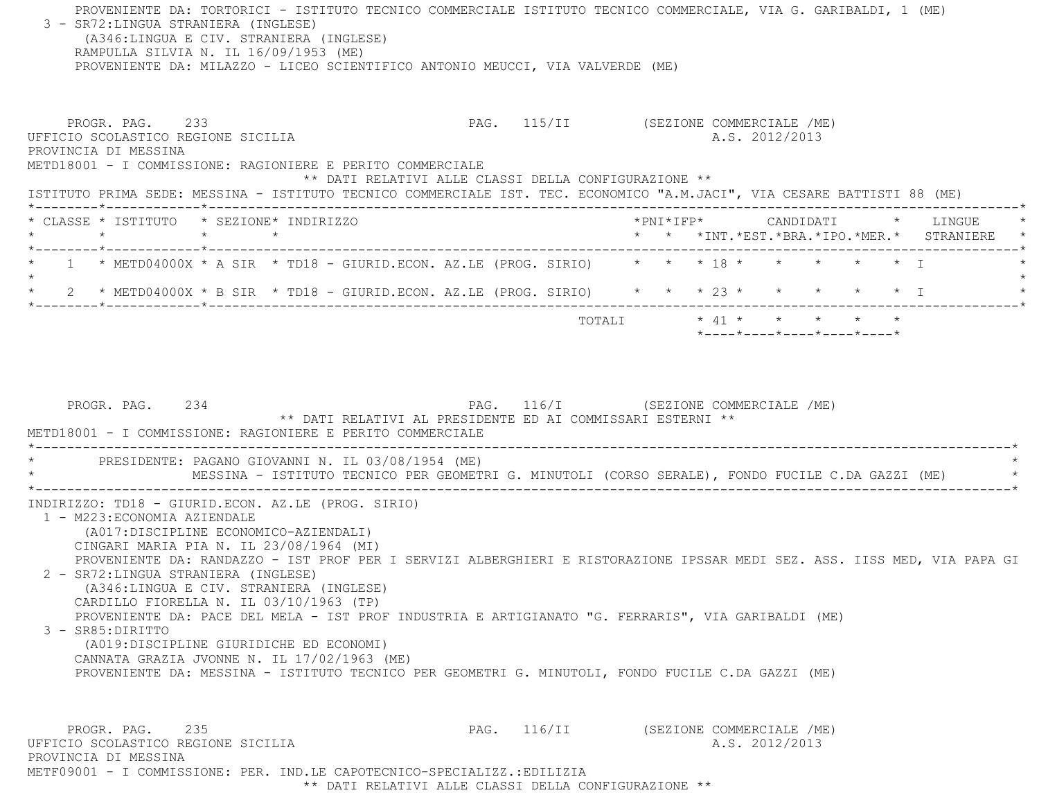PROVENIENTE DA: TORTORICI - ISTITUTO TECNICO COMMERCIALE ISTITUTO TECNICO COMMERCIALE, VIA G. GARIBALDI, 1 (ME)

3 - SR72:LINGUA STRANIERA (INGLESE)
(A346:LINGUA E CIV. STRANIERA (INGLESE)
RAMPULLA SILVIA N. IL 16/09/1953 (ME)
PROVENIENTE DA: MILAZZO - LICEO SCIENTIFICO ANTONIO MEUCCI, VIA VALVERDE (ME)

PROGR. PAG. 233 PAG. 115/II (SEZIONE COMMERCIALE /ME)
UFFICIO SCOLASTICO REGIONE SICILIA A.S. 2012/2013
PROVINCIA DI MESSINA
METD18001 - I COMMISSIONE: RAGIONIERE E PERITO COMMERCIALE

** DATI RELATIVI ALLE CLASSI DELLA CONFIGURAZIONE **

ISTITUTO PRIMA SEDE: MESSINA - ISTITUTO TECNICO COMMERCIALE IST. TEC. ECONOMICO "A.M.JACI", VIA CESARE BATTISTI 88 (ME)

| CLASSE | ISTITUTO | SEZIONE | INDIRIZZO | PNI | IFP | CANDIDATI INT. | EST. | BRA. | IPO. | MER. | LINGUE STRANIERE |
|---|---|---|---|---|---|---|---|---|---|---|---|
| 1 | METD04000X | A SIR | TD18 - GIURID.ECON. AZ.LE (PROG. SIRIO) | | | 18 | | | | | I |
| 2 | METD04000X | B SIR | TD18 - GIURID.ECON. AZ.LE (PROG. SIRIO) | | | 23 | | | | | I |
| | | | TOTALI | | | 41 | | | | | |

PROGR. PAG. 234 PAG. 116/I (SEZIONE COMMERCIALE /ME)

** DATI RELATIVI AL PRESIDENTE ED AI COMMISSARI ESTERNI **

METD18001 - I COMMISSIONE: RAGIONIERE E PERITO COMMERCIALE

PRESIDENTE: PAGANO GIOVANNI N. IL 03/08/1954 (ME)
MESSINA - ISTITUTO TECNICO PER GEOMETRI G. MINUTOLI (CORSO SERALE), FONDO FUCILE C.DA GAZZI (ME)

INDIRIZZO: TD18 - GIURID.ECON. AZ.LE (PROG. SIRIO)

1 - M223:ECONOMIA AZIENDALE
(A017:DISCIPLINE ECONOMICO-AZIENDALI)
CINGARI MARIA PIA N. IL 23/08/1964 (MI)
PROVENIENTE DA: RANDAZZO - IST PROF PER I SERVIZI ALBERGHIERI E RISTORAZIONE IPSSAR MEDI SEZ. ASS. IISS MED, VIA PAPA GI

2 - SR72:LINGUA STRANIERA (INGLESE)
(A346:LINGUA E CIV. STRANIERA (INGLESE)
CARDILLO FIORELLA N. IL 03/10/1963 (TP)
PROVENIENTE DA: PACE DEL MELA - IST PROF INDUSTRIA E ARTIGIANATO "G. FERRARIS", VIA GARIBALDI (ME)

3 - SR85:DIRITTO
(A019:DISCIPLINE GIURIDICHE ED ECONOMI)
CANNATA GRAZIA JVONNE N. IL 17/02/1963 (ME)
PROVENIENTE DA: MESSINA - ISTITUTO TECNICO PER GEOMETRI G. MINUTOLI, FONDO FUCILE C.DA GAZZI (ME)

PROGR. PAG. 235 PAG. 116/II (SEZIONE COMMERCIALE /ME)
UFFICIO SCOLASTICO REGIONE SICILIA A.S. 2012/2013
PROVINCIA DI MESSINA
METF09001 - I COMMISSIONE: PER. IND.LE CAPOTECNICO-SPECIALIZZ.:EDILIZIA

** DATI RELATIVI ALLE CLASSI DELLA CONFIGURAZIONE **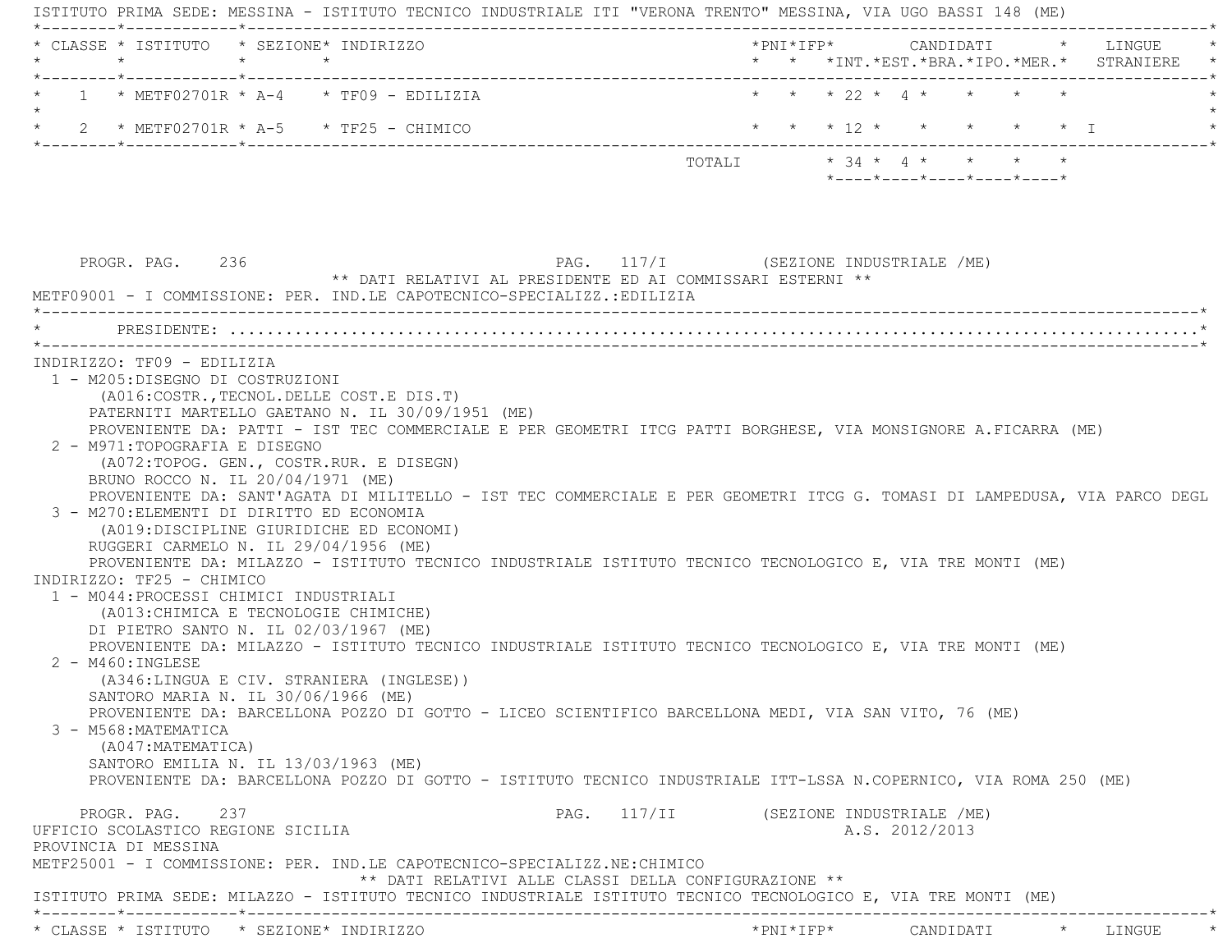ISTITUTO PRIMA SEDE: MESSINA - ISTITUTO TECNICO INDUSTRIALE ITI "VERONA TRENTO" MESSINA, VIA UGO BASSI 148 (ME)

| CLASSE | ISTITUTO | SEZIONE | INDIRIZZO | PNI | IFP | CANDIDATI INT. | EST. | BRA. | IPO. | MER. | LINGUE STRANIERE |
|---|---|---|---|---|---|---|---|---|---|---|---|
| 1 | METF02701R | A-4 | TF09 - EDILIZIA | | | 22 | 4 | | | | |
| 2 | METF02701R | A-5 | TF25 - CHIMICO | | | 12 | | | | | I |
| | | | TOTALI | | | 34 | 4 | | | | |

PROGR. PAG. 236 PAG. 117/I (SEZIONE INDUSTRIALE /ME)

** DATI RELATIVI AL PRESIDENTE ED AI COMMISSARI ESTERNI **

METF09001 - I COMMISSIONE: PER. IND.LE CAPOTECNICO-SPECIALIZZ.:EDILIZIA

PRESIDENTE: ...........................................................................................

INDIRIZZO: TF09 - EDILIZIA

1 - M205:DISEGNO DI COSTRUZIONI
(A016:COSTR.,TECNOL.DELLE COST.E DIS.T)
PATERNITI MARTELLO GAETANO N. IL 30/09/1951 (ME)
PROVENIENTE DA: PATTI - IST TEC COMMERCIALE E PER GEOMETRI ITCG PATTI BORGHESE, VIA MONSIGNORE A.FICARRA (ME)

2 - M971:TOPOGRAFIA E DISEGNO
(A072:TOPOG. GEN., COSTR.RUR. E DISEGN)
BRUNO ROCCO N. IL 20/04/1971 (ME)
PROVENIENTE DA: SANT'AGATA DI MILITELLO - IST TEC COMMERCIALE E PER GEOMETRI ITCG G. TOMASI DI LAMPEDUSA, VIA PARCO DEGL

3 - M270:ELEMENTI DI DIRITTO ED ECONOMIA
(A019:DISCIPLINE GIURIDICHE ED ECONOMI)
RUGGERI CARMELO N. IL 29/04/1956 (ME)
PROVENIENTE DA: MILAZZO - ISTITUTO TECNICO INDUSTRIALE ISTITUTO TECNICO TECNOLOGICO E, VIA TRE MONTI (ME)

INDIRIZZO: TF25 - CHIMICO

1 - M044:PROCESSI CHIMICI INDUSTRIALI
(A013:CHIMICA E TECNOLOGIE CHIMICHE)
DI PIETRO SANTO N. IL 02/03/1967 (ME)
PROVENIENTE DA: MILAZZO - ISTITUTO TECNICO INDUSTRIALE ISTITUTO TECNICO TECNOLOGICO E, VIA TRE MONTI (ME)

2 - M460:INGLESE
(A346:LINGUA E CIV. STRANIERA (INGLESE))
SANTORO MARIA N. IL 30/06/1966 (ME)
PROVENIENTE DA: BARCELLONA POZZO DI GOTTO - LICEO SCIENTIFICO BARCELLONA MEDI, VIA SAN VITO, 76 (ME)

3 - M568:MATEMATICA
(A047:MATEMATICA)
SANTORO EMILIA N. IL 13/03/1963 (ME)
PROVENIENTE DA: BARCELLONA POZZO DI GOTTO - ISTITUTO TECNICO INDUSTRIALE ITT-LSSA N.COPERNICO, VIA ROMA 250 (ME)

PROGR. PAG. 237 PAG. 117/II (SEZIONE INDUSTRIALE /ME)

UFFICIO SCOLASTICO REGIONE SICILIA A.S. 2012/2013

PROVINCIA DI MESSINA

METF25001 - I COMMISSIONE: PER. IND.LE CAPOTECNICO-SPECIALIZZ.NE:CHIMICO

** DATI RELATIVI ALLE CLASSI DELLA CONFIGURAZIONE **

ISTITUTO PRIMA SEDE: MILAZZO - ISTITUTO TECNICO INDUSTRIALE ISTITUTO TECNICO TECNOLOGICO E, VIA TRE MONTI (ME)

| CLASSE | ISTITUTO | SEZIONE | INDIRIZZO | PNI | IFP | CANDIDATI | LINGUE |
|---|---|---|---|---|---|---|---|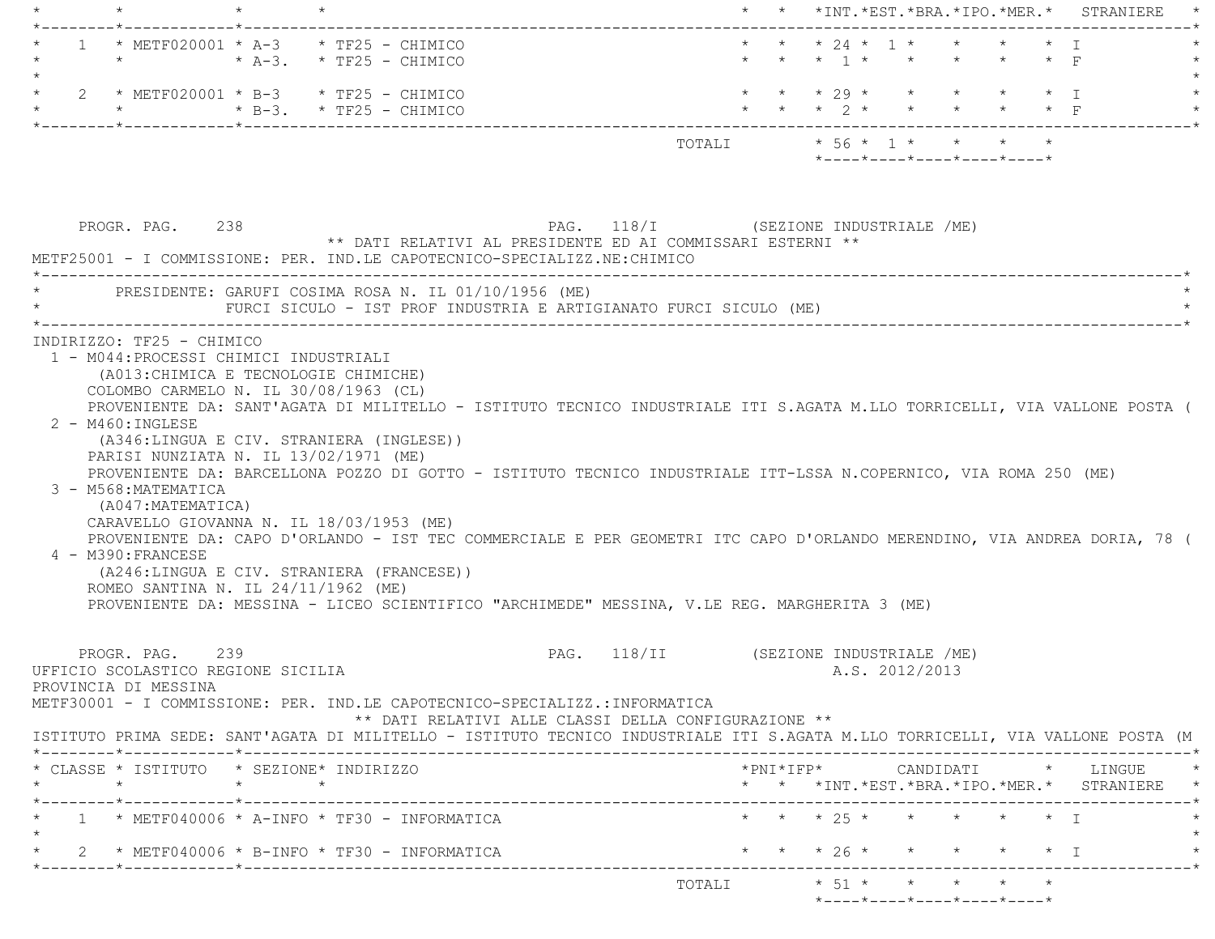| CLASSE | ISTITUTO | SEZIONE | INDIRIZZO | PNI | IFP | INT. | EST. | BRA. | IPO. | MER. | LINGUE STRANIERE |
|---|---|---|---|---|---|---|---|---|---|---|---|
| 1 | METF020001 | A-3 | TF25 - CHIMICO | | | 24 | 1 | | | | I |
| | | A-3. | TF25 - CHIMICO | | | 1 | | | | | F |
| 2 | METF020001 | B-3 | TF25 - CHIMICO | | | 29 | | | | | I |
| | | B-3. | TF25 - CHIMICO | | | 2 | | | | | F |
| | | | TOTALI | | | 56 | 1 | | | | |

PROGR. PAG. 238 PAG. 118/I (SEZIONE INDUSTRIALE /ME)

** DATI RELATIVI AL PRESIDENTE ED AI COMMISSARI ESTERNI **

METF25001 - I COMMISSIONE: PER. IND.LE CAPOTECNICO-SPECIALIZZ.NE:CHIMICO

PRESIDENTE: GARUFI COSIMA ROSA N. IL 01/10/1956 (ME)
FURCI SICULO - IST PROF INDUSTRIA E ARTIGIANATO FURCI SICULO (ME)

INDIRIZZO: TF25 - CHIMICO

1 - M044:PROCESSI CHIMICI INDUSTRIALI
(A013:CHIMICA E TECNOLOGIE CHIMICHE)
COLOMBO CARMELO N. IL 30/08/1963 (CL)
PROVENIENTE DA: SANT'AGATA DI MILITELLO - ISTITUTO TECNICO INDUSTRIALE ITI S.AGATA M.LLO TORRICELLI, VIA VALLONE POSTA (

2 - M460:INGLESE
(A346:LINGUA E CIV. STRANIERA (INGLESE))
PARISI NUNZIATA N. IL 13/02/1971 (ME)
PROVENIENTE DA: BARCELLONA POZZO DI GOTTO - ISTITUTO TECNICO INDUSTRIALE ITT-LSSA N.COPERNICO, VIA ROMA 250 (ME)

3 - M568:MATEMATICA
(A047:MATEMATICA)
CARAVELLO GIOVANNA N. IL 18/03/1953 (ME)
PROVENIENTE DA: CAPO D'ORLANDO - IST TEC COMMERCIALE E PER GEOMETRI ITC CAPO D'ORLANDO MERENDINO, VIA ANDREA DORIA, 78 (

4 - M390:FRANCESE
(A246:LINGUA E CIV. STRANIERA (FRANCESE))
ROMEO SANTINA N. IL 24/11/1962 (ME)
PROVENIENTE DA: MESSINA - LICEO SCIENTIFICO "ARCHIMEDE" MESSINA, V.LE REG. MARGHERITA 3 (ME)

PROGR. PAG. 239 PAG. 118/II (SEZIONE INDUSTRIALE /ME)

UFFICIO SCOLASTICO REGIONE SICILIA A.S. 2012/2013

PROVINCIA DI MESSINA

METF30001 - I COMMISSIONE: PER. IND.LE CAPOTECNICO-SPECIALIZZ.:INFORMATICA

** DATI RELATIVI ALLE CLASSI DELLA CONFIGURAZIONE **

ISTITUTO PRIMA SEDE: SANT'AGATA DI MILITELLO - ISTITUTO TECNICO INDUSTRIALE ITI S.AGATA M.LLO TORRICELLI, VIA VALLONE POSTA (M

| CLASSE | ISTITUTO | SEZIONE | INDIRIZZO | PNI | IFP | INT. | EST. | BRA. | IPO. | MER. | LINGUE STRANIERE |
|---|---|---|---|---|---|---|---|---|---|---|---|
| 1 | METF040006 | A-INFO | TF30 - INFORMATICA | | | 25 | | | | | I |
| 2 | METF040006 | B-INFO | TF30 - INFORMATICA | | | 26 | | | | | I |
| | | | TOTALI | | | 51 | | | | | |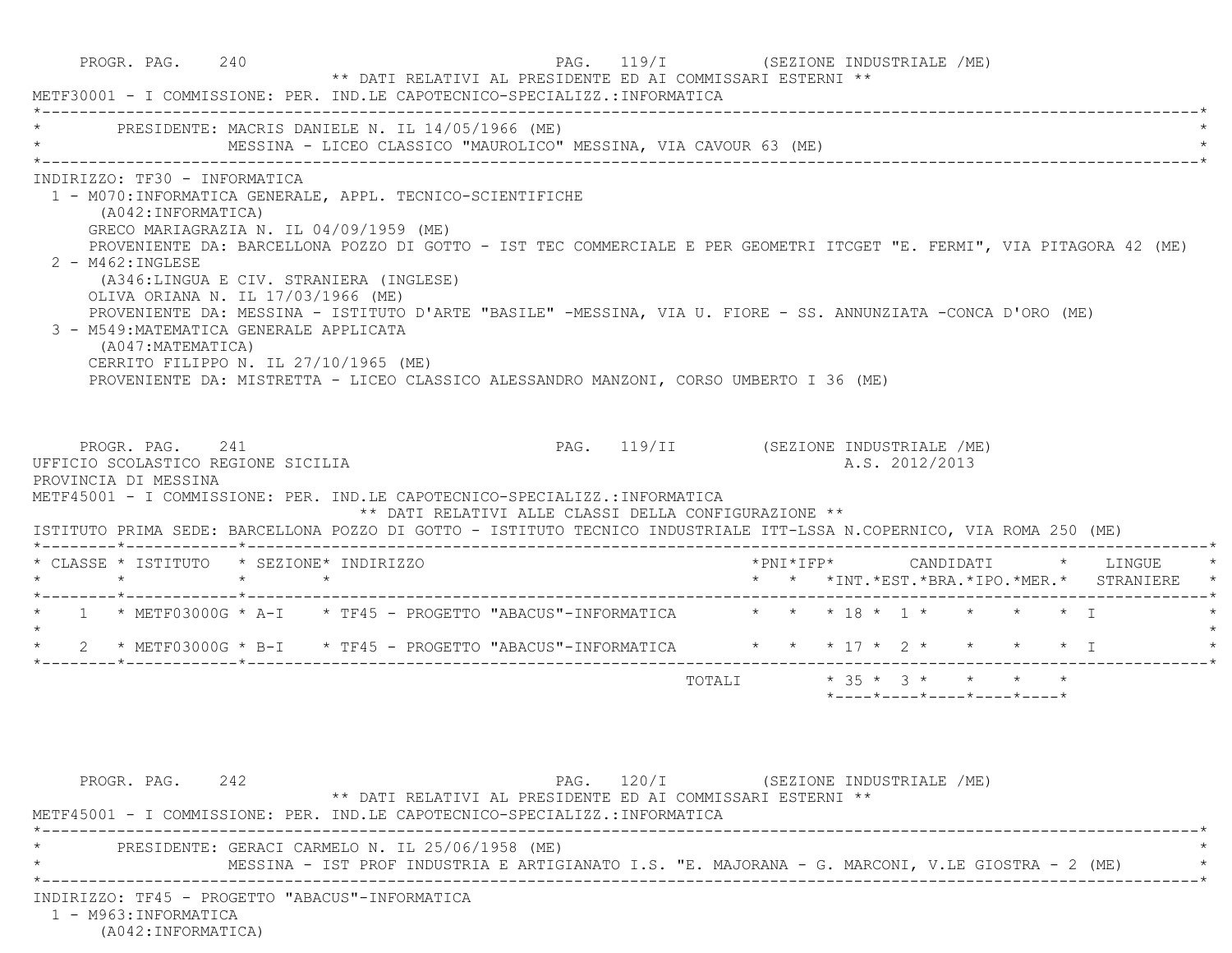PROGR. PAG. 240 PAG. 119/I (SEZIONE INDUSTRIALE /ME)

** DATI RELATIVI AL PRESIDENTE ED AI COMMISSARI ESTERNI **

METF30001 - I COMMISSIONE: PER. IND.LE CAPOTECNICO-SPECIALIZZ.:INFORMATICA

PRESIDENTE: MACRIS DANIELE N. IL 14/05/1966 (ME)
MESSINA - LICEO CLASSICO "MAUROLICO" MESSINA, VIA CAVOUR 63 (ME)

INDIRIZZO: TF30 - INFORMATICA

1 - M070:INFORMATICA GENERALE, APPL. TECNICO-SCIENTIFICHE
(A042:INFORMATICA)
GRECO MARIAGRAZIA N. IL 04/09/1959 (ME)
PROVENIENTE DA: BARCELLONA POZZO DI GOTTO - IST TEC COMMERCIALE E PER GEOMETRI ITCGET "E. FERMI", VIA PITAGORA 42 (ME)

2 - M462:INGLESE
(A346:LINGUA E CIV. STRANIERA (INGLESE)
OLIVA ORIANA N. IL 17/03/1966 (ME)
PROVENIENTE DA: MESSINA - ISTITUTO D'ARTE "BASILE" -MESSINA, VIA U. FIORE - SS. ANNUNZIATA -CONCA D'ORO (ME)

3 - M549:MATEMATICA GENERALE APPLICATA
(A047:MATEMATICA)
CERRITO FILIPPO N. IL 27/10/1965 (ME)
PROVENIENTE DA: MISTRETTA - LICEO CLASSICO ALESSANDRO MANZONI, CORSO UMBERTO I 36 (ME)

PROGR. PAG. 241 PAG. 119/II (SEZIONE INDUSTRIALE /ME)

UFFICIO SCOLASTICO REGIONE SICILIA A.S. 2012/2013

PROVINCIA DI MESSINA

METF45001 - I COMMISSIONE: PER. IND.LE CAPOTECNICO-SPECIALIZZ.:INFORMATICA

** DATI RELATIVI ALLE CLASSI DELLA CONFIGURAZIONE **

ISTITUTO PRIMA SEDE: BARCELLONA POZZO DI GOTTO - ISTITUTO TECNICO INDUSTRIALE ITT-LSSA N.COPERNICO, VIA ROMA 250 (ME)

| CLASSE | ISTITUTO | SEZIONE | INDIRIZZO | PNI | IFP | CANDIDATI INT. | EST. | BRA. | IPO. | MER. | LINGUE STRANIERE |
|---|---|---|---|---|---|---|---|---|---|---|---|
| 1 | METF03000G | A-I | TF45 - PROGETTO "ABACUS"-INFORMATICA | | | 18 | 1 | | | | I |
| 2 | METF03000G | B-I | TF45 - PROGETTO "ABACUS"-INFORMATICA | | | 17 | 2 | | | | I |
| | | | TOTALI | | | 35 | 3 | | | | |

PROGR. PAG. 242 PAG. 120/I (SEZIONE INDUSTRIALE /ME)

** DATI RELATIVI AL PRESIDENTE ED AI COMMISSARI ESTERNI **

METF45001 - I COMMISSIONE: PER. IND.LE CAPOTECNICO-SPECIALIZZ.:INFORMATICA

PRESIDENTE: GERACI CARMELO N. IL 25/06/1958 (ME)
MESSINA - IST PROF INDUSTRIA E ARTIGIANATO I.S. "E. MAJORANA - G. MARCONI, V.LE GIOSTRA - 2 (ME)

INDIRIZZO: TF45 - PROGETTO "ABACUS"-INFORMATICA

1 - M963:INFORMATICA
(A042:INFORMATICA)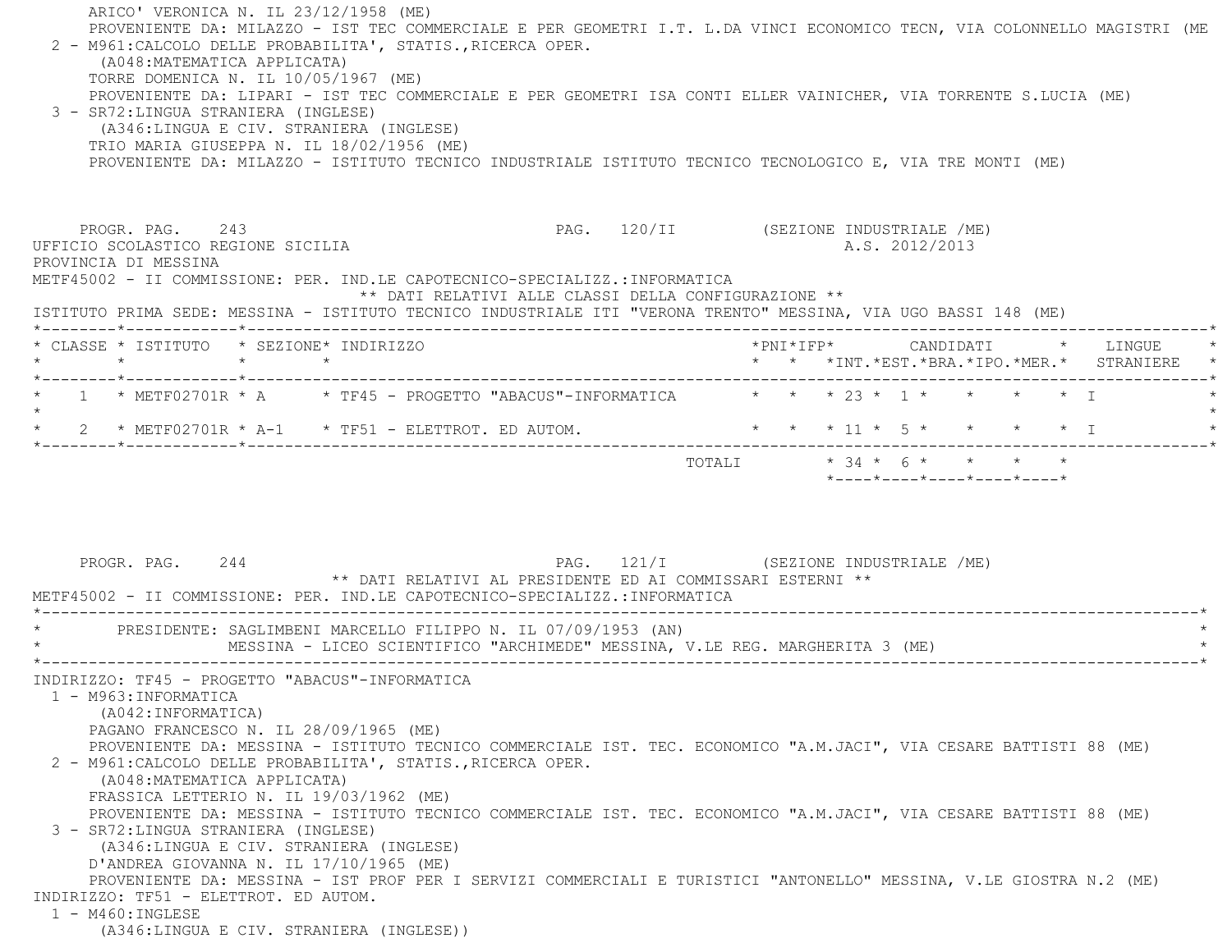ARICO' VERONICA N. IL 23/12/1958 (ME)
PROVENIENTE DA: MILAZZO - IST TEC COMMERCIALE E PER GEOMETRI I.T. L.DA VINCI ECONOMICO TECN, VIA COLONNELLO MAGISTRI (ME

2 - M961:CALCOLO DELLE PROBABILITA', STATIS.,RICERCA OPER.
(A048:MATEMATICA APPLICATA)
TORRE DOMENICA N. IL 10/05/1967 (ME)
PROVENIENTE DA: LIPARI - IST TEC COMMERCIALE E PER GEOMETRI ISA CONTI ELLER VAINICHER, VIA TORRENTE S.LUCIA (ME)

3 - SR72:LINGUA STRANIERA (INGLESE)
(A346:LINGUA E CIV. STRANIERA (INGLESE)
TRIO MARIA GIUSEPPA N. IL 18/02/1956 (ME)
PROVENIENTE DA: MILAZZO - ISTITUTO TECNICO INDUSTRIALE ISTITUTO TECNICO TECNOLOGICO E, VIA TRE MONTI (ME)

PROGR. PAG. 243 PAG. 120/II (SEZIONE INDUSTRIALE /ME)

UFFICIO SCOLASTICO REGIONE SICILIA A.S. 2012/2013

PROVINCIA DI MESSINA

METF45002 - II COMMISSIONE: PER. IND.LE CAPOTECNICO-SPECIALIZZ.:INFORMATICA

** DATI RELATIVI ALLE CLASSI DELLA CONFIGURAZIONE **

ISTITUTO PRIMA SEDE: MESSINA - ISTITUTO TECNICO INDUSTRIALE ITI "VERONA TRENTO" MESSINA, VIA UGO BASSI 148 (ME)

| CLASSE | ISTITUTO | SEZIONE | INDIRIZZO | PNI | IFP | CANDIDATI INT. | EST. | BRA. | IPO. | MER. | LINGUE STRANIERE |
|---|---|---|---|---|---|---|---|---|---|---|---|
| 1 | METF02701R | A | TF45 - PROGETTO "ABACUS"-INFORMATICA | | | 23 | 1 | | | | I |
| 2 | METF02701R | A-1 | TF51 - ELETTROT. ED AUTOM. | | | 11 | 5 | | | | I |
| | | | TOTALI | | | 34 | 6 | | | | |

PROGR. PAG. 244 PAG. 121/I (SEZIONE INDUSTRIALE /ME)

** DATI RELATIVI AL PRESIDENTE ED AI COMMISSARI ESTERNI **

METF45002 - II COMMISSIONE: PER. IND.LE CAPOTECNICO-SPECIALIZZ.:INFORMATICA

PRESIDENTE: SAGLIMBENI MARCELLO FILIPPO N. IL 07/09/1953 (AN)
MESSINA - LICEO SCIENTIFICO "ARCHIMEDE" MESSINA, V.LE REG. MARGHERITA 3 (ME)

INDIRIZZO: TF45 - PROGETTO "ABACUS"-INFORMATICA

1 - M963:INFORMATICA
(A042:INFORMATICA)
PAGANO FRANCESCO N. IL 28/09/1965 (ME)
PROVENIENTE DA: MESSINA - ISTITUTO TECNICO COMMERCIALE IST. TEC. ECONOMICO "A.M.JACI", VIA CESARE BATTISTI 88 (ME)

2 - M961:CALCOLO DELLE PROBABILITA', STATIS.,RICERCA OPER.
(A048:MATEMATICA APPLICATA)
FRASSICA LETTERIO N. IL 19/03/1962 (ME)
PROVENIENTE DA: MESSINA - ISTITUTO TECNICO COMMERCIALE IST. TEC. ECONOMICO "A.M.JACI", VIA CESARE BATTISTI 88 (ME)

3 - SR72:LINGUA STRANIERA (INGLESE)
(A346:LINGUA E CIV. STRANIERA (INGLESE)
D'ANDREA GIOVANNA N. IL 17/10/1965 (ME)
PROVENIENTE DA: MESSINA - IST PROF PER I SERVIZI COMMERCIALI E TURISTICI "ANTONELLO" MESSINA, V.LE GIOSTRA N.2 (ME)

INDIRIZZO: TF51 - ELETTROT. ED AUTOM.

1 - M460:INGLESE
(A346:LINGUA E CIV. STRANIERA (INGLESE))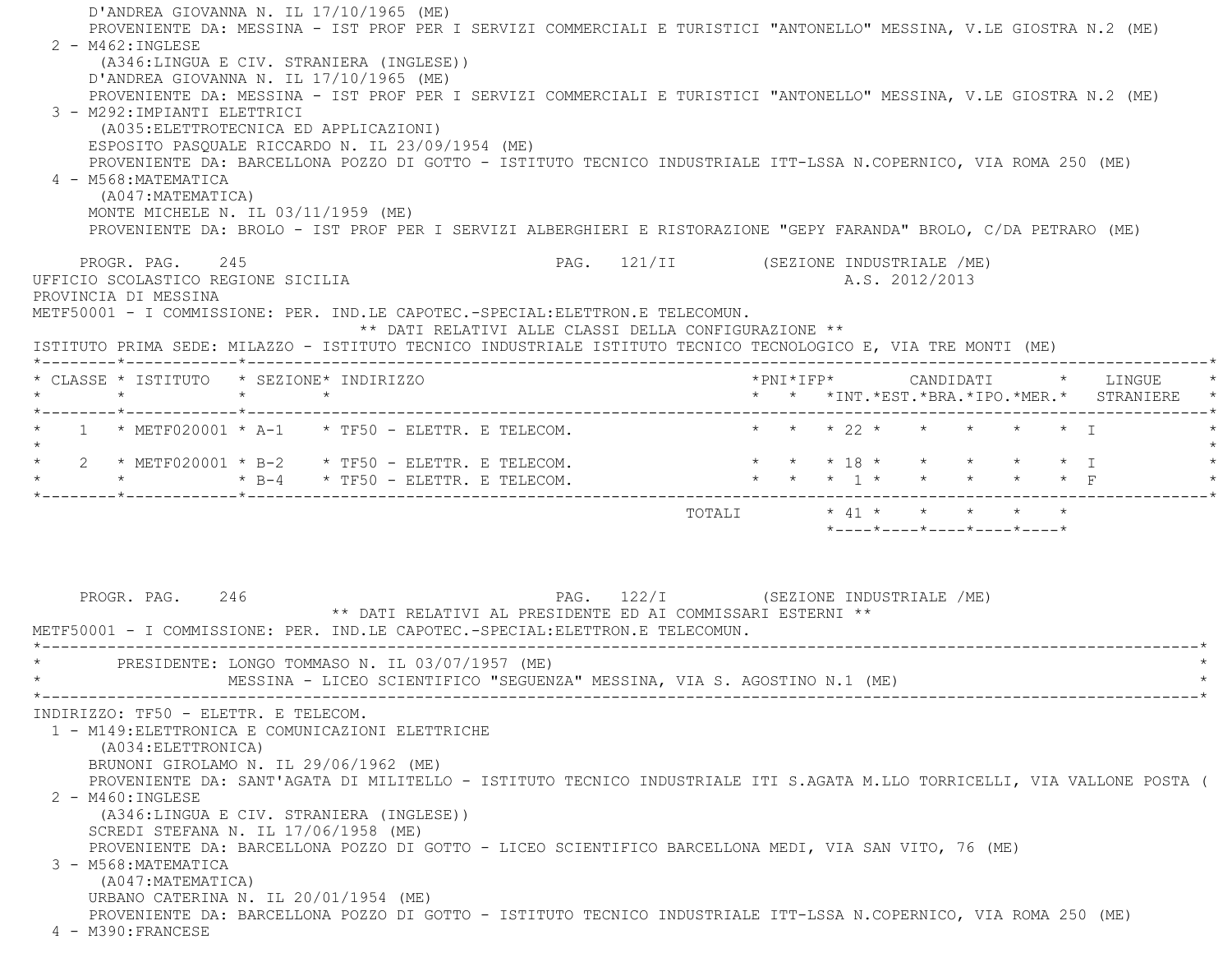D'ANDREA GIOVANNA N. IL 17/10/1965 (ME)
PROVENIENTE DA: MESSINA - IST PROF PER I SERVIZI COMMERCIALI E TURISTICI "ANTONELLO" MESSINA, V.LE GIOSTRA N.2 (ME)

2 - M462:INGLESE
(A346:LINGUA E CIV. STRANIERA (INGLESE))
D'ANDREA GIOVANNA N. IL 17/10/1965 (ME)
PROVENIENTE DA: MESSINA - IST PROF PER I SERVIZI COMMERCIALI E TURISTICI "ANTONELLO" MESSINA, V.LE GIOSTRA N.2 (ME)

3 - M292:IMPIANTI ELETTRICI
(A035:ELETTROTECNICA ED APPLICAZIONI)
ESPOSITO PASQUALE RICCARDO N. IL 23/09/1954 (ME)
PROVENIENTE DA: BARCELLONA POZZO DI GOTTO - ISTITUTO TECNICO INDUSTRIALE ITT-LSSA N.COPERNICO, VIA ROMA 250 (ME)

4 - M568:MATEMATICA
(A047:MATEMATICA)
MONTE MICHELE N. IL 03/11/1959 (ME)
PROVENIENTE DA: BROLO - IST PROF PER I SERVIZI ALBERGHIERI E RISTORAZIONE "GEPY FARANDA" BROLO, C/DA PETRARO (ME)

PROGR. PAG. 245 PAG. 121/II (SEZIONE INDUSTRIALE /ME)

UFFICIO SCOLASTICO REGIONE SICILIA A.S. 2012/2013
PROVINCIA DI MESSINA
METF50001 - I COMMISSIONE: PER. IND.LE CAPOTEC.-SPECIAL:ELETTRON.E TELECOMUN.

** DATI RELATIVI ALLE CLASSI DELLA CONFIGURAZIONE **

ISTITUTO PRIMA SEDE: MILAZZO - ISTITUTO TECNICO INDUSTRIALE ISTITUTO TECNICO TECNOLOGICO E, VIA TRE MONTI (ME)

| CLASSE | ISTITUTO | SEZIONE | INDIRIZZO | PNI | IFP | CANDIDATI INT. | EST. | BRA. | IPO. | MER. | LINGUE STRANIERE |
|---|---|---|---|---|---|---|---|---|---|---|---|
| 1 | METF020001 | A-1 | TF50 - ELETTR. E TELECOM. | | | 22 | | | | | I |
| 2 | METF020001 | B-2 | TF50 - ELETTR. E TELECOM. | | | 18 | | | | | I |
| | | B-4 | TF50 - ELETTR. E TELECOM. | | | 1 | | | | | F |
| | | | TOTALI | | | 41 | | | | | |

PROGR. PAG. 246 PAG. 122/I (SEZIONE INDUSTRIALE /ME)

** DATI RELATIVI AL PRESIDENTE ED AI COMMISSARI ESTERNI **

METF50001 - I COMMISSIONE: PER. IND.LE CAPOTEC.-SPECIAL:ELETTRON.E TELECOMUN.

PRESIDENTE: LONGO TOMMASO N. IL 03/07/1957 (ME)
MESSINA - LICEO SCIENTIFICO "SEGUENZA" MESSINA, VIA S. AGOSTINO N.1 (ME)

INDIRIZZO: TF50 - ELETTR. E TELECOM.

1 - M149:ELETTRONICA E COMUNICAZIONI ELETTRICHE
(A034:ELETTRONICA)
BRUNONI GIROLAMO N. IL 29/06/1962 (ME)
PROVENIENTE DA: SANT'AGATA DI MILITELLO - ISTITUTO TECNICO INDUSTRIALE ITI S.AGATA M.LLO TORRICELLI, VIA VALLONE POSTA (

2 - M460:INGLESE
(A346:LINGUA E CIV. STRANIERA (INGLESE))
SCREDI STEFANA N. IL 17/06/1958 (ME)
PROVENIENTE DA: BARCELLONA POZZO DI GOTTO - LICEO SCIENTIFICO BARCELLONA MEDI, VIA SAN VITO, 76 (ME)

3 - M568:MATEMATICA
(A047:MATEMATICA)
URBANO CATERINA N. IL 20/01/1954 (ME)
PROVENIENTE DA: BARCELLONA POZZO DI GOTTO - ISTITUTO TECNICO INDUSTRIALE ITT-LSSA N.COPERNICO, VIA ROMA 250 (ME)

4 - M390:FRANCESE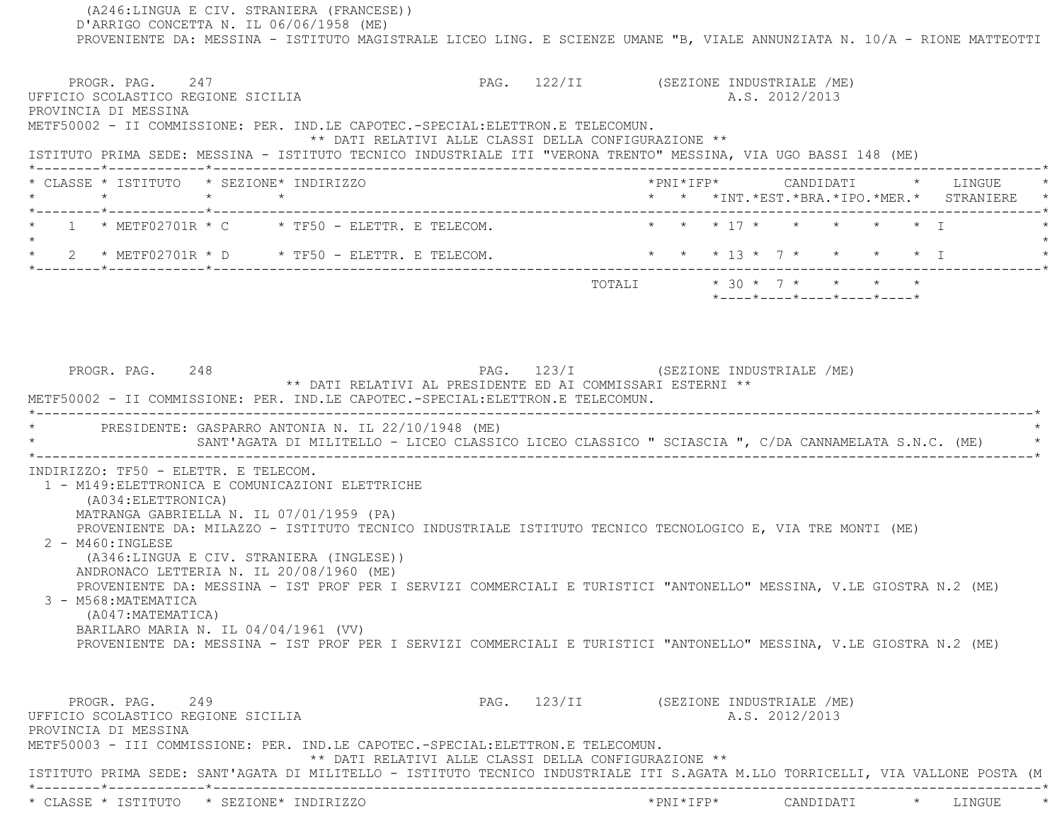(A246:LINGUA E CIV. STRANIERA (FRANCESE))
D'ARRIGO CONCETTA N. IL 06/06/1958 (ME)
PROVENIENTE DA: MESSINA - ISTITUTO MAGISTRALE LICEO LING. E SCIENZE UMANE "B, VIALE ANNUNZIATA N. 10/A - RIONE MATTEOTTI

PROGR. PAG. 247 PAG. 122/II (SEZIONE INDUSTRIALE /ME)
UFFICIO SCOLASTICO REGIONE SICILIA A.S. 2012/2013
PROVINCIA DI MESSINA
METF50002 - II COMMISSIONE: PER. IND.LE CAPOTEC.-SPECIAL:ELETTRON.E TELECOMUN.

** DATI RELATIVI ALLE CLASSI DELLA CONFIGURAZIONE **

ISTITUTO PRIMA SEDE: MESSINA - ISTITUTO TECNICO INDUSTRIALE ITI "VERONA TRENTO" MESSINA, VIA UGO BASSI 148 (ME)

| CLASSE | ISTITUTO | SEZIONE | INDIRIZZO | PNI | IFP | CANDIDATI INT. | EST. | BRA. | IPO. | MER. | LINGUE STRANIERE |
|---|---|---|---|---|---|---|---|---|---|---|---|
| 1 | METF02701R | C | TF50 - ELETTR. E TELECOM. | | | 17 | | | | | I |
| 2 | METF02701R | D | TF50 - ELETTR. E TELECOM. | | | 13 | 7 | | | | I |
| | | | TOTALI | | | 30 | 7 | | | | |

PROGR. PAG. 248 PAG. 123/I (SEZIONE INDUSTRIALE /ME)

** DATI RELATIVI AL PRESIDENTE ED AI COMMISSARI ESTERNI **

METF50002 - II COMMISSIONE: PER. IND.LE CAPOTEC.-SPECIAL:ELETTRON.E TELECOMUN.

PRESIDENTE: GASPARRO ANTONIA N. IL 22/10/1948 (ME)
SANT'AGATA DI MILITELLO - LICEO CLASSICO LICEO CLASSICO " SCIASCIA ", C/DA CANNAMELATA S.N.C. (ME)

INDIRIZZO: TF50 - ELETTR. E TELECOM.

1 - M149:ELETTRONICA E COMUNICAZIONI ELETTRICHE
(A034:ELETTRONICA)
MATRANGA GABRIELLA N. IL 07/01/1959 (PA)
PROVENIENTE DA: MILAZZO - ISTITUTO TECNICO INDUSTRIALE ISTITUTO TECNICO TECNOLOGICO E, VIA TRE MONTI (ME)

2 - M460:INGLESE
(A346:LINGUA E CIV. STRANIERA (INGLESE))
ANDRONACO LETTERIA N. IL 20/08/1960 (ME)
PROVENIENTE DA: MESSINA - IST PROF PER I SERVIZI COMMERCIALI E TURISTICI "ANTONELLO" MESSINA, V.LE GIOSTRA N.2 (ME)

3 - M568:MATEMATICA
(A047:MATEMATICA)
BARILARO MARIA N. IL 04/04/1961 (VV)
PROVENIENTE DA: MESSINA - IST PROF PER I SERVIZI COMMERCIALI E TURISTICI "ANTONELLO" MESSINA, V.LE GIOSTRA N.2 (ME)

PROGR. PAG. 249 PAG. 123/II (SEZIONE INDUSTRIALE /ME)
UFFICIO SCOLASTICO REGIONE SICILIA A.S. 2012/2013
PROVINCIA DI MESSINA
METF50003 - III COMMISSIONE: PER. IND.LE CAPOTEC.-SPECIAL:ELETTRON.E TELECOMUN.

** DATI RELATIVI ALLE CLASSI DELLA CONFIGURAZIONE **

ISTITUTO PRIMA SEDE: SANT'AGATA DI MILITELLO - ISTITUTO TECNICO INDUSTRIALE ITI S.AGATA M.LLO TORRICELLI, VIA VALLONE POSTA (M

| CLASSE | ISTITUTO | SEZIONE | INDIRIZZO | PNI | IFP | CANDIDATI | LINGUE |
|---|---|---|---|---|---|---|---|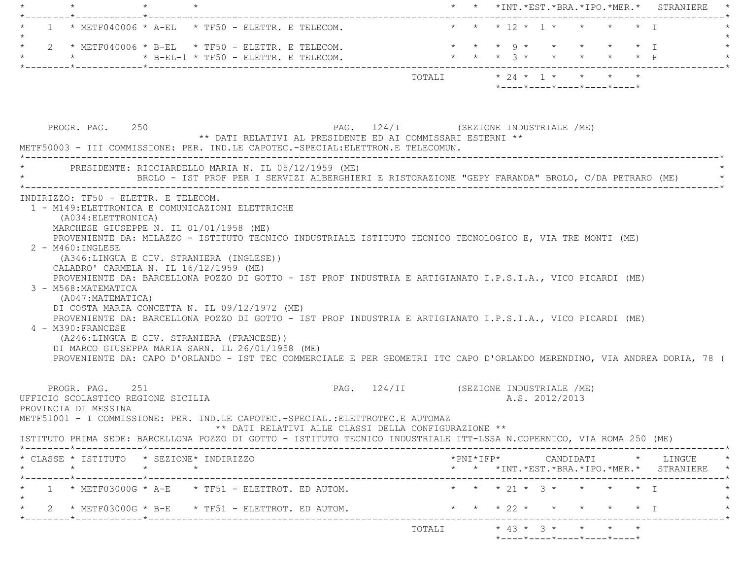| CLASSE | ISTITUTO | SEZIONE | INDIRIZZO | PNI | IFP | INT. | EST. | BRA. | IPO. | MER. | LINGUE STRANIERE |
|---|---|---|---|---|---|---|---|---|---|---|---|
| 1 | METF040006 | A-EL | TF50 - ELETTR. E TELECOM. | | | 12 | 1 | | | | I |
| 2 | METF040006 | B-EL | TF50 - ELETTR. E TELECOM. | | | 9 | | | | | I |
| | | B-EL-1 | TF50 - ELETTR. E TELECOM. | | | 3 | | | | | F |
| | | | TOTALI | | | 24 | 1 | | | | |

PROGR. PAG. 250 PAG. 124/I (SEZIONE INDUSTRIALE /ME)

** DATI RELATIVI AL PRESIDENTE ED AI COMMISSARI ESTERNI **

METF50003 - III COMMISSIONE: PER. IND.LE CAPOTEC.-SPECIAL:ELETTRON.E TELECOMUN.

PRESIDENTE: RICCIARDELLO MARIA N. IL 05/12/1959 (ME)
BROLO - IST PROF PER I SERVIZI ALBERGHIERI E RISTORAZIONE "GEPY FARANDA" BROLO, C/DA PETRARO (ME)

INDIRIZZO: TF50 - ELETTR. E TELECOM.

1 - M149:ELETTRONICA E COMUNICAZIONI ELETTRICHE
(A034:ELETTRONICA)
MARCHESE GIUSEPPE N. IL 01/01/1958 (ME)
PROVENIENTE DA: MILAZZO - ISTITUTO TECNICO INDUSTRIALE ISTITUTO TECNICO TECNOLOGICO E, VIA TRE MONTI (ME)

2 - M460:INGLESE
(A346:LINGUA E CIV. STRANIERA (INGLESE))
CALABRO' CARMELA N. IL 16/12/1959 (ME)
PROVENIENTE DA: BARCELLONA POZZO DI GOTTO - IST PROF INDUSTRIA E ARTIGIANATO I.P.S.I.A., VICO PICARDI (ME)

3 - M568:MATEMATICA
(A047:MATEMATICA)
DI COSTA MARIA CONCETTA N. IL 09/12/1972 (ME)
PROVENIENTE DA: BARCELLONA POZZO DI GOTTO - IST PROF INDUSTRIA E ARTIGIANATO I.P.S.I.A., VICO PICARDI (ME)

4 - M390:FRANCESE
(A246:LINGUA E CIV. STRANIERA (FRANCESE))
DI MARCO GIUSEPPA MARIA SARN. IL 26/01/1958 (ME)
PROVENIENTE DA: CAPO D'ORLANDO - IST TEC COMMERCIALE E PER GEOMETRI ITC CAPO D'ORLANDO MERENDINO, VIA ANDREA DORIA, 78 (

PROGR. PAG. 251 PAG. 124/II (SEZIONE INDUSTRIALE /ME)

UFFICIO SCOLASTICO REGIONE SICILIA A.S. 2012/2013

PROVINCIA DI MESSINA

METF51001 - I COMMISSIONE: PER. IND.LE CAPOTEC.-SPECIAL.:ELETTROTEC.E AUTOMAZ

** DATI RELATIVI ALLE CLASSI DELLA CONFIGURAZIONE **

ISTITUTO PRIMA SEDE: BARCELLONA POZZO DI GOTTO - ISTITUTO TECNICO INDUSTRIALE ITT-LSSA N.COPERNICO, VIA ROMA 250 (ME)

| CLASSE | ISTITUTO | SEZIONE | INDIRIZZO | PNI | IFP | INT. | EST. | BRA. | IPO. | MER. | LINGUE STRANIERE |
|---|---|---|---|---|---|---|---|---|---|---|---|
| 1 | METF03000G | A-E | TF51 - ELETTROT. ED AUTOM. | | | 21 | 3 | | | | I |
| 2 | METF03000G | B-E | TF51 - ELETTROT. ED AUTOM. | | | 22 | | | | | I |
| | | | TOTALI | | | 43 | 3 | | | | |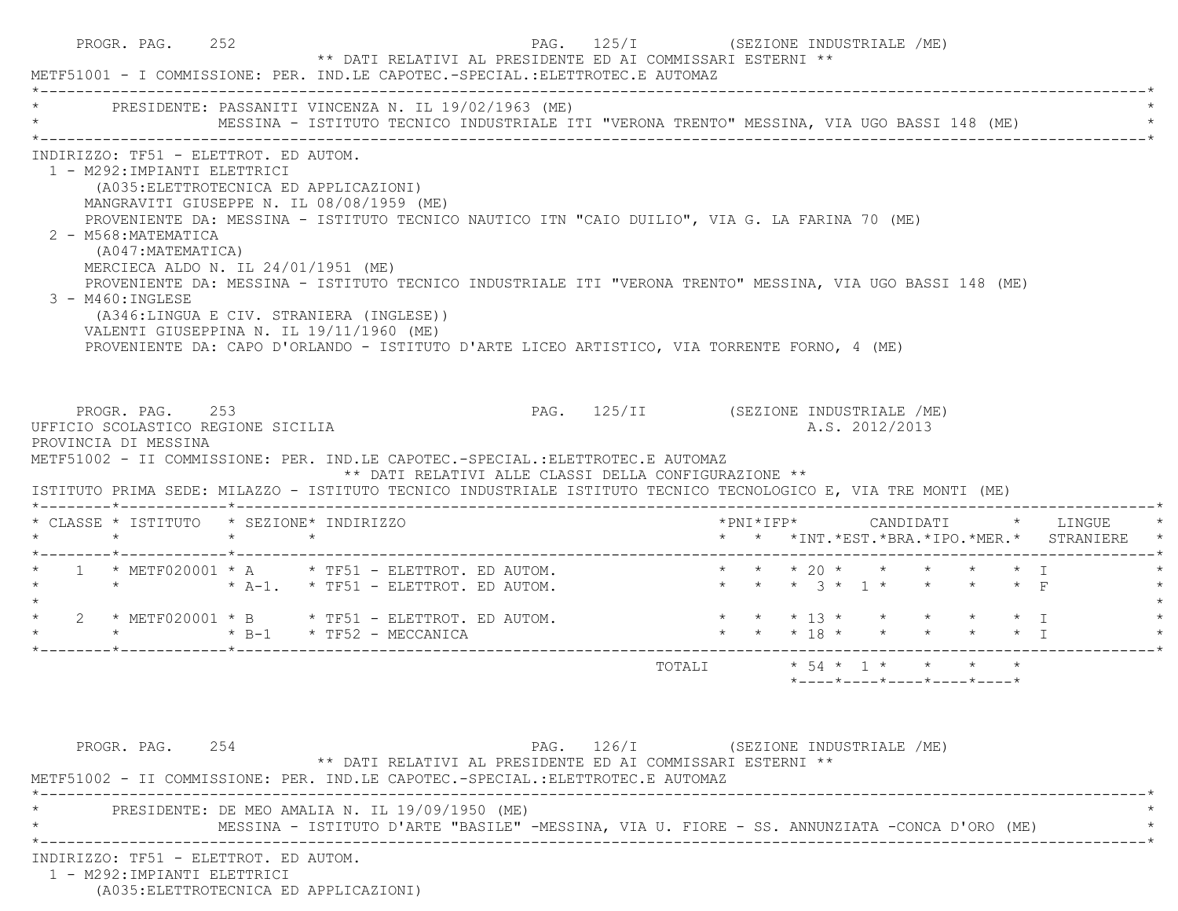PROGR. PAG. 252 PAG. 125/I (SEZIONE INDUSTRIALE /ME)

** DATI RELATIVI AL PRESIDENTE ED AI COMMISSARI ESTERNI **

METF51001 - I COMMISSIONE: PER. IND.LE CAPOTEC.-SPECIAL.:ELETTROTEC.E AUTOMAZ

PRESIDENTE: PASSANITI VINCENZA N. IL 19/02/1963 (ME)
MESSINA - ISTITUTO TECNICO INDUSTRIALE ITI "VERONA TRENTO" MESSINA, VIA UGO BASSI 148 (ME)

INDIRIZZO: TF51 - ELETTROT. ED AUTOM.

1 - M292:IMPIANTI ELETTRICI
(A035:ELETTROTECNICA ED APPLICAZIONI)
MANGRAVITI GIUSEPPE N. IL 08/08/1959 (ME)
PROVENIENTE DA: MESSINA - ISTITUTO TECNICO NAUTICO ITN "CAIO DUILIO", VIA G. LA FARINA 70 (ME)

2 - M568:MATEMATICA
(A047:MATEMATICA)
MERCIECA ALDO N. IL 24/01/1951 (ME)
PROVENIENTE DA: MESSINA - ISTITUTO TECNICO INDUSTRIALE ITI "VERONA TRENTO" MESSINA, VIA UGO BASSI 148 (ME)

3 - M460:INGLESE
(A346:LINGUA E CIV. STRANIERA (INGLESE))
VALENTI GIUSEPPINA N. IL 19/11/1960 (ME)
PROVENIENTE DA: CAPO D'ORLANDO - ISTITUTO D'ARTE LICEO ARTISTICO, VIA TORRENTE FORNO, 4 (ME)

PROGR. PAG. 253 PAG. 125/II (SEZIONE INDUSTRIALE /ME)

UFFICIO SCOLASTICO REGIONE SICILIA A.S. 2012/2013

PROVINCIA DI MESSINA

METF51002 - II COMMISSIONE: PER. IND.LE CAPOTEC.-SPECIAL.:ELETTROTEC.E AUTOMAZ

** DATI RELATIVI ALLE CLASSI DELLA CONFIGURAZIONE **

ISTITUTO PRIMA SEDE: MILAZZO - ISTITUTO TECNICO INDUSTRIALE ISTITUTO TECNICO TECNOLOGICO E, VIA TRE MONTI (ME)

| CLASSE | ISTITUTO | SEZIONE | INDIRIZZO | PNI | IFP | CANDIDATI INT. | EST. | BRA. | IPO. | MER. | LINGUE STRANIERE |
|---|---|---|---|---|---|---|---|---|---|---|---|
| 1 | METF020001 | A | TF51 - ELETTROT. ED AUTOM. | | | 20 | | | | | I |
| | | A-1. | TF51 - ELETTROT. ED AUTOM. | | | 3 | 1 | | | | F |
| 2 | METF020001 | B | TF51 - ELETTROT. ED AUTOM. | | | 13 | | | | | I |
| | | B-1 | TF52 - MECCANICA | | | 18 | | | | | I |
| | | | TOTALI | | | 54 | 1 | | | | |

PROGR. PAG. 254 PAG. 126/I (SEZIONE INDUSTRIALE /ME)

** DATI RELATIVI AL PRESIDENTE ED AI COMMISSARI ESTERNI **

METF51002 - II COMMISSIONE: PER. IND.LE CAPOTEC.-SPECIAL.:ELETTROTEC.E AUTOMAZ

PRESIDENTE: DE MEO AMALIA N. IL 19/09/1950 (ME)
MESSINA - ISTITUTO D'ARTE "BASILE" -MESSINA, VIA U. FIORE - SS. ANNUNZIATA -CONCA D'ORO (ME)

INDIRIZZO: TF51 - ELETTROT. ED AUTOM.

1 - M292:IMPIANTI ELETTRICI
(A035:ELETTROTECNICA ED APPLICAZIONI)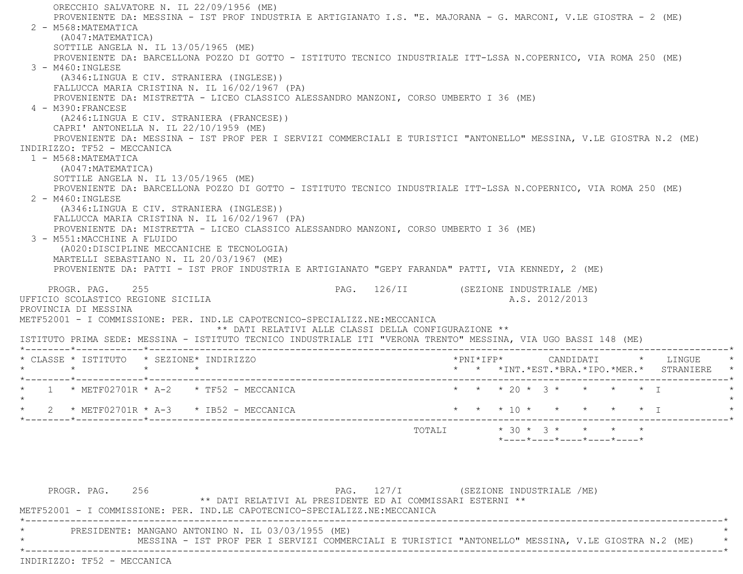ORECCHIO SALVATORE N. IL 22/09/1956 (ME)
PROVENIENTE DA: MESSINA - IST PROF INDUSTRIA E ARTIGIANATO I.S. "E. MAJORANA - G. MARCONI, V.LE GIOSTRA - 2 (ME)

2 - M568:MATEMATICA
(A047:MATEMATICA)
SOTTILE ANGELA N. IL 13/05/1965 (ME)
PROVENIENTE DA: BARCELLONA POZZO DI GOTTO - ISTITUTO TECNICO INDUSTRIALE ITT-LSSA N.COPERNICO, VIA ROMA 250 (ME)

3 - M460:INGLESE
(A346:LINGUA E CIV. STRANIERA (INGLESE))
FALLUCCA MARIA CRISTINA N. IL 16/02/1967 (PA)
PROVENIENTE DA: MISTRETTA - LICEO CLASSICO ALESSANDRO MANZONI, CORSO UMBERTO I 36 (ME)

4 - M390:FRANCESE
(A246:LINGUA E CIV. STRANIERA (FRANCESE))
CAPRI' ANTONELLA N. IL 22/10/1959 (ME)
PROVENIENTE DA: MESSINA - IST PROF PER I SERVIZI COMMERCIALI E TURISTICI "ANTONELLO" MESSINA, V.LE GIOSTRA N.2 (ME)

INDIRIZZO: TF52 - MECCANICA

1 - M568:MATEMATICA
(A047:MATEMATICA)
SOTTILE ANGELA N. IL 13/05/1965 (ME)
PROVENIENTE DA: BARCELLONA POZZO DI GOTTO - ISTITUTO TECNICO INDUSTRIALE ITT-LSSA N.COPERNICO, VIA ROMA 250 (ME)

2 - M460:INGLESE
(A346:LINGUA E CIV. STRANIERA (INGLESE))
FALLUCCA MARIA CRISTINA N. IL 16/02/1967 (PA)
PROVENIENTE DA: MISTRETTA - LICEO CLASSICO ALESSANDRO MANZONI, CORSO UMBERTO I 36 (ME)

3 - M551:MACCHINE A FLUIDO
(A020:DISCIPLINE MECCANICHE E TECNOLOGIA)
MARTELLI SEBASTIANO N. IL 20/03/1967 (ME)
PROVENIENTE DA: PATTI - IST PROF INDUSTRIA E ARTIGIANATO "GEPY FARANDA" PATTI, VIA KENNEDY, 2 (ME)

PROGR. PAG. 255 PAG. 126/II (SEZIONE INDUSTRIALE /ME)

UFFICIO SCOLASTICO REGIONE SICILIA A.S. 2012/2013

PROVINCIA DI MESSINA

METF52001 - I COMMISSIONE: PER. IND.LE CAPOTECNICO-SPECIALIZZ.NE:MECCANICA

** DATI RELATIVI ALLE CLASSI DELLA CONFIGURAZIONE **

ISTITUTO PRIMA SEDE: MESSINA - ISTITUTO TECNICO INDUSTRIALE ITI "VERONA TRENTO" MESSINA, VIA UGO BASSI 148 (ME)

| CLASSE | ISTITUTO | SEZIONE | INDIRIZZO | PNI | IFP | CANDIDATI INT. | EST. | BRA. | IPO. | MER. | LINGUE STRANIERE |
|---|---|---|---|---|---|---|---|---|---|---|---|
| 1 | METF02701R | A-2 | TF52 - MECCANICA | | | 20 | 3 | | | | I |
| 2 | METF02701R | A-3 | IB52 - MECCANICA | | | 10 | | | | | I |
| | | | TOTALI | | | 30 | 3 | | | | |

PROGR. PAG. 256 PAG. 127/I (SEZIONE INDUSTRIALE /ME)

** DATI RELATIVI AL PRESIDENTE ED AI COMMISSARI ESTERNI **

METF52001 - I COMMISSIONE: PER. IND.LE CAPOTECNICO-SPECIALIZZ.NE:MECCANICA

PRESIDENTE: MANGANO ANTONINO N. IL 03/03/1955 (ME)
MESSINA - IST PROF PER I SERVIZI COMMERCIALI E TURISTICI "ANTONELLO" MESSINA, V.LE GIOSTRA N.2 (ME)

INDIRIZZO: TF52 - MECCANICA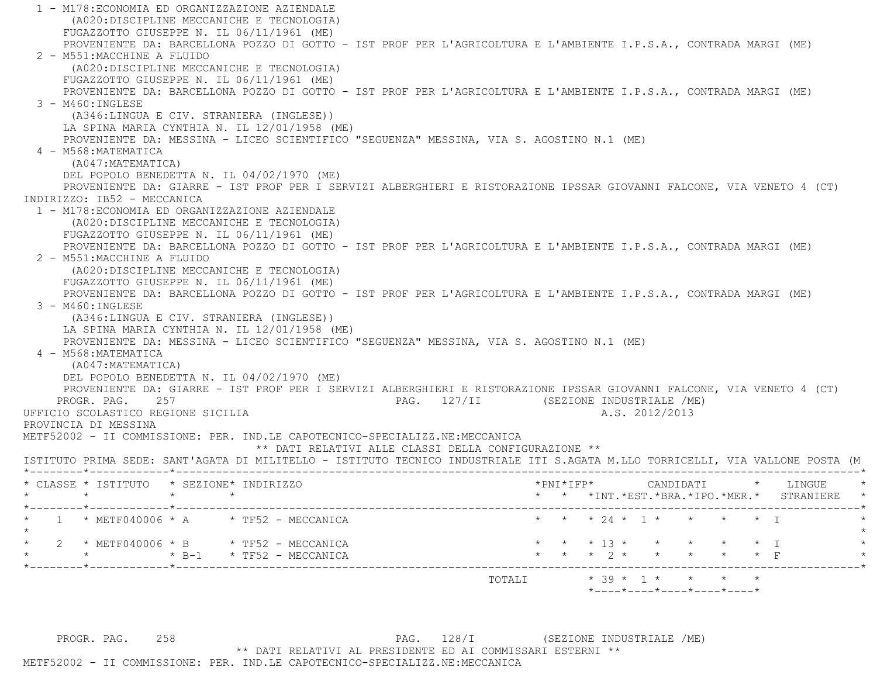1 - M178:ECONOMIA ED ORGANIZZAZIONE AZIENDALE
(A020:DISCIPLINE MECCANICHE E TECNOLOGIA)
FUGAZZOTTO GIUSEPPE N. IL 06/11/1961 (ME)
PROVENIENTE DA: BARCELLONA POZZO DI GOTTO - IST PROF PER L'AGRICOLTURA E L'AMBIENTE I.P.S.A., CONTRADA MARGI (ME)

2 - M551:MACCHINE A FLUIDO
(A020:DISCIPLINE MECCANICHE E TECNOLOGIA)
FUGAZZOTTO GIUSEPPE N. IL 06/11/1961 (ME)
PROVENIENTE DA: BARCELLONA POZZO DI GOTTO - IST PROF PER L'AGRICOLTURA E L'AMBIENTE I.P.S.A., CONTRADA MARGI (ME)

3 - M460:INGLESE
(A346:LINGUA E CIV. STRANIERA (INGLESE))
LA SPINA MARIA CYNTHIA N. IL 12/01/1958 (ME)
PROVENIENTE DA: MESSINA - LICEO SCIENTIFICO "SEGUENZA" MESSINA, VIA S. AGOSTINO N.1 (ME)

4 - M568:MATEMATICA
(A047:MATEMATICA)
DEL POPOLO BENEDETTA N. IL 04/02/1970 (ME)
PROVENIENTE DA: GIARRE - IST PROF PER I SERVIZI ALBERGHIERI E RISTORAZIONE IPSSAR GIOVANNI FALCONE, VIA VENETO 4 (CT)

INDIRIZZO: IB52 - MECCANICA

1 - M178:ECONOMIA ED ORGANIZZAZIONE AZIENDALE
(A020:DISCIPLINE MECCANICHE E TECNOLOGIA)
FUGAZZOTTO GIUSEPPE N. IL 06/11/1961 (ME)
PROVENIENTE DA: BARCELLONA POZZO DI GOTTO - IST PROF PER L'AGRICOLTURA E L'AMBIENTE I.P.S.A., CONTRADA MARGI (ME)

2 - M551:MACCHINE A FLUIDO
(A020:DISCIPLINE MECCANICHE E TECNOLOGIA)
FUGAZZOTTO GIUSEPPE N. IL 06/11/1961 (ME)
PROVENIENTE DA: BARCELLONA POZZO DI GOTTO - IST PROF PER L'AGRICOLTURA E L'AMBIENTE I.P.S.A., CONTRADA MARGI (ME)

3 - M460:INGLESE
(A346:LINGUA E CIV. STRANIERA (INGLESE))
LA SPINA MARIA CYNTHIA N. IL 12/01/1958 (ME)
PROVENIENTE DA: MESSINA - LICEO SCIENTIFICO "SEGUENZA" MESSINA, VIA S. AGOSTINO N.1 (ME)

4 - M568:MATEMATICA
(A047:MATEMATICA)
DEL POPOLO BENEDETTA N. IL 04/02/1970 (ME)
PROVENIENTE DA: GIARRE - IST PROF PER I SERVIZI ALBERGHIERI E RISTORAZIONE IPSSAR GIOVANNI FALCONE, VIA VENETO 4 (CT)

PROGR. PAG. 257 PAG. 127/II (SEZIONE INDUSTRIALE /ME)

UFFICIO SCOLASTICO REGIONE SICILIA A.S. 2012/2013

PROVINCIA DI MESSINA

METF52002 - II COMMISSIONE: PER. IND.LE CAPOTECNICO-SPECIALIZZ.NE:MECCANICA

** DATI RELATIVI ALLE CLASSI DELLA CONFIGURAZIONE **

ISTITUTO PRIMA SEDE: SANT'AGATA DI MILITELLO - ISTITUTO TECNICO INDUSTRIALE ITI S.AGATA M.LLO TORRICELLI, VIA VALLONE POSTA (M

| CLASSE | ISTITUTO | SEZIONE | INDIRIZZO | PNI | IFP | CANDIDATI INT. | EST. | BRA. | IPO. | MER. | LINGUE STRANIERE |
|---|---|---|---|---|---|---|---|---|---|---|---|
| 1 | METF040006 | A | TF52 - MECCANICA | | | 24 | 1 | | | | I |
| 2 | METF040006 | B | TF52 - MECCANICA | | | 13 | | | | | I |
| | | B-1 | TF52 - MECCANICA | | | 2 | | | | | F |
| | | | TOTALI | | | 39 | 1 | | | | |

PROGR. PAG. 258 PAG. 128/I (SEZIONE INDUSTRIALE /ME)

** DATI RELATIVI AL PRESIDENTE ED AI COMMISSARI ESTERNI **

METF52002 - II COMMISSIONE: PER. IND.LE CAPOTECNICO-SPECIALIZZ.NE:MECCANICA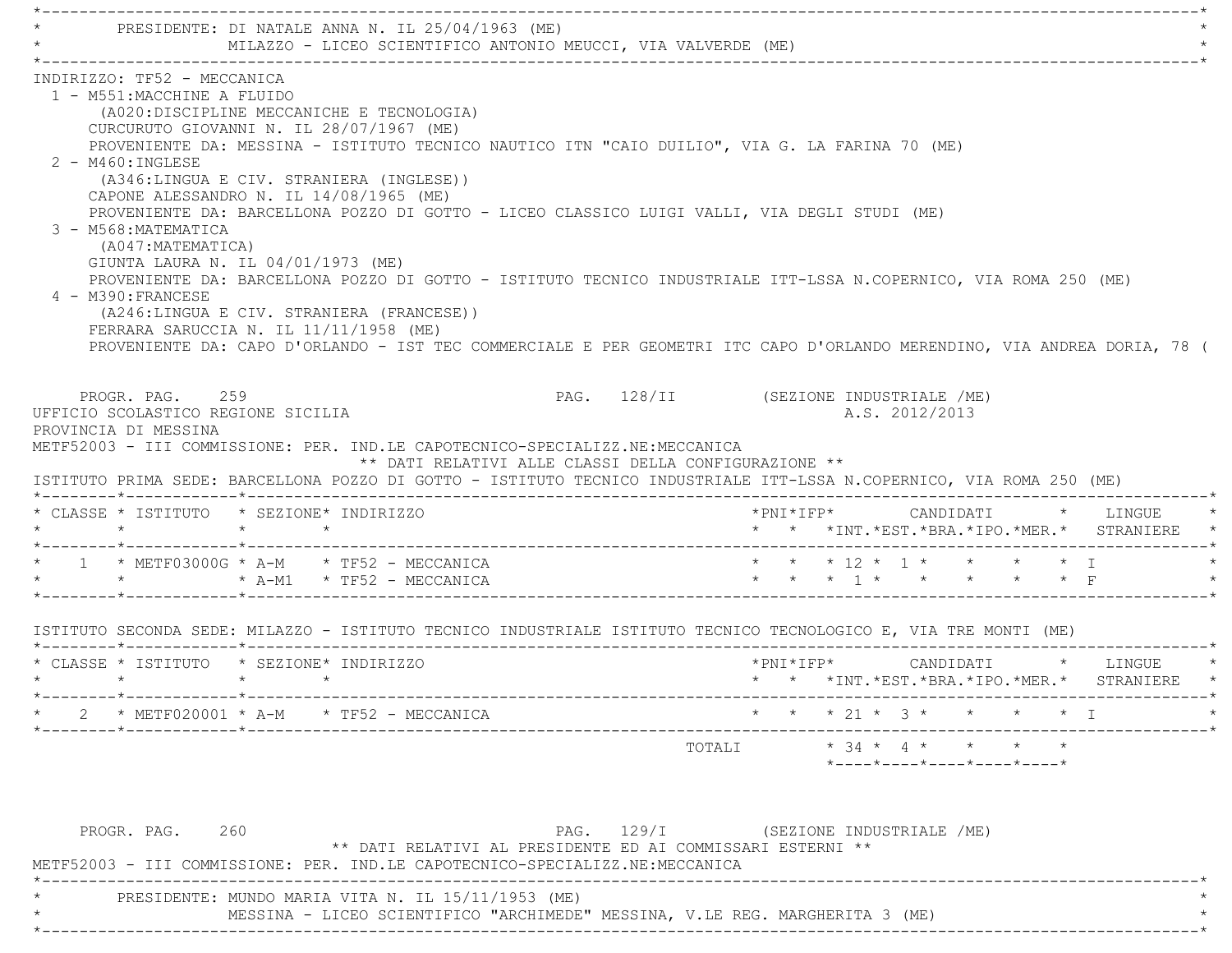PRESIDENTE: DI NATALE ANNA N. IL 25/04/1963 (ME)
MILAZZO - LICEO SCIENTIFICO ANTONIO MEUCCI, VIA VALVERDE (ME)

INDIRIZZO: TF52 - MECCANICA

1 - M551:MACCHINE A FLUIDO
(A020:DISCIPLINE MECCANICHE E TECNOLOGIA)
CURCURUTO GIOVANNI N. IL 28/07/1967 (ME)
PROVENIENTE DA: MESSINA - ISTITUTO TECNICO NAUTICO ITN "CAIO DUILIO", VIA G. LA FARINA 70 (ME)

2 - M460:INGLESE
(A346:LINGUA E CIV. STRANIERA (INGLESE))
CAPONE ALESSANDRO N. IL 14/08/1965 (ME)
PROVENIENTE DA: BARCELLONA POZZO DI GOTTO - LICEO CLASSICO LUIGI VALLI, VIA DEGLI STUDI (ME)

3 - M568:MATEMATICA
(A047:MATEMATICA)
GIUNTA LAURA N. IL 04/01/1973 (ME)
PROVENIENTE DA: BARCELLONA POZZO DI GOTTO - ISTITUTO TECNICO INDUSTRIALE ITT-LSSA N.COPERNICO, VIA ROMA 250 (ME)

4 - M390:FRANCESE
(A246:LINGUA E CIV. STRANIERA (FRANCESE))
FERRARA SARUCCIA N. IL 11/11/1958 (ME)
PROVENIENTE DA: CAPO D'ORLANDO - IST TEC COMMERCIALE E PER GEOMETRI ITC CAPO D'ORLANDO MERENDINO, VIA ANDREA DORIA, 78 (

PROGR. PAG. 259 PAG. 128/II (SEZIONE INDUSTRIALE /ME)

UFFICIO SCOLASTICO REGIONE SICILIA A.S. 2012/2013

PROVINCIA DI MESSINA

METF52003 - III COMMISSIONE: PER. IND.LE CAPOTECNICO-SPECIALIZZ.NE:MECCANICA

** DATI RELATIVI ALLE CLASSI DELLA CONFIGURAZIONE **

ISTITUTO PRIMA SEDE: BARCELLONA POZZO DI GOTTO - ISTITUTO TECNICO INDUSTRIALE ITT-LSSA N.COPERNICO, VIA ROMA 250 (ME)

| CLASSE | ISTITUTO | SEZIONE | INDIRIZZO | PNI | IFP | CANDIDATI INT. | EST. | BRA. | IPO. | MER. | LINGUE STRANIERE |
|---|---|---|---|---|---|---|---|---|---|---|---|
| 1 | METF03000G | A-M | TF52 - MECCANICA | | | 12 | 1 | | | | I |
| | | A-M1 | TF52 - MECCANICA | | | 1 | | | | | F |

ISTITUTO SECONDA SEDE: MILAZZO - ISTITUTO TECNICO INDUSTRIALE ISTITUTO TECNICO TECNOLOGICO E, VIA TRE MONTI (ME)

| CLASSE | ISTITUTO | SEZIONE | INDIRIZZO | PNI | IFP | CANDIDATI INT. | EST. | BRA. | IPO. | MER. | LINGUE STRANIERE |
|---|---|---|---|---|---|---|---|---|---|---|---|
| 2 | METF020001 | A-M | TF52 - MECCANICA | | | 21 | 3 | | | | I |
| | | | TOTALI | | | 34 | 4 | | | | |

PROGR. PAG. 260 PAG. 129/I (SEZIONE INDUSTRIALE /ME)

** DATI RELATIVI AL PRESIDENTE ED AI COMMISSARI ESTERNI **

METF52003 - III COMMISSIONE: PER. IND.LE CAPOTECNICO-SPECIALIZZ.NE:MECCANICA

PRESIDENTE: MUNDO MARIA VITA N. IL 15/11/1953 (ME)
MESSINA - LICEO SCIENTIFICO "ARCHIMEDE" MESSINA, V.LE REG. MARGHERITA 3 (ME)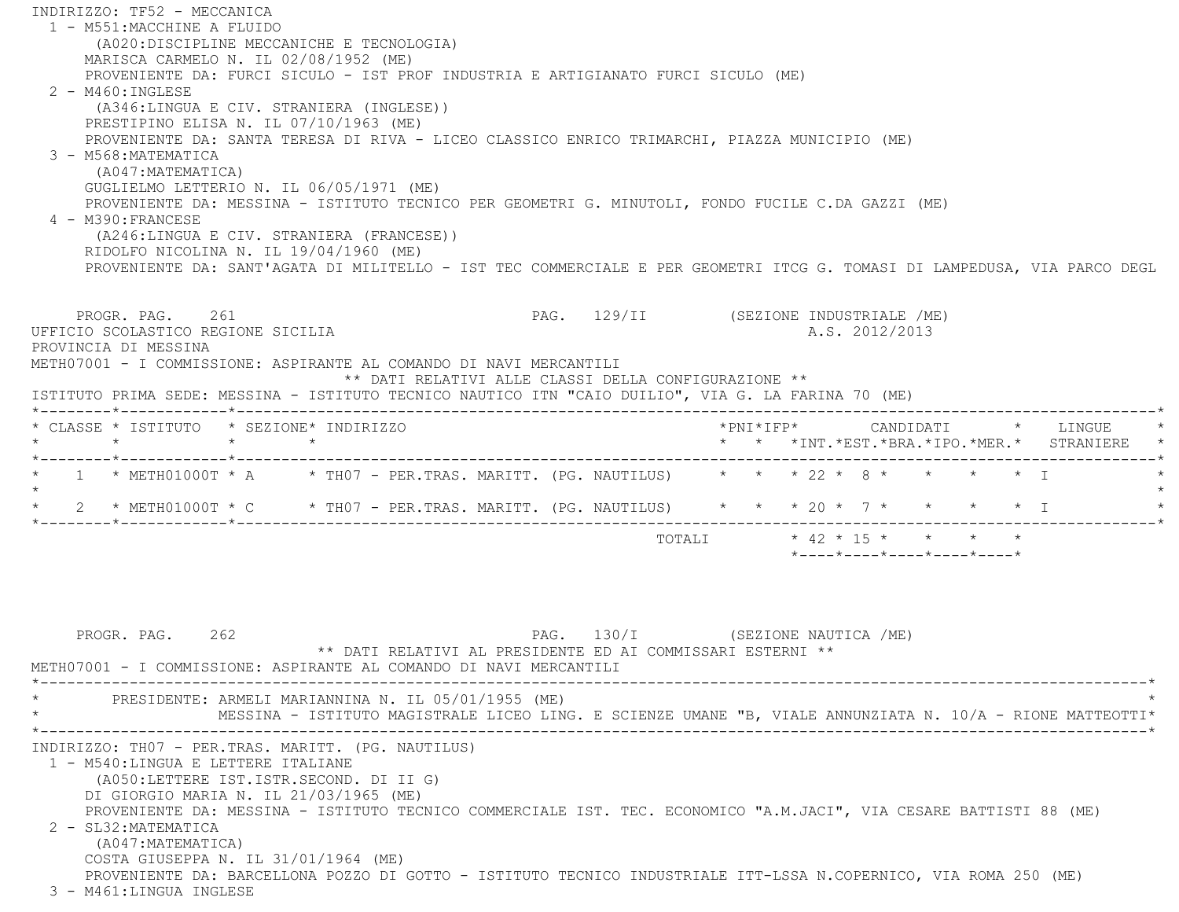INDIRIZZO: TF52 - MECCANICA

1 - M551:MACCHINE A FLUIDO
   (A020:DISCIPLINE MECCANICHE E TECNOLOGIA)
   MARISCA CARMELO N. IL 02/08/1952 (ME)
   PROVENIENTE DA: FURCI SICULO - IST PROF INDUSTRIA E ARTIGIANATO FURCI SICULO (ME)
2 - M460:INGLESE
   (A346:LINGUA E CIV. STRANIERA (INGLESE))
   PRESTIPINO ELISA N. IL 07/10/1963 (ME)
   PROVENIENTE DA: SANTA TERESA DI RIVA - LICEO CLASSICO ENRICO TRIMARCHI, PIAZZA MUNICIPIO (ME)
3 - M568:MATEMATICA
   (A047:MATEMATICA)
   GUGLIELMO LETTERIO N. IL 06/05/1971 (ME)
   PROVENIENTE DA: MESSINA - ISTITUTO TECNICO PER GEOMETRI G. MINUTOLI, FONDO FUCILE C.DA GAZZI (ME)
4 - M390:FRANCESE
   (A246:LINGUA E CIV. STRANIERA (FRANCESE))
   RIDOLFO NICOLINA N. IL 19/04/1960 (ME)
   PROVENIENTE DA: SANT'AGATA DI MILITELLO - IST TEC COMMERCIALE E PER GEOMETRI ITCG G. TOMASI DI LAMPEDUSA, VIA PARCO DEGL

PROGR. PAG. 261 PAG. 129/II (SEZIONE INDUSTRIALE /ME)

UFFICIO SCOLASTICO REGIONE SICILIA A.S. 2012/2013
PROVINCIA DI MESSINA
METH07001 - I COMMISSIONE: ASPIRANTE AL COMANDO DI NAVI MERCANTILI

** DATI RELATIVI ALLE CLASSI DELLA CONFIGURAZIONE **

ISTITUTO PRIMA SEDE: MESSINA - ISTITUTO TECNICO NAUTICO ITN "CAIO DUILIO", VIA G. LA FARINA 70 (ME)

| CLASSE | ISTITUTO | SEZIONE | INDIRIZZO | PNI | IFP | CANDIDATI INT. | EST. | BRA. | IPO. | MER. | LINGUE STRANIERE |
|---|---|---|---|---|---|---|---|---|---|---|---|
| 1 | METH01000T | A | TH07 - PER.TRAS. MARITT. (PG. NAUTILUS) | | | 22 | 8 | | | | I |
| 2 | METH01000T | C | TH07 - PER.TRAS. MARITT. (PG. NAUTILUS) | | | 20 | 7 | | | | I |
| | | | TOTALI | | | 42 | 15 | | | | |

PROGR. PAG. 262 PAG. 130/I (SEZIONE NAUTICA /ME)

** DATI RELATIVI AL PRESIDENTE ED AI COMMISSARI ESTERNI **

METH07001 - I COMMISSIONE: ASPIRANTE AL COMANDO DI NAVI MERCANTILI

PRESIDENTE: ARMELI MARIANNINA N. IL 05/01/1955 (ME)
MESSINA - ISTITUTO MAGISTRALE LICEO LING. E SCIENZE UMANE "B, VIALE ANNUNZIATA N. 10/A - RIONE MATTEOTTI

INDIRIZZO: TH07 - PER.TRAS. MARITT. (PG. NAUTILUS)

1 - M540:LINGUA E LETTERE ITALIANE
   (A050:LETTERE IST.ISTR.SECOND. DI II G)
   DI GIORGIO MARIA N. IL 21/03/1965 (ME)
   PROVENIENTE DA: MESSINA - ISTITUTO TECNICO COMMERCIALE IST. TEC. ECONOMICO "A.M.JACI", VIA CESARE BATTISTI 88 (ME)
2 - SL32:MATEMATICA
   (A047:MATEMATICA)
   COSTA GIUSEPPA N. IL 31/01/1964 (ME)
   PROVENIENTE DA: BARCELLONA POZZO DI GOTTO - ISTITUTO TECNICO INDUSTRIALE ITT-LSSA N.COPERNICO, VIA ROMA 250 (ME)
3 - M461:LINGUA INGLESE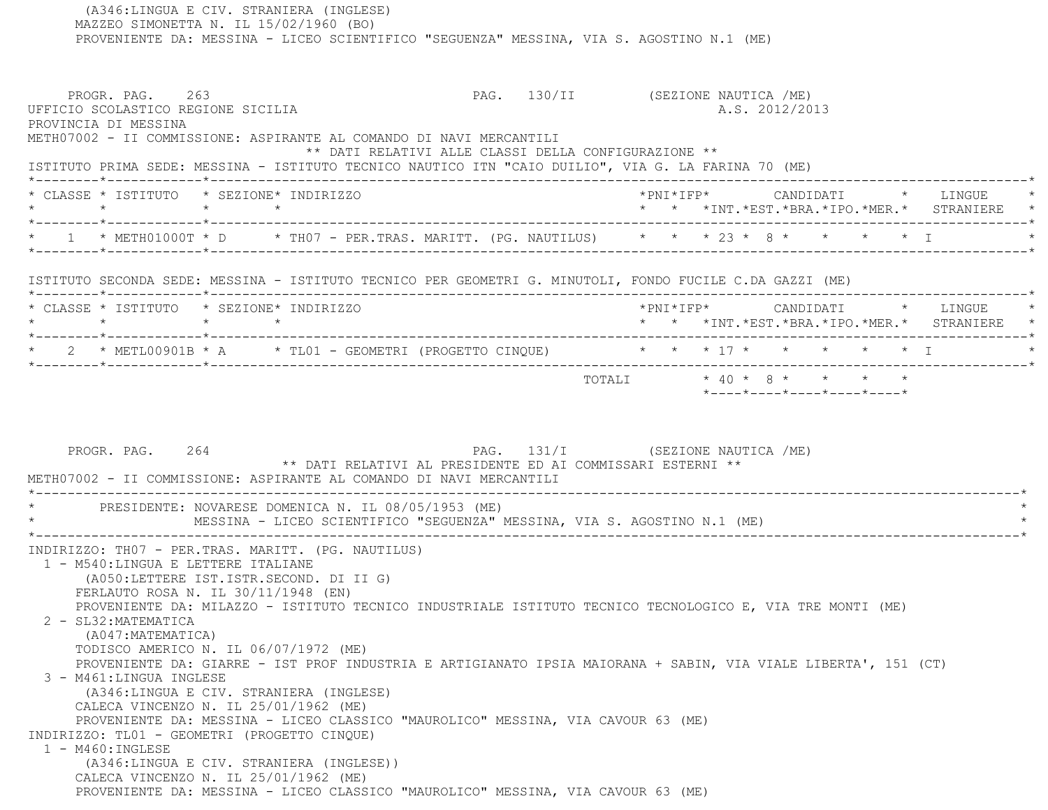(A346:LINGUA E CIV. STRANIERA (INGLESE)
MAZZEO SIMONETTA N. IL 15/02/1960 (BO)
PROVENIENTE DA: MESSINA - LICEO SCIENTIFICO "SEGUENZA" MESSINA, VIA S. AGOSTINO N.1 (ME)

PROGR. PAG. 263 PAG. 130/II (SEZIONE NAUTICA /ME)
UFFICIO SCOLASTICO REGIONE SICILIA A.S. 2012/2013
PROVINCIA DI MESSINA
METH07002 - II COMMISSIONE: ASPIRANTE AL COMANDO DI NAVI MERCANTILI
** DATI RELATIVI ALLE CLASSI DELLA CONFIGURAZIONE **

ISTITUTO PRIMA SEDE: MESSINA - ISTITUTO TECNICO NAUTICO ITN "CAIO DUILIO", VIA G. LA FARINA 70 (ME)

| CLASSE | ISTITUTO | SEZIONE | INDIRIZZO | PNI | IFP | CANDIDATI INT. | EST. | BRA. | IPO. | MER. | LINGUE STRANIERE |
|---|---|---|---|---|---|---|---|---|---|---|---|
| 1 | METH01000T | D | TH07 - PER.TRAS. MARITT. (PG. NAUTILUS) | | | 23 | 8 | | | | I |

ISTITUTO SECONDA SEDE: MESSINA - ISTITUTO TECNICO PER GEOMETRI G. MINUTOLI, FONDO FUCILE C.DA GAZZI (ME)

| CLASSE | ISTITUTO | SEZIONE | INDIRIZZO | PNI | IFP | CANDIDATI INT. | EST. | BRA. | IPO. | MER. | LINGUE STRANIERE |
|---|---|---|---|---|---|---|---|---|---|---|---|
| 2 | METL00901B | A | TL01 - GEOMETRI (PROGETTO CINQUE) | | | 17 | | | | | I |
| | | | TOTALI | | | 40 | 8 | | | | |

PROGR. PAG. 264 PAG. 131/I (SEZIONE NAUTICA /ME)
** DATI RELATIVI AL PRESIDENTE ED AI COMMISSARI ESTERNI **
METH07002 - II COMMISSIONE: ASPIRANTE AL COMANDO DI NAVI MERCANTILI

PRESIDENTE: NOVARESE DOMENICA N. IL 08/05/1953 (ME)
MESSINA - LICEO SCIENTIFICO "SEGUENZA" MESSINA, VIA S. AGOSTINO N.1 (ME)

INDIRIZZO: TH07 - PER.TRAS. MARITT. (PG. NAUTILUS)

1 - M540:LINGUA E LETTERE ITALIANE
(A050:LETTERE IST.ISTR.SECOND. DI II G)
FERLAUTO ROSA N. IL 30/11/1948 (EN)
PROVENIENTE DA: MILAZZO - ISTITUTO TECNICO INDUSTRIALE ISTITUTO TECNICO TECNOLOGICO E, VIA TRE MONTI (ME)

2 - SL32:MATEMATICA
(A047:MATEMATICA)
TODISCO AMERICO N. IL 06/07/1972 (ME)
PROVENIENTE DA: GIARRE - IST PROF INDUSTRIA E ARTIGIANATO IPSIA MAIORANA + SABIN, VIA VIALE LIBERTA', 151 (CT)

3 - M461:LINGUA INGLESE
(A346:LINGUA E CIV. STRANIERA (INGLESE)
CALECA VINCENZO N. IL 25/01/1962 (ME)
PROVENIENTE DA: MESSINA - LICEO CLASSICO "MAUROLICO" MESSINA, VIA CAVOUR 63 (ME)

INDIRIZZO: TL01 - GEOMETRI (PROGETTO CINQUE)

1 - M460:INGLESE
(A346:LINGUA E CIV. STRANIERA (INGLESE))
CALECA VINCENZO N. IL 25/01/1962 (ME)
PROVENIENTE DA: MESSINA - LICEO CLASSICO "MAUROLICO" MESSINA, VIA CAVOUR 63 (ME)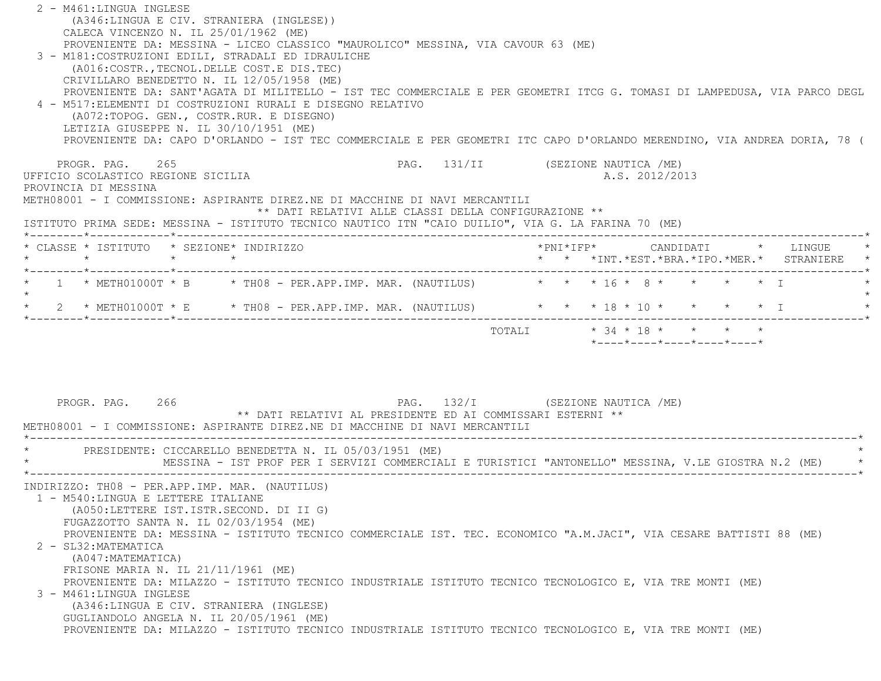2 - M461:LINGUA INGLESE
(A346:LINGUA E CIV. STRANIERA (INGLESE))
CALECA VINCENZO N. IL 25/01/1962 (ME)
PROVENIENTE DA: MESSINA - LICEO CLASSICO "MAUROLICO" MESSINA, VIA CAVOUR 63 (ME)

3 - M181:COSTRUZIONI EDILI, STRADALI ED IDRAULICHE
(A016:COSTR.,TECNOL.DELLE COST.E DIS.TEC)
CRIVILLARO BENEDETTO N. IL 12/05/1958 (ME)
PROVENIENTE DA: SANT'AGATA DI MILITELLO - IST TEC COMMERCIALE E PER GEOMETRI ITCG G. TOMASI DI LAMPEDUSA, VIA PARCO DEGL

4 - M517:ELEMENTI DI COSTRUZIONI RURALI E DISEGNO RELATIVO
(A072:TOPOG. GEN., COSTR.RUR. E DISEGNO)
LETIZIA GIUSEPPE N. IL 30/10/1951 (ME)
PROVENIENTE DA: CAPO D'ORLANDO - IST TEC COMMERCIALE E PER GEOMETRI ITC CAPO D'ORLANDO MERENDINO, VIA ANDREA DORIA, 78 (

PROGR. PAG. 265 PAG. 131/II (SEZIONE NAUTICA /ME)

UFFICIO SCOLASTICO REGIONE SICILIA A.S. 2012/2013
PROVINCIA DI MESSINA
METH08001 - I COMMISSIONE: ASPIRANTE DIREZ.NE DI MACCHINE DI NAVI MERCANTILI

** DATI RELATIVI ALLE CLASSI DELLA CONFIGURAZIONE **

ISTITUTO PRIMA SEDE: MESSINA - ISTITUTO TECNICO NAUTICO ITN "CAIO DUILIO", VIA G. LA FARINA 70 (ME)

| CLASSE | ISTITUTO | SEZIONE | INDIRIZZO | PNI | IFP | CANDIDATI INT. | EST. | BRA. | IPO. | MER. | LINGUE STRANIERE |
|---|---|---|---|---|---|---|---|---|---|---|---|
| 1 | METH01000T | B | TH08 - PER.APP.IMP. MAR. (NAUTILUS) | | | 16 | 8 | | | | I |
| 2 | METH01000T | E | TH08 - PER.APP.IMP. MAR. (NAUTILUS) | | | 18 | 10 | | | | I |
| | | | TOTALI | | | 34 | 18 | | | | |

PROGR. PAG. 266 PAG. 132/I (SEZIONE NAUTICA /ME)

** DATI RELATIVI AL PRESIDENTE ED AI COMMISSARI ESTERNI **

METH08001 - I COMMISSIONE: ASPIRANTE DIREZ.NE DI MACCHINE DI NAVI MERCANTILI

PRESIDENTE: CICCARELLO BENEDETTA N. IL 05/03/1951 (ME)
MESSINA - IST PROF PER I SERVIZI COMMERCIALI E TURISTICI "ANTONELLO" MESSINA, V.LE GIOSTRA N.2 (ME)

INDIRIZZO: TH08 - PER.APP.IMP. MAR. (NAUTILUS)

1 - M540:LINGUA E LETTERE ITALIANE
(A050:LETTERE IST.ISTR.SECOND. DI II G)
FUGAZZOTTO SANTA N. IL 02/03/1954 (ME)
PROVENIENTE DA: MESSINA - ISTITUTO TECNICO COMMERCIALE IST. TEC. ECONOMICO "A.M.JACI", VIA CESARE BATTISTI 88 (ME)

2 - SL32:MATEMATICA
(A047:MATEMATICA)
FRISONE MARIA N. IL 21/11/1961 (ME)
PROVENIENTE DA: MILAZZO - ISTITUTO TECNICO INDUSTRIALE ISTITUTO TECNICO TECNOLOGICO E, VIA TRE MONTI (ME)

3 - M461:LINGUA INGLESE
(A346:LINGUA E CIV. STRANIERA (INGLESE)
GUGLIANDOLO ANGELA N. IL 20/05/1961 (ME)
PROVENIENTE DA: MILAZZO - ISTITUTO TECNICO INDUSTRIALE ISTITUTO TECNICO TECNOLOGICO E, VIA TRE MONTI (ME)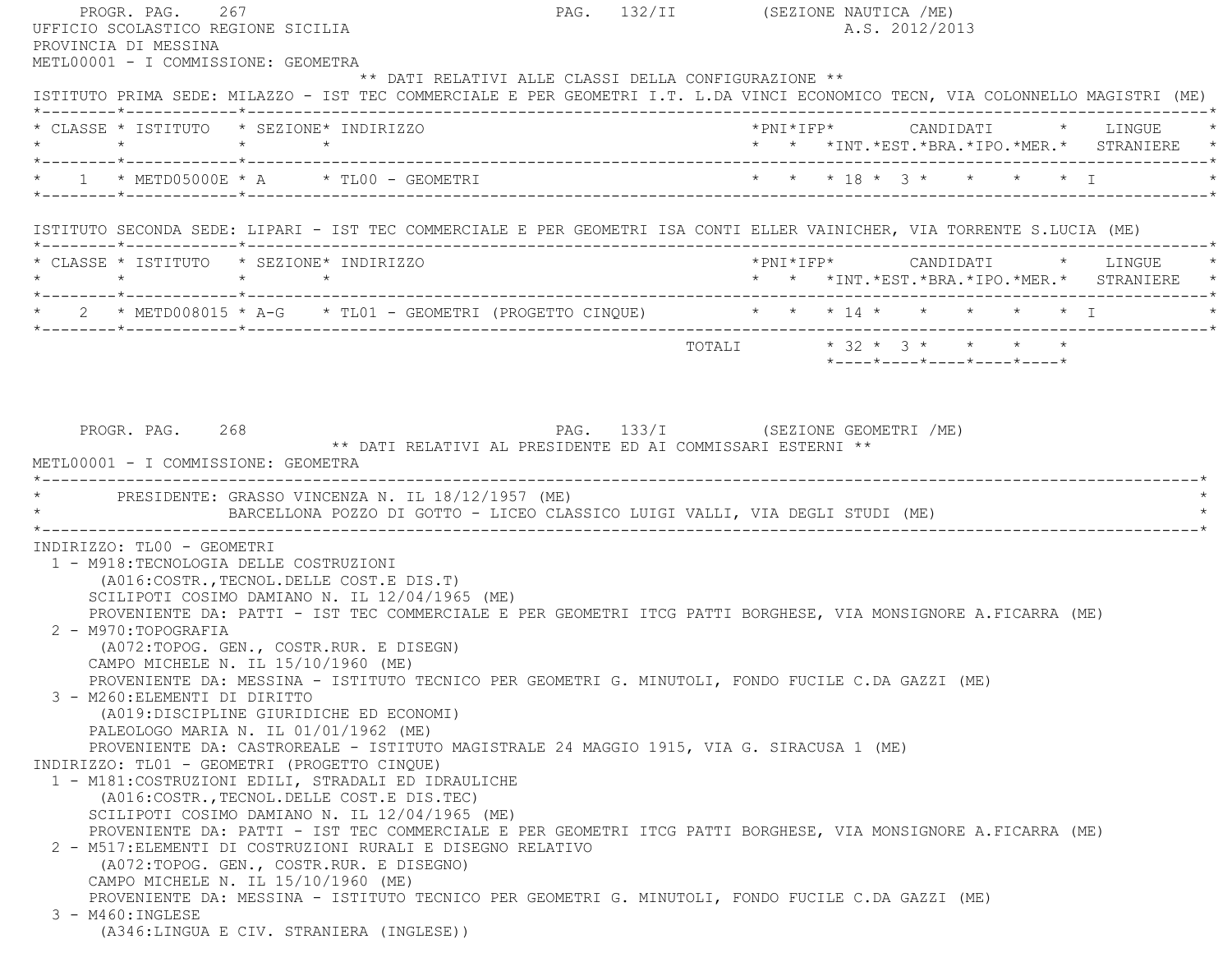PROGR. PAG. 267 PAG. 132/II (SEZIONE NAUTICA /ME)

UFFICIO SCOLASTICO REGIONE SICILIA A.S. 2012/2013

PROVINCIA DI MESSINA

METL00001 - I COMMISSIONE: GEOMETRA

** DATI RELATIVI ALLE CLASSI DELLA CONFIGURAZIONE **

ISTITUTO PRIMA SEDE: MILAZZO - IST TEC COMMERCIALE E PER GEOMETRI I.T. L.DA VINCI ECONOMICO TECN, VIA COLONNELLO MAGISTRI (ME)

| CLASSE | ISTITUTO | SEZIONE | INDIRIZZO | PNI | IFP | CANDIDATI INT. | EST. | BRA. | IPO. | MER. | LINGUE STRANIERE |
|---|---|---|---|---|---|---|---|---|---|---|---|
| 1 | METD05000E | A | TL00 - GEOMETRI | | | 18 | 3 | | | | I |

ISTITUTO SECONDA SEDE: LIPARI - IST TEC COMMERCIALE E PER GEOMETRI ISA CONTI ELLER VAINICHER, VIA TORRENTE S.LUCIA (ME)

| CLASSE | ISTITUTO | SEZIONE | INDIRIZZO | PNI | IFP | CANDIDATI INT. | EST. | BRA. | IPO. | MER. | LINGUE STRANIERE |
|---|---|---|---|---|---|---|---|---|---|---|---|
| 2 | METD008015 | A-G | TL01 - GEOMETRI (PROGETTO CINQUE) | | | 14 | | | | | I |
| | | | TOTALI | | | 32 | 3 | | | | |

PROGR. PAG. 268 PAG. 133/I (SEZIONE GEOMETRI /ME)

** DATI RELATIVI AL PRESIDENTE ED AI COMMISSARI ESTERNI **

METL00001 - I COMMISSIONE: GEOMETRA

PRESIDENTE: GRASSO VINCENZA N. IL 18/12/1957 (ME)
BARCELLONA POZZO DI GOTTO - LICEO CLASSICO LUIGI VALLI, VIA DEGLI STUDI (ME)

INDIRIZZO: TL00 - GEOMETRI

1 - M918:TECNOLOGIA DELLE COSTRUZIONI
(A016:COSTR.,TECNOL.DELLE COST.E DIS.T)
SCILIPOTI COSIMO DAMIANO N. IL 12/04/1965 (ME)
PROVENIENTE DA: PATTI - IST TEC COMMERCIALE E PER GEOMETRI ITCG PATTI BORGHESE, VIA MONSIGNORE A.FICARRA (ME)

2 - M970:TOPOGRAFIA
(A072:TOPOG. GEN., COSTR.RUR. E DISEGN)
CAMPO MICHELE N. IL 15/10/1960 (ME)
PROVENIENTE DA: MESSINA - ISTITUTO TECNICO PER GEOMETRI G. MINUTOLI, FONDO FUCILE C.DA GAZZI (ME)

3 - M260:ELEMENTI DI DIRITTO
(A019:DISCIPLINE GIURIDICHE ED ECONOMI)
PALEOLOGO MARIA N. IL 01/01/1962 (ME)
PROVENIENTE DA: CASTROREALE - ISTITUTO MAGISTRALE 24 MAGGIO 1915, VIA G. SIRACUSA 1 (ME)

INDIRIZZO: TL01 - GEOMETRI (PROGETTO CINQUE)

1 - M181:COSTRUZIONI EDILI, STRADALI ED IDRAULICHE
(A016:COSTR.,TECNOL.DELLE COST.E DIS.TEC)
SCILIPOTI COSIMO DAMIANO N. IL 12/04/1965 (ME)
PROVENIENTE DA: PATTI - IST TEC COMMERCIALE E PER GEOMETRI ITCG PATTI BORGHESE, VIA MONSIGNORE A.FICARRA (ME)

2 - M517:ELEMENTI DI COSTRUZIONI RURALI E DISEGNO RELATIVO
(A072:TOPOG. GEN., COSTR.RUR. E DISEGNO)
CAMPO MICHELE N. IL 15/10/1960 (ME)
PROVENIENTE DA: MESSINA - ISTITUTO TECNICO PER GEOMETRI G. MINUTOLI, FONDO FUCILE C.DA GAZZI (ME)

3 - M460:INGLESE
(A346:LINGUA E CIV. STRANIERA (INGLESE))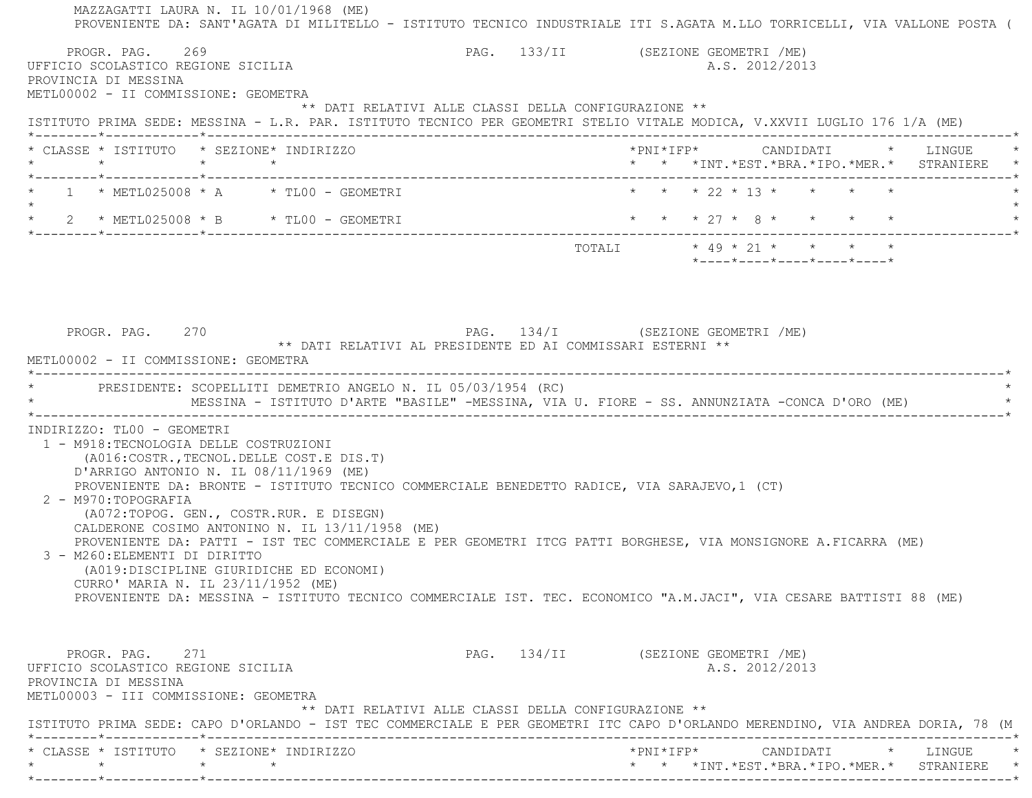MAZZAGATTI LAURA N. IL 10/01/1968 (ME)
PROVENIENTE DA: SANT'AGATA DI MILITELLO - ISTITUTO TECNICO INDUSTRIALE ITI S.AGATA M.LLO TORRICELLI, VIA VALLONE POSTA (

PROGR. PAG. 269 PAG. 133/II (SEZIONE GEOMETRI /ME)

UFFICIO SCOLASTICO REGIONE SICILIA A.S. 2012/2013

PROVINCIA DI MESSINA

METL00002 - II COMMISSIONE: GEOMETRA

** DATI RELATIVI ALLE CLASSI DELLA CONFIGURAZIONE **

ISTITUTO PRIMA SEDE: MESSINA - L.R. PAR. ISTITUTO TECNICO PER GEOMETRI STELIO VITALE MODICA, V.XXVII LUGLIO 176 1/A (ME)

| CLASSE | ISTITUTO | SEZIONE | INDIRIZZO | PNI | IFP | INT. | EST. | BRA. | IPO. | MER. | LINGUE STRANIERE |
|---|---|---|---|---|---|---|---|---|---|---|---|
| 1 | METL025008 | A | TL00 - GEOMETRI | | | 22 | 13 | | | | |
| 2 | METL025008 | B | TL00 - GEOMETRI | | | 27 | 8 | | | | |
| | | | TOTALI | | | 49 | 21 | | | | |

PROGR. PAG. 270 PAG. 134/I (SEZIONE GEOMETRI /ME)

** DATI RELATIVI AL PRESIDENTE ED AI COMMISSARI ESTERNI **

METL00002 - II COMMISSIONE: GEOMETRA

PRESIDENTE: SCOPELLITI DEMETRIO ANGELO N. IL 05/03/1954 (RC)
MESSINA - ISTITUTO D'ARTE "BASILE" -MESSINA, VIA U. FIORE - SS. ANNUNZIATA -CONCA D'ORO (ME)

INDIRIZZO: TL00 - GEOMETRI

1 - M918:TECNOLOGIA DELLE COSTRUZIONI
(A016:COSTR.,TECNOL.DELLE COST.E DIS.T)
D'ARRIGO ANTONIO N. IL 08/11/1969 (ME)
PROVENIENTE DA: BRONTE - ISTITUTO TECNICO COMMERCIALE BENEDETTO RADICE, VIA SARAJEVO,1 (CT)

2 - M970:TOPOGRAFIA
(A072:TOPOG. GEN., COSTR.RUR. E DISEGN)
CALDERONE COSIMO ANTONINO N. IL 13/11/1958 (ME)
PROVENIENTE DA: PATTI - IST TEC COMMERCIALE E PER GEOMETRI ITCG PATTI BORGHESE, VIA MONSIGNORE A.FICARRA (ME)

3 - M260:ELEMENTI DI DIRITTO
(A019:DISCIPLINE GIURIDICHE ED ECONOMI)
CURRO' MARIA N. IL 23/11/1952 (ME)
PROVENIENTE DA: MESSINA - ISTITUTO TECNICO COMMERCIALE IST. TEC. ECONOMICO "A.M.JACI", VIA CESARE BATTISTI 88 (ME)

PROGR. PAG. 271 PAG. 134/II (SEZIONE GEOMETRI /ME)

UFFICIO SCOLASTICO REGIONE SICILIA A.S. 2012/2013

PROVINCIA DI MESSINA

METL00003 - III COMMISSIONE: GEOMETRA

** DATI RELATIVI ALLE CLASSI DELLA CONFIGURAZIONE **

ISTITUTO PRIMA SEDE: CAPO D'ORLANDO - IST TEC COMMERCIALE E PER GEOMETRI ITC CAPO D'ORLANDO MERENDINO, VIA ANDREA DORIA, 78 (M

| CLASSE | ISTITUTO | SEZIONE | INDIRIZZO | PNI | IFP | INT. | EST. | BRA. | IPO. | MER. | LINGUE STRANIERE |
|---|---|---|---|---|---|---|---|---|---|---|---|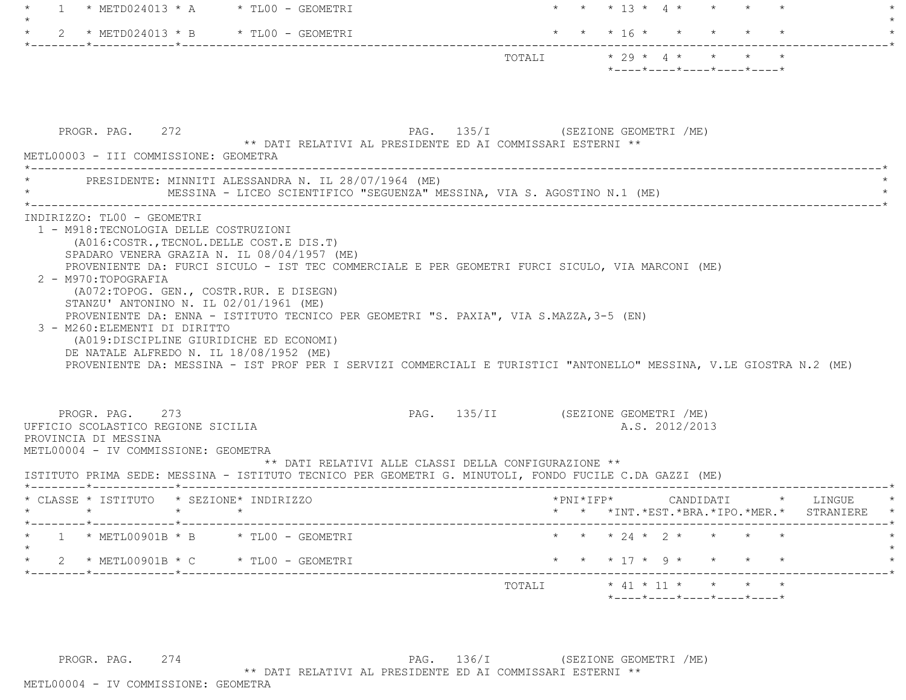| CLASSE | ISTITUTO | SEZIONE | INDIRIZZO | PNI | IFP | INT. | EST. | BRA. | IPO. | MER. | LINGUE STRANIERE |
|---|---|---|---|---|---|---|---|---|---|---|---|
| 1 | METD024013 | A | TL00 - GEOMETRI | | | 13 | 4 | | | | |
| 2 | METD024013 | B | TL00 - GEOMETRI | | | 16 | | | | | |
| | | | TOTALI | | | 29 | 4 | | | | |

PROGR. PAG. 272 PAG. 135/I (SEZIONE GEOMETRI /ME)

** DATI RELATIVI AL PRESIDENTE ED AI COMMISSARI ESTERNI **

METL00003 - III COMMISSIONE: GEOMETRA

PRESIDENTE: MINNITI ALESSANDRA N. IL 28/07/1964 (ME)
MESSINA - LICEO SCIENTIFICO "SEGUENZA" MESSINA, VIA S. AGOSTINO N.1 (ME)

INDIRIZZO: TL00 - GEOMETRI

1 - M918:TECNOLOGIA DELLE COSTRUZIONI
(A016:COSTR.,TECNOL.DELLE COST.E DIS.T)
SPADARO VENERA GRAZIA N. IL 08/04/1957 (ME)
PROVENIENTE DA: FURCI SICULO - IST TEC COMMERCIALE E PER GEOMETRI FURCI SICULO, VIA MARCONI (ME)

2 - M970:TOPOGRAFIA
(A072:TOPOG. GEN., COSTR.RUR. E DISEGN)
STANZU' ANTONINO N. IL 02/01/1961 (ME)
PROVENIENTE DA: ENNA - ISTITUTO TECNICO PER GEOMETRI "S. PAXIA", VIA S.MAZZA,3-5 (EN)

3 - M260:ELEMENTI DI DIRITTO
(A019:DISCIPLINE GIURIDICHE ED ECONOMI)
DE NATALE ALFREDO N. IL 18/08/1952 (ME)
PROVENIENTE DA: MESSINA - IST PROF PER I SERVIZI COMMERCIALI E TURISTICI "ANTONELLO" MESSINA, V.LE GIOSTRA N.2 (ME)

PROGR. PAG. 273 PAG. 135/II (SEZIONE GEOMETRI /ME)

UFFICIO SCOLASTICO REGIONE SICILIA A.S. 2012/2013

PROVINCIA DI MESSINA

METL00004 - IV COMMISSIONE: GEOMETRA

** DATI RELATIVI ALLE CLASSI DELLA CONFIGURAZIONE **

ISTITUTO PRIMA SEDE: MESSINA - ISTITUTO TECNICO PER GEOMETRI G. MINUTOLI, FONDO FUCILE C.DA GAZZI (ME)

| CLASSE | ISTITUTO | SEZIONE | INDIRIZZO | PNI | IFP | INT. | EST. | BRA. | IPO. | MER. | LINGUE STRANIERE |
|---|---|---|---|---|---|---|---|---|---|---|---|
| 1 | METL00901B | B | TL00 - GEOMETRI | | | 24 | 2 | | | | |
| 2 | METL00901B | C | TL00 - GEOMETRI | | | 17 | 9 | | | | |
| | | | TOTALI | | | 41 | 11 | | | | |

PROGR. PAG. 274 PAG. 136/I (SEZIONE GEOMETRI /ME)

** DATI RELATIVI AL PRESIDENTE ED AI COMMISSARI ESTERNI **

METL00004 - IV COMMISSIONE: GEOMETRA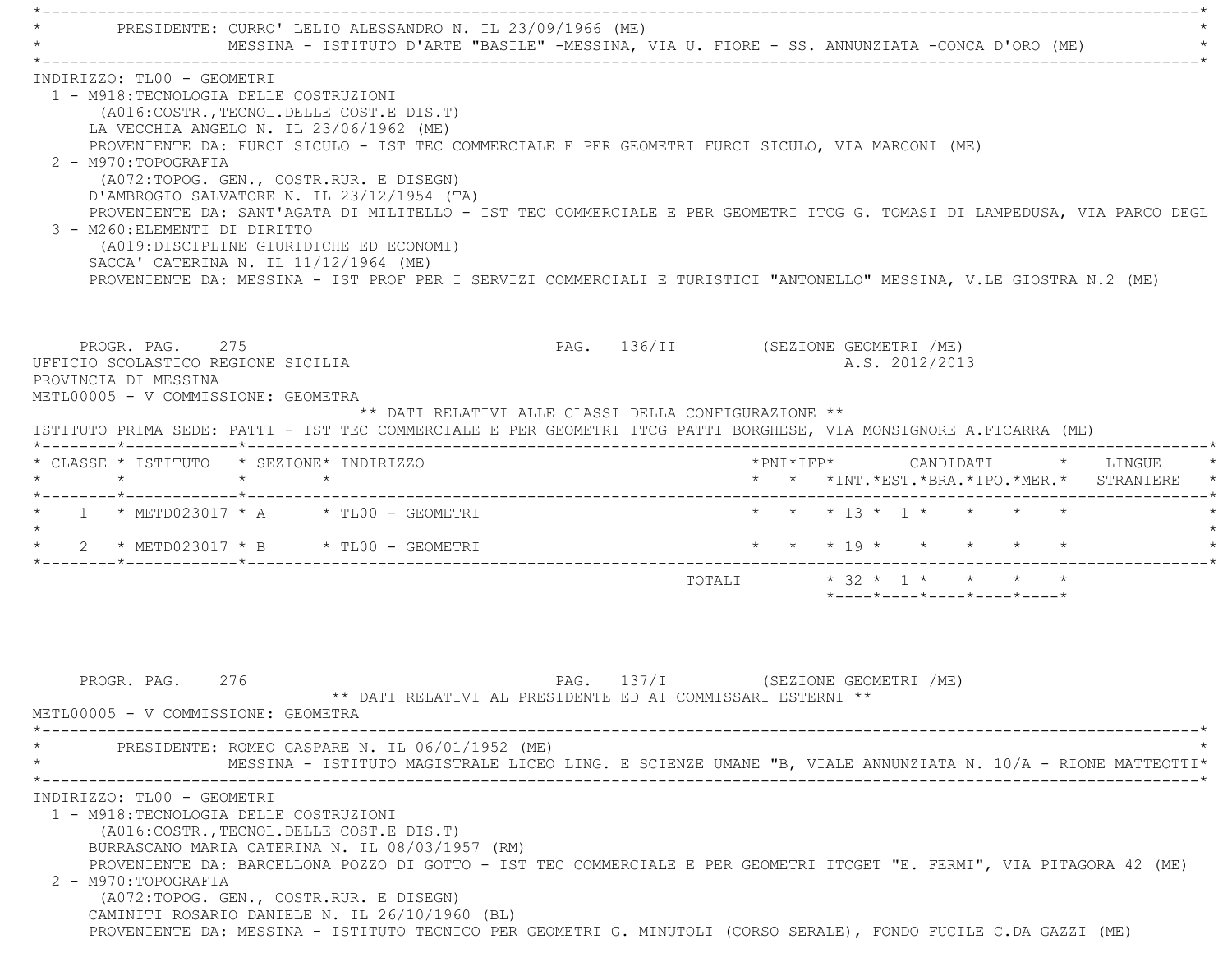PRESIDENTE: CURRO' LELIO ALESSANDRO N. IL 23/09/1966 (ME)
MESSINA - ISTITUTO D'ARTE "BASILE" -MESSINA, VIA U. FIORE - SS. ANNUNZIATA -CONCA D'ORO (ME)

INDIRIZZO: TL00 - GEOMETRI

1 - M918:TECNOLOGIA DELLE COSTRUZIONI
(A016:COSTR.,TECNOL.DELLE COST.E DIS.T)
LA VECCHIA ANGELO N. IL 23/06/1962 (ME)
PROVENIENTE DA: FURCI SICULO - IST TEC COMMERCIALE E PER GEOMETRI FURCI SICULO, VIA MARCONI (ME)

2 - M970:TOPOGRAFIA
(A072:TOPOG. GEN., COSTR.RUR. E DISEGN)
D'AMBROGIO SALVATORE N. IL 23/12/1954 (TA)
PROVENIENTE DA: SANT'AGATA DI MILITELLO - IST TEC COMMERCIALE E PER GEOMETRI ITCG G. TOMASI DI LAMPEDUSA, VIA PARCO DEGL

3 - M260:ELEMENTI DI DIRITTO
(A019:DISCIPLINE GIURIDICHE ED ECONOMI)
SACCA' CATERINA N. IL 11/12/1964 (ME)
PROVENIENTE DA: MESSINA - IST PROF PER I SERVIZI COMMERCIALI E TURISTICI "ANTONELLO" MESSINA, V.LE GIOSTRA N.2 (ME)

PROGR. PAG. 275 PAG. 136/II (SEZIONE GEOMETRI /ME)

UFFICIO SCOLASTICO REGIONE SICILIA A.S. 2012/2013
PROVINCIA DI MESSINA
METL00005 - V COMMISSIONE: GEOMETRA

** DATI RELATIVI ALLE CLASSI DELLA CONFIGURAZIONE **

ISTITUTO PRIMA SEDE: PATTI - IST TEC COMMERCIALE E PER GEOMETRI ITCG PATTI BORGHESE, VIA MONSIGNORE A.FICARRA (ME)

| CLASSE | ISTITUTO | SEZIONE | INDIRIZZO | PNI | IFP | CANDIDATI INT. | CANDIDATI EST. | CANDIDATI BRA. | CANDIDATI IPO. | CANDIDATI MER. | LINGUE STRANIERE |
|---|---|---|---|---|---|---|---|---|---|---|---|
| 1 | METD023017 | A | TL00 - GEOMETRI | | | 13 | 1 | | | | |
| 2 | METD023017 | B | TL00 - GEOMETRI | | | 19 | | | | | |
| | | | TOTALI | | | 32 | 1 | | | | |

PROGR. PAG. 276 PAG. 137/I (SEZIONE GEOMETRI /ME)

** DATI RELATIVI AL PRESIDENTE ED AI COMMISSARI ESTERNI **

METL00005 - V COMMISSIONE: GEOMETRA

PRESIDENTE: ROMEO GASPARE N. IL 06/01/1952 (ME)
MESSINA - ISTITUTO MAGISTRALE LICEO LING. E SCIENZE UMANE "B, VIALE ANNUNZIATA N. 10/A - RIONE MATTEOTTI

INDIRIZZO: TL00 - GEOMETRI

1 - M918:TECNOLOGIA DELLE COSTRUZIONI
(A016:COSTR.,TECNOL.DELLE COST.E DIS.T)
BURRASCANO MARIA CATERINA N. IL 08/03/1957 (RM)
PROVENIENTE DA: BARCELLONA POZZO DI GOTTO - IST TEC COMMERCIALE E PER GEOMETRI ITCGET "E. FERMI", VIA PITAGORA 42 (ME)

2 - M970:TOPOGRAFIA
(A072:TOPOG. GEN., COSTR.RUR. E DISEGN)
CAMINITI ROSARIO DANIELE N. IL 26/10/1960 (BL)
PROVENIENTE DA: MESSINA - ISTITUTO TECNICO PER GEOMETRI G. MINUTOLI (CORSO SERALE), FONDO FUCILE C.DA GAZZI (ME)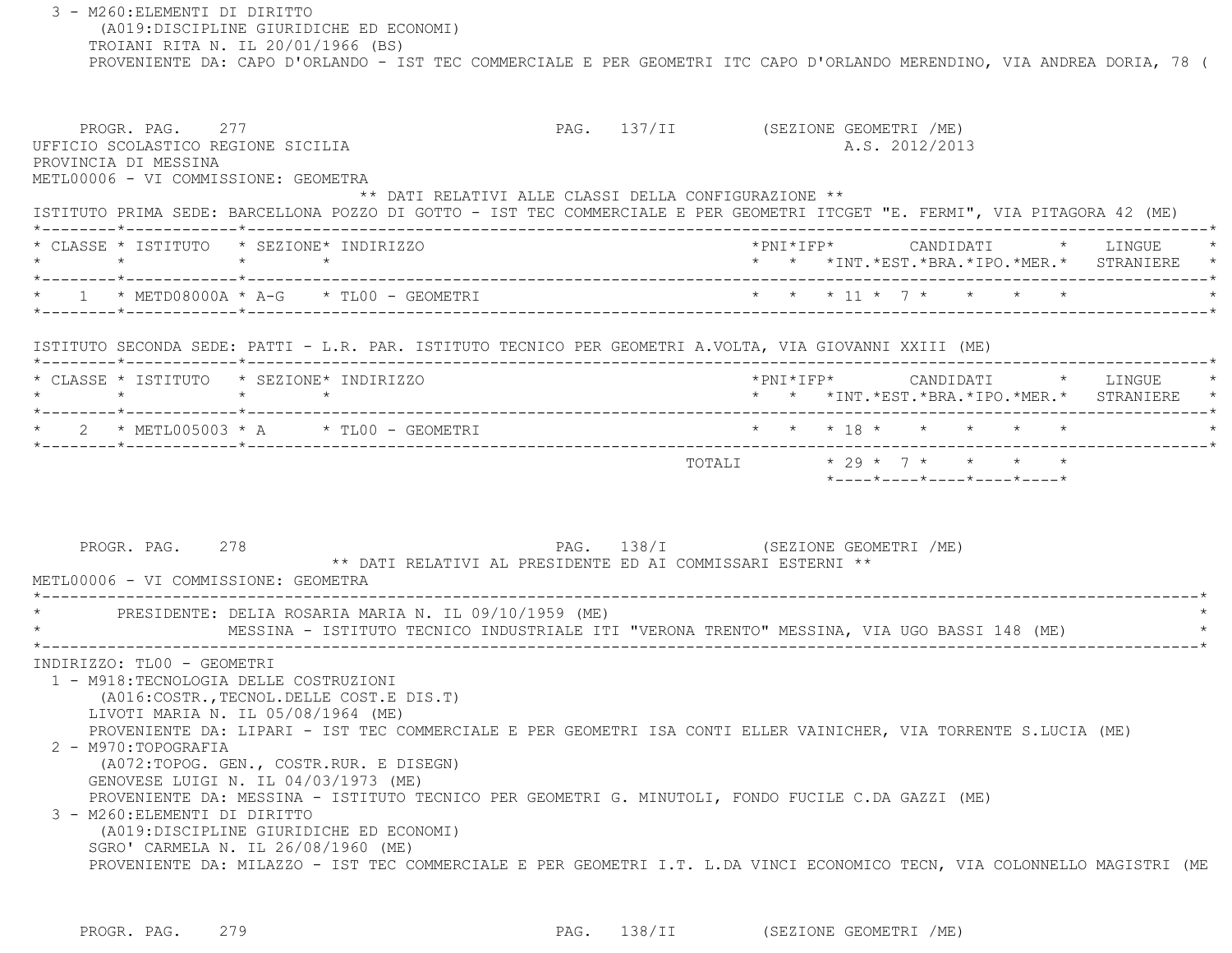3 - M260:ELEMENTI DI DIRITTO
(A019:DISCIPLINE GIURIDICHE ED ECONOMI)
TROIANI RITA N. IL 20/01/1966 (BS)
PROVENIENTE DA: CAPO D'ORLANDO - IST TEC COMMERCIALE E PER GEOMETRI ITC CAPO D'ORLANDO MERENDINO, VIA ANDREA DORIA, 78 (

PROGR. PAG. 277 PAG. 137/II (SEZIONE GEOMETRI /ME)

UFFICIO SCOLASTICO REGIONE SICILIA A.S. 2012/2013

PROVINCIA DI MESSINA

METL00006 - VI COMMISSIONE: GEOMETRA

** DATI RELATIVI ALLE CLASSI DELLA CONFIGURAZIONE **

ISTITUTO PRIMA SEDE: BARCELLONA POZZO DI GOTTO - IST TEC COMMERCIALE E PER GEOMETRI ITCGET "E. FERMI", VIA PITAGORA 42 (ME)

| CLASSE | ISTITUTO | SEZIONE | INDIRIZZO | PNI | IFP | CANDIDATI INT. | EST. | BRA. | IPO. | MER. | LINGUE STRANIERE |
|---|---|---|---|---|---|---|---|---|---|---|---|
| 1 | METD08000A | A-G | TL00 - GEOMETRI | | | 11 | 7 | | | | |

ISTITUTO SECONDA SEDE: PATTI - L.R. PAR. ISTITUTO TECNICO PER GEOMETRI A.VOLTA, VIA GIOVANNI XXIII (ME)

| CLASSE | ISTITUTO | SEZIONE | INDIRIZZO | PNI | IFP | CANDIDATI INT. | EST. | BRA. | IPO. | MER. | LINGUE STRANIERE |
|---|---|---|---|---|---|---|---|---|---|---|---|
| 2 | METL005003 | A | TL00 - GEOMETRI | | | 18 | | | | | |
| | | | TOTALI | | | 29 | 7 | | | | |

PROGR. PAG. 278 PAG. 138/I (SEZIONE GEOMETRI /ME)

** DATI RELATIVI AL PRESIDENTE ED AI COMMISSARI ESTERNI **

METL00006 - VI COMMISSIONE: GEOMETRA

PRESIDENTE: DELIA ROSARIA MARIA N. IL 09/10/1959 (ME)
MESSINA - ISTITUTO TECNICO INDUSTRIALE ITI "VERONA TRENTO" MESSINA, VIA UGO BASSI 148 (ME)

INDIRIZZO: TL00 - GEOMETRI

1 - M918:TECNOLOGIA DELLE COSTRUZIONI
(A016:COSTR.,TECNOL.DELLE COST.E DIS.T)
LIVOTI MARIA N. IL 05/08/1964 (ME)
PROVENIENTE DA: LIPARI - IST TEC COMMERCIALE E PER GEOMETRI ISA CONTI ELLER VAINICHER, VIA TORRENTE S.LUCIA (ME)

2 - M970:TOPOGRAFIA
(A072:TOPOG. GEN., COSTR.RUR. E DISEGN)
GENOVESE LUIGI N. IL 04/03/1973 (ME)
PROVENIENTE DA: MESSINA - ISTITUTO TECNICO PER GEOMETRI G. MINUTOLI, FONDO FUCILE C.DA GAZZI (ME)

3 - M260:ELEMENTI DI DIRITTO
(A019:DISCIPLINE GIURIDICHE ED ECONOMI)
SGRO' CARMELA N. IL 26/08/1960 (ME)
PROVENIENTE DA: MILAZZO - IST TEC COMMERCIALE E PER GEOMETRI I.T. L.DA VINCI ECONOMICO TECN, VIA COLONNELLO MAGISTRI (ME

PROGR. PAG. 279 PAG. 138/II (SEZIONE GEOMETRI /ME)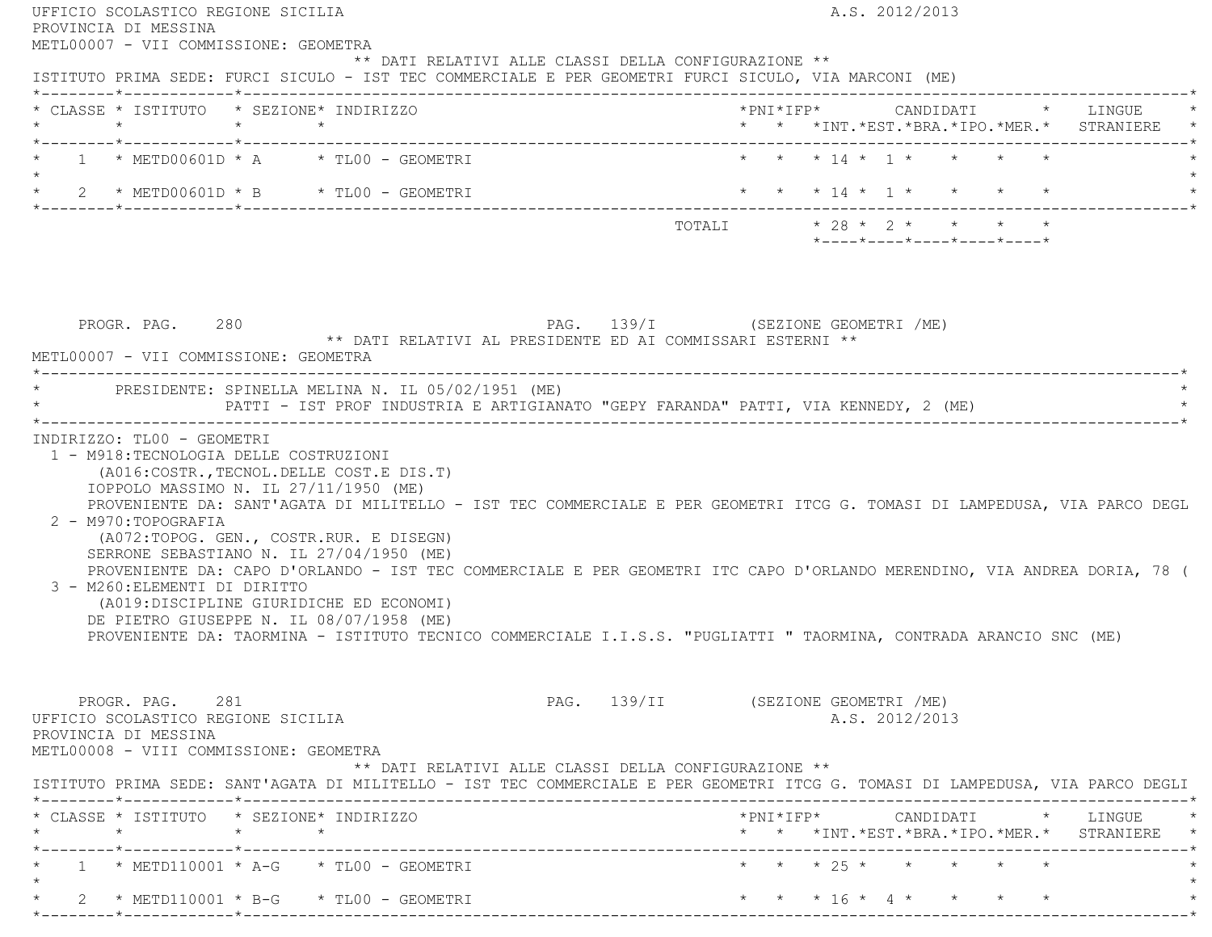UFFICIO SCOLASTICO REGIONE SICILIA A.S. 2012/2013
PROVINCIA DI MESSINA
METL00007 - VII COMMISSIONE: GEOMETRA

** DATI RELATIVI ALLE CLASSI DELLA CONFIGURAZIONE **

ISTITUTO PRIMA SEDE: FURCI SICULO - IST TEC COMMERCIALE E PER GEOMETRI FURCI SICULO, VIA MARCONI (ME)

| CLASSE | ISTITUTO | SEZIONE | INDIRIZZO | PNI | IFP | CANDIDATI INT. | EST. | BRA. | IPO. | MER. | LINGUE STRANIERE |
|---|---|---|---|---|---|---|---|---|---|---|---|
| 1 | METD00601D | A | TL00 - GEOMETRI | | | 14 | 1 | | | | |
| 2 | METD00601D | B | TL00 - GEOMETRI | | | 14 | 1 | | | | |
| | | | TOTALI | | | 28 | 2 | | | | |

PROGR. PAG. 280 PAG. 139/I (SEZIONE GEOMETRI /ME)

** DATI RELATIVI AL PRESIDENTE ED AI COMMISSARI ESTERNI **

METL00007 - VII COMMISSIONE: GEOMETRA

PRESIDENTE: SPINELLA MELINA N. IL 05/02/1951 (ME)
PATTI - IST PROF INDUSTRIA E ARTIGIANATO "GEPY FARANDA" PATTI, VIA KENNEDY, 2 (ME)

INDIRIZZO: TL00 - GEOMETRI

1 - M918:TECNOLOGIA DELLE COSTRUZIONI
(A016:COSTR.,TECNOL.DELLE COST.E DIS.T)
IOPPOLO MASSIMO N. IL 27/11/1950 (ME)
PROVENIENTE DA: SANT'AGATA DI MILITELLO - IST TEC COMMERCIALE E PER GEOMETRI ITCG G. TOMASI DI LAMPEDUSA, VIA PARCO DEGL

2 - M970:TOPOGRAFIA
(A072:TOPOG. GEN., COSTR.RUR. E DISEGN)
SERRONE SEBASTIANO N. IL 27/04/1950 (ME)
PROVENIENTE DA: CAPO D'ORLANDO - IST TEC COMMERCIALE E PER GEOMETRI ITC CAPO D'ORLANDO MERENDINO, VIA ANDREA DORIA, 78 (

3 - M260:ELEMENTI DI DIRITTO
(A019:DISCIPLINE GIURIDICHE ED ECONOMI)
DE PIETRO GIUSEPPE N. IL 08/07/1958 (ME)
PROVENIENTE DA: TAORMINA - ISTITUTO TECNICO COMMERCIALE I.I.S.S. "PUGLIATTI " TAORMINA, CONTRADA ARANCIO SNC (ME)

PROGR. PAG. 281 PAG. 139/II (SEZIONE GEOMETRI /ME)

UFFICIO SCOLASTICO REGIONE SICILIA A.S. 2012/2013
PROVINCIA DI MESSINA
METL00008 - VIII COMMISSIONE: GEOMETRA

** DATI RELATIVI ALLE CLASSI DELLA CONFIGURAZIONE **

ISTITUTO PRIMA SEDE: SANT'AGATA DI MILITELLO - IST TEC COMMERCIALE E PER GEOMETRI ITCG G. TOMASI DI LAMPEDUSA, VIA PARCO DEGLI

| CLASSE | ISTITUTO | SEZIONE | INDIRIZZO | PNI | IFP | CANDIDATI INT. | EST. | BRA. | IPO. | MER. | LINGUE STRANIERE |
|---|---|---|---|---|---|---|---|---|---|---|---|
| 1 | METD110001 | A-G | TL00 - GEOMETRI | | | 25 | | | | | |
| 2 | METD110001 | B-G | TL00 - GEOMETRI | | | 16 | 4 | | | | |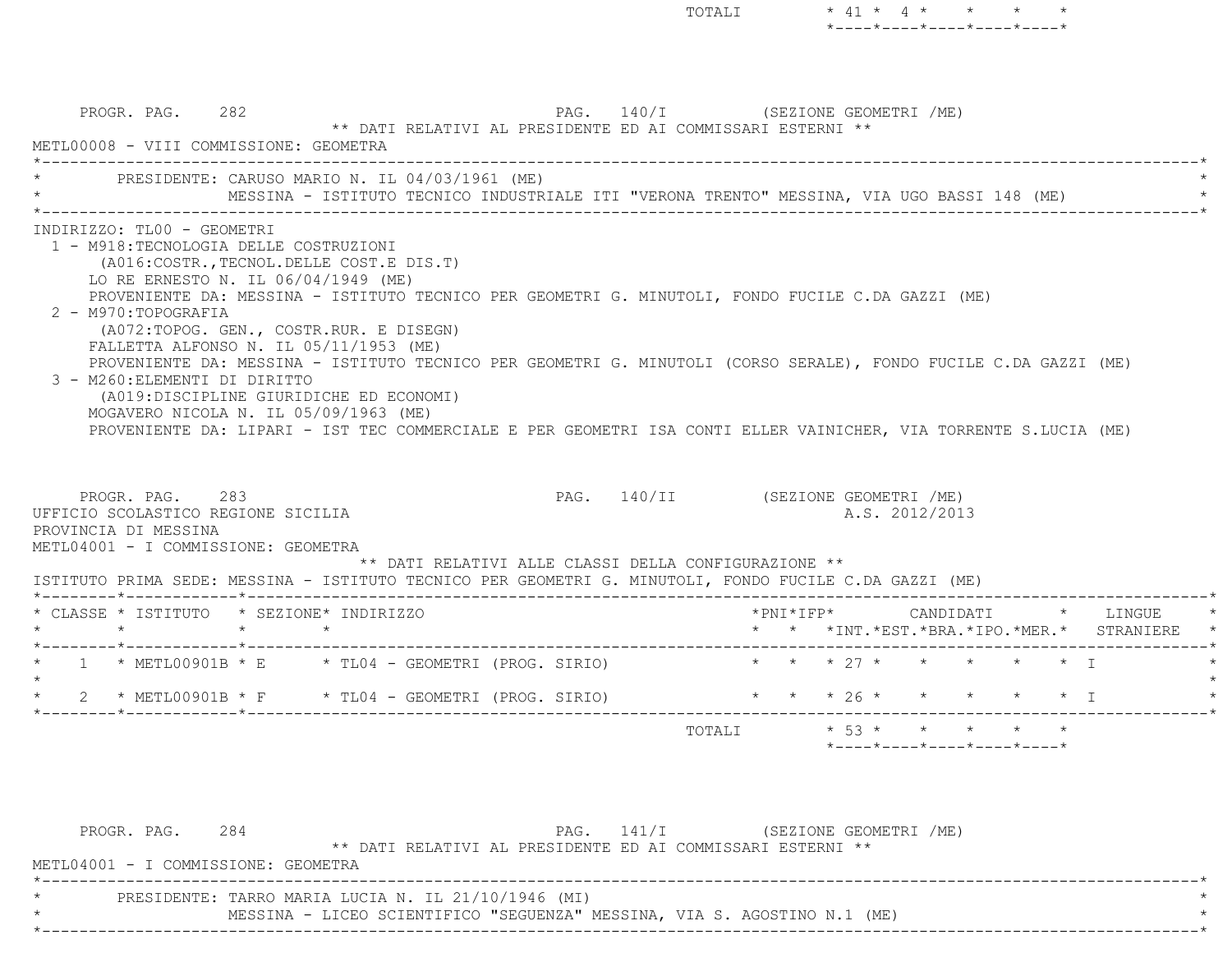| | | TOTALI | 41 | 4 | | | |
|---|---|---|---|---|---|---|---|

PROGR. PAG. 282 PAG. 140/I (SEZIONE GEOMETRI /ME)

** DATI RELATIVI AL PRESIDENTE ED AI COMMISSARI ESTERNI **

METL00008 - VIII COMMISSIONE: GEOMETRA

PRESIDENTE: CARUSO MARIO N. IL 04/03/1961 (ME)
MESSINA - ISTITUTO TECNICO INDUSTRIALE ITI "VERONA TRENTO" MESSINA, VIA UGO BASSI 148 (ME)

INDIRIZZO: TL00 - GEOMETRI

1 - M918:TECNOLOGIA DELLE COSTRUZIONI
(A016:COSTR.,TECNOL.DELLE COST.E DIS.T)
LO RE ERNESTO N. IL 06/04/1949 (ME)
PROVENIENTE DA: MESSINA - ISTITUTO TECNICO PER GEOMETRI G. MINUTOLI, FONDO FUCILE C.DA GAZZI (ME)

2 - M970:TOPOGRAFIA
(A072:TOPOG. GEN., COSTR.RUR. E DISEGN)
FALLETTA ALFONSO N. IL 05/11/1953 (ME)
PROVENIENTE DA: MESSINA - ISTITUTO TECNICO PER GEOMETRI G. MINUTOLI (CORSO SERALE), FONDO FUCILE C.DA GAZZI (ME)

3 - M260:ELEMENTI DI DIRITTO
(A019:DISCIPLINE GIURIDICHE ED ECONOMI)
MOGAVERO NICOLA N. IL 05/09/1963 (ME)
PROVENIENTE DA: LIPARI - IST TEC COMMERCIALE E PER GEOMETRI ISA CONTI ELLER VAINICHER, VIA TORRENTE S.LUCIA (ME)

PROGR. PAG. 283 PAG. 140/II (SEZIONE GEOMETRI /ME)

UFFICIO SCOLASTICO REGIONE SICILIA A.S. 2012/2013

PROVINCIA DI MESSINA

METL04001 - I COMMISSIONE: GEOMETRA

** DATI RELATIVI ALLE CLASSI DELLA CONFIGURAZIONE **

ISTITUTO PRIMA SEDE: MESSINA - ISTITUTO TECNICO PER GEOMETRI G. MINUTOLI, FONDO FUCILE C.DA GAZZI (ME)

| CLASSE | ISTITUTO | SEZIONE | INDIRIZZO | PNI | IFP | CANDIDATI INT. | CANDIDATI EST. | CANDIDATI BRA. | CANDIDATI IPO. | CANDIDATI MER. | LINGUE STRANIERE |
|---|---|---|---|---|---|---|---|---|---|---|---|
| 1 | METL00901B | E | TL04 - GEOMETRI (PROG. SIRIO) | | | 27 | | | | | I |
| 2 | METL00901B | F | TL04 - GEOMETRI (PROG. SIRIO) | | | 26 | | | | | I |
| | | | | | TOTALI | 53 | | | | | |

PROGR. PAG. 284 PAG. 141/I (SEZIONE GEOMETRI /ME)

** DATI RELATIVI AL PRESIDENTE ED AI COMMISSARI ESTERNI **

METL04001 - I COMMISSIONE: GEOMETRA

PRESIDENTE: TARRO MARIA LUCIA N. IL 21/10/1946 (MI)
MESSINA - LICEO SCIENTIFICO "SEGUENZA" MESSINA, VIA S. AGOSTINO N.1 (ME)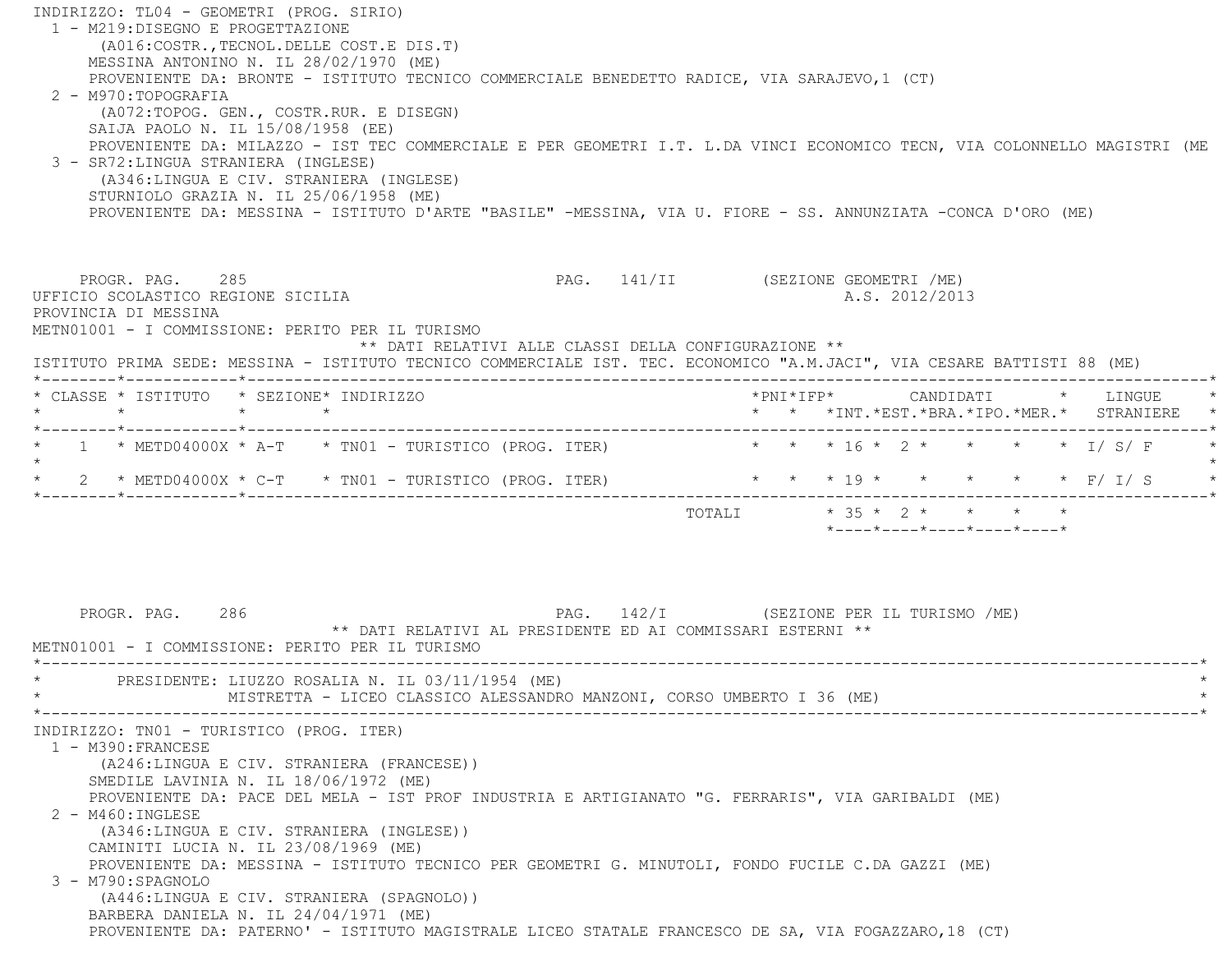INDIRIZZO: TL04 - GEOMETRI (PROG. SIRIO)

1 - M219:DISEGNO E PROGETTAZIONE
   (A016:COSTR.,TECNOL.DELLE COST.E DIS.T)
   MESSINA ANTONINO N. IL 28/02/1970 (ME)
   PROVENIENTE DA: BRONTE - ISTITUTO TECNICO COMMERCIALE BENEDETTO RADICE, VIA SARAJEVO,1 (CT)

2 - M970:TOPOGRAFIA
   (A072:TOPOG. GEN., COSTR.RUR. E DISEGN)
   SAIJA PAOLO N. IL 15/08/1958 (EE)
   PROVENIENTE DA: MILAZZO - IST TEC COMMERCIALE E PER GEOMETRI I.T. L.DA VINCI ECONOMICO TECN, VIA COLONNELLO MAGISTRI (ME

3 - SR72:LINGUA STRANIERA (INGLESE)
   (A346:LINGUA E CIV. STRANIERA (INGLESE)
   STURNIOLO GRAZIA N. IL 25/06/1958 (ME)
   PROVENIENTE DA: MESSINA - ISTITUTO D'ARTE "BASILE" -MESSINA, VIA U. FIORE - SS. ANNUNZIATA -CONCA D'ORO (ME)

PROGR. PAG. 285 PAG. 141/II (SEZIONE GEOMETRI /ME)

UFFICIO SCOLASTICO REGIONE SICILIA A.S. 2012/2013

PROVINCIA DI MESSINA

METN01001 - I COMMISSIONE: PERITO PER IL TURISMO

** DATI RELATIVI ALLE CLASSI DELLA CONFIGURAZIONE **

ISTITUTO PRIMA SEDE: MESSINA - ISTITUTO TECNICO COMMERCIALE IST. TEC. ECONOMICO "A.M.JACI", VIA CESARE BATTISTI 88 (ME)

| CLASSE | ISTITUTO | SEZIONE | INDIRIZZO | PNI | IFP | CANDIDATI INT. | CANDIDATI EST. | CANDIDATI BRA. | CANDIDATI IPO. | CANDIDATI MER. | LINGUE STRANIERE |
|---|---|---|---|---|---|---|---|---|---|---|---|
| 1 | METD04000X | A-T | TN01 - TURISTICO (PROG. ITER) | | | 16 | 2 | | | | I/ S/ F |
| 2 | METD04000X | C-T | TN01 - TURISTICO (PROG. ITER) | | | 19 | | | | | F/ I/ S |
| | | | TOTALI | | | 35 | 2 | | | | |

PROGR. PAG. 286 PAG. 142/I (SEZIONE PER IL TURISMO /ME)

** DATI RELATIVI AL PRESIDENTE ED AI COMMISSARI ESTERNI **

METN01001 - I COMMISSIONE: PERITO PER IL TURISMO

PRESIDENTE: LIUZZO ROSALIA N. IL 03/11/1954 (ME)
MISTRETTA - LICEO CLASSICO ALESSANDRO MANZONI, CORSO UMBERTO I 36 (ME)

INDIRIZZO: TN01 - TURISTICO (PROG. ITER)

1 - M390:FRANCESE
   (A246:LINGUA E CIV. STRANIERA (FRANCESE))
   SMEDILE LAVINIA N. IL 18/06/1972 (ME)
   PROVENIENTE DA: PACE DEL MELA - IST PROF INDUSTRIA E ARTIGIANATO "G. FERRARIS", VIA GARIBALDI (ME)

2 - M460:INGLESE
   (A346:LINGUA E CIV. STRANIERA (INGLESE))
   CAMINITI LUCIA N. IL 23/08/1969 (ME)
   PROVENIENTE DA: MESSINA - ISTITUTO TECNICO PER GEOMETRI G. MINUTOLI, FONDO FUCILE C.DA GAZZI (ME)

3 - M790:SPAGNOLO
   (A446:LINGUA E CIV. STRANIERA (SPAGNOLO))
   BARBERA DANIELA N. IL 24/04/1971 (ME)
   PROVENIENTE DA: PATERNO' - ISTITUTO MAGISTRALE LICEO STATALE FRANCESCO DE SA, VIA FOGAZZARO,18 (CT)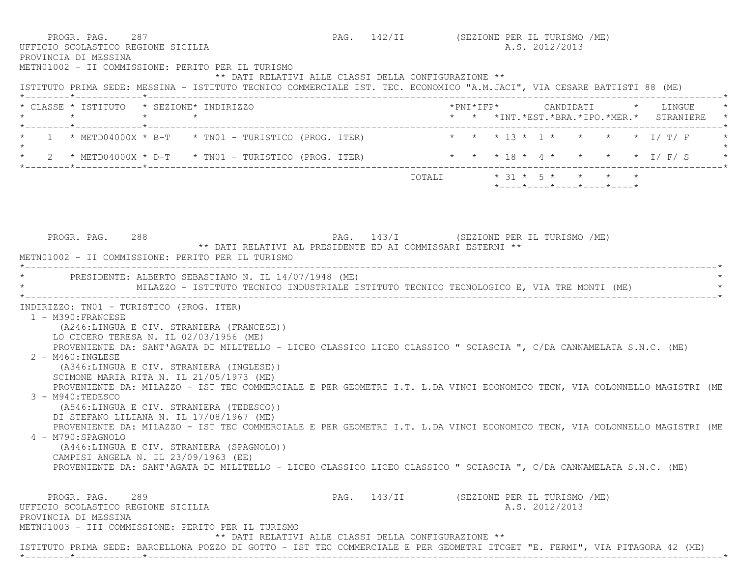PROGR. PAG. 287 PAG. 142/II (SEZIONE PER IL TURISMO /ME)

UFFICIO SCOLASTICO REGIONE SICILIA A.S. 2012/2013

PROVINCIA DI MESSINA

METN01002 - II COMMISSIONE: PERITO PER IL TURISMO

** DATI RELATIVI ALLE CLASSI DELLA CONFIGURAZIONE **

ISTITUTO PRIMA SEDE: MESSINA - ISTITUTO TECNICO COMMERCIALE IST. TEC. ECONOMICO "A.M.JACI", VIA CESARE BATTISTI 88 (ME)

| CLASSE | ISTITUTO | SEZIONE | INDIRIZZO | PNI | IFP | CANDIDATI INT. | EST. | BRA. | IPO. | MER. | LINGUE STRANIERE |
|---|---|---|---|---|---|---|---|---|---|---|---|
| 1 | METD04000X | B-T | TN01 - TURISTICO (PROG. ITER) | | | 13 | 1 | | | | I/ T/ F |
| 2 | METD04000X | D-T | TN01 - TURISTICO (PROG. ITER) | | | 18 | 4 | | | | I/ F/ S |
| | | | TOTALI | | | 31 | 5 | | | | |

PROGR. PAG. 288 PAG. 143/I (SEZIONE PER IL TURISMO /ME)

** DATI RELATIVI AL PRESIDENTE ED AI COMMISSARI ESTERNI **

METN01002 - II COMMISSIONE: PERITO PER IL TURISMO

PRESIDENTE: ALBERTO SEBASTIANO N. IL 14/07/1948 (ME)
MILAZZO - ISTITUTO TECNICO INDUSTRIALE ISTITUTO TECNICO TECNOLOGICO E, VIA TRE MONTI (ME)

INDIRIZZO: TN01 - TURISTICO (PROG. ITER)

1 - M390:FRANCESE
(A246:LINGUA E CIV. STRANIERA (FRANCESE))
LO CICERO TERESA N. IL 02/03/1956 (ME)
PROVENIENTE DA: SANT'AGATA DI MILITELLO - LICEO CLASSICO LICEO CLASSICO " SCIASCIA ", C/DA CANNAMELATA S.N.C. (ME)

2 - M460:INGLESE
(A346:LINGUA E CIV. STRANIERA (INGLESE))
SCIMONE MARIA RITA N. IL 21/05/1973 (ME)
PROVENIENTE DA: MILAZZO - IST TEC COMMERCIALE E PER GEOMETRI I.T. L.DA VINCI ECONOMICO TECN, VIA COLONNELLO MAGISTRI (ME

3 - M940:TEDESCO
(A546:LINGUA E CIV. STRANIERA (TEDESCO))
DI STEFANO LILIANA N. IL 17/08/1967 (ME)
PROVENIENTE DA: MILAZZO - IST TEC COMMERCIALE E PER GEOMETRI I.T. L.DA VINCI ECONOMICO TECN, VIA COLONNELLO MAGISTRI (ME

4 - M790:SPAGNOLO
(A446:LINGUA E CIV. STRANIERA (SPAGNOLO))
CAMPISI ANGELA N. IL 23/09/1963 (EE)
PROVENIENTE DA: SANT'AGATA DI MILITELLO - LICEO CLASSICO LICEO CLASSICO " SCIASCIA ", C/DA CANNAMELATA S.N.C. (ME)

PROGR. PAG. 289 PAG. 143/II (SEZIONE PER IL TURISMO /ME)

UFFICIO SCOLASTICO REGIONE SICILIA A.S. 2012/2013

PROVINCIA DI MESSINA

METN01003 - III COMMISSIONE: PERITO PER IL TURISMO

** DATI RELATIVI ALLE CLASSI DELLA CONFIGURAZIONE **

ISTITUTO PRIMA SEDE: BARCELLONA POZZO DI GOTTO - IST TEC COMMERCIALE E PER GEOMETRI ITCGET "E. FERMI", VIA PITAGORA 42 (ME)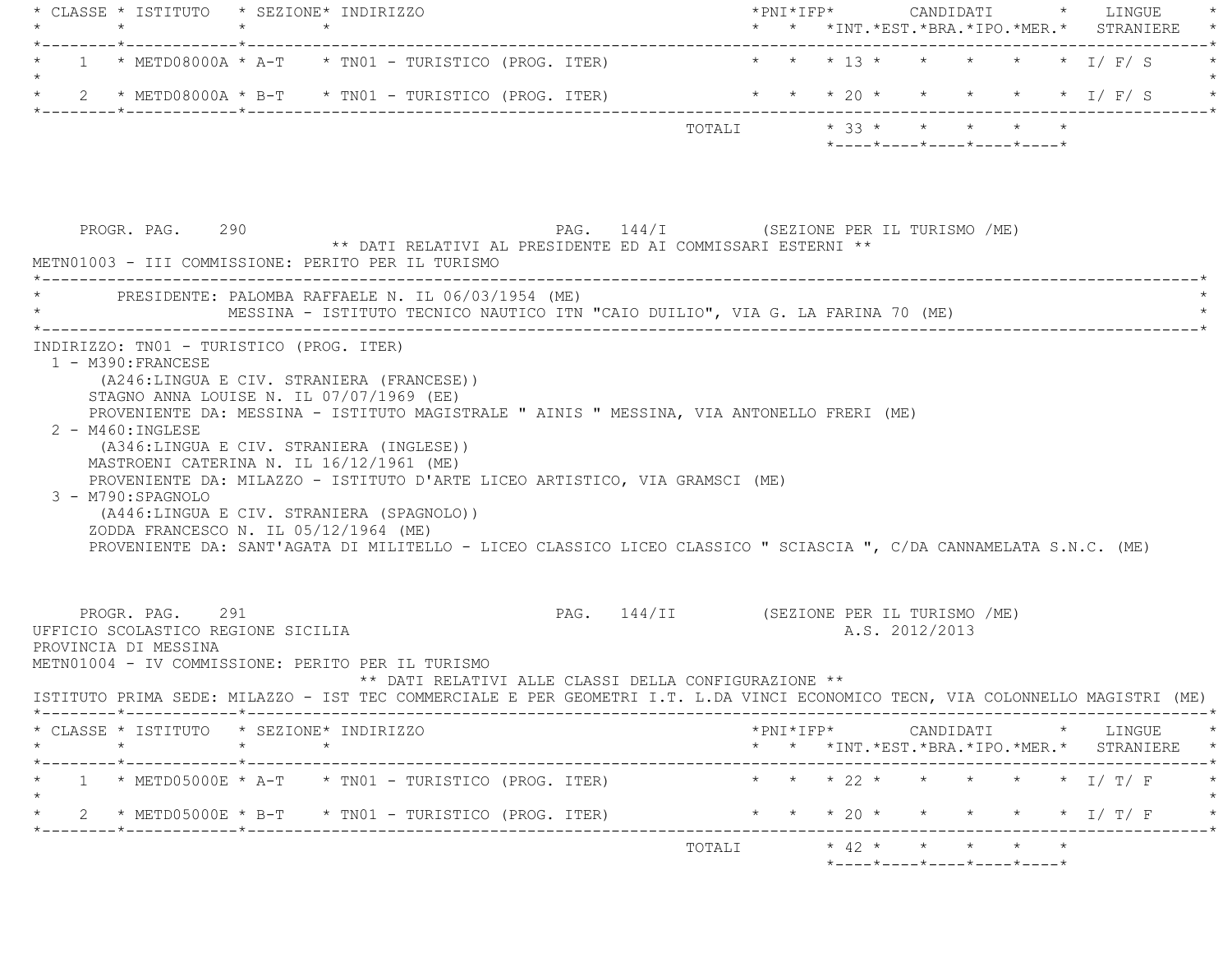| CLASSE | ISTITUTO | SEZIONE | INDIRIZZO | PNI | IFP | INT. | EST. | BRA. | IPO. | MER. | LINGUE STRANIERE |
|---|---|---|---|---|---|---|---|---|---|---|---|
| 1 | METD08000A | A-T | TN01 - TURISTICO (PROG. ITER) | | | 13 | | | | | I/ F/ S |
| 2 | METD08000A | B-T | TN01 - TURISTICO (PROG. ITER) | | | 20 | | | | | I/ F/ S |
| | | | TOTALI | | | 33 | | | | | |

PROGR. PAG. 290 PAG. 144/I (SEZIONE PER IL TURISMO /ME)

** DATI RELATIVI AL PRESIDENTE ED AI COMMISSARI ESTERNI **

METN01003 - III COMMISSIONE: PERITO PER IL TURISMO

PRESIDENTE: PALOMBA RAFFAELE N. IL 06/03/1954 (ME)
MESSINA - ISTITUTO TECNICO NAUTICO ITN "CAIO DUILIO", VIA G. LA FARINA 70 (ME)

INDIRIZZO: TN01 - TURISTICO (PROG. ITER)

1 - M390:FRANCESE
(A246:LINGUA E CIV. STRANIERA (FRANCESE))
STAGNO ANNA LOUISE N. IL 07/07/1969 (EE)
PROVENIENTE DA: MESSINA - ISTITUTO MAGISTRALE " AINIS " MESSINA, VIA ANTONELLO FRERI (ME)

2 - M460:INGLESE
(A346:LINGUA E CIV. STRANIERA (INGLESE))
MASTROENI CATERINA N. IL 16/12/1961 (ME)
PROVENIENTE DA: MILAZZO - ISTITUTO D'ARTE LICEO ARTISTICO, VIA GRAMSCI (ME)

3 - M790:SPAGNOLO
(A446:LINGUA E CIV. STRANIERA (SPAGNOLO))
ZODDA FRANCESCO N. IL 05/12/1964 (ME)
PROVENIENTE DA: SANT'AGATA DI MILITELLO - LICEO CLASSICO LICEO CLASSICO " SCIASCIA ", C/DA CANNAMELATA S.N.C. (ME)

PROGR. PAG. 291 PAG. 144/II (SEZIONE PER IL TURISMO /ME)

UFFICIO SCOLASTICO REGIONE SICILIA A.S. 2012/2013

PROVINCIA DI MESSINA

METN01004 - IV COMMISSIONE: PERITO PER IL TURISMO

** DATI RELATIVI ALLE CLASSI DELLA CONFIGURAZIONE **

ISTITUTO PRIMA SEDE: MILAZZO - IST TEC COMMERCIALE E PER GEOMETRI I.T. L.DA VINCI ECONOMICO TECN, VIA COLONNELLO MAGISTRI (ME)

| CLASSE | ISTITUTO | SEZIONE | INDIRIZZO | PNI | IFP | INT. | EST. | BRA. | IPO. | MER. | LINGUE STRANIERE |
|---|---|---|---|---|---|---|---|---|---|---|---|
| 1 | METD05000E | A-T | TN01 - TURISTICO (PROG. ITER) | | | 22 | | | | | I/ T/ F |
| 2 | METD05000E | B-T | TN01 - TURISTICO (PROG. ITER) | | | 20 | | | | | I/ T/ F |
| | | | TOTALI | | | 42 | | | | | |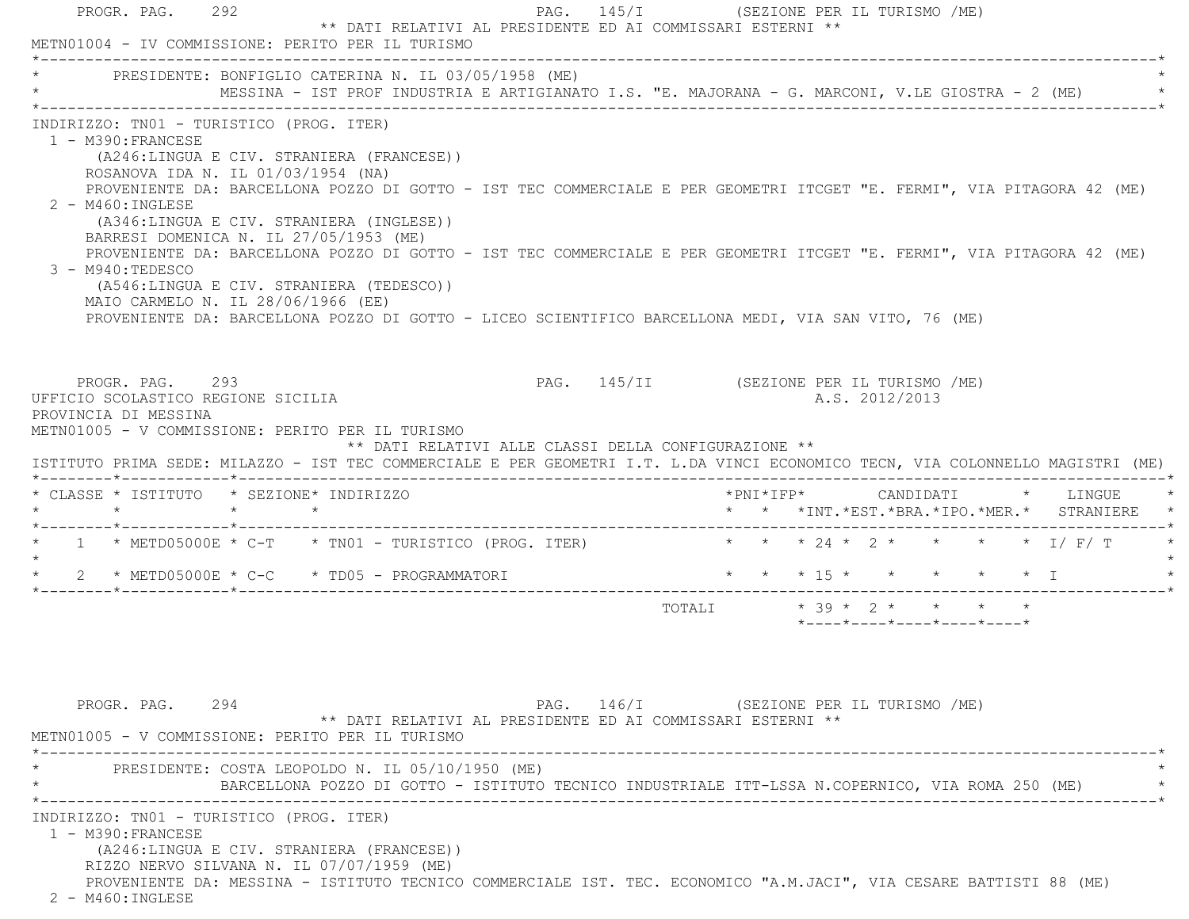PROGR. PAG. 292 PAG. 145/I (SEZIONE PER IL TURISMO /ME)

** DATI RELATIVI AL PRESIDENTE ED AI COMMISSARI ESTERNI **

METN01004 - IV COMMISSIONE: PERITO PER IL TURISMO

PRESIDENTE: BONFIGLIO CATERINA N. IL 03/05/1958 (ME)
MESSINA - IST PROF INDUSTRIA E ARTIGIANATO I.S. "E. MAJORANA - G. MARCONI, V.LE GIOSTRA - 2 (ME)

INDIRIZZO: TN01 - TURISTICO (PROG. ITER)

1 - M390:FRANCESE
(A246:LINGUA E CIV. STRANIERA (FRANCESE))
ROSANOVA IDA N. IL 01/03/1954 (NA)
PROVENIENTE DA: BARCELLONA POZZO DI GOTTO - IST TEC COMMERCIALE E PER GEOMETRI ITCGET "E. FERMI", VIA PITAGORA 42 (ME)

2 - M460:INGLESE
(A346:LINGUA E CIV. STRANIERA (INGLESE))
BARRESI DOMENICA N. IL 27/05/1953 (ME)
PROVENIENTE DA: BARCELLONA POZZO DI GOTTO - IST TEC COMMERCIALE E PER GEOMETRI ITCGET "E. FERMI", VIA PITAGORA 42 (ME)

3 - M940:TEDESCO
(A546:LINGUA E CIV. STRANIERA (TEDESCO))
MAIO CARMELO N. IL 28/06/1966 (EE)
PROVENIENTE DA: BARCELLONA POZZO DI GOTTO - LICEO SCIENTIFICO BARCELLONA MEDI, VIA SAN VITO, 76 (ME)

PROGR. PAG. 293 PAG. 145/II (SEZIONE PER IL TURISMO /ME)

UFFICIO SCOLASTICO REGIONE SICILIA A.S. 2012/2013

PROVINCIA DI MESSINA

METN01005 - V COMMISSIONE: PERITO PER IL TURISMO

** DATI RELATIVI ALLE CLASSI DELLA CONFIGURAZIONE **

ISTITUTO PRIMA SEDE: MILAZZO - IST TEC COMMERCIALE E PER GEOMETRI I.T. L.DA VINCI ECONOMICO TECN, VIA COLONNELLO MAGISTRI (ME)

| CLASSE | ISTITUTO | SEZIONE | INDIRIZZO | PNI | IFP | CANDIDATI INT. | EST. | BRA. | IPO. | MER. | LINGUE STRANIERE |
|---|---|---|---|---|---|---|---|---|---|---|---|
| 1 | METD05000E | C-T | TN01 - TURISTICO (PROG. ITER) | | | 24 | 2 | | | | I/ F/ T |
| 2 | METD05000E | C-C | TD05 - PROGRAMMATORI | | | 15 | | | | | I |
| | | | TOTALI | | | 39 | 2 | | | | |

PROGR. PAG. 294 PAG. 146/I (SEZIONE PER IL TURISMO /ME)

** DATI RELATIVI AL PRESIDENTE ED AI COMMISSARI ESTERNI **

METN01005 - V COMMISSIONE: PERITO PER IL TURISMO

PRESIDENTE: COSTA LEOPOLDO N. IL 05/10/1950 (ME)
BARCELLONA POZZO DI GOTTO - ISTITUTO TECNICO INDUSTRIALE ITT-LSSA N.COPERNICO, VIA ROMA 250 (ME)

INDIRIZZO: TN01 - TURISTICO (PROG. ITER)

1 - M390:FRANCESE
(A246:LINGUA E CIV. STRANIERA (FRANCESE))
RIZZO NERVO SILVANA N. IL 07/07/1959 (ME)
PROVENIENTE DA: MESSINA - ISTITUTO TECNICO COMMERCIALE IST. TEC. ECONOMICO "A.M.JACI", VIA CESARE BATTISTI 88 (ME)

2 - M460:INGLESE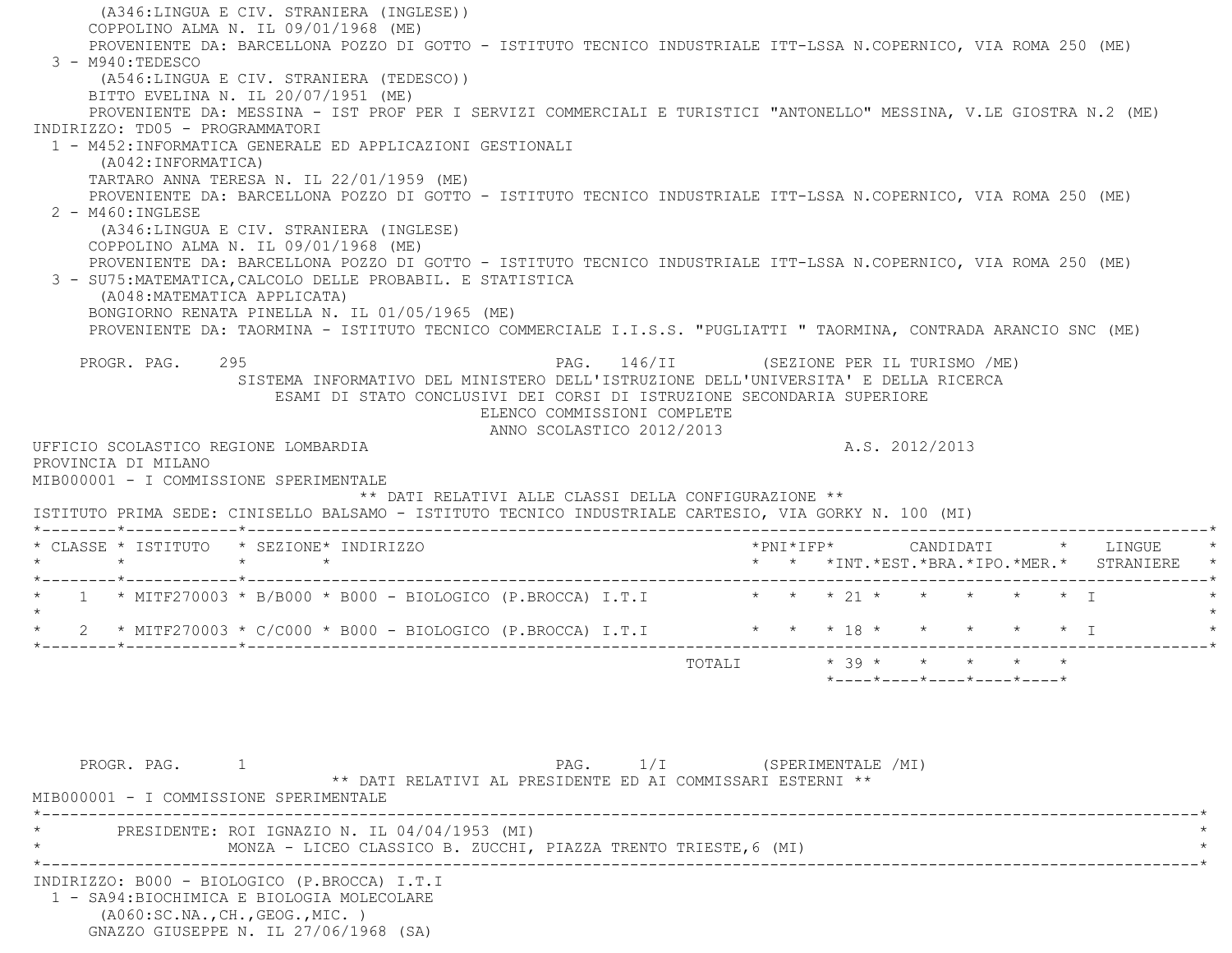(A346:LINGUA E CIV. STRANIERA (INGLESE))
COPPOLINO ALMA N. IL 09/01/1968 (ME)
PROVENIENTE DA: BARCELLONA POZZO DI GOTTO - ISTITUTO TECNICO INDUSTRIALE ITT-LSSA N.COPERNICO, VIA ROMA 250 (ME)

3 - M940:TEDESCO
(A546:LINGUA E CIV. STRANIERA (TEDESCO))
BITTO EVELINA N. IL 20/07/1951 (ME)
PROVENIENTE DA: MESSINA - IST PROF PER I SERVIZI COMMERCIALI E TURISTICI "ANTONELLO" MESSINA, V.LE GIOSTRA N.2 (ME)

INDIRIZZO: TD05 - PROGRAMMATORI

1 - M452:INFORMATICA GENERALE ED APPLICAZIONI GESTIONALI
(A042:INFORMATICA)
TARTARO ANNA TERESA N. IL 22/01/1959 (ME)
PROVENIENTE DA: BARCELLONA POZZO DI GOTTO - ISTITUTO TECNICO INDUSTRIALE ITT-LSSA N.COPERNICO, VIA ROMA 250 (ME)

2 - M460:INGLESE
(A346:LINGUA E CIV. STRANIERA (INGLESE)
COPPOLINO ALMA N. IL 09/01/1968 (ME)
PROVENIENTE DA: BARCELLONA POZZO DI GOTTO - ISTITUTO TECNICO INDUSTRIALE ITT-LSSA N.COPERNICO, VIA ROMA 250 (ME)

3 - SU75:MATEMATICA,CALCOLO DELLE PROBABIL. E STATISTICA
(A048:MATEMATICA APPLICATA)
BONGIORNO RENATA PINELLA N. IL 01/05/1965 (ME)
PROVENIENTE DA: TAORMINA - ISTITUTO TECNICO COMMERCIALE I.I.S.S. "PUGLIATTI " TAORMINA, CONTRADA ARANCIO SNC (ME)

PROGR. PAG. 295 PAG. 146/II (SEZIONE PER IL TURISMO /ME)

SISTEMA INFORMATIVO DEL MINISTERO DELL'ISTRUZIONE DELL'UNIVERSITA' E DELLA RICERCA
ESAMI DI STATO CONCLUSIVI DEI CORSI DI ISTRUZIONE SECONDARIA SUPERIORE
ELENCO COMMISSIONI COMPLETE
ANNO SCOLASTICO 2012/2013

UFFICIO SCOLASTICO REGIONE LOMBARDIA A.S. 2012/2013
PROVINCIA DI MILANO
MIB000001 - I COMMISSIONE SPERIMENTALE

** DATI RELATIVI ALLE CLASSI DELLA CONFIGURAZIONE **

ISTITUTO PRIMA SEDE: CINISELLO BALSAMO - ISTITUTO TECNICO INDUSTRIALE CARTESIO, VIA GORKY N. 100 (MI)

| CLASSE | ISTITUTO | SEZIONE | INDIRIZZO | PNI | IFP | CANDIDATI INT. | EST. | BRA. | IPO. | MER. | LINGUE STRANIERE |
|---|---|---|---|---|---|---|---|---|---|---|---|
| 1 | MITF270003 | B/B000 | B000 - BIOLOGICO (P.BROCCA) I.T.I | | | 21 | | | | | I |
| 2 | MITF270003 | C/C000 | B000 - BIOLOGICO (P.BROCCA) I.T.I | | | 18 | | | | | I |
| | | | TOTALI | | | 39 | | | | | |

PROGR. PAG. 1 PAG. 1/I (SPERIMENTALE /MI)

** DATI RELATIVI AL PRESIDENTE ED AI COMMISSARI ESTERNI **

MIB000001 - I COMMISSIONE SPERIMENTALE

PRESIDENTE: ROI IGNAZIO N. IL 04/04/1953 (MI)
MONZA - LICEO CLASSICO B. ZUCCHI, PIAZZA TRENTO TRIESTE,6 (MI)

INDIRIZZO: B000 - BIOLOGICO (P.BROCCA) I.T.I

1 - SA94:BIOCHIMICA E BIOLOGIA MOLECOLARE
(A060:SC.NA.,CH.,GEOG.,MIC. )
GNAZZO GIUSEPPE N. IL 27/06/1968 (SA)